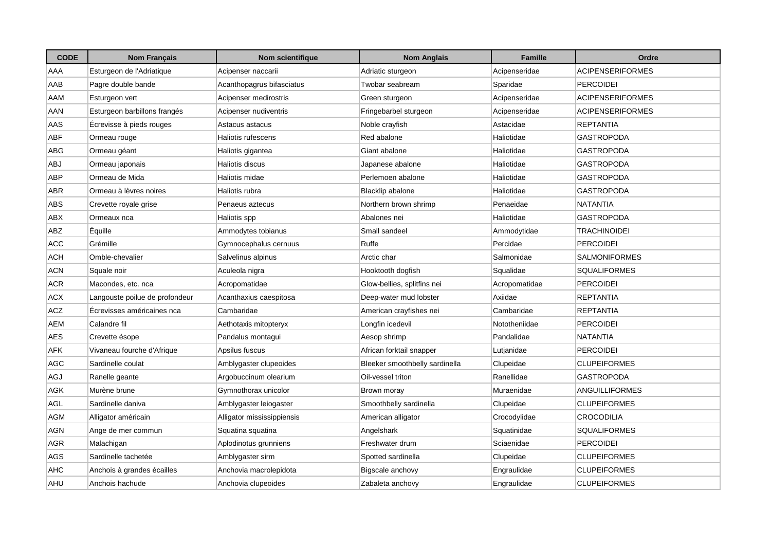| CODE | Nom Français | Nom scientifique | Nom Anglais | Famille | Ordre |
|---|---|---|---|---|---|
| AAA | Esturgeon de l'Adriatique | Acipenser naccarii | Adriatic sturgeon | Acipenseridae | ACIPENSERIFORMES |
| AAB | Pagre double bande | Acanthopagrus bifasciatus | Twobar seabream | Sparidae | PERCOIDEI |
| AAM | Esturgeon vert | Acipenser medirostris | Green sturgeon | Acipenseridae | ACIPENSERIFORMES |
| AAN | Esturgeon barbillons frangés | Acipenser nudiventris | Fringebarbel sturgeon | Acipenseridae | ACIPENSERIFORMES |
| AAS | Écrevisse à pieds rouges | Astacus astacus | Noble crayfish | Astacidae | REPTANTIA |
| ABF | Ormeau rouge | Haliotis rufescens | Red abalone | Haliotidae | GASTROPODA |
| ABG | Ormeau géant | Haliotis gigantea | Giant abalone | Haliotidae | GASTROPODA |
| ABJ | Ormeau japonais | Haliotis discus | Japanese abalone | Haliotidae | GASTROPODA |
| ABP | Ormeau de Mida | Haliotis midae | Perlemoen abalone | Haliotidae | GASTROPODA |
| ABR | Ormeau à lèvres noires | Haliotis rubra | Blacklip abalone | Haliotidae | GASTROPODA |
| ABS | Crevette royale grise | Penaeus aztecus | Northern brown shrimp | Penaeidae | NATANTIA |
| ABX | Ormeaux nca | Haliotis spp | Abalones nei | Haliotidae | GASTROPODA |
| ABZ | Équille | Ammodytes tobianus | Small sandeel | Ammodytidae | TRACHINOIDEI |
| ACC | Grémille | Gymnocephalus cernuus | Ruffe | Percidae | PERCOIDEI |
| ACH | Omble-chevalier | Salvelinus alpinus | Arctic char | Salmonidae | SALMONIFORMES |
| ACN | Squale noir | Aculeola nigra | Hooktooth dogfish | Squalidae | SQUALIFORMES |
| ACR | Macondes, etc. nca | Acropomatidae | Glow-bellies, splitfins nei | Acropomatidae | PERCOIDEI |
| ACX | Langouste poilue de profondeur | Acanthaxius caespitosa | Deep-water mud lobster | Axiidae | REPTANTIA |
| ACZ | Écrevisses américaines nca | Cambaridae | American crayfishes nei | Cambaridae | REPTANTIA |
| AEM | Calandre fil | Aethotaxis mitopteryx | Longfin icedevil | Nototheniidae | PERCOIDEI |
| AES | Crevette ésope | Pandalus montagui | Aesop shrimp | Pandalidae | NATANTIA |
| AFK | Vivaneau fourche d'Afrique | Apsilus fuscus | African forktail snapper | Lutjanidae | PERCOIDEI |
| AGC | Sardinelle coulat | Amblygaster clupeoides | Bleeker smoothbelly sardinella | Clupeidae | CLUPEIFORMES |
| AGJ | Ranelle geante | Argobuccinum olearium | Oil-vessel triton | Ranellidae | GASTROPODA |
| AGK | Murène brune | Gymnothorax unicolor | Brown moray | Muraenidae | ANGUILLIFORMES |
| AGL | Sardinelle daniva | Amblygaster leiogaster | Smoothbelly sardinella | Clupeidae | CLUPEIFORMES |
| AGM | Alligator américain | Alligator mississippiensis | American alligator | Crocodylidae | CROCODILIA |
| AGN | Ange de mer commun | Squatina squatina | Angelshark | Squatinidae | SQUALIFORMES |
| AGR | Malachigan | Aplodinotus grunniens | Freshwater drum | Sciaenidae | PERCOIDEI |
| AGS | Sardinelle tachetée | Amblygaster sirm | Spotted sardinella | Clupeidae | CLUPEIFORMES |
| AHC | Anchois à grandes écailles | Anchovia macrolepidota | Bigscale anchovy | Engraulidae | CLUPEIFORMES |
| AHU | Anchois hachude | Anchovia clupeoides | Zabaleta anchovy | Engraulidae | CLUPEIFORMES |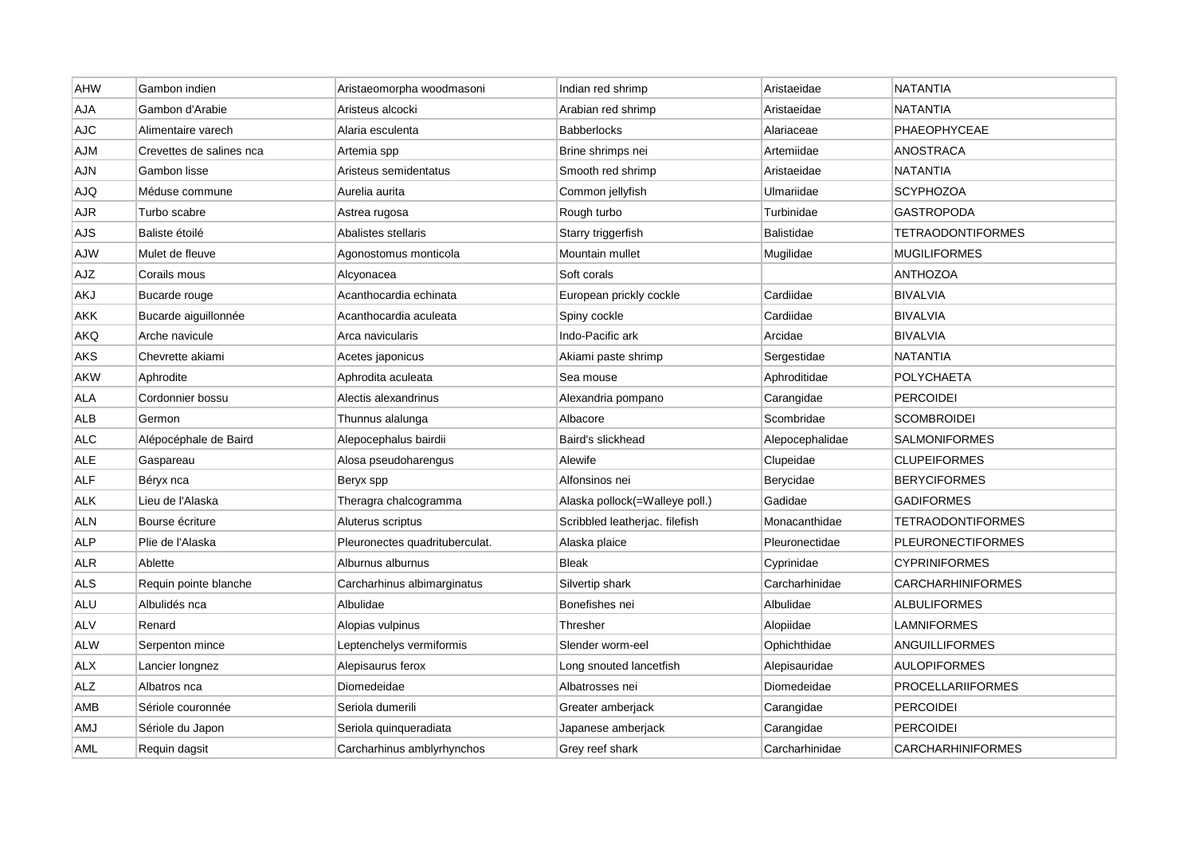| | | | | | |
|---|---|---|---|---|---|
| AHW | Gambon indien | Aristaeomorpha woodmasoni | Indian red shrimp | Aristaeidae | NATANTIA |
| AJA | Gambon d'Arabie | Aristeus alcocki | Arabian red shrimp | Aristaeidae | NATANTIA |
| AJC | Alimentaire varech | Alaria esculenta | Babberlocks | Alariaceae | PHAEOPHYCEAE |
| AJM | Crevettes de salines nca | Artemia spp | Brine shrimps nei | Artemiidae | ANOSTRACA |
| AJN | Gambon lisse | Aristeus semidentatus | Smooth red shrimp | Aristaeidae | NATANTIA |
| AJQ | Méduse commune | Aurelia aurita | Common jellyfish | Ulmariidae | SCYPHOZOA |
| AJR | Turbo scabre | Astrea rugosa | Rough turbo | Turbinidae | GASTROPODA |
| AJS | Baliste étoilé | Abalistes stellaris | Starry triggerfish | Balistidae | TETRAODONTIFORMES |
| AJW | Mulet de fleuve | Agonostomus monticola | Mountain mullet | Mugilidae | MUGILIFORMES |
| AJZ | Corails mous | Alcyonacea | Soft corals | | ANTHOZOA |
| AKJ | Bucarde rouge | Acanthocardia echinata | European prickly cockle | Cardiidae | BIVALVIA |
| AKK | Bucarde aiguillonnée | Acanthocardia aculeata | Spiny cockle | Cardiidae | BIVALVIA |
| AKQ | Arche navicule | Arca navicularis | Indo-Pacific ark | Arcidae | BIVALVIA |
| AKS | Chevrette akiami | Acetes japonicus | Akiami paste shrimp | Sergestidae | NATANTIA |
| AKW | Aphrodite | Aphrodita aculeata | Sea mouse | Aphroditidae | POLYCHAETA |
| ALA | Cordonnier bossu | Alectis alexandrinus | Alexandria pompano | Carangidae | PERCOIDEI |
| ALB | Germon | Thunnus alalunga | Albacore | Scombridae | SCOMBROIDEI |
| ALC | Alépocéphale de Baird | Alepocephalus bairdii | Baird's slickhead | Alepocephalidae | SALMONIFORMES |
| ALE | Gaspareau | Alosa pseudoharengus | Alewife | Clupeidae | CLUPEIFORMES |
| ALF | Béryx nca | Beryx spp | Alfonsinos nei | Berycidae | BERYCIFORMES |
| ALK | Lieu de l'Alaska | Theragra chalcogramma | Alaska pollock(=Walleye poll.) | Gadidae | GADIFORMES |
| ALN | Bourse écriture | Aluterus scriptus | Scribbled leatherjac. filefish | Monacanthidae | TETRAODONTIFORMES |
| ALP | Plie de l'Alaska | Pleuronectes quadrituberculat. | Alaska plaice | Pleuronectidae | PLEURONECTIFORMES |
| ALR | Ablette | Alburnus alburnus | Bleak | Cyprinidae | CYPRINIFORMES |
| ALS | Requin pointe blanche | Carcharhinus albimarginatus | Silvertip shark | Carcharhinidae | CARCHARHINIFORMES |
| ALU | Albulidés nca | Albulidae | Bonefishes nei | Albulidae | ALBULIFORMES |
| ALV | Renard | Alopias vulpinus | Thresher | Alopiidae | LAMNIFORMES |
| ALW | Serpenton mince | Leptenchelys vermiformis | Slender worm-eel | Ophichthidae | ANGUILLIFORMES |
| ALX | Lancier longnez | Alepisaurus ferox | Long snouted lancetfish | Alepisauridae | AULOPIFORMES |
| ALZ | Albatros nca | Diomedeidae | Albatrosses nei | Diomedeidae | PROCELLARIIFORMES |
| AMB | Sériole couronnée | Seriola dumerili | Greater amberjack | Carangidae | PERCOIDEI |
| AMJ | Sériole du Japon | Seriola quinqueradiata | Japanese amberjack | Carangidae | PERCOIDEI |
| AML | Requin dagsit | Carcharhinus amblyrhynchos | Grey reef shark | Carcharhinidae | CARCHARHINIFORMES |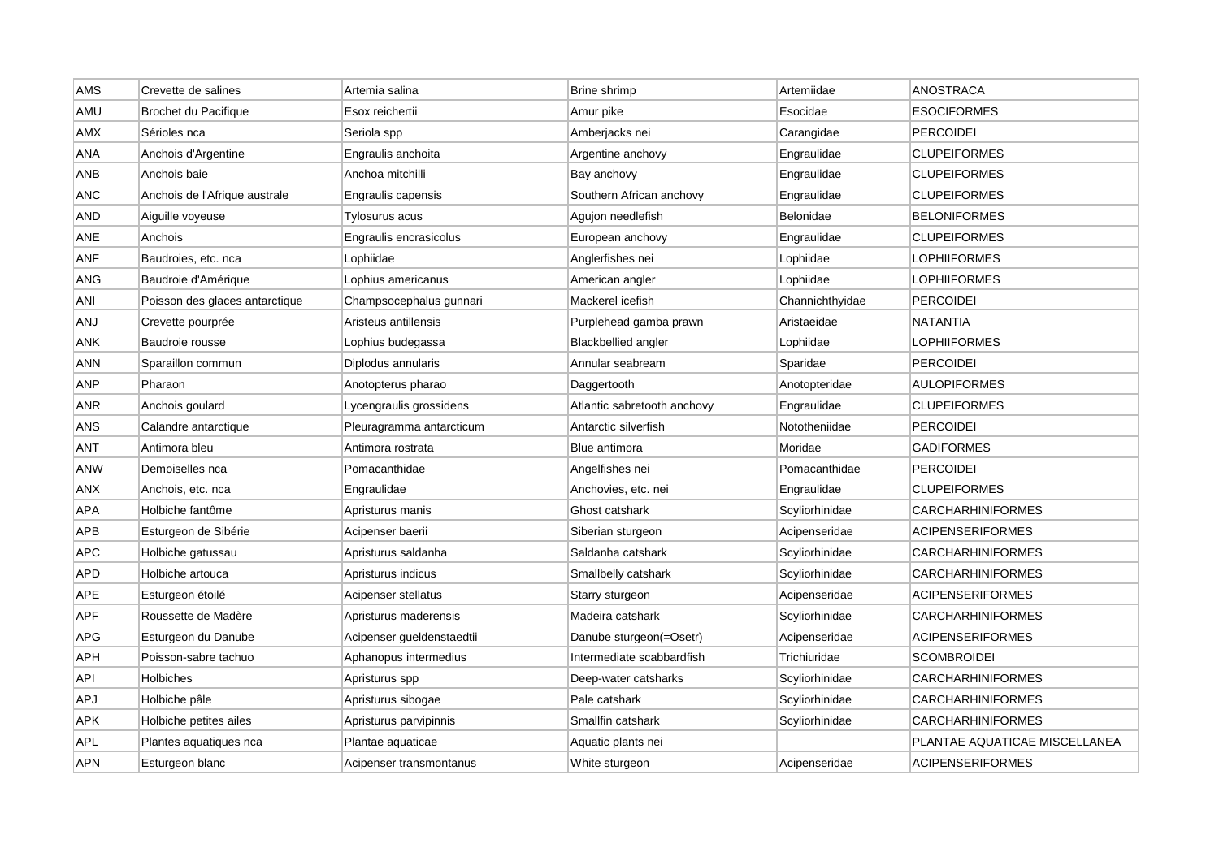| AMS | Crevette de salines | Artemia salina | Brine shrimp | Artemiidae | ANOSTRACA |
|---|---|---|---|---|---|
| AMU | Brochet du Pacifique | Esox reichertii | Amur pike | Esocidae | ESOCIFORMES |
| AMX | Sérioles nca | Seriola spp | Amberjacks nei | Carangidae | PERCOIDEI |
| ANA | Anchois d'Argentine | Engraulis anchoita | Argentine anchovy | Engraulidae | CLUPEIFORMES |
| ANB | Anchois baie | Anchoa mitchilli | Bay anchovy | Engraulidae | CLUPEIFORMES |
| ANC | Anchois de l'Afrique australe | Engraulis capensis | Southern African anchovy | Engraulidae | CLUPEIFORMES |
| AND | Aiguille voyeuse | Tylosurus acus | Agujon needlefish | Belonidae | BELONIFORMES |
| ANE | Anchois | Engraulis encrasicolus | European anchovy | Engraulidae | CLUPEIFORMES |
| ANF | Baudroies, etc. nca | Lophiidae | Anglerfishes nei | Lophiidae | LOPHIIFORMES |
| ANG | Baudroie d'Amérique | Lophius americanus | American angler | Lophiidae | LOPHIIFORMES |
| ANI | Poisson des glaces antarctique | Champsocephalus gunnari | Mackerel icefish | Channichthyidae | PERCOIDEI |
| ANJ | Crevette pourprée | Aristeus antillensis | Purplehead gamba prawn | Aristaeidae | NATANTIA |
| ANK | Baudroie rousse | Lophius budegassa | Blackbellied angler | Lophiidae | LOPHIIFORMES |
| ANN | Sparaillon commun | Diplodus annularis | Annular seabream | Sparidae | PERCOIDEI |
| ANP | Pharaon | Anotopterus pharao | Daggertooth | Anotopteridae | AULOPIFORMES |
| ANR | Anchois goulard | Lycengraulis grossidens | Atlantic sabretooth anchovy | Engraulidae | CLUPEIFORMES |
| ANS | Calandre antarctique | Pleuragramma antarcticum | Antarctic silverfish | Nototheniidae | PERCOIDEI |
| ANT | Antimora bleu | Antimora rostrata | Blue antimora | Moridae | GADIFORMES |
| ANW | Demoiselles nca | Pomacanthidae | Angelfishes nei | Pomacanthidae | PERCOIDEI |
| ANX | Anchois, etc. nca | Engraulidae | Anchovies, etc. nei | Engraulidae | CLUPEIFORMES |
| APA | Holbiche fantôme | Apristurus manis | Ghost catshark | Scyliorhinidae | CARCHARHINIFORMES |
| APB | Esturgeon de Sibérie | Acipenser baerii | Siberian sturgeon | Acipenseridae | ACIPENSERIFORMES |
| APC | Holbiche gatussau | Apristurus saldanha | Saldanha catshark | Scyliorhinidae | CARCHARHINIFORMES |
| APD | Holbiche artouca | Apristurus indicus | Smallbelly catshark | Scyliorhinidae | CARCHARHINIFORMES |
| APE | Esturgeon étoilé | Acipenser stellatus | Starry sturgeon | Acipenseridae | ACIPENSERIFORMES |
| APF | Roussette de Madère | Apristurus maderensis | Madeira catshark | Scyliorhinidae | CARCHARHINIFORMES |
| APG | Esturgeon du Danube | Acipenser gueldenstaedtii | Danube sturgeon(=Osetr) | Acipenseridae | ACIPENSERIFORMES |
| APH | Poisson-sabre tachuo | Aphanopus intermedius | Intermediate scabbardfish | Trichiuridae | SCOMBROIDEI |
| API | Holbiches | Apristurus spp | Deep-water catsharks | Scyliorhinidae | CARCHARHINIFORMES |
| APJ | Holbiche pâle | Apristurus sibogae | Pale catshark | Scyliorhinidae | CARCHARHINIFORMES |
| APK | Holbiche petites ailes | Apristurus parvipinnis | Smallfin catshark | Scyliorhinidae | CARCHARHINIFORMES |
| APL | Plantes aquatiques nca | Plantae aquaticae | Aquatic plants nei | | PLANTAE AQUATICAE MISCELLANEA |
| APN | Esturgeon blanc | Acipenser transmontanus | White sturgeon | Acipenseridae | ACIPENSERIFORMES |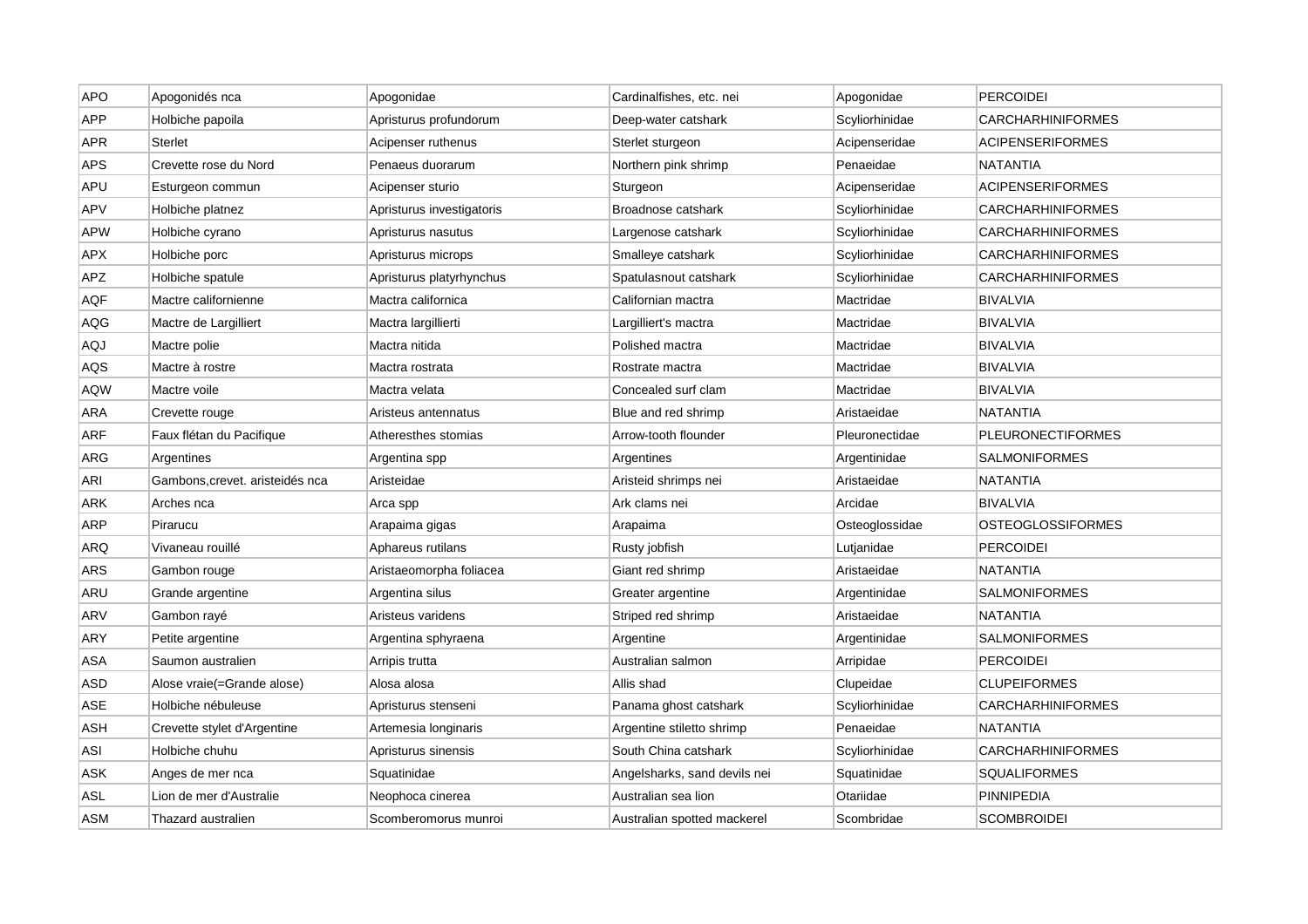| APO | Apogonidés nca | Apogonidae | Cardinalfishes, etc. nei | Apogonidae | PERCOIDEI |
|---|---|---|---|---|---|
| APP | Holbiche papoila | Apristurus profundorum | Deep-water catshark | Scyliorhinidae | CARCHARHINIFORMES |
| APR | Sterlet | Acipenser ruthenus | Sterlet sturgeon | Acipenseridae | ACIPENSERIFORMES |
| APS | Crevette rose du Nord | Penaeus duorarum | Northern pink shrimp | Penaeidae | NATANTIA |
| APU | Esturgeon commun | Acipenser sturio | Sturgeon | Acipenseridae | ACIPENSERIFORMES |
| APV | Holbiche platnez | Apristurus investigatoris | Broadnose catshark | Scyliorhinidae | CARCHARHINIFORMES |
| APW | Holbiche cyrano | Apristurus nasutus | Largenose catshark | Scyliorhinidae | CARCHARHINIFORMES |
| APX | Holbiche porc | Apristurus microps | Smalleye catshark | Scyliorhinidae | CARCHARHINIFORMES |
| APZ | Holbiche spatule | Apristurus platyrhynchus | Spatulasnout catshark | Scyliorhinidae | CARCHARHINIFORMES |
| AQF | Mactre californienne | Mactra californica | Californian mactra | Mactridae | BIVALVIA |
| AQG | Mactre de Largilliert | Mactra largillierti | Largilliert's mactra | Mactridae | BIVALVIA |
| AQJ | Mactre polie | Mactra nitida | Polished mactra | Mactridae | BIVALVIA |
| AQS | Mactre à rostre | Mactra rostrata | Rostrate mactra | Mactridae | BIVALVIA |
| AQW | Mactre voile | Mactra velata | Concealed surf clam | Mactridae | BIVALVIA |
| ARA | Crevette rouge | Aristeus antennatus | Blue and red shrimp | Aristaeidae | NATANTIA |
| ARF | Faux flétan du Pacifique | Atheresthes stomias | Arrow-tooth flounder | Pleuronectidae | PLEURONECTIFORMES |
| ARG | Argentines | Argentina spp | Argentines | Argentinidae | SALMONIFORMES |
| ARI | Gambons,crevet. aristeidés nca | Aristeidae | Aristeid shrimps nei | Aristaeidae | NATANTIA |
| ARK | Arches nca | Arca spp | Ark clams nei | Arcidae | BIVALVIA |
| ARP | Pirarucu | Arapaima gigas | Arapaima | Osteoglossidae | OSTEOGLOSSIFORMES |
| ARQ | Vivaneau rouillé | Aphareus rutilans | Rusty jobfish | Lutjanidae | PERCOIDEI |
| ARS | Gambon rouge | Aristaeomorpha foliacea | Giant red shrimp | Aristaeidae | NATANTIA |
| ARU | Grande argentine | Argentina silus | Greater argentine | Argentinidae | SALMONIFORMES |
| ARV | Gambon rayé | Aristeus varidens | Striped red shrimp | Aristaeidae | NATANTIA |
| ARY | Petite argentine | Argentina sphyraena | Argentine | Argentinidae | SALMONIFORMES |
| ASA | Saumon australien | Arripis trutta | Australian salmon | Arripidae | PERCOIDEI |
| ASD | Alose vraie(=Grande alose) | Alosa alosa | Allis shad | Clupeidae | CLUPEIFORMES |
| ASE | Holbiche nébuleuse | Apristurus stenseni | Panama ghost catshark | Scyliorhinidae | CARCHARHINIFORMES |
| ASH | Crevette stylet d'Argentine | Artemesia longinaris | Argentine stiletto shrimp | Penaeidae | NATANTIA |
| ASI | Holbiche chuhu | Apristurus sinensis | South China catshark | Scyliorhinidae | CARCHARHINIFORMES |
| ASK | Anges de mer nca | Squatinidae | Angelsharks, sand devils nei | Squatinidae | SQUALIFORMES |
| ASL | Lion de mer d'Australie | Neophoca cinerea | Australian sea lion | Otariidae | PINNIPEDIA |
| ASM | Thazard australien | Scomberomorus munroi | Australian spotted mackerel | Scombridae | SCOMBROIDEI |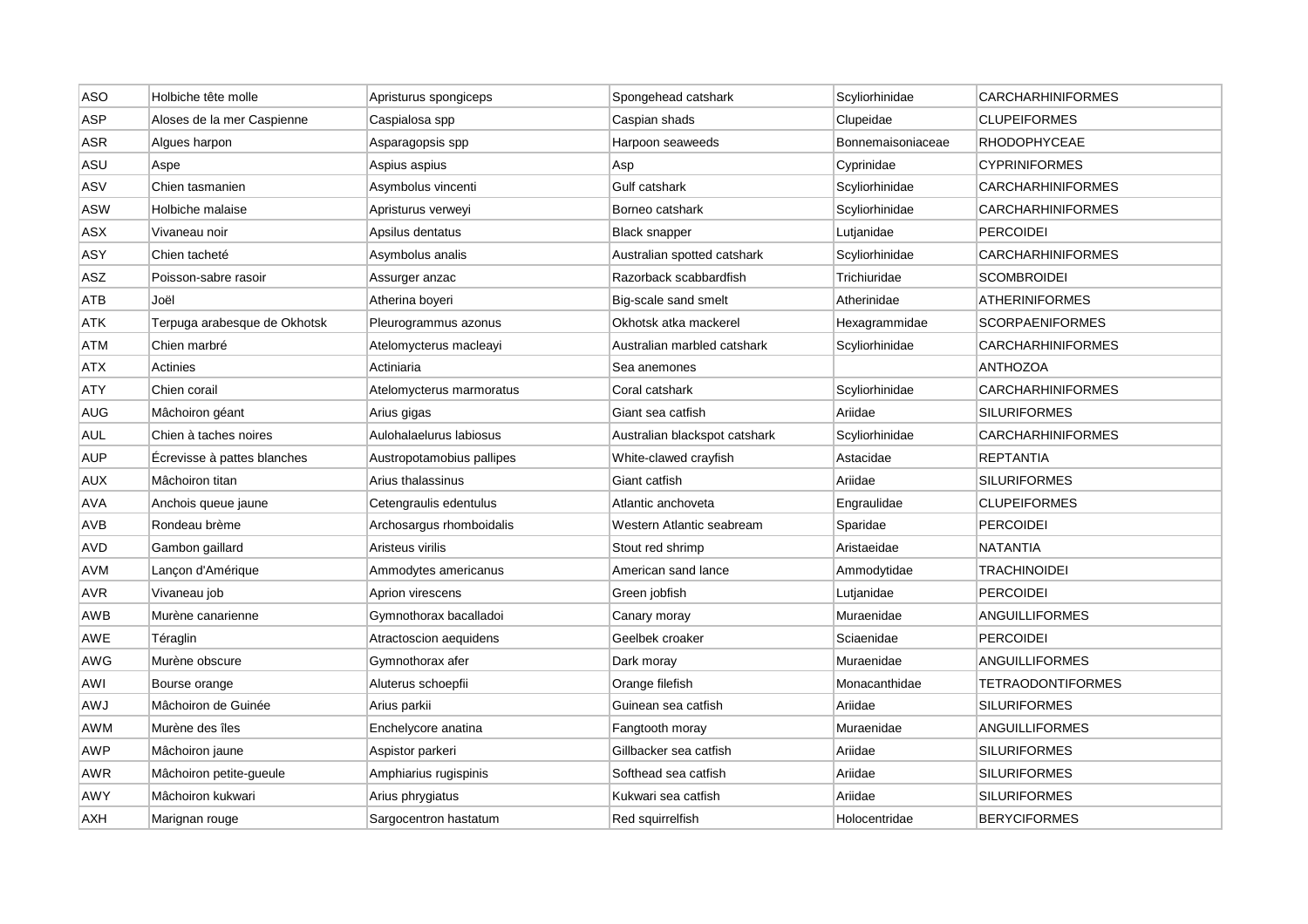| ASO | Holbiche tête molle | Apristurus spongiceps | Spongehead catshark | Scyliorhinidae | CARCHARHINIFORMES |
|---|---|---|---|---|---|
| ASP | Aloses de la mer Caspienne | Caspialosa spp | Caspian shads | Clupeidae | CLUPEIFORMES |
| ASR | Algues harpon | Asparagopsis spp | Harpoon seaweeds | Bonnemaisoniaceae | RHODOPHYCEAE |
| ASU | Aspe | Aspius aspius | Asp | Cyprinidae | CYPRINIFORMES |
| ASV | Chien tasmanien | Asymbolus vincenti | Gulf catshark | Scyliorhinidae | CARCHARHINIFORMES |
| ASW | Holbiche malaise | Apristurus verweyi | Borneo catshark | Scyliorhinidae | CARCHARHINIFORMES |
| ASX | Vivaneau noir | Apsilus dentatus | Black snapper | Lutjanidae | PERCOIDEI |
| ASY | Chien tacheté | Asymbolus analis | Australian spotted catshark | Scyliorhinidae | CARCHARHINIFORMES |
| ASZ | Poisson-sabre rasoir | Assurger anzac | Razorback scabbardfish | Trichiuridae | SCOMBROIDEI |
| ATB | Joël | Atherina boyeri | Big-scale sand smelt | Atherinidae | ATHERINIFORMES |
| ATK | Terpuga arabesque de Okhotsk | Pleurogrammus azonus | Okhotsk atka mackerel | Hexagrammidae | SCORPAENIFORMES |
| ATM | Chien marbré | Atelomycterus macleayi | Australian marbled catshark | Scyliorhinidae | CARCHARHINIFORMES |
| ATX | Actinies | Actiniaria | Sea anemones | | ANTHOZOA |
| ATY | Chien corail | Atelomycterus marmoratus | Coral catshark | Scyliorhinidae | CARCHARHINIFORMES |
| AUG | Mâchoiron géant | Arius gigas | Giant sea catfish | Ariidae | SILURIFORMES |
| AUL | Chien à taches noires | Aulohalaelurus labiosus | Australian blackspot catshark | Scyliorhinidae | CARCHARHINIFORMES |
| AUP | Écrevisse à pattes blanches | Austropotamobius pallipes | White-clawed crayfish | Astacidae | REPTANTIA |
| AUX | Mâchoiron titan | Arius thalassinus | Giant catfish | Ariidae | SILURIFORMES |
| AVA | Anchois queue jaune | Cetengraulis edentulus | Atlantic anchoveta | Engraulidae | CLUPEIFORMES |
| AVB | Rondeau brème | Archosargus rhomboidalis | Western Atlantic seabream | Sparidae | PERCOIDEI |
| AVD | Gambon gaillard | Aristeus virilis | Stout red shrimp | Aristaeidae | NATANTIA |
| AVM | Lançon d'Amérique | Ammodytes americanus | American sand lance | Ammodytidae | TRACHINOIDEI |
| AVR | Vivaneau job | Aprion virescens | Green jobfish | Lutjanidae | PERCOIDEI |
| AWB | Murène canarienne | Gymnothorax bacalladoi | Canary moray | Muraenidae | ANGUILLIFORMES |
| AWE | Téraglin | Atractoscion aequidens | Geelbek croaker | Sciaenidae | PERCOIDEI |
| AWG | Murène obscure | Gymnothorax afer | Dark moray | Muraenidae | ANGUILLIFORMES |
| AWI | Bourse orange | Aluterus schoepfii | Orange filefish | Monacanthidae | TETRAODONTIFORMES |
| AWJ | Mâchoiron de Guinée | Arius parkii | Guinean sea catfish | Ariidae | SILURIFORMES |
| AWM | Murène des îles | Enchelycore anatina | Fangtooth moray | Muraenidae | ANGUILLIFORMES |
| AWP | Mâchoiron jaune | Aspistor parkeri | Gillbacker sea catfish | Ariidae | SILURIFORMES |
| AWR | Mâchoiron petite-gueule | Amphiarius rugispinis | Softhead sea catfish | Ariidae | SILURIFORMES |
| AWY | Mâchoiron kukwari | Arius phrygiatus | Kukwari sea catfish | Ariidae | SILURIFORMES |
| AXH | Marignan rouge | Sargocentron hastatum | Red squirrelfish | Holocentridae | BERYCIFORMES |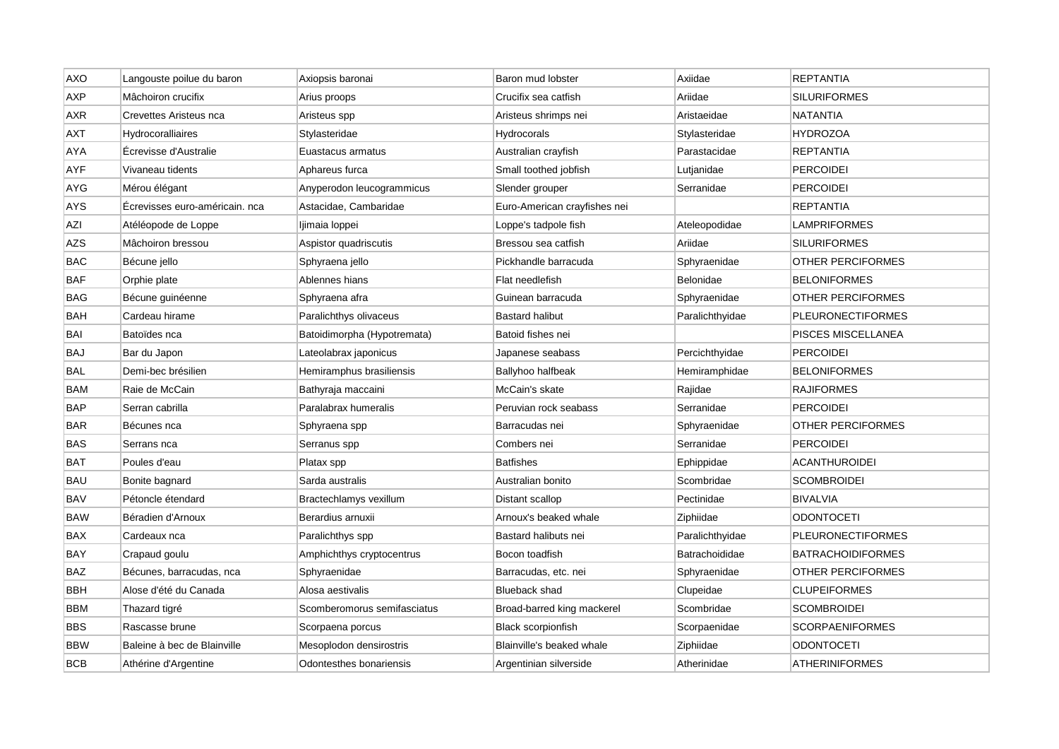| AXO | Langouste poilue du baron | Axiopsis baronai | Baron mud lobster | Axiidae | REPTANTIA |
|---|---|---|---|---|---|
| AXP | Mâchoiron crucifix | Arius proops | Crucifix sea catfish | Ariidae | SILURIFORMES |
| AXR | Crevettes Aristeus nca | Aristeus spp | Aristeus shrimps nei | Aristaeidae | NATANTIA |
| AXT | Hydrocoralliaires | Stylasteridae | Hydrocorals | Stylasteridae | HYDROZOA |
| AYA | Écrevisse d'Australie | Euastacus armatus | Australian crayfish | Parastacidae | REPTANTIA |
| AYF | Vivaneau tidents | Aphareus furca | Small toothed jobfish | Lutjanidae | PERCOIDEI |
| AYG | Mérou élégant | Anyperodon leucogrammicus | Slender grouper | Serranidae | PERCOIDEI |
| AYS | Écrevisses euro-américain. nca | Astacidae, Cambaridae | Euro-American crayfishes nei | | REPTANTIA |
| AZI | Atéléopode de Loppe | Ijimaia loppei | Loppe's tadpole fish | Ateleopodidae | LAMPRIFORMES |
| AZS | Mâchoiron bressou | Aspistor quadriscutis | Bressou sea catfish | Ariidae | SILURIFORMES |
| BAC | Bécune jello | Sphyraena jello | Pickhandle barracuda | Sphyraenidae | OTHER PERCIFORMES |
| BAF | Orphie plate | Ablennes hians | Flat needlefish | Belonidae | BELONIFORMES |
| BAG | Bécune guinéenne | Sphyraena afra | Guinean barracuda | Sphyraenidae | OTHER PERCIFORMES |
| BAH | Cardeau hirame | Paralichthys olivaceus | Bastard halibut | Paralichthyidae | PLEURONECTIFORMES |
| BAI | Batoïdes nca | Batoidimorpha (Hypotremata) | Batoid fishes nei | | PISCES MISCELLANEA |
| BAJ | Bar du Japon | Lateolabrax japonicus | Japanese seabass | Percichthyidae | PERCOIDEI |
| BAL | Demi-bec brésilien | Hemiramphus brasiliensis | Ballyhoo halfbeak | Hemiramphidae | BELONIFORMES |
| BAM | Raie de McCain | Bathyraja maccaini | McCain's skate | Rajidae | RAJIFORMES |
| BAP | Serran cabrilla | Paralabrax humeralis | Peruvian rock seabass | Serranidae | PERCOIDEI |
| BAR | Bécunes nca | Sphyraena spp | Barracudas nei | Sphyraenidae | OTHER PERCIFORMES |
| BAS | Serrans nca | Serranus spp | Combers nei | Serranidae | PERCOIDEI |
| BAT | Poules d'eau | Platax spp | Batfishes | Ephippidae | ACANTHUROIDEI |
| BAU | Bonite bagnard | Sarda australis | Australian bonito | Scombridae | SCOMBROIDEI |
| BAV | Pétoncle étendard | Bractechlamys vexillum | Distant scallop | Pectinidae | BIVALVIA |
| BAW | Béradien d'Arnoux | Berardius arnuxii | Arnoux's beaked whale | Ziphiidae | ODONTOCETI |
| BAX | Cardeaux nca | Paralichthys spp | Bastard halibuts nei | Paralichthyidae | PLEURONECTIFORMES |
| BAY | Crapaud goulu | Amphichthys cryptocentrus | Bocon toadfish | Batrachoididae | BATRACHOIDIFORMES |
| BAZ | Bécunes, barracudas, nca | Sphyraenidae | Barracudas, etc. nei | Sphyraenidae | OTHER PERCIFORMES |
| BBH | Alose d'été du Canada | Alosa aestivalis | Blueback shad | Clupeidae | CLUPEIFORMES |
| BBM | Thazard tigré | Scomberomorus semifasciatus | Broad-barred king mackerel | Scombridae | SCOMBROIDEI |
| BBS | Rascasse brune | Scorpaena porcus | Black scorpionfish | Scorpaenidae | SCORPAENIFORMES |
| BBW | Baleine à bec de Blainville | Mesoplodon densirostris | Blainville's beaked whale | Ziphiidae | ODONTOCETI |
| BCB | Athérine d'Argentine | Odontesthes bonariensis | Argentinian silverside | Atherinidae | ATHERINIFORMES |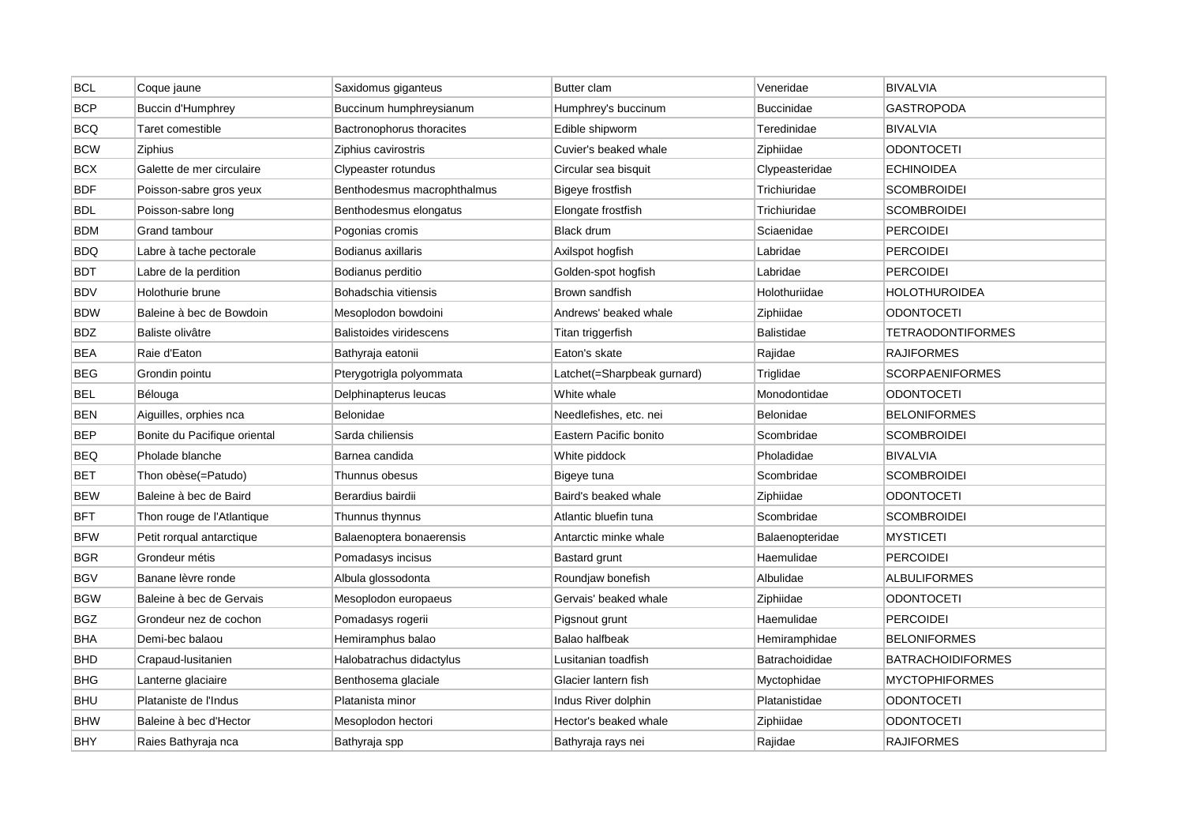| BCL | Coque jaune | Saxidomus giganteus | Butter clam | Veneridae | BIVALVIA |
|---|---|---|---|---|---|
| BCP | Buccin d'Humphrey | Buccinum humphreysianum | Humphrey's buccinum | Buccinidae | GASTROPODA |
| BCQ | Taret comestible | Bactronophorus thoracites | Edible shipworm | Teredinidae | BIVALVIA |
| BCW | Ziphius | Ziphius cavirostris | Cuvier's beaked whale | Ziphiidae | ODONTOCETI |
| BCX | Galette de mer circulaire | Clypeaster rotundus | Circular sea bisquit | Clypeasteridae | ECHINOIDEA |
| BDF | Poisson-sabre gros yeux | Benthodesmus macrophthalmus | Bigeye frostfish | Trichiuridae | SCOMBROIDEI |
| BDL | Poisson-sabre long | Benthodesmus elongatus | Elongate frostfish | Trichiuridae | SCOMBROIDEI |
| BDM | Grand tambour | Pogonias cromis | Black drum | Sciaenidae | PERCOIDEI |
| BDQ | Labre à tache pectorale | Bodianus axillaris | Axilspot hogfish | Labridae | PERCOIDEI |
| BDT | Labre de la perdition | Bodianus perditio | Golden-spot hogfish | Labridae | PERCOIDEI |
| BDV | Holothurie brune | Bohadschia vitiensis | Brown sandfish | Holothuriidae | HOLOTHUROIDEA |
| BDW | Baleine à bec de Bowdoin | Mesoplodon bowdoini | Andrews' beaked whale | Ziphiidae | ODONTOCETI |
| BDZ | Baliste olivâtre | Balistoides viridescens | Titan triggerfish | Balistidae | TETRAODONTIFORMES |
| BEA | Raie d'Eaton | Bathyraja eatonii | Eaton's skate | Rajidae | RAJIFORMES |
| BEG | Grondin pointu | Pterygotrigla polyommata | Latchet(=Sharpbeak gurnard) | Triglidae | SCORPAENIFORMES |
| BEL | Bélouga | Delphinapterus leucas | White whale | Monodontidae | ODONTOCETI |
| BEN | Aiguilles, orphies nca | Belonidae | Needlefishes, etc. nei | Belonidae | BELONIFORMES |
| BEP | Bonite du Pacifique oriental | Sarda chiliensis | Eastern Pacific bonito | Scombridae | SCOMBROIDEI |
| BEQ | Pholade blanche | Barnea candida | White piddock | Pholadidae | BIVALVIA |
| BET | Thon obèse(=Patudo) | Thunnus obesus | Bigeye tuna | Scombridae | SCOMBROIDEI |
| BEW | Baleine à bec de Baird | Berardius bairdii | Baird's beaked whale | Ziphiidae | ODONTOCETI |
| BFT | Thon rouge de l'Atlantique | Thunnus thynnus | Atlantic bluefin tuna | Scombridae | SCOMBROIDEI |
| BFW | Petit rorqual antarctique | Balaenoptera bonaerensis | Antarctic minke whale | Balaenopteridae | MYSTICETI |
| BGR | Grondeur métis | Pomadasys incisus | Bastard grunt | Haemulidae | PERCOIDEI |
| BGV | Banane lèvre ronde | Albula glossodonta | Roundjaw bonefish | Albulidae | ALBULIFORMES |
| BGW | Baleine à bec de Gervais | Mesoplodon europaeus | Gervais' beaked whale | Ziphiidae | ODONTOCETI |
| BGZ | Grondeur nez de cochon | Pomadasys rogerii | Pigsnout grunt | Haemulidae | PERCOIDEI |
| BHA | Demi-bec balaou | Hemiramphus balao | Balao halfbeak | Hemiramphidae | BELONIFORMES |
| BHD | Crapaud-lusitanien | Halobatrachus didactylus | Lusitanian toadfish | Batrachoididae | BATRACHOIDIFORMES |
| BHG | Lanterne glaciaire | Benthosema glaciale | Glacier lantern fish | Myctophidae | MYCTOPHIFORMES |
| BHU | Plataniste de l'Indus | Platanista minor | Indus River dolphin | Platanistidae | ODONTOCETI |
| BHW | Baleine à bec d'Hector | Mesoplodon hectori | Hector's beaked whale | Ziphiidae | ODONTOCETI |
| BHY | Raies Bathyraja nca | Bathyraja spp | Bathyraja rays nei | Rajidae | RAJIFORMES |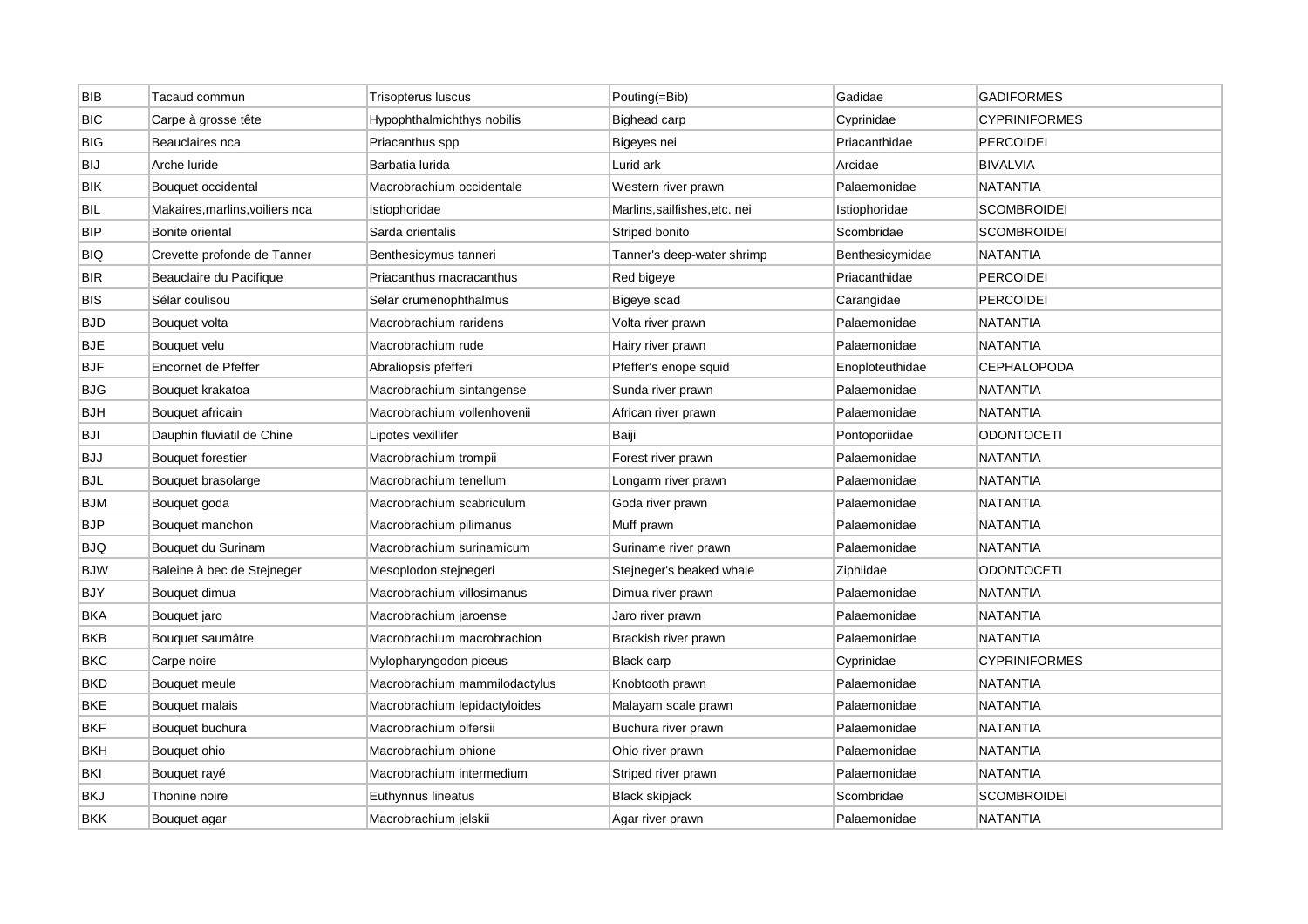| BIB | Tacaud commun | Trisopterus luscus | Pouting(=Bib) | Gadidae | GADIFORMES |
|---|---|---|---|---|---|
| BIC | Carpe à grosse tête | Hypophthalmichthys nobilis | Bighead carp | Cyprinidae | CYPRINIFORMES |
| BIG | Beauclaires nca | Priacanthus spp | Bigeyes nei | Priacanthidae | PERCOIDEI |
| BIJ | Arche luride | Barbatia lurida | Lurid ark | Arcidae | BIVALVIA |
| BIK | Bouquet occidental | Macrobrachium occidentale | Western river prawn | Palaemonidae | NATANTIA |
| BIL | Makaires,marlins,voiliers nca | Istiophoridae | Marlins,sailfishes,etc. nei | Istiophoridae | SCOMBROIDEI |
| BIP | Bonite oriental | Sarda orientalis | Striped bonito | Scombridae | SCOMBROIDEI |
| BIQ | Crevette profonde de Tanner | Benthesicymus tanneri | Tanner's deep-water shrimp | Benthesicymidae | NATANTIA |
| BIR | Beauclaire du Pacifique | Priacanthus macracanthus | Red bigeye | Priacanthidae | PERCOIDEI |
| BIS | Sélar coulisou | Selar crumenophthalmus | Bigeye scad | Carangidae | PERCOIDEI |
| BJD | Bouquet volta | Macrobrachium raridens | Volta river prawn | Palaemonidae | NATANTIA |
| BJE | Bouquet velu | Macrobrachium rude | Hairy river prawn | Palaemonidae | NATANTIA |
| BJF | Encornet de Pfeffer | Abraliopsis pfefferi | Pfeffer's enope squid | Enoploteuthidae | CEPHALOPODA |
| BJG | Bouquet krakatoa | Macrobrachium sintangense | Sunda river prawn | Palaemonidae | NATANTIA |
| BJH | Bouquet africain | Macrobrachium vollenhovenii | African river prawn | Palaemonidae | NATANTIA |
| BJI | Dauphin fluviatil de Chine | Lipotes vexillifer | Baiji | Pontoporiidae | ODONTOCETI |
| BJJ | Bouquet forestier | Macrobrachium trompii | Forest river prawn | Palaemonidae | NATANTIA |
| BJL | Bouquet brasolarge | Macrobrachium tenellum | Longarm river prawn | Palaemonidae | NATANTIA |
| BJM | Bouquet goda | Macrobrachium scabriculum | Goda river prawn | Palaemonidae | NATANTIA |
| BJP | Bouquet manchon | Macrobrachium pilimanus | Muff prawn | Palaemonidae | NATANTIA |
| BJQ | Bouquet du Surinam | Macrobrachium surinamicum | Suriname river prawn | Palaemonidae | NATANTIA |
| BJW | Baleine à bec de Stejneger | Mesoplodon stejnegeri | Stejneger's beaked whale | Ziphiidae | ODONTOCETI |
| BJY | Bouquet dimua | Macrobrachium villosimanus | Dimua river prawn | Palaemonidae | NATANTIA |
| BKA | Bouquet jaro | Macrobrachium jaroense | Jaro river prawn | Palaemonidae | NATANTIA |
| BKB | Bouquet saumâtre | Macrobrachium macrobrachion | Brackish river prawn | Palaemonidae | NATANTIA |
| BKC | Carpe noire | Mylopharyngodon piceus | Black carp | Cyprinidae | CYPRINIFORMES |
| BKD | Bouquet meule | Macrobrachium mammilodactylus | Knobtooth prawn | Palaemonidae | NATANTIA |
| BKE | Bouquet malais | Macrobrachium lepidactyloides | Malayam scale prawn | Palaemonidae | NATANTIA |
| BKF | Bouquet buchura | Macrobrachium olfersii | Buchura river prawn | Palaemonidae | NATANTIA |
| BKH | Bouquet ohio | Macrobrachium ohione | Ohio river prawn | Palaemonidae | NATANTIA |
| BKI | Bouquet rayé | Macrobrachium intermedium | Striped river prawn | Palaemonidae | NATANTIA |
| BKJ | Thonine noire | Euthynnus lineatus | Black skipjack | Scombridae | SCOMBROIDEI |
| BKK | Bouquet agar | Macrobrachium jelskii | Agar river prawn | Palaemonidae | NATANTIA |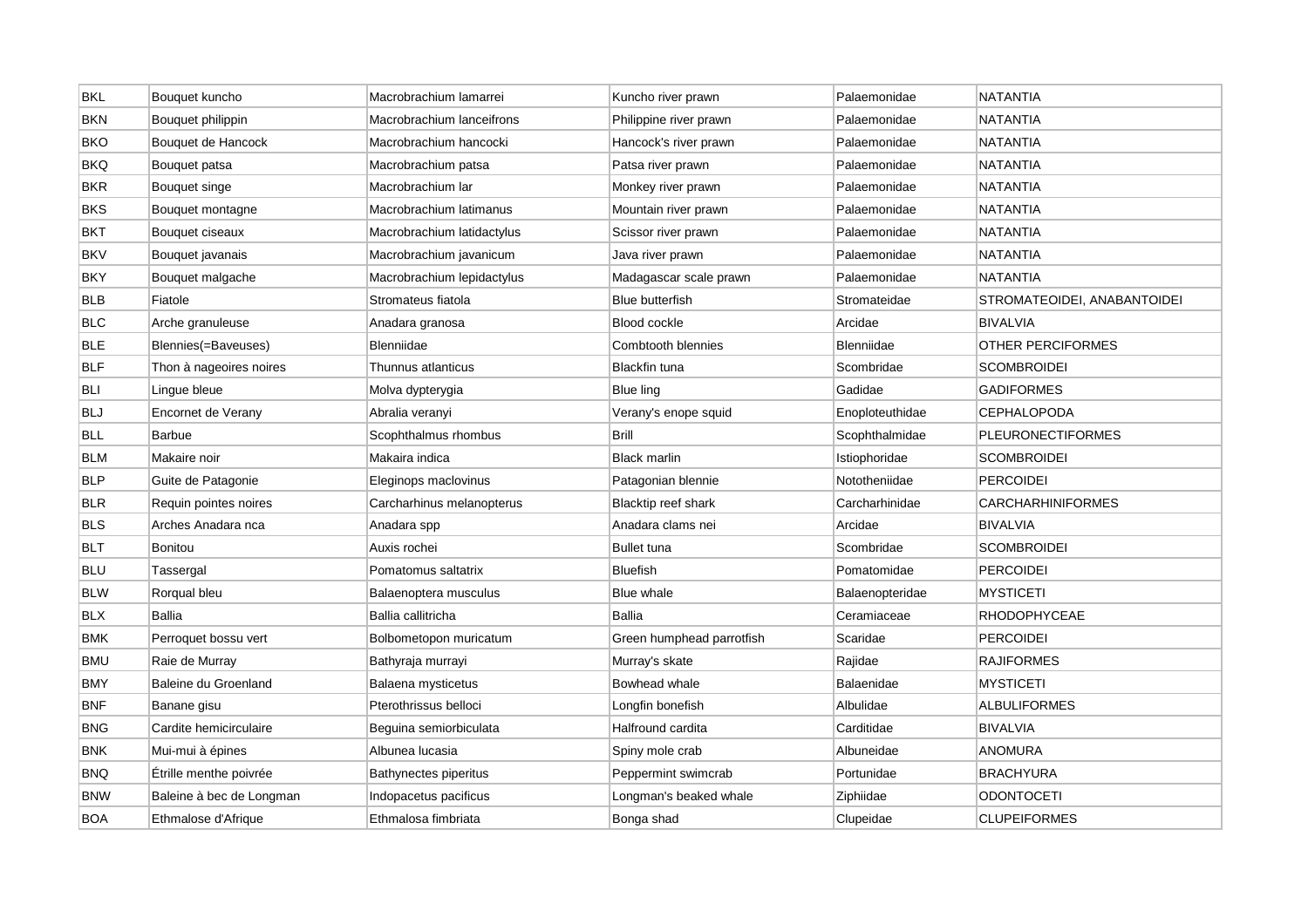| BKL | Bouquet kuncho | Macrobrachium lamarrei | Kuncho river prawn | Palaemonidae | NATANTIA |
|---|---|---|---|---|---|
| BKN | Bouquet philippin | Macrobrachium lanceifrons | Philippine river prawn | Palaemonidae | NATANTIA |
| BKO | Bouquet de Hancock | Macrobrachium hancocki | Hancock's river prawn | Palaemonidae | NATANTIA |
| BKQ | Bouquet patsa | Macrobrachium patsa | Patsa river prawn | Palaemonidae | NATANTIA |
| BKR | Bouquet singe | Macrobrachium lar | Monkey river prawn | Palaemonidae | NATANTIA |
| BKS | Bouquet montagne | Macrobrachium latimanus | Mountain river prawn | Palaemonidae | NATANTIA |
| BKT | Bouquet ciseaux | Macrobrachium latidactylus | Scissor river prawn | Palaemonidae | NATANTIA |
| BKV | Bouquet javanais | Macrobrachium javanicum | Java river prawn | Palaemonidae | NATANTIA |
| BKY | Bouquet malgache | Macrobrachium lepidactylus | Madagascar scale prawn | Palaemonidae | NATANTIA |
| BLB | Fiatole | Stromateus fiatola | Blue butterfish | Stromateidae | STROMATEOIDEI, ANABANTOIDEI |
| BLC | Arche granuleuse | Anadara granosa | Blood cockle | Arcidae | BIVALVIA |
| BLE | Blennies(=Baveuses) | Blenniidae | Combtooth blennies | Blenniidae | OTHER PERCIFORMES |
| BLF | Thon à nageoires noires | Thunnus atlanticus | Blackfin tuna | Scombridae | SCOMBROIDEI |
| BLI | Lingue bleue | Molva dypterygia | Blue ling | Gadidae | GADIFORMES |
| BLJ | Encornet de Verany | Abralia veranyi | Verany's enope squid | Enoploteuthidae | CEPHALOPODA |
| BLL | Barbue | Scophthalmus rhombus | Brill | Scophthalmidae | PLEURONECTIFORMES |
| BLM | Makaire noir | Makaira indica | Black marlin | Istiophoridae | SCOMBROIDEI |
| BLP | Guite de Patagonie | Eleginops maclovinus | Patagonian blennie | Nototheniidae | PERCOIDEI |
| BLR | Requin pointes noires | Carcharhinus melanopterus | Blacktip reef shark | Carcharhinidae | CARCHARHINIFORMES |
| BLS | Arches Anadara nca | Anadara spp | Anadara clams nei | Arcidae | BIVALVIA |
| BLT | Bonitou | Auxis rochei | Bullet tuna | Scombridae | SCOMBROIDEI |
| BLU | Tassergal | Pomatomus saltatrix | Bluefish | Pomatomidae | PERCOIDEI |
| BLW | Rorqual bleu | Balaenoptera musculus | Blue whale | Balaenopteridae | MYSTICETI |
| BLX | Ballia | Ballia callitricha | Ballia | Ceramiaceae | RHODOPHYCEAE |
| BMK | Perroquet bossu vert | Bolbometopon muricatum | Green humphead parrotfish | Scaridae | PERCOIDEI |
| BMU | Raie de Murray | Bathyraja murrayi | Murray's skate | Rajidae | RAJIFORMES |
| BMY | Baleine du Groenland | Balaena mysticetus | Bowhead whale | Balaenidae | MYSTICETI |
| BNF | Banane gisu | Pterothrissus belloci | Longfin bonefish | Albulidae | ALBULIFORMES |
| BNG | Cardite hemicirculaire | Beguina semiorbiculata | Halfround cardita | Carditidae | BIVALVIA |
| BNK | Mui-mui à épines | Albunea lucasia | Spiny mole crab | Albuneidae | ANOMURA |
| BNQ | Étrille menthe poivrée | Bathynectes piperitus | Peppermint swimcrab | Portunidae | BRACHYURA |
| BNW | Baleine à bec de Longman | Indopacetus pacificus | Longman's beaked whale | Ziphiidae | ODONTOCETI |
| BOA | Ethmalose d'Afrique | Ethmalosa fimbriata | Bonga shad | Clupeidae | CLUPEIFORMES |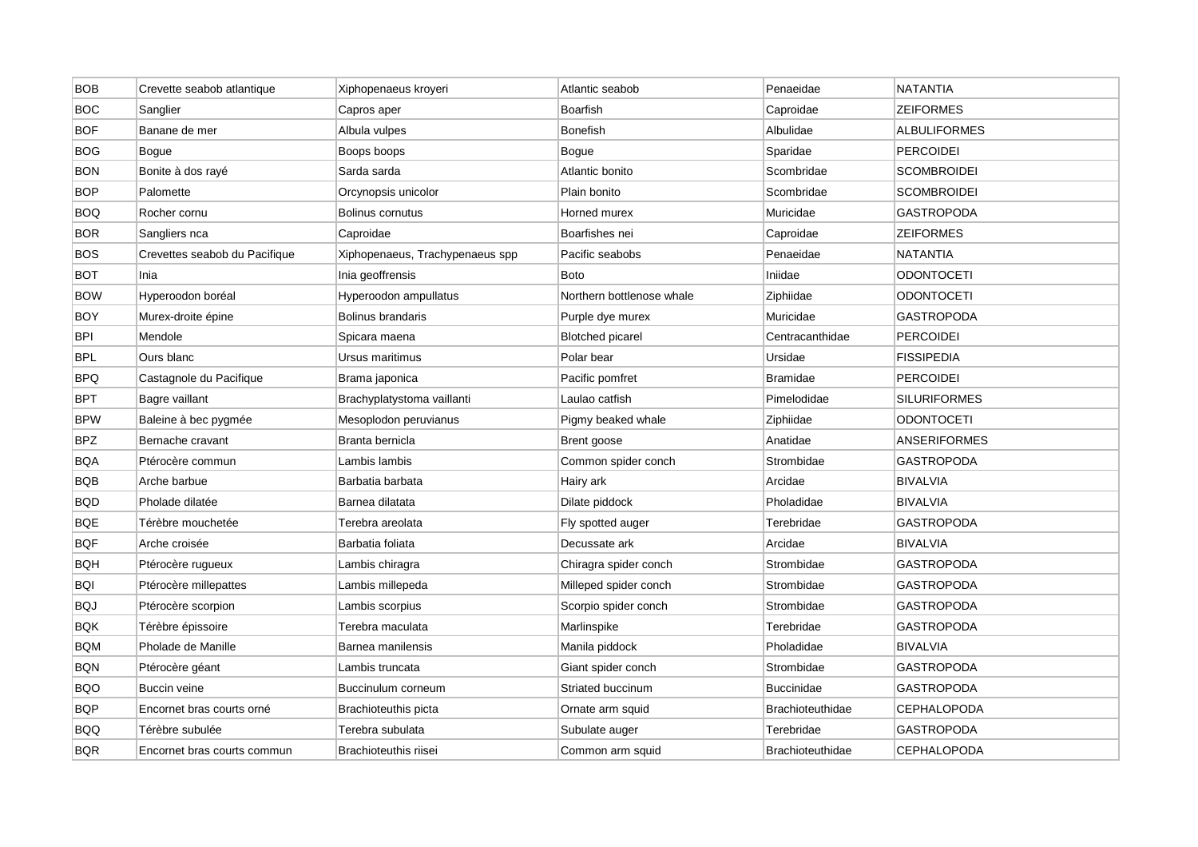| BOB | Crevette seabob atlantique | Xiphopenaeus kroyeri | Atlantic seabob | Penaeidae | NATANTIA |
|---|---|---|---|---|---|
| BOC | Sanglier | Capros aper | Boarfish | Caproidae | ZEIFORMES |
| BOF | Banane de mer | Albula vulpes | Bonefish | Albulidae | ALBULIFORMES |
| BOG | Bogue | Boops boops | Bogue | Sparidae | PERCOIDEI |
| BON | Bonite à dos rayé | Sarda sarda | Atlantic bonito | Scombridae | SCOMBROIDEI |
| BOP | Palomette | Orcynopsis unicolor | Plain bonito | Scombridae | SCOMBROIDEI |
| BOQ | Rocher cornu | Bolinus cornutus | Horned murex | Muricidae | GASTROPODA |
| BOR | Sangliers nca | Caproidae | Boarfishes nei | Caproidae | ZEIFORMES |
| BOS | Crevettes seabob du Pacifique | Xiphopenaeus, Trachypenaeus spp | Pacific seabobs | Penaeidae | NATANTIA |
| BOT | Inia | Inia geoffrensis | Boto | Iniidae | ODONTOCETI |
| BOW | Hyperoodon boréal | Hyperoodon ampullatus | Northern bottlenose whale | Ziphiidae | ODONTOCETI |
| BOY | Murex-droite épine | Bolinus brandaris | Purple dye murex | Muricidae | GASTROPODA |
| BPI | Mendole | Spicara maena | Blotched picarel | Centracanthidae | PERCOIDEI |
| BPL | Ours blanc | Ursus maritimus | Polar bear | Ursidae | FISSIPEDIA |
| BPQ | Castagnole du Pacifique | Brama japonica | Pacific pomfret | Bramidae | PERCOIDEI |
| BPT | Bagre vaillant | Brachyplatystoma vaillanti | Laulao catfish | Pimelodidae | SILURIFORMES |
| BPW | Baleine à bec pygmée | Mesoplodon peruvianus | Pigmy beaked whale | Ziphiidae | ODONTOCETI |
| BPZ | Bernache cravant | Branta bernicla | Brent goose | Anatidae | ANSERIFORMES |
| BQA | Ptérocère commun | Lambis lambis | Common spider conch | Strombidae | GASTROPODA |
| BQB | Arche barbue | Barbatia barbata | Hairy ark | Arcidae | BIVALVIA |
| BQD | Pholade dilatée | Barnea dilatata | Dilate piddock | Pholadidae | BIVALVIA |
| BQE | Térèbre mouchetée | Terebra areolata | Fly spotted auger | Terebridae | GASTROPODA |
| BQF | Arche croisée | Barbatia foliata | Decussate ark | Arcidae | BIVALVIA |
| BQH | Ptérocère rugueux | Lambis chiragra | Chiragra spider conch | Strombidae | GASTROPODA |
| BQI | Ptérocère millepattes | Lambis millepeda | Milleped spider conch | Strombidae | GASTROPODA |
| BQJ | Ptérocère scorpion | Lambis scorpius | Scorpio spider conch | Strombidae | GASTROPODA |
| BQK | Térèbre épissoire | Terebra maculata | Marlinspike | Terebridae | GASTROPODA |
| BQM | Pholade de Manille | Barnea manilensis | Manila piddock | Pholadidae | BIVALVIA |
| BQN | Ptérocère géant | Lambis truncata | Giant spider conch | Strombidae | GASTROPODA |
| BQO | Buccin veine | Buccinulum corneum | Striated buccinum | Buccinidae | GASTROPODA |
| BQP | Encornet bras courts orné | Brachioteuthis picta | Ornate arm squid | Brachioteuthidae | CEPHALOPODA |
| BQQ | Térèbre subulée | Terebra subulata | Subulate auger | Terebridae | GASTROPODA |
| BQR | Encornet bras courts commun | Brachioteuthis riisei | Common arm squid | Brachioteuthidae | CEPHALOPODA |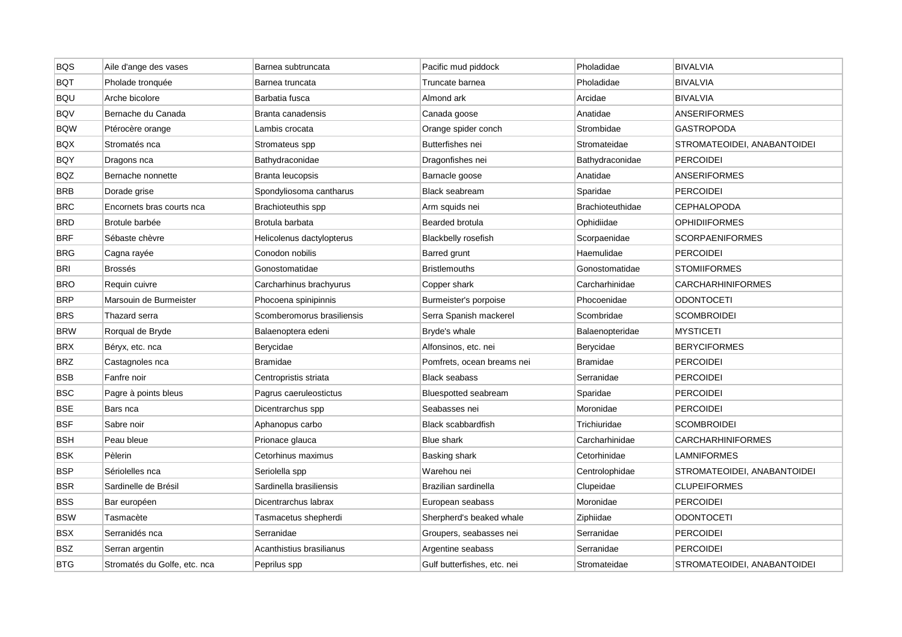| BQS | Aile d'ange des vases | Barnea subtruncata | Pacific mud piddock | Pholadidae | BIVALVIA |
|---|---|---|---|---|---|
| BQT | Pholade tronquée | Barnea truncata | Truncate barnea | Pholadidae | BIVALVIA |
| BQU | Arche bicolore | Barbatia fusca | Almond ark | Arcidae | BIVALVIA |
| BQV | Bernache du Canada | Branta canadensis | Canada goose | Anatidae | ANSERIFORMES |
| BQW | Ptérocère orange | Lambis crocata | Orange spider conch | Strombidae | GASTROPODA |
| BQX | Stromatés nca | Stromateus spp | Butterfishes nei | Stromateidae | STROMATEOIDEI, ANABANTOIDEI |
| BQY | Dragons nca | Bathydraconidae | Dragonfishes nei | Bathydraconidae | PERCOIDEI |
| BQZ | Bernache nonnette | Branta leucopsis | Barnacle goose | Anatidae | ANSERIFORMES |
| BRB | Dorade grise | Spondyliosoma cantharus | Black seabream | Sparidae | PERCOIDEI |
| BRC | Encornets bras courts nca | Brachioteuthis spp | Arm squids nei | Brachioteuthidae | CEPHALOPODA |
| BRD | Brotule barbée | Brotula barbata | Bearded brotula | Ophidiidae | OPHIDIIFORMES |
| BRF | Sébaste chèvre | Helicolenus dactylopterus | Blackbelly rosefish | Scorpaenidae | SCORPAENIFORMES |
| BRG | Cagna rayée | Conodon nobilis | Barred grunt | Haemulidae | PERCOIDEI |
| BRI | Brossés | Gonostomatidae | Bristlemouths | Gonostomatidae | STOMIIFORMES |
| BRO | Requin cuivre | Carcharhinus brachyurus | Copper shark | Carcharhinidae | CARCHARHINIFORMES |
| BRP | Marsouin de Burmeister | Phocoena spinipinnis | Burmeister's porpoise | Phocoenidae | ODONTOCETI |
| BRS | Thazard serra | Scomberomorus brasiliensis | Serra Spanish mackerel | Scombridae | SCOMBROIDEI |
| BRW | Rorqual de Bryde | Balaenoptera edeni | Bryde's whale | Balaenopteridae | MYSTICETI |
| BRX | Béryx, etc. nca | Berycidae | Alfonsinos, etc. nei | Berycidae | BERYCIFORMES |
| BRZ | Castagnoles nca | Bramidae | Pomfrets, ocean breams nei | Bramidae | PERCOIDEI |
| BSB | Fanfre noir | Centropristis striata | Black seabass | Serranidae | PERCOIDEI |
| BSC | Pagre à points bleus | Pagrus caeruleostictus | Bluespotted seabream | Sparidae | PERCOIDEI |
| BSE | Bars nca | Dicentrarchus spp | Seabasses nei | Moronidae | PERCOIDEI |
| BSF | Sabre noir | Aphanopus carbo | Black scabbardfish | Trichiuridae | SCOMBROIDEI |
| BSH | Peau bleue | Prionace glauca | Blue shark | Carcharhinidae | CARCHARHINIFORMES |
| BSK | Pèlerin | Cetorhinus maximus | Basking shark | Cetorhinidae | LAMNIFORMES |
| BSP | Sériolelles nca | Seriolella spp | Warehou nei | Centrolophidae | STROMATEOIDEI, ANABANTOIDEI |
| BSR | Sardinelle de Brésil | Sardinella brasiliensis | Brazilian sardinella | Clupeidae | CLUPEIFORMES |
| BSS | Bar européen | Dicentrarchus labrax | European seabass | Moronidae | PERCOIDEI |
| BSW | Tasmacète | Tasmacetus shepherdi | Sherpherd's beaked whale | Ziphiidae | ODONTOCETI |
| BSX | Serranidés nca | Serranidae | Groupers, seabasses nei | Serranidae | PERCOIDEI |
| BSZ | Serran argentin | Acanthistius brasilianus | Argentine seabass | Serranidae | PERCOIDEI |
| BTG | Stromatés du Golfe, etc. nca | Peprilus spp | Gulf butterfishes, etc. nei | Stromateidae | STROMATEOIDEI, ANABANTOIDEI |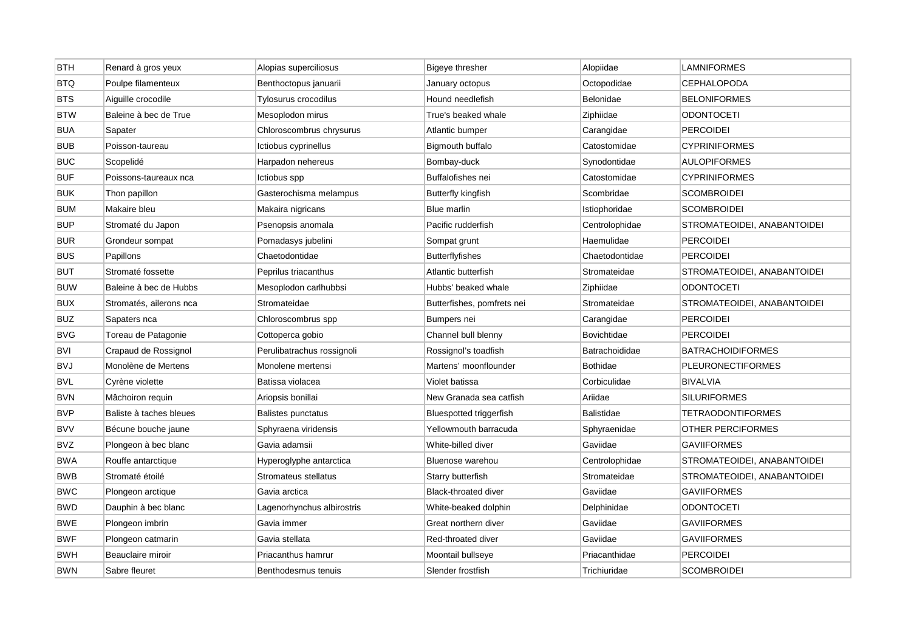| BTH | Renard à gros yeux | Alopias superciliosus | Bigeye thresher | Alopiidae | LAMNIFORMES |
|---|---|---|---|---|---|
| BTQ | Poulpe filamenteux | Benthoctopus januarii | January octopus | Octopodidae | CEPHALOPODA |
| BTS | Aiguille crocodile | Tylosurus crocodilus | Hound needlefish | Belonidae | BELONIFORMES |
| BTW | Baleine à bec de True | Mesoplodon mirus | True's beaked whale | Ziphiidae | ODONTOCETI |
| BUA | Sapater | Chloroscombrus chrysurus | Atlantic bumper | Carangidae | PERCOIDEI |
| BUB | Poisson-taureau | Ictiobus cyprinellus | Bigmouth buffalo | Catostomidae | CYPRINIFORMES |
| BUC | Scopelidé | Harpadon nehereus | Bombay-duck | Synodontidae | AULOPIFORMES |
| BUF | Poissons-taureaux nca | Ictiobus spp | Buffalofishes nei | Catostomidae | CYPRINIFORMES |
| BUK | Thon papillon | Gasterochisma melampus | Butterfly kingfish | Scombridae | SCOMBROIDEI |
| BUM | Makaire bleu | Makaira nigricans | Blue marlin | Istiophoridae | SCOMBROIDEI |
| BUP | Stromaté du Japon | Psenopsis anomala | Pacific rudderfish | Centrolophidae | STROMATEOIDEI, ANABANTOIDEI |
| BUR | Grondeur sompat | Pomadasys jubelini | Sompat grunt | Haemulidae | PERCOIDEI |
| BUS | Papillons | Chaetodontidae | Butterflyfishes | Chaetodontidae | PERCOIDEI |
| BUT | Stromaté fossette | Peprilus triacanthus | Atlantic butterfish | Stromateidae | STROMATEOIDEI, ANABANTOIDEI |
| BUW | Baleine à bec de Hubbs | Mesoplodon carlhubbsi | Hubbs' beaked whale | Ziphiidae | ODONTOCETI |
| BUX | Stromatés, ailerons nca | Stromateidae | Butterfishes, pomfrets nei | Stromateidae | STROMATEOIDEI, ANABANTOIDEI |
| BUZ | Sapaters nca | Chloroscombrus spp | Bumpers nei | Carangidae | PERCOIDEI |
| BVG | Toreau de Patagonie | Cottoperca gobio | Channel bull blenny | Bovichtidae | PERCOIDEI |
| BVI | Crapaud de Rossignol | Perulibatrachus rossignoli | Rossignol's toadfish | Batrachoididae | BATRACHOIDIFORMES |
| BVJ | Monolène de Mertens | Monolene mertensi | Martens' moonflounder | Bothidae | PLEURONECTIFORMES |
| BVL | Cyrène violette | Batissa violacea | Violet batissa | Corbiculidae | BIVALVIA |
| BVN | Mâchoiron requin | Ariopsis bonillai | New Granada sea catfish | Ariidae | SILURIFORMES |
| BVP | Baliste à taches bleues | Balistes punctatus | Bluespotted triggerfish | Balistidae | TETRAODONTIFORMES |
| BVV | Bécune bouche jaune | Sphyraena viridensis | Yellowmouth barracuda | Sphyraenidae | OTHER PERCIFORMES |
| BVZ | Plongeon à bec blanc | Gavia adamsii | White-billed diver | Gaviidae | GAVIIFORMES |
| BWA | Rouffe antarctique | Hyperoglyphe antarctica | Bluenose warehou | Centrolophidae | STROMATEOIDEI, ANABANTOIDEI |
| BWB | Stromaté étoilé | Stromateus stellatus | Starry butterfish | Stromateidae | STROMATEOIDEI, ANABANTOIDEI |
| BWC | Plongeon arctique | Gavia arctica | Black-throated diver | Gaviidae | GAVIIFORMES |
| BWD | Dauphin à bec blanc | Lagenorhynchus albirostris | White-beaked dolphin | Delphinidae | ODONTOCETI |
| BWE | Plongeon imbrin | Gavia immer | Great northern diver | Gaviidae | GAVIIFORMES |
| BWF | Plongeon catmarin | Gavia stellata | Red-throated diver | Gaviidae | GAVIIFORMES |
| BWH | Beauclaire miroir | Priacanthus hamrur | Moontail bullseye | Priacanthidae | PERCOIDEI |
| BWN | Sabre fleuret | Benthodesmus tenuis | Slender frostfish | Trichiuridae | SCOMBROIDEI |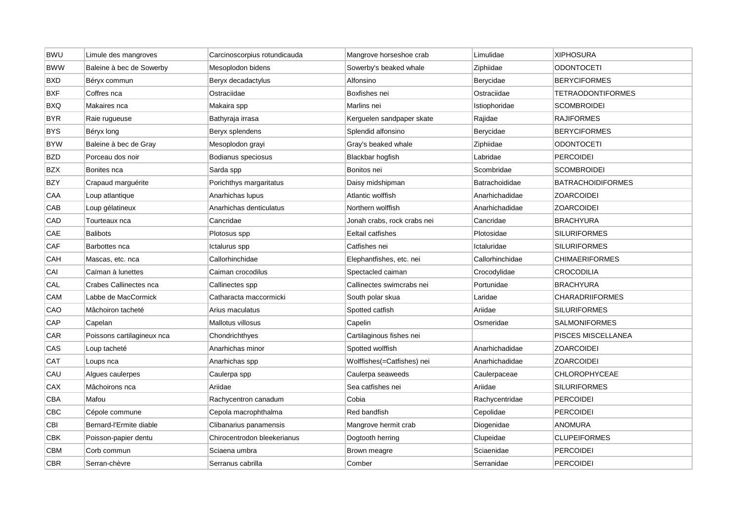| BWU | Limule des mangroves | Carcinoscorpius rotundicauda | Mangrove horseshoe crab | Limulidae | XIPHOSURA |
|---|---|---|---|---|---|
| BWW | Baleine à bec de Sowerby | Mesoplodon bidens | Sowerby's beaked whale | Ziphiidae | ODONTOCETI |
| BXD | Béryx commun | Beryx decadactylus | Alfonsino | Berycidae | BERYCIFORMES |
| BXF | Coffres nca | Ostraciidae | Boxfishes nei | Ostraciidae | TETRAODONTIFORMES |
| BXQ | Makaires nca | Makaira spp | Marlins nei | Istiophoridae | SCOMBROIDEI |
| BYR | Raie rugueuse | Bathyraja irrasa | Kerguelen sandpaper skate | Rajidae | RAJIFORMES |
| BYS | Béryx long | Beryx splendens | Splendid alfonsino | Berycidae | BERYCIFORMES |
| BYW | Baleine à bec de Gray | Mesoplodon grayi | Gray's beaked whale | Ziphiidae | ODONTOCETI |
| BZD | Porceau dos noir | Bodianus speciosus | Blackbar hogfish | Labridae | PERCOIDEI |
| BZX | Bonites nca | Sarda spp | Bonitos nei | Scombridae | SCOMBROIDEI |
| BZY | Crapaud marguérite | Porichthys margaritatus | Daisy midshipman | Batrachoididae | BATRACHOIDIFORMES |
| CAA | Loup atlantique | Anarhichas lupus | Atlantic wolffish | Anarhichadidae | ZOARCOIDEI |
| CAB | Loup gélatineux | Anarhichas denticulatus | Northern wolffish | Anarhichadidae | ZOARCOIDEI |
| CAD | Tourteaux nca | Cancridae | Jonah crabs, rock crabs nei | Cancridae | BRACHYURA |
| CAE | Balibots | Plotosus spp | Eeltail catfishes | Plotosidae | SILURIFORMES |
| CAF | Barbottes nca | Ictalurus spp | Catfishes nei | Ictaluridae | SILURIFORMES |
| CAH | Mascas, etc. nca | Callorhinchidae | Elephantfishes, etc. nei | Callorhinchidae | CHIMAERIFORMES |
| CAI | Caïman à lunettes | Caiman crocodilus | Spectacled caiman | Crocodylidae | CROCODILIA |
| CAL | Crabes Callinectes nca | Callinectes spp | Callinectes swimcrabs nei | Portunidae | BRACHYURA |
| CAM | Labbe de MacCormick | Catharacta maccormicki | South polar skua | Laridae | CHARADRIIFORMES |
| CAO | Mâchoiron tacheté | Arius maculatus | Spotted catfish | Ariidae | SILURIFORMES |
| CAP | Capelan | Mallotus villosus | Capelin | Osmeridae | SALMONIFORMES |
| CAR | Poissons cartilagineux nca | Chondrichthyes | Cartilaginous fishes nei | | PISCES MISCELLANEA |
| CAS | Loup tacheté | Anarhichas minor | Spotted wolffish | Anarhichadidae | ZOARCOIDEI |
| CAT | Loups nca | Anarhichas spp | Wolffishes(=Catfishes) nei | Anarhichadidae | ZOARCOIDEI |
| CAU | Algues caulerpes | Caulerpa spp | Caulerpa seaweeds | Caulerpaceae | CHLOROPHYCEAE |
| CAX | Mâchoirons nca | Ariidae | Sea catfishes nei | Ariidae | SILURIFORMES |
| CBA | Mafou | Rachycentron canadum | Cobia | Rachycentridae | PERCOIDEI |
| CBC | Cépole commune | Cepola macrophthalma | Red bandfish | Cepolidae | PERCOIDEI |
| CBI | Bernard-l'Ermite diable | Clibanarius panamensis | Mangrove hermit crab | Diogenidae | ANOMURA |
| CBK | Poisson-papier dentu | Chirocentrodon bleekerianus | Dogtooth herring | Clupeidae | CLUPEIFORMES |
| CBM | Corb commun | Sciaena umbra | Brown meagre | Sciaenidae | PERCOIDEI |
| CBR | Serran-chèvre | Serranus cabrilla | Comber | Serranidae | PERCOIDEI |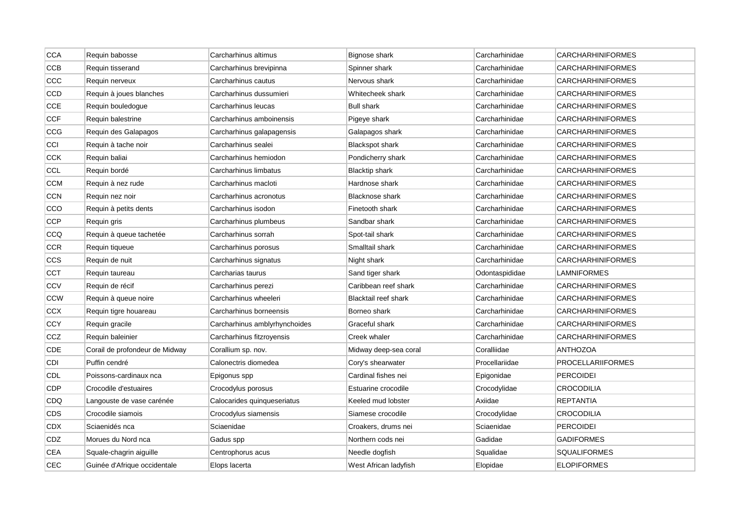| CCA | Requin babosse | Carcharhinus altimus | Bignose shark | Carcharhinidae | CARCHARHINIFORMES |
|---|---|---|---|---|---|
| CCB | Requin tisserand | Carcharhinus brevipinna | Spinner shark | Carcharhinidae | CARCHARHINIFORMES |
| CCC | Requin nerveux | Carcharhinus cautus | Nervous shark | Carcharhinidae | CARCHARHINIFORMES |
| CCD | Requin à joues blanches | Carcharhinus dussumieri | Whitecheek shark | Carcharhinidae | CARCHARHINIFORMES |
| CCE | Requin bouledogue | Carcharhinus leucas | Bull shark | Carcharhinidae | CARCHARHINIFORMES |
| CCF | Requin balestrine | Carcharhinus amboinensis | Pigeye shark | Carcharhinidae | CARCHARHINIFORMES |
| CCG | Requin des Galapagos | Carcharhinus galapagensis | Galapagos shark | Carcharhinidae | CARCHARHINIFORMES |
| CCI | Requin à tache noir | Carcharhinus sealei | Blackspot shark | Carcharhinidae | CARCHARHINIFORMES |
| CCK | Requin baliai | Carcharhinus hemiodon | Pondicherry shark | Carcharhinidae | CARCHARHINIFORMES |
| CCL | Requin bordé | Carcharhinus limbatus | Blacktip shark | Carcharhinidae | CARCHARHINIFORMES |
| CCM | Requin à nez rude | Carcharhinus macloti | Hardnose shark | Carcharhinidae | CARCHARHINIFORMES |
| CCN | Requin nez noir | Carcharhinus acronotus | Blacknose shark | Carcharhinidae | CARCHARHINIFORMES |
| CCO | Requin à petits dents | Carcharhinus isodon | Finetooth shark | Carcharhinidae | CARCHARHINIFORMES |
| CCP | Requin gris | Carcharhinus plumbeus | Sandbar shark | Carcharhinidae | CARCHARHINIFORMES |
| CCQ | Requin à queue tachetée | Carcharhinus sorrah | Spot-tail shark | Carcharhinidae | CARCHARHINIFORMES |
| CCR | Requin tiqueue | Carcharhinus porosus | Smalltail shark | Carcharhinidae | CARCHARHINIFORMES |
| CCS | Requin de nuit | Carcharhinus signatus | Night shark | Carcharhinidae | CARCHARHINIFORMES |
| CCT | Requin taureau | Carcharias taurus | Sand tiger shark | Odontaspididae | LAMNIFORMES |
| CCV | Requin de récif | Carcharhinus perezi | Caribbean reef shark | Carcharhinidae | CARCHARHINIFORMES |
| CCW | Requin à queue noire | Carcharhinus wheeleri | Blacktail reef shark | Carcharhinidae | CARCHARHINIFORMES |
| CCX | Requin tigre houareau | Carcharhinus borneensis | Borneo shark | Carcharhinidae | CARCHARHINIFORMES |
| CCY | Requin gracile | Carcharhinus amblyrhynchoides | Graceful shark | Carcharhinidae | CARCHARHINIFORMES |
| CCZ | Requin baleinier | Carcharhinus fitzroyensis | Creek whaler | Carcharhinidae | CARCHARHINIFORMES |
| CDE | Corail de profondeur de Midway | Corallium sp. nov. | Midway deep-sea coral | Coralliidae | ANTHOZOA |
| CDI | Puffin cendré | Calonectris diomedea | Cory's shearwater | Procellariidae | PROCELLARIIFORMES |
| CDL | Poissons-cardinaux nca | Epigonus spp | Cardinal fishes nei | Epigonidae | PERCOIDEI |
| CDP | Crocodile d'estuaires | Crocodylus porosus | Estuarine crocodile | Crocodylidae | CROCODILIA |
| CDQ | Langouste de vase carénée | Calocarides quinqueseriatus | Keeled mud lobster | Axiidae | REPTANTIA |
| CDS | Crocodile siamois | Crocodylus siamensis | Siamese crocodile | Crocodylidae | CROCODILIA |
| CDX | Sciaenidés nca | Sciaenidae | Croakers, drums nei | Sciaenidae | PERCOIDEI |
| CDZ | Morues du Nord nca | Gadus spp | Northern cods nei | Gadidae | GADIFORMES |
| CEA | Squale-chagrin aiguille | Centrophorus acus | Needle dogfish | Squalidae | SQUALIFORMES |
| CEC | Guinée d'Afrique occidentale | Elops lacerta | West African ladyfish | Elopidae | ELOPIFORMES |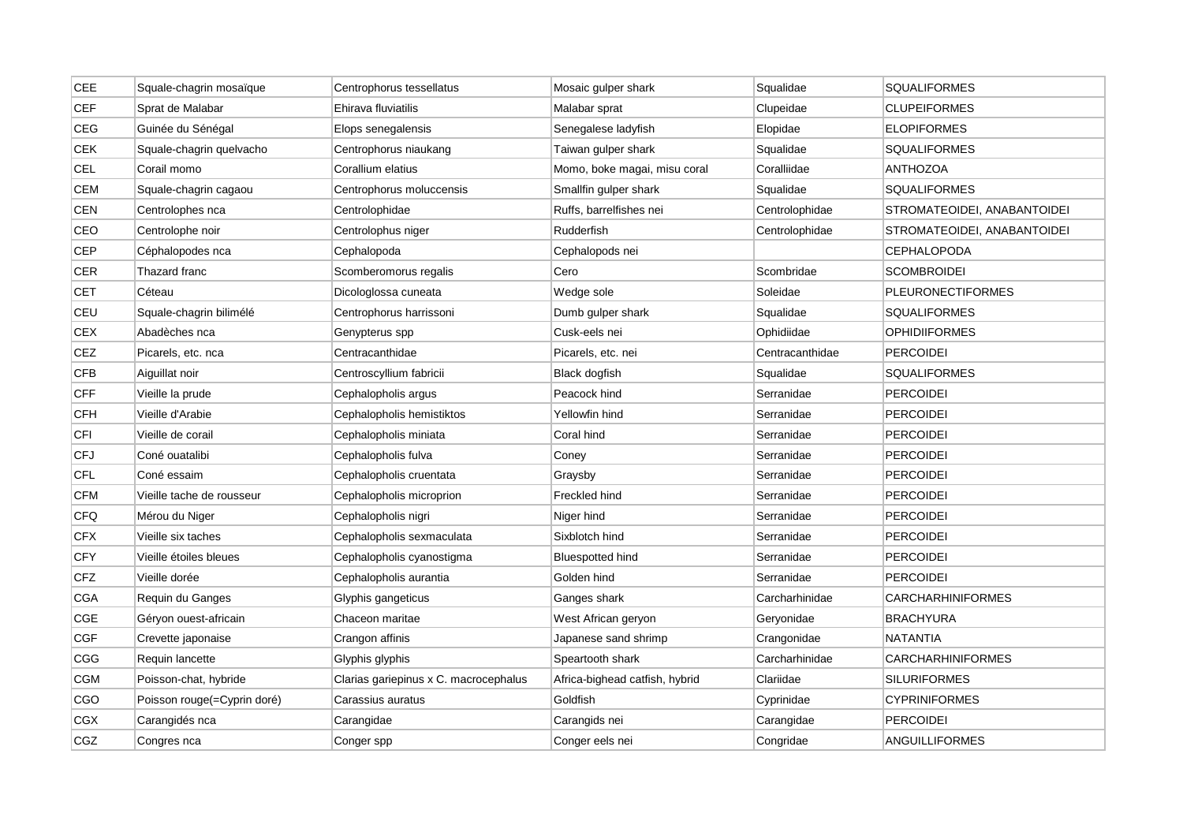| CEE | Squale-chagrin mosaïque | Centrophorus tessellatus | Mosaic gulper shark | Squalidae | SQUALIFORMES |
|---|---|---|---|---|---|
| CEF | Sprat de Malabar | Ehirava fluviatilis | Malabar sprat | Clupeidae | CLUPEIFORMES |
| CEG | Guinée du Sénégal | Elops senegalensis | Senegalese ladyfish | Elopidae | ELOPIFORMES |
| CEK | Squale-chagrin quelvacho | Centrophorus niaukang | Taiwan gulper shark | Squalidae | SQUALIFORMES |
| CEL | Corail momo | Corallium elatius | Momo, boke magai, misu coral | Coralliidae | ANTHOZOA |
| CEM | Squale-chagrin cagaou | Centrophorus moluccensis | Smallfin gulper shark | Squalidae | SQUALIFORMES |
| CEN | Centrolophes nca | Centrolophidae | Ruffs, barrelfishes nei | Centrolophidae | STROMATEOIDEI, ANABANTOIDEI |
| CEO | Centrolophe noir | Centrolophus niger | Rudderfish | Centrolophidae | STROMATEOIDEI, ANABANTOIDEI |
| CEP | Céphalopodes nca | Cephalopoda | Cephalopods nei | | CEPHALOPODA |
| CER | Thazard franc | Scomberomorus regalis | Cero | Scombridae | SCOMBROIDEI |
| CET | Céteau | Dicologlossa cuneata | Wedge sole | Soleidae | PLEURONECTIFORMES |
| CEU | Squale-chagrin bilimélé | Centrophorus harrissoni | Dumb gulper shark | Squalidae | SQUALIFORMES |
| CEX | Abadèches nca | Genypterus spp | Cusk-eels nei | Ophidiidae | OPHIDIIFORMES |
| CEZ | Picarels, etc. nca | Centracanthidae | Picarels, etc. nei | Centracanthidae | PERCOIDEI |
| CFB | Aiguillat noir | Centroscyllium fabricii | Black dogfish | Squalidae | SQUALIFORMES |
| CFF | Vieille la prude | Cephalopholis argus | Peacock hind | Serranidae | PERCOIDEI |
| CFH | Vieille d'Arabie | Cephalopholis hemistiktos | Yellowfin hind | Serranidae | PERCOIDEI |
| CFI | Vieille de corail | Cephalopholis miniata | Coral hind | Serranidae | PERCOIDEI |
| CFJ | Coné ouatalibi | Cephalopholis fulva | Coney | Serranidae | PERCOIDEI |
| CFL | Coné essaim | Cephalopholis cruentata | Graysby | Serranidae | PERCOIDEI |
| CFM | Vieille tache de rousseur | Cephalopholis microprion | Freckled hind | Serranidae | PERCOIDEI |
| CFQ | Mérou du Niger | Cephalopholis nigri | Niger hind | Serranidae | PERCOIDEI |
| CFX | Vieille six taches | Cephalopholis sexmaculata | Sixblotch hind | Serranidae | PERCOIDEI |
| CFY | Vieille étoiles bleues | Cephalopholis cyanostigma | Bluespotted hind | Serranidae | PERCOIDEI |
| CFZ | Vieille dorée | Cephalopholis aurantia | Golden hind | Serranidae | PERCOIDEI |
| CGA | Requin du Ganges | Glyphis gangeticus | Ganges shark | Carcharhinidae | CARCHARHINIFORMES |
| CGE | Géryon ouest-africain | Chaceon maritae | West African geryon | Geryonidae | BRACHYURA |
| CGF | Crevette japonaise | Crangon affinis | Japanese sand shrimp | Crangonidae | NATANTIA |
| CGG | Requin lancette | Glyphis glyphis | Speartooth shark | Carcharhinidae | CARCHARHINIFORMES |
| CGM | Poisson-chat, hybride | Clarias gariepinus x C. macrocephalus | Africa-bighead catfish, hybrid | Clariidae | SILURIFORMES |
| CGO | Poisson rouge(=Cyprin doré) | Carassius auratus | Goldfish | Cyprinidae | CYPRINIFORMES |
| CGX | Carangidés nca | Carangidae | Carangids nei | Carangidae | PERCOIDEI |
| CGZ | Congres nca | Conger spp | Conger eels nei | Congridae | ANGUILLIFORMES |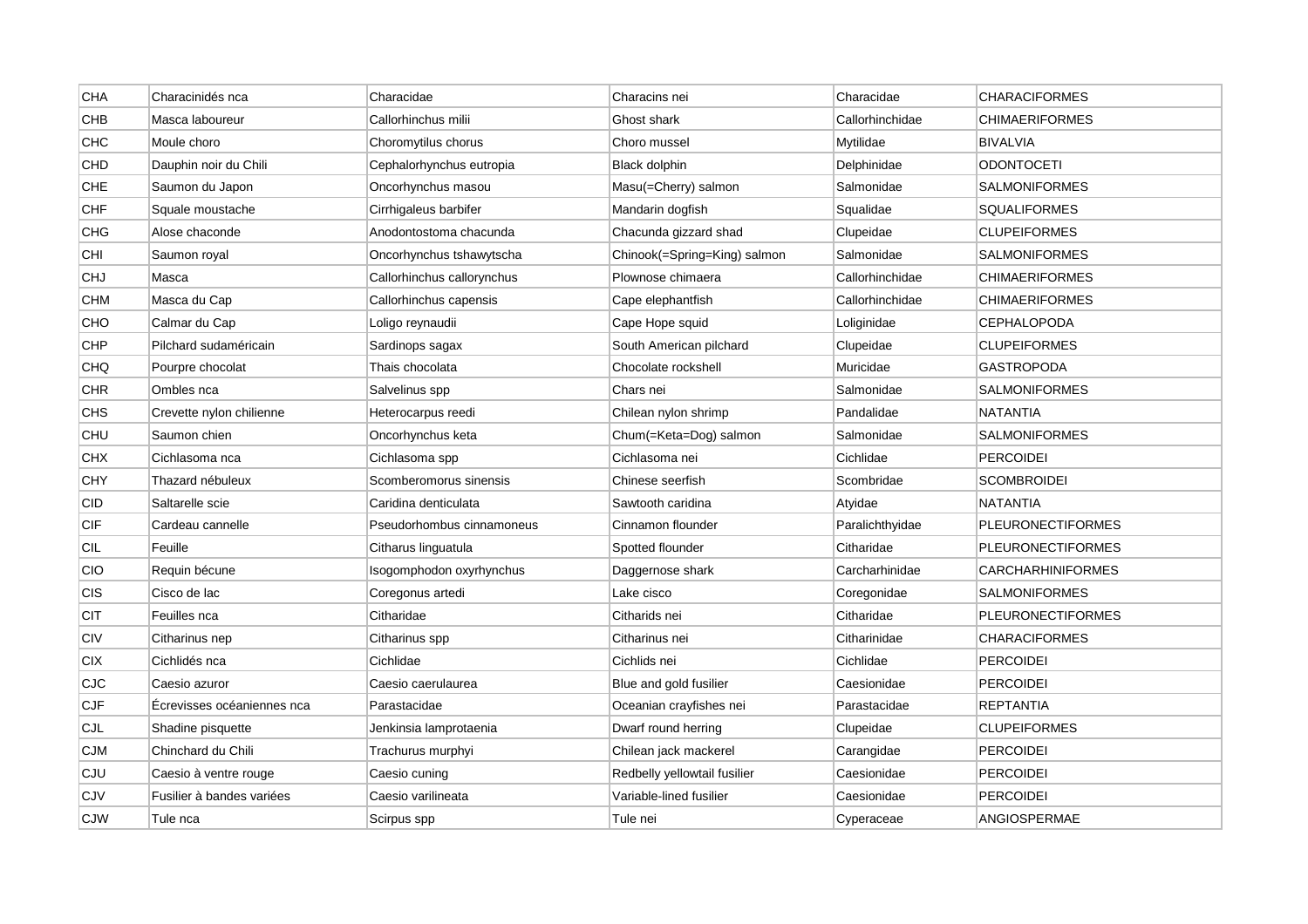| CHA | Characinidés nca | Characidae | Characins nei | Characidae | CHARACIFORMES |
|---|---|---|---|---|---|
| CHB | Masca laboureur | Callorhinchus milii | Ghost shark | Callorhinchidae | CHIMAERIFORMES |
| CHC | Moule choro | Choromytilus chorus | Choro mussel | Mytilidae | BIVALVIA |
| CHD | Dauphin noir du Chili | Cephalorhynchus eutropia | Black dolphin | Delphinidae | ODONTOCETI |
| CHE | Saumon du Japon | Oncorhynchus masou | Masu(=Cherry) salmon | Salmonidae | SALMONIFORMES |
| CHF | Squale moustache | Cirrhigaleus barbifer | Mandarin dogfish | Squalidae | SQUALIFORMES |
| CHG | Alose chaconde | Anodontostoma chacunda | Chacunda gizzard shad | Clupeidae | CLUPEIFORMES |
| CHI | Saumon royal | Oncorhynchus tshawytscha | Chinook(=Spring=King) salmon | Salmonidae | SALMONIFORMES |
| CHJ | Masca | Callorhinchus callorynchus | Plownose chimaera | Callorhinchidae | CHIMAERIFORMES |
| CHM | Masca du Cap | Callorhinchus capensis | Cape elephantfish | Callorhinchidae | CHIMAERIFORMES |
| CHO | Calmar du Cap | Loligo reynaudii | Cape Hope squid | Loliginidae | CEPHALOPODA |
| CHP | Pilchard sudaméricain | Sardinops sagax | South American pilchard | Clupeidae | CLUPEIFORMES |
| CHQ | Pourpre chocolat | Thais chocolata | Chocolate rockshell | Muricidae | GASTROPODA |
| CHR | Ombles nca | Salvelinus spp | Chars nei | Salmonidae | SALMONIFORMES |
| CHS | Crevette nylon chilienne | Heterocarpus reedi | Chilean nylon shrimp | Pandalidae | NATANTIA |
| CHU | Saumon chien | Oncorhynchus keta | Chum(=Keta=Dog) salmon | Salmonidae | SALMONIFORMES |
| CHX | Cichlasoma nca | Cichlasoma spp | Cichlasoma nei | Cichlidae | PERCOIDEI |
| CHY | Thazard nébuleux | Scomberomorus sinensis | Chinese seerfish | Scombridae | SCOMBROIDEI |
| CID | Saltarelle scie | Caridina denticulata | Sawtooth caridina | Atyidae | NATANTIA |
| CIF | Cardeau cannelle | Pseudorhombus cinnamoneus | Cinnamon flounder | Paralichthyidae | PLEURONECTIFORMES |
| CIL | Feuille | Citharus linguatula | Spotted flounder | Citharidae | PLEURONECTIFORMES |
| CIO | Requin bécune | Isogomphodon oxyrhynchus | Daggernose shark | Carcharhinidae | CARCHARHINIFORMES |
| CIS | Cisco de lac | Coregonus artedi | Lake cisco | Coregonidae | SALMONIFORMES |
| CIT | Feuilles nca | Citharidae | Citharids nei | Citharidae | PLEURONECTIFORMES |
| CIV | Citharinus nep | Citharinus spp | Citharinus nei | Citharinidae | CHARACIFORMES |
| CIX | Cichlidés nca | Cichlidae | Cichlids nei | Cichlidae | PERCOIDEI |
| CJC | Caesio azuror | Caesio caerulaurea | Blue and gold fusilier | Caesionidae | PERCOIDEI |
| CJF | Écrevisses océaniennes nca | Parastacidae | Oceanian crayfishes nei | Parastacidae | REPTANTIA |
| CJL | Shadine pisquette | Jenkinsia lamprotaenia | Dwarf round herring | Clupeidae | CLUPEIFORMES |
| CJM | Chinchard du Chili | Trachurus murphyi | Chilean jack mackerel | Carangidae | PERCOIDEI |
| CJU | Caesio à ventre rouge | Caesio cuning | Redbelly yellowtail fusilier | Caesionidae | PERCOIDEI |
| CJV | Fusilier à bandes variées | Caesio varilineata | Variable-lined fusilier | Caesionidae | PERCOIDEI |
| CJW | Tule nca | Scirpus spp | Tule nei | Cyperaceae | ANGIOSPERMAE |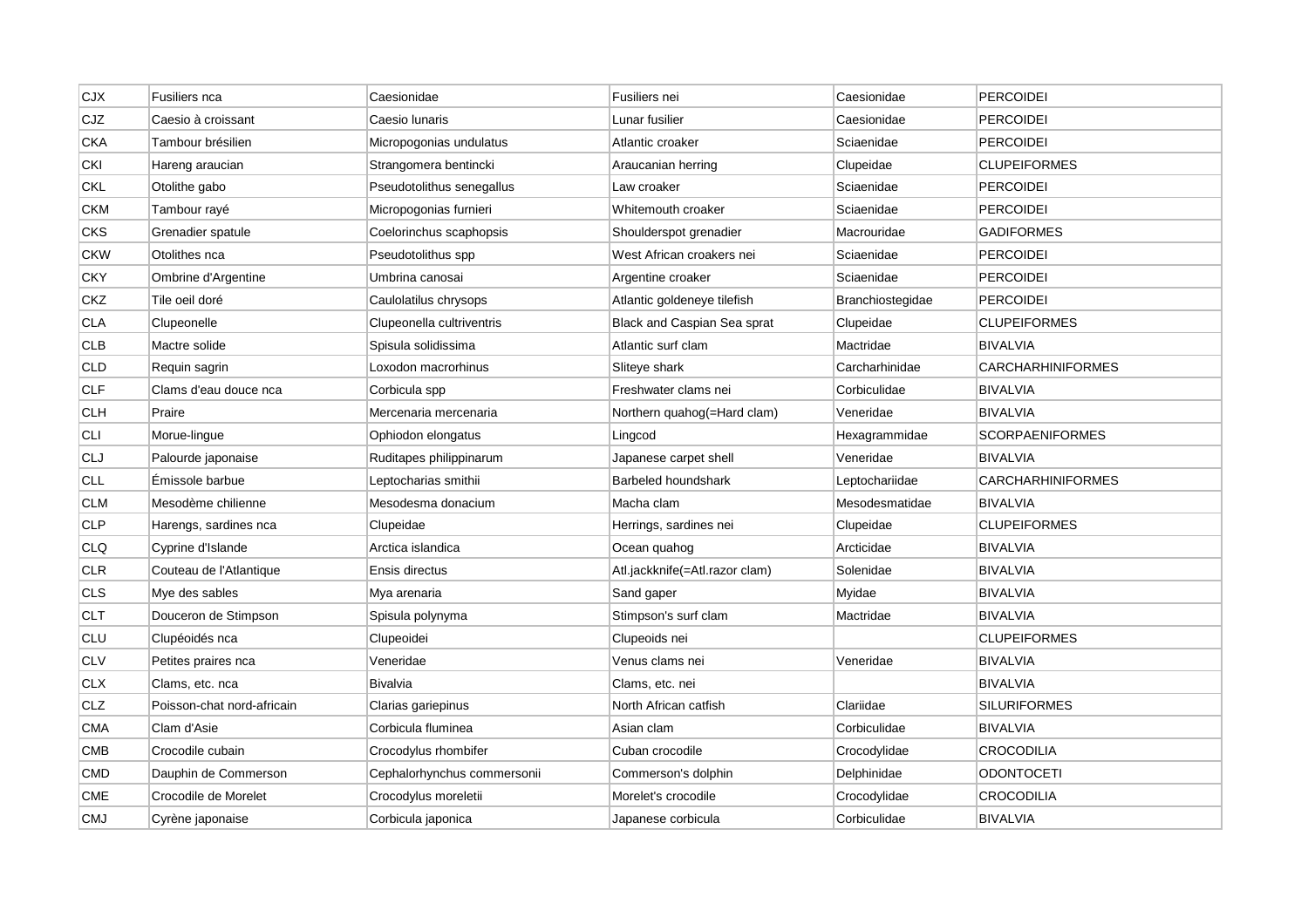| CJX | Fusiliers nca | Caesionidae | Fusiliers nei | Caesionidae | PERCOIDEI |
|---|---|---|---|---|---|
| CJZ | Caesio à croissant | Caesio lunaris | Lunar fusilier | Caesionidae | PERCOIDEI |
| CKA | Tambour brésilien | Micropogonias undulatus | Atlantic croaker | Sciaenidae | PERCOIDEI |
| CKI | Hareng araucian | Strangomera bentincki | Araucanian herring | Clupeidae | CLUPEIFORMES |
| CKL | Otolithe gabo | Pseudotolithus senegallus | Law croaker | Sciaenidae | PERCOIDEI |
| CKM | Tambour rayé | Micropogonias furnieri | Whitemouth croaker | Sciaenidae | PERCOIDEI |
| CKS | Grenadier spatule | Coelorinchus scaphopsis | Shoulderspot grenadier | Macrouridae | GADIFORMES |
| CKW | Otolithes nca | Pseudotolithus spp | West African croakers nei | Sciaenidae | PERCOIDEI |
| CKY | Ombrine d'Argentine | Umbrina canosai | Argentine croaker | Sciaenidae | PERCOIDEI |
| CKZ | Tile oeil doré | Caulolatilus chrysops | Atlantic goldeneye tilefish | Branchiostegidae | PERCOIDEI |
| CLA | Clupeonelle | Clupeonella cultriventris | Black and Caspian Sea sprat | Clupeidae | CLUPEIFORMES |
| CLB | Mactre solide | Spisula solidissima | Atlantic surf clam | Mactridae | BIVALVIA |
| CLD | Requin sagrin | Loxodon macrorhinus | Sliteye shark | Carcharhinidae | CARCHARHINIFORMES |
| CLF | Clams d'eau douce nca | Corbicula spp | Freshwater clams nei | Corbiculidae | BIVALVIA |
| CLH | Praire | Mercenaria mercenaria | Northern quahog(=Hard clam) | Veneridae | BIVALVIA |
| CLI | Morue-lingue | Ophiodon elongatus | Lingcod | Hexagrammidae | SCORPAENIFORMES |
| CLJ | Palourde japonaise | Ruditapes philippinarum | Japanese carpet shell | Veneridae | BIVALVIA |
| CLL | Émissole barbue | Leptocharias smithii | Barbeled houndshark | Leptochariidae | CARCHARHINIFORMES |
| CLM | Mesodème chilienne | Mesodesma donacium | Macha clam | Mesodesmatidae | BIVALVIA |
| CLP | Harengs, sardines nca | Clupeidae | Herrings, sardines nei | Clupeidae | CLUPEIFORMES |
| CLQ | Cyprine d'Islande | Arctica islandica | Ocean quahog | Arcticidae | BIVALVIA |
| CLR | Couteau de l'Atlantique | Ensis directus | Atl.jackknife(=Atl.razor clam) | Solenidae | BIVALVIA |
| CLS | Mye des sables | Mya arenaria | Sand gaper | Myidae | BIVALVIA |
| CLT | Douceron de Stimpson | Spisula polynyma | Stimpson's surf clam | Mactridae | BIVALVIA |
| CLU | Clupéoidés nca | Clupeoidei | Clupeoids nei | | CLUPEIFORMES |
| CLV | Petites praires nca | Veneridae | Venus clams nei | Veneridae | BIVALVIA |
| CLX | Clams, etc. nca | Bivalvia | Clams, etc. nei | | BIVALVIA |
| CLZ | Poisson-chat nord-africain | Clarias gariepinus | North African catfish | Clariidae | SILURIFORMES |
| CMA | Clam d'Asie | Corbicula fluminea | Asian clam | Corbiculidae | BIVALVIA |
| CMB | Crocodile cubain | Crocodylus rhombifer | Cuban crocodile | Crocodylidae | CROCODILIA |
| CMD | Dauphin de Commerson | Cephalorhynchus commersonii | Commerson's dolphin | Delphinidae | ODONTOCETI |
| CME | Crocodile de Morelet | Crocodylus moreletii | Morelet's crocodile | Crocodylidae | CROCODILIA |
| CMJ | Cyrène japonaise | Corbicula japonica | Japanese corbicula | Corbiculidae | BIVALVIA |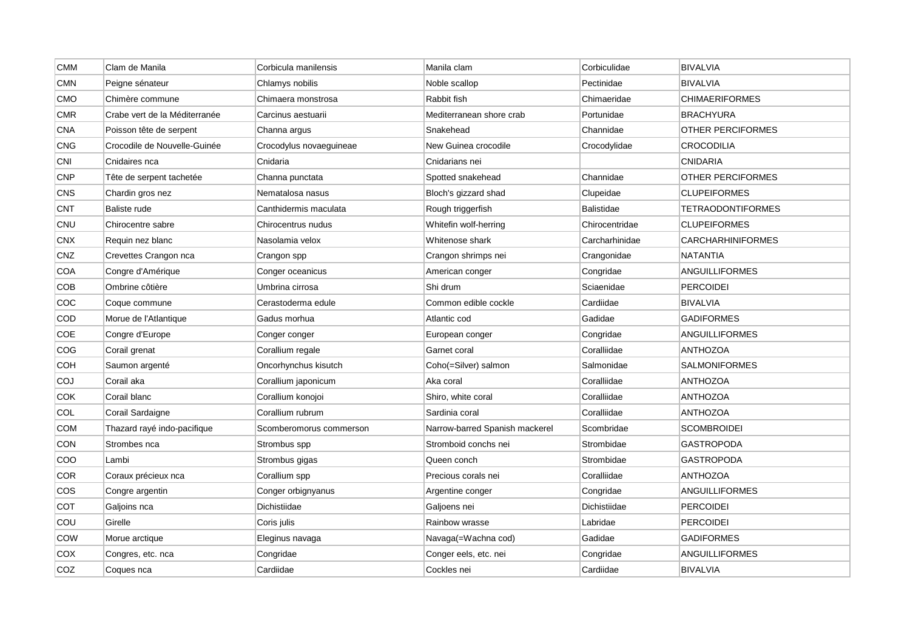| CMM | Clam de Manila | Corbicula manilensis | Manila clam | Corbiculidae | BIVALVIA |
|---|---|---|---|---|---|
| CMN | Peigne sénateur | Chlamys nobilis | Noble scallop | Pectinidae | BIVALVIA |
| CMO | Chimère commune | Chimaera monstrosa | Rabbit fish | Chimaeridae | CHIMAERIFORMES |
| CMR | Crabe vert de la Méditerranée | Carcinus aestuarii | Mediterranean shore crab | Portunidae | BRACHYURA |
| CNA | Poisson tête de serpent | Channa argus | Snakehead | Channidae | OTHER PERCIFORMES |
| CNG | Crocodile de Nouvelle-Guinée | Crocodylus novaeguineae | New Guinea crocodile | Crocodylidae | CROCODILIA |
| CNI | Cnidaires nca | Cnidaria | Cnidarians nei | | CNIDARIA |
| CNP | Tête de serpent tachetée | Channa punctata | Spotted snakehead | Channidae | OTHER PERCIFORMES |
| CNS | Chardin gros nez | Nematalosa nasus | Bloch's gizzard shad | Clupeidae | CLUPEIFORMES |
| CNT | Baliste rude | Canthidermis maculata | Rough triggerfish | Balistidae | TETRAODONTIFORMES |
| CNU | Chirocentre sabre | Chirocentrus nudus | Whitefin wolf-herring | Chirocentridae | CLUPEIFORMES |
| CNX | Requin nez blanc | Nasolamia velox | Whitenose shark | Carcharhinidae | CARCHARHINIFORMES |
| CNZ | Crevettes Crangon nca | Crangon spp | Crangon shrimps nei | Crangonidae | NATANTIA |
| COA | Congre d'Amérique | Conger oceanicus | American conger | Congridae | ANGUILLIFORMES |
| COB | Ombrine côtière | Umbrina cirrosa | Shi drum | Sciaenidae | PERCOIDEI |
| COC | Coque commune | Cerastoderma edule | Common edible cockle | Cardiidae | BIVALVIA |
| COD | Morue de l'Atlantique | Gadus morhua | Atlantic cod | Gadidae | GADIFORMES |
| COE | Congre d'Europe | Conger conger | European conger | Congridae | ANGUILLIFORMES |
| COG | Corail grenat | Corallium regale | Garnet coral | Coralliidae | ANTHOZOA |
| COH | Saumon argenté | Oncorhynchus kisutch | Coho(=Silver) salmon | Salmonidae | SALMONIFORMES |
| COJ | Corail aka | Corallium japonicum | Aka coral | Coralliidae | ANTHOZOA |
| COK | Corail blanc | Corallium konojoi | Shiro, white coral | Coralliidae | ANTHOZOA |
| COL | Corail Sardaigne | Corallium rubrum | Sardinia coral | Coralliidae | ANTHOZOA |
| COM | Thazard rayé indo-pacifique | Scomberomorus commerson | Narrow-barred Spanish mackerel | Scombridae | SCOMBROIDEI |
| CON | Strombes nca | Strombus spp | Stromboid conchs nei | Strombidae | GASTROPODA |
| COO | Lambi | Strombus gigas | Queen conch | Strombidae | GASTROPODA |
| COR | Coraux précieux nca | Corallium spp | Precious corals nei | Coralliidae | ANTHOZOA |
| COS | Congre argentin | Conger orbignyanus | Argentine conger | Congridae | ANGUILLIFORMES |
| COT | Galjoins nca | Dichistiidae | Galjoens nei | Dichistiidae | PERCOIDEI |
| COU | Girelle | Coris julis | Rainbow wrasse | Labridae | PERCOIDEI |
| COW | Morue arctique | Eleginus navaga | Navaga(=Wachna cod) | Gadidae | GADIFORMES |
| COX | Congres, etc. nca | Congridae | Conger eels, etc. nei | Congridae | ANGUILLIFORMES |
| COZ | Coques nca | Cardiidae | Cockles nei | Cardiidae | BIVALVIA |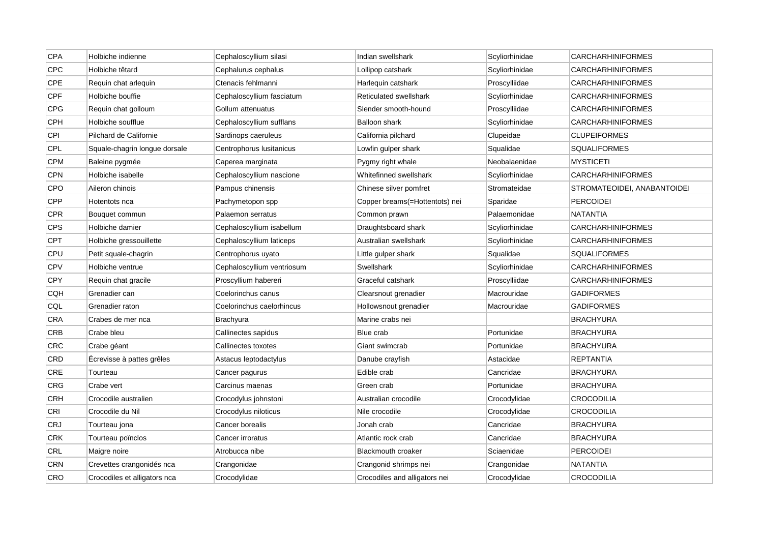| CPA | Holbiche indienne | Cephaloscyllium silasi | Indian swellshark | Scyliorhinidae | CARCHARHINIFORMES |
|---|---|---|---|---|---|
| CPC | Holbiche têtard | Cephalurus cephalus | Lollipop catshark | Scyliorhinidae | CARCHARHINIFORMES |
| CPE | Requin chat arlequin | Ctenacis fehlmanni | Harlequin catshark | Proscylliidae | CARCHARHINIFORMES |
| CPF | Holbiche bouffie | Cephaloscyllium fasciatum | Reticulated swellshark | Scyliorhinidae | CARCHARHINIFORMES |
| CPG | Requin chat golloum | Gollum attenuatus | Slender smooth-hound | Proscylliidae | CARCHARHINIFORMES |
| CPH | Holbiche soufflue | Cephaloscyllium sufflans | Balloon shark | Scyliorhinidae | CARCHARHINIFORMES |
| CPI | Pilchard de Californie | Sardinops caeruleus | California pilchard | Clupeidae | CLUPEIFORMES |
| CPL | Squale-chagrin longue dorsale | Centrophorus lusitanicus | Lowfin gulper shark | Squalidae | SQUALIFORMES |
| CPM | Baleine pygmée | Caperea marginata | Pygmy right whale | Neobalaenidae | MYSTICETI |
| CPN | Holbiche isabelle | Cephaloscyllium nascione | Whitefinned swellshark | Scyliorhinidae | CARCHARHINIFORMES |
| CPO | Aileron chinois | Pampus chinensis | Chinese silver pomfret | Stromateidae | STROMATEOIDEI, ANABANTOIDEI |
| CPP | Hotentots nca | Pachymetopon spp | Copper breams(=Hottentots) nei | Sparidae | PERCOIDEI |
| CPR | Bouquet commun | Palaemon serratus | Common prawn | Palaemonidae | NATANTIA |
| CPS | Holbiche damier | Cephaloscyllium isabellum | Draughtsboard shark | Scyliorhinidae | CARCHARHINIFORMES |
| CPT | Holbiche gressouillette | Cephaloscyllium laticeps | Australian swellshark | Scyliorhinidae | CARCHARHINIFORMES |
| CPU | Petit squale-chagrin | Centrophorus uyato | Little gulper shark | Squalidae | SQUALIFORMES |
| CPV | Holbiche ventrue | Cephaloscyllium ventriosum | Swellshark | Scyliorhinidae | CARCHARHINIFORMES |
| CPY | Requin chat gracile | Proscyllium habereri | Graceful catshark | Proscylliidae | CARCHARHINIFORMES |
| CQH | Grenadier can | Coelorinchus canus | Clearsnout grenadier | Macrouridae | GADIFORMES |
| CQL | Grenadier raton | Coelorinchus caelorhincus | Hollowsnout grenadier | Macrouridae | GADIFORMES |
| CRA | Crabes de mer nca | Brachyura | Marine crabs nei | | BRACHYURA |
| CRB | Crabe bleu | Callinectes sapidus | Blue crab | Portunidae | BRACHYURA |
| CRC | Crabe géant | Callinectes toxotes | Giant swimcrab | Portunidae | BRACHYURA |
| CRD | Écrevisse à pattes grêles | Astacus leptodactylus | Danube crayfish | Astacidae | REPTANTIA |
| CRE | Tourteau | Cancer pagurus | Edible crab | Cancridae | BRACHYURA |
| CRG | Crabe vert | Carcinus maenas | Green crab | Portunidae | BRACHYURA |
| CRH | Crocodile australien | Crocodylus johnstoni | Australian crocodile | Crocodylidae | CROCODILIA |
| CRI | Crocodile du Nil | Crocodylus niloticus | Nile crocodile | Crocodylidae | CROCODILIA |
| CRJ | Tourteau jona | Cancer borealis | Jonah crab | Cancridae | BRACHYURA |
| CRK | Tourteau poïnclos | Cancer irroratus | Atlantic rock crab | Cancridae | BRACHYURA |
| CRL | Maigre noire | Atrobucca nibe | Blackmouth croaker | Sciaenidae | PERCOIDEI |
| CRN | Crevettes crangonidés nca | Crangonidae | Crangonid shrimps nei | Crangonidae | NATANTIA |
| CRO | Crocodiles et alligators nca | Crocodylidae | Crocodiles and alligators nei | Crocodylidae | CROCODILIA |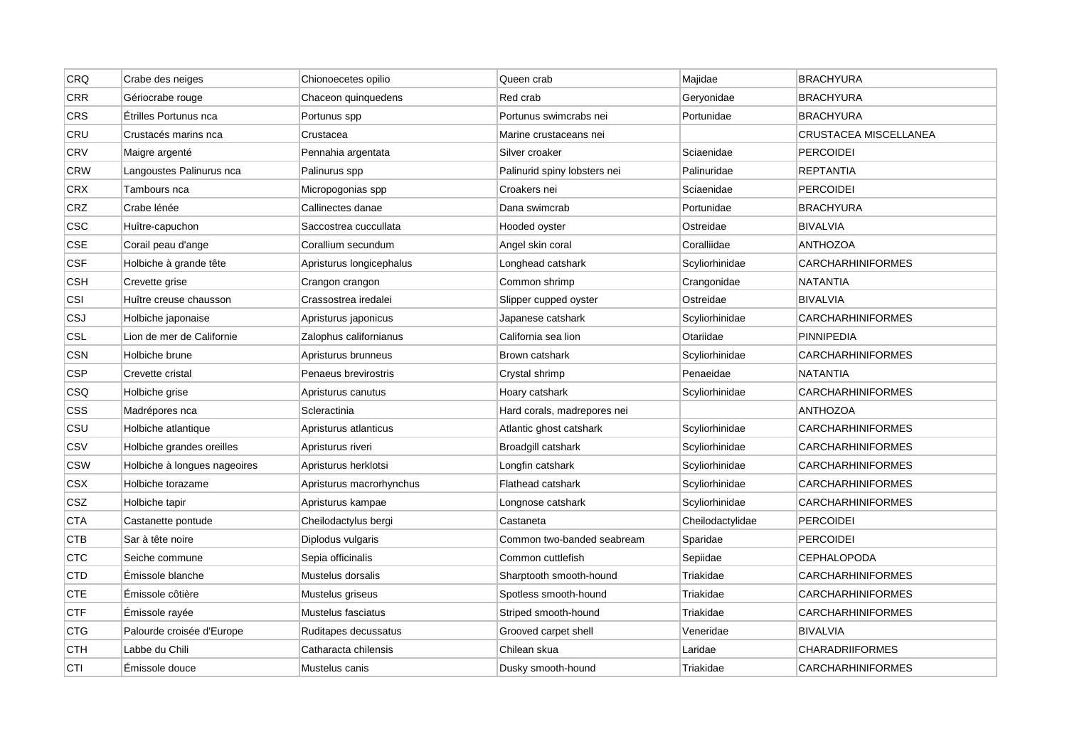| CRQ | Crabe des neiges | Chionoecetes opilio | Queen crab | Majidae | BRACHYURA |
|---|---|---|---|---|---|
| CRR | Gériocrabe rouge | Chaceon quinquedens | Red crab | Geryonidae | BRACHYURA |
| CRS | Étrilles Portunus nca | Portunus spp | Portunus swimcrabs nei | Portunidae | BRACHYURA |
| CRU | Crustacés marins nca | Crustacea | Marine crustaceans nei | | CRUSTACEA MISCELLANEA |
| CRV | Maigre argenté | Pennahia argentata | Silver croaker | Sciaenidae | PERCOIDEI |
| CRW | Langoustes Palinurus nca | Palinurus spp | Palinurid spiny lobsters nei | Palinuridae | REPTANTIA |
| CRX | Tambours nca | Micropogonias spp | Croakers nei | Sciaenidae | PERCOIDEI |
| CRZ | Crabe lénée | Callinectes danae | Dana swimcrab | Portunidae | BRACHYURA |
| CSC | Huître-capuchon | Saccostrea cucullata | Hooded oyster | Ostreidae | BIVALVIA |
| CSE | Corail peau d'ange | Corallium secundum | Angel skin coral | Coralliidae | ANTHOZOA |
| CSF | Holbiche à grande tête | Apristurus longicephalus | Longhead catshark | Scyliorhinidae | CARCHARHINIFORMES |
| CSH | Crevette grise | Crangon crangon | Common shrimp | Crangonidae | NATANTIA |
| CSI | Huître creuse chausson | Crassostrea iredalei | Slipper cupped oyster | Ostreidae | BIVALVIA |
| CSJ | Holbiche japonaise | Apristurus japonicus | Japanese catshark | Scyliorhinidae | CARCHARHINIFORMES |
| CSL | Lion de mer de Californie | Zalophus californianus | California sea lion | Otariidae | PINNIPEDIA |
| CSN | Holbiche brune | Apristurus brunneus | Brown catshark | Scyliorhinidae | CARCHARHINIFORMES |
| CSP | Crevette cristal | Penaeus brevirostris | Crystal shrimp | Penaeidae | NATANTIA |
| CSQ | Holbiche grise | Apristurus canutus | Hoary catshark | Scyliorhinidae | CARCHARHINIFORMES |
| CSS | Madrépores nca | Scleractinia | Hard corals, madrepores nei | | ANTHOZOA |
| CSU | Holbiche atlantique | Apristurus atlanticus | Atlantic ghost catshark | Scyliorhinidae | CARCHARHINIFORMES |
| CSV | Holbiche grandes oreilles | Apristurus riveri | Broadgill catshark | Scyliorhinidae | CARCHARHINIFORMES |
| CSW | Holbiche à longues nageoires | Apristurus herklotsi | Longfin catshark | Scyliorhinidae | CARCHARHINIFORMES |
| CSX | Holbiche torazame | Apristurus macrorhynchus | Flathead catshark | Scyliorhinidae | CARCHARHINIFORMES |
| CSZ | Holbiche tapir | Apristurus kampae | Longnose catshark | Scyliorhinidae | CARCHARHINIFORMES |
| CTA | Castanette pontude | Cheilodactylus bergi | Castaneta | Cheilodactylidae | PERCOIDEI |
| CTB | Sar à tête noire | Diplodus vulgaris | Common two-banded seabream | Sparidae | PERCOIDEI |
| CTC | Seiche commune | Sepia officinalis | Common cuttlefish | Sepiidae | CEPHALOPODA |
| CTD | Émissole blanche | Mustelus dorsalis | Sharptooth smooth-hound | Triakidae | CARCHARHINIFORMES |
| CTE | Émissole côtière | Mustelus griseus | Spotless smooth-hound | Triakidae | CARCHARHINIFORMES |
| CTF | Émissole rayée | Mustelus fasciatus | Striped smooth-hound | Triakidae | CARCHARHINIFORMES |
| CTG | Palourde croisée d'Europe | Ruditapes decussatus | Grooved carpet shell | Veneridae | BIVALVIA |
| CTH | Labbe du Chili | Catharacta chilensis | Chilean skua | Laridae | CHARADRIIFORMES |
| CTI | Émissole douce | Mustelus canis | Dusky smooth-hound | Triakidae | CARCHARHINIFORMES |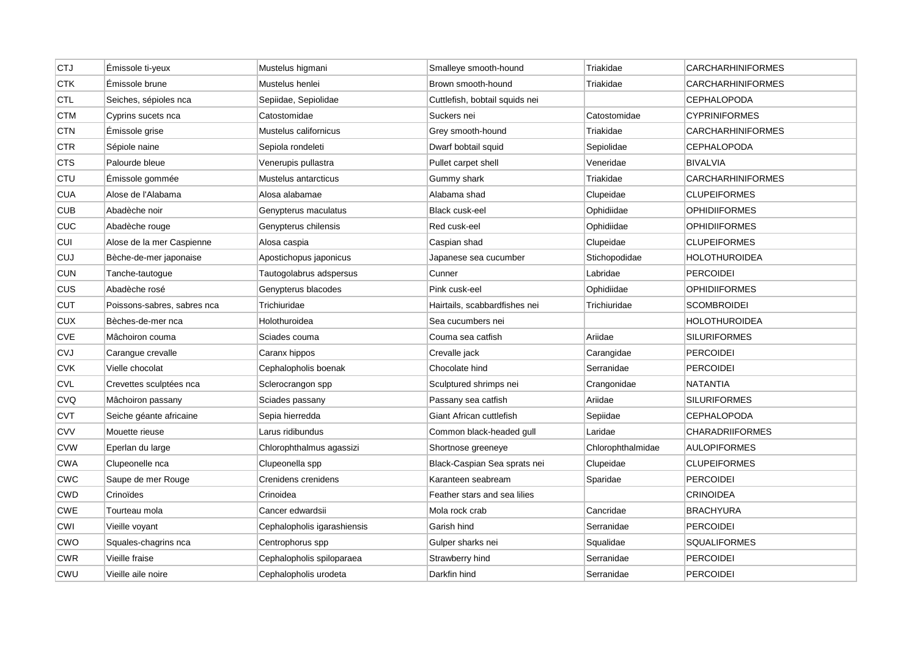| CTJ | Émissole ti-yeux | Mustelus higmani | Smalleye smooth-hound | Triakidae | CARCHARHINIFORMES |
|---|---|---|---|---|---|
| CTK | Émissole brune | Mustelus henlei | Brown smooth-hound | Triakidae | CARCHARHINIFORMES |
| CTL | Seiches, sépioles nca | Sepiidae, Sepiolidae | Cuttlefish, bobtail squids nei | | CEPHALOPODA |
| CTM | Cyprins sucets nca | Catostomidae | Suckers nei | Catostomidae | CYPRINIFORMES |
| CTN | Émissole grise | Mustelus californicus | Grey smooth-hound | Triakidae | CARCHARHINIFORMES |
| CTR | Sépiole naine | Sepiola rondeleti | Dwarf bobtail squid | Sepiolidae | CEPHALOPODA |
| CTS | Palourde bleue | Venerupis pullastra | Pullet carpet shell | Veneridae | BIVALVIA |
| CTU | Émissole gommée | Mustelus antarcticus | Gummy shark | Triakidae | CARCHARHINIFORMES |
| CUA | Alose de l'Alabama | Alosa alabamae | Alabama shad | Clupeidae | CLUPEIFORMES |
| CUB | Abadèche noir | Genypterus maculatus | Black cusk-eel | Ophidiidae | OPHIDIIFORMES |
| CUC | Abadèche rouge | Genypterus chilensis | Red cusk-eel | Ophidiidae | OPHIDIIFORMES |
| CUI | Alose de la mer Caspienne | Alosa caspia | Caspian shad | Clupeidae | CLUPEIFORMES |
| CUJ | Bèche-de-mer japonaise | Apostichopus japonicus | Japanese sea cucumber | Stichopodidae | HOLOTHUROIDEA |
| CUN | Tanche-tautogue | Tautogolabrus adspersus | Cunner | Labridae | PERCOIDEI |
| CUS | Abadèche rosé | Genypterus blacodes | Pink cusk-eel | Ophidiidae | OPHIDIIFORMES |
| CUT | Poissons-sabres, sabres nca | Trichiuridae | Hairtails, scabbardfishes nei | Trichiuridae | SCOMBROIDEI |
| CUX | Bèches-de-mer nca | Holothuroidea | Sea cucumbers nei | | HOLOTHUROIDEA |
| CVE | Mâchoiron couma | Sciades couma | Couma sea catfish | Ariidae | SILURIFORMES |
| CVJ | Carangue crevalle | Caranx hippos | Crevalle jack | Carangidae | PERCOIDEI |
| CVK | Vielle chocolat | Cephalopholis boenak | Chocolate hind | Serranidae | PERCOIDEI |
| CVL | Crevettes sculptées nca | Sclerocrangon spp | Sculptured shrimps nei | Crangonidae | NATANTIA |
| CVQ | Mâchoiron passany | Sciades passany | Passany sea catfish | Ariidae | SILURIFORMES |
| CVT | Seiche géante africaine | Sepia hierredda | Giant African cuttlefish | Sepiidae | CEPHALOPODA |
| CVV | Mouette rieuse | Larus ridibundus | Common black-headed gull | Laridae | CHARADRIIFORMES |
| CVW | Eperlan du large | Chlorophthalmus agassizi | Shortnose greeneye | Chlorophthalmidae | AULOPIFORMES |
| CWA | Clupeonelle nca | Clupeonella spp | Black-Caspian Sea sprats nei | Clupeidae | CLUPEIFORMES |
| CWC | Saupe de mer Rouge | Crenidens crenidens | Karanteen seabream | Sparidae | PERCOIDEI |
| CWD | Crinoïdes | Crinoidea | Feather stars and sea lilies | | CRINOIDEA |
| CWE | Tourteau mola | Cancer edwardsii | Mola rock crab | Cancridae | BRACHYURA |
| CWI | Vieille voyant | Cephalopholis igarashiensis | Garish hind | Serranidae | PERCOIDEI |
| CWO | Squales-chagrins nca | Centrophorus spp | Gulper sharks nei | Squalidae | SQUALIFORMES |
| CWR | Vieille fraise | Cephalopholis spiloparaea | Strawberry hind | Serranidae | PERCOIDEI |
| CWU | Vieille aile noire | Cephalopholis urodeta | Darkfin hind | Serranidae | PERCOIDEI |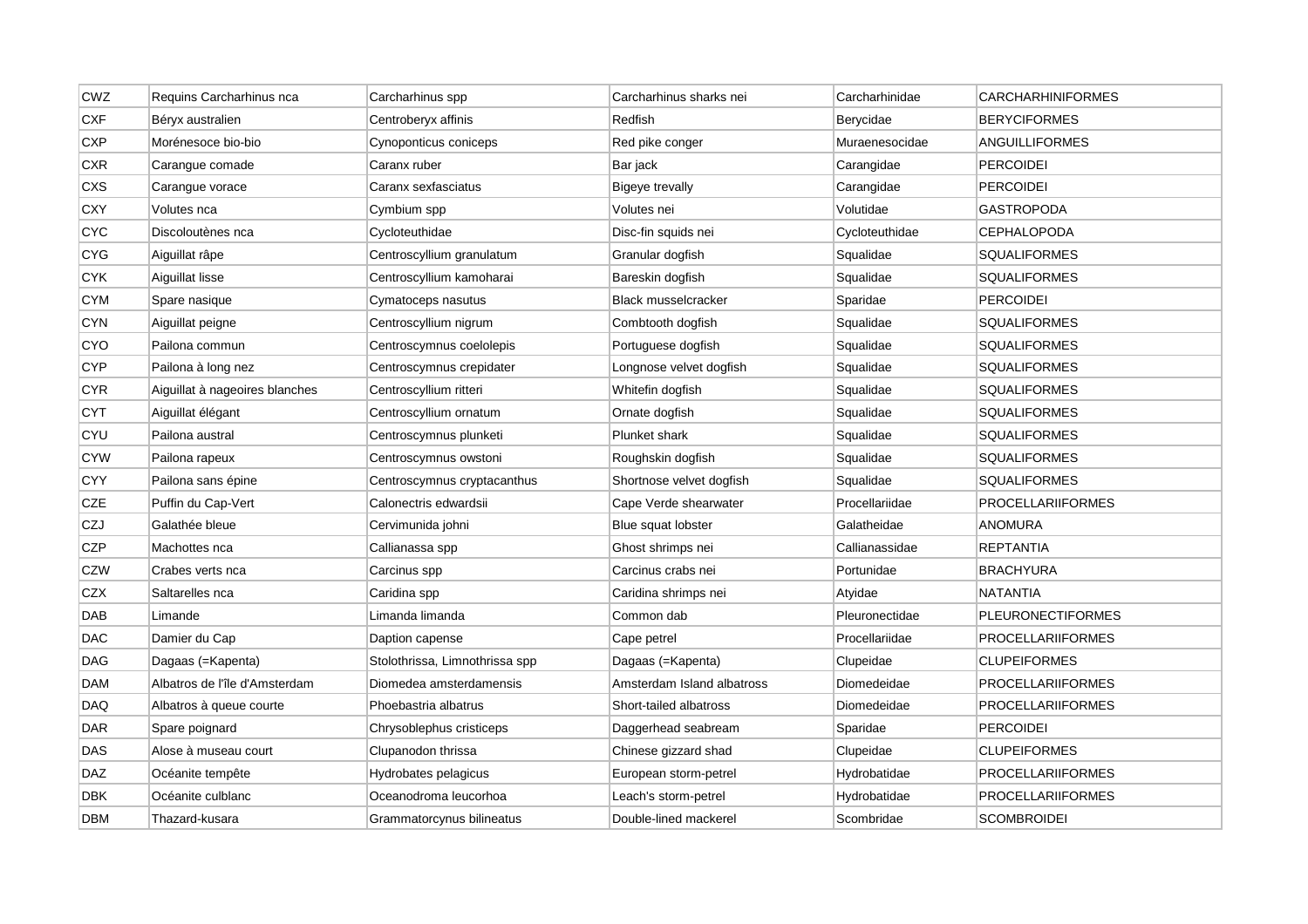| CWZ | Requins Carcharhinus nca | Carcharhinus spp | Carcharhinus sharks nei | Carcharhinidae | CARCHARHINIFORMES |
|---|---|---|---|---|---|
| CXF | Béryx australien | Centroberyx affinis | Redfish | Berycidae | BERYCIFORMES |
| CXP | Morénesoce bio-bio | Cynoponticus coniceps | Red pike conger | Muraenesocidae | ANGUILLIFORMES |
| CXR | Carangue comade | Caranx ruber | Bar jack | Carangidae | PERCOIDEI |
| CXS | Carangue vorace | Caranx sexfasciatus | Bigeye trevally | Carangidae | PERCOIDEI |
| CXY | Volutes nca | Cymbium spp | Volutes nei | Volutidae | GASTROPODA |
| CYC | Discoloutènes nca | Cycloteuthidae | Disc-fin squids nei | Cycloteuthidae | CEPHALOPODA |
| CYG | Aiguillat râpe | Centroscyllium granulatum | Granular dogfish | Squalidae | SQUALIFORMES |
| CYK | Aiguillat lisse | Centroscyllium kamoharai | Bareskin dogfish | Squalidae | SQUALIFORMES |
| CYM | Spare nasique | Cymatoceps nasutus | Black musselcracker | Sparidae | PERCOIDEI |
| CYN | Aiguillat peigne | Centroscyllium nigrum | Combtooth dogfish | Squalidae | SQUALIFORMES |
| CYO | Pailona commun | Centroscymnus coelolepis | Portuguese dogfish | Squalidae | SQUALIFORMES |
| CYP | Pailona à long nez | Centroscymnus crepidater | Longnose velvet dogfish | Squalidae | SQUALIFORMES |
| CYR | Aiguillat à nageoires blanches | Centroscyllium ritteri | Whitefin dogfish | Squalidae | SQUALIFORMES |
| CYT | Aiguillat élégant | Centroscyllium ornatum | Ornate dogfish | Squalidae | SQUALIFORMES |
| CYU | Pailona austral | Centroscymnus plunketi | Plunket shark | Squalidae | SQUALIFORMES |
| CYW | Pailona rapeux | Centroscymnus owstoni | Roughskin dogfish | Squalidae | SQUALIFORMES |
| CYY | Pailona sans épine | Centroscymnus cryptacanthus | Shortnose velvet dogfish | Squalidae | SQUALIFORMES |
| CZE | Puffin du Cap-Vert | Calonectris edwardsii | Cape Verde shearwater | Procellariidae | PROCELLARIIFORMES |
| CZJ | Galathée bleue | Cervimunida johni | Blue squat lobster | Galatheidae | ANOMURA |
| CZP | Machottes nca | Callianassa spp | Ghost shrimps nei | Callianassidae | REPTANTIA |
| CZW | Crabes verts nca | Carcinus spp | Carcinus crabs nei | Portunidae | BRACHYURA |
| CZX | Saltarelles nca | Caridina spp | Caridina shrimps nei | Atyidae | NATANTIA |
| DAB | Limande | Limanda limanda | Common dab | Pleuronectidae | PLEURONECTIFORMES |
| DAC | Damier du Cap | Daption capense | Cape petrel | Procellariidae | PROCELLARIIFORMES |
| DAG | Dagaas (=Kapenta) | Stolothrissa, Limnothrissa spp | Dagaas (=Kapenta) | Clupeidae | CLUPEIFORMES |
| DAM | Albatros de l'île d'Amsterdam | Diomedea amsterdamensis | Amsterdam Island albatross | Diomedeidae | PROCELLARIIFORMES |
| DAQ | Albatros à queue courte | Phoebastria albatrus | Short-tailed albatross | Diomedeidae | PROCELLARIIFORMES |
| DAR | Spare poignard | Chrysoblephus cristiceps | Daggerhead seabream | Sparidae | PERCOIDEI |
| DAS | Alose à museau court | Clupanodon thrissa | Chinese gizzard shad | Clupeidae | CLUPEIFORMES |
| DAZ | Océanite tempête | Hydrobates pelagicus | European storm-petrel | Hydrobatidae | PROCELLARIIFORMES |
| DBK | Océanite culblanc | Oceanodroma leucorhoa | Leach's storm-petrel | Hydrobatidae | PROCELLARIIFORMES |
| DBM | Thazard-kusara | Grammatorcynus bilineatus | Double-lined mackerel | Scombridae | SCOMBROIDEI |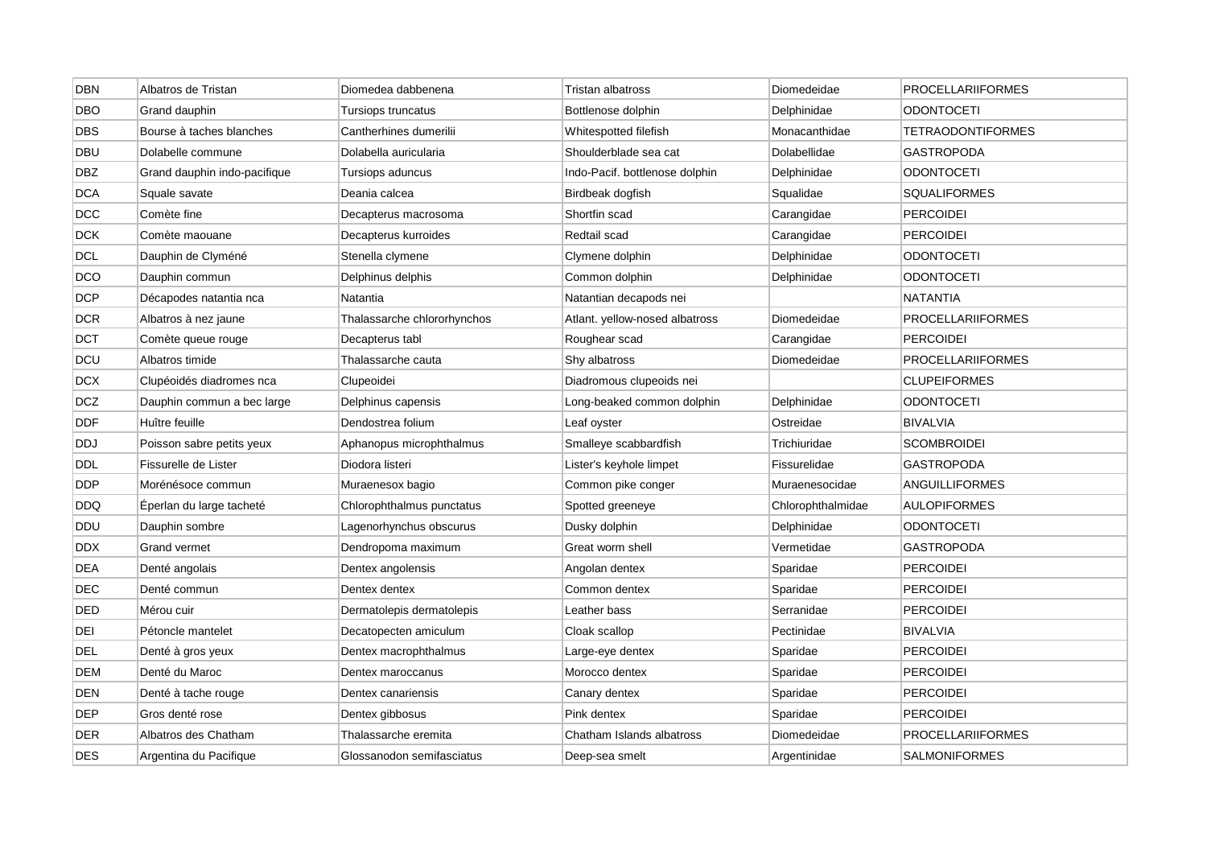| DBN | Albatros de Tristan | Diomedea dabbenena | Tristan albatross | Diomedeidae | PROCELLARIIFORMES |
|---|---|---|---|---|---|
| DBO | Grand dauphin | Tursiops truncatus | Bottlenose dolphin | Delphinidae | ODONTOCETI |
| DBS | Bourse à taches blanches | Cantherhines dumerilii | Whitespotted filefish | Monacanthidae | TETRAODONTIFORMES |
| DBU | Dolabelle commune | Dolabella auricularia | Shoulderblade sea cat | Dolabellidae | GASTROPODA |
| DBZ | Grand dauphin indo-pacifique | Tursiops aduncus | Indo-Pacif. bottlenose dolphin | Delphinidae | ODONTOCETI |
| DCA | Squale savate | Deania calcea | Birdbeak dogfish | Squalidae | SQUALIFORMES |
| DCC | Comète fine | Decapterus macrosoma | Shortfin scad | Carangidae | PERCOIDEI |
| DCK | Comète maouane | Decapterus kurroides | Redtail scad | Carangidae | PERCOIDEI |
| DCL | Dauphin de Clyméné | Stenella clymene | Clymene dolphin | Delphinidae | ODONTOCETI |
| DCO | Dauphin commun | Delphinus delphis | Common dolphin | Delphinidae | ODONTOCETI |
| DCP | Décapodes natantia nca | Natantia | Natantian decapods nei | | NATANTIA |
| DCR | Albatros à nez jaune | Thalassarche chlororhynchos | Atlant. yellow-nosed albatross | Diomedeidae | PROCELLARIIFORMES |
| DCT | Comète queue rouge | Decapterus tabl | Roughear scad | Carangidae | PERCOIDEI |
| DCU | Albatros timide | Thalassarche cauta | Shy albatross | Diomedeidae | PROCELLARIIFORMES |
| DCX | Clupéoidés diadromes nca | Clupeoidei | Diadromous clupeoids nei | | CLUPEIFORMES |
| DCZ | Dauphin commun a bec large | Delphinus capensis | Long-beaked common dolphin | Delphinidae | ODONTOCETI |
| DDF | Huître feuille | Dendostrea folium | Leaf oyster | Ostreidae | BIVALVIA |
| DDJ | Poisson sabre petits yeux | Aphanopus microphthalmus | Smalleye scabbardfish | Trichiuridae | SCOMBROIDEI |
| DDL | Fissurelle de Lister | Diodora listeri | Lister's keyhole limpet | Fissurelidae | GASTROPODA |
| DDP | Morénésoce commun | Muraenesox bagio | Common pike conger | Muraenesocidae | ANGUILLIFORMES |
| DDQ | Éperlan du large tacheté | Chlorophthalmus punctatus | Spotted greeneye | Chlorophthalmidae | AULOPIFORMES |
| DDU | Dauphin sombre | Lagenorhynchus obscurus | Dusky dolphin | Delphinidae | ODONTOCETI |
| DDX | Grand vermet | Dendropoma maximum | Great worm shell | Vermetidae | GASTROPODA |
| DEA | Denté angolais | Dentex angolensis | Angolan dentex | Sparidae | PERCOIDEI |
| DEC | Denté commun | Dentex dentex | Common dentex | Sparidae | PERCOIDEI |
| DED | Mérou cuir | Dermatolepis dermatolepis | Leather bass | Serranidae | PERCOIDEI |
| DEI | Pétoncle mantelet | Decatopecten amiculum | Cloak scallop | Pectinidae | BIVALVIA |
| DEL | Denté à gros yeux | Dentex macrophthalmus | Large-eye dentex | Sparidae | PERCOIDEI |
| DEM | Denté du Maroc | Dentex maroccanus | Morocco dentex | Sparidae | PERCOIDEI |
| DEN | Denté à tache rouge | Dentex canariensis | Canary dentex | Sparidae | PERCOIDEI |
| DEP | Gros denté rose | Dentex gibbosus | Pink dentex | Sparidae | PERCOIDEI |
| DER | Albatros des Chatham | Thalassarche eremita | Chatham Islands albatross | Diomedeidae | PROCELLARIIFORMES |
| DES | Argentina du Pacifique | Glossanodon semifasciatus | Deep-sea smelt | Argentinidae | SALMONIFORMES |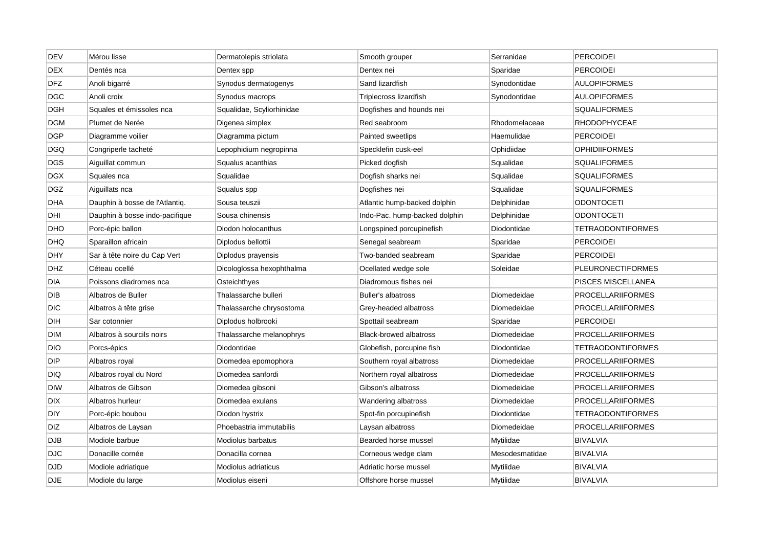| DEV | Mérou lisse | Dermatolepis striolata | Smooth grouper | Serranidae | PERCOIDEI |
|---|---|---|---|---|---|
| DEX | Dentés nca | Dentex spp | Dentex nei | Sparidae | PERCOIDEI |
| DFZ | Anoli bigarré | Synodus dermatogenys | Sand lizardfish | Synodontidae | AULOPIFORMES |
| DGC | Anoli croix | Synodus macrops | Triplecross lizardfish | Synodontidae | AULOPIFORMES |
| DGH | Squales et émissoles nca | Squalidae, Scyliorhinidae | Dogfishes and hounds nei | | SQUALIFORMES |
| DGM | Plumet de Nerée | Digenea simplex | Red seabroom | Rhodomelaceae | RHODOPHYCEAE |
| DGP | Diagramme voilier | Diagramma pictum | Painted sweetlips | Haemulidae | PERCOIDEI |
| DGQ | Congriperle tacheté | Lepophidium negropinna | Specklefin cusk-eel | Ophidiidae | OPHIDIIFORMES |
| DGS | Aiguillat commun | Squalus acanthias | Picked dogfish | Squalidae | SQUALIFORMES |
| DGX | Squales nca | Squalidae | Dogfish sharks nei | Squalidae | SQUALIFORMES |
| DGZ | Aiguillats nca | Squalus spp | Dogfishes nei | Squalidae | SQUALIFORMES |
| DHA | Dauphin à bosse de l'Atlantiq. | Sousa teuszii | Atlantic hump-backed dolphin | Delphinidae | ODONTOCETI |
| DHI | Dauphin à bosse indo-pacifique | Sousa chinensis | Indo-Pac. hump-backed dolphin | Delphinidae | ODONTOCETI |
| DHO | Porc-épic ballon | Diodon holocanthus | Longspined porcupinefish | Diodontidae | TETRAODONTIFORMES |
| DHQ | Sparaillon africain | Diplodus bellottii | Senegal seabream | Sparidae | PERCOIDEI |
| DHY | Sar à tête noire du Cap Vert | Diplodus prayensis | Two-banded seabream | Sparidae | PERCOIDEI |
| DHZ | Céteau ocellé | Dicologlossa hexophthalma | Ocellated wedge sole | Soleidae | PLEURONECTIFORMES |
| DIA | Poissons diadromes nca | Osteichthyes | Diadromous fishes nei | | PISCES MISCELLANEA |
| DIB | Albatros de Buller | Thalassarche bulleri | Buller's albatross | Diomedeidae | PROCELLARIIFORMES |
| DIC | Albatros à tête grise | Thalassarche chrysostoma | Grey-headed albatross | Diomedeidae | PROCELLARIIFORMES |
| DIH | Sar cotonnier | Diplodus holbrooki | Spottail seabream | Sparidae | PERCOIDEI |
| DIM | Albatros à sourcils noirs | Thalassarche melanophrys | Black-browed albatross | Diomedeidae | PROCELLARIIFORMES |
| DIO | Porcs-épics | Diodontidae | Globefish, porcupine fish | Diodontidae | TETRAODONTIFORMES |
| DIP | Albatros royal | Diomedea epomophora | Southern royal albatross | Diomedeidae | PROCELLARIIFORMES |
| DIQ | Albatros royal du Nord | Diomedea sanfordi | Northern royal albatross | Diomedeidae | PROCELLARIIFORMES |
| DIW | Albatros de Gibson | Diomedea gibsoni | Gibson's albatross | Diomedeidae | PROCELLARIIFORMES |
| DIX | Albatros hurleur | Diomedea exulans | Wandering albatross | Diomedeidae | PROCELLARIIFORMES |
| DIY | Porc-épic boubou | Diodon hystrix | Spot-fin porcupinefish | Diodontidae | TETRAODONTIFORMES |
| DIZ | Albatros de Laysan | Phoebastria immutabilis | Laysan albatross | Diomedeidae | PROCELLARIIFORMES |
| DJB | Modiole barbue | Modiolus barbatus | Bearded horse mussel | Mytilidae | BIVALVIA |
| DJC | Donacille cornée | Donacilla cornea | Corneous wedge clam | Mesodesmatidae | BIVALVIA |
| DJD | Modiole adriatique | Modiolus adriaticus | Adriatic horse mussel | Mytilidae | BIVALVIA |
| DJE | Modiole du large | Modiolus eiseni | Offshore horse mussel | Mytilidae | BIVALVIA |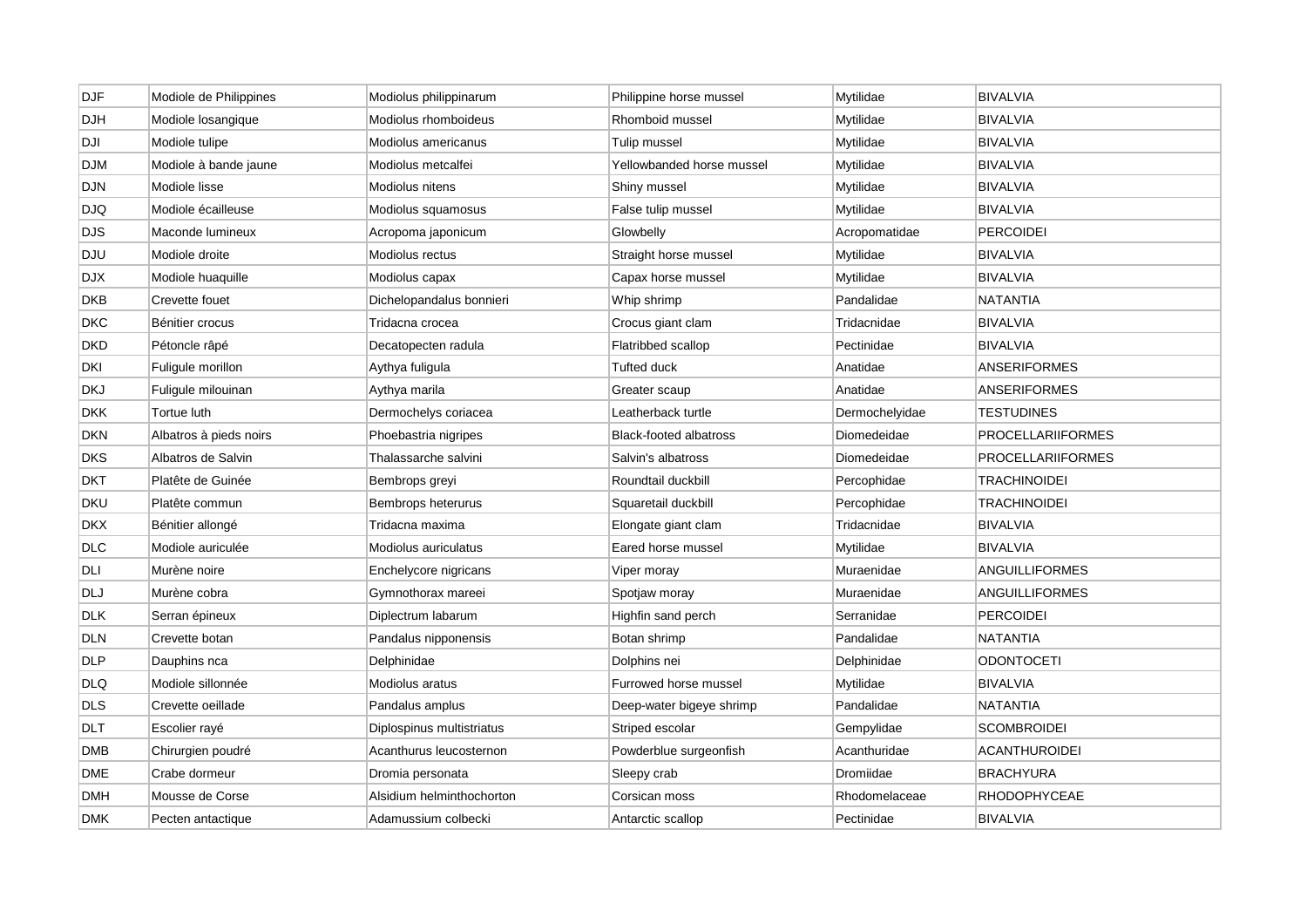| | | | | | |
|---|---|---|---|---|---|
| DJF | Modiole de Philippines | Modiolus philippinarum | Philippine horse mussel | Mytilidae | BIVALVIA |
| DJH | Modiole losangique | Modiolus rhomboideus | Rhomboid mussel | Mytilidae | BIVALVIA |
| DJI | Modiole tulipe | Modiolus americanus | Tulip mussel | Mytilidae | BIVALVIA |
| DJM | Modiole à bande jaune | Modiolus metcalfei | Yellowbanded horse mussel | Mytilidae | BIVALVIA |
| DJN | Modiole lisse | Modiolus nitens | Shiny mussel | Mytilidae | BIVALVIA |
| DJQ | Modiole écailleuse | Modiolus squamosus | False tulip mussel | Mytilidae | BIVALVIA |
| DJS | Maconde lumineux | Acropoma japonicum | Glowbelly | Acropomatidae | PERCOIDEI |
| DJU | Modiole droite | Modiolus rectus | Straight horse mussel | Mytilidae | BIVALVIA |
| DJX | Modiole huaquille | Modiolus capax | Capax horse mussel | Mytilidae | BIVALVIA |
| DKB | Crevette fouet | Dichelopandalus bonnieri | Whip shrimp | Pandalidae | NATANTIA |
| DKC | Bénitier crocus | Tridacna crocea | Crocus giant clam | Tridacnidae | BIVALVIA |
| DKD | Pétoncle râpé | Decatopecten radula | Flatribbed scallop | Pectinidae | BIVALVIA |
| DKI | Fuligule morillon | Aythya fuligula | Tufted duck | Anatidae | ANSERIFORMES |
| DKJ | Fuligule milouinan | Aythya marila | Greater scaup | Anatidae | ANSERIFORMES |
| DKK | Tortue luth | Dermochelys coriacea | Leatherback turtle | Dermochelyidae | TESTUDINES |
| DKN | Albatros à pieds noirs | Phoebastria nigripes | Black-footed albatross | Diomedeidae | PROCELLARIIFORMES |
| DKS | Albatros de Salvin | Thalassarche salvini | Salvin's albatross | Diomedeidae | PROCELLARIIFORMES |
| DKT | Platête de Guinée | Bembrops greyi | Roundtail duckbill | Percophidae | TRACHINOIDEI |
| DKU | Platête commun | Bembrops heterurus | Squaretail duckbill | Percophidae | TRACHINOIDEI |
| DKX | Bénitier allongé | Tridacna maxima | Elongate giant clam | Tridacnidae | BIVALVIA |
| DLC | Modiole auriculée | Modiolus auriculatus | Eared horse mussel | Mytilidae | BIVALVIA |
| DLI | Murène noire | Enchelycore nigricans | Viper moray | Muraenidae | ANGUILLIFORMES |
| DLJ | Murène cobra | Gymnothorax mareei | Spotjaw moray | Muraenidae | ANGUILLIFORMES |
| DLK | Serran épineux | Diplectrum labarum | Highfin sand perch | Serranidae | PERCOIDEI |
| DLN | Crevette botan | Pandalus nipponensis | Botan shrimp | Pandalidae | NATANTIA |
| DLP | Dauphins nca | Delphinidae | Dolphins nei | Delphinidae | ODONTOCETI |
| DLQ | Modiole sillonnée | Modiolus aratus | Furrowed horse mussel | Mytilidae | BIVALVIA |
| DLS | Crevette oeillade | Pandalus amplus | Deep-water bigeye shrimp | Pandalidae | NATANTIA |
| DLT | Escolier rayé | Diplospinus multistriatus | Striped escolar | Gempylidae | SCOMBROIDEI |
| DMB | Chirurgien poudré | Acanthurus leucosternon | Powderblue surgeonfish | Acanthuridae | ACANTHUROIDEI |
| DME | Crabe dormeur | Dromia personata | Sleepy crab | Dromiidae | BRACHYURA |
| DMH | Mousse de Corse | Alsidium helminthochorton | Corsican moss | Rhodomelaceae | RHODOPHYCEAE |
| DMK | Pecten antactique | Adamussium colbecki | Antarctic scallop | Pectinidae | BIVALVIA |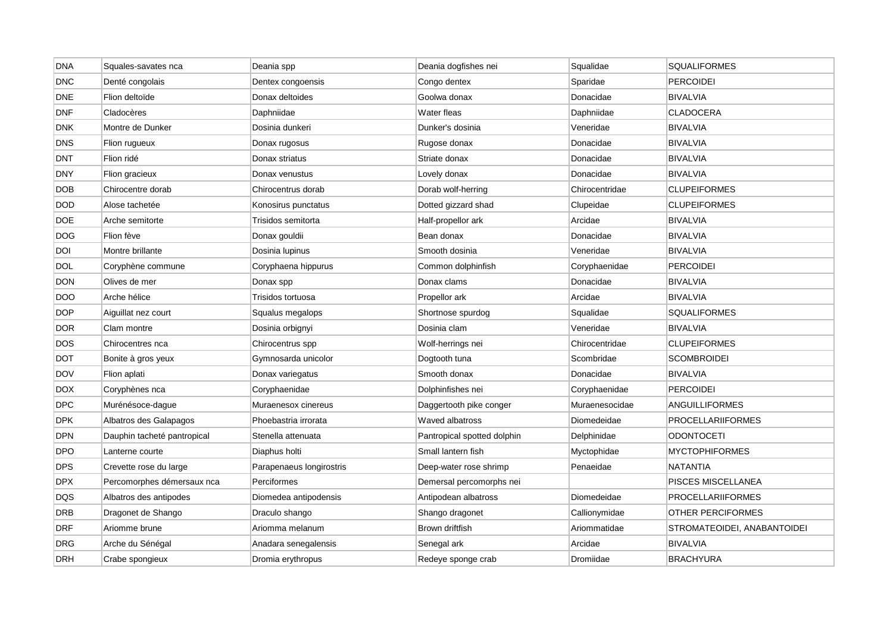| DNA | Squales-savates nca | Deania spp | Deania dogfishes nei | Squalidae | SQUALIFORMES |
|---|---|---|---|---|---|
| DNC | Denté congolais | Dentex congoensis | Congo dentex | Sparidae | PERCOIDEI |
| DNE | Flion deltoïde | Donax deltoides | Goolwa donax | Donacidae | BIVALVIA |
| DNF | Cladocères | Daphniidae | Water fleas | Daphniidae | CLADOCERA |
| DNK | Montre de Dunker | Dosinia dunkeri | Dunker's dosinia | Veneridae | BIVALVIA |
| DNS | Flion rugueux | Donax rugosus | Rugose donax | Donacidae | BIVALVIA |
| DNT | Flion ridé | Donax striatus | Striate donax | Donacidae | BIVALVIA |
| DNY | Flion gracieux | Donax venustus | Lovely donax | Donacidae | BIVALVIA |
| DOB | Chirocentre dorab | Chirocentrus dorab | Dorab wolf-herring | Chirocentridae | CLUPEIFORMES |
| DOD | Alose tachetée | Konosirus punctatus | Dotted gizzard shad | Clupeidae | CLUPEIFORMES |
| DOE | Arche semitorte | Trisidos semitorta | Half-propellor ark | Arcidae | BIVALVIA |
| DOG | Flion fève | Donax gouldii | Bean donax | Donacidae | BIVALVIA |
| DOI | Montre brillante | Dosinia lupinus | Smooth dosinia | Veneridae | BIVALVIA |
| DOL | Coryphène commune | Coryphaena hippurus | Common dolphinfish | Coryphaenidae | PERCOIDEI |
| DON | Olives de mer | Donax spp | Donax clams | Donacidae | BIVALVIA |
| DOO | Arche hélice | Trisidos tortuosa | Propellor ark | Arcidae | BIVALVIA |
| DOP | Aiguillat nez court | Squalus megalops | Shortnose spurdog | Squalidae | SQUALIFORMES |
| DOR | Clam montre | Dosinia orbignyi | Dosinia clam | Veneridae | BIVALVIA |
| DOS | Chirocentres nca | Chirocentrus spp | Wolf-herrings nei | Chirocentridae | CLUPEIFORMES |
| DOT | Bonite à gros yeux | Gymnosarda unicolor | Dogtooth tuna | Scombridae | SCOMBROIDEI |
| DOV | Flion aplati | Donax variegatus | Smooth donax | Donacidae | BIVALVIA |
| DOX | Coryphènes nca | Coryphaenidae | Dolphinfishes nei | Coryphaenidae | PERCOIDEI |
| DPC | Murénésoce-dague | Muraenesox cinereus | Daggertooth pike conger | Muraenesocidae | ANGUILLIFORMES |
| DPK | Albatros des Galapagos | Phoebastria irrorata | Waved albatross | Diomedeidae | PROCELLARIIFORMES |
| DPN | Dauphin tacheté pantropical | Stenella attenuata | Pantropical spotted dolphin | Delphinidae | ODONTOCETI |
| DPO | Lanterne courte | Diaphus holti | Small lantern fish | Myctophidae | MYCTOPHIFORMES |
| DPS | Crevette rose du large | Parapenaeus longirostris | Deep-water rose shrimp | Penaeidae | NATANTIA |
| DPX | Percomorphes démersaux nca | Perciformes | Demersal percomorphs nei | | PISCES MISCELLANEA |
| DQS | Albatros des antipodes | Diomedea antipodensis | Antipodean albatross | Diomedeidae | PROCELLARIIFORMES |
| DRB | Dragonet de Shango | Draculo shango | Shango dragonet | Callionymidae | OTHER PERCIFORMES |
| DRF | Ariomme brune | Ariomma melanum | Brown driftfish | Ariommatidae | STROMATEOIDEI, ANABANTOIDEI |
| DRG | Arche du Sénégal | Anadara senegalensis | Senegal ark | Arcidae | BIVALVIA |
| DRH | Crabe spongieux | Dromia erythropus | Redeye sponge crab | Dromiidae | BRACHYURA |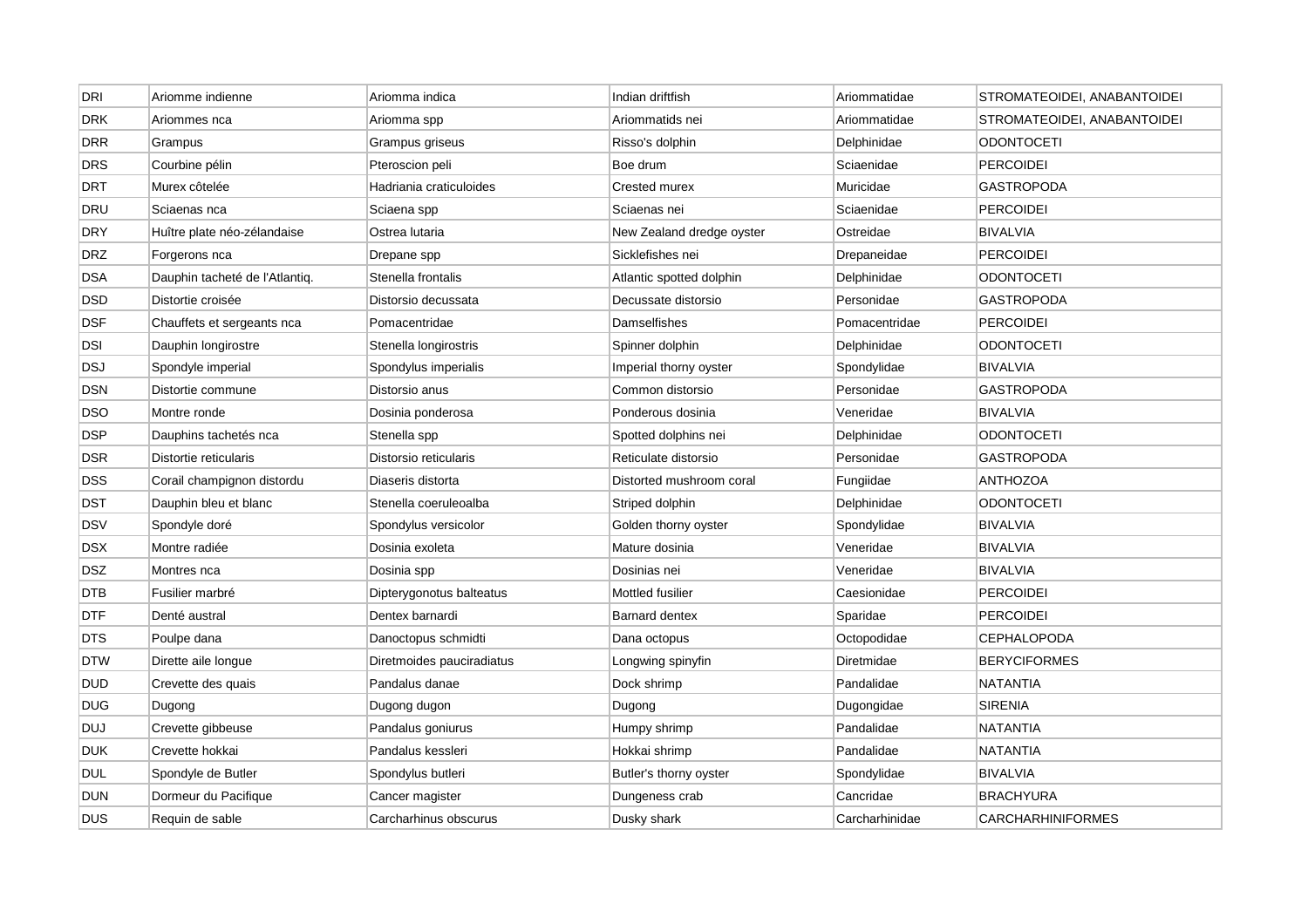| DRI | Ariomme indienne | Ariomma indica | Indian driftfish | Ariommatidae | STROMATEOIDEI, ANABANTOIDEI |
|---|---|---|---|---|---|
| DRK | Ariommes nca | Ariomma spp | Ariommatids nei | Ariommatidae | STROMATEOIDEI, ANABANTOIDEI |
| DRR | Grampus | Grampus griseus | Risso's dolphin | Delphinidae | ODONTOCETI |
| DRS | Courbine pélin | Pteroscion peli | Boe drum | Sciaenidae | PERCOIDEI |
| DRT | Murex côtelée | Hadriania craticuloides | Crested murex | Muricidae | GASTROPODA |
| DRU | Sciaenas nca | Sciaena spp | Sciaenas nei | Sciaenidae | PERCOIDEI |
| DRY | Huître plate néo-zélandaise | Ostrea lutaria | New Zealand dredge oyster | Ostreidae | BIVALVIA |
| DRZ | Forgerons nca | Drepane spp | Sicklefishes nei | Drepaneidae | PERCOIDEI |
| DSA | Dauphin tacheté de l'Atlantiq. | Stenella frontalis | Atlantic spotted dolphin | Delphinidae | ODONTOCETI |
| DSD | Distortie croisée | Distorsio decussata | Decussate distorsio | Personidae | GASTROPODA |
| DSF | Chauffets et sergeants nca | Pomacentridae | Damselfishes | Pomacentridae | PERCOIDEI |
| DSI | Dauphin longirostre | Stenella longirostris | Spinner dolphin | Delphinidae | ODONTOCETI |
| DSJ | Spondyle imperial | Spondylus imperialis | Imperial thorny oyster | Spondylidae | BIVALVIA |
| DSN | Distortie commune | Distorsio anus | Common distorsio | Personidae | GASTROPODA |
| DSO | Montre ronde | Dosinia ponderosa | Ponderous dosinia | Veneridae | BIVALVIA |
| DSP | Dauphins tachetés nca | Stenella spp | Spotted dolphins nei | Delphinidae | ODONTOCETI |
| DSR | Distortie reticularis | Distorsio reticularis | Reticulate distorsio | Personidae | GASTROPODA |
| DSS | Corail champignon distordu | Diaseris distorta | Distorted mushroom coral | Fungiidae | ANTHOZOA |
| DST | Dauphin bleu et blanc | Stenella coeruleoalba | Striped dolphin | Delphinidae | ODONTOCETI |
| DSV | Spondyle doré | Spondylus versicolor | Golden thorny oyster | Spondylidae | BIVALVIA |
| DSX | Montre radiée | Dosinia exoleta | Mature dosinia | Veneridae | BIVALVIA |
| DSZ | Montres nca | Dosinia spp | Dosinias nei | Veneridae | BIVALVIA |
| DTB | Fusilier marbré | Dipterygonotus balteatus | Mottled fusilier | Caesionidae | PERCOIDEI |
| DTF | Denté austral | Dentex barnardi | Barnard dentex | Sparidae | PERCOIDEI |
| DTS | Poulpe dana | Danoctopus schmidti | Dana octopus | Octopodidae | CEPHALOPODA |
| DTW | Dirette aile longue | Diretmoides pauciradiatus | Longwing spinyfin | Diretmidae | BERYCIFORMES |
| DUD | Crevette des quais | Pandalus danae | Dock shrimp | Pandalidae | NATANTIA |
| DUG | Dugong | Dugong dugon | Dugong | Dugongidae | SIRENIA |
| DUJ | Crevette gibbeuse | Pandalus goniurus | Humpy shrimp | Pandalidae | NATANTIA |
| DUK | Crevette hokkai | Pandalus kessleri | Hokkai shrimp | Pandalidae | NATANTIA |
| DUL | Spondyle de Butler | Spondylus butleri | Butler's thorny oyster | Spondylidae | BIVALVIA |
| DUN | Dormeur du Pacifique | Cancer magister | Dungeness crab | Cancridae | BRACHYURA |
| DUS | Requin de sable | Carcharhinus obscurus | Dusky shark | Carcharhinidae | CARCHARHINIFORMES |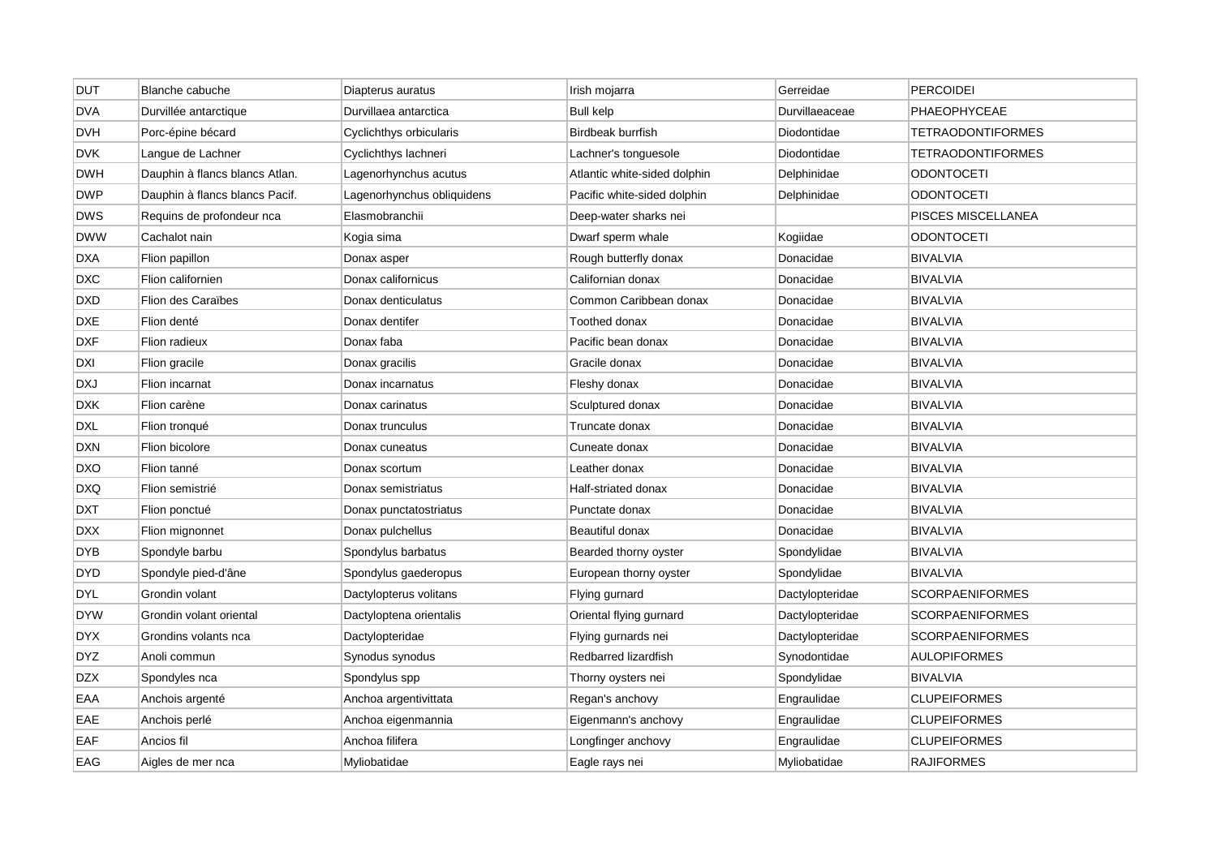| DUT | Blanche cabuche | Diapterus auratus | Irish mojarra | Gerreidae | PERCOIDEI |
|---|---|---|---|---|---|
| DVA | Durvillée antarctique | Durvillaea antarctica | Bull kelp | Durvillaeaceae | PHAEOPHYCEAE |
| DVH | Porc-épine bécard | Cyclichthys orbicularis | Birdbeak burrfish | Diodontidae | TETRAODONTIFORMES |
| DVK | Langue de Lachner | Cyclichthys lachneri | Lachner's tonguesole | Diodontidae | TETRAODONTIFORMES |
| DWH | Dauphin à flancs blancs Atlan. | Lagenorhynchus acutus | Atlantic white-sided dolphin | Delphinidae | ODONTOCETI |
| DWP | Dauphin à flancs blancs Pacif. | Lagenorhynchus obliquidens | Pacific white-sided dolphin | Delphinidae | ODONTOCETI |
| DWS | Requins de profondeur nca | Elasmobranchii | Deep-water sharks nei | | PISCES MISCELLANEA |
| DWW | Cachalot nain | Kogia sima | Dwarf sperm whale | Kogiidae | ODONTOCETI |
| DXA | Flion papillon | Donax asper | Rough butterfly donax | Donacidae | BIVALVIA |
| DXC | Flion californien | Donax californicus | Californian donax | Donacidae | BIVALVIA |
| DXD | Flion des Caraïbes | Donax denticulatus | Common Caribbean donax | Donacidae | BIVALVIA |
| DXE | Flion denté | Donax dentifer | Toothed donax | Donacidae | BIVALVIA |
| DXF | Flion radieux | Donax faba | Pacific bean donax | Donacidae | BIVALVIA |
| DXI | Flion gracile | Donax gracilis | Gracile donax | Donacidae | BIVALVIA |
| DXJ | Flion incarnat | Donax incarnatus | Fleshy donax | Donacidae | BIVALVIA |
| DXK | Flion carène | Donax carinatus | Sculptured donax | Donacidae | BIVALVIA |
| DXL | Flion tronqué | Donax trunculus | Truncate donax | Donacidae | BIVALVIA |
| DXN | Flion bicolore | Donax cuneatus | Cuneate donax | Donacidae | BIVALVIA |
| DXO | Flion tanné | Donax scortum | Leather donax | Donacidae | BIVALVIA |
| DXQ | Flion semistrié | Donax semistriatus | Half-striated donax | Donacidae | BIVALVIA |
| DXT | Flion ponctué | Donax punctatostriatus | Punctate donax | Donacidae | BIVALVIA |
| DXX | Flion mignonnet | Donax pulchellus | Beautiful donax | Donacidae | BIVALVIA |
| DYB | Spondyle barbu | Spondylus barbatus | Bearded thorny oyster | Spondylidae | BIVALVIA |
| DYD | Spondyle pied-d'âne | Spondylus gaederopus | European thorny oyster | Spondylidae | BIVALVIA |
| DYL | Grondin volant | Dactylopterus volitans | Flying gurnard | Dactylopteridae | SCORPAENIFORMES |
| DYW | Grondin volant oriental | Dactyloptena orientalis | Oriental flying gurnard | Dactylopteridae | SCORPAENIFORMES |
| DYX | Grondins volants nca | Dactylopteridae | Flying gurnards nei | Dactylopteridae | SCORPAENIFORMES |
| DYZ | Anoli commun | Synodus synodus | Redbarred lizardfish | Synodontidae | AULOPIFORMES |
| DZX | Spondyles nca | Spondylus spp | Thorny oysters nei | Spondylidae | BIVALVIA |
| EAA | Anchois argenté | Anchoa argentivittata | Regan's anchovy | Engraulidae | CLUPEIFORMES |
| EAE | Anchois perlé | Anchoa eigenmannia | Eigenmann's anchovy | Engraulidae | CLUPEIFORMES |
| EAF | Ancios fil | Anchoa filifera | Longfinger anchovy | Engraulidae | CLUPEIFORMES |
| EAG | Aigles de mer nca | Myliobatidae | Eagle rays nei | Myliobatidae | RAJIFORMES |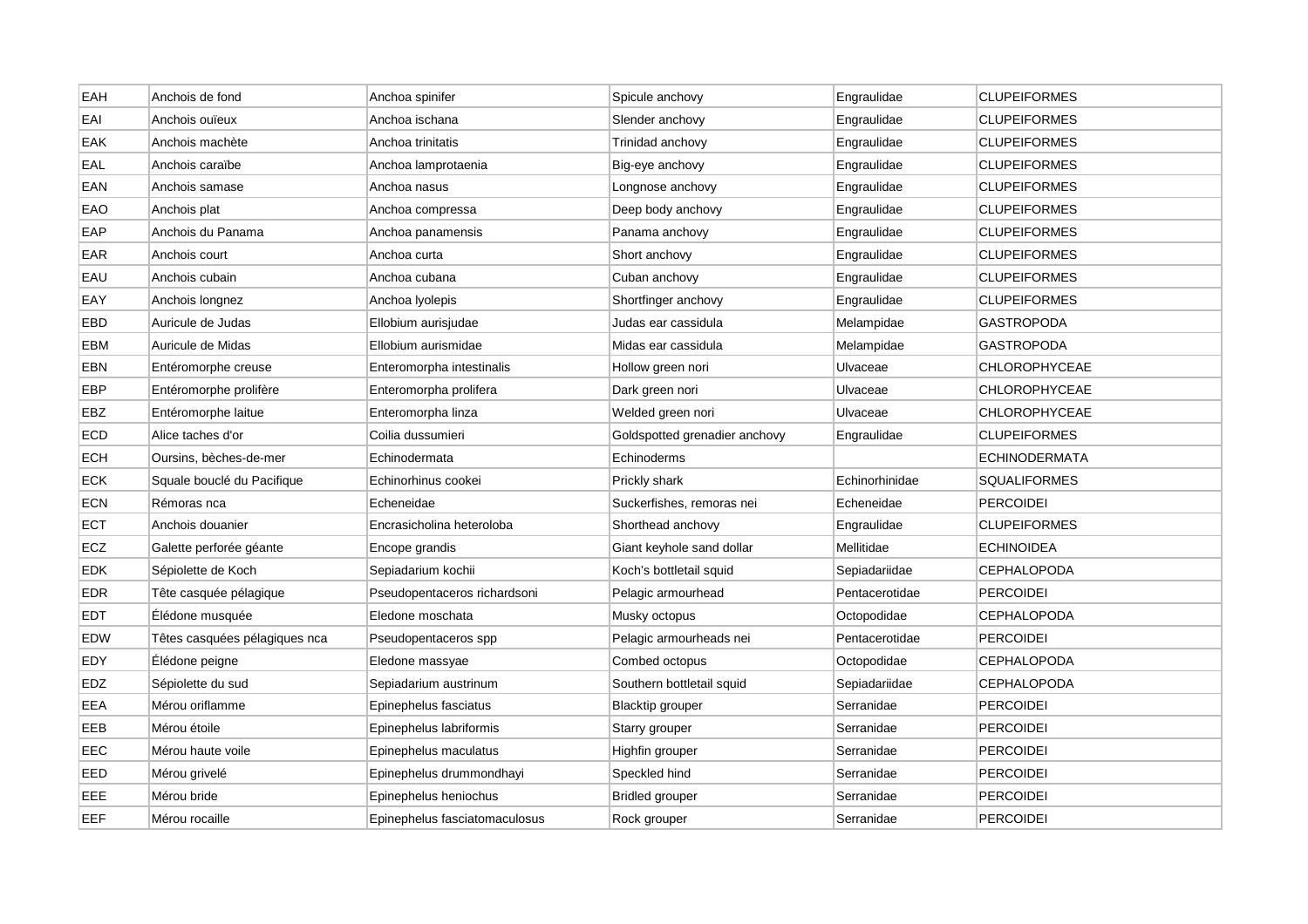| EAH | Anchois de fond | Anchoa spinifer | Spicule anchovy | Engraulidae | CLUPEIFORMES |
|---|---|---|---|---|---|
| EAI | Anchois ouïeux | Anchoa ischana | Slender anchovy | Engraulidae | CLUPEIFORMES |
| EAK | Anchois machète | Anchoa trinitatis | Trinidad anchovy | Engraulidae | CLUPEIFORMES |
| EAL | Anchois caraïbe | Anchoa lamprotaenia | Big-eye anchovy | Engraulidae | CLUPEIFORMES |
| EAN | Anchois samase | Anchoa nasus | Longnose anchovy | Engraulidae | CLUPEIFORMES |
| EAO | Anchois plat | Anchoa compressa | Deep body anchovy | Engraulidae | CLUPEIFORMES |
| EAP | Anchois du Panama | Anchoa panamensis | Panama anchovy | Engraulidae | CLUPEIFORMES |
| EAR | Anchois court | Anchoa curta | Short anchovy | Engraulidae | CLUPEIFORMES |
| EAU | Anchois cubain | Anchoa cubana | Cuban anchovy | Engraulidae | CLUPEIFORMES |
| EAY | Anchois longnez | Anchoa lyolepis | Shortfinger anchovy | Engraulidae | CLUPEIFORMES |
| EBD | Auricule de Judas | Ellobium aurisjudae | Judas ear cassidula | Melampidae | GASTROPODA |
| EBM | Auricule de Midas | Ellobium aurismidae | Midas ear cassidula | Melampidae | GASTROPODA |
| EBN | Entéromorphe creuse | Enteromorpha intestinalis | Hollow green nori | Ulvaceae | CHLOROPHYCEAE |
| EBP | Entéromorphe prolifère | Enteromorpha prolifera | Dark green nori | Ulvaceae | CHLOROPHYCEAE |
| EBZ | Entéromorphe laitue | Enteromorpha linza | Welded green nori | Ulvaceae | CHLOROPHYCEAE |
| ECD | Alice taches d'or | Coilia dussumieri | Goldspotted grenadier anchovy | Engraulidae | CLUPEIFORMES |
| ECH | Oursins, bèches-de-mer | Echinodermata | Echinoderms | | ECHINODERMATA |
| ECK | Squale bouclé du Pacifique | Echinorhinus cookei | Prickly shark | Echinorhinidae | SQUALIFORMES |
| ECN | Rémoras nca | Echeneidae | Suckerfishes, remoras nei | Echeneidae | PERCOIDEI |
| ECT | Anchois douanier | Encrasicholina heteroloba | Shorthead anchovy | Engraulidae | CLUPEIFORMES |
| ECZ | Galette perforée géante | Encope grandis | Giant keyhole sand dollar | Mellitidae | ECHINOIDEA |
| EDK | Sépiolette de Koch | Sepiadarium kochii | Koch's bottletail squid | Sepiadariidae | CEPHALOPODA |
| EDR | Tête casquée pélagique | Pseudopentaceros richardsoni | Pelagic armourhead | Pentacerotidae | PERCOIDEI |
| EDT | Élédone musquée | Eledone moschata | Musky octopus | Octopodidae | CEPHALOPODA |
| EDW | Têtes casquées pélagiques nca | Pseudopentaceros spp | Pelagic armourheads nei | Pentacerotidae | PERCOIDEI |
| EDY | Élédone peigne | Eledone massyae | Combed octopus | Octopodidae | CEPHALOPODA |
| EDZ | Sépiolette du sud | Sepiadarium austrinum | Southern bottletail squid | Sepiadariidae | CEPHALOPODA |
| EEA | Mérou oriflamme | Epinephelus fasciatus | Blacktip grouper | Serranidae | PERCOIDEI |
| EEB | Mérou étoile | Epinephelus labriformis | Starry grouper | Serranidae | PERCOIDEI |
| EEC | Mérou haute voile | Epinephelus maculatus | Highfin grouper | Serranidae | PERCOIDEI |
| EED | Mérou grivelé | Epinephelus drummondhayi | Speckled hind | Serranidae | PERCOIDEI |
| EEE | Mérou bride | Epinephelus heniochus | Bridled grouper | Serranidae | PERCOIDEI |
| EEF | Mérou rocaille | Epinephelus fasciatomaculosus | Rock grouper | Serranidae | PERCOIDEI |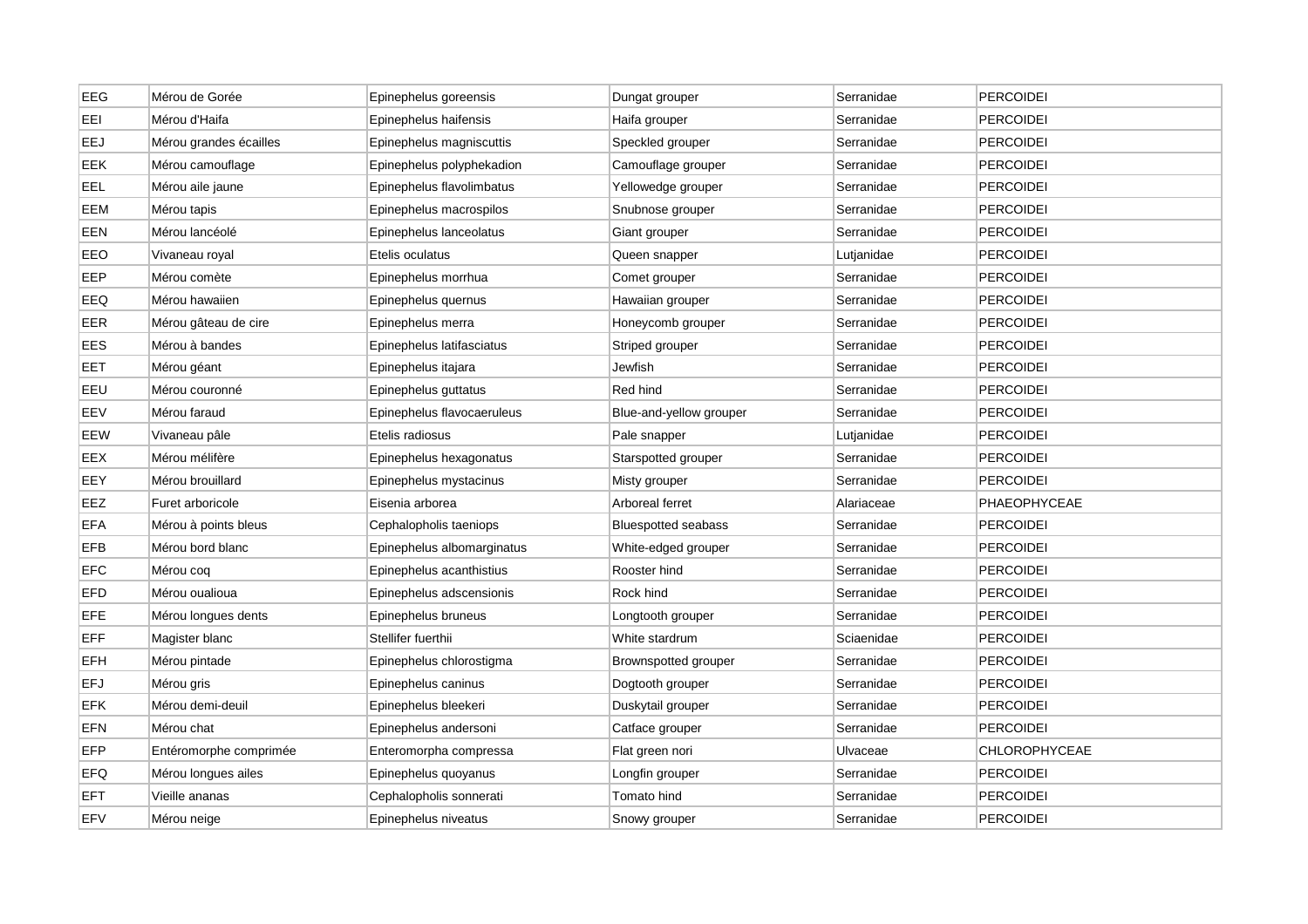| EEG | Mérou de Gorée | Epinephelus goreensis | Dungat grouper | Serranidae | PERCOIDEI |
|---|---|---|---|---|---|
| EEI | Mérou d'Haifa | Epinephelus haifensis | Haifa grouper | Serranidae | PERCOIDEI |
| EEJ | Mérou grandes écailles | Epinephelus magniscuttis | Speckled grouper | Serranidae | PERCOIDEI |
| EEK | Mérou camouflage | Epinephelus polyphekadion | Camouflage grouper | Serranidae | PERCOIDEI |
| EEL | Mérou aile jaune | Epinephelus flavolimbatus | Yellowedge grouper | Serranidae | PERCOIDEI |
| EEM | Mérou tapis | Epinephelus macrospilos | Snubnose grouper | Serranidae | PERCOIDEI |
| EEN | Mérou lancéolé | Epinephelus lanceolatus | Giant grouper | Serranidae | PERCOIDEI |
| EEO | Vivaneau royal | Etelis oculatus | Queen snapper | Lutjanidae | PERCOIDEI |
| EEP | Mérou comète | Epinephelus morrhua | Comet grouper | Serranidae | PERCOIDEI |
| EEQ | Mérou hawaiien | Epinephelus quernus | Hawaiian grouper | Serranidae | PERCOIDEI |
| EER | Mérou gâteau de cire | Epinephelus merra | Honeycomb grouper | Serranidae | PERCOIDEI |
| EES | Mérou à bandes | Epinephelus latifasciatus | Striped grouper | Serranidae | PERCOIDEI |
| EET | Mérou géant | Epinephelus itajara | Jewfish | Serranidae | PERCOIDEI |
| EEU | Mérou couronné | Epinephelus guttatus | Red hind | Serranidae | PERCOIDEI |
| EEV | Mérou faraud | Epinephelus flavocaeruleus | Blue-and-yellow grouper | Serranidae | PERCOIDEI |
| EEW | Vivaneau pâle | Etelis radiosus | Pale snapper | Lutjanidae | PERCOIDEI |
| EEX | Mérou mélifère | Epinephelus hexagonatus | Starspotted grouper | Serranidae | PERCOIDEI |
| EEY | Mérou brouillard | Epinephelus mystacinus | Misty grouper | Serranidae | PERCOIDEI |
| EEZ | Furet arboricole | Eisenia arborea | Arboreal ferret | Alariaceae | PHAEOPHYCEAE |
| EFA | Mérou à points bleus | Cephalopholis taeniops | Bluespotted seabass | Serranidae | PERCOIDEI |
| EFB | Mérou bord blanc | Epinephelus albomarginatus | White-edged grouper | Serranidae | PERCOIDEI |
| EFC | Mérou coq | Epinephelus acanthistius | Rooster hind | Serranidae | PERCOIDEI |
| EFD | Mérou oualioua | Epinephelus adscensionis | Rock hind | Serranidae | PERCOIDEI |
| EFE | Mérou longues dents | Epinephelus bruneus | Longtooth grouper | Serranidae | PERCOIDEI |
| EFF | Magister blanc | Stellifer fuerthii | White stardrum | Sciaenidae | PERCOIDEI |
| EFH | Mérou pintade | Epinephelus chlorostigma | Brownspotted grouper | Serranidae | PERCOIDEI |
| EFJ | Mérou gris | Epinephelus caninus | Dogtooth grouper | Serranidae | PERCOIDEI |
| EFK | Mérou demi-deuil | Epinephelus bleekeri | Duskytail grouper | Serranidae | PERCOIDEI |
| EFN | Mérou chat | Epinephelus andersoni | Catface grouper | Serranidae | PERCOIDEI |
| EFP | Entéromorphe comprimée | Enteromorpha compressa | Flat green nori | Ulvaceae | CHLOROPHYCEAE |
| EFQ | Mérou longues ailes | Epinephelus quoyanus | Longfin grouper | Serranidae | PERCOIDEI |
| EFT | Vieille ananas | Cephalopholis sonnerati | Tomato hind | Serranidae | PERCOIDEI |
| EFV | Mérou neige | Epinephelus niveatus | Snowy grouper | Serranidae | PERCOIDEI |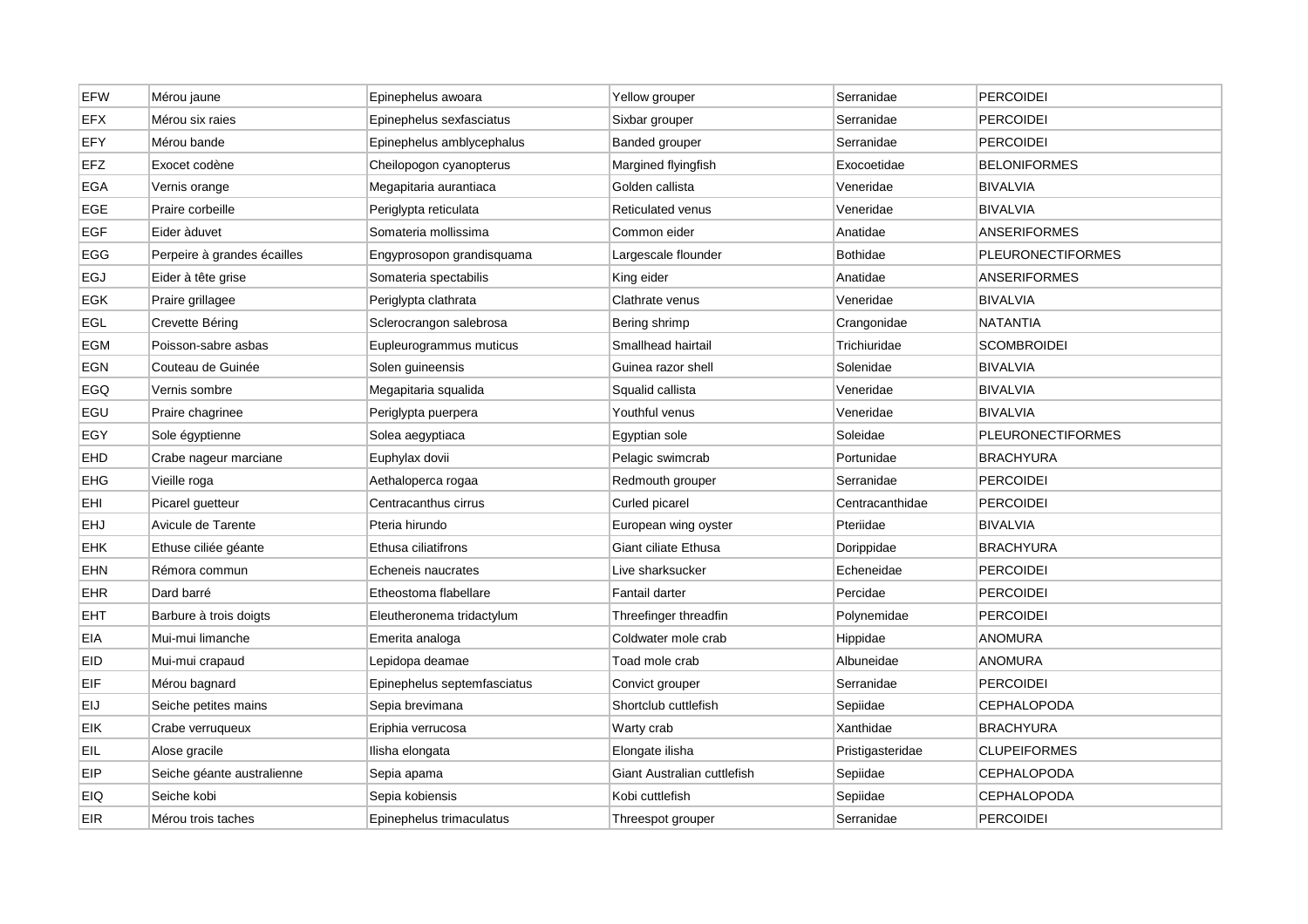| EFW | Mérou jaune | Epinephelus awoara | Yellow grouper | Serranidae | PERCOIDEI |
|---|---|---|---|---|---|
| EFX | Mérou six raies | Epinephelus sexfasciatus | Sixbar grouper | Serranidae | PERCOIDEI |
| EFY | Mérou bande | Epinephelus amblycephalus | Banded grouper | Serranidae | PERCOIDEI |
| EFZ | Exocet codène | Cheilopogon cyanopterus | Margined flyingfish | Exocoetidae | BELONIFORMES |
| EGA | Vernis orange | Megapitaria aurantiaca | Golden callista | Veneridae | BIVALVIA |
| EGE | Praire corbeille | Periglypta reticulata | Reticulated venus | Veneridae | BIVALVIA |
| EGF | Eider àduvet | Somateria mollissima | Common eider | Anatidae | ANSERIFORMES |
| EGG | Perpeire à grandes écailles | Engyprosopon grandisquama | Largescale flounder | Bothidae | PLEURONECTIFORMES |
| EGJ | Eider à tête grise | Somateria spectabilis | King eider | Anatidae | ANSERIFORMES |
| EGK | Praire grillagee | Periglypta clathrata | Clathrate venus | Veneridae | BIVALVIA |
| EGL | Crevette Béring | Sclerocrangon salebrosa | Bering shrimp | Crangonidae | NATANTIA |
| EGM | Poisson-sabre asbas | Eupleurogrammus muticus | Smallhead hairtail | Trichiuridae | SCOMBROIDEI |
| EGN | Couteau de Guinée | Solen guineensis | Guinea razor shell | Solenidae | BIVALVIA |
| EGQ | Vernis sombre | Megapitaria squalida | Squalid callista | Veneridae | BIVALVIA |
| EGU | Praire chagrinee | Periglypta puerpera | Youthful venus | Veneridae | BIVALVIA |
| EGY | Sole égyptienne | Solea aegyptiaca | Egyptian sole | Soleidae | PLEURONECTIFORMES |
| EHD | Crabe nageur marciane | Euphylax dovii | Pelagic swimcrab | Portunidae | BRACHYURA |
| EHG | Vieille roga | Aethaloperca rogaa | Redmouth grouper | Serranidae | PERCOIDEI |
| EHI | Picarel guetteur | Centracanthus cirrus | Curled picarel | Centracanthidae | PERCOIDEI |
| EHJ | Avicule de Tarente | Pteria hirundo | European wing oyster | Pteriidae | BIVALVIA |
| EHK | Ethuse ciliée géante | Ethusa ciliatifrons | Giant ciliate Ethusa | Dorippidae | BRACHYURA |
| EHN | Rémora commun | Echeneis naucrates | Live sharksucker | Echeneidae | PERCOIDEI |
| EHR | Dard barré | Etheostoma flabellare | Fantail darter | Percidae | PERCOIDEI |
| EHT | Barbure à trois doigts | Eleutheronema tridactylum | Threefinger threadfin | Polynemidae | PERCOIDEI |
| EIA | Mui-mui limanche | Emerita analoga | Coldwater mole crab | Hippidae | ANOMURA |
| EID | Mui-mui crapaud | Lepidopa deamae | Toad mole crab | Albuneidae | ANOMURA |
| EIF | Mérou bagnard | Epinephelus septemfasciatus | Convict grouper | Serranidae | PERCOIDEI |
| EIJ | Seiche petites mains | Sepia brevimana | Shortclub cuttlefish | Sepiidae | CEPHALOPODA |
| EIK | Crabe verruqueux | Eriphia verrucosa | Warty crab | Xanthidae | BRACHYURA |
| EIL | Alose gracile | Ilisha elongata | Elongate ilisha | Pristigasteridae | CLUPEIFORMES |
| EIP | Seiche géante australienne | Sepia apama | Giant Australian cuttlefish | Sepiidae | CEPHALOPODA |
| EIQ | Seiche kobi | Sepia kobiensis | Kobi cuttlefish | Sepiidae | CEPHALOPODA |
| EIR | Mérou trois taches | Epinephelus trimaculatus | Threespot grouper | Serranidae | PERCOIDEI |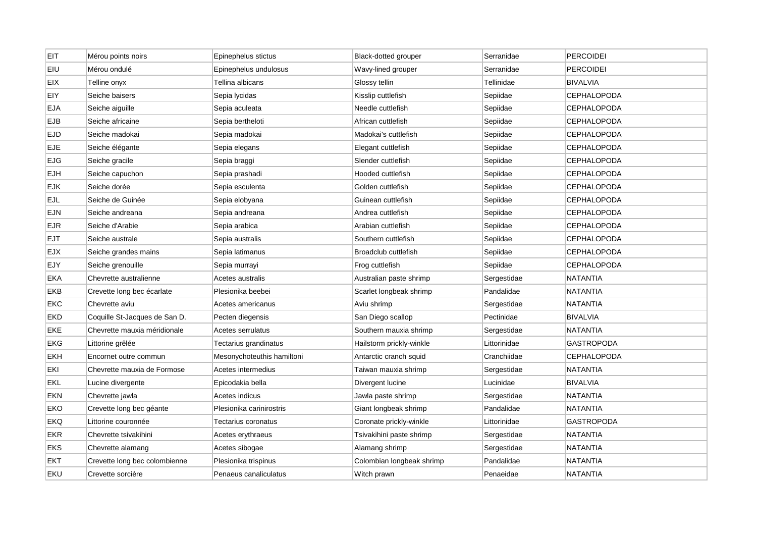| EIT | Mérou points noirs | Epinephelus stictus | Black-dotted grouper | Serranidae | PERCOIDEI |
|---|---|---|---|---|---|
| EIU | Mérou ondulé | Epinephelus undulosus | Wavy-lined grouper | Serranidae | PERCOIDEI |
| EIX | Telline onyx | Tellina albicans | Glossy tellin | Tellinidae | BIVALVIA |
| EIY | Seiche baisers | Sepia lycidas | Kisslip cuttlefish | Sepiidae | CEPHALOPODA |
| EJA | Seiche aiguille | Sepia aculeata | Needle cuttlefish | Sepiidae | CEPHALOPODA |
| EJB | Seiche africaine | Sepia bertheloti | African cuttlefish | Sepiidae | CEPHALOPODA |
| EJD | Seiche madokai | Sepia madokai | Madokai's cuttlefish | Sepiidae | CEPHALOPODA |
| EJE | Seiche élégante | Sepia elegans | Elegant cuttlefish | Sepiidae | CEPHALOPODA |
| EJG | Seiche gracile | Sepia braggi | Slender cuttlefish | Sepiidae | CEPHALOPODA |
| EJH | Seiche capuchon | Sepia prashadi | Hooded cuttlefish | Sepiidae | CEPHALOPODA |
| EJK | Seiche dorée | Sepia esculenta | Golden cuttlefish | Sepiidae | CEPHALOPODA |
| EJL | Seiche de Guinée | Sepia elobyana | Guinean cuttlefish | Sepiidae | CEPHALOPODA |
| EJN | Seiche andreana | Sepia andreana | Andrea cuttlefish | Sepiidae | CEPHALOPODA |
| EJR | Seiche d'Arabie | Sepia arabica | Arabian cuttlefish | Sepiidae | CEPHALOPODA |
| EJT | Seiche australe | Sepia australis | Southern cuttlefish | Sepiidae | CEPHALOPODA |
| EJX | Seiche grandes mains | Sepia latimanus | Broadclub cuttlefish | Sepiidae | CEPHALOPODA |
| EJY | Seiche grenouille | Sepia murrayi | Frog cuttlefish | Sepiidae | CEPHALOPODA |
| EKA | Chevrette australienne | Acetes australis | Australian paste shrimp | Sergestidae | NATANTIA |
| EKB | Crevette long bec écarlate | Plesionika beebei | Scarlet longbeak shrimp | Pandalidae | NATANTIA |
| EKC | Chevrette aviu | Acetes americanus | Aviu shrimp | Sergestidae | NATANTIA |
| EKD | Coquille St-Jacques de San D. | Pecten diegensis | San Diego scallop | Pectinidae | BIVALVIA |
| EKE | Chevrette mauxia méridionale | Acetes serrulatus | Southern mauxia shrimp | Sergestidae | NATANTIA |
| EKG | Littorine grêlée | Tectarius grandinatus | Hailstorm prickly-winkle | Littorinidae | GASTROPODA |
| EKH | Encornet outre commun | Mesonychoteuthis hamiltoni | Antarctic cranch squid | Cranchiidae | CEPHALOPODA |
| EKI | Chevrette mauxia de Formose | Acetes intermedius | Taiwan mauxia shrimp | Sergestidae | NATANTIA |
| EKL | Lucine divergente | Epicodakia bella | Divergent lucine | Lucinidae | BIVALVIA |
| EKN | Chevrette jawla | Acetes indicus | Jawla paste shrimp | Sergestidae | NATANTIA |
| EKO | Crevette long bec géante | Plesionika carinirostris | Giant longbeak shrimp | Pandalidae | NATANTIA |
| EKQ | Littorine couronnée | Tectarius coronatus | Coronate prickly-winkle | Littorinidae | GASTROPODA |
| EKR | Chevrette tsivakihini | Acetes erythraeus | Tsivakihini paste shrimp | Sergestidae | NATANTIA |
| EKS | Chevrette alamang | Acetes sibogae | Alamang shrimp | Sergestidae | NATANTIA |
| EKT | Crevette long bec colombienne | Plesionika trispinus | Colombian longbeak shrimp | Pandalidae | NATANTIA |
| EKU | Crevette sorcière | Penaeus canaliculatus | Witch prawn | Penaeidae | NATANTIA |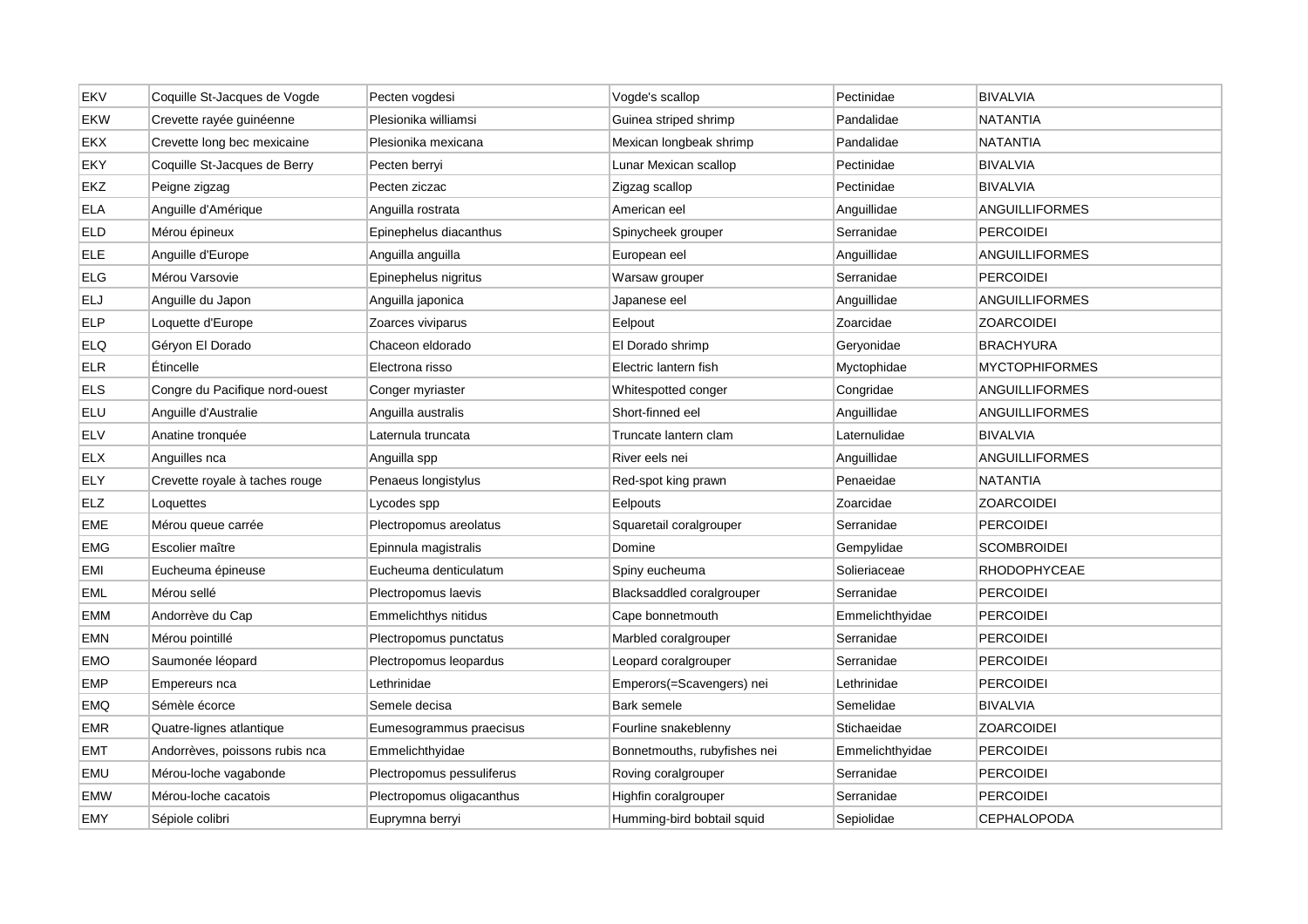| EKV | Coquille St-Jacques de Vogde | Pecten vogdesi | Vogde's scallop | Pectinidae | BIVALVIA |
|---|---|---|---|---|---|
| EKW | Crevette rayée guinéenne | Plesionika williamsi | Guinea striped shrimp | Pandalidae | NATANTIA |
| EKX | Crevette long bec mexicaine | Plesionika mexicana | Mexican longbeak shrimp | Pandalidae | NATANTIA |
| EKY | Coquille St-Jacques de Berry | Pecten berryi | Lunar Mexican scallop | Pectinidae | BIVALVIA |
| EKZ | Peigne zigzag | Pecten ziczac | Zigzag scallop | Pectinidae | BIVALVIA |
| ELA | Anguille d'Amérique | Anguilla rostrata | American eel | Anguillidae | ANGUILLIFORMES |
| ELD | Mérou épineux | Epinephelus diacanthus | Spinycheek grouper | Serranidae | PERCOIDEI |
| ELE | Anguille d'Europe | Anguilla anguilla | European eel | Anguillidae | ANGUILLIFORMES |
| ELG | Mérou Varsovie | Epinephelus nigritus | Warsaw grouper | Serranidae | PERCOIDEI |
| ELJ | Anguille du Japon | Anguilla japonica | Japanese eel | Anguillidae | ANGUILLIFORMES |
| ELP | Loquette d'Europe | Zoarces viviparus | Eelpout | Zoarcidae | ZOARCOIDEI |
| ELQ | Géryon El Dorado | Chaceon eldorado | El Dorado shrimp | Geryonidae | BRACHYURA |
| ELR | Étincelle | Electrona risso | Electric lantern fish | Myctophidae | MYCTOPHIFORMES |
| ELS | Congre du Pacifique nord-ouest | Conger myriaster | Whitespotted conger | Congridae | ANGUILLIFORMES |
| ELU | Anguille d'Australie | Anguilla australis | Short-finned eel | Anguillidae | ANGUILLIFORMES |
| ELV | Anatine tronquée | Laternula truncata | Truncate lantern clam | Laternulidae | BIVALVIA |
| ELX | Anguilles nca | Anguilla spp | River eels nei | Anguillidae | ANGUILLIFORMES |
| ELY | Crevette royale à taches rouge | Penaeus longistylus | Red-spot king prawn | Penaeidae | NATANTIA |
| ELZ | Loquettes | Lycodes spp | Eelpouts | Zoarcidae | ZOARCOIDEI |
| EME | Mérou queue carrée | Plectropomus areolatus | Squaretail coralgrouper | Serranidae | PERCOIDEI |
| EMG | Escolier maître | Epinnula magistralis | Domine | Gempylidae | SCOMBROIDEI |
| EMI | Eucheuma épineuse | Eucheuma denticulatum | Spiny eucheuma | Solieriaceae | RHODOPHYCEAE |
| EML | Mérou sellé | Plectropomus laevis | Blacksaddled coralgrouper | Serranidae | PERCOIDEI |
| EMM | Andorrève du Cap | Emmelichthys nitidus | Cape bonnetmouth | Emmelichthyidae | PERCOIDEI |
| EMN | Mérou pointillé | Plectropomus punctatus | Marbled coralgrouper | Serranidae | PERCOIDEI |
| EMO | Saumonée léopard | Plectropomus leopardus | Leopard coralgrouper | Serranidae | PERCOIDEI |
| EMP | Empereurs nca | Lethrinidae | Emperors(=Scavengers) nei | Lethrinidae | PERCOIDEI |
| EMQ | Sémèle écorce | Semele decisa | Bark semele | Semelidae | BIVALVIA |
| EMR | Quatre-lignes atlantique | Eumesogrammus praecisus | Fourline snakeblenny | Stichaeidae | ZOARCOIDEI |
| EMT | Andorrèves, poissons rubis nca | Emmelichthyidae | Bonnetmouths, rubyfishes nei | Emmelichthyidae | PERCOIDEI |
| EMU | Mérou-loche vagabonde | Plectropomus pessuliferus | Roving coralgrouper | Serranidae | PERCOIDEI |
| EMW | Mérou-loche cacatois | Plectropomus oligacanthus | Highfin coralgrouper | Serranidae | PERCOIDEI |
| EMY | Sépiole colibri | Euprymna berryi | Humming-bird bobtail squid | Sepiolidae | CEPHALOPODA |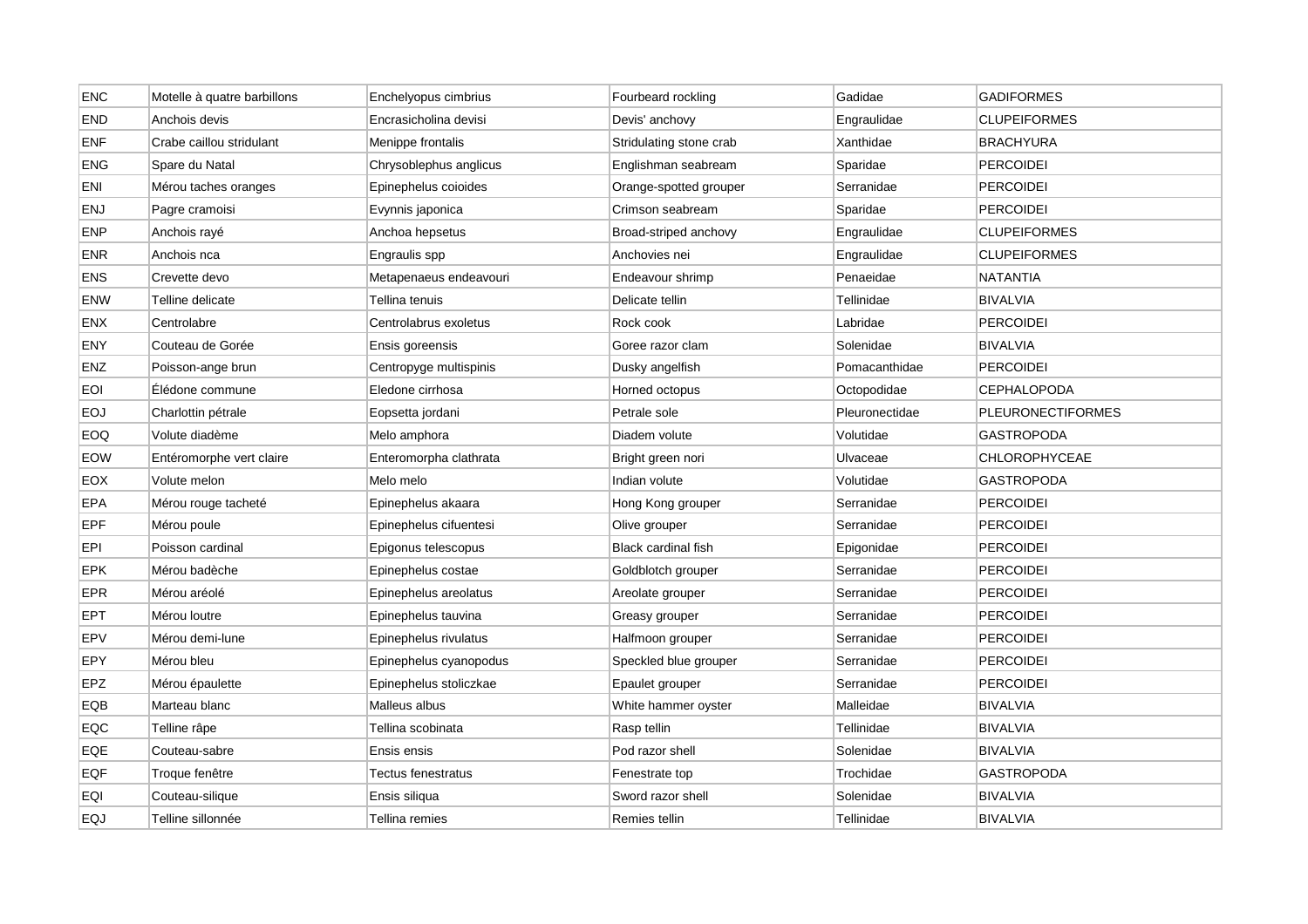| ENC | Motelle à quatre barbillons | Enchelyopus cimbrius | Fourbeard rockling | Gadidae | GADIFORMES |
|---|---|---|---|---|---|
| END | Anchois devis | Encrasicholina devisi | Devis' anchovy | Engraulidae | CLUPEIFORMES |
| ENF | Crabe caillou stridulant | Menippe frontalis | Stridulating stone crab | Xanthidae | BRACHYURA |
| ENG | Spare du Natal | Chrysoblephus anglicus | Englishman seabream | Sparidae | PERCOIDEI |
| ENI | Mérou taches oranges | Epinephelus coioides | Orange-spotted grouper | Serranidae | PERCOIDEI |
| ENJ | Pagre cramoisi | Evynnis japonica | Crimson seabream | Sparidae | PERCOIDEI |
| ENP | Anchois rayé | Anchoa hepsetus | Broad-striped anchovy | Engraulidae | CLUPEIFORMES |
| ENR | Anchois nca | Engraulis spp | Anchovies nei | Engraulidae | CLUPEIFORMES |
| ENS | Crevette devo | Metapenaeus endeavouri | Endeavour shrimp | Penaeidae | NATANTIA |
| ENW | Telline delicate | Tellina tenuis | Delicate tellin | Tellinidae | BIVALVIA |
| ENX | Centrolabre | Centrolabrus exoletus | Rock cook | Labridae | PERCOIDEI |
| ENY | Couteau de Gorée | Ensis goreensis | Goree razor clam | Solenidae | BIVALVIA |
| ENZ | Poisson-ange brun | Centropyge multispinis | Dusky angelfish | Pomacanthidae | PERCOIDEI |
| EOI | Élédone commune | Eledone cirrhosa | Horned octopus | Octopodidae | CEPHALOPODA |
| EOJ | Charlottin pétrale | Eopsetta jordani | Petrale sole | Pleuronectidae | PLEURONECTIFORMES |
| EOQ | Volute diadème | Melo amphora | Diadem volute | Volutidae | GASTROPODA |
| EOW | Entéromorphe vert claire | Enteromorpha clathrata | Bright green nori | Ulvaceae | CHLOROPHYCEAE |
| EOX | Volute melon | Melo melo | Indian volute | Volutidae | GASTROPODA |
| EPA | Mérou rouge tacheté | Epinephelus akaara | Hong Kong grouper | Serranidae | PERCOIDEI |
| EPF | Mérou poule | Epinephelus cifuentesi | Olive grouper | Serranidae | PERCOIDEI |
| EPI | Poisson cardinal | Epigonus telescopus | Black cardinal fish | Epigonidae | PERCOIDEI |
| EPK | Mérou badèche | Epinephelus costae | Goldblotch grouper | Serranidae | PERCOIDEI |
| EPR | Mérou aréolé | Epinephelus areolatus | Areolate grouper | Serranidae | PERCOIDEI |
| EPT | Mérou loutre | Epinephelus tauvina | Greasy grouper | Serranidae | PERCOIDEI |
| EPV | Mérou demi-lune | Epinephelus rivulatus | Halfmoon grouper | Serranidae | PERCOIDEI |
| EPY | Mérou bleu | Epinephelus cyanopodus | Speckled blue grouper | Serranidae | PERCOIDEI |
| EPZ | Mérou épaulette | Epinephelus stoliczkae | Epaulet grouper | Serranidae | PERCOIDEI |
| EQB | Marteau blanc | Malleus albus | White hammer oyster | Malleidae | BIVALVIA |
| EQC | Telline râpe | Tellina scobinata | Rasp tellin | Tellinidae | BIVALVIA |
| EQE | Couteau-sabre | Ensis ensis | Pod razor shell | Solenidae | BIVALVIA |
| EQF | Troque fenêtre | Tectus fenestratus | Fenestrate top | Trochidae | GASTROPODA |
| EQI | Couteau-silique | Ensis siliqua | Sword razor shell | Solenidae | BIVALVIA |
| EQJ | Telline sillonnée | Tellina remies | Remies tellin | Tellinidae | BIVALVIA |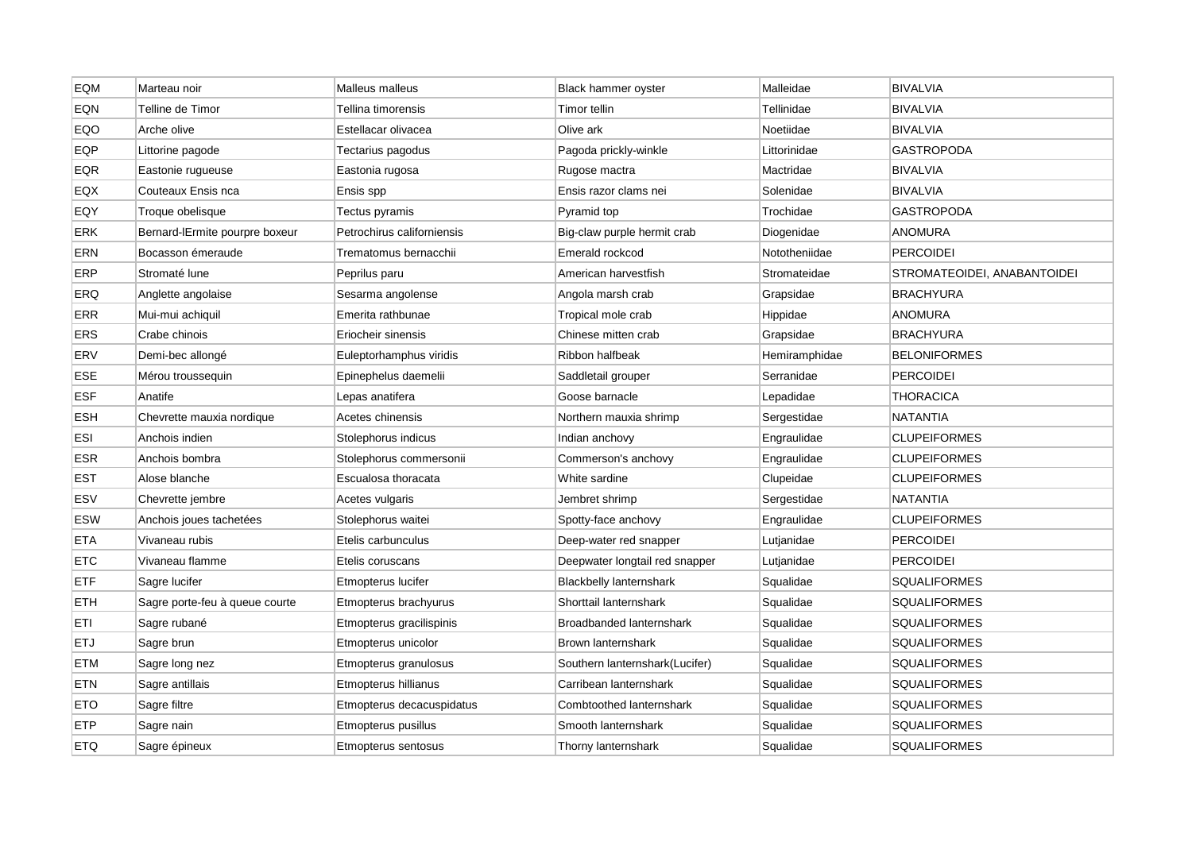| EQM | Marteau noir | Malleus malleus | Black hammer oyster | Malleidae | BIVALVIA |
|---|---|---|---|---|---|
| EQN | Telline de Timor | Tellina timorensis | Timor tellin | Tellinidae | BIVALVIA |
| EQO | Arche olive | Estellacar olivacea | Olive ark | Noetiidae | BIVALVIA |
| EQP | Littorine pagode | Tectarius pagodus | Pagoda prickly-winkle | Littorinidae | GASTROPODA |
| EQR | Eastonie rugueuse | Eastonia rugosa | Rugose mactra | Mactridae | BIVALVIA |
| EQX | Couteaux Ensis nca | Ensis spp | Ensis razor clams nei | Solenidae | BIVALVIA |
| EQY | Troque obelisque | Tectus pyramis | Pyramid top | Trochidae | GASTROPODA |
| ERK | Bernard-lErmite pourpre boxeur | Petrochirus californiensis | Big-claw purple hermit crab | Diogenidae | ANOMURA |
| ERN | Bocasson émeraude | Trematomus bernacchii | Emerald rockcod | Nototheniidae | PERCOIDEI |
| ERP | Stromaté lune | Peprilus paru | American harvestfish | Stromateidae | STROMATEOIDEI, ANABANTOIDEI |
| ERQ | Anglette angolaise | Sesarma angolense | Angola marsh crab | Grapsidae | BRACHYURA |
| ERR | Mui-mui achiquil | Emerita rathbunae | Tropical mole crab | Hippidae | ANOMURA |
| ERS | Crabe chinois | Eriocheir sinensis | Chinese mitten crab | Grapsidae | BRACHYURA |
| ERV | Demi-bec allongé | Euleptorhamphus viridis | Ribbon halfbeak | Hemiramphidae | BELONIFORMES |
| ESE | Mérou troussequin | Epinephelus daemelii | Saddletail grouper | Serranidae | PERCOIDEI |
| ESF | Anatife | Lepas anatifera | Goose barnacle | Lepadidae | THORACICA |
| ESH | Chevrette mauxia nordique | Acetes chinensis | Northern mauxia shrimp | Sergestidae | NATANTIA |
| ESI | Anchois indien | Stolephorus indicus | Indian anchovy | Engraulidae | CLUPEIFORMES |
| ESR | Anchois bombra | Stolephorus commersonii | Commerson's anchovy | Engraulidae | CLUPEIFORMES |
| EST | Alose blanche | Escualosa thoracata | White sardine | Clupeidae | CLUPEIFORMES |
| ESV | Chevrette jembre | Acetes vulgaris | Jembret shrimp | Sergestidae | NATANTIA |
| ESW | Anchois joues tachetées | Stolephorus waitei | Spotty-face anchovy | Engraulidae | CLUPEIFORMES |
| ETA | Vivaneau rubis | Etelis carbunculus | Deep-water red snapper | Lutjanidae | PERCOIDEI |
| ETC | Vivaneau flamme | Etelis coruscans | Deepwater longtail red snapper | Lutjanidae | PERCOIDEI |
| ETF | Sagre lucifer | Etmopterus lucifer | Blackbelly lanternshark | Squalidae | SQUALIFORMES |
| ETH | Sagre porte-feu à queue courte | Etmopterus brachyurus | Shorttail lanternshark | Squalidae | SQUALIFORMES |
| ETI | Sagre rubané | Etmopterus gracilispinis | Broadbanded lanternshark | Squalidae | SQUALIFORMES |
| ETJ | Sagre brun | Etmopterus unicolor | Brown lanternshark | Squalidae | SQUALIFORMES |
| ETM | Sagre long nez | Etmopterus granulosus | Southern lanternshark(Lucifer) | Squalidae | SQUALIFORMES |
| ETN | Sagre antillais | Etmopterus hillianus | Carribean lanternshark | Squalidae | SQUALIFORMES |
| ETO | Sagre filtre | Etmopterus decacuspidatus | Combtoothed lanternshark | Squalidae | SQUALIFORMES |
| ETP | Sagre nain | Etmopterus pusillus | Smooth lanternshark | Squalidae | SQUALIFORMES |
| ETQ | Sagre épineux | Etmopterus sentosus | Thorny lanternshark | Squalidae | SQUALIFORMES |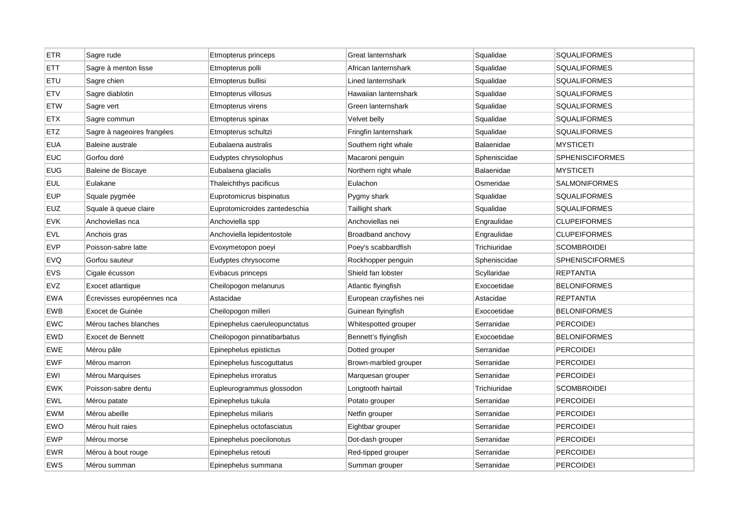| ETR | Sagre rude | Etmopterus princeps | Great lanternshark | Squalidae | SQUALIFORMES |
|---|---|---|---|---|---|
| ETT | Sagre à menton lisse | Etmopterus polli | African lanternshark | Squalidae | SQUALIFORMES |
| ETU | Sagre chien | Etmopterus bullisi | Lined lanternshark | Squalidae | SQUALIFORMES |
| ETV | Sagre diablotin | Etmopterus villosus | Hawaiian lanternshark | Squalidae | SQUALIFORMES |
| ETW | Sagre vert | Etmopterus virens | Green lanternshark | Squalidae | SQUALIFORMES |
| ETX | Sagre commun | Etmopterus spinax | Velvet belly | Squalidae | SQUALIFORMES |
| ETZ | Sagre à nageoires frangées | Etmopterus schultzi | Fringfin lanternshark | Squalidae | SQUALIFORMES |
| EUA | Baleine australe | Eubalaena australis | Southern right whale | Balaenidae | MYSTICETI |
| EUC | Gorfou doré | Eudyptes chrysolophus | Macaroni penguin | Spheniscidae | SPHENISCIFORMES |
| EUG | Baleine de Biscaye | Eubalaena glacialis | Northern right whale | Balaenidae | MYSTICETI |
| EUL | Eulakane | Thaleichthys pacificus | Eulachon | Osmeridae | SALMONIFORMES |
| EUP | Squale pygmée | Euprotomicrus bispinatus | Pygmy shark | Squalidae | SQUALIFORMES |
| EUZ | Squale à queue claire | Euprotomicroides zantedeschia | Taillight shark | Squalidae | SQUALIFORMES |
| EVK | Anchoviellas nca | Anchoviella spp | Anchoviellas nei | Engraulidae | CLUPEIFORMES |
| EVL | Anchois gras | Anchoviella lepidentostole | Broadband anchovy | Engraulidae | CLUPEIFORMES |
| EVP | Poisson-sabre latte | Evoxymetopon poeyi | Poey's scabbardfish | Trichiuridae | SCOMBROIDEI |
| EVQ | Gorfou sauteur | Eudyptes chrysocome | Rockhopper penguin | Spheniscidae | SPHENISCIFORMES |
| EVS | Cigale écusson | Evibacus princeps | Shield fan lobster | Scyllaridae | REPTANTIA |
| EVZ | Exocet atlantique | Cheilopogon melanurus | Atlantic flyingfish | Exocoetidae | BELONIFORMES |
| EWA | Écrevisses européennes nca | Astacidae | European crayfishes nei | Astacidae | REPTANTIA |
| EWB | Exocet de Guinée | Cheilopogon milleri | Guinean flyingfish | Exocoetidae | BELONIFORMES |
| EWC | Mérou taches blanches | Epinephelus caeruleopunctatus | Whitespotted grouper | Serranidae | PERCOIDEI |
| EWD | Exocet de Bennett | Cheilopogon pinnatibarbatus | Bennett's flyingfish | Exocoetidae | BELONIFORMES |
| EWE | Mérou pâle | Epinephelus epistictus | Dotted grouper | Serranidae | PERCOIDEI |
| EWF | Mérou marron | Epinephelus fuscoguttatus | Brown-marbled grouper | Serranidae | PERCOIDEI |
| EWI | Mérou Marquises | Epinephelus irroratus | Marquesan grouper | Serranidae | PERCOIDEI |
| EWK | Poisson-sabre dentu | Eupleurogrammus glossodon | Longtooth hairtail | Trichiuridae | SCOMBROIDEI |
| EWL | Mérou patate | Epinephelus tukula | Potato grouper | Serranidae | PERCOIDEI |
| EWM | Mérou abeille | Epinephelus miliaris | Netfin grouper | Serranidae | PERCOIDEI |
| EWO | Mérou huit raies | Epinephelus octofasciatus | Eightbar grouper | Serranidae | PERCOIDEI |
| EWP | Mérou morse | Epinephelus poecilonotus | Dot-dash grouper | Serranidae | PERCOIDEI |
| EWR | Mérou à bout rouge | Epinephelus retouti | Red-tipped grouper | Serranidae | PERCOIDEI |
| EWS | Mérou summan | Epinephelus summana | Summan grouper | Serranidae | PERCOIDEI |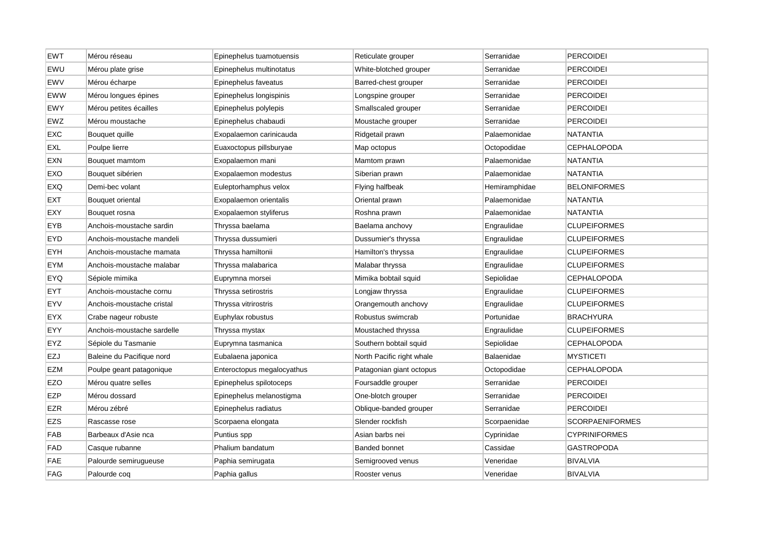| | | | | | |
|---|---|---|---|---|---|
| EWT | Mérou réseau | Epinephelus tuamotuensis | Reticulate grouper | Serranidae | PERCOIDEI |
| EWU | Mérou plate grise | Epinephelus multinotatus | White-blotched grouper | Serranidae | PERCOIDEI |
| EWV | Mérou écharpe | Epinephelus faveatus | Barred-chest grouper | Serranidae | PERCOIDEI |
| EWW | Mérou longues épines | Epinephelus longispinis | Longspine grouper | Serranidae | PERCOIDEI |
| EWY | Mérou petites écailles | Epinephelus polylepis | Smallscaled grouper | Serranidae | PERCOIDEI |
| EWZ | Mérou moustache | Epinephelus chabaudi | Moustache grouper | Serranidae | PERCOIDEI |
| EXC | Bouquet quille | Exopalaemon carinicauda | Ridgetail prawn | Palaemonidae | NATANTIA |
| EXL | Poulpe lierre | Euaxoctopus pillsburyae | Map octopus | Octopodidae | CEPHALOPODA |
| EXN | Bouquet mamtom | Exopalaemon mani | Mamtom prawn | Palaemonidae | NATANTIA |
| EXO | Bouquet sibérien | Exopalaemon modestus | Siberian prawn | Palaemonidae | NATANTIA |
| EXQ | Demi-bec volant | Euleptorhamphus velox | Flying halfbeak | Hemiramphidae | BELONIFORMES |
| EXT | Bouquet oriental | Exopalaemon orientalis | Oriental prawn | Palaemonidae | NATANTIA |
| EXY | Bouquet rosna | Exopalaemon styliferus | Roshna prawn | Palaemonidae | NATANTIA |
| EYB | Anchois-moustache sardin | Thryssa baelama | Baelama anchovy | Engraulidae | CLUPEIFORMES |
| EYD | Anchois-moustache mandeli | Thryssa dussumieri | Dussumier's thryssa | Engraulidae | CLUPEIFORMES |
| EYH | Anchois-moustache mamata | Thryssa hamiltonii | Hamilton's thryssa | Engraulidae | CLUPEIFORMES |
| EYM | Anchois-moustache malabar | Thryssa malabarica | Malabar thryssa | Engraulidae | CLUPEIFORMES |
| EYQ | Sépiole mimika | Euprymna morsei | Mimika bobtail squid | Sepiolidae | CEPHALOPODA |
| EYT | Anchois-moustache cornu | Thryssa setirostris | Longjaw thryssa | Engraulidae | CLUPEIFORMES |
| EYV | Anchois-moustache cristal | Thryssa vitrirostris | Orangemouth anchovy | Engraulidae | CLUPEIFORMES |
| EYX | Crabe nageur robuste | Euphylax robustus | Robustus swimcrab | Portunidae | BRACHYURA |
| EYY | Anchois-moustache sardelle | Thryssa mystax | Moustached thryssa | Engraulidae | CLUPEIFORMES |
| EYZ | Sépiole du Tasmanie | Euprymna tasmanica | Southern bobtail squid | Sepiolidae | CEPHALOPODA |
| EZJ | Baleine du Pacifique nord | Eubalaena japonica | North Pacific right whale | Balaenidae | MYSTICETI |
| EZM | Poulpe geant patagonique | Enteroctopus megalocyathus | Patagonian giant octopus | Octopodidae | CEPHALOPODA |
| EZO | Mérou quatre selles | Epinephelus spilotoceps | Foursaddle grouper | Serranidae | PERCOIDEI |
| EZP | Mérou dossard | Epinephelus melanostigma | One-blotch grouper | Serranidae | PERCOIDEI |
| EZR | Mérou zébré | Epinephelus radiatus | Oblique-banded grouper | Serranidae | PERCOIDEI |
| EZS | Rascasse rose | Scorpaena elongata | Slender rockfish | Scorpaenidae | SCORPAENIFORMES |
| FAB | Barbeaux d'Asie nca | Puntius spp | Asian barbs nei | Cyprinidae | CYPRINIFORMES |
| FAD | Casque rubanne | Phalium bandatum | Banded bonnet | Cassidae | GASTROPODA |
| FAE | Palourde semirugueuse | Paphia semirugata | Semigrooved venus | Veneridae | BIVALVIA |
| FAG | Palourde coq | Paphia gallus | Rooster venus | Veneridae | BIVALVIA |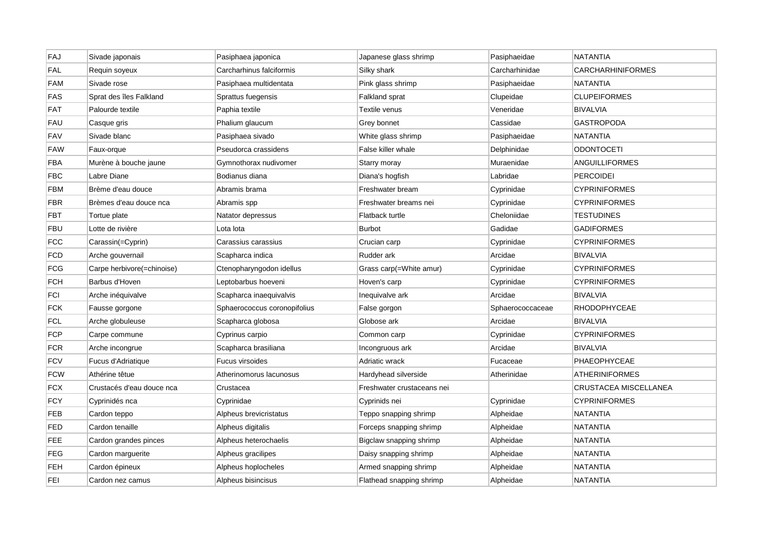| FAJ | Sivade japonais | Pasiphaea japonica | Japanese glass shrimp | Pasiphaeidae | NATANTIA |
|---|---|---|---|---|---|
| FAL | Requin soyeux | Carcharhinus falciformis | Silky shark | Carcharhinidae | CARCHARHINIFORMES |
| FAM | Sivade rose | Pasiphaea multidentata | Pink glass shrimp | Pasiphaeidae | NATANTIA |
| FAS | Sprat des îles Falkland | Sprattus fuegensis | Falkland sprat | Clupeidae | CLUPEIFORMES |
| FAT | Palourde textile | Paphia textile | Textile venus | Veneridae | BIVALVIA |
| FAU | Casque gris | Phalium glaucum | Grey bonnet | Cassidae | GASTROPODA |
| FAV | Sivade blanc | Pasiphaea sivado | White glass shrimp | Pasiphaeidae | NATANTIA |
| FAW | Faux-orque | Pseudorca crassidens | False killer whale | Delphinidae | ODONTOCETI |
| FBA | Murène à bouche jaune | Gymnothorax nudivomer | Starry moray | Muraenidae | ANGUILLIFORMES |
| FBC | Labre Diane | Bodianus diana | Diana's hogfish | Labridae | PERCOIDEI |
| FBM | Brème d'eau douce | Abramis brama | Freshwater bream | Cyprinidae | CYPRINIFORMES |
| FBR | Brèmes d'eau douce nca | Abramis spp | Freshwater breams nei | Cyprinidae | CYPRINIFORMES |
| FBT | Tortue plate | Natator depressus | Flatback turtle | Cheloniidae | TESTUDINES |
| FBU | Lotte de rivière | Lota lota | Burbot | Gadidae | GADIFORMES |
| FCC | Carassin(=Cyprin) | Carassius carassius | Crucian carp | Cyprinidae | CYPRINIFORMES |
| FCD | Arche gouvernail | Scapharca indica | Rudder ark | Arcidae | BIVALVIA |
| FCG | Carpe herbivore(=chinoise) | Ctenopharyngodon idellus | Grass carp(=White amur) | Cyprinidae | CYPRINIFORMES |
| FCH | Barbus d'Hoven | Leptobarbus hoeveni | Hoven's carp | Cyprinidae | CYPRINIFORMES |
| FCI | Arche inéquivalve | Scapharca inaequivalvis | Inequivalve ark | Arcidae | BIVALVIA |
| FCK | Fausse gorgone | Sphaerococcus coronopifolius | False gorgon | Sphaerococcaceae | RHODOPHYCEAE |
| FCL | Arche globuleuse | Scapharca globosa | Globose ark | Arcidae | BIVALVIA |
| FCP | Carpe commune | Cyprinus carpio | Common carp | Cyprinidae | CYPRINIFORMES |
| FCR | Arche incongrue | Scapharca brasiliana | Incongruous ark | Arcidae | BIVALVIA |
| FCV | Fucus d'Adriatique | Fucus virsoides | Adriatic wrack | Fucaceae | PHAEOPHYCEAE |
| FCW | Athérine têtue | Atherinomorus lacunosus | Hardyhead silverside | Atherinidae | ATHERINIFORMES |
| FCX | Crustacés d'eau douce nca | Crustacea | Freshwater crustaceans nei | | CRUSTACEA MISCELLANEA |
| FCY | Cyprinidés nca | Cyprinidae | Cyprinids nei | Cyprinidae | CYPRINIFORMES |
| FEB | Cardon teppo | Alpheus brevicristatus | Teppo snapping shrimp | Alpheidae | NATANTIA |
| FED | Cardon tenaille | Alpheus digitalis | Forceps snapping shrimp | Alpheidae | NATANTIA |
| FEE | Cardon grandes pinces | Alpheus heterochaelis | Bigclaw snapping shrimp | Alpheidae | NATANTIA |
| FEG | Cardon marguerite | Alpheus gracilipes | Daisy snapping shrimp | Alpheidae | NATANTIA |
| FEH | Cardon épineux | Alpheus hoplocheles | Armed snapping shrimp | Alpheidae | NATANTIA |
| FEI | Cardon nez camus | Alpheus bisincisus | Flathead snapping shrimp | Alpheidae | NATANTIA |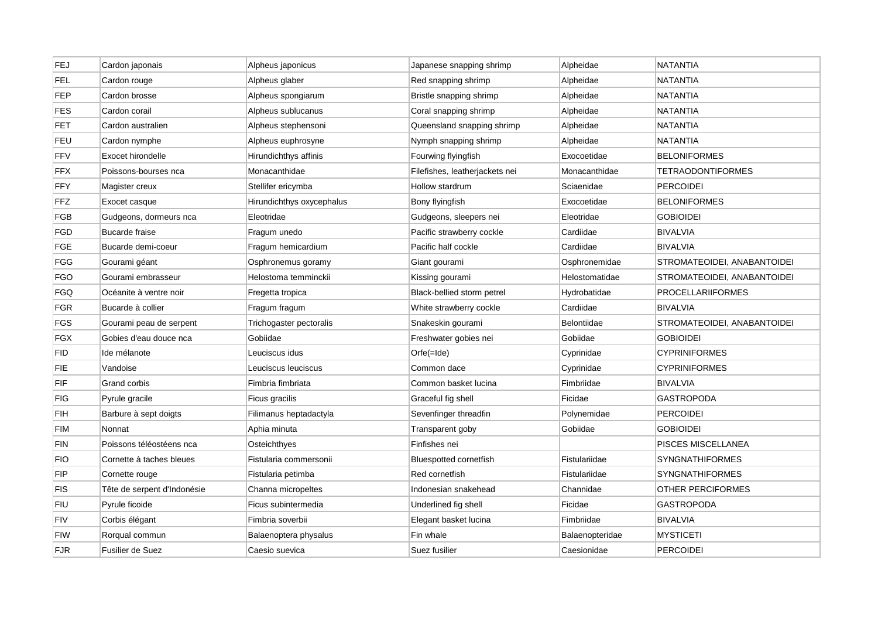| FEJ | Cardon japonais | Alpheus japonicus | Japanese snapping shrimp | Alpheidae | NATANTIA |
|---|---|---|---|---|---|
| FEL | Cardon rouge | Alpheus glaber | Red snapping shrimp | Alpheidae | NATANTIA |
| FEP | Cardon brosse | Alpheus spongiarum | Bristle snapping shrimp | Alpheidae | NATANTIA |
| FES | Cardon corail | Alpheus sublucanus | Coral snapping shrimp | Alpheidae | NATANTIA |
| FET | Cardon australien | Alpheus stephensoni | Queensland snapping shrimp | Alpheidae | NATANTIA |
| FEU | Cardon nymphe | Alpheus euphrosyne | Nymph snapping shrimp | Alpheidae | NATANTIA |
| FFV | Exocet hirondelle | Hirundichthys affinis | Fourwing flyingfish | Exocoetidae | BELONIFORMES |
| FFX | Poissons-bourses nca | Monacanthidae | Filefishes, leatherjackets nei | Monacanthidae | TETRAODONTIFORMES |
| FFY | Magister creux | Stellifer ericymba | Hollow stardrum | Sciaenidae | PERCOIDEI |
| FFZ | Exocet casque | Hirundichthys oxycephalus | Bony flyingfish | Exocoetidae | BELONIFORMES |
| FGB | Gudgeons, dormeurs nca | Eleotridae | Gudgeons, sleepers nei | Eleotridae | GOBIOIDEI |
| FGD | Bucarde fraise | Fragum unedo | Pacific strawberry cockle | Cardiidae | BIVALVIA |
| FGE | Bucarde demi-coeur | Fragum hemicardium | Pacific half cockle | Cardiidae | BIVALVIA |
| FGG | Gourami géant | Osphronemus goramy | Giant gourami | Osphronemidae | STROMATEOIDEI, ANABANTOIDEI |
| FGO | Gourami embrasseur | Helostoma temminckii | Kissing gourami | Helostomatidae | STROMATEOIDEI, ANABANTOIDEI |
| FGQ | Océanite à ventre noir | Fregetta tropica | Black-bellied storm petrel | Hydrobatidae | PROCELLARIIFORMES |
| FGR | Bucarde à collier | Fragum fragum | White strawberry cockle | Cardiidae | BIVALVIA |
| FGS | Gourami peau de serpent | Trichogaster pectoralis | Snakeskin gourami | Belontiidae | STROMATEOIDEI, ANABANTOIDEI |
| FGX | Gobies d'eau douce nca | Gobiidae | Freshwater gobies nei | Gobiidae | GOBIOIDEI |
| FID | Ide mélanote | Leuciscus idus | Orfe(=Ide) | Cyprinidae | CYPRINIFORMES |
| FIE | Vandoise | Leuciscus leuciscus | Common dace | Cyprinidae | CYPRINIFORMES |
| FIF | Grand corbis | Fimbria fimbriata | Common basket lucina | Fimbriidae | BIVALVIA |
| FIG | Pyrule gracile | Ficus gracilis | Graceful fig shell | Ficidae | GASTROPODA |
| FIH | Barbure à sept doigts | Filimanus heptadactyla | Sevenfinger threadfin | Polynemidae | PERCOIDEI |
| FIM | Nonnat | Aphia minuta | Transparent goby | Gobiidae | GOBIOIDEI |
| FIN | Poissons téléostéens nca | Osteichthyes | Finfishes nei | | PISCES MISCELLANEA |
| FIO | Cornette à taches bleues | Fistularia commersonii | Bluespotted cornetfish | Fistulariidae | SYNGNATHIFORMES |
| FIP | Cornette rouge | Fistularia petimba | Red cornetfish | Fistulariidae | SYNGNATHIFORMES |
| FIS | Tête de serpent d'Indonésie | Channa micropeltes | Indonesian snakehead | Channidae | OTHER PERCIFORMES |
| FIU | Pyrule ficoide | Ficus subintermedia | Underlined fig shell | Ficidae | GASTROPODA |
| FIV | Corbis élégant | Fimbria soverbii | Elegant basket lucina | Fimbriidae | BIVALVIA |
| FIW | Rorqual commun | Balaenoptera physalus | Fin whale | Balaenopteridae | MYSTICETI |
| FJR | Fusilier de Suez | Caesio suevica | Suez fusilier | Caesionidae | PERCOIDEI |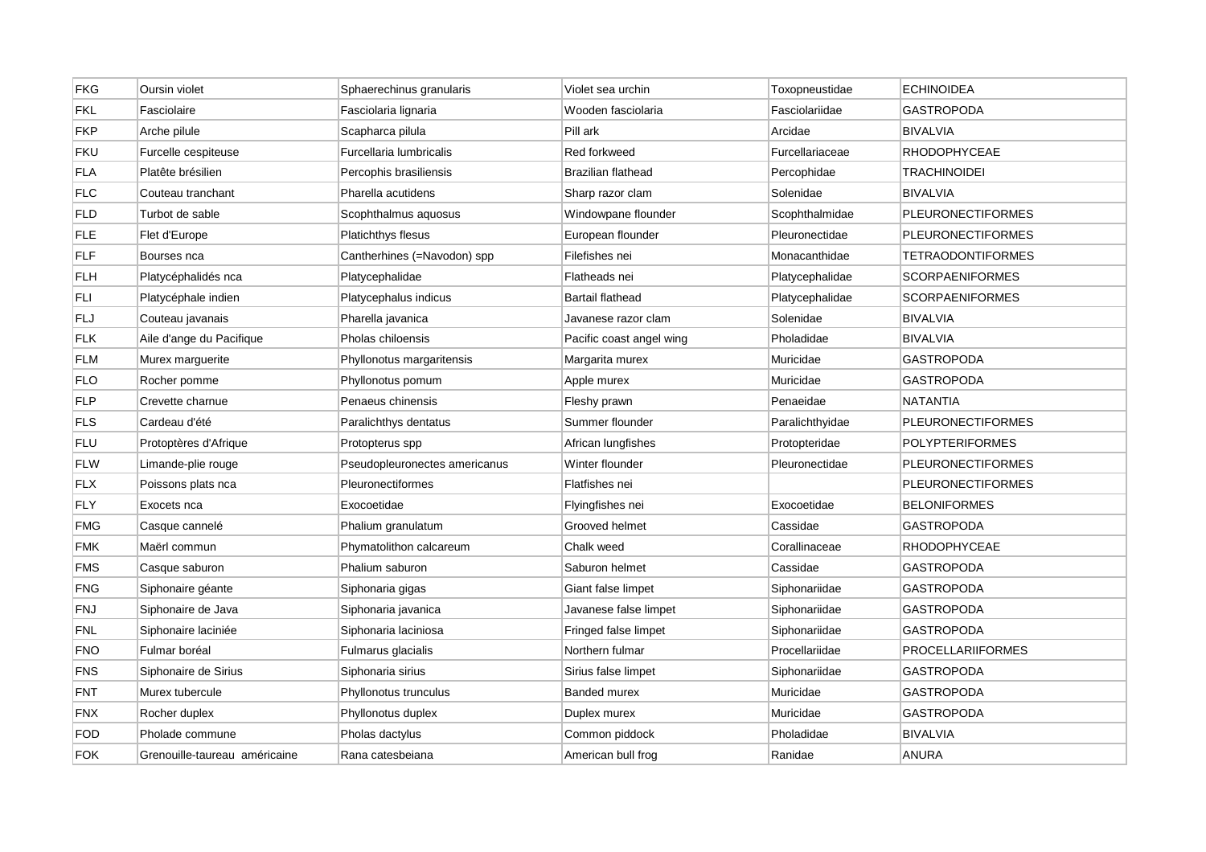| FKG | Oursin violet | Sphaerechinus granularis | Violet sea urchin | Toxopneustidae | ECHINOIDEA |
|---|---|---|---|---|---|
| FKL | Fasciolaire | Fasciolaria lignaria | Wooden fasciolaria | Fasciolariidae | GASTROPODA |
| FKP | Arche pilule | Scapharca pilula | Pill ark | Arcidae | BIVALVIA |
| FKU | Furcelle cespiteuse | Furcellaria lumbricalis | Red forkweed | Furcellariaceae | RHODOPHYCEAE |
| FLA | Platête brésilien | Percophis brasiliensis | Brazilian flathead | Percophidae | TRACHINOIDEI |
| FLC | Couteau tranchant | Pharella acutidens | Sharp razor clam | Solenidae | BIVALVIA |
| FLD | Turbot de sable | Scophthalmus aquosus | Windowpane flounder | Scophthalmidae | PLEURONECTIFORMES |
| FLE | Flet d'Europe | Platichthys flesus | European flounder | Pleuronectidae | PLEURONECTIFORMES |
| FLF | Bourses nca | Cantherhines (=Navodon) spp | Filefishes nei | Monacanthidae | TETRAODONTIFORMES |
| FLH | Platycéphalidés nca | Platycephalidae | Flatheads nei | Platycephalidae | SCORPAENIFORMES |
| FLI | Platycéphale indien | Platycephalus indicus | Bartail flathead | Platycephalidae | SCORPAENIFORMES |
| FLJ | Couteau javanais | Pharella javanica | Javanese razor clam | Solenidae | BIVALVIA |
| FLK | Aile d'ange du Pacifique | Pholas chiloensis | Pacific coast angel wing | Pholadidae | BIVALVIA |
| FLM | Murex marguerite | Phyllonotus margaritensis | Margarita murex | Muricidae | GASTROPODA |
| FLO | Rocher pomme | Phyllonotus pomum | Apple murex | Muricidae | GASTROPODA |
| FLP | Crevette charnue | Penaeus chinensis | Fleshy prawn | Penaeidae | NATANTIA |
| FLS | Cardeau d'été | Paralichthys dentatus | Summer flounder | Paralichthyidae | PLEURONECTIFORMES |
| FLU | Protoptères d'Afrique | Protopterus spp | African lungfishes | Protopteridae | POLYPTERIFORMES |
| FLW | Limande-plie rouge | Pseudopleuronectes americanus | Winter flounder | Pleuronectidae | PLEURONECTIFORMES |
| FLX | Poissons plats nca | Pleuronectiformes | Flatfishes nei | | PLEURONECTIFORMES |
| FLY | Exocets nca | Exocoetidae | Flyingfishes nei | Exocoetidae | BELONIFORMES |
| FMG | Casque cannelé | Phalium granulatum | Grooved helmet | Cassidae | GASTROPODA |
| FMK | Maërl commun | Phymatolithon calcareum | Chalk weed | Corallinaceae | RHODOPHYCEAE |
| FMS | Casque saburon | Phalium saburon | Saburon helmet | Cassidae | GASTROPODA |
| FNG | Siphonaire géante | Siphonaria gigas | Giant false limpet | Siphonariidae | GASTROPODA |
| FNJ | Siphonaire de Java | Siphonaria javanica | Javanese false limpet | Siphonariidae | GASTROPODA |
| FNL | Siphonaire laciniée | Siphonaria laciniosa | Fringed false limpet | Siphonariidae | GASTROPODA |
| FNO | Fulmar boréal | Fulmarus glacialis | Northern fulmar | Procellariidae | PROCELLARIIFORMES |
| FNS | Siphonaire de Sirius | Siphonaria sirius | Sirius false limpet | Siphonariidae | GASTROPODA |
| FNT | Murex tubercule | Phyllonotus trunculus | Banded murex | Muricidae | GASTROPODA |
| FNX | Rocher duplex | Phyllonotus duplex | Duplex murex | Muricidae | GASTROPODA |
| FOD | Pholade commune | Pholas dactylus | Common piddock | Pholadidae | BIVALVIA |
| FOK | Grenouille-taureau américaine | Rana catesbeiana | American bull frog | Ranidae | ANURA |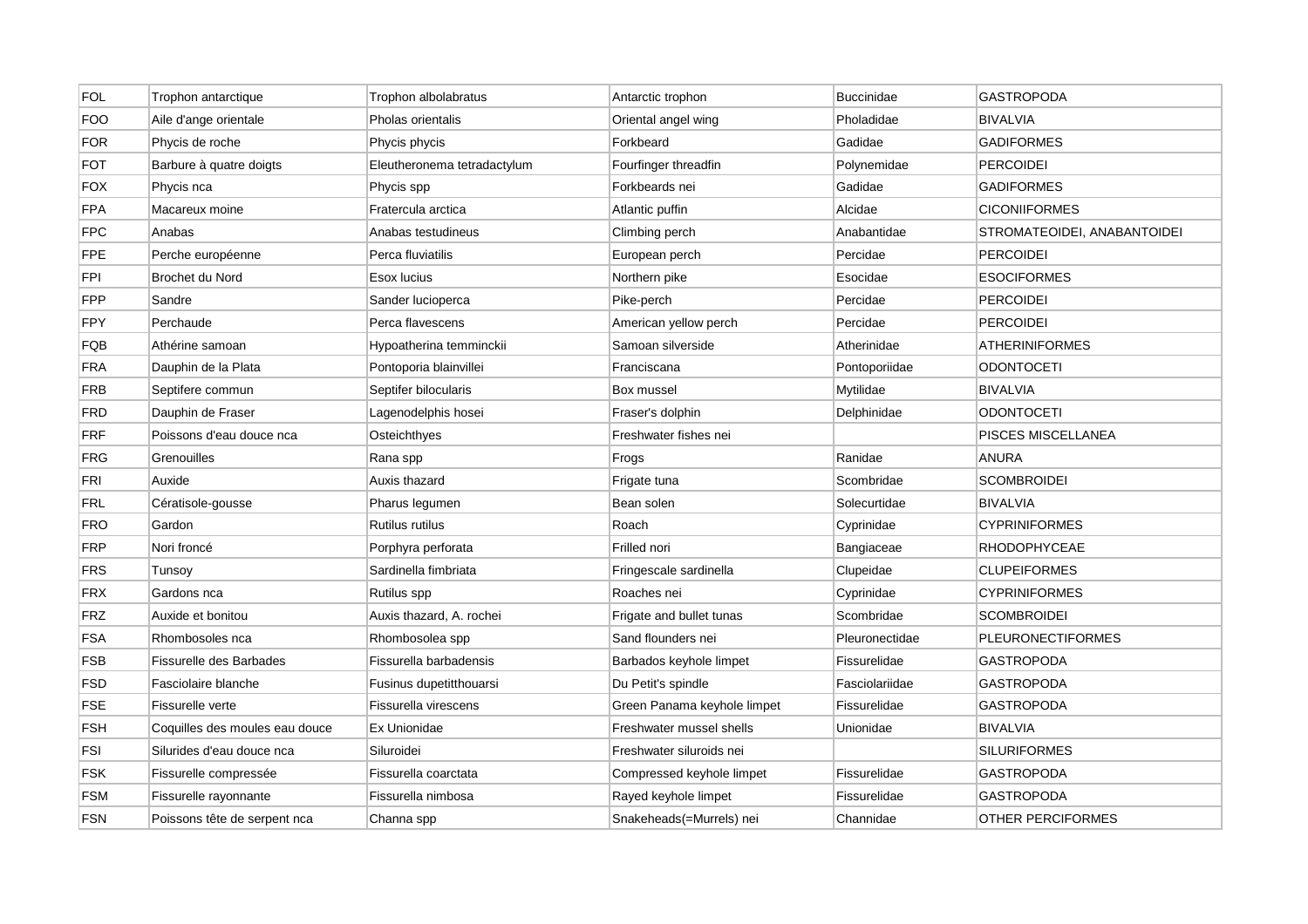| FOL | Trophon antarctique | Trophon albolabratus | Antarctic trophon | Buccinidae | GASTROPODA |
|---|---|---|---|---|---|
| FOO | Aile d'ange orientale | Pholas orientalis | Oriental angel wing | Pholadidae | BIVALVIA |
| FOR | Phycis de roche | Phycis phycis | Forkbeard | Gadidae | GADIFORMES |
| FOT | Barbure à quatre doigts | Eleutheronema tetradactylum | Fourfinger threadfin | Polynemidae | PERCOIDEI |
| FOX | Phycis nca | Phycis spp | Forkbeards nei | Gadidae | GADIFORMES |
| FPA | Macareux moine | Fratercula arctica | Atlantic puffin | Alcidae | CICONIIFORMES |
| FPC | Anabas | Anabas testudineus | Climbing perch | Anabantidae | STROMATEOIDEI, ANABANTOIDEI |
| FPE | Perche européenne | Perca fluviatilis | European perch | Percidae | PERCOIDEI |
| FPI | Brochet du Nord | Esox lucius | Northern pike | Esocidae | ESOCIFORMES |
| FPP | Sandre | Sander lucioperca | Pike-perch | Percidae | PERCOIDEI |
| FPY | Perchaude | Perca flavescens | American yellow perch | Percidae | PERCOIDEI |
| FQB | Athérine samoan | Hypoatherina temminckii | Samoan silverside | Atherinidae | ATHERINIFORMES |
| FRA | Dauphin de la Plata | Pontoporia blainvillei | Franciscana | Pontoporiidae | ODONTOCETI |
| FRB | Septifere commun | Septifer bilocularis | Box mussel | Mytilidae | BIVALVIA |
| FRD | Dauphin de Fraser | Lagenodelphis hosei | Fraser's dolphin | Delphinidae | ODONTOCETI |
| FRF | Poissons d'eau douce nca | Osteichthyes | Freshwater fishes nei | | PISCES MISCELLANEA |
| FRG | Grenouilles | Rana spp | Frogs | Ranidae | ANURA |
| FRI | Auxide | Auxis thazard | Frigate tuna | Scombridae | SCOMBROIDEI |
| FRL | Cératisole-gousse | Pharus legumen | Bean solen | Solecurtidae | BIVALVIA |
| FRO | Gardon | Rutilus rutilus | Roach | Cyprinidae | CYPRINIFORMES |
| FRP | Nori froncé | Porphyra perforata | Frilled nori | Bangiaceae | RHODOPHYCEAE |
| FRS | Tunsoy | Sardinella fimbriata | Fringescale sardinella | Clupeidae | CLUPEIFORMES |
| FRX | Gardons nca | Rutilus spp | Roaches nei | Cyprinidae | CYPRINIFORMES |
| FRZ | Auxide et bonitou | Auxis thazard, A. rochei | Frigate and bullet tunas | Scombridae | SCOMBROIDEI |
| FSA | Rhombosoles nca | Rhombosolea spp | Sand flounders nei | Pleuronectidae | PLEURONECTIFORMES |
| FSB | Fissurelle des Barbades | Fissurella barbadensis | Barbados keyhole limpet | Fissurelidae | GASTROPODA |
| FSD | Fasciolaire blanche | Fusinus dupetitthouarsi | Du Petit's spindle | Fasciolariidae | GASTROPODA |
| FSE | Fissurelle verte | Fissurella virescens | Green Panama keyhole limpet | Fissurelidae | GASTROPODA |
| FSH | Coquilles des moules eau douce | Ex Unionidae | Freshwater mussel shells | Unionidae | BIVALVIA |
| FSI | Silurides d'eau douce nca | Siluroidei | Freshwater siluroids nei | | SILURIFORMES |
| FSK | Fissurelle compressée | Fissurella coarctata | Compressed keyhole limpet | Fissurelidae | GASTROPODA |
| FSM | Fissurelle rayonnante | Fissurella nimbosa | Rayed keyhole limpet | Fissurelidae | GASTROPODA |
| FSN | Poissons tête de serpent nca | Channa spp | Snakeheads(=Murrels) nei | Channidae | OTHER PERCIFORMES |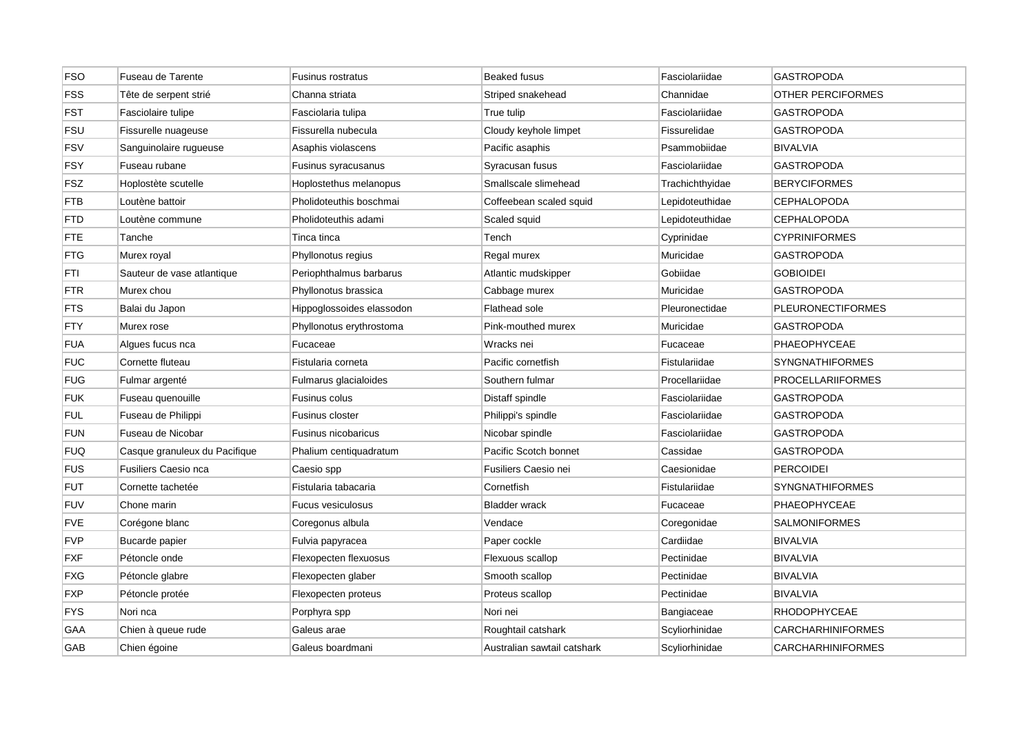| FSO | Fuseau de Tarente | Fusinus rostratus | Beaked fusus | Fasciolariidae | GASTROPODA |
|---|---|---|---|---|---|
| FSS | Tête de serpent strié | Channa striata | Striped snakehead | Channidae | OTHER PERCIFORMES |
| FST | Fasciolaire tulipe | Fasciolaria tulipa | True tulip | Fasciolariidae | GASTROPODA |
| FSU | Fissurelle nuageuse | Fissurella nubecula | Cloudy keyhole limpet | Fissurelidae | GASTROPODA |
| FSV | Sanguinolaire rugueuse | Asaphis violascens | Pacific asaphis | Psammobiidae | BIVALVIA |
| FSY | Fuseau rubane | Fusinus syracusanus | Syracusan fusus | Fasciolariidae | GASTROPODA |
| FSZ | Hoplostète scutelle | Hoplostethus melanopus | Smallscale slimehead | Trachichthyidae | BERYCIFORMES |
| FTB | Loutène battoir | Pholidoteuthis boschmai | Coffeebean scaled squid | Lepidoteuthidae | CEPHALOPODA |
| FTD | Loutène commune | Pholidoteuthis adami | Scaled squid | Lepidoteuthidae | CEPHALOPODA |
| FTE | Tanche | Tinca tinca | Tench | Cyprinidae | CYPRINIFORMES |
| FTG | Murex royal | Phyllonotus regius | Regal murex | Muricidae | GASTROPODA |
| FTI | Sauteur de vase atlantique | Periophthalmus barbarus | Atlantic mudskipper | Gobiidae | GOBIOIDEI |
| FTR | Murex chou | Phyllonotus brassica | Cabbage murex | Muricidae | GASTROPODA |
| FTS | Balai du Japon | Hippoglossoides elassodon | Flathead sole | Pleuronectidae | PLEURONECTIFORMES |
| FTY | Murex rose | Phyllonotus erythrostoma | Pink-mouthed murex | Muricidae | GASTROPODA |
| FUA | Algues fucus nca | Fucaceae | Wracks nei | Fucaceae | PHAEOPHYCEAE |
| FUC | Cornette fluteau | Fistularia corneta | Pacific cornetfish | Fistulariidae | SYNGNATHIFORMES |
| FUG | Fulmar argenté | Fulmarus glacialoides | Southern fulmar | Procellariidae | PROCELLARIIFORMES |
| FUK | Fuseau quenouille | Fusinus colus | Distaff spindle | Fasciolariidae | GASTROPODA |
| FUL | Fuseau de Philippi | Fusinus closter | Philippi's spindle | Fasciolariidae | GASTROPODA |
| FUN | Fuseau de Nicobar | Fusinus nicobaricus | Nicobar spindle | Fasciolariidae | GASTROPODA |
| FUQ | Casque granuleux du Pacifique | Phalium centiquadratum | Pacific Scotch bonnet | Cassidae | GASTROPODA |
| FUS | Fusiliers Caesio nca | Caesio spp | Fusiliers Caesio nei | Caesionidae | PERCOIDEI |
| FUT | Cornette tachetée | Fistularia tabacaria | Cornetfish | Fistulariidae | SYNGNATHIFORMES |
| FUV | Chone marin | Fucus vesiculosus | Bladder wrack | Fucaceae | PHAEOPHYCEAE |
| FVE | Corégone blanc | Coregonus albula | Vendace | Coregonidae | SALMONIFORMES |
| FVP | Bucarde papier | Fulvia papyracea | Paper cockle | Cardiidae | BIVALVIA |
| FXF | Pétoncle onde | Flexopecten flexuosus | Flexuous scallop | Pectinidae | BIVALVIA |
| FXG | Pétoncle glabre | Flexopecten glaber | Smooth scallop | Pectinidae | BIVALVIA |
| FXP | Pétoncle protée | Flexopecten proteus | Proteus scallop | Pectinidae | BIVALVIA |
| FYS | Nori nca | Porphyra spp | Nori nei | Bangiaceae | RHODOPHYCEAE |
| GAA | Chien à queue rude | Galeus arae | Roughtail catshark | Scyliorhinidae | CARCHARHINIFORMES |
| GAB | Chien égoine | Galeus boardmani | Australian sawtail catshark | Scyliorhinidae | CARCHARHINIFORMES |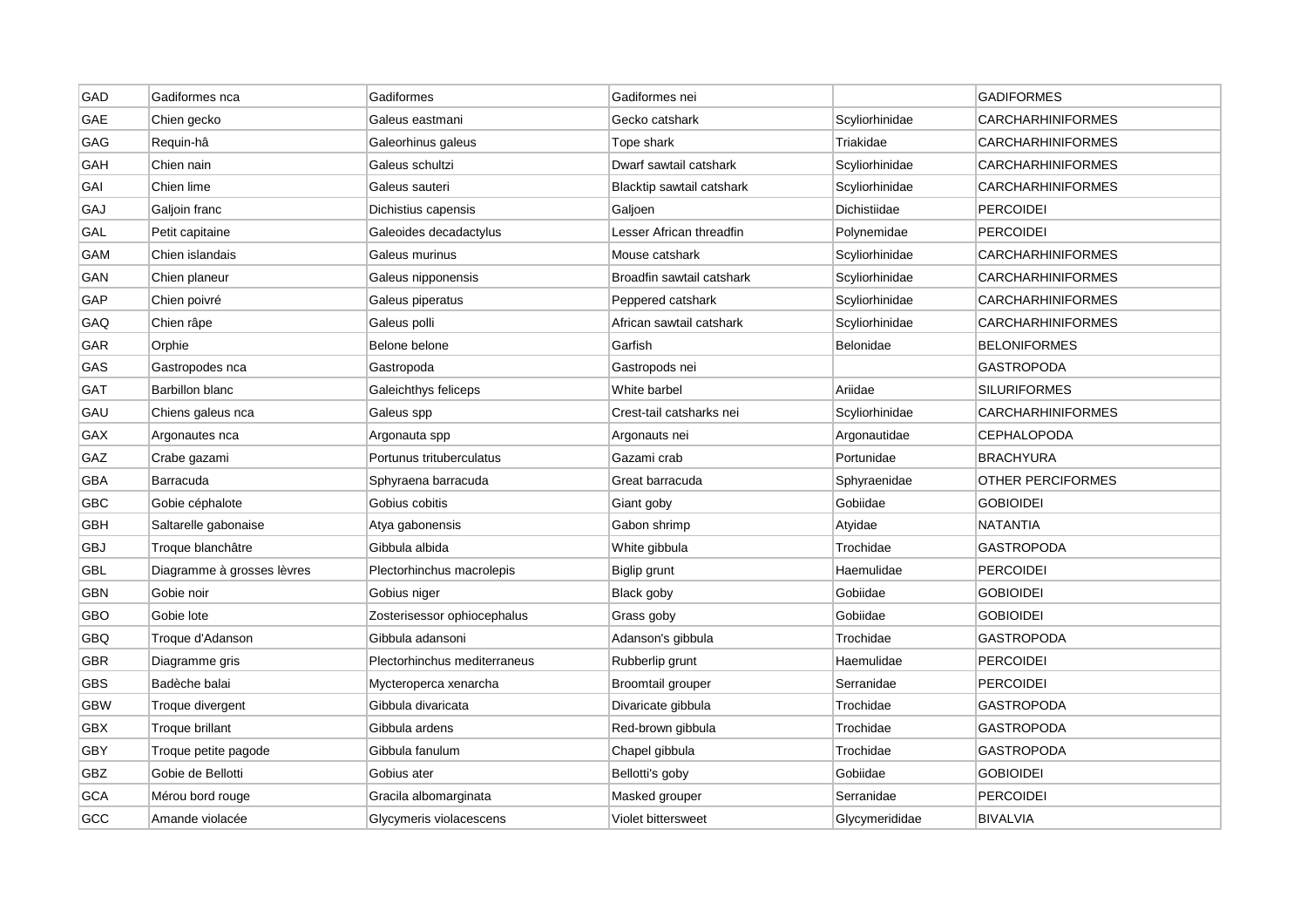| GAD | Gadiformes nca | Gadiformes | Gadiformes nei | | GADIFORMES |
|---|---|---|---|---|---|
| GAE | Chien gecko | Galeus eastmani | Gecko catshark | Scyliorhinidae | CARCHARHINIFORMES |
| GAG | Requin-hâ | Galeorhinus galeus | Tope shark | Triakidae | CARCHARHINIFORMES |
| GAH | Chien nain | Galeus schultzi | Dwarf sawtail catshark | Scyliorhinidae | CARCHARHINIFORMES |
| GAI | Chien lime | Galeus sauteri | Blacktip sawtail catshark | Scyliorhinidae | CARCHARHINIFORMES |
| GAJ | Galjoin franc | Dichistius capensis | Galjoen | Dichistiidae | PERCOIDEI |
| GAL | Petit capitaine | Galeoides decadactylus | Lesser African threadfin | Polynemidae | PERCOIDEI |
| GAM | Chien islandais | Galeus murinus | Mouse catshark | Scyliorhinidae | CARCHARHINIFORMES |
| GAN | Chien planeur | Galeus nipponensis | Broadfin sawtail catshark | Scyliorhinidae | CARCHARHINIFORMES |
| GAP | Chien poivré | Galeus piperatus | Peppered catshark | Scyliorhinidae | CARCHARHINIFORMES |
| GAQ | Chien râpe | Galeus polli | African sawtail catshark | Scyliorhinidae | CARCHARHINIFORMES |
| GAR | Orphie | Belone belone | Garfish | Belonidae | BELONIFORMES |
| GAS | Gastropodes nca | Gastropoda | Gastropods nei | | GASTROPODA |
| GAT | Barbillon blanc | Galeichthys feliceps | White barbel | Ariidae | SILURIFORMES |
| GAU | Chiens galeus nca | Galeus spp | Crest-tail catsharks nei | Scyliorhinidae | CARCHARHINIFORMES |
| GAX | Argonautes nca | Argonauta spp | Argonauts nei | Argonautidae | CEPHALOPODA |
| GAZ | Crabe gazami | Portunus trituberculatus | Gazami crab | Portunidae | BRACHYURA |
| GBA | Barracuda | Sphyraena barracuda | Great barracuda | Sphyraenidae | OTHER PERCIFORMES |
| GBC | Gobie céphalote | Gobius cobitis | Giant goby | Gobiidae | GOBIOIDEI |
| GBH | Saltarelle gabonaise | Atya gabonensis | Gabon shrimp | Atyidae | NATANTIA |
| GBJ | Troque blanchâtre | Gibbula albida | White gibbula | Trochidae | GASTROPODA |
| GBL | Diagramme à grosses lèvres | Plectorhinchus macrolepis | Biglip grunt | Haemulidae | PERCOIDEI |
| GBN | Gobie noir | Gobius niger | Black goby | Gobiidae | GOBIOIDEI |
| GBO | Gobie lote | Zosterisessor ophiocephalus | Grass goby | Gobiidae | GOBIOIDEI |
| GBQ | Troque d'Adanson | Gibbula adansoni | Adanson's gibbula | Trochidae | GASTROPODA |
| GBR | Diagramme gris | Plectorhinchus mediterraneus | Rubberlip grunt | Haemulidae | PERCOIDEI |
| GBS | Badèche balai | Mycteroperca xenarcha | Broomtail grouper | Serranidae | PERCOIDEI |
| GBW | Troque divergent | Gibbula divaricata | Divaricate gibbula | Trochidae | GASTROPODA |
| GBX | Troque brillant | Gibbula ardens | Red-brown gibbula | Trochidae | GASTROPODA |
| GBY | Troque petite pagode | Gibbula fanulum | Chapel gibbula | Trochidae | GASTROPODA |
| GBZ | Gobie de Bellotti | Gobius ater | Bellotti's goby | Gobiidae | GOBIOIDEI |
| GCA | Mérou bord rouge | Gracila albomarginata | Masked grouper | Serranidae | PERCOIDEI |
| GCC | Amande violacée | Glycymeris violacescens | Violet bittersweet | Glycymerididae | BIVALVIA |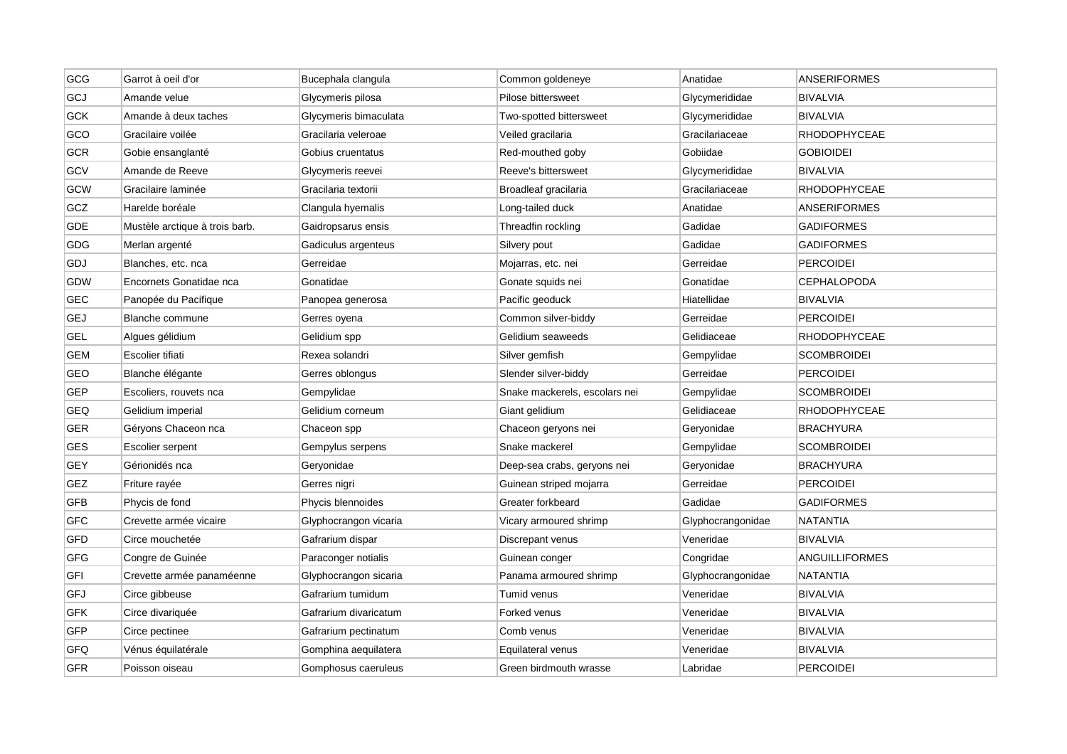| GCG | Garrot à oeil d'or | Bucephala clangula | Common goldeneye | Anatidae | ANSERIFORMES |
|---|---|---|---|---|---|
| GCJ | Amande velue | Glycymeris pilosa | Pilose bittersweet | Glycymerididae | BIVALVIA |
| GCK | Amande à deux taches | Glycymeris bimaculata | Two-spotted bittersweet | Glycymerididae | BIVALVIA |
| GCO | Gracilaire voilée | Gracilaria veleroae | Veiled gracilaria | Gracilariaceae | RHODOPHYCEAE |
| GCR | Gobie ensanglanté | Gobius cruentatus | Red-mouthed goby | Gobiidae | GOBIOIDEI |
| GCV | Amande de Reeve | Glycymeris reevei | Reeve's bittersweet | Glycymerididae | BIVALVIA |
| GCW | Gracilaire laminée | Gracilaria textorii | Broadleaf gracilaria | Gracilariaceae | RHODOPHYCEAE |
| GCZ | Harelde boréale | Clangula hyemalis | Long-tailed duck | Anatidae | ANSERIFORMES |
| GDE | Mustèle arctique à trois barb. | Gaidropsarus ensis | Threadfin rockling | Gadidae | GADIFORMES |
| GDG | Merlan argenté | Gadiculus argenteus | Silvery pout | Gadidae | GADIFORMES |
| GDJ | Blanches, etc. nca | Gerreidae | Mojarras, etc. nei | Gerreidae | PERCOIDEI |
| GDW | Encornets Gonatidae nca | Gonatidae | Gonate squids nei | Gonatidae | CEPHALOPODA |
| GEC | Panopée du Pacifique | Panopea generosa | Pacific geoduck | Hiatellidae | BIVALVIA |
| GEJ | Blanche commune | Gerres oyena | Common silver-biddy | Gerreidae | PERCOIDEI |
| GEL | Algues gélidium | Gelidium spp | Gelidium seaweeds | Gelidiaceae | RHODOPHYCEAE |
| GEM | Escolier tifiati | Rexea solandri | Silver gemfish | Gempylidae | SCOMBROIDEI |
| GEO | Blanche élégante | Gerres oblongus | Slender silver-biddy | Gerreidae | PERCOIDEI |
| GEP | Escoliers, rouvets nca | Gempylidae | Snake mackerels, escolars nei | Gempylidae | SCOMBROIDEI |
| GEQ | Gelidium imperial | Gelidium corneum | Giant gelidium | Gelidiaceae | RHODOPHYCEAE |
| GER | Géryons Chaceon nca | Chaceon spp | Chaceon geryons nei | Geryonidae | BRACHYURA |
| GES | Escolier serpent | Gempylus serpens | Snake mackerel | Gempylidae | SCOMBROIDEI |
| GEY | Gérionidés nca | Geryonidae | Deep-sea crabs, geryons nei | Geryonidae | BRACHYURA |
| GEZ | Friture rayée | Gerres nigri | Guinean striped mojarra | Gerreidae | PERCOIDEI |
| GFB | Phycis de fond | Phycis blennoides | Greater forkbeard | Gadidae | GADIFORMES |
| GFC | Crevette armée vicaire | Glyphocrangon vicaria | Vicary armoured shrimp | Glyphocrangonidae | NATANTIA |
| GFD | Circe mouchetée | Gafrarium dispar | Discrepant venus | Veneridae | BIVALVIA |
| GFG | Congre de Guinée | Paraconger notialis | Guinean conger | Congridae | ANGUILLIFORMES |
| GFI | Crevette armée panaméenne | Glyphocrangon sicaria | Panama armoured shrimp | Glyphocrangonidae | NATANTIA |
| GFJ | Circe gibbeuse | Gafrarium tumidum | Tumid venus | Veneridae | BIVALVIA |
| GFK | Circe divariquée | Gafrarium divaricatum | Forked venus | Veneridae | BIVALVIA |
| GFP | Circe pectinee | Gafrarium pectinatum | Comb venus | Veneridae | BIVALVIA |
| GFQ | Vénus équilatérale | Gomphina aequilatera | Equilateral venus | Veneridae | BIVALVIA |
| GFR | Poisson oiseau | Gomphosus caeruleus | Green birdmouth wrasse | Labridae | PERCOIDEI |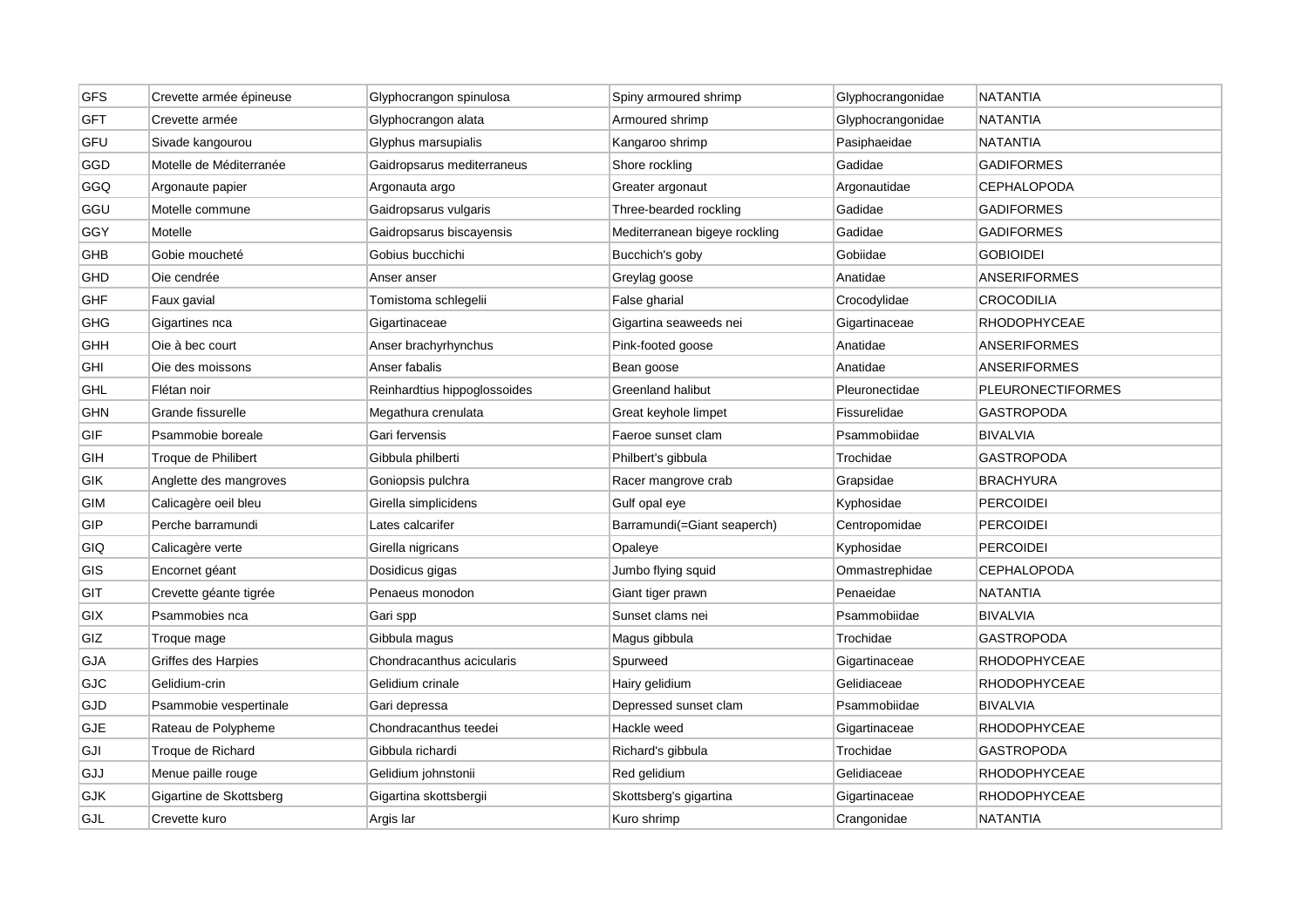| GFS | Crevette armée épineuse | Glyphocrangon spinulosa | Spiny armoured shrimp | Glyphocrangonidae | NATANTIA |
|---|---|---|---|---|---|
| GFT | Crevette armée | Glyphocrangon alata | Armoured shrimp | Glyphocrangonidae | NATANTIA |
| GFU | Sivade kangourou | Glyphus marsupialis | Kangaroo shrimp | Pasiphaeidae | NATANTIA |
| GGD | Motelle de Méditerranée | Gaidropsarus mediterraneus | Shore rockling | Gadidae | GADIFORMES |
| GGQ | Argonaute papier | Argonauta argo | Greater argonaut | Argonautidae | CEPHALOPODA |
| GGU | Motelle commune | Gaidropsarus vulgaris | Three-bearded rockling | Gadidae | GADIFORMES |
| GGY | Motelle | Gaidropsarus biscayensis | Mediterranean bigeye rockling | Gadidae | GADIFORMES |
| GHB | Gobie moucheté | Gobius bucchichi | Bucchich's goby | Gobiidae | GOBIOIDEI |
| GHD | Oie cendrée | Anser anser | Greylag goose | Anatidae | ANSERIFORMES |
| GHF | Faux gavial | Tomistoma schlegelii | False gharial | Crocodylidae | CROCODILIA |
| GHG | Gigartines nca | Gigartinaceae | Gigartina seaweeds nei | Gigartinaceae | RHODOPHYCEAE |
| GHH | Oie à bec court | Anser brachyrhynchus | Pink-footed goose | Anatidae | ANSERIFORMES |
| GHI | Oie des moissons | Anser fabalis | Bean goose | Anatidae | ANSERIFORMES |
| GHL | Flétan noir | Reinhardtius hippoglossoides | Greenland halibut | Pleuronectidae | PLEURONECTIFORMES |
| GHN | Grande fissurelle | Megathura crenulata | Great keyhole limpet | Fissurelidae | GASTROPODA |
| GIF | Psammobie boreale | Gari fervensis | Faeroe sunset clam | Psammobiidae | BIVALVIA |
| GIH | Troque de Philibert | Gibbula philberti | Philbert's gibbula | Trochidae | GASTROPODA |
| GIK | Anglette des mangroves | Goniopsis pulchra | Racer mangrove crab | Grapsidae | BRACHYURA |
| GIM | Calicagère oeil bleu | Girella simplicidens | Gulf opal eye | Kyphosidae | PERCOIDEI |
| GIP | Perche barramundi | Lates calcarifer | Barramundi(=Giant seaperch) | Centropomidae | PERCOIDEI |
| GIQ | Calicagère verte | Girella nigricans | Opaleye | Kyphosidae | PERCOIDEI |
| GIS | Encornet géant | Dosidicus gigas | Jumbo flying squid | Ommastrephidae | CEPHALOPODA |
| GIT | Crevette géante tigrée | Penaeus monodon | Giant tiger prawn | Penaeidae | NATANTIA |
| GIX | Psammobies nca | Gari spp | Sunset clams nei | Psammobiidae | BIVALVIA |
| GIZ | Troque mage | Gibbula magus | Magus gibbula | Trochidae | GASTROPODA |
| GJA | Griffes des Harpies | Chondracanthus acicularis | Spurweed | Gigartinaceae | RHODOPHYCEAE |
| GJC | Gelidium-crin | Gelidium crinale | Hairy gelidium | Gelidiaceae | RHODOPHYCEAE |
| GJD | Psammobie vespertinale | Gari depressa | Depressed sunset clam | Psammobiidae | BIVALVIA |
| GJE | Rateau de Polypheme | Chondracanthus teedei | Hackle weed | Gigartinaceae | RHODOPHYCEAE |
| GJI | Troque de Richard | Gibbula richardi | Richard's gibbula | Trochidae | GASTROPODA |
| GJJ | Menue paille rouge | Gelidium johnstonii | Red gelidium | Gelidiaceae | RHODOPHYCEAE |
| GJK | Gigartine de Skottsberg | Gigartina skottsbergii | Skottsberg's gigartina | Gigartinaceae | RHODOPHYCEAE |
| GJL | Crevette kuro | Argis lar | Kuro shrimp | Crangonidae | NATANTIA |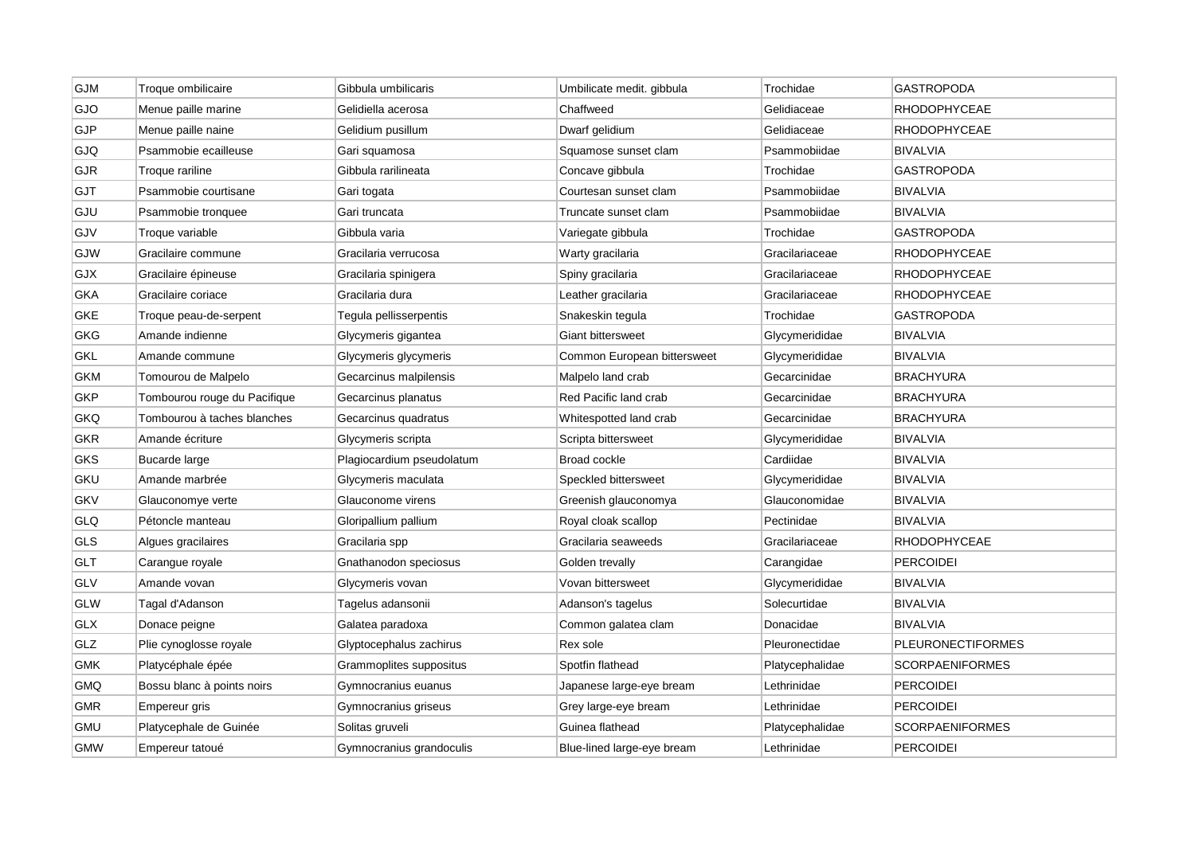| GJM | Troque ombilicaire | Gibbula umbilicaris | Umbilicate medit. gibbula | Trochidae | GASTROPODA |
|---|---|---|---|---|---|
| GJO | Menue paille marine | Gelidiella acerosa | Chaffweed | Gelidiaceae | RHODOPHYCEAE |
| GJP | Menue paille naine | Gelidium pusillum | Dwarf gelidium | Gelidiaceae | RHODOPHYCEAE |
| GJQ | Psammobie ecailleuse | Gari squamosa | Squamose sunset clam | Psammobiidae | BIVALVIA |
| GJR | Troque rariline | Gibbula rarilineata | Concave gibbula | Trochidae | GASTROPODA |
| GJT | Psammobie courtisane | Gari togata | Courtesan sunset clam | Psammobiidae | BIVALVIA |
| GJU | Psammobie tronquee | Gari truncata | Truncate sunset clam | Psammobiidae | BIVALVIA |
| GJV | Troque variable | Gibbula varia | Variegate gibbula | Trochidae | GASTROPODA |
| GJW | Gracilaire commune | Gracilaria verrucosa | Warty gracilaria | Gracilariaceae | RHODOPHYCEAE |
| GJX | Gracilaire épineuse | Gracilaria spinigera | Spiny gracilaria | Gracilariaceae | RHODOPHYCEAE |
| GKA | Gracilaire coriace | Gracilaria dura | Leather gracilaria | Gracilariaceae | RHODOPHYCEAE |
| GKE | Troque peau-de-serpent | Tegula pellisserpentis | Snakeskin tegula | Trochidae | GASTROPODA |
| GKG | Amande indienne | Glycymeris gigantea | Giant bittersweet | Glycymerididae | BIVALVIA |
| GKL | Amande commune | Glycymeris glycymeris | Common European bittersweet | Glycymerididae | BIVALVIA |
| GKM | Tomourou de Malpelo | Gecarcinus malpilensis | Malpelo land crab | Gecarcinidae | BRACHYURA |
| GKP | Tombourou rouge du Pacifique | Gecarcinus planatus | Red Pacific land crab | Gecarcinidae | BRACHYURA |
| GKQ | Tombourou à taches blanches | Gecarcinus quadratus | Whitespotted land crab | Gecarcinidae | BRACHYURA |
| GKR | Amande écriture | Glycymeris scripta | Scripta bittersweet | Glycymerididae | BIVALVIA |
| GKS | Bucarde large | Plagiocardium pseudolatum | Broad cockle | Cardiidae | BIVALVIA |
| GKU | Amande marbrée | Glycymeris maculata | Speckled bittersweet | Glycymerididae | BIVALVIA |
| GKV | Glauconomye verte | Glauconome virens | Greenish glauconomya | Glauconomidae | BIVALVIA |
| GLQ | Pétoncle manteau | Gloripallium pallium | Royal cloak scallop | Pectinidae | BIVALVIA |
| GLS | Algues gracilaires | Gracilaria spp | Gracilaria seaweeds | Gracilariaceae | RHODOPHYCEAE |
| GLT | Carangue royale | Gnathanodon speciosus | Golden trevally | Carangidae | PERCOIDEI |
| GLV | Amande vovan | Glycymeris vovan | Vovan bittersweet | Glycymerididae | BIVALVIA |
| GLW | Tagal d'Adanson | Tagelus adansonii | Adanson's tagelus | Solecurtidae | BIVALVIA |
| GLX | Donace peigne | Galatea paradoxa | Common galatea clam | Donacidae | BIVALVIA |
| GLZ | Plie cynoglosse royale | Glyptocephalus zachirus | Rex sole | Pleuronectidae | PLEURONECTIFORMES |
| GMK | Platycéphale épée | Grammoplites suppositus | Spotfin flathead | Platycephalidae | SCORPAENIFORMES |
| GMQ | Bossu blanc à points noirs | Gymnocranius euanus | Japanese large-eye bream | Lethrinidae | PERCOIDEI |
| GMR | Empereur gris | Gymnocranius griseus | Grey large-eye bream | Lethrinidae | PERCOIDEI |
| GMU | Platycephale de Guinée | Solitas gruveli | Guinea flathead | Platycephalidae | SCORPAENIFORMES |
| GMW | Empereur tatoué | Gymnocranius grandoculis | Blue-lined large-eye bream | Lethrinidae | PERCOIDEI |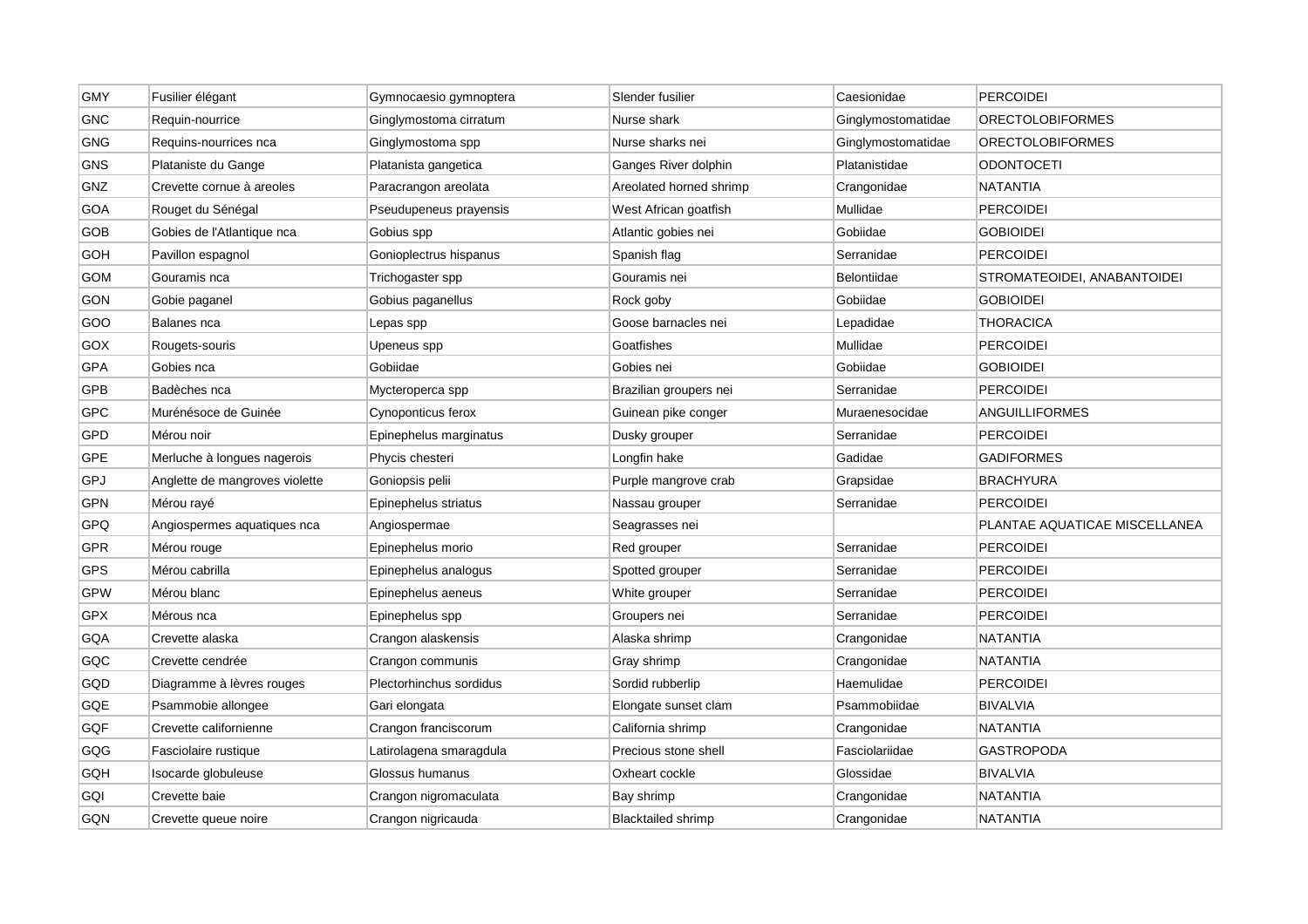| GMY | Fusilier élégant | Gymnocaesio gymnoptera | Slender fusilier | Caesionidae | PERCOIDEI |
|---|---|---|---|---|---|
| GNC | Requin-nourrice | Ginglymostoma cirratum | Nurse shark | Ginglymostomatidae | ORECTOLOBIFORMES |
| GNG | Requins-nourrices nca | Ginglymostoma spp | Nurse sharks nei | Ginglymostomatidae | ORECTOLOBIFORMES |
| GNS | Plataniste du Gange | Platanista gangetica | Ganges River dolphin | Platanistidae | ODONTOCETI |
| GNZ | Crevette cornue à areoles | Paracrangon areolata | Areolated horned shrimp | Crangonidae | NATANTIA |
| GOA | Rouget du Sénégal | Pseudupeneus prayensis | West African goatfish | Mullidae | PERCOIDEI |
| GOB | Gobies de l'Atlantique nca | Gobius spp | Atlantic gobies nei | Gobiidae | GOBIOIDEI |
| GOH | Pavillon espagnol | Gonioplectrus hispanus | Spanish flag | Serranidae | PERCOIDEI |
| GOM | Gouramis nca | Trichogaster spp | Gouramis nei | Belontiidae | STROMATEOIDEI, ANABANTOIDEI |
| GON | Gobie paganel | Gobius paganellus | Rock goby | Gobiidae | GOBIOIDEI |
| GOO | Balanes nca | Lepas spp | Goose barnacles nei | Lepadidae | THORACICA |
| GOX | Rougets-souris | Upeneus spp | Goatfishes | Mullidae | PERCOIDEI |
| GPA | Gobies nca | Gobiidae | Gobies nei | Gobiidae | GOBIOIDEI |
| GPB | Badèches nca | Mycteroperca spp | Brazilian groupers nei | Serranidae | PERCOIDEI |
| GPC | Murénésoce de Guinée | Cynoponticus ferox | Guinean pike conger | Muraenesocidae | ANGUILLIFORMES |
| GPD | Mérou noir | Epinephelus marginatus | Dusky grouper | Serranidae | PERCOIDEI |
| GPE | Merluche à longues nagerois | Phycis chesteri | Longfin hake | Gadidae | GADIFORMES |
| GPJ | Anglette de mangroves violette | Goniopsis pelii | Purple mangrove crab | Grapsidae | BRACHYURA |
| GPN | Mérou rayé | Epinephelus striatus | Nassau grouper | Serranidae | PERCOIDEI |
| GPQ | Angiospermes aquatiques nca | Angiospermae | Seagrasses nei | | PLANTAE AQUATICAE MISCELLANEA |
| GPR | Mérou rouge | Epinephelus morio | Red grouper | Serranidae | PERCOIDEI |
| GPS | Mérou cabrilla | Epinephelus analogus | Spotted grouper | Serranidae | PERCOIDEI |
| GPW | Mérou blanc | Epinephelus aeneus | White grouper | Serranidae | PERCOIDEI |
| GPX | Mérous nca | Epinephelus spp | Groupers nei | Serranidae | PERCOIDEI |
| GQA | Crevette alaska | Crangon alaskensis | Alaska shrimp | Crangonidae | NATANTIA |
| GQC | Crevette cendrée | Crangon communis | Gray shrimp | Crangonidae | NATANTIA |
| GQD | Diagramme à lèvres rouges | Plectorhinchus sordidus | Sordid rubberlip | Haemulidae | PERCOIDEI |
| GQE | Psammobie allongee | Gari elongata | Elongate sunset clam | Psammobiidae | BIVALVIA |
| GQF | Crevette californienne | Crangon franciscorum | California shrimp | Crangonidae | NATANTIA |
| GQG | Fasciolaire rustique | Latirolagena smaragdula | Precious stone shell | Fasciolariidae | GASTROPODA |
| GQH | Isocarde globuleuse | Glossus humanus | Oxheart cockle | Glossidae | BIVALVIA |
| GQI | Crevette baie | Crangon nigromaculata | Bay shrimp | Crangonidae | NATANTIA |
| GQN | Crevette queue noire | Crangon nigricauda | Blacktailed shrimp | Crangonidae | NATANTIA |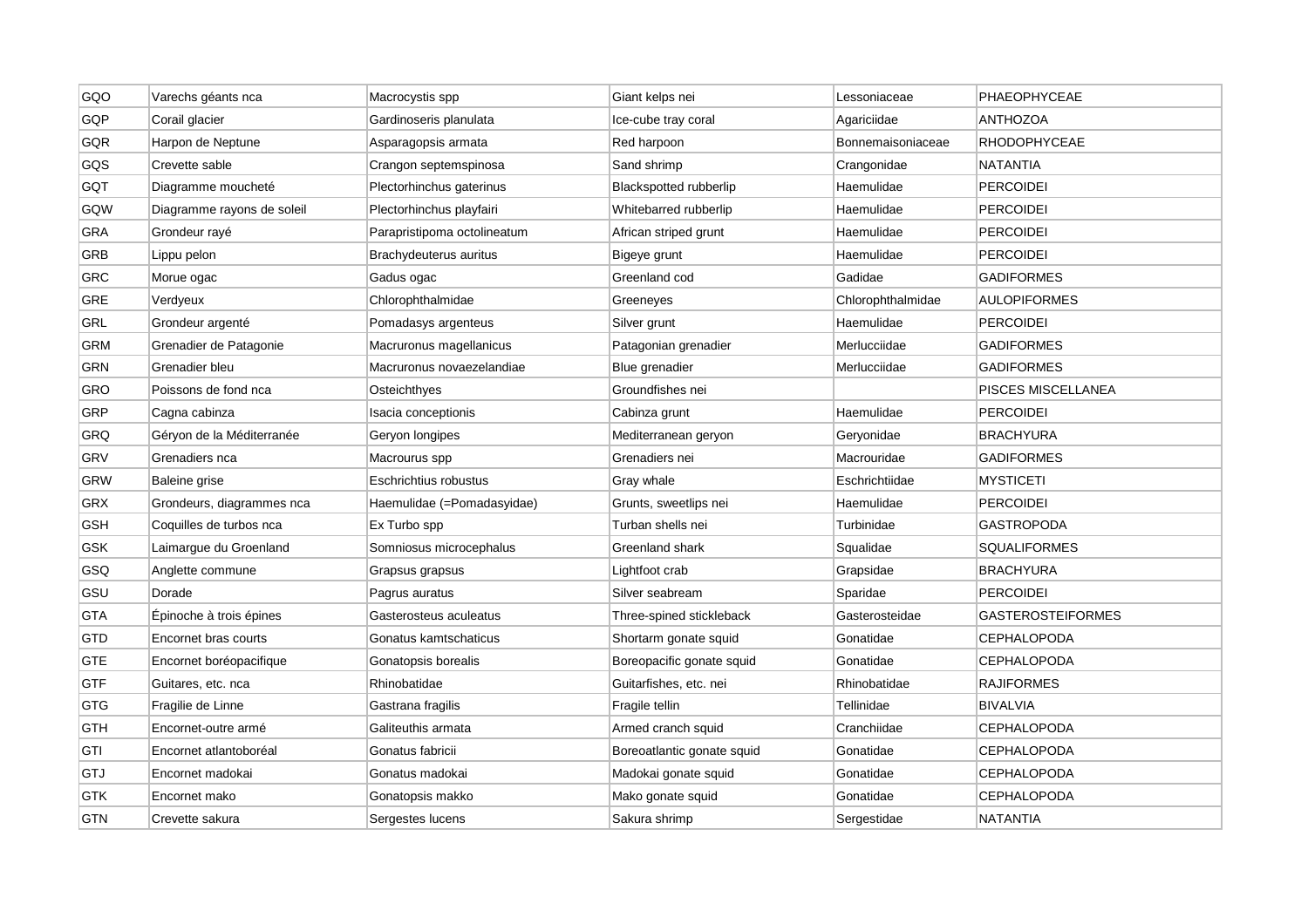| GQO | Varechs géants nca | Macrocystis spp | Giant kelps nei | Lessoniaceae | PHAEOPHYCEAE |
|---|---|---|---|---|---|
| GQP | Corail glacier | Gardinoseris planulata | Ice-cube tray coral | Agariciidae | ANTHOZOA |
| GQR | Harpon de Neptune | Asparagopsis armata | Red harpoon | Bonnemaisoniaceae | RHODOPHYCEAE |
| GQS | Crevette sable | Crangon septemspinosa | Sand shrimp | Crangonidae | NATANTIA |
| GQT | Diagramme moucheté | Plectorhinchus gaterinus | Blackspotted rubberlip | Haemulidae | PERCOIDEI |
| GQW | Diagramme rayons de soleil | Plectorhinchus playfairi | Whitebarred rubberlip | Haemulidae | PERCOIDEI |
| GRA | Grondeur rayé | Parapristipoma octolineatum | African striped grunt | Haemulidae | PERCOIDEI |
| GRB | Lippu pelon | Brachydeuterus auritus | Bigeye grunt | Haemulidae | PERCOIDEI |
| GRC | Morue ogac | Gadus ogac | Greenland cod | Gadidae | GADIFORMES |
| GRE | Verdyeux | Chlorophthalmidae | Greeneyes | Chlorophthalmidae | AULOPIFORMES |
| GRL | Grondeur argenté | Pomadasys argenteus | Silver grunt | Haemulidae | PERCOIDEI |
| GRM | Grenadier de Patagonie | Macruronus magellanicus | Patagonian grenadier | Merlucciidae | GADIFORMES |
| GRN | Grenadier bleu | Macruronus novaezelandiae | Blue grenadier | Merlucciidae | GADIFORMES |
| GRO | Poissons de fond nca | Osteichthyes | Groundfishes nei | | PISCES MISCELLANEA |
| GRP | Cagna cabinza | Isacia conceptionis | Cabinza grunt | Haemulidae | PERCOIDEI |
| GRQ | Géryon de la Méditerranée | Geryon longipes | Mediterranean geryon | Geryonidae | BRACHYURA |
| GRV | Grenadiers nca | Macrourus spp | Grenadiers nei | Macrouridae | GADIFORMES |
| GRW | Baleine grise | Eschrichtius robustus | Gray whale | Eschrichtiidae | MYSTICETI |
| GRX | Grondeurs, diagrammes nca | Haemulidae (=Pomadasyidae) | Grunts, sweetlips nei | Haemulidae | PERCOIDEI |
| GSH | Coquilles de turbos nca | Ex Turbo spp | Turban shells nei | Turbinidae | GASTROPODA |
| GSK | Laimargue du Groenland | Somniosus microcephalus | Greenland shark | Squalidae | SQUALIFORMES |
| GSQ | Anglette commune | Grapsus grapsus | Lightfoot crab | Grapsidae | BRACHYURA |
| GSU | Dorade | Pagrus auratus | Silver seabream | Sparidae | PERCOIDEI |
| GTA | Épinoche à trois épines | Gasterosteus aculeatus | Three-spined stickleback | Gasterosteidae | GASTEROSTEIFORMES |
| GTD | Encornet bras courts | Gonatus kamtschaticus | Shortarm gonate squid | Gonatidae | CEPHALOPODA |
| GTE | Encornet boréopacifique | Gonatopsis borealis | Boreopacific gonate squid | Gonatidae | CEPHALOPODA |
| GTF | Guitares, etc. nca | Rhinobatidae | Guitarfishes, etc. nei | Rhinobatidae | RAJIFORMES |
| GTG | Fragilie de Linne | Gastrana fragilis | Fragile tellin | Tellinidae | BIVALVIA |
| GTH | Encornet-outre armé | Galiteuthis armata | Armed cranch squid | Cranchiidae | CEPHALOPODA |
| GTI | Encornet atlantoboréal | Gonatus fabricii | Boreoatlantic gonate squid | Gonatidae | CEPHALOPODA |
| GTJ | Encornet madokai | Gonatus madokai | Madokai gonate squid | Gonatidae | CEPHALOPODA |
| GTK | Encornet mako | Gonatopsis makko | Mako gonate squid | Gonatidae | CEPHALOPODA |
| GTN | Crevette sakura | Sergestes lucens | Sakura shrimp | Sergestidae | NATANTIA |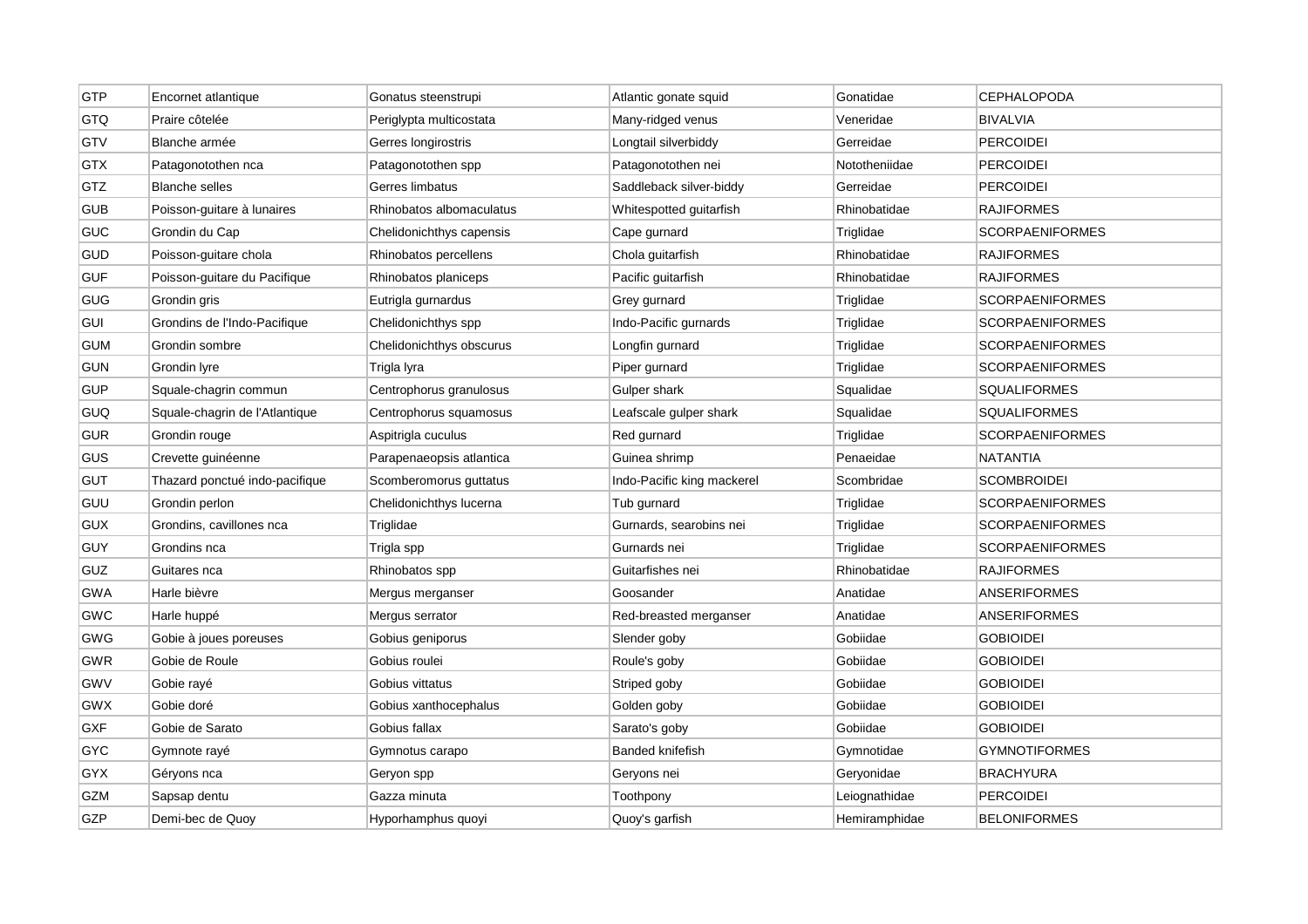| GTP | Encornet atlantique | Gonatus steenstrupi | Atlantic gonate squid | Gonatidae | CEPHALOPODA |
|---|---|---|---|---|---|
| GTQ | Praire côtelée | Periglypta multicostata | Many-ridged venus | Veneridae | BIVALVIA |
| GTV | Blanche armée | Gerres longirostris | Longtail silverbiddy | Gerreidae | PERCOIDEI |
| GTX | Patagonotothen nca | Patagonotothen spp | Patagonotothen nei | Nototheniidae | PERCOIDEI |
| GTZ | Blanche selles | Gerres limbatus | Saddleback silver-biddy | Gerreidae | PERCOIDEI |
| GUB | Poisson-guitare à lunaires | Rhinobatos albomaculatus | Whitespotted guitarfish | Rhinobatidae | RAJIFORMES |
| GUC | Grondin du Cap | Chelidonichthys capensis | Cape gurnard | Triglidae | SCORPAENIFORMES |
| GUD | Poisson-guitare chola | Rhinobatos percellens | Chola guitarfish | Rhinobatidae | RAJIFORMES |
| GUF | Poisson-guitare du Pacifique | Rhinobatos planiceps | Pacific guitarfish | Rhinobatidae | RAJIFORMES |
| GUG | Grondin gris | Eutrigla gurnardus | Grey gurnard | Triglidae | SCORPAENIFORMES |
| GUI | Grondins de l'Indo-Pacifique | Chelidonichthys spp | Indo-Pacific gurnards | Triglidae | SCORPAENIFORMES |
| GUM | Grondin sombre | Chelidonichthys obscurus | Longfin gurnard | Triglidae | SCORPAENIFORMES |
| GUN | Grondin lyre | Trigla lyra | Piper gurnard | Triglidae | SCORPAENIFORMES |
| GUP | Squale-chagrin commun | Centrophorus granulosus | Gulper shark | Squalidae | SQUALIFORMES |
| GUQ | Squale-chagrin de l'Atlantique | Centrophorus squamosus | Leafscale gulper shark | Squalidae | SQUALIFORMES |
| GUR | Grondin rouge | Aspitrigla cuculus | Red gurnard | Triglidae | SCORPAENIFORMES |
| GUS | Crevette guinéenne | Parapenaeopsis atlantica | Guinea shrimp | Penaeidae | NATANTIA |
| GUT | Thazard ponctué indo-pacifique | Scomberomorus guttatus | Indo-Pacific king mackerel | Scombridae | SCOMBROIDEI |
| GUU | Grondin perlon | Chelidonichthys lucerna | Tub gurnard | Triglidae | SCORPAENIFORMES |
| GUX | Grondins, cavillones nca | Triglidae | Gurnards, searobins nei | Triglidae | SCORPAENIFORMES |
| GUY | Grondins nca | Trigla spp | Gurnards nei | Triglidae | SCORPAENIFORMES |
| GUZ | Guitares nca | Rhinobatos spp | Guitarfishes nei | Rhinobatidae | RAJIFORMES |
| GWA | Harle bièvre | Mergus merganser | Goosander | Anatidae | ANSERIFORMES |
| GWC | Harle huppé | Mergus serrator | Red-breasted merganser | Anatidae | ANSERIFORMES |
| GWG | Gobie à joues poreuses | Gobius geniporus | Slender goby | Gobiidae | GOBIOIDEI |
| GWR | Gobie de Roule | Gobius roulei | Roule's goby | Gobiidae | GOBIOIDEI |
| GWV | Gobie rayé | Gobius vittatus | Striped goby | Gobiidae | GOBIOIDEI |
| GWX | Gobie doré | Gobius xanthocephalus | Golden goby | Gobiidae | GOBIOIDEI |
| GXF | Gobie de Sarato | Gobius fallax | Sarato's goby | Gobiidae | GOBIOIDEI |
| GYC | Gymnote rayé | Gymnotus carapo | Banded knifefish | Gymnotidae | GYMNOTIFORMES |
| GYX | Géryons nca | Geryon spp | Geryons nei | Geryonidae | BRACHYURA |
| GZM | Sapsap dentu | Gazza minuta | Toothpony | Leiognathidae | PERCOIDEI |
| GZP | Demi-bec de Quoy | Hyporhamphus quoyi | Quoy's garfish | Hemiramphidae | BELONIFORMES |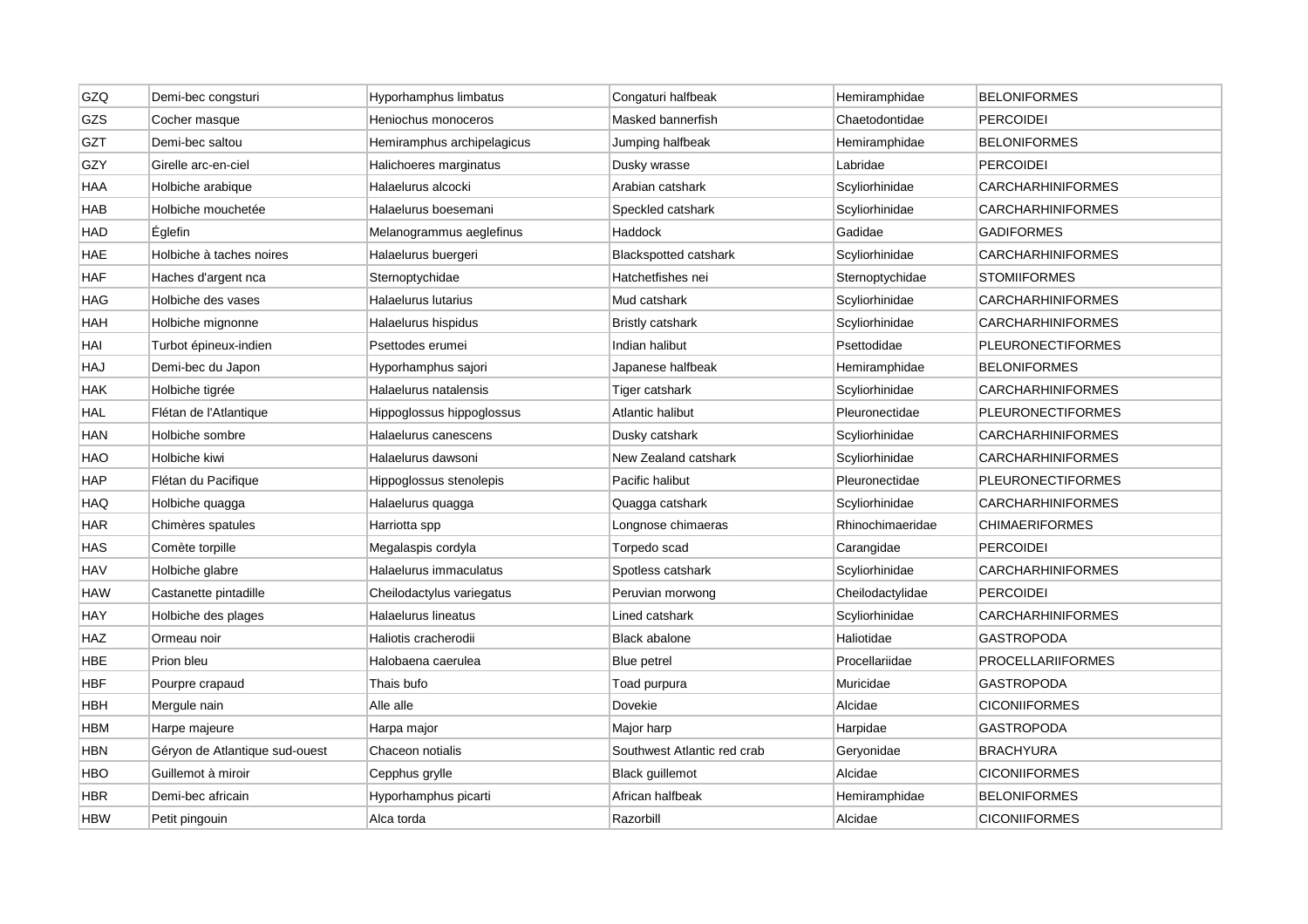| GZQ | Demi-bec congsturi | Hyporhamphus limbatus | Congaturi halfbeak | Hemiramphidae | BELONIFORMES |
|---|---|---|---|---|---|
| GZS | Cocher masque | Heniochus monoceros | Masked bannerfish | Chaetodontidae | PERCOIDEI |
| GZT | Demi-bec saltou | Hemiramphus archipelagicus | Jumping halfbeak | Hemiramphidae | BELONIFORMES |
| GZY | Girelle arc-en-ciel | Halichoeres marginatus | Dusky wrasse | Labridae | PERCOIDEI |
| HAA | Holbiche arabique | Halaelurus alcocki | Arabian catshark | Scyliorhinidae | CARCHARHINIFORMES |
| HAB | Holbiche mouchetée | Halaelurus boesemani | Speckled catshark | Scyliorhinidae | CARCHARHINIFORMES |
| HAD | Églefin | Melanogrammus aeglefinus | Haddock | Gadidae | GADIFORMES |
| HAE | Holbiche à taches noires | Halaelurus buergeri | Blackspotted catshark | Scyliorhinidae | CARCHARHINIFORMES |
| HAF | Haches d'argent nca | Sternoptychidae | Hatchetfishes nei | Sternoptychidae | STOMIIFORMES |
| HAG | Holbiche des vases | Halaelurus lutarius | Mud catshark | Scyliorhinidae | CARCHARHINIFORMES |
| HAH | Holbiche mignonne | Halaelurus hispidus | Bristly catshark | Scyliorhinidae | CARCHARHINIFORMES |
| HAI | Turbot épineux-indien | Psettodes erumei | Indian halibut | Psettodidae | PLEURONECTIFORMES |
| HAJ | Demi-bec du Japon | Hyporhamphus sajori | Japanese halfbeak | Hemiramphidae | BELONIFORMES |
| HAK | Holbiche tigrée | Halaelurus natalensis | Tiger catshark | Scyliorhinidae | CARCHARHINIFORMES |
| HAL | Flétan de l'Atlantique | Hippoglossus hippoglossus | Atlantic halibut | Pleuronectidae | PLEURONECTIFORMES |
| HAN | Holbiche sombre | Halaelurus canescens | Dusky catshark | Scyliorhinidae | CARCHARHINIFORMES |
| HAO | Holbiche kiwi | Halaelurus dawsoni | New Zealand catshark | Scyliorhinidae | CARCHARHINIFORMES |
| HAP | Flétan du Pacifique | Hippoglossus stenolepis | Pacific halibut | Pleuronectidae | PLEURONECTIFORMES |
| HAQ | Holbiche quagga | Halaelurus quagga | Quagga catshark | Scyliorhinidae | CARCHARHINIFORMES |
| HAR | Chimères spatules | Harriotta spp | Longnose chimaeras | Rhinochimaeridae | CHIMAERIFORMES |
| HAS | Comète torpille | Megalaspis cordyla | Torpedo scad | Carangidae | PERCOIDEI |
| HAV | Holbiche glabre | Halaelurus immaculatus | Spotless catshark | Scyliorhinidae | CARCHARHINIFORMES |
| HAW | Castanette pintadille | Cheilodactylus variegatus | Peruvian morwong | Cheilodactylidae | PERCOIDEI |
| HAY | Holbiche des plages | Halaelurus lineatus | Lined catshark | Scyliorhinidae | CARCHARHINIFORMES |
| HAZ | Ormeau noir | Haliotis cracherodii | Black abalone | Haliotidae | GASTROPODA |
| HBE | Prion bleu | Halobaena caerulea | Blue petrel | Procellariidae | PROCELLARIIFORMES |
| HBF | Pourpre crapaud | Thais bufo | Toad purpura | Muricidae | GASTROPODA |
| HBH | Mergule nain | Alle alle | Dovekie | Alcidae | CICONIIFORMES |
| HBM | Harpe majeure | Harpa major | Major harp | Harpidae | GASTROPODA |
| HBN | Géryon de Atlantique sud-ouest | Chaceon notialis | Southwest Atlantic red crab | Geryonidae | BRACHYURA |
| HBO | Guillemot à miroir | Cepphus grylle | Black guillemot | Alcidae | CICONIIFORMES |
| HBR | Demi-bec africain | Hyporhamphus picarti | African halfbeak | Hemiramphidae | BELONIFORMES |
| HBW | Petit pingouin | Alca torda | Razorbill | Alcidae | CICONIIFORMES |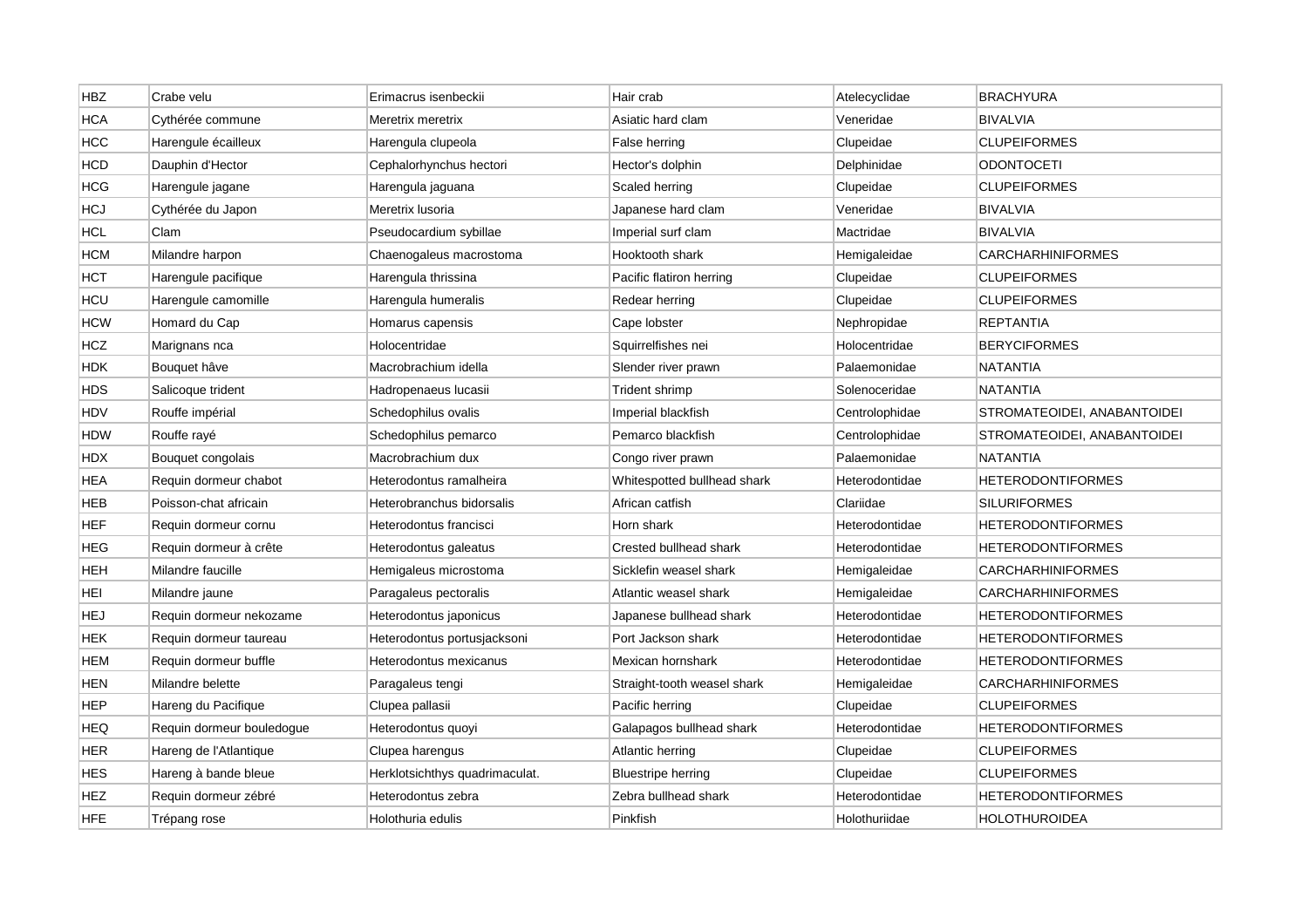| HBZ | Crabe velu | Erimacrus isenbeckii | Hair crab | Atelecyclidae | BRACHYURA |
|---|---|---|---|---|---|
| HCA | Cythérée commune | Meretrix meretrix | Asiatic hard clam | Veneridae | BIVALVIA |
| HCC | Harengule écailleux | Harengula clupeola | False herring | Clupeidae | CLUPEIFORMES |
| HCD | Dauphin d'Hector | Cephalorhynchus hectori | Hector's dolphin | Delphinidae | ODONTOCETI |
| HCG | Harengule jagane | Harengula jaguana | Scaled herring | Clupeidae | CLUPEIFORMES |
| HCJ | Cythérée du Japon | Meretrix lusoria | Japanese hard clam | Veneridae | BIVALVIA |
| HCL | Clam | Pseudocardium sybillae | Imperial surf clam | Mactridae | BIVALVIA |
| HCM | Milandre harpon | Chaenogaleus macrostoma | Hooktooth shark | Hemigaleidae | CARCHARHINIFORMES |
| HCT | Harengule pacifique | Harengula thrissina | Pacific flatiron herring | Clupeidae | CLUPEIFORMES |
| HCU | Harengule camomille | Harengula humeralis | Redear herring | Clupeidae | CLUPEIFORMES |
| HCW | Homard du Cap | Homarus capensis | Cape lobster | Nephropidae | REPTANTIA |
| HCZ | Marignans nca | Holocentridae | Squirrelfishes nei | Holocentridae | BERYCIFORMES |
| HDK | Bouquet hâve | Macrobrachium idella | Slender river prawn | Palaemonidae | NATANTIA |
| HDS | Salicoque trident | Hadropenaeus lucasii | Trident shrimp | Solenoceridae | NATANTIA |
| HDV | Rouffe impérial | Schedophilus ovalis | Imperial blackfish | Centrolophidae | STROMATEOIDEI, ANABANTOIDEI |
| HDW | Rouffe rayé | Schedophilus pemarco | Pemarco blackfish | Centrolophidae | STROMATEOIDEI, ANABANTOIDEI |
| HDX | Bouquet congolais | Macrobrachium dux | Congo river prawn | Palaemonidae | NATANTIA |
| HEA | Requin dormeur chabot | Heterodontus ramalheira | Whitespotted bullhead shark | Heterodontidae | HETERODONTIFORMES |
| HEB | Poisson-chat africain | Heterobranchus bidorsalis | African catfish | Clariidae | SILURIFORMES |
| HEF | Requin dormeur cornu | Heterodontus francisci | Horn shark | Heterodontidae | HETERODONTIFORMES |
| HEG | Requin dormeur à crête | Heterodontus galeatus | Crested bullhead shark | Heterodontidae | HETERODONTIFORMES |
| HEH | Milandre faucille | Hemigaleus microstoma | Sicklefin weasel shark | Hemigaleidae | CARCHARHINIFORMES |
| HEI | Milandre jaune | Paragaleus pectoralis | Atlantic weasel shark | Hemigaleidae | CARCHARHINIFORMES |
| HEJ | Requin dormeur nekozame | Heterodontus japonicus | Japanese bullhead shark | Heterodontidae | HETERODONTIFORMES |
| HEK | Requin dormeur taureau | Heterodontus portusjacksoni | Port Jackson shark | Heterodontidae | HETERODONTIFORMES |
| HEM | Requin dormeur buffle | Heterodontus mexicanus | Mexican hornshark | Heterodontidae | HETERODONTIFORMES |
| HEN | Milandre belette | Paragaleus tengi | Straight-tooth weasel shark | Hemigaleidae | CARCHARHINIFORMES |
| HEP | Hareng du Pacifique | Clupea pallasii | Pacific herring | Clupeidae | CLUPEIFORMES |
| HEQ | Requin dormeur bouledogue | Heterodontus quoyi | Galapagos bullhead shark | Heterodontidae | HETERODONTIFORMES |
| HER | Hareng de l'Atlantique | Clupea harengus | Atlantic herring | Clupeidae | CLUPEIFORMES |
| HES | Hareng à bande bleue | Herklotsichthys quadrimaculat. | Bluestripe herring | Clupeidae | CLUPEIFORMES |
| HEZ | Requin dormeur zébré | Heterodontus zebra | Zebra bullhead shark | Heterodontidae | HETERODONTIFORMES |
| HFE | Trépang rose | Holothuria edulis | Pinkfish | Holothuriidae | HOLOTHUROIDEA |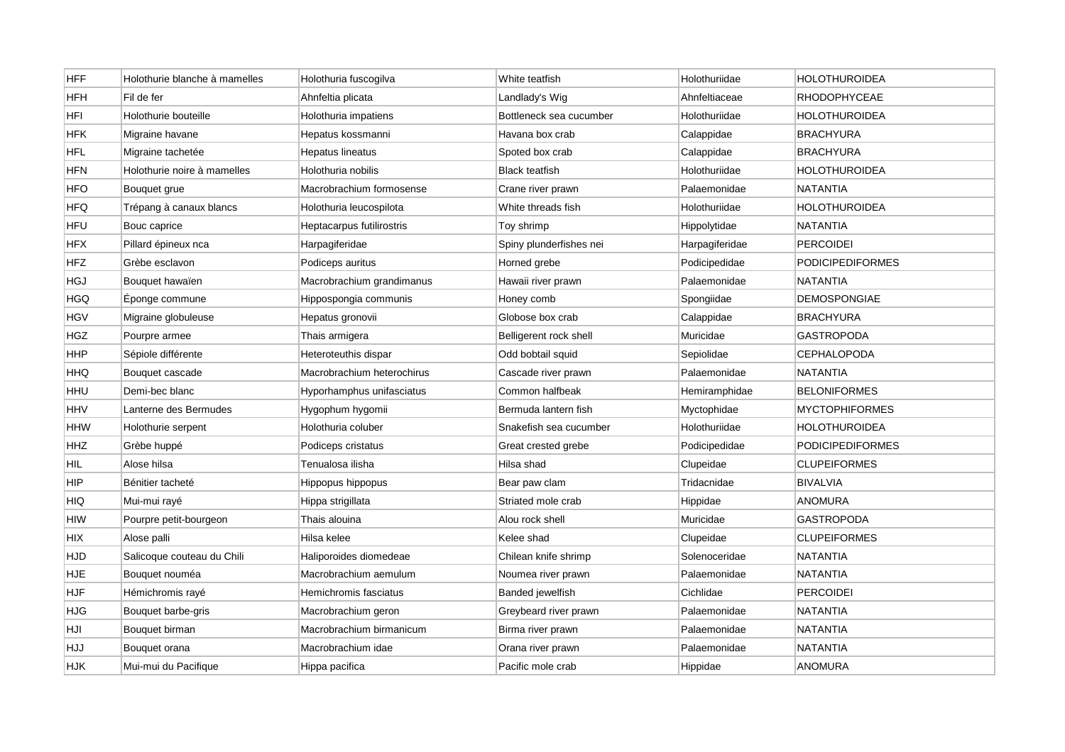| HFF | Holothurie blanche à mamelles | Holothuria fuscogilva | White teatfish | Holothuriidae | HOLOTHUROIDEA |
|---|---|---|---|---|---|
| HFH | Fil de fer | Ahnfeltia plicata | Landlady's Wig | Ahnfeltiaceae | RHODOPHYCEAE |
| HFI | Holothurie bouteille | Holothuria impatiens | Bottleneck sea cucumber | Holothuriidae | HOLOTHUROIDEA |
| HFK | Migraine havane | Hepatus kossmanni | Havana box crab | Calappidae | BRACHYURA |
| HFL | Migraine tachetée | Hepatus lineatus | Spoted box crab | Calappidae | BRACHYURA |
| HFN | Holothurie noire à mamelles | Holothuria nobilis | Black teatfish | Holothuriidae | HOLOTHUROIDEA |
| HFO | Bouquet grue | Macrobrachium formosense | Crane river prawn | Palaemonidae | NATANTIA |
| HFQ | Trépang à canaux blancs | Holothuria leucospilota | White threads fish | Holothuriidae | HOLOTHUROIDEA |
| HFU | Bouc caprice | Heptacarpus futilirostris | Toy shrimp | Hippolytidae | NATANTIA |
| HFX | Pillard épineux nca | Harpagiferidae | Spiny plunderfishes nei | Harpagiferidae | PERCOIDEI |
| HFZ | Grèbe esclavon | Podiceps auritus | Horned grebe | Podicipedidae | PODICIPEDIFORMES |
| HGJ | Bouquet hawaïen | Macrobrachium grandimanus | Hawaii river prawn | Palaemonidae | NATANTIA |
| HGQ | Éponge commune | Hippospongia communis | Honey comb | Spongiidae | DEMOSPONGIAE |
| HGV | Migraine globuleuse | Hepatus gronovii | Globose box crab | Calappidae | BRACHYURA |
| HGZ | Pourpre armee | Thais armigera | Belligerent rock shell | Muricidae | GASTROPODA |
| HHP | Sépiole différente | Heteroteuthis dispar | Odd bobtail squid | Sepiolidae | CEPHALOPODA |
| HHQ | Bouquet cascade | Macrobrachium heterochirus | Cascade river prawn | Palaemonidae | NATANTIA |
| HHU | Demi-bec blanc | Hyporhamphus unifasciatus | Common halfbeak | Hemiramphidae | BELONIFORMES |
| HHV | Lanterne des Bermudes | Hygophum hygomii | Bermuda lantern fish | Myctophidae | MYCTOPHIFORMES |
| HHW | Holothurie serpent | Holothuria coluber | Snakefish sea cucumber | Holothuriidae | HOLOTHUROIDEA |
| HHZ | Grèbe huppé | Podiceps cristatus | Great crested grebe | Podicipedidae | PODICIPEDIFORMES |
| HIL | Alose hilsa | Tenualosa ilisha | Hilsa shad | Clupeidae | CLUPEIFORMES |
| HIP | Bénitier tacheté | Hippopus hippopus | Bear paw clam | Tridacnidae | BIVALVIA |
| HIQ | Mui-mui rayé | Hippa strigillata | Striated mole crab | Hippidae | ANOMURA |
| HIW | Pourpre petit-bourgeon | Thais alouina | Alou rock shell | Muricidae | GASTROPODA |
| HIX | Alose palli | Hilsa kelee | Kelee shad | Clupeidae | CLUPEIFORMES |
| HJD | Salicoque couteau du Chili | Haliporoides diomedeae | Chilean knife shrimp | Solenoceridae | NATANTIA |
| HJE | Bouquet nouméa | Macrobrachium aemulum | Noumea river prawn | Palaemonidae | NATANTIA |
| HJF | Hémichromis rayé | Hemichromis fasciatus | Banded jewelfish | Cichlidae | PERCOIDEI |
| HJG | Bouquet barbe-gris | Macrobrachium geron | Greybeard river prawn | Palaemonidae | NATANTIA |
| HJI | Bouquet birman | Macrobrachium birmanicum | Birma river prawn | Palaemonidae | NATANTIA |
| HJJ | Bouquet orana | Macrobrachium idae | Orana river prawn | Palaemonidae | NATANTIA |
| HJK | Mui-mui du Pacifique | Hippa pacifica | Pacific mole crab | Hippidae | ANOMURA |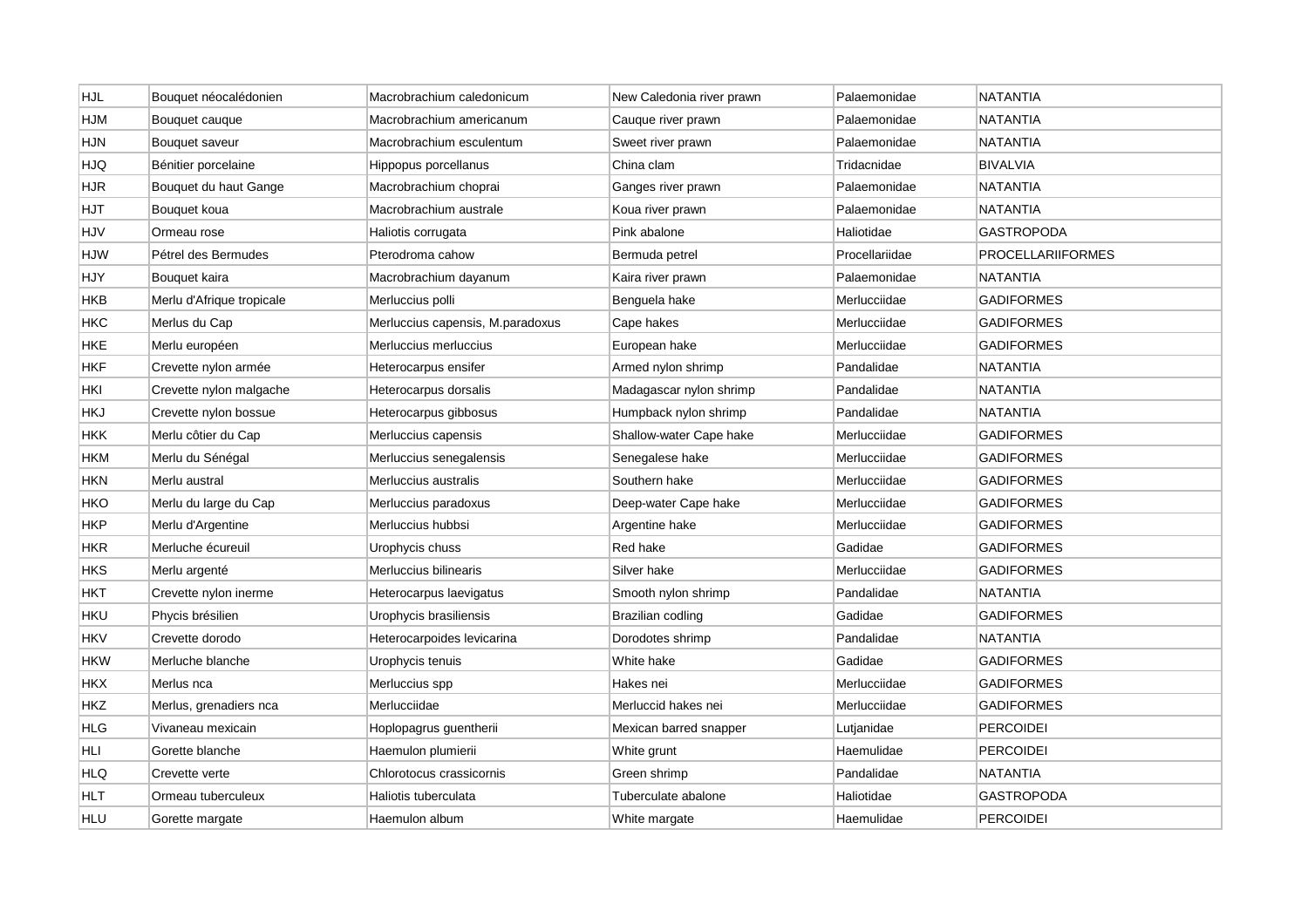| HJL | Bouquet néocalédonien | Macrobrachium caledonicum | New Caledonia river prawn | Palaemonidae | NATANTIA |
|---|---|---|---|---|---|
| HJM | Bouquet cauque | Macrobrachium americanum | Cauque river prawn | Palaemonidae | NATANTIA |
| HJN | Bouquet saveur | Macrobrachium esculentum | Sweet river prawn | Palaemonidae | NATANTIA |
| HJQ | Bénitier porcelaine | Hippopus porcellanus | China clam | Tridacnidae | BIVALVIA |
| HJR | Bouquet du haut Gange | Macrobrachium choprai | Ganges river prawn | Palaemonidae | NATANTIA |
| HJT | Bouquet koua | Macrobrachium australe | Koua river prawn | Palaemonidae | NATANTIA |
| HJV | Ormeau rose | Haliotis corrugata | Pink abalone | Haliotidae | GASTROPODA |
| HJW | Pétrel des Bermudes | Pterodroma cahow | Bermuda petrel | Procellariidae | PROCELLARIIFORMES |
| HJY | Bouquet kaira | Macrobrachium dayanum | Kaira river prawn | Palaemonidae | NATANTIA |
| HKB | Merlu d'Afrique tropicale | Merluccius polli | Benguela hake | Merlucciidae | GADIFORMES |
| HKC | Merlus du Cap | Merluccius capensis, M.paradoxus | Cape hakes | Merlucciidae | GADIFORMES |
| HKE | Merlu européen | Merluccius merluccius | European hake | Merlucciidae | GADIFORMES |
| HKF | Crevette nylon armée | Heterocarpus ensifer | Armed nylon shrimp | Pandalidae | NATANTIA |
| HKI | Crevette nylon malgache | Heterocarpus dorsalis | Madagascar nylon shrimp | Pandalidae | NATANTIA |
| HKJ | Crevette nylon bossue | Heterocarpus gibbosus | Humpback nylon shrimp | Pandalidae | NATANTIA |
| HKK | Merlu côtier du Cap | Merluccius capensis | Shallow-water Cape hake | Merlucciidae | GADIFORMES |
| HKM | Merlu du Sénégal | Merluccius senegalensis | Senegalese hake | Merlucciidae | GADIFORMES |
| HKN | Merlu austral | Merluccius australis | Southern hake | Merlucciidae | GADIFORMES |
| HKO | Merlu du large du Cap | Merluccius paradoxus | Deep-water Cape hake | Merlucciidae | GADIFORMES |
| HKP | Merlu d'Argentine | Merluccius hubbsi | Argentine hake | Merlucciidae | GADIFORMES |
| HKR | Merluche écureuil | Urophycis chuss | Red hake | Gadidae | GADIFORMES |
| HKS | Merlu argenté | Merluccius bilinearis | Silver hake | Merlucciidae | GADIFORMES |
| HKT | Crevette nylon inerme | Heterocarpus laevigatus | Smooth nylon shrimp | Pandalidae | NATANTIA |
| HKU | Phycis brésilien | Urophycis brasiliensis | Brazilian codling | Gadidae | GADIFORMES |
| HKV | Crevette dorodo | Heterocarpoides levicarina | Dorodotes shrimp | Pandalidae | NATANTIA |
| HKW | Merluche blanche | Urophycis tenuis | White hake | Gadidae | GADIFORMES |
| HKX | Merlus nca | Merluccius spp | Hakes nei | Merlucciidae | GADIFORMES |
| HKZ | Merlus, grenadiers nca | Merlucciidae | Merluccid hakes nei | Merlucciidae | GADIFORMES |
| HLG | Vivaneau mexicain | Hoplopagrus guentherii | Mexican barred snapper | Lutjanidae | PERCOIDEI |
| HLI | Gorette blanche | Haemulon plumierii | White grunt | Haemulidae | PERCOIDEI |
| HLQ | Crevette verte | Chlorotocus crassicornis | Green shrimp | Pandalidae | NATANTIA |
| HLT | Ormeau tuberculeux | Haliotis tuberculata | Tuberculate abalone | Haliotidae | GASTROPODA |
| HLU | Gorette margate | Haemulon album | White margate | Haemulidae | PERCOIDEI |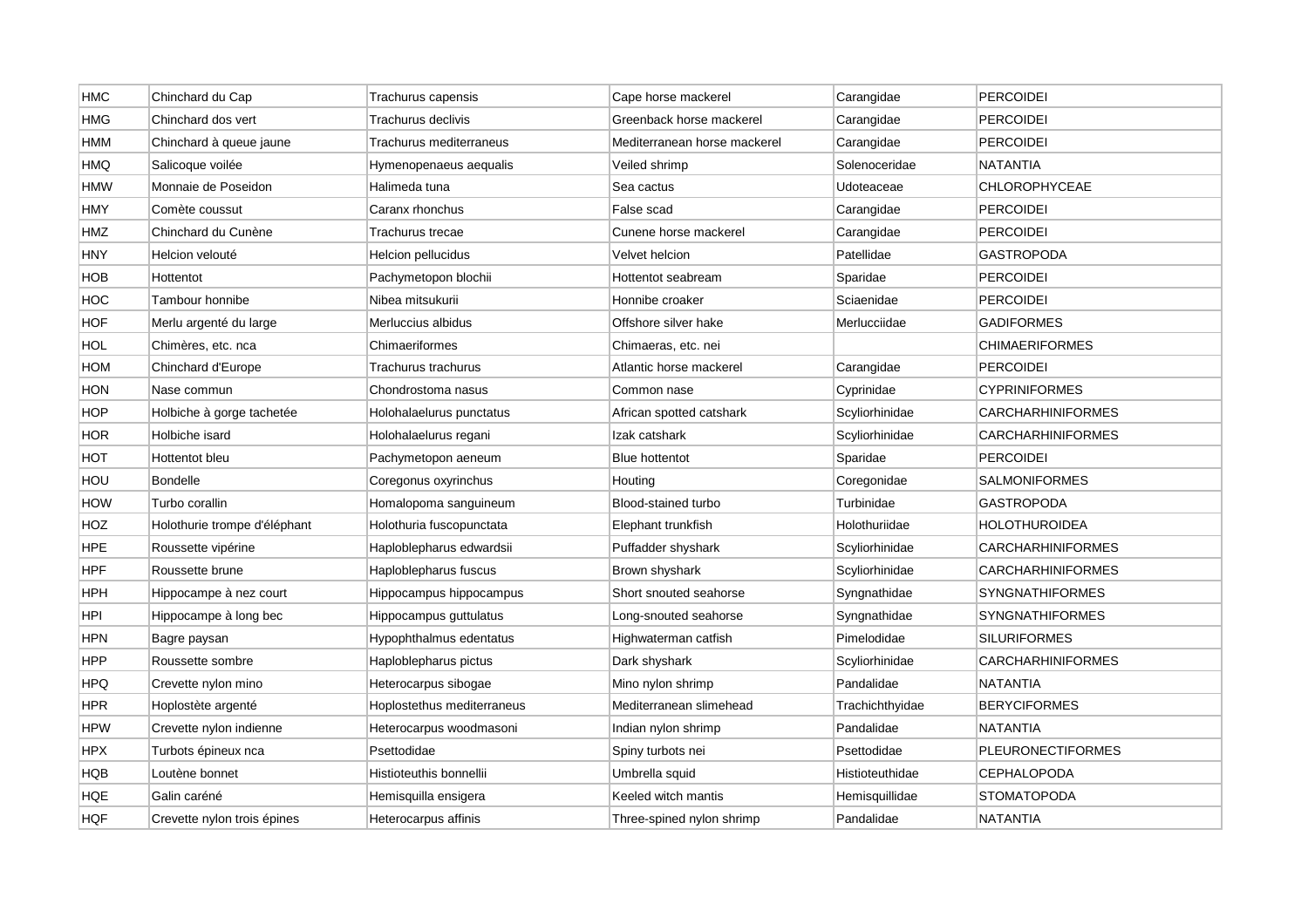| HMC | Chinchard du Cap | Trachurus capensis | Cape horse mackerel | Carangidae | PERCOIDEI |
|---|---|---|---|---|---|
| HMG | Chinchard dos vert | Trachurus declivis | Greenback horse mackerel | Carangidae | PERCOIDEI |
| HMM | Chinchard à queue jaune | Trachurus mediterraneus | Mediterranean horse mackerel | Carangidae | PERCOIDEI |
| HMQ | Salicoque voilée | Hymenopenaeus aequalis | Veiled shrimp | Solenoceridae | NATANTIA |
| HMW | Monnaie de Poseidon | Halimeda tuna | Sea cactus | Udoteaceae | CHLOROPHYCEAE |
| HMY | Comète coussut | Caranx rhonchus | False scad | Carangidae | PERCOIDEI |
| HMZ | Chinchard du Cunène | Trachurus trecae | Cunene horse mackerel | Carangidae | PERCOIDEI |
| HNY | Helcion velouté | Helcion pellucidus | Velvet helcion | Patellidae | GASTROPODA |
| HOB | Hottentot | Pachymetopon blochii | Hottentot seabream | Sparidae | PERCOIDEI |
| HOC | Tambour honnibe | Nibea mitsukurii | Honnibe croaker | Sciaenidae | PERCOIDEI |
| HOF | Merlu argenté du large | Merluccius albidus | Offshore silver hake | Merlucciidae | GADIFORMES |
| HOL | Chimères, etc. nca | Chimaeriformes | Chimaeras, etc. nei | | CHIMAERIFORMES |
| HOM | Chinchard d'Europe | Trachurus trachurus | Atlantic horse mackerel | Carangidae | PERCOIDEI |
| HON | Nase commun | Chondrostoma nasus | Common nase | Cyprinidae | CYPRINIFORMES |
| HOP | Holbiche à gorge tachetée | Holohalaelurus punctatus | African spotted catshark | Scyliorhinidae | CARCHARHINIFORMES |
| HOR | Holbiche isard | Holohalaelurus regani | Izak catshark | Scyliorhinidae | CARCHARHINIFORMES |
| HOT | Hottentot bleu | Pachymetopon aeneum | Blue hottentot | Sparidae | PERCOIDEI |
| HOU | Bondelle | Coregonus oxyrinchus | Houting | Coregonidae | SALMONIFORMES |
| HOW | Turbo corallin | Homalopoma sanguineum | Blood-stained turbo | Turbinidae | GASTROPODA |
| HOZ | Holothurie trompe d'éléphant | Holothuria fuscopunctata | Elephant trunkfish | Holothuriidae | HOLOTHUROIDEA |
| HPE | Roussette vipérine | Haploblepharus edwardsii | Puffadder shyshark | Scyliorhinidae | CARCHARHINIFORMES |
| HPF | Roussette brune | Haploblepharus fuscus | Brown shyshark | Scyliorhinidae | CARCHARHINIFORMES |
| HPH | Hippocampe à nez court | Hippocampus hippocampus | Short snouted seahorse | Syngnathidae | SYNGNATHIFORMES |
| HPI | Hippocampe à long bec | Hippocampus guttulatus | Long-snouted seahorse | Syngnathidae | SYNGNATHIFORMES |
| HPN | Bagre paysan | Hypophthalmus edentatus | Highwaterman catfish | Pimelodidae | SILURIFORMES |
| HPP | Roussette sombre | Haploblepharus pictus | Dark shyshark | Scyliorhinidae | CARCHARHINIFORMES |
| HPQ | Crevette nylon mino | Heterocarpus sibogae | Mino nylon shrimp | Pandalidae | NATANTIA |
| HPR | Hoplostète argenté | Hoplostethus mediterraneus | Mediterranean slimehead | Trachichthyidae | BERYCIFORMES |
| HPW | Crevette nylon indienne | Heterocarpus woodmasoni | Indian nylon shrimp | Pandalidae | NATANTIA |
| HPX | Turbots épineux nca | Psettodidae | Spiny turbots nei | Psettodidae | PLEURONECTIFORMES |
| HQB | Loutène bonnet | Histioteuthis bonnellii | Umbrella squid | Histioteuthidae | CEPHALOPODA |
| HQE | Galin caréné | Hemisquilla ensigera | Keeled witch mantis | Hemisquillidae | STOMATOPODA |
| HQF | Crevette nylon trois épines | Heterocarpus affinis | Three-spined nylon shrimp | Pandalidae | NATANTIA |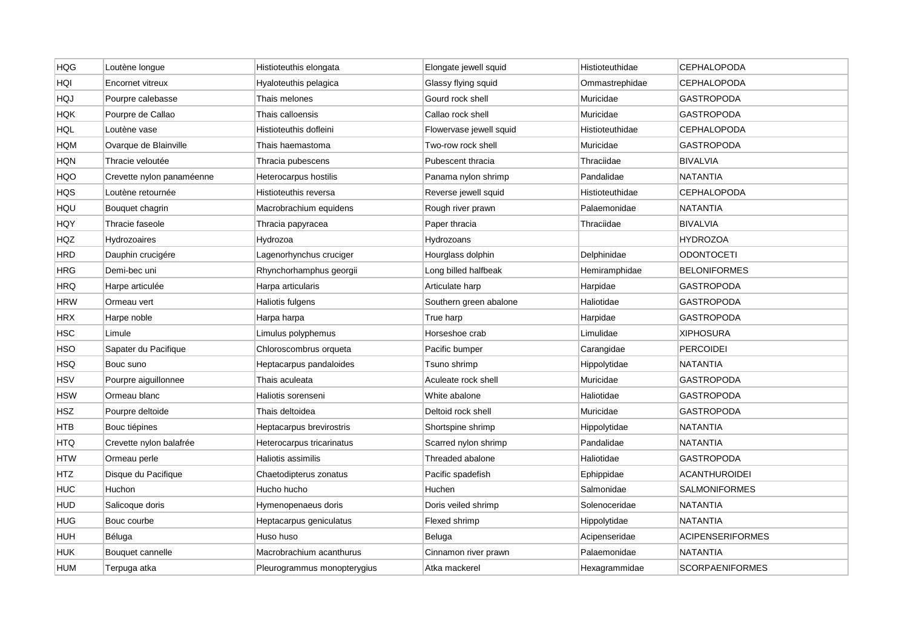| HQG | Loutène longue | Histioteuthis elongata | Elongate jewell squid | Histioteuthidae | CEPHALOPODA |
|---|---|---|---|---|---|
| HQI | Encornet vitreux | Hyaloteuthis pelagica | Glassy flying squid | Ommastrephidae | CEPHALOPODA |
| HQJ | Pourpre calebasse | Thais melones | Gourd rock shell | Muricidae | GASTROPODA |
| HQK | Pourpre de Callao | Thais calloensis | Callao rock shell | Muricidae | GASTROPODA |
| HQL | Loutène vase | Histioteuthis dofleini | Flowervase jewell squid | Histioteuthidae | CEPHALOPODA |
| HQM | Ovarque de Blainville | Thais haemastoma | Two-row rock shell | Muricidae | GASTROPODA |
| HQN | Thracie veloutée | Thracia pubescens | Pubescent thracia | Thraciidae | BIVALVIA |
| HQO | Crevette nylon panaméenne | Heterocarpus hostilis | Panama nylon shrimp | Pandalidae | NATANTIA |
| HQS | Loutène retournée | Histioteuthis reversa | Reverse jewell squid | Histioteuthidae | CEPHALOPODA |
| HQU | Bouquet chagrin | Macrobrachium equidens | Rough river prawn | Palaemonidae | NATANTIA |
| HQY | Thracie faseole | Thracia papyracea | Paper thracia | Thraciidae | BIVALVIA |
| HQZ | Hydrozoaires | Hydrozoa | Hydrozoans | | HYDROZOA |
| HRD | Dauphin crucigére | Lagenorhynchus cruciger | Hourglass dolphin | Delphinidae | ODONTOCETI |
| HRG | Demi-bec uni | Rhynchorhamphus georgii | Long billed halfbeak | Hemiramphidae | BELONIFORMES |
| HRQ | Harpe articulée | Harpa articularis | Articulate harp | Harpidae | GASTROPODA |
| HRW | Ormeau vert | Haliotis fulgens | Southern green abalone | Haliotidae | GASTROPODA |
| HRX | Harpe noble | Harpa harpa | True harp | Harpidae | GASTROPODA |
| HSC | Limule | Limulus polyphemus | Horseshoe crab | Limulidae | XIPHOSURA |
| HSO | Sapater du Pacifique | Chloroscombrus orqueta | Pacific bumper | Carangidae | PERCOIDEI |
| HSQ | Bouc suno | Heptacarpus pandaloides | Tsuno shrimp | Hippolytidae | NATANTIA |
| HSV | Pourpre aiguillonnee | Thais aculeata | Aculeate rock shell | Muricidae | GASTROPODA |
| HSW | Ormeau blanc | Haliotis sorenseni | White abalone | Haliotidae | GASTROPODA |
| HSZ | Pourpre deltoide | Thais deltoidea | Deltoid rock shell | Muricidae | GASTROPODA |
| HTB | Bouc tiépines | Heptacarpus brevirostris | Shortspine shrimp | Hippolytidae | NATANTIA |
| HTQ | Crevette nylon balafrée | Heterocarpus tricarinatus | Scarred nylon shrimp | Pandalidae | NATANTIA |
| HTW | Ormeau perle | Haliotis assimilis | Threaded abalone | Haliotidae | GASTROPODA |
| HTZ | Disque du Pacifique | Chaetodipterus zonatus | Pacific spadefish | Ephippidae | ACANTHUROIDEI |
| HUC | Huchon | Hucho hucho | Huchen | Salmonidae | SALMONIFORMES |
| HUD | Salicoque doris | Hymenopenaeus doris | Doris veiled shrimp | Solenoceridae | NATANTIA |
| HUG | Bouc courbe | Heptacarpus geniculatus | Flexed shrimp | Hippolytidae | NATANTIA |
| HUH | Béluga | Huso huso | Beluga | Acipenseridae | ACIPENSERIFORMES |
| HUK | Bouquet cannelle | Macrobrachium acanthurus | Cinnamon river prawn | Palaemonidae | NATANTIA |
| HUM | Terpuga atka | Pleurogrammus monopterygius | Atka mackerel | Hexagrammidae | SCORPAENIFORMES |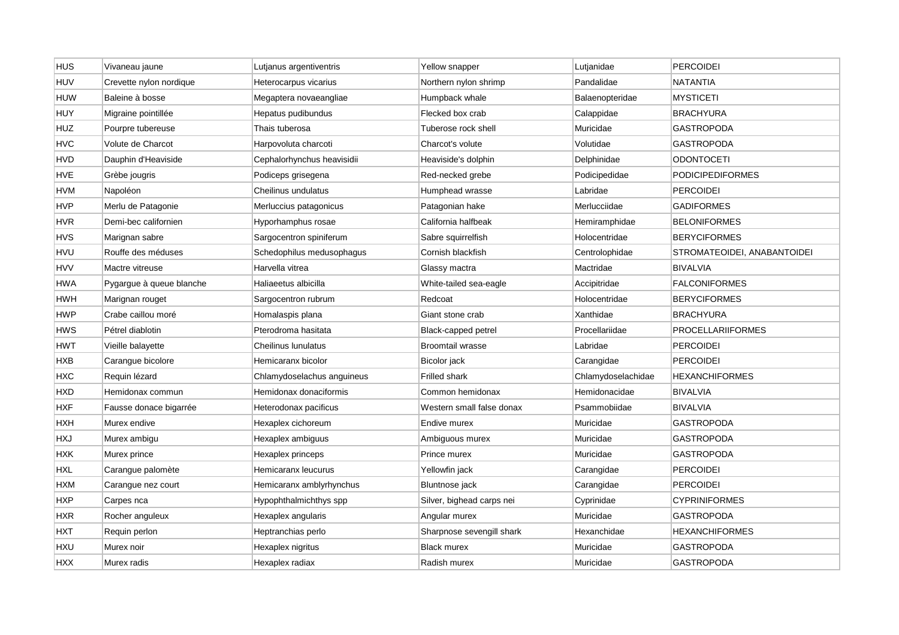| HUS | Vivaneau jaune | Lutjanus argentiventris | Yellow snapper | Lutjanidae | PERCOIDEI |
|---|---|---|---|---|---|
| HUV | Crevette nylon nordique | Heterocarpus vicarius | Northern nylon shrimp | Pandalidae | NATANTIA |
| HUW | Baleine à bosse | Megaptera novaeangliae | Humpback whale | Balaenopteridae | MYSTICETI |
| HUY | Migraine pointillée | Hepatus pudibundus | Flecked box crab | Calappidae | BRACHYURA |
| HUZ | Pourpre tubereuse | Thais tuberosa | Tuberose rock shell | Muricidae | GASTROPODA |
| HVC | Volute de Charcot | Harpovoluta charcoti | Charcot's volute | Volutidae | GASTROPODA |
| HVD | Dauphin d'Heaviside | Cephalorhynchus heavisidii | Heaviside's dolphin | Delphinidae | ODONTOCETI |
| HVE | Grèbe jougris | Podiceps grisegena | Red-necked grebe | Podicipedidae | PODICIPEDIFORMES |
| HVM | Napoléon | Cheilinus undulatus | Humphead wrasse | Labridae | PERCOIDEI |
| HVP | Merlu de Patagonie | Merluccius patagonicus | Patagonian hake | Merlucciidae | GADIFORMES |
| HVR | Demi-bec californien | Hyporhamphus rosae | California halfbeak | Hemiramphidae | BELONIFORMES |
| HVS | Marignan sabre | Sargocentron spiniferum | Sabre squirrelfish | Holocentridae | BERYCIFORMES |
| HVU | Rouffe des méduses | Schedophilus medusophagus | Cornish blackfish | Centrolophidae | STROMATEOIDEI, ANABANTOIDEI |
| HVV | Mactre vitreuse | Harvella vitrea | Glassy mactra | Mactridae | BIVALVIA |
| HWA | Pygargue à queue blanche | Haliaeetus albicilla | White-tailed sea-eagle | Accipitridae | FALCONIFORMES |
| HWH | Marignan rouget | Sargocentron rubrum | Redcoat | Holocentridae | BERYCIFORMES |
| HWP | Crabe caillou moré | Homalaspis plana | Giant stone crab | Xanthidae | BRACHYURA |
| HWS | Pétrel diablotin | Pterodroma hasitata | Black-capped petrel | Procellariidae | PROCELLARIIFORMES |
| HWT | Vieille balayette | Cheilinus lunulatus | Broomtail wrasse | Labridae | PERCOIDEI |
| HXB | Carangue bicolore | Hemicaranx bicolor | Bicolor jack | Carangidae | PERCOIDEI |
| HXC | Requin lézard | Chlamydoselachus anguineus | Frilled shark | Chlamydoselachidae | HEXANCHIFORMES |
| HXD | Hemidonax commun | Hemidonax donaciformis | Common hemidonax | Hemidonacidae | BIVALVIA |
| HXF | Fausse donace bigarrée | Heterodonax pacificus | Western small false donax | Psammobiidae | BIVALVIA |
| HXH | Murex endive | Hexaplex cichoreum | Endive murex | Muricidae | GASTROPODA |
| HXJ | Murex ambigu | Hexaplex ambiguus | Ambiguous murex | Muricidae | GASTROPODA |
| HXK | Murex prince | Hexaplex princeps | Prince murex | Muricidae | GASTROPODA |
| HXL | Carangue palomète | Hemicaranx leucurus | Yellowfin jack | Carangidae | PERCOIDEI |
| HXM | Carangue nez court | Hemicaranx amblyrhynchus | Bluntnose jack | Carangidae | PERCOIDEI |
| HXP | Carpes nca | Hypophthalmichthys spp | Silver, bighead carps nei | Cyprinidae | CYPRINIFORMES |
| HXR | Rocher anguleux | Hexaplex angularis | Angular murex | Muricidae | GASTROPODA |
| HXT | Requin perlon | Heptranchias perlo | Sharpnose sevengill shark | Hexanchidae | HEXANCHIFORMES |
| HXU | Murex noir | Hexaplex nigritus | Black murex | Muricidae | GASTROPODA |
| HXX | Murex radis | Hexaplex radiax | Radish murex | Muricidae | GASTROPODA |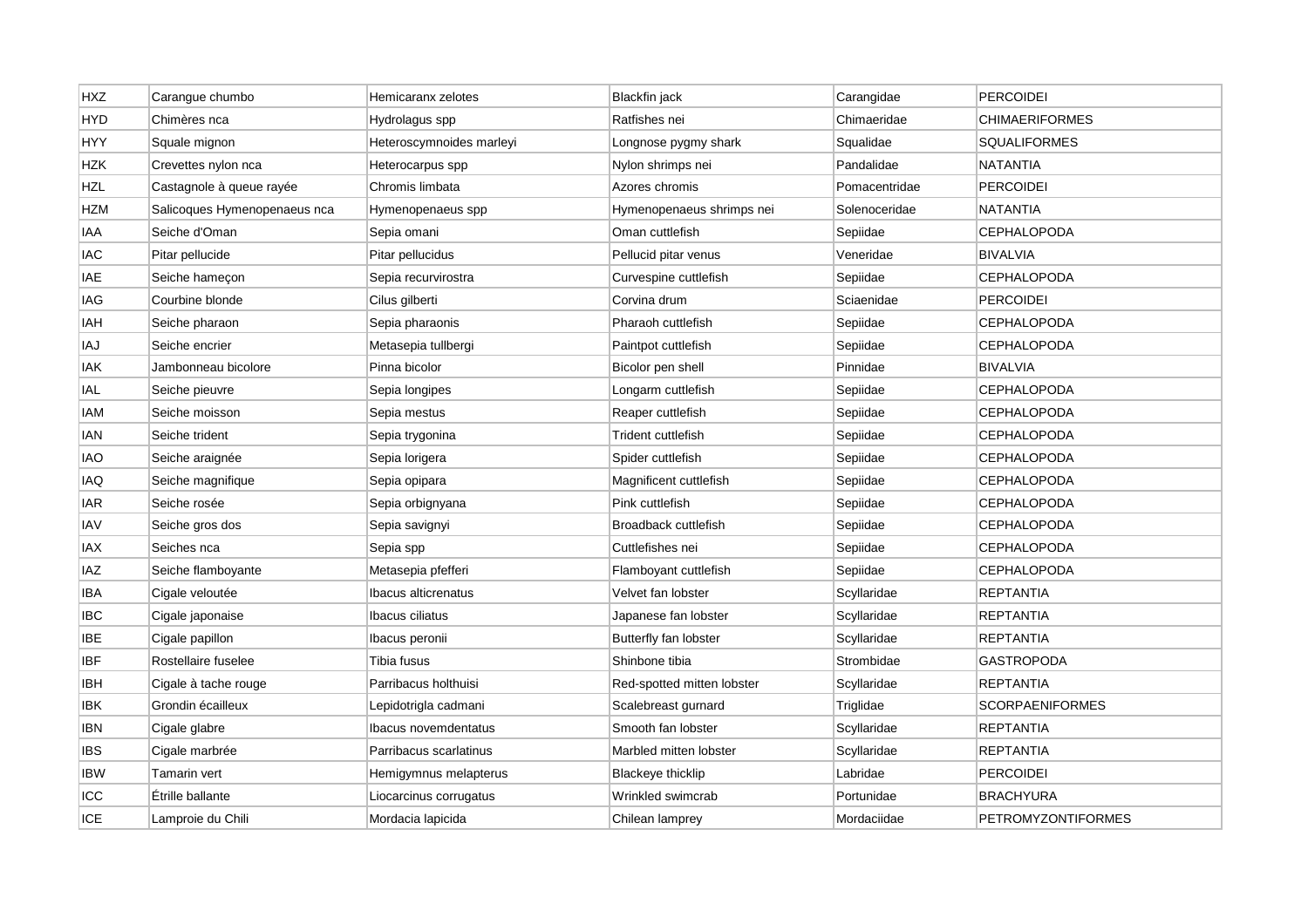| HXZ | Carangue chumbo | Hemicaranx zelotes | Blackfin jack | Carangidae | PERCOIDEI |
|---|---|---|---|---|---|
| HYD | Chimères nca | Hydrolagus spp | Ratfishes nei | Chimaeridae | CHIMAERIFORMES |
| HYY | Squale mignon | Heteroscymnoides marleyi | Longnose pygmy shark | Squalidae | SQUALIFORMES |
| HZK | Crevettes nylon nca | Heterocarpus spp | Nylon shrimps nei | Pandalidae | NATANTIA |
| HZL | Castagnole à queue rayée | Chromis limbata | Azores chromis | Pomacentridae | PERCOIDEI |
| HZM | Salicoques Hymenopenaeus nca | Hymenopenaeus spp | Hymenopenaeus shrimps nei | Solenoceridae | NATANTIA |
| IAA | Seiche d'Oman | Sepia omani | Oman cuttlefish | Sepiidae | CEPHALOPODA |
| IAC | Pitar pellucide | Pitar pellucidus | Pellucid pitar venus | Veneridae | BIVALVIA |
| IAE | Seiche hameçon | Sepia recurvirostra | Curvespine cuttlefish | Sepiidae | CEPHALOPODA |
| IAG | Courbine blonde | Cilus gilberti | Corvina drum | Sciaenidae | PERCOIDEI |
| IAH | Seiche pharaon | Sepia pharaonis | Pharaoh cuttlefish | Sepiidae | CEPHALOPODA |
| IAJ | Seiche encrier | Metasepia tullbergi | Paintpot cuttlefish | Sepiidae | CEPHALOPODA |
| IAK | Jambonneau bicolore | Pinna bicolor | Bicolor pen shell | Pinnidae | BIVALVIA |
| IAL | Seiche pieuvre | Sepia longipes | Longarm cuttlefish | Sepiidae | CEPHALOPODA |
| IAM | Seiche moisson | Sepia mestus | Reaper cuttlefish | Sepiidae | CEPHALOPODA |
| IAN | Seiche trident | Sepia trygonina | Trident cuttlefish | Sepiidae | CEPHALOPODA |
| IAO | Seiche araignée | Sepia lorigera | Spider cuttlefish | Sepiidae | CEPHALOPODA |
| IAQ | Seiche magnifique | Sepia opipara | Magnificent cuttlefish | Sepiidae | CEPHALOPODA |
| IAR | Seiche rosée | Sepia orbignyana | Pink cuttlefish | Sepiidae | CEPHALOPODA |
| IAV | Seiche gros dos | Sepia savignyi | Broadback cuttlefish | Sepiidae | CEPHALOPODA |
| IAX | Seiches nca | Sepia spp | Cuttlefishes nei | Sepiidae | CEPHALOPODA |
| IAZ | Seiche flamboyante | Metasepia pfefferi | Flamboyant cuttlefish | Sepiidae | CEPHALOPODA |
| IBA | Cigale veloutée | Ibacus alticrenatus | Velvet fan lobster | Scyllaridae | REPTANTIA |
| IBC | Cigale japonaise | Ibacus ciliatus | Japanese fan lobster | Scyllaridae | REPTANTIA |
| IBE | Cigale papillon | Ibacus peronii | Butterfly fan lobster | Scyllaridae | REPTANTIA |
| IBF | Rostellaire fuselee | Tibia fusus | Shinbone tibia | Strombidae | GASTROPODA |
| IBH | Cigale à tache rouge | Parribacus holthuisi | Red-spotted mitten lobster | Scyllaridae | REPTANTIA |
| IBK | Grondin écailleux | Lepidotrigla cadmani | Scalebreast gurnard | Triglidae | SCORPAENIFORMES |
| IBN | Cigale glabre | Ibacus novemdentatus | Smooth fan lobster | Scyllaridae | REPTANTIA |
| IBS | Cigale marbrée | Parribacus scarlatinus | Marbled mitten lobster | Scyllaridae | REPTANTIA |
| IBW | Tamarin vert | Hemigymnus melapterus | Blackeye thicklip | Labridae | PERCOIDEI |
| ICC | Étrille ballante | Liocarcinus corrugatus | Wrinkled swimcrab | Portunidae | BRACHYURA |
| ICE | Lamproie du Chili | Mordacia lapicida | Chilean lamprey | Mordaciidae | PETROMYZONTIFORMES |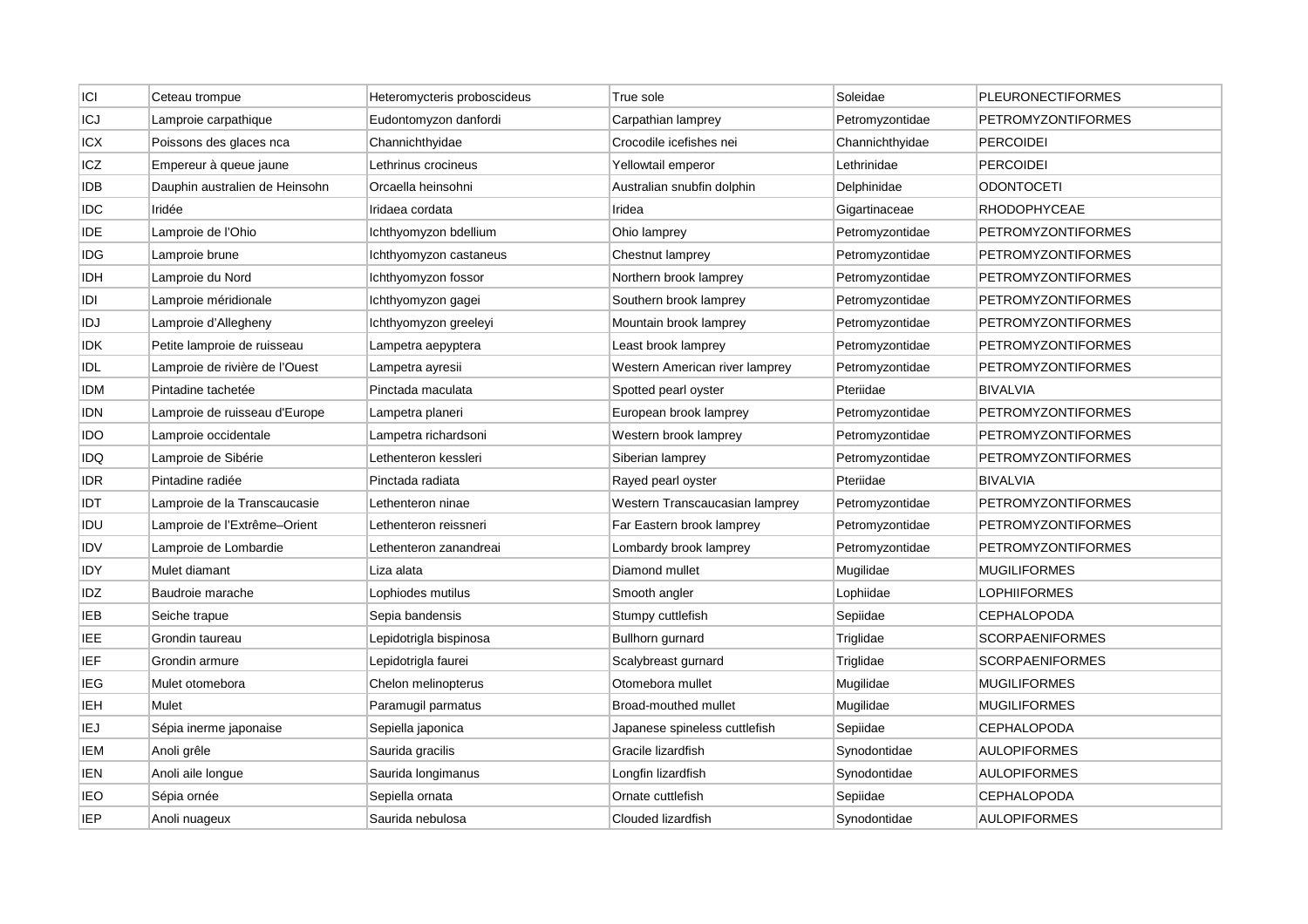| ICI | Ceteau trompue | Heteromycteris proboscideus | True sole | Soleidae | PLEURONECTIFORMES |
|---|---|---|---|---|---|
| ICJ | Lamproie carpathique | Eudontomyzon danfordi | Carpathian lamprey | Petromyzontidae | PETROMYZONTIFORMES |
| ICX | Poissons des glaces nca | Channichthyidae | Crocodile icefishes nei | Channichthyidae | PERCOIDEI |
| ICZ | Empereur à queue jaune | Lethrinus crocineus | Yellowtail emperor | Lethrinidae | PERCOIDEI |
| IDB | Dauphin australien de Heinsohn | Orcaella heinsohni | Australian snubfin dolphin | Delphinidae | ODONTOCETI |
| IDC | Iridée | Iridaea cordata | Iridea | Gigartinaceae | RHODOPHYCEAE |
| IDE | Lamproie de l'Ohio | Ichthyomyzon bdellium | Ohio lamprey | Petromyzontidae | PETROMYZONTIFORMES |
| IDG | Lamproie brune | Ichthyomyzon castaneus | Chestnut lamprey | Petromyzontidae | PETROMYZONTIFORMES |
| IDH | Lamproie du Nord | Ichthyomyzon fossor | Northern brook lamprey | Petromyzontidae | PETROMYZONTIFORMES |
| IDI | Lamproie méridionale | Ichthyomyzon gagei | Southern brook lamprey | Petromyzontidae | PETROMYZONTIFORMES |
| IDJ | Lamproie d'Allegheny | Ichthyomyzon greeleyi | Mountain brook lamprey | Petromyzontidae | PETROMYZONTIFORMES |
| IDK | Petite lamproie de ruisseau | Lampetra aepyptera | Least brook lamprey | Petromyzontidae | PETROMYZONTIFORMES |
| IDL | Lamproie de rivière de l'Ouest | Lampetra ayresii | Western American river lamprey | Petromyzontidae | PETROMYZONTIFORMES |
| IDM | Pintadine tachetée | Pinctada maculata | Spotted pearl oyster | Pteriidae | BIVALVIA |
| IDN | Lamproie de ruisseau d'Europe | Lampetra planeri | European brook lamprey | Petromyzontidae | PETROMYZONTIFORMES |
| IDO | Lamproie occidentale | Lampetra richardsoni | Western brook lamprey | Petromyzontidae | PETROMYZONTIFORMES |
| IDQ | Lamproie de Sibérie | Lethenteron kessleri | Siberian lamprey | Petromyzontidae | PETROMYZONTIFORMES |
| IDR | Pintadine radiée | Pinctada radiata | Rayed pearl oyster | Pteriidae | BIVALVIA |
| IDT | Lamproie de la Transcaucasie | Lethenteron ninae | Western Transcaucasian lamprey | Petromyzontidae | PETROMYZONTIFORMES |
| IDU | Lamproie de l'Extrême–Orient | Lethenteron reissneri | Far Eastern brook lamprey | Petromyzontidae | PETROMYZONTIFORMES |
| IDV | Lamproie de Lombardie | Lethenteron zanandreai | Lombardy brook lamprey | Petromyzontidae | PETROMYZONTIFORMES |
| IDY | Mulet diamant | Liza alata | Diamond mullet | Mugilidae | MUGILIFORMES |
| IDZ | Baudroie marache | Lophiodes mutilus | Smooth angler | Lophiidae | LOPHIIFORMES |
| IEB | Seiche trapue | Sepia bandensis | Stumpy cuttlefish | Sepiidae | CEPHALOPODA |
| IEE | Grondin taureau | Lepidotrigla bispinosa | Bullhorn gurnard | Triglidae | SCORPAENIFORMES |
| IEF | Grondin armure | Lepidotrigla faurei | Scalybreast gurnard | Triglidae | SCORPAENIFORMES |
| IEG | Mulet otomebora | Chelon melinopterus | Otomebora mullet | Mugilidae | MUGILIFORMES |
| IEH | Mulet | Paramugil parmatus | Broad-mouthed mullet | Mugilidae | MUGILIFORMES |
| IEJ | Sépia inerme japonaise | Sepiella japonica | Japanese spineless cuttlefish | Sepiidae | CEPHALOPODA |
| IEM | Anoli grêle | Saurida gracilis | Gracile lizardfish | Synodontidae | AULOPIFORMES |
| IEN | Anoli aile longue | Saurida longimanus | Longfin lizardfish | Synodontidae | AULOPIFORMES |
| IEO | Sépia ornée | Sepiella ornata | Ornate cuttlefish | Sepiidae | CEPHALOPODA |
| IEP | Anoli nuageux | Saurida nebulosa | Clouded lizardfish | Synodontidae | AULOPIFORMES |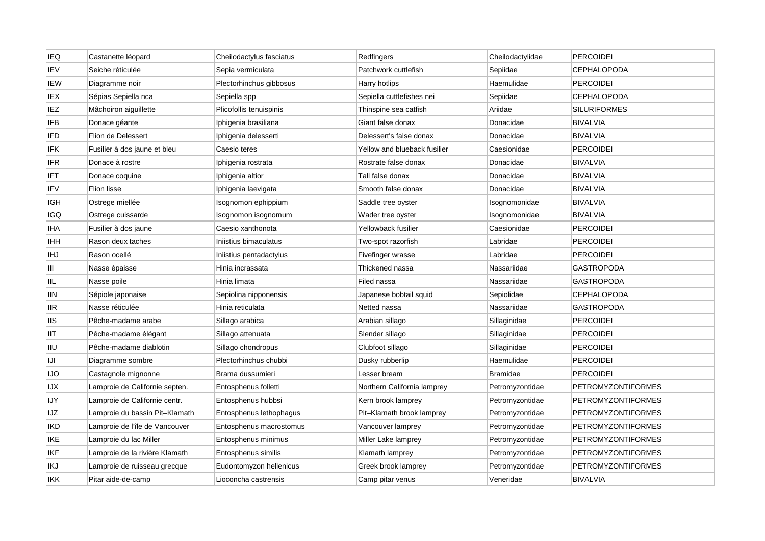| IEQ | Castanette léopard | Cheilodactylus fasciatus | Redfingers | Cheilodactylidae | PERCOIDEI |
|---|---|---|---|---|---|
| IEV | Seiche réticulée | Sepia vermiculata | Patchwork cuttlefish | Sepiidae | CEPHALOPODA |
| IEW | Diagramme noir | Plectorhinchus gibbosus | Harry hotlips | Haemulidae | PERCOIDEI |
| IEX | Sépias Sepiella nca | Sepiella spp | Sepiella cuttlefishes nei | Sepiidae | CEPHALOPODA |
| IEZ | Mâchoiron aiguillette | Plicofollis tenuispinis | Thinspine sea catfish | Ariidae | SILURIFORMES |
| IFB | Donace géante | Iphigenia brasiliana | Giant false donax | Donacidae | BIVALVIA |
| IFD | Flion de Delessert | Iphigenia delesserti | Delessert's false donax | Donacidae | BIVALVIA |
| IFK | Fusilier à dos jaune et bleu | Caesio teres | Yellow and blueback fusilier | Caesionidae | PERCOIDEI |
| IFR | Donace à rostre | Iphigenia rostrata | Rostrate false donax | Donacidae | BIVALVIA |
| IFT | Donace coquine | Iphigenia altior | Tall false donax | Donacidae | BIVALVIA |
| IFV | Flion lisse | Iphigenia laevigata | Smooth false donax | Donacidae | BIVALVIA |
| IGH | Ostrege miellée | Isognomon ephippium | Saddle tree oyster | Isognomonidae | BIVALVIA |
| IGQ | Ostrege cuissarde | Isognomon isognomum | Wader tree oyster | Isognomonidae | BIVALVIA |
| IHA | Fusilier à dos jaune | Caesio xanthonota | Yellowback fusilier | Caesionidae | PERCOIDEI |
| IHH | Rason deux taches | Iniistius bimaculatus | Two-spot razorfish | Labridae | PERCOIDEI |
| IHJ | Rason ocellé | Iniistius pentadactylus | Fivefinger wrasse | Labridae | PERCOIDEI |
| III | Nasse épaisse | Hinia incrassata | Thickened nassa | Nassariidae | GASTROPODA |
| IIL | Nasse poile | Hinia limata | Filed nassa | Nassariidae | GASTROPODA |
| IIN | Sépiole japonaise | Sepiolina nipponensis | Japanese bobtail squid | Sepiolidae | CEPHALOPODA |
| IIR | Nasse réticulée | Hinia reticulata | Netted nassa | Nassariidae | GASTROPODA |
| IIS | Pêche-madame arabe | Sillago arabica | Arabian sillago | Sillaginidae | PERCOIDEI |
| IIT | Pêche-madame élégant | Sillago attenuata | Slender sillago | Sillaginidae | PERCOIDEI |
| IIU | Pêche-madame diablotin | Sillago chondropus | Clubfoot sillago | Sillaginidae | PERCOIDEI |
| IJI | Diagramme sombre | Plectorhinchus chubbi | Dusky rubberlip | Haemulidae | PERCOIDEI |
| IJO | Castagnole mignonne | Brama dussumieri | Lesser bream | Bramidae | PERCOIDEI |
| IJX | Lamproie de Californie septen. | Entosphenus folletti | Northern California lamprey | Petromyzontidae | PETROMYZONTIFORMES |
| IJY | Lamproie de Californie centr. | Entosphenus hubbsi | Kern brook lamprey | Petromyzontidae | PETROMYZONTIFORMES |
| IJZ | Lamproie du bassin Pit–Klamath | Entosphenus lethophagus | Pit–Klamath brook lamprey | Petromyzontidae | PETROMYZONTIFORMES |
| IKD | Lamproie de l'île de Vancouver | Entosphenus macrostomus | Vancouver lamprey | Petromyzontidae | PETROMYZONTIFORMES |
| IKE | Lamproie du lac Miller | Entosphenus minimus | Miller Lake lamprey | Petromyzontidae | PETROMYZONTIFORMES |
| IKF | Lamproie de la rivière Klamath | Entosphenus similis | Klamath lamprey | Petromyzontidae | PETROMYZONTIFORMES |
| IKJ | Lamproie de ruisseau grecque | Eudontomyzon hellenicus | Greek brook lamprey | Petromyzontidae | PETROMYZONTIFORMES |
| IKK | Pitar aide-de-camp | Lioconcha castrensis | Camp pitar venus | Veneridae | BIVALVIA |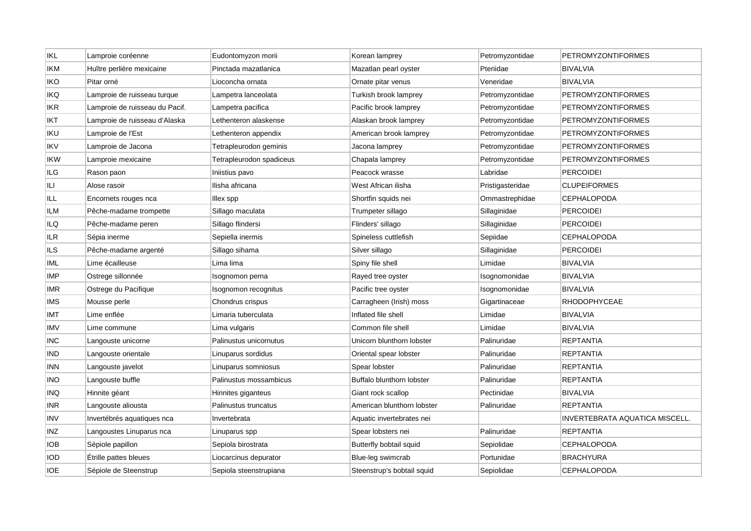| IKL | Lamproie coréenne | Eudontomyzon morii | Korean lamprey | Petromyzontidae | PETROMYZONTIFORMES |
|---|---|---|---|---|---|
| IKM | Huître perlière mexicaine | Pinctada mazatlanica | Mazatlan pearl oyster | Pteriidae | BIVALVIA |
| IKO | Pitar orné | Lioconcha ornata | Ornate pitar venus | Veneridae | BIVALVIA |
| IKQ | Lamproie de ruisseau turque | Lampetra lanceolata | Turkish brook lamprey | Petromyzontidae | PETROMYZONTIFORMES |
| IKR | Lamproie de ruisseau du Pacif. | Lampetra pacifica | Pacific brook lamprey | Petromyzontidae | PETROMYZONTIFORMES |
| IKT | Lamproie de ruisseau d'Alaska | Lethenteron alaskense | Alaskan brook lamprey | Petromyzontidae | PETROMYZONTIFORMES |
| IKU | Lamproie de l'Est | Lethenteron appendix | American brook lamprey | Petromyzontidae | PETROMYZONTIFORMES |
| IKV | Lamproie de Jacona | Tetrapleurodon geminis | Jacona lamprey | Petromyzontidae | PETROMYZONTIFORMES |
| IKW | Lamproie mexicaine | Tetrapleurodon spadiceus | Chapala lamprey | Petromyzontidae | PETROMYZONTIFORMES |
| ILG | Rason paon | Iniistius pavo | Peacock wrasse | Labridae | PERCOIDEI |
| ILI | Alose rasoir | Ilisha africana | West African ilisha | Pristigasteridae | CLUPEIFORMES |
| ILL | Encornets rouges nca | Illex spp | Shortfin squids nei | Ommastrephidae | CEPHALOPODA |
| ILM | Pêche-madame trompette | Sillago maculata | Trumpeter sillago | Sillaginidae | PERCOIDEI |
| ILQ | Pêche-madame peren | Sillago flindersi | Flinders' sillago | Sillaginidae | PERCOIDEI |
| ILR | Sépia inerme | Sepiella inermis | Spineless cuttlefish | Sepiidae | CEPHALOPODA |
| ILS | Pêche-madame argenté | Sillago sihama | Silver sillago | Sillaginidae | PERCOIDEI |
| IML | Lime écailleuse | Lima lima | Spiny file shell | Limidae | BIVALVIA |
| IMP | Ostrege sillonnée | Isognomon perna | Rayed tree oyster | Isognomonidae | BIVALVIA |
| IMR | Ostrege du Pacifique | Isognomon recognitus | Pacific tree oyster | Isognomonidae | BIVALVIA |
| IMS | Mousse perle | Chondrus crispus | Carragheen (Irish) moss | Gigartinaceae | RHODOPHYCEAE |
| IMT | Lime enflée | Limaria tuberculata | Inflated file shell | Limidae | BIVALVIA |
| IMV | Lime commune | Lima vulgaris | Common file shell | Limidae | BIVALVIA |
| INC | Langouste unicorne | Palinustus unicornutus | Unicorn blunthorn lobster | Palinuridae | REPTANTIA |
| IND | Langouste orientale | Linuparus sordidus | Oriental spear lobster | Palinuridae | REPTANTIA |
| INN | Langouste javelot | Linuparus somniosus | Spear lobster | Palinuridae | REPTANTIA |
| INO | Langouste buffle | Palinustus mossambicus | Buffalo blunthorn lobster | Palinuridae | REPTANTIA |
| INQ | Hinnite géant | Hinnites giganteus | Giant rock scallop | Pectinidae | BIVALVIA |
| INR | Langouste aliousta | Palinustus truncatus | American blunthorn lobster | Palinuridae | REPTANTIA |
| INV | Invertébrés aquatiques nca | Invertebrata | Aquatic invertebrates nei | | INVERTEBRATA AQUATICA MISCELL. |
| INZ | Langoustes Linuparus nca | Linuparus spp | Spear lobsters nei | Palinuridae | REPTANTIA |
| IOB | Sépiole papillon | Sepiola birostrata | Butterfly bobtail squid | Sepiolidae | CEPHALOPODA |
| IOD | Étrille pattes bleues | Liocarcinus depurator | Blue-leg swimcrab | Portunidae | BRACHYURA |
| IOE | Sépiole de Steenstrup | Sepiola steenstrupiana | Steenstrup's bobtail squid | Sepiolidae | CEPHALOPODA |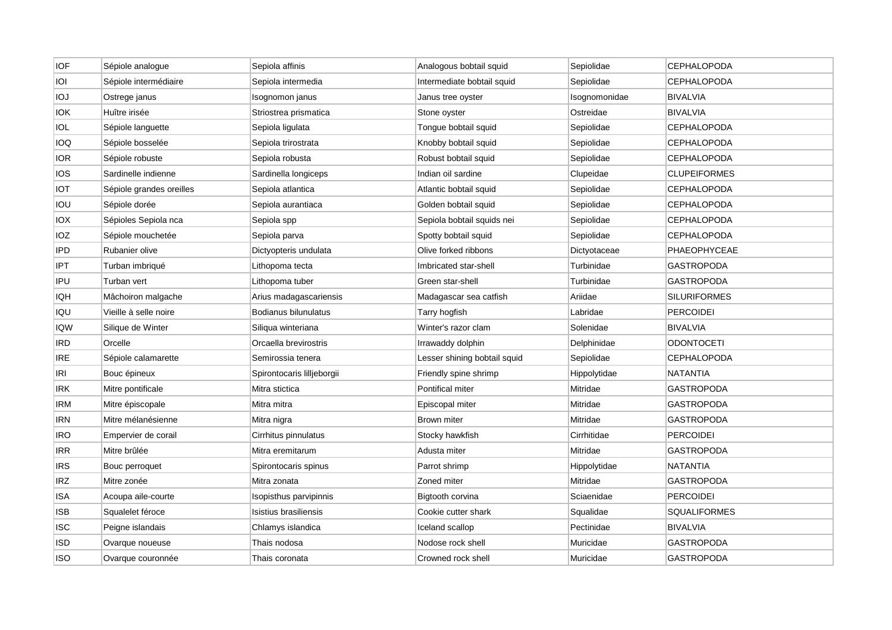| IOF | Sépiole analogue | Sepiola affinis | Analogous bobtail squid | Sepiolidae | CEPHALOPODA |
|---|---|---|---|---|---|
| IOI | Sépiole intermédiaire | Sepiola intermedia | Intermediate bobtail squid | Sepiolidae | CEPHALOPODA |
| IOJ | Ostrege janus | Isognomon janus | Janus tree oyster | Isognomonidae | BIVALVIA |
| IOK | Huître irisée | Striostrea prismatica | Stone oyster | Ostreidae | BIVALVIA |
| IOL | Sépiole languette | Sepiola ligulata | Tongue bobtail squid | Sepiolidae | CEPHALOPODA |
| IOQ | Sépiole bosselée | Sepiola trirostrata | Knobby bobtail squid | Sepiolidae | CEPHALOPODA |
| IOR | Sépiole robuste | Sepiola robusta | Robust bobtail squid | Sepiolidae | CEPHALOPODA |
| IOS | Sardinelle indienne | Sardinella longiceps | Indian oil sardine | Clupeidae | CLUPEIFORMES |
| IOT | Sépiole grandes oreilles | Sepiola atlantica | Atlantic bobtail squid | Sepiolidae | CEPHALOPODA |
| IOU | Sépiole dorée | Sepiola aurantiaca | Golden bobtail squid | Sepiolidae | CEPHALOPODA |
| IOX | Sépioles Sepiola nca | Sepiola spp | Sepiola bobtail squids nei | Sepiolidae | CEPHALOPODA |
| IOZ | Sépiole mouchetée | Sepiola parva | Spotty bobtail squid | Sepiolidae | CEPHALOPODA |
| IPD | Rubanier olive | Dictyopteris undulata | Olive forked ribbons | Dictyotaceae | PHAEOPHYCEAE |
| IPT | Turban imbriqué | Lithopoma tecta | Imbricated star-shell | Turbinidae | GASTROPODA |
| IPU | Turban vert | Lithopoma tuber | Green star-shell | Turbinidae | GASTROPODA |
| IQH | Mâchoiron malgache | Arius madagascariensis | Madagascar sea catfish | Ariidae | SILURIFORMES |
| IQU | Vieille à selle noire | Bodianus bilunulatus | Tarry hogfish | Labridae | PERCOIDEI |
| IQW | Silique de Winter | Siliqua winteriana | Winter's razor clam | Solenidae | BIVALVIA |
| IRD | Orcelle | Orcaella brevirostris | Irrawaddy dolphin | Delphinidae | ODONTOCETI |
| IRE | Sépiole calamarette | Semirossia tenera | Lesser shining bobtail squid | Sepiolidae | CEPHALOPODA |
| IRI | Bouc épineux | Spirontocaris lilljeborgii | Friendly spine shrimp | Hippolytidae | NATANTIA |
| IRK | Mitre pontificale | Mitra stictica | Pontifical miter | Mitridae | GASTROPODA |
| IRM | Mitre épiscopale | Mitra mitra | Episcopal miter | Mitridae | GASTROPODA |
| IRN | Mitre mélanésienne | Mitra nigra | Brown miter | Mitridae | GASTROPODA |
| IRO | Empervier de corail | Cirrhitus pinnulatus | Stocky hawkfish | Cirrhitidae | PERCOIDEI |
| IRR | Mitre brûlée | Mitra eremitarum | Adusta miter | Mitridae | GASTROPODA |
| IRS | Bouc perroquet | Spirontocaris spinus | Parrot shrimp | Hippolytidae | NATANTIA |
| IRZ | Mitre zonée | Mitra zonata | Zoned miter | Mitridae | GASTROPODA |
| ISA | Acoupa aile-courte | Isopisthus parvipinnis | Bigtooth corvina | Sciaenidae | PERCOIDEI |
| ISB | Squalelet féroce | Isistius brasiliensis | Cookie cutter shark | Squalidae | SQUALIFORMES |
| ISC | Peigne islandais | Chlamys islandica | Iceland scallop | Pectinidae | BIVALVIA |
| ISD | Ovarque noueuse | Thais nodosa | Nodose rock shell | Muricidae | GASTROPODA |
| ISO | Ovarque couronnée | Thais coronata | Crowned rock shell | Muricidae | GASTROPODA |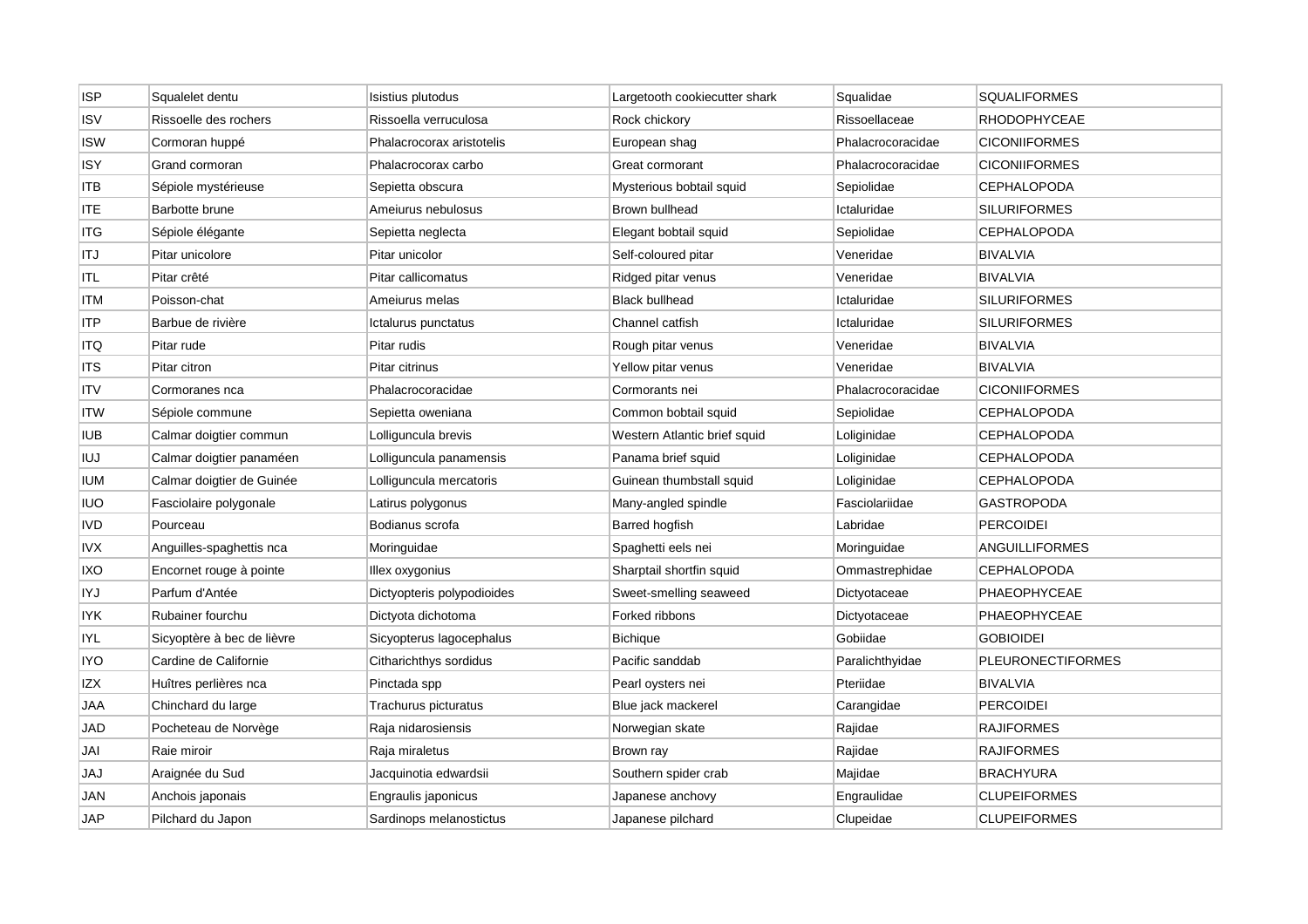| ISP | Squalelet dentu | Isistius plutodus | Largetooth cookiecutter shark | Squalidae | SQUALIFORMES |
|---|---|---|---|---|---|
| ISV | Rissoelle des rochers | Rissoella verruculosa | Rock chickory | Rissoellaceae | RHODOPHYCEAE |
| ISW | Cormoran huppé | Phalacrocorax aristotelis | European shag | Phalacrocoracidae | CICONIIFORMES |
| ISY | Grand cormoran | Phalacrocorax carbo | Great cormorant | Phalacrocoracidae | CICONIIFORMES |
| ITB | Sépiole mystérieuse | Sepietta obscura | Mysterious bobtail squid | Sepiolidae | CEPHALOPODA |
| ITE | Barbotte brune | Ameiurus nebulosus | Brown bullhead | Ictaluridae | SILURIFORMES |
| ITG | Sépiole élégante | Sepietta neglecta | Elegant bobtail squid | Sepiolidae | CEPHALOPODA |
| ITJ | Pitar unicolore | Pitar unicolor | Self-coloured pitar | Veneridae | BIVALVIA |
| ITL | Pitar crêté | Pitar callicomatus | Ridged pitar venus | Veneridae | BIVALVIA |
| ITM | Poisson-chat | Ameiurus melas | Black bullhead | Ictaluridae | SILURIFORMES |
| ITP | Barbue de rivière | Ictalurus punctatus | Channel catfish | Ictaluridae | SILURIFORMES |
| ITQ | Pitar rude | Pitar rudis | Rough pitar venus | Veneridae | BIVALVIA |
| ITS | Pitar citron | Pitar citrinus | Yellow pitar venus | Veneridae | BIVALVIA |
| ITV | Cormoranes nca | Phalacrocoracidae | Cormorants nei | Phalacrocoracidae | CICONIIFORMES |
| ITW | Sépiole commune | Sepietta oweniana | Common bobtail squid | Sepiolidae | CEPHALOPODA |
| IUB | Calmar doigtier commun | Lolliguncula brevis | Western Atlantic brief squid | Loliginidae | CEPHALOPODA |
| IUJ | Calmar doigtier panaméen | Lolliguncula panamensis | Panama brief squid | Loliginidae | CEPHALOPODA |
| IUM | Calmar doigtier de Guinée | Lolliguncula mercatoris | Guinean thumbstall squid | Loliginidae | CEPHALOPODA |
| IUO | Fasciolaire polygonale | Latirus polygonus | Many-angled spindle | Fasciolariidae | GASTROPODA |
| IVD | Pourceau | Bodianus scrofa | Barred hogfish | Labridae | PERCOIDEI |
| IVX | Anguilles-spaghettis nca | Moringuidae | Spaghetti eels nei | Moringuidae | ANGUILLIFORMES |
| IXO | Encornet rouge à pointe | Illex oxygonius | Sharptail shortfin squid | Ommastrephidae | CEPHALOPODA |
| IYJ | Parfum d'Antée | Dictyopteris polypodioides | Sweet-smelling seaweed | Dictyotaceae | PHAEOPHYCEAE |
| IYK | Rubainer fourchu | Dictyota dichotoma | Forked ribbons | Dictyotaceae | PHAEOPHYCEAE |
| IYL | Sicyoptère à bec de lièvre | Sicyopterus lagocephalus | Bichique | Gobiidae | GOBIOIDEI |
| IYO | Cardine de Californie | Citharichthys sordidus | Pacific sanddab | Paralichthyidae | PLEURONECTIFORMES |
| IZX | Huîtres perlières nca | Pinctada spp | Pearl oysters nei | Pteriidae | BIVALVIA |
| JAA | Chinchard du large | Trachurus picturatus | Blue jack mackerel | Carangidae | PERCOIDEI |
| JAD | Pocheteau de Norvège | Raja nidarosiensis | Norwegian skate | Rajidae | RAJIFORMES |
| JAI | Raie miroir | Raja miraletus | Brown ray | Rajidae | RAJIFORMES |
| JAJ | Araignée du Sud | Jacquinotia edwardsii | Southern spider crab | Majidae | BRACHYURA |
| JAN | Anchois japonais | Engraulis japonicus | Japanese anchovy | Engraulidae | CLUPEIFORMES |
| JAP | Pilchard du Japon | Sardinops melanostictus | Japanese pilchard | Clupeidae | CLUPEIFORMES |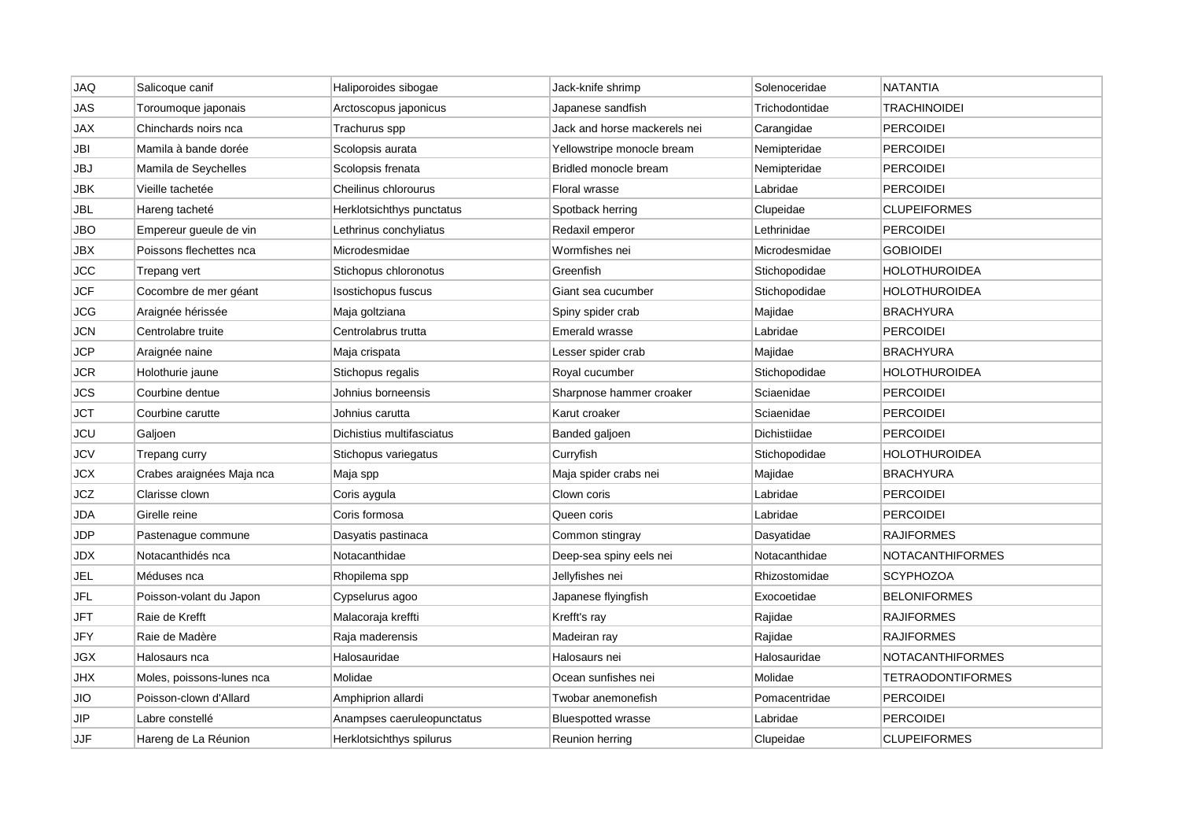| JAQ | Salicoque canif | Haliporoides sibogae | Jack-knife shrimp | Solenoceridae | NATANTIA |
|---|---|---|---|---|---|
| JAS | Toroumoque japonais | Arctoscopus japonicus | Japanese sandfish | Trichodontidae | TRACHINOIDEI |
| JAX | Chinchards noirs nca | Trachurus spp | Jack and horse mackerels nei | Carangidae | PERCOIDEI |
| JBI | Mamila à bande dorée | Scolopsis aurata | Yellowstripe monocle bream | Nemipteridae | PERCOIDEI |
| JBJ | Mamila de Seychelles | Scolopsis frenata | Bridled monocle bream | Nemipteridae | PERCOIDEI |
| JBK | Vieille tachetée | Cheilinus chlorourus | Floral wrasse | Labridae | PERCOIDEI |
| JBL | Hareng tacheté | Herklotsichthys punctatus | Spotback herring | Clupeidae | CLUPEIFORMES |
| JBO | Empereur gueule de vin | Lethrinus conchyliatus | Redaxil emperor | Lethrinidae | PERCOIDEI |
| JBX | Poissons flechettes nca | Microdesmidae | Wormfishes nei | Microdesmidae | GOBIOIDEI |
| JCC | Trepang vert | Stichopus chloronotus | Greenfish | Stichopodidae | HOLOTHUROIDEA |
| JCF | Cocombre de mer géant | Isostichopus fuscus | Giant sea cucumber | Stichopodidae | HOLOTHUROIDEA |
| JCG | Araignée hérissée | Maja goltziana | Spiny spider crab | Majidae | BRACHYURA |
| JCN | Centrolabre truite | Centrolabrus trutta | Emerald wrasse | Labridae | PERCOIDEI |
| JCP | Araignée naine | Maja crispata | Lesser spider crab | Majidae | BRACHYURA |
| JCR | Holothurie jaune | Stichopus regalis | Royal cucumber | Stichopodidae | HOLOTHUROIDEA |
| JCS | Courbine dentue | Johnius borneensis | Sharpnose hammer croaker | Sciaenidae | PERCOIDEI |
| JCT | Courbine carutte | Johnius carutta | Karut croaker | Sciaenidae | PERCOIDEI |
| JCU | Galjoen | Dichistius multifasciatus | Banded galjoen | Dichistiidae | PERCOIDEI |
| JCV | Trepang curry | Stichopus variegatus | Curryfish | Stichopodidae | HOLOTHUROIDEA |
| JCX | Crabes araignées Maja nca | Maja spp | Maja spider crabs nei | Majidae | BRACHYURA |
| JCZ | Clarisse clown | Coris aygula | Clown coris | Labridae | PERCOIDEI |
| JDA | Girelle reine | Coris formosa | Queen coris | Labridae | PERCOIDEI |
| JDP | Pastenague commune | Dasyatis pastinaca | Common stingray | Dasyatidae | RAJIFORMES |
| JDX | Notacanthidés nca | Notacanthidae | Deep-sea spiny eels nei | Notacanthidae | NOTACANTHIFORMES |
| JEL | Méduses nca | Rhopilema spp | Jellyfishes nei | Rhizostomidae | SCYPHOZOA |
| JFL | Poisson-volant du Japon | Cypselurus agoo | Japanese flyingfish | Exocoetidae | BELONIFORMES |
| JFT | Raie de Krefft | Malacoraja kreffti | Krefft's ray | Rajidae | RAJIFORMES |
| JFY | Raie de Madère | Raja maderensis | Madeiran ray | Rajidae | RAJIFORMES |
| JGX | Halosaurs nca | Halosauridae | Halosaurs nei | Halosauridae | NOTACANTHIFORMES |
| JHX | Moles, poissons-lunes nca | Molidae | Ocean sunfishes nei | Molidae | TETRAODONTIFORMES |
| JIO | Poisson-clown d'Allard | Amphiprion allardi | Twobar anemonefish | Pomacentridae | PERCOIDEI |
| JIP | Labre constellé | Anampses caeruleopunctatus | Bluespotted wrasse | Labridae | PERCOIDEI |
| JJF | Hareng de La Réunion | Herklotsichthys spilurus | Reunion herring | Clupeidae | CLUPEIFORMES |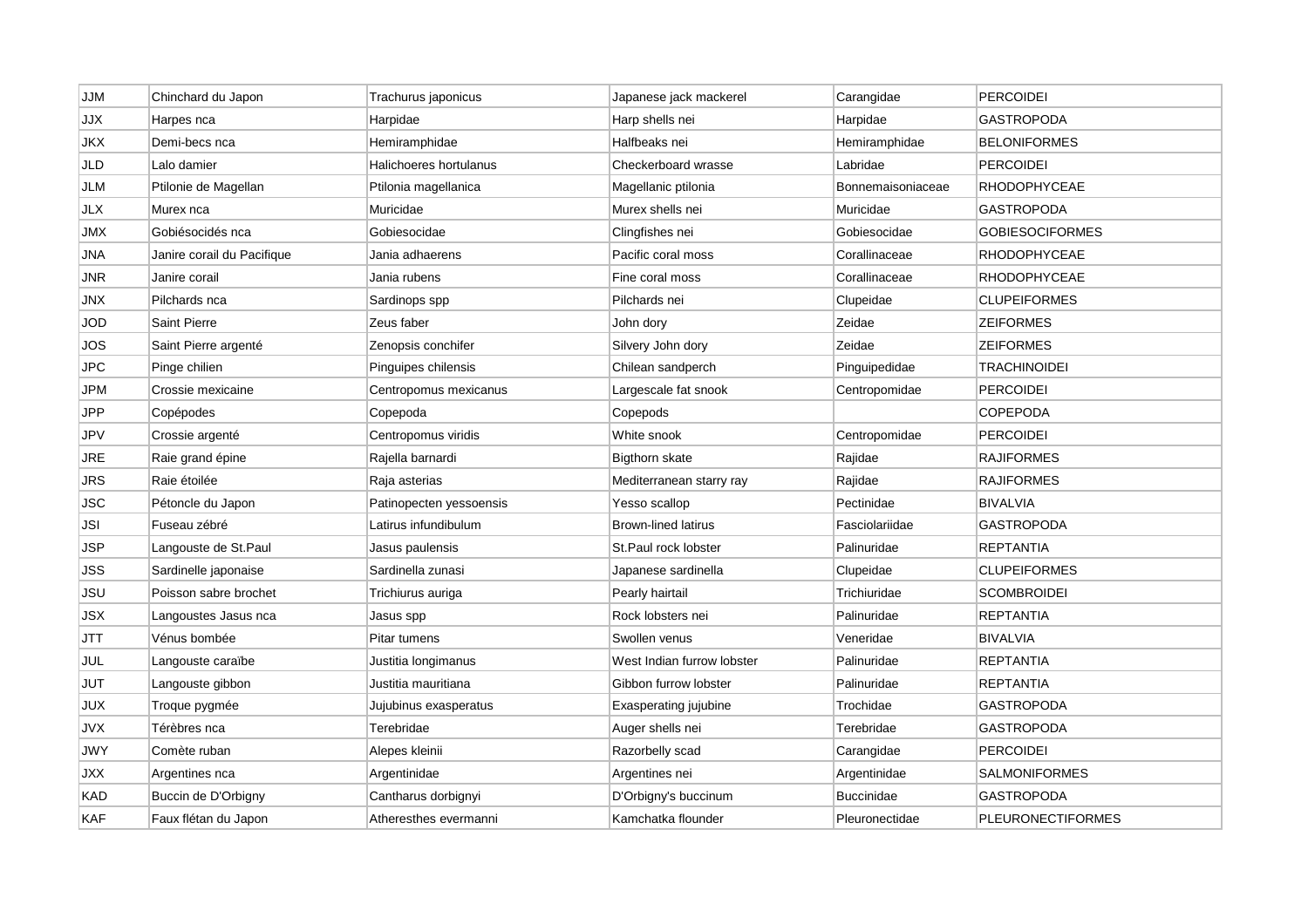| JJM | Chinchard du Japon | Trachurus japonicus | Japanese jack mackerel | Carangidae | PERCOIDEI |
|---|---|---|---|---|---|
| JJX | Harpes nca | Harpidae | Harp shells nei | Harpidae | GASTROPODA |
| JKX | Demi-becs nca | Hemiramphidae | Halfbeaks nei | Hemiramphidae | BELONIFORMES |
| JLD | Lalo damier | Halichoeres hortulanus | Checkerboard wrasse | Labridae | PERCOIDEI |
| JLM | Ptilonie de Magellan | Ptilonia magellanica | Magellanic ptilonia | Bonnemaisoniaceae | RHODOPHYCEAE |
| JLX | Murex nca | Muricidae | Murex shells nei | Muricidae | GASTROPODA |
| JMX | Gobiésocidés nca | Gobiesocidae | Clingfishes nei | Gobiesocidae | GOBIESOCIFORMES |
| JNA | Janire corail du Pacifique | Jania adhaerens | Pacific coral moss | Corallinaceae | RHODOPHYCEAE |
| JNR | Janire corail | Jania rubens | Fine coral moss | Corallinaceae | RHODOPHYCEAE |
| JNX | Pilchards nca | Sardinops spp | Pilchards nei | Clupeidae | CLUPEIFORMES |
| JOD | Saint Pierre | Zeus faber | John dory | Zeidae | ZEIFORMES |
| JOS | Saint Pierre argenté | Zenopsis conchifer | Silvery John dory | Zeidae | ZEIFORMES |
| JPC | Pinge chilien | Pinguipes chilensis | Chilean sandperch | Pinguipedidae | TRACHINOIDEI |
| JPM | Crossie mexicaine | Centropomus mexicanus | Largescale fat snook | Centropomidae | PERCOIDEI |
| JPP | Copépodes | Copepoda | Copepods | | COPEPODA |
| JPV | Crossie argenté | Centropomus viridis | White snook | Centropomidae | PERCOIDEI |
| JRE | Raie grand épine | Rajella barnardi | Bigthorn skate | Rajidae | RAJIFORMES |
| JRS | Raie étoilée | Raja asterias | Mediterranean starry ray | Rajidae | RAJIFORMES |
| JSC | Pétoncle du Japon | Patinopecten yessoensis | Yesso scallop | Pectinidae | BIVALVIA |
| JSI | Fuseau zébré | Latirus infundibulum | Brown-lined latirus | Fasciolariidae | GASTROPODA |
| JSP | Langouste de St.Paul | Jasus paulensis | St.Paul rock lobster | Palinuridae | REPTANTIA |
| JSS | Sardinelle japonaise | Sardinella zunasi | Japanese sardinella | Clupeidae | CLUPEIFORMES |
| JSU | Poisson sabre brochet | Trichiurus auriga | Pearly hairtail | Trichiuridae | SCOMBROIDEI |
| JSX | Langoustes Jasus nca | Jasus spp | Rock lobsters nei | Palinuridae | REPTANTIA |
| JTT | Vénus bombée | Pitar tumens | Swollen venus | Veneridae | BIVALVIA |
| JUL | Langouste caraïbe | Justitia longimanus | West Indian furrow lobster | Palinuridae | REPTANTIA |
| JUT | Langouste gibbon | Justitia mauritiana | Gibbon furrow lobster | Palinuridae | REPTANTIA |
| JUX | Troque pygmée | Jujubinus exasperatus | Exasperating jujubine | Trochidae | GASTROPODA |
| JVX | Térèbres nca | Terebridae | Auger shells nei | Terebridae | GASTROPODA |
| JWY | Comète ruban | Alepes kleinii | Razorbelly scad | Carangidae | PERCOIDEI |
| JXX | Argentines nca | Argentinidae | Argentines nei | Argentinidae | SALMONIFORMES |
| KAD | Buccin de D'Orbigny | Cantharus dorbignyi | D'Orbigny's buccinum | Buccinidae | GASTROPODA |
| KAF | Faux flétan du Japon | Atheresthes evermanni | Kamchatka flounder | Pleuronectidae | PLEURONECTIFORMES |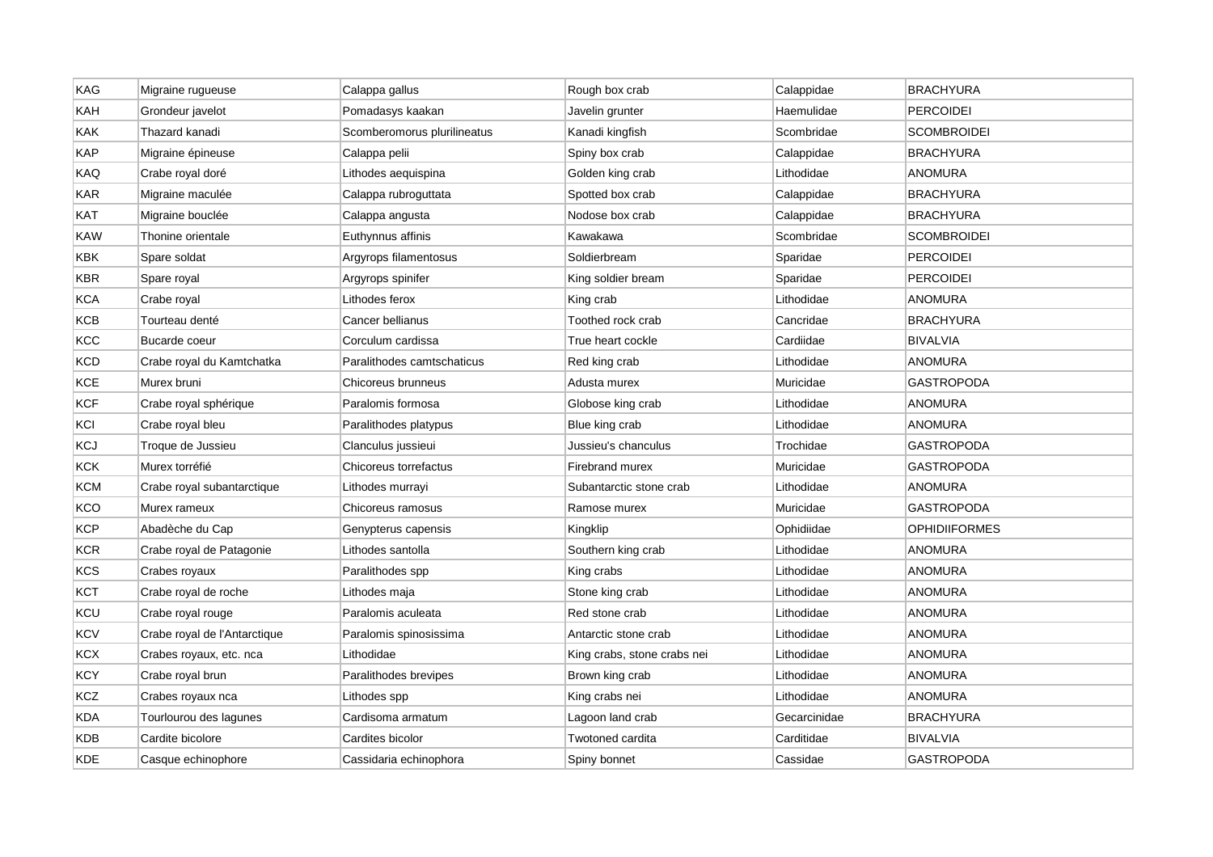| KAG | Migraine rugueuse | Calappa gallus | Rough box crab | Calappidae | BRACHYURA |
|---|---|---|---|---|---|
| KAH | Grondeur javelot | Pomadasys kaakan | Javelin grunter | Haemulidae | PERCOIDEI |
| KAK | Thazard kanadi | Scomberomorus plurilineatus | Kanadi kingfish | Scombridae | SCOMBROIDEI |
| KAP | Migraine épineuse | Calappa pelii | Spiny box crab | Calappidae | BRACHYURA |
| KAQ | Crabe royal doré | Lithodes aequispina | Golden king crab | Lithodidae | ANOMURA |
| KAR | Migraine maculée | Calappa rubroguttata | Spotted box crab | Calappidae | BRACHYURA |
| KAT | Migraine bouclée | Calappa angusta | Nodose box crab | Calappidae | BRACHYURA |
| KAW | Thonine orientale | Euthynnus affinis | Kawakawa | Scombridae | SCOMBROIDEI |
| KBK | Spare soldat | Argyrops filamentosus | Soldierbream | Sparidae | PERCOIDEI |
| KBR | Spare royal | Argyrops spinifer | King soldier bream | Sparidae | PERCOIDEI |
| KCA | Crabe royal | Lithodes ferox | King crab | Lithodidae | ANOMURA |
| KCB | Tourteau denté | Cancer bellianus | Toothed rock crab | Cancridae | BRACHYURA |
| KCC | Bucarde coeur | Corculum cardissa | True heart cockle | Cardiidae | BIVALVIA |
| KCD | Crabe royal du Kamtchatka | Paralithodes camtschaticus | Red king crab | Lithodidae | ANOMURA |
| KCE | Murex bruni | Chicoreus brunneus | Adusta murex | Muricidae | GASTROPODA |
| KCF | Crabe royal sphérique | Paralomis formosa | Globose king crab | Lithodidae | ANOMURA |
| KCI | Crabe royal bleu | Paralithodes platypus | Blue king crab | Lithodidae | ANOMURA |
| KCJ | Troque de Jussieu | Clanculus jussieui | Jussieu's chanculus | Trochidae | GASTROPODA |
| KCK | Murex torréfié | Chicoreus torrefactus | Firebrand murex | Muricidae | GASTROPODA |
| KCM | Crabe royal subantarctique | Lithodes murrayi | Subantarctic stone crab | Lithodidae | ANOMURA |
| KCO | Murex rameux | Chicoreus ramosus | Ramose murex | Muricidae | GASTROPODA |
| KCP | Abadèche du Cap | Genypterus capensis | Kingklip | Ophidiidae | OPHIDIIFORMES |
| KCR | Crabe royal de Patagonie | Lithodes santolla | Southern king crab | Lithodidae | ANOMURA |
| KCS | Crabes royaux | Paralithodes spp | King crabs | Lithodidae | ANOMURA |
| KCT | Crabe royal de roche | Lithodes maja | Stone king crab | Lithodidae | ANOMURA |
| KCU | Crabe royal rouge | Paralomis aculeata | Red stone crab | Lithodidae | ANOMURA |
| KCV | Crabe royal de l'Antarctique | Paralomis spinosissima | Antarctic stone crab | Lithodidae | ANOMURA |
| KCX | Crabes royaux, etc. nca | Lithodidae | King crabs, stone crabs nei | Lithodidae | ANOMURA |
| KCY | Crabe royal brun | Paralithodes brevipes | Brown king crab | Lithodidae | ANOMURA |
| KCZ | Crabes royaux nca | Lithodes spp | King crabs nei | Lithodidae | ANOMURA |
| KDA | Tourlourou des lagunes | Cardisoma armatum | Lagoon land crab | Gecarcinidae | BRACHYURA |
| KDB | Cardite bicolore | Cardites bicolor | Twotoned cardita | Carditidae | BIVALVIA |
| KDE | Casque echinophore | Cassidaria echinophora | Spiny bonnet | Cassidae | GASTROPODA |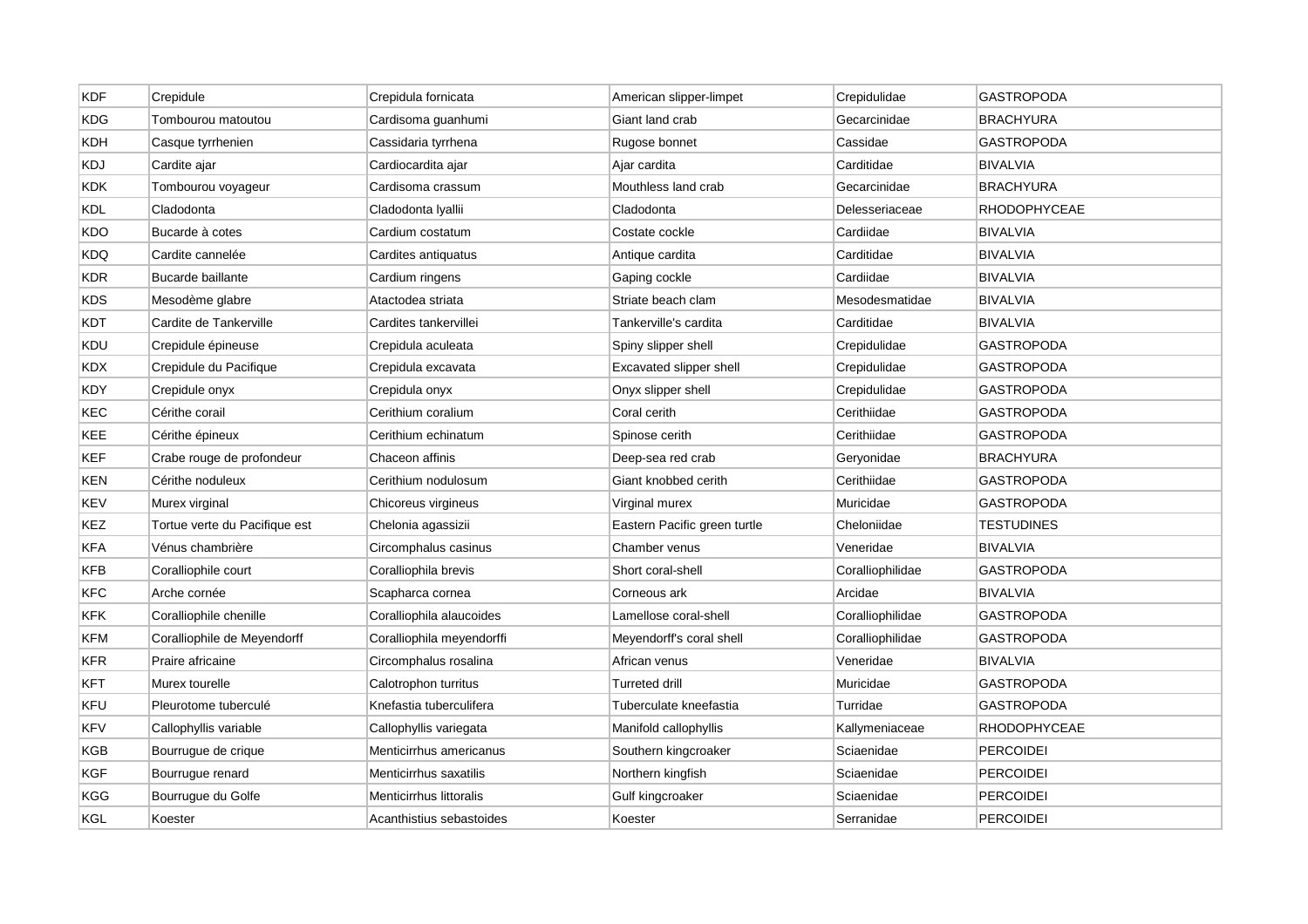| KDF | Crepidule | Crepidula fornicata | American slipper-limpet | Crepidulidae | GASTROPODA |
|---|---|---|---|---|---|
| KDG | Tombourou matoutou | Cardisoma guanhumi | Giant land crab | Gecarcinidae | BRACHYURA |
| KDH | Casque tyrrhenien | Cassidaria tyrrhena | Rugose bonnet | Cassidae | GASTROPODA |
| KDJ | Cardite ajar | Cardiocardita ajar | Ajar cardita | Carditidae | BIVALVIA |
| KDK | Tombourou voyageur | Cardisoma crassum | Mouthless land crab | Gecarcinidae | BRACHYURA |
| KDL | Cladodonta | Cladodonta lyallii | Cladodonta | Delesseriaceae | RHODOPHYCEAE |
| KDO | Bucarde à cotes | Cardium costatum | Costate cockle | Cardiidae | BIVALVIA |
| KDQ | Cardite cannelée | Cardites antiquatus | Antique cardita | Carditidae | BIVALVIA |
| KDR | Bucarde baillante | Cardium ringens | Gaping cockle | Cardiidae | BIVALVIA |
| KDS | Mesodème glabre | Atactodea striata | Striate beach clam | Mesodesmatidae | BIVALVIA |
| KDT | Cardite de Tankerville | Cardites tankervillei | Tankerville's cardita | Carditidae | BIVALVIA |
| KDU | Crepidule épineuse | Crepidula aculeata | Spiny slipper shell | Crepidulidae | GASTROPODA |
| KDX | Crepidule du Pacifique | Crepidula excavata | Excavated slipper shell | Crepidulidae | GASTROPODA |
| KDY | Crepidule onyx | Crepidula onyx | Onyx slipper shell | Crepidulidae | GASTROPODA |
| KEC | Cérithe corail | Cerithium coralium | Coral cerith | Cerithiidae | GASTROPODA |
| KEE | Cérithe épineux | Cerithium echinatum | Spinose cerith | Cerithiidae | GASTROPODA |
| KEF | Crabe rouge de profondeur | Chaceon affinis | Deep-sea red crab | Geryonidae | BRACHYURA |
| KEN | Cérithe noduleux | Cerithium nodulosum | Giant knobbed cerith | Cerithiidae | GASTROPODA |
| KEV | Murex virginal | Chicoreus virgineus | Virginal murex | Muricidae | GASTROPODA |
| KEZ | Tortue verte du Pacifique est | Chelonia agassizii | Eastern Pacific green turtle | Cheloniidae | TESTUDINES |
| KFA | Vénus chambrière | Circomphalus casinus | Chamber venus | Veneridae | BIVALVIA |
| KFB | Coralliophile court | Coralliophila brevis | Short coral-shell | Coralliophilidae | GASTROPODA |
| KFC | Arche cornée | Scapharca cornea | Corneous ark | Arcidae | BIVALVIA |
| KFK | Coralliophile chenille | Coralliophila alaucoides | Lamellose coral-shell | Coralliophilidae | GASTROPODA |
| KFM | Coralliophile de Meyendorff | Coralliophila meyendorffi | Meyendorff's coral shell | Coralliophilidae | GASTROPODA |
| KFR | Praire africaine | Circomphalus rosalina | African venus | Veneridae | BIVALVIA |
| KFT | Murex tourelle | Calotrophon turritus | Turreted drill | Muricidae | GASTROPODA |
| KFU | Pleurotome tuberculé | Knefastia tuberculifera | Tuberculate kneefastia | Turridae | GASTROPODA |
| KFV | Callophyllis variable | Callophyllis variegata | Manifold callophyllis | Kallymeniaceae | RHODOPHYCEAE |
| KGB | Bourrugue de crique | Menticirrhus americanus | Southern kingcroaker | Sciaenidae | PERCOIDEI |
| KGF | Bourrugue renard | Menticirrhus saxatilis | Northern kingfish | Sciaenidae | PERCOIDEI |
| KGG | Bourrugue du Golfe | Menticirrhus littoralis | Gulf kingcroaker | Sciaenidae | PERCOIDEI |
| KGL | Koester | Acanthistius sebastoides | Koester | Serranidae | PERCOIDEI |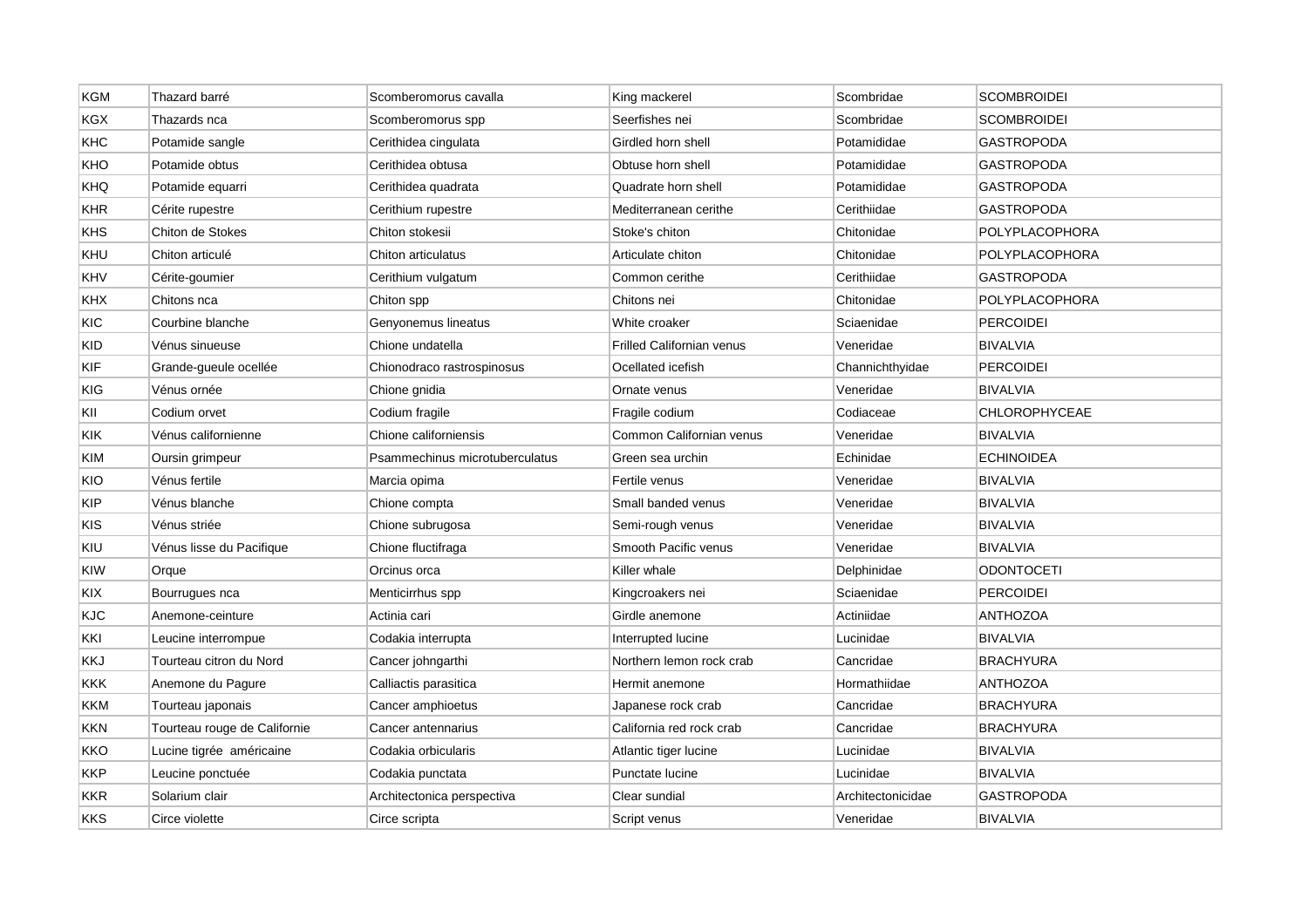| KGM | Thazard barré | Scomberomorus cavalla | King mackerel | Scombridae | SCOMBROIDEI |
|---|---|---|---|---|---|
| KGX | Thazards nca | Scomberomorus spp | Seerfishes nei | Scombridae | SCOMBROIDEI |
| KHC | Potamide sangle | Cerithidea cingulata | Girdled horn shell | Potamididae | GASTROPODA |
| KHO | Potamide obtus | Cerithidea obtusa | Obtuse horn shell | Potamididae | GASTROPODA |
| KHQ | Potamide equarri | Cerithidea quadrata | Quadrate horn shell | Potamididae | GASTROPODA |
| KHR | Cérite rupestre | Cerithium rupestre | Mediterranean cerithe | Cerithiidae | GASTROPODA |
| KHS | Chiton de Stokes | Chiton stokesii | Stoke's chiton | Chitonidae | POLYPLACOPHORA |
| KHU | Chiton articulé | Chiton articulatus | Articulate chiton | Chitonidae | POLYPLACOPHORA |
| KHV | Cérite-goumier | Cerithium vulgatum | Common cerithe | Cerithiidae | GASTROPODA |
| KHX | Chitons nca | Chiton spp | Chitons nei | Chitonidae | POLYPLACOPHORA |
| KIC | Courbine blanche | Genyonemus lineatus | White croaker | Sciaenidae | PERCOIDEI |
| KID | Vénus sinueuse | Chione undatella | Frilled Californian venus | Veneridae | BIVALVIA |
| KIF | Grande-gueule ocellée | Chionodraco rastrospinosus | Ocellated icefish | Channichthyidae | PERCOIDEI |
| KIG | Vénus ornée | Chione gnidia | Ornate venus | Veneridae | BIVALVIA |
| KII | Codium orvet | Codium fragile | Fragile codium | Codiaceae | CHLOROPHYCEAE |
| KIK | Vénus californienne | Chione californiensis | Common Californian venus | Veneridae | BIVALVIA |
| KIM | Oursin grimpeur | Psammechinus microtuberculatus | Green sea urchin | Echinidae | ECHINOIDEA |
| KIO | Vénus fertile | Marcia opima | Fertile venus | Veneridae | BIVALVIA |
| KIP | Vénus blanche | Chione compta | Small banded venus | Veneridae | BIVALVIA |
| KIS | Vénus striée | Chione subrugosa | Semi-rough venus | Veneridae | BIVALVIA |
| KIU | Vénus lisse du Pacifique | Chione fluctifraga | Smooth Pacific venus | Veneridae | BIVALVIA |
| KIW | Orque | Orcinus orca | Killer whale | Delphinidae | ODONTOCETI |
| KIX | Bourrugues nca | Menticirrhus spp | Kingcroakers nei | Sciaenidae | PERCOIDEI |
| KJC | Anemone-ceinture | Actinia cari | Girdle anemone | Actiniidae | ANTHOZOA |
| KKI | Leucine interrompue | Codakia interrupta | Interrupted lucine | Lucinidae | BIVALVIA |
| KKJ | Tourteau citron du Nord | Cancer johngarthi | Northern lemon rock crab | Cancridae | BRACHYURA |
| KKK | Anemone du Pagure | Calliactis parasitica | Hermit anemone | Hormathiidae | ANTHOZOA |
| KKM | Tourteau japonais | Cancer amphioetus | Japanese rock crab | Cancridae | BRACHYURA |
| KKN | Tourteau rouge de Californie | Cancer antennarius | California red rock crab | Cancridae | BRACHYURA |
| KKO | Lucine tigrée américaine | Codakia orbicularis | Atlantic tiger lucine | Lucinidae | BIVALVIA |
| KKP | Leucine ponctuée | Codakia punctata | Punctate lucine | Lucinidae | BIVALVIA |
| KKR | Solarium clair | Architectonica perspectiva | Clear sundial | Architectonicidae | GASTROPODA |
| KKS | Circe violette | Circe scripta | Script venus | Veneridae | BIVALVIA |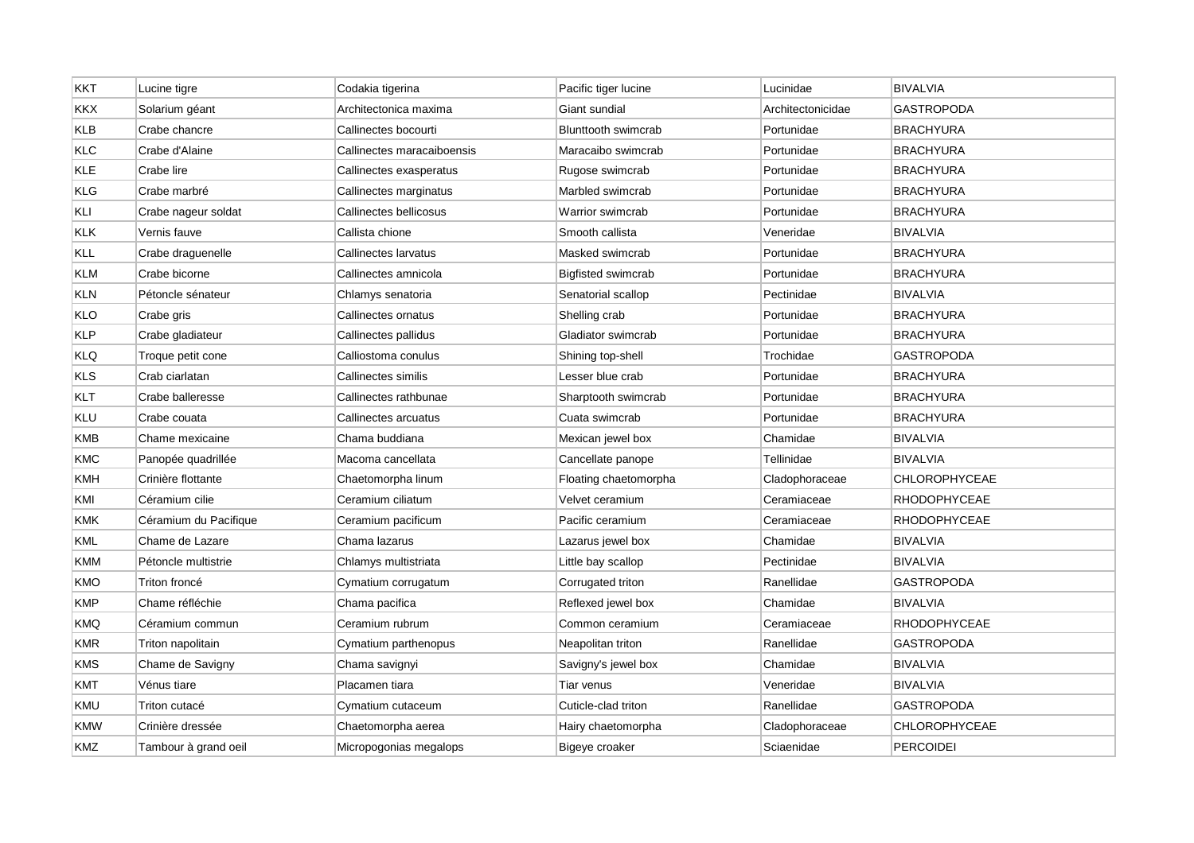| KKT | Lucine tigre | Codakia tigerina | Pacific tiger lucine | Lucinidae | BIVALVIA |
|---|---|---|---|---|---|
| KKX | Solarium géant | Architectonica maxima | Giant sundial | Architectonicidae | GASTROPODA |
| KLB | Crabe chancre | Callinectes bocourti | Blunttooth swimcrab | Portunidae | BRACHYURA |
| KLC | Crabe d'Alaine | Callinectes maracaiboensis | Maracaibo swimcrab | Portunidae | BRACHYURA |
| KLE | Crabe lire | Callinectes exasperatus | Rugose swimcrab | Portunidae | BRACHYURA |
| KLG | Crabe marbré | Callinectes marginatus | Marbled swimcrab | Portunidae | BRACHYURA |
| KLI | Crabe nageur soldat | Callinectes bellicosus | Warrior swimcrab | Portunidae | BRACHYURA |
| KLK | Vernis fauve | Callista chione | Smooth callista | Veneridae | BIVALVIA |
| KLL | Crabe draguenelle | Callinectes larvatus | Masked swimcrab | Portunidae | BRACHYURA |
| KLM | Crabe bicorne | Callinectes amnicola | Bigfisted swimcrab | Portunidae | BRACHYURA |
| KLN | Pétoncle sénateur | Chlamys senatoria | Senatorial scallop | Pectinidae | BIVALVIA |
| KLO | Crabe gris | Callinectes ornatus | Shelling crab | Portunidae | BRACHYURA |
| KLP | Crabe gladiateur | Callinectes pallidus | Gladiator swimcrab | Portunidae | BRACHYURA |
| KLQ | Troque petit cone | Calliostoma conulus | Shining top-shell | Trochidae | GASTROPODA |
| KLS | Crab ciarlatan | Callinectes similis | Lesser blue crab | Portunidae | BRACHYURA |
| KLT | Crabe balleresse | Callinectes rathbunae | Sharptooth swimcrab | Portunidae | BRACHYURA |
| KLU | Crabe couata | Callinectes arcuatus | Cuata swimcrab | Portunidae | BRACHYURA |
| KMB | Chame mexicaine | Chama buddiana | Mexican jewel box | Chamidae | BIVALVIA |
| KMC | Panopée quadrillée | Macoma cancellata | Cancellate panope | Tellinidae | BIVALVIA |
| KMH | Crinière flottante | Chaetomorpha linum | Floating chaetomorpha | Cladophoraceae | CHLOROPHYCEAE |
| KMI | Céramium cilie | Ceramium ciliatum | Velvet ceramium | Ceramiaceae | RHODOPHYCEAE |
| KMK | Céramium du Pacifique | Ceramium pacificum | Pacific ceramium | Ceramiaceae | RHODOPHYCEAE |
| KML | Chame de Lazare | Chama lazarus | Lazarus jewel box | Chamidae | BIVALVIA |
| KMM | Pétoncle multistrie | Chlamys multistriata | Little bay scallop | Pectinidae | BIVALVIA |
| KMO | Triton froncé | Cymatium corrugatum | Corrugated triton | Ranellidae | GASTROPODA |
| KMP | Chame réfléchie | Chama pacifica | Reflexed jewel box | Chamidae | BIVALVIA |
| KMQ | Céramium commun | Ceramium rubrum | Common ceramium | Ceramiaceae | RHODOPHYCEAE |
| KMR | Triton napolitain | Cymatium parthenopus | Neapolitan triton | Ranellidae | GASTROPODA |
| KMS | Chame de Savigny | Chama savignyi | Savigny's jewel box | Chamidae | BIVALVIA |
| KMT | Vénus tiare | Placamen tiara | Tiar venus | Veneridae | BIVALVIA |
| KMU | Triton cutacé | Cymatium cutaceum | Cuticle-clad triton | Ranellidae | GASTROPODA |
| KMW | Crinière dressée | Chaetomorpha aerea | Hairy chaetomorpha | Cladophoraceae | CHLOROPHYCEAE |
| KMZ | Tambour à grand oeil | Micropogonias megalops | Bigeye croaker | Sciaenidae | PERCOIDEI |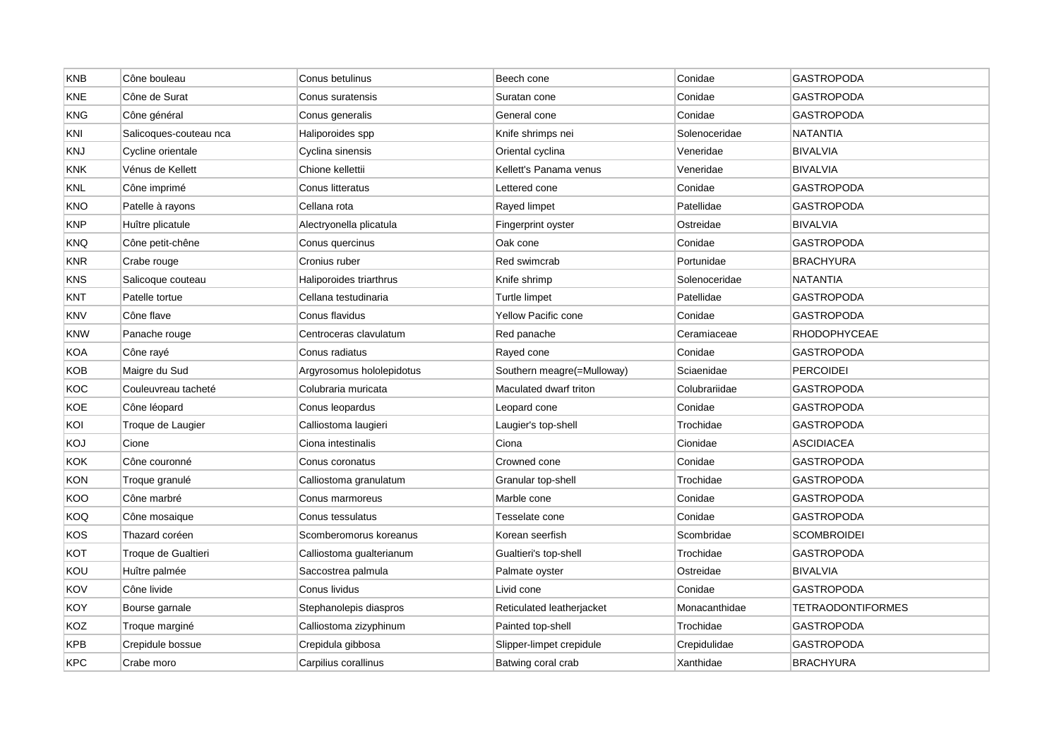| KNB | Cône bouleau | Conus betulinus | Beech cone | Conidae | GASTROPODA |
|---|---|---|---|---|---|
| KNE | Cône de Surat | Conus suratensis | Suratan cone | Conidae | GASTROPODA |
| KNG | Cône général | Conus generalis | General cone | Conidae | GASTROPODA |
| KNI | Salicoques-couteau nca | Haliporoides spp | Knife shrimps nei | Solenoceridae | NATANTIA |
| KNJ | Cycline orientale | Cyclina sinensis | Oriental cyclina | Veneridae | BIVALVIA |
| KNK | Vénus de Kellett | Chione kellettii | Kellett's Panama venus | Veneridae | BIVALVIA |
| KNL | Cône imprimé | Conus litteratus | Lettered cone | Conidae | GASTROPODA |
| KNO | Patelle à rayons | Cellana rota | Rayed limpet | Patellidae | GASTROPODA |
| KNP | Huître plicatule | Alectryonella plicatula | Fingerprint oyster | Ostreidae | BIVALVIA |
| KNQ | Cône petit-chêne | Conus quercinus | Oak cone | Conidae | GASTROPODA |
| KNR | Crabe rouge | Cronius ruber | Red swimcrab | Portunidae | BRACHYURA |
| KNS | Salicoque couteau | Haliporoides triarthrus | Knife shrimp | Solenoceridae | NATANTIA |
| KNT | Patelle tortue | Cellana testudinaria | Turtle limpet | Patellidae | GASTROPODA |
| KNV | Cône flave | Conus flavidus | Yellow Pacific cone | Conidae | GASTROPODA |
| KNW | Panache rouge | Centroceras clavulatum | Red panache | Ceramiaceae | RHODOPHYCEAE |
| KOA | Cône rayé | Conus radiatus | Rayed cone | Conidae | GASTROPODA |
| KOB | Maigre du Sud | Argyrosomus hololepidotus | Southern meagre(=Mulloway) | Sciaenidae | PERCOIDEI |
| KOC | Couleuvreau tacheté | Colubraria muricata | Maculated dwarf triton | Colubrariidae | GASTROPODA |
| KOE | Cône léopard | Conus leopardus | Leopard cone | Conidae | GASTROPODA |
| KOI | Troque de Laugier | Calliostoma laugieri | Laugier's top-shell | Trochidae | GASTROPODA |
| KOJ | Cione | Ciona intestinalis | Ciona | Cionidae | ASCIDIACEA |
| KOK | Cône couronné | Conus coronatus | Crowned cone | Conidae | GASTROPODA |
| KON | Troque granulé | Calliostoma granulatum | Granular top-shell | Trochidae | GASTROPODA |
| KOO | Cône marbré | Conus marmoreus | Marble cone | Conidae | GASTROPODA |
| KOQ | Cône mosaique | Conus tessulatus | Tesselate cone | Conidae | GASTROPODA |
| KOS | Thazard coréen | Scomberomorus koreanus | Korean seerfish | Scombridae | SCOMBROIDEI |
| KOT | Troque de Gualtieri | Calliostoma gualterianum | Gualtieri's top-shell | Trochidae | GASTROPODA |
| KOU | Huître palmée | Saccostrea palmula | Palmate oyster | Ostreidae | BIVALVIA |
| KOV | Cône livide | Conus lividus | Livid cone | Conidae | GASTROPODA |
| KOY | Bourse garnale | Stephanolepis diaspros | Reticulated leatherjacket | Monacanthidae | TETRAODONTIFORMES |
| KOZ | Troque marginé | Calliostoma zizyphinum | Painted top-shell | Trochidae | GASTROPODA |
| KPB | Crepidule bossue | Crepidula gibbosa | Slipper-limpet crepidule | Crepidulidae | GASTROPODA |
| KPC | Crabe moro | Carpilius corallinus | Batwing coral crab | Xanthidae | BRACHYURA |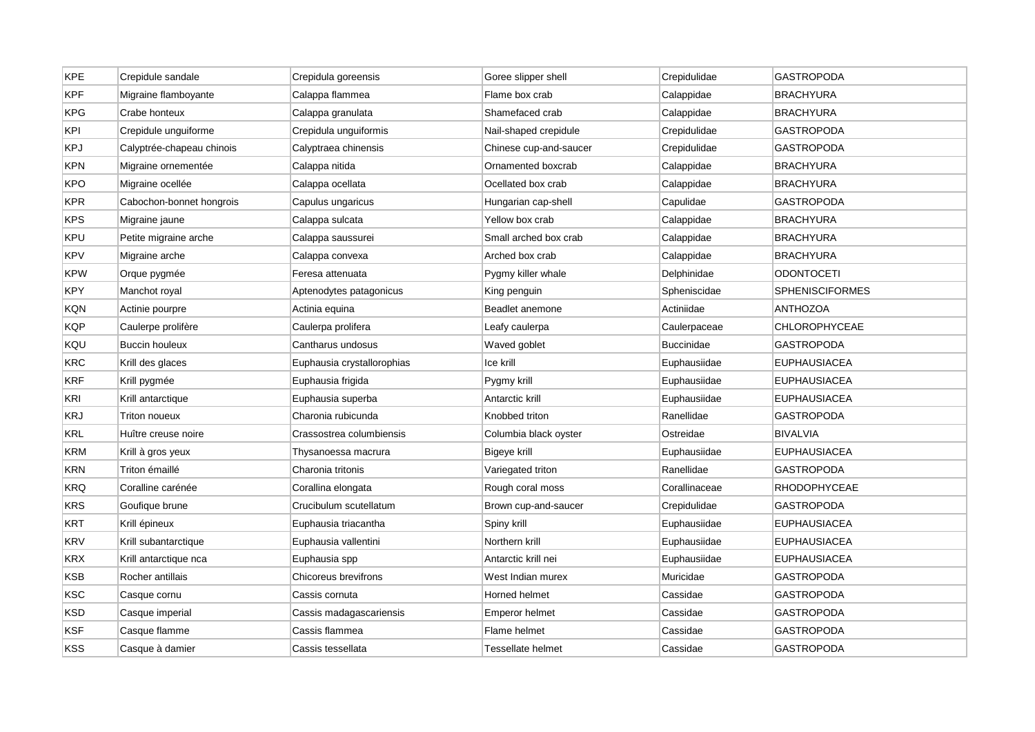| KPE | Crepidule sandale | Crepidula goreensis | Goree slipper shell | Crepidulidae | GASTROPODA |
|---|---|---|---|---|---|
| KPF | Migraine flamboyante | Calappa flammea | Flame box crab | Calappidae | BRACHYURA |
| KPG | Crabe honteux | Calappa granulata | Shamefaced crab | Calappidae | BRACHYURA |
| KPI | Crepidule unguiforme | Crepidula unguiformis | Nail-shaped crepidule | Crepidulidae | GASTROPODA |
| KPJ | Calyptrée-chapeau chinois | Calyptraea chinensis | Chinese cup-and-saucer | Crepidulidae | GASTROPODA |
| KPN | Migraine ornementée | Calappa nitida | Ornamented boxcrab | Calappidae | BRACHYURA |
| KPO | Migraine ocellée | Calappa ocellata | Ocellated box crab | Calappidae | BRACHYURA |
| KPR | Cabochon-bonnet hongrois | Capulus ungaricus | Hungarian cap-shell | Capulidae | GASTROPODA |
| KPS | Migraine jaune | Calappa sulcata | Yellow box crab | Calappidae | BRACHYURA |
| KPU | Petite migraine arche | Calappa saussurei | Small arched box crab | Calappidae | BRACHYURA |
| KPV | Migraine arche | Calappa convexa | Arched box crab | Calappidae | BRACHYURA |
| KPW | Orque pygmée | Feresa attenuata | Pygmy killer whale | Delphinidae | ODONTOCETI |
| KPY | Manchot royal | Aptenodytes patagonicus | King penguin | Spheniscidae | SPHENISCIFORMES |
| KQN | Actinie pourpre | Actinia equina | Beadlet anemone | Actiniidae | ANTHOZOA |
| KQP | Caulerpe prolifère | Caulerpa prolifera | Leafy caulerpa | Caulerpaceae | CHLOROPHYCEAE |
| KQU | Buccin houleux | Cantharus undosus | Waved goblet | Buccinidae | GASTROPODA |
| KRC | Krill des glaces | Euphausia crystallorophias | Ice krill | Euphausiidae | EUPHAUSIACEA |
| KRF | Krill pygmée | Euphausia frigida | Pygmy krill | Euphausiidae | EUPHAUSIACEA |
| KRI | Krill antarctique | Euphausia superba | Antarctic krill | Euphausiidae | EUPHAUSIACEA |
| KRJ | Triton noueux | Charonia rubicunda | Knobbed triton | Ranellidae | GASTROPODA |
| KRL | Huître creuse noire | Crassostrea columbiensis | Columbia black oyster | Ostreidae | BIVALVIA |
| KRM | Krill à gros yeux | Thysanoessa macrura | Bigeye krill | Euphausiidae | EUPHAUSIACEA |
| KRN | Triton émaillé | Charonia tritonis | Variegated triton | Ranellidae | GASTROPODA |
| KRQ | Coralline carénée | Corallina elongata | Rough coral moss | Corallinaceae | RHODOPHYCEAE |
| KRS | Goufique brune | Crucibulum scutellatum | Brown cup-and-saucer | Crepidulidae | GASTROPODA |
| KRT | Krill épineux | Euphausia triacantha | Spiny krill | Euphausiidae | EUPHAUSIACEA |
| KRV | Krill subantarctique | Euphausia vallentini | Northern krill | Euphausiidae | EUPHAUSIACEA |
| KRX | Krill antarctique nca | Euphausia spp | Antarctic krill nei | Euphausiidae | EUPHAUSIACEA |
| KSB | Rocher antillais | Chicoreus brevifrons | West Indian murex | Muricidae | GASTROPODA |
| KSC | Casque cornu | Cassis cornuta | Horned helmet | Cassidae | GASTROPODA |
| KSD | Casque imperial | Cassis madagascariensis | Emperor helmet | Cassidae | GASTROPODA |
| KSF | Casque flamme | Cassis flammea | Flame helmet | Cassidae | GASTROPODA |
| KSS | Casque à damier | Cassis tessellata | Tessellate helmet | Cassidae | GASTROPODA |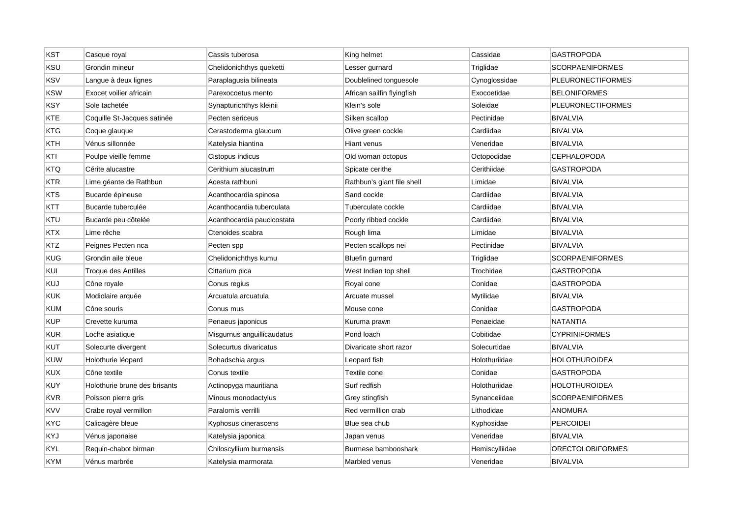| KST | Casque royal | Cassis tuberosa | King helmet | Cassidae | GASTROPODA |
|---|---|---|---|---|---|
| KSU | Grondin mineur | Chelidonichthys queketti | Lesser gurnard | Triglidae | SCORPAENIFORMES |
| KSV | Langue à deux lignes | Paraplagusia bilineata | Doublelined tonguesole | Cynoglossidae | PLEURONECTIFORMES |
| KSW | Exocet voilier africain | Parexocoetus mento | African sailfin flyingfish | Exocoetidae | BELONIFORMES |
| KSY | Sole tachetée | Synapturichthys kleinii | Klein's sole | Soleidae | PLEURONECTIFORMES |
| KTE | Coquille St-Jacques satinée | Pecten sericeus | Silken scallop | Pectinidae | BIVALVIA |
| KTG | Coque glauque | Cerastoderma glaucum | Olive green cockle | Cardiidae | BIVALVIA |
| KTH | Vénus sillonnée | Katelysia hiantina | Hiant venus | Veneridae | BIVALVIA |
| KTI | Poulpe vieille femme | Cistopus indicus | Old woman octopus | Octopodidae | CEPHALOPODA |
| KTQ | Cérite alucastre | Cerithium alucastrum | Spicate cerithe | Cerithiidae | GASTROPODA |
| KTR | Lime géante de Rathbun | Acesta rathbuni | Rathbun's giant file shell | Limidae | BIVALVIA |
| KTS | Bucarde épineuse | Acanthocardia spinosa | Sand cockle | Cardiidae | BIVALVIA |
| KTT | Bucarde tuberculée | Acanthocardia tuberculata | Tuberculate cockle | Cardiidae | BIVALVIA |
| KTU | Bucarde peu côtelée | Acanthocardia paucicostata | Poorly ribbed cockle | Cardiidae | BIVALVIA |
| KTX | Lime rêche | Ctenoides scabra | Rough lima | Limidae | BIVALVIA |
| KTZ | Peignes Pecten nca | Pecten spp | Pecten scallops nei | Pectinidae | BIVALVIA |
| KUG | Grondin aile bleue | Chelidonichthys kumu | Bluefin gurnard | Triglidae | SCORPAENIFORMES |
| KUI | Troque des Antilles | Cittarium pica | West Indian top shell | Trochidae | GASTROPODA |
| KUJ | Cône royale | Conus regius | Royal cone | Conidae | GASTROPODA |
| KUK | Modiolaire arquée | Arcuatula arcuatula | Arcuate mussel | Mytilidae | BIVALVIA |
| KUM | Cône souris | Conus mus | Mouse cone | Conidae | GASTROPODA |
| KUP | Crevette kuruma | Penaeus japonicus | Kuruma prawn | Penaeidae | NATANTIA |
| KUR | Loche asiatique | Misgurnus anguillicaudatus | Pond loach | Cobitidae | CYPRINIFORMES |
| KUT | Solecurte divergent | Solecurtus divaricatus | Divaricate short razor | Solecurtidae | BIVALVIA |
| KUW | Holothurie léopard | Bohadschia argus | Leopard fish | Holothuriidae | HOLOTHUROIDEA |
| KUX | Cône textile | Conus textile | Textile cone | Conidae | GASTROPODA |
| KUY | Holothurie brune des brisants | Actinopyga mauritiana | Surf redfish | Holothuriidae | HOLOTHUROIDEA |
| KVR | Poisson pierre gris | Minous monodactylus | Grey stingfish | Synanceiidae | SCORPAENIFORMES |
| KVV | Crabe royal vermillon | Paralomis verrilli | Red vermillion crab | Lithodidae | ANOMURA |
| KYC | Calicagère bleue | Kyphosus cinerascens | Blue sea chub | Kyphosidae | PERCOIDEI |
| KYJ | Vénus japonaise | Katelysia japonica | Japan venus | Veneridae | BIVALVIA |
| KYL | Requin-chabot birman | Chiloscyllium burmensis | Burmese bambooshark | Hemiscylliidae | ORECTOLOBIFORMES |
| KYM | Vénus marbrée | Katelysia marmorata | Marbled venus | Veneridae | BIVALVIA |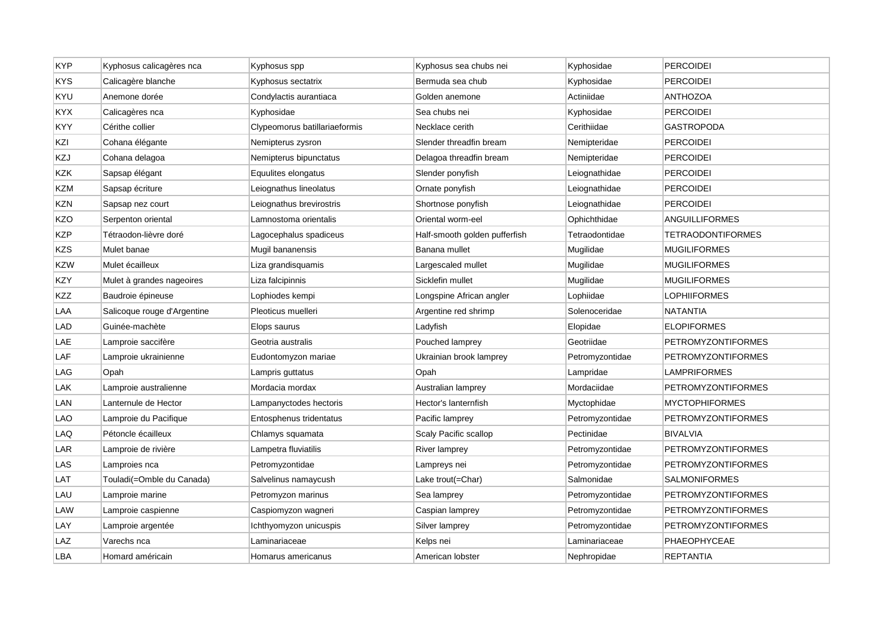| KYP | Kyphosus calicagères nca | Kyphosus spp | Kyphosus sea chubs nei | Kyphosidae | PERCOIDEI |
|---|---|---|---|---|---|
| KYS | Calicagère blanche | Kyphosus sectatrix | Bermuda sea chub | Kyphosidae | PERCOIDEI |
| KYU | Anemone dorée | Condylactis aurantiaca | Golden anemone | Actiniidae | ANTHOZOA |
| KYX | Calicagères nca | Kyphosidae | Sea chubs nei | Kyphosidae | PERCOIDEI |
| KYY | Cérithe collier | Clypeomorus batillariaeformis | Necklace cerith | Cerithiidae | GASTROPODA |
| KZI | Cohana élégante | Nemipterus zysron | Slender threadfin bream | Nemipteridae | PERCOIDEI |
| KZJ | Cohana delagoa | Nemipterus bipunctatus | Delagoa threadfin bream | Nemipteridae | PERCOIDEI |
| KZK | Sapsap élégant | Equulites elongatus | Slender ponyfish | Leiognathidae | PERCOIDEI |
| KZM | Sapsap écriture | Leiognathus lineolatus | Ornate ponyfish | Leiognathidae | PERCOIDEI |
| KZN | Sapsap nez court | Leiognathus brevirostris | Shortnose ponyfish | Leiognathidae | PERCOIDEI |
| KZO | Serpenton oriental | Lamnostoma orientalis | Oriental worm-eel | Ophichthidae | ANGUILLIFORMES |
| KZP | Tétraodon-lièvre doré | Lagocephalus spadiceus | Half-smooth golden pufferfish | Tetraodontidae | TETRAODONTIFORMES |
| KZS | Mulet banae | Mugil bananensis | Banana mullet | Mugilidae | MUGILIFORMES |
| KZW | Mulet écailleux | Liza grandisquamis | Largescaled mullet | Mugilidae | MUGILIFORMES |
| KZY | Mulet à grandes nageoires | Liza falcipinnis | Sicklefin mullet | Mugilidae | MUGILIFORMES |
| KZZ | Baudroie épineuse | Lophiodes kempi | Longspine African angler | Lophiidae | LOPHIIFORMES |
| LAA | Salicoque rouge d'Argentine | Pleoticus muelleri | Argentine red shrimp | Solenoceridae | NATANTIA |
| LAD | Guinée-machète | Elops saurus | Ladyfish | Elopidae | ELOPIFORMES |
| LAE | Lamproie saccifère | Geotria australis | Pouched lamprey | Geotriidae | PETROMYZONTIFORMES |
| LAF | Lamproie ukrainienne | Eudontomyzon mariae | Ukrainian brook lamprey | Petromyzontidae | PETROMYZONTIFORMES |
| LAG | Opah | Lampris guttatus | Opah | Lampridae | LAMPRIFORMES |
| LAK | Lamproie australienne | Mordacia mordax | Australian lamprey | Mordaciidae | PETROMYZONTIFORMES |
| LAN | Lanternule de Hector | Lampanyctodes hectoris | Hector's lanternfish | Myctophidae | MYCTOPHIFORMES |
| LAO | Lamproie du Pacifique | Entosphenus tridentatus | Pacific lamprey | Petromyzontidae | PETROMYZONTIFORMES |
| LAQ | Pétoncle écailleux | Chlamys squamata | Scaly Pacific scallop | Pectinidae | BIVALVIA |
| LAR | Lamproie de rivière | Lampetra fluviatilis | River lamprey | Petromyzontidae | PETROMYZONTIFORMES |
| LAS | Lamproies nca | Petromyzontidae | Lampreys nei | Petromyzontidae | PETROMYZONTIFORMES |
| LAT | Touladi(=Omble du Canada) | Salvelinus namaycush | Lake trout(=Char) | Salmonidae | SALMONIFORMES |
| LAU | Lamproie marine | Petromyzon marinus | Sea lamprey | Petromyzontidae | PETROMYZONTIFORMES |
| LAW | Lamproie caspienne | Caspiomyzon wagneri | Caspian lamprey | Petromyzontidae | PETROMYZONTIFORMES |
| LAY | Lamproie argentée | Ichthyomyzon unicuspis | Silver lamprey | Petromyzontidae | PETROMYZONTIFORMES |
| LAZ | Varechs nca | Laminariaceae | Kelps nei | Laminariaceae | PHAEOPHYCEAE |
| LBA | Homard américain | Homarus americanus | American lobster | Nephropidae | REPTANTIA |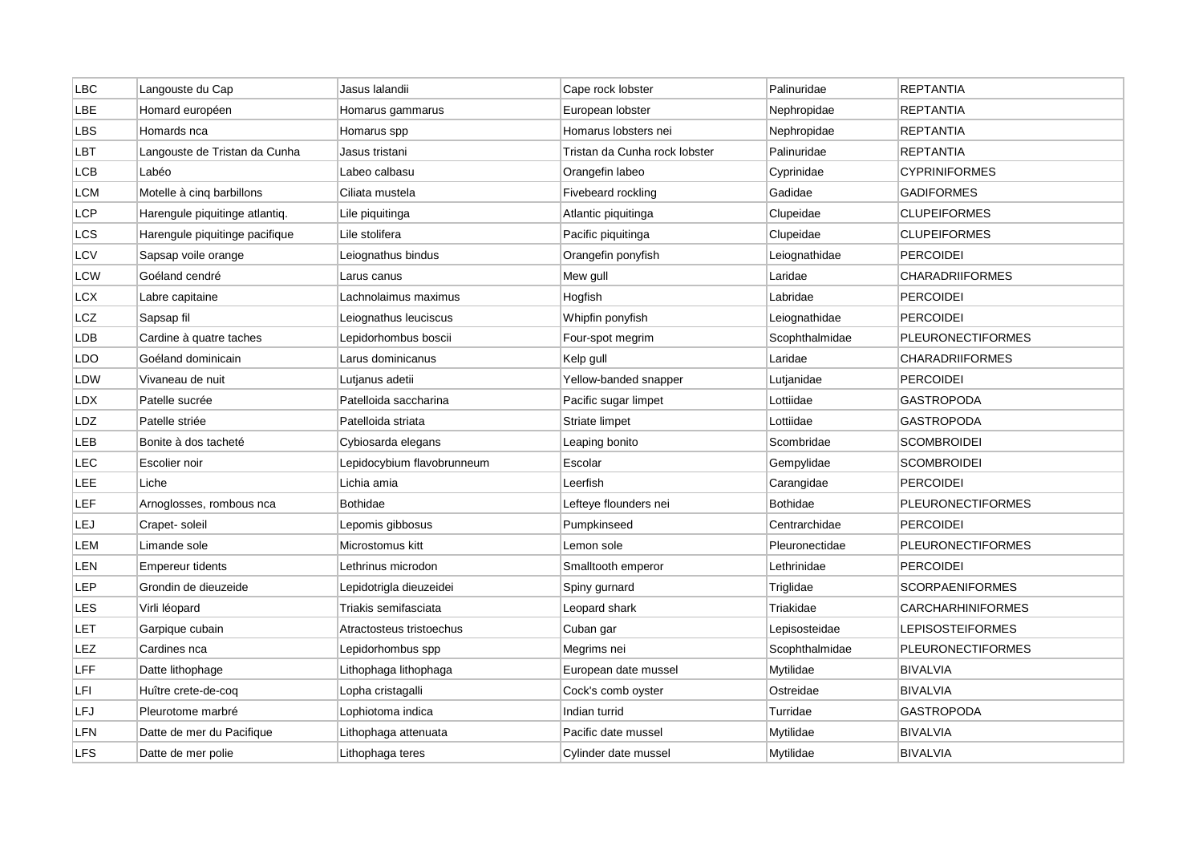| LBC | Langouste du Cap | Jasus lalandii | Cape rock lobster | Palinuridae | REPTANTIA |
|---|---|---|---|---|---|
| LBE | Homard européen | Homarus gammarus | European lobster | Nephropidae | REPTANTIA |
| LBS | Homards nca | Homarus spp | Homarus lobsters nei | Nephropidae | REPTANTIA |
| LBT | Langouste de Tristan da Cunha | Jasus tristani | Tristan da Cunha rock lobster | Palinuridae | REPTANTIA |
| LCB | Labéo | Labeo calbasu | Orangefin labeo | Cyprinidae | CYPRINIFORMES |
| LCM | Motelle à cinq barbillons | Ciliata mustela | Fivebeard rockling | Gadidae | GADIFORMES |
| LCP | Harengule piquitinge atlantiq. | Lile piquitinga | Atlantic piquitinga | Clupeidae | CLUPEIFORMES |
| LCS | Harengule piquitinge pacifique | Lile stolifera | Pacific piquitinga | Clupeidae | CLUPEIFORMES |
| LCV | Sapsap voile orange | Leiognathus bindus | Orangefin ponyfish | Leiognathidae | PERCOIDEI |
| LCW | Goéland cendré | Larus canus | Mew gull | Laridae | CHARADRIIFORMES |
| LCX | Labre capitaine | Lachnolaimus maximus | Hogfish | Labridae | PERCOIDEI |
| LCZ | Sapsap fil | Leiognathus leuciscus | Whipfin ponyfish | Leiognathidae | PERCOIDEI |
| LDB | Cardine à quatre taches | Lepidorhombus boscii | Four-spot megrim | Scophthalmidae | PLEURONECTIFORMES |
| LDO | Goéland dominicain | Larus dominicanus | Kelp gull | Laridae | CHARADRIIFORMES |
| LDW | Vivaneau de nuit | Lutjanus adetii | Yellow-banded snapper | Lutjanidae | PERCOIDEI |
| LDX | Patelle sucrée | Patelloida saccharina | Pacific sugar limpet | Lottiidae | GASTROPODA |
| LDZ | Patelle striée | Patelloida striata | Striate limpet | Lottiidae | GASTROPODA |
| LEB | Bonite à dos tacheté | Cybiosarda elegans | Leaping bonito | Scombridae | SCOMBROIDEI |
| LEC | Escolier noir | Lepidocybium flavobrunneum | Escolar | Gempylidae | SCOMBROIDEI |
| LEE | Liche | Lichia amia | Leerfish | Carangidae | PERCOIDEI |
| LEF | Arnoglosses, rombous nca | Bothidae | Lefteye flounders nei | Bothidae | PLEURONECTIFORMES |
| LEJ | Crapet- soleil | Lepomis gibbosus | Pumpkinseed | Centrarchidae | PERCOIDEI |
| LEM | Limande sole | Microstomus kitt | Lemon sole | Pleuronectidae | PLEURONECTIFORMES |
| LEN | Empereur tidents | Lethrinus microdon | Smalltooth emperor | Lethrinidae | PERCOIDEI |
| LEP | Grondin de dieuzeide | Lepidotrigla dieuzeidei | Spiny gurnard | Triglidae | SCORPAENIFORMES |
| LES | Virli léopard | Triakis semifasciata | Leopard shark | Triakidae | CARCHARHINIFORMES |
| LET | Garpique cubain | Atractosteus tristoechus | Cuban gar | Lepisosteidae | LEPISOSTEIFORMES |
| LEZ | Cardines nca | Lepidorhombus spp | Megrims nei | Scophthalmidae | PLEURONECTIFORMES |
| LFF | Datte lithophage | Lithophaga lithophaga | European date mussel | Mytilidae | BIVALVIA |
| LFI | Huître crete-de-coq | Lopha cristagalli | Cock's comb oyster | Ostreidae | BIVALVIA |
| LFJ | Pleurotome marbré | Lophiotoma indica | Indian turrid | Turridae | GASTROPODA |
| LFN | Datte de mer du Pacifique | Lithophaga attenuata | Pacific date mussel | Mytilidae | BIVALVIA |
| LFS | Datte de mer polie | Lithophaga teres | Cylinder date mussel | Mytilidae | BIVALVIA |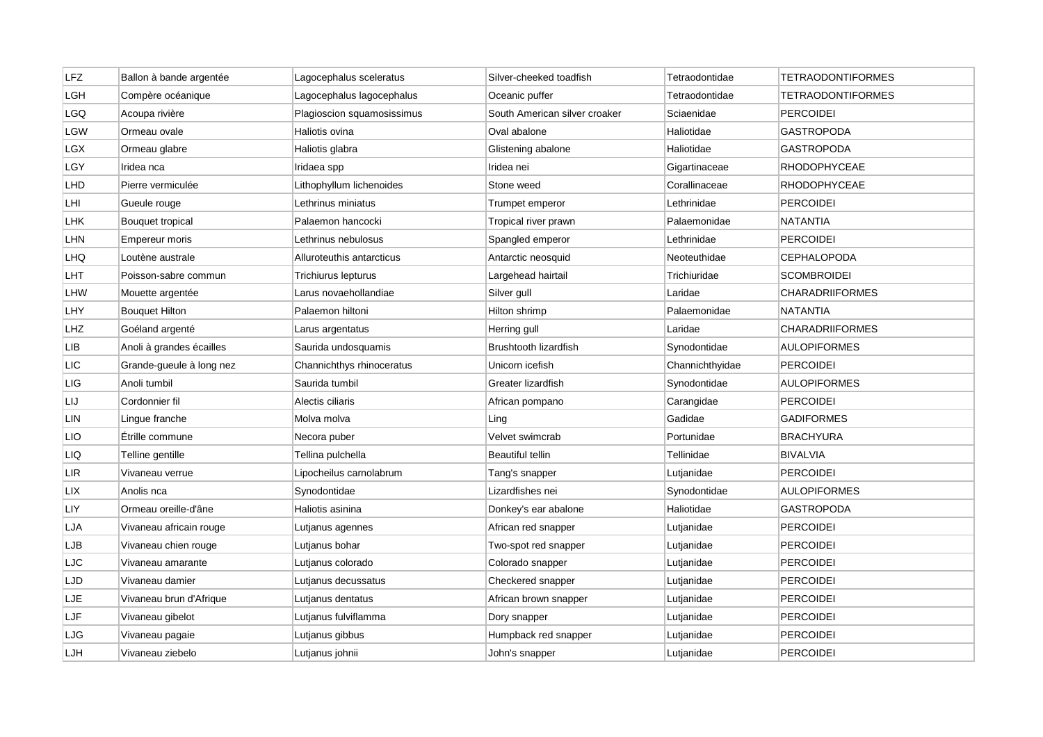| LFZ | Ballon à bande argentée | Lagocephalus sceleratus | Silver-cheeked toadfish | Tetraodontidae | TETRAODONTIFORMES |
|---|---|---|---|---|---|
| LGH | Compère océanique | Lagocephalus lagocephalus | Oceanic puffer | Tetraodontidae | TETRAODONTIFORMES |
| LGQ | Acoupa rivière | Plagioscion squamosissimus | South American silver croaker | Sciaenidae | PERCOIDEI |
| LGW | Ormeau ovale | Haliotis ovina | Oval abalone | Haliotidae | GASTROPODA |
| LGX | Ormeau glabre | Haliotis glabra | Glistening abalone | Haliotidae | GASTROPODA |
| LGY | Iridea nca | Iridaea spp | Iridea nei | Gigartinaceae | RHODOPHYCEAE |
| LHD | Pierre vermiculée | Lithophyllum lichenoides | Stone weed | Corallinaceae | RHODOPHYCEAE |
| LHI | Gueule rouge | Lethrinus miniatus | Trumpet emperor | Lethrinidae | PERCOIDEI |
| LHK | Bouquet tropical | Palaemon hancocki | Tropical river prawn | Palaemonidae | NATANTIA |
| LHN | Empereur moris | Lethrinus nebulosus | Spangled emperor | Lethrinidae | PERCOIDEI |
| LHQ | Loutène australe | Alluroteuthis antarcticus | Antarctic neosquid | Neoteuthidae | CEPHALOPODA |
| LHT | Poisson-sabre commun | Trichiurus lepturus | Largehead hairtail | Trichiuridae | SCOMBROIDEI |
| LHW | Mouette argentée | Larus novaehollandiae | Silver gull | Laridae | CHARADRIIFORMES |
| LHY | Bouquet Hilton | Palaemon hiltoni | Hilton shrimp | Palaemonidae | NATANTIA |
| LHZ | Goéland argenté | Larus argentatus | Herring gull | Laridae | CHARADRIIFORMES |
| LIB | Anoli à grandes écailles | Saurida undosquamis | Brushtooth lizardfish | Synodontidae | AULOPIFORMES |
| LIC | Grande-gueule à long nez | Channichthys rhinoceratus | Unicorn icefish | Channichthyidae | PERCOIDEI |
| LIG | Anoli tumbil | Saurida tumbil | Greater lizardfish | Synodontidae | AULOPIFORMES |
| LIJ | Cordonnier fil | Alectis ciliaris | African pompano | Carangidae | PERCOIDEI |
| LIN | Lingue franche | Molva molva | Ling | Gadidae | GADIFORMES |
| LIO | Étrille commune | Necora puber | Velvet swimcrab | Portunidae | BRACHYURA |
| LIQ | Telline gentille | Tellina pulchella | Beautiful tellin | Tellinidae | BIVALVIA |
| LIR | Vivaneau verrue | Lipocheilus carnolabrum | Tang's snapper | Lutjanidae | PERCOIDEI |
| LIX | Anolis nca | Synodontidae | Lizardfishes nei | Synodontidae | AULOPIFORMES |
| LIY | Ormeau oreille-d'âne | Haliotis asinina | Donkey's ear abalone | Haliotidae | GASTROPODA |
| LJA | Vivaneau africain rouge | Lutjanus agennes | African red snapper | Lutjanidae | PERCOIDEI |
| LJB | Vivaneau chien rouge | Lutjanus bohar | Two-spot red snapper | Lutjanidae | PERCOIDEI |
| LJC | Vivaneau amarante | Lutjanus colorado | Colorado snapper | Lutjanidae | PERCOIDEI |
| LJD | Vivaneau damier | Lutjanus decussatus | Checkered snapper | Lutjanidae | PERCOIDEI |
| LJE | Vivaneau brun d'Afrique | Lutjanus dentatus | African brown snapper | Lutjanidae | PERCOIDEI |
| LJF | Vivaneau gibelot | Lutjanus fulviflamma | Dory snapper | Lutjanidae | PERCOIDEI |
| LJG | Vivaneau pagaie | Lutjanus gibbus | Humpback red snapper | Lutjanidae | PERCOIDEI |
| LJH | Vivaneau ziebelo | Lutjanus johnii | John's snapper | Lutjanidae | PERCOIDEI |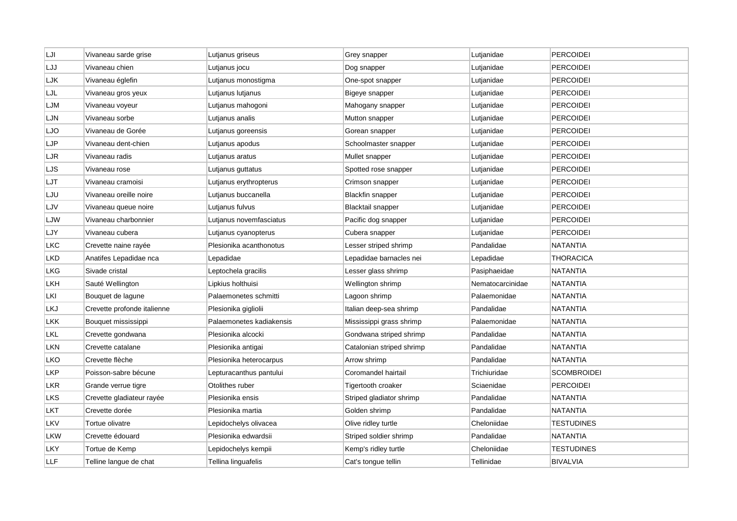| LJI | Vivaneau sarde grise | Lutjanus griseus | Grey snapper | Lutjanidae | PERCOIDEI |
|---|---|---|---|---|---|
| LJJ | Vivaneau chien | Lutjanus jocu | Dog snapper | Lutjanidae | PERCOIDEI |
| LJK | Vivaneau églefin | Lutjanus monostigma | One-spot snapper | Lutjanidae | PERCOIDEI |
| LJL | Vivaneau gros yeux | Lutjanus lutjanus | Bigeye snapper | Lutjanidae | PERCOIDEI |
| LJM | Vivaneau voyeur | Lutjanus mahogoni | Mahogany snapper | Lutjanidae | PERCOIDEI |
| LJN | Vivaneau sorbe | Lutjanus analis | Mutton snapper | Lutjanidae | PERCOIDEI |
| LJO | Vivaneau de Gorée | Lutjanus goreensis | Gorean snapper | Lutjanidae | PERCOIDEI |
| LJP | Vivaneau dent-chien | Lutjanus apodus | Schoolmaster snapper | Lutjanidae | PERCOIDEI |
| LJR | Vivaneau radis | Lutjanus aratus | Mullet snapper | Lutjanidae | PERCOIDEI |
| LJS | Vivaneau rose | Lutjanus guttatus | Spotted rose snapper | Lutjanidae | PERCOIDEI |
| LJT | Vivaneau cramoisi | Lutjanus erythropterus | Crimson snapper | Lutjanidae | PERCOIDEI |
| LJU | Vivaneau oreille noire | Lutjanus buccanella | Blackfin snapper | Lutjanidae | PERCOIDEI |
| LJV | Vivaneau queue noire | Lutjanus fulvus | Blacktail snapper | Lutjanidae | PERCOIDEI |
| LJW | Vivaneau charbonnier | Lutjanus novemfasciatus | Pacific dog snapper | Lutjanidae | PERCOIDEI |
| LJY | Vivaneau cubera | Lutjanus cyanopterus | Cubera snapper | Lutjanidae | PERCOIDEI |
| LKC | Crevette naine rayée | Plesionika acanthonotus | Lesser striped shrimp | Pandalidae | NATANTIA |
| LKD | Anatifes Lepadidae nca | Lepadidae | Lepadidae barnacles nei | Lepadidae | THORACICA |
| LKG | Sivade cristal | Leptochela gracilis | Lesser glass shrimp | Pasiphaeidae | NATANTIA |
| LKH | Sauté Wellington | Lipkius holthuisi | Wellington shrimp | Nematocarcinidae | NATANTIA |
| LKI | Bouquet de lagune | Palaemonetes schmitti | Lagoon shrimp | Palaemonidae | NATANTIA |
| LKJ | Crevette profonde italienne | Plesionika gigliolii | Italian deep-sea shrimp | Pandalidae | NATANTIA |
| LKK | Bouquet mississippi | Palaemonetes kadiakensis | Mississippi grass shrimp | Palaemonidae | NATANTIA |
| LKL | Crevette gondwana | Plesionika alcocki | Gondwana striped shrimp | Pandalidae | NATANTIA |
| LKN | Crevette catalane | Plesionika antigai | Catalonian striped shrimp | Pandalidae | NATANTIA |
| LKO | Crevette flèche | Plesionika heterocarpus | Arrow shrimp | Pandalidae | NATANTIA |
| LKP | Poisson-sabre bécune | Lepturacanthus pantului | Coromandel hairtail | Trichiuridae | SCOMBROIDEI |
| LKR | Grande verrue tigre | Otolithes ruber | Tigertooth croaker | Sciaenidae | PERCOIDEI |
| LKS | Crevette gladiateur rayée | Plesionika ensis | Striped gladiator shrimp | Pandalidae | NATANTIA |
| LKT | Crevette dorée | Plesionika martia | Golden shrimp | Pandalidae | NATANTIA |
| LKV | Tortue olivatre | Lepidochelys olivacea | Olive ridley turtle | Cheloniidae | TESTUDINES |
| LKW | Crevette édouard | Plesionika edwardsii | Striped soldier shrimp | Pandalidae | NATANTIA |
| LKY | Tortue de Kemp | Lepidochelys kempii | Kemp's ridley turtle | Cheloniidae | TESTUDINES |
| LLF | Telline langue de chat | Tellina linguafelis | Cat's tongue tellin | Tellinidae | BIVALVIA |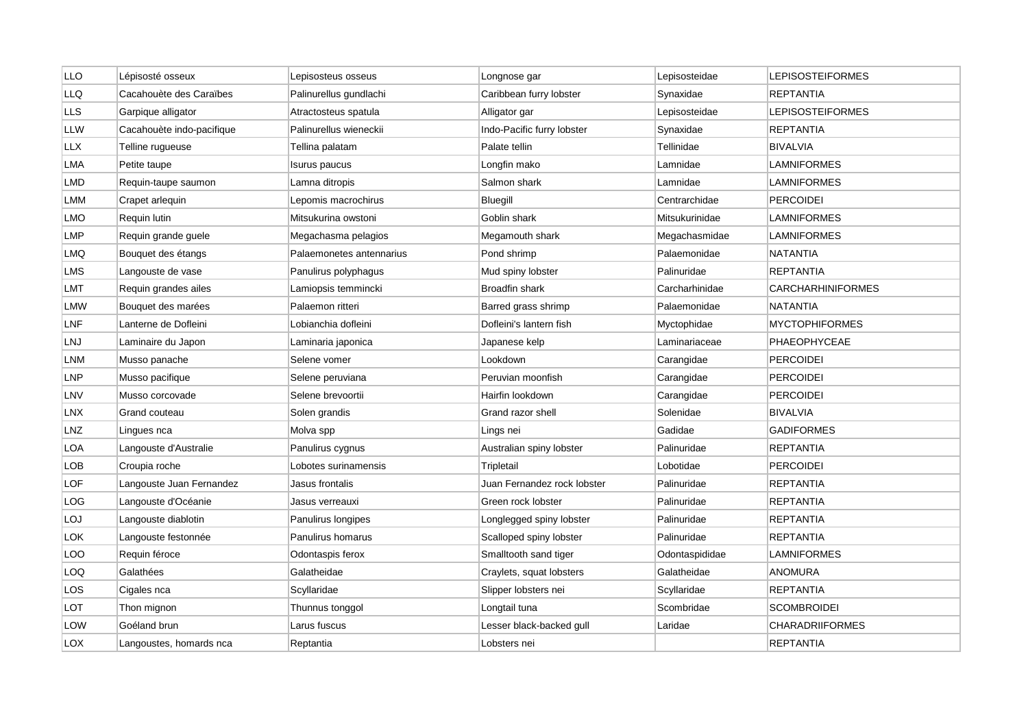| LLO | Lépisosté osseux | Lepisosteus osseus | Longnose gar | Lepisosteidae | LEPISOSTEIFORMES |
|---|---|---|---|---|---|
| LLQ | Cacahouète des Caraïbes | Palinurellus gundlachi | Caribbean furry lobster | Synaxidae | REPTANTIA |
| LLS | Garpique alligator | Atractosteus spatula | Alligator gar | Lepisosteidae | LEPISOSTEIFORMES |
| LLW | Cacahouète indo-pacifique | Palinurellus wieneckii | Indo-Pacific furry lobster | Synaxidae | REPTANTIA |
| LLX | Telline rugueuse | Tellina palatam | Palate tellin | Tellinidae | BIVALVIA |
| LMA | Petite taupe | Isurus paucus | Longfin mako | Lamnidae | LAMNIFORMES |
| LMD | Requin-taupe saumon | Lamna ditropis | Salmon shark | Lamnidae | LAMNIFORMES |
| LMM | Crapet arlequin | Lepomis macrochirus | Bluegill | Centrarchidae | PERCOIDEI |
| LMO | Requin lutin | Mitsukurina owstoni | Goblin shark | Mitsukurinidae | LAMNIFORMES |
| LMP | Requin grande guele | Megachasma pelagios | Megamouth shark | Megachasmidae | LAMNIFORMES |
| LMQ | Bouquet des étangs | Palaemonetes antennarius | Pond shrimp | Palaemonidae | NATANTIA |
| LMS | Langouste de vase | Panulirus polyphagus | Mud spiny lobster | Palinuridae | REPTANTIA |
| LMT | Requin grandes ailes | Lamiopsis temmincki | Broadfin shark | Carcharhinidae | CARCHARHINIFORMES |
| LMW | Bouquet des marées | Palaemon ritteri | Barred grass shrimp | Palaemonidae | NATANTIA |
| LNF | Lanterne de Dofleini | Lobianchia dofleini | Dofleini's lantern fish | Myctophidae | MYCTOPHIFORMES |
| LNJ | Laminaire du Japon | Laminaria japonica | Japanese kelp | Laminariaceae | PHAEOPHYCEAE |
| LNM | Musso panache | Selene vomer | Lookdown | Carangidae | PERCOIDEI |
| LNP | Musso pacifique | Selene peruviana | Peruvian moonfish | Carangidae | PERCOIDEI |
| LNV | Musso corcovade | Selene brevoortii | Hairfin lookdown | Carangidae | PERCOIDEI |
| LNX | Grand couteau | Solen grandis | Grand razor shell | Solenidae | BIVALVIA |
| LNZ | Lingues nca | Molva spp | Lings nei | Gadidae | GADIFORMES |
| LOA | Langouste d'Australie | Panulirus cygnus | Australian spiny lobster | Palinuridae | REPTANTIA |
| LOB | Croupia roche | Lobotes surinamensis | Tripletail | Lobotidae | PERCOIDEI |
| LOF | Langouste Juan Fernandez | Jasus frontalis | Juan Fernandez rock lobster | Palinuridae | REPTANTIA |
| LOG | Langouste d'Océanie | Jasus verreauxi | Green rock lobster | Palinuridae | REPTANTIA |
| LOJ | Langouste diablotin | Panulirus longipes | Longlegged spiny lobster | Palinuridae | REPTANTIA |
| LOK | Langouste festonnée | Panulirus homarus | Scalloped spiny lobster | Palinuridae | REPTANTIA |
| LOO | Requin féroce | Odontaspis ferox | Smalltooth sand tiger | Odontaspididae | LAMNIFORMES |
| LOQ | Galathées | Galatheidae | Craylets, squat lobsters | Galatheidae | ANOMURA |
| LOS | Cigales nca | Scyllaridae | Slipper lobsters nei | Scyllaridae | REPTANTIA |
| LOT | Thon mignon | Thunnus tonggol | Longtail tuna | Scombridae | SCOMBROIDEI |
| LOW | Goéland brun | Larus fuscus | Lesser black-backed gull | Laridae | CHARADRIIFORMES |
| LOX | Langoustes, homards nca | Reptantia | Lobsters nei | | REPTANTIA |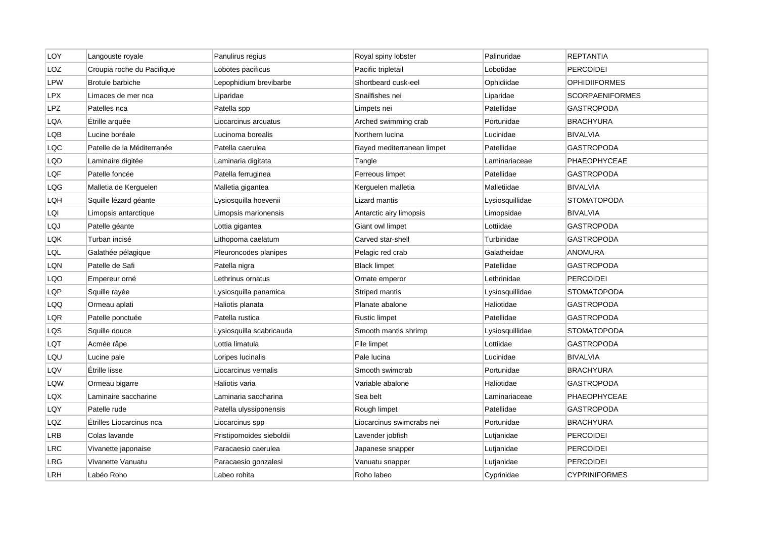| LOY | Langouste royale | Panulirus regius | Royal spiny lobster | Palinuridae | REPTANTIA |
|---|---|---|---|---|---|
| LOZ | Croupia roche du Pacifique | Lobotes pacificus | Pacific tripletail | Lobotidae | PERCOIDEI |
| LPW | Brotule barbiche | Lepophidium brevibarbe | Shortbeard cusk-eel | Ophidiidae | OPHIDIIFORMES |
| LPX | Limaces de mer nca | Liparidae | Snailfishes nei | Liparidae | SCORPAENIFORMES |
| LPZ | Patelles nca | Patella spp | Limpets nei | Patellidae | GASTROPODA |
| LQA | Étrille arquée | Liocarcinus arcuatus | Arched swimming crab | Portunidae | BRACHYURA |
| LQB | Lucine boréale | Lucinoma borealis | Northern lucina | Lucinidae | BIVALVIA |
| LQC | Patelle de la Méditerranée | Patella caerulea | Rayed mediterranean limpet | Patellidae | GASTROPODA |
| LQD | Laminaire digitée | Laminaria digitata | Tangle | Laminariaceae | PHAEOPHYCEAE |
| LQF | Patelle foncée | Patella ferruginea | Ferreous limpet | Patellidae | GASTROPODA |
| LQG | Malletia de Kerguelen | Malletia gigantea | Kerguelen malletia | Malletiidae | BIVALVIA |
| LQH | Squille lézard géante | Lysiosquilla hoevenii | Lizard mantis | Lysiosquillidae | STOMATOPODA |
| LQI | Limopsis antarctique | Limopsis marionensis | Antarctic airy limopsis | Limopsidae | BIVALVIA |
| LQJ | Patelle géante | Lottia gigantea | Giant owl limpet | Lottiidae | GASTROPODA |
| LQK | Turban incisé | Lithopoma caelatum | Carved star-shell | Turbinidae | GASTROPODA |
| LQL | Galathée pélagique | Pleuroncodes planipes | Pelagic red crab | Galatheidae | ANOMURA |
| LQN | Patelle de Safi | Patella nigra | Black limpet | Patellidae | GASTROPODA |
| LQO | Empereur orné | Lethrinus ornatus | Ornate emperor | Lethrinidae | PERCOIDEI |
| LQP | Squille rayée | Lysiosquilla panamica | Striped mantis | Lysiosquillidae | STOMATOPODA |
| LQQ | Ormeau aplati | Haliotis planata | Planate abalone | Haliotidae | GASTROPODA |
| LQR | Patelle ponctuée | Patella rustica | Rustic limpet | Patellidae | GASTROPODA |
| LQS | Squille douce | Lysiosquilla scabricauda | Smooth mantis shrimp | Lysiosquillidae | STOMATOPODA |
| LQT | Acmée râpe | Lottia limatula | File limpet | Lottiidae | GASTROPODA |
| LQU | Lucine pale | Loripes lucinalis | Pale lucina | Lucinidae | BIVALVIA |
| LQV | Étrille lisse | Liocarcinus vernalis | Smooth swimcrab | Portunidae | BRACHYURA |
| LQW | Ormeau bigarre | Haliotis varia | Variable abalone | Haliotidae | GASTROPODA |
| LQX | Laminaire saccharine | Laminaria saccharina | Sea belt | Laminariaceae | PHAEOPHYCEAE |
| LQY | Patelle rude | Patella ulyssiponensis | Rough limpet | Patellidae | GASTROPODA |
| LQZ | Étrilles Liocarcinus nca | Liocarcinus spp | Liocarcinus swimcrabs nei | Portunidae | BRACHYURA |
| LRB | Colas lavande | Pristipomoides sieboldii | Lavender jobfish | Lutjanidae | PERCOIDEI |
| LRC | Vivanette japonaise | Paracaesio caerulea | Japanese snapper | Lutjanidae | PERCOIDEI |
| LRG | Vivanette Vanuatu | Paracaesio gonzalesi | Vanuatu snapper | Lutjanidae | PERCOIDEI |
| LRH | Labéo Roho | Labeo rohita | Roho labeo | Cyprinidae | CYPRINIFORMES |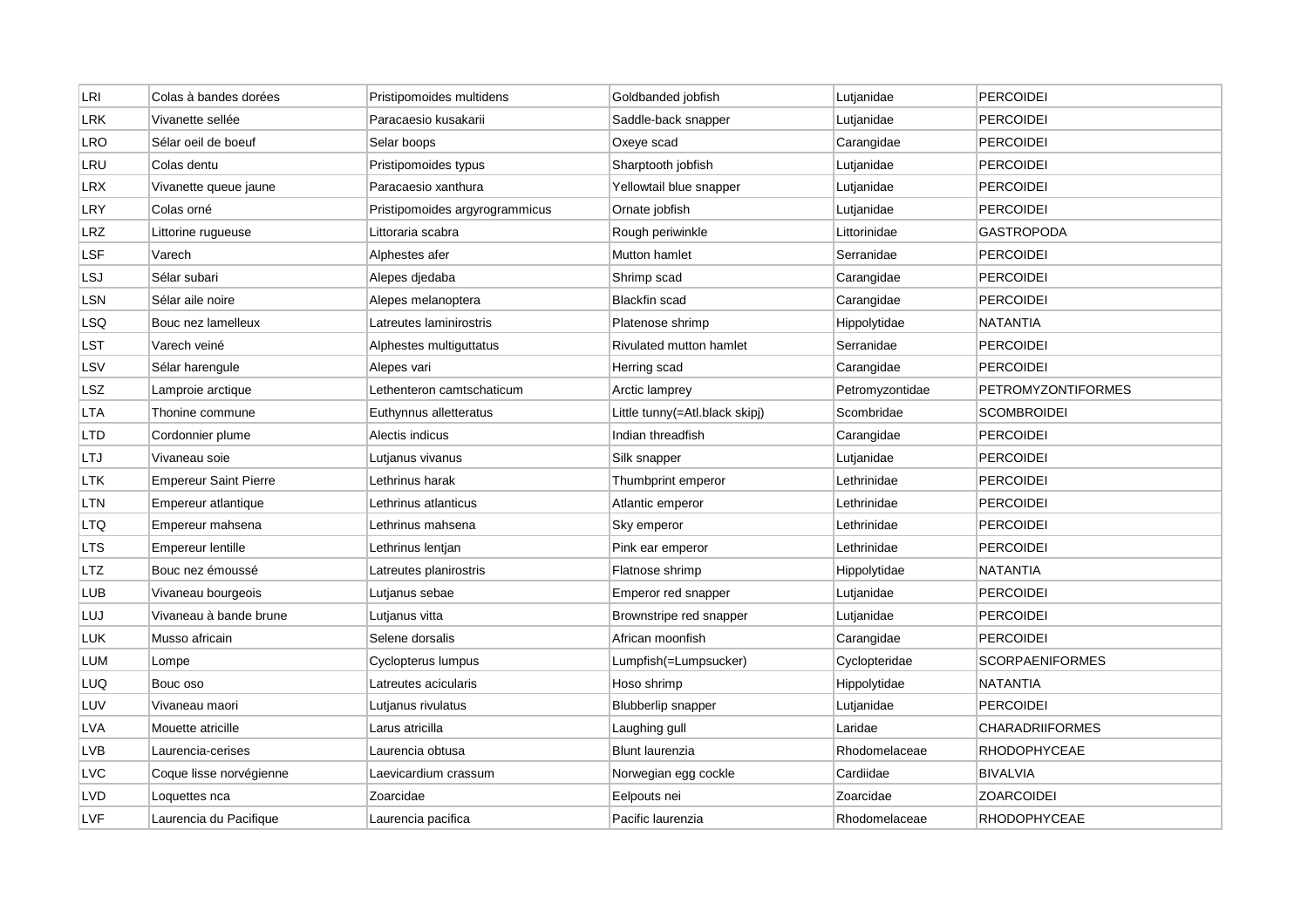| LRI | Colas à bandes dorées | Pristipomoides multidens | Goldbanded jobfish | Lutjanidae | PERCOIDEI |
|---|---|---|---|---|---|
| LRK | Vivanette sellée | Paracaesio kusakarii | Saddle-back snapper | Lutjanidae | PERCOIDEI |
| LRO | Sélar oeil de boeuf | Selar boops | Oxeye scad | Carangidae | PERCOIDEI |
| LRU | Colas dentu | Pristipomoides typus | Sharptooth jobfish | Lutjanidae | PERCOIDEI |
| LRX | Vivanette queue jaune | Paracaesio xanthura | Yellowtail blue snapper | Lutjanidae | PERCOIDEI |
| LRY | Colas orné | Pristipomoides argyrogrammicus | Ornate jobfish | Lutjanidae | PERCOIDEI |
| LRZ | Littorine rugueuse | Littoraria scabra | Rough periwinkle | Littorinidae | GASTROPODA |
| LSF | Varech | Alphestes afer | Mutton hamlet | Serranidae | PERCOIDEI |
| LSJ | Sélar subari | Alepes djedaba | Shrimp scad | Carangidae | PERCOIDEI |
| LSN | Sélar aile noire | Alepes melanoptera | Blackfin scad | Carangidae | PERCOIDEI |
| LSQ | Bouc nez lamelleux | Latreutes laminirostris | Platenose shrimp | Hippolytidae | NATANTIA |
| LST | Varech veiné | Alphestes multiguttatus | Rivulated mutton hamlet | Serranidae | PERCOIDEI |
| LSV | Sélar harengule | Alepes vari | Herring scad | Carangidae | PERCOIDEI |
| LSZ | Lamproie arctique | Lethenteron camtschaticum | Arctic lamprey | Petromyzontidae | PETROMYZONTIFORMES |
| LTA | Thonine commune | Euthynnus alletteratus | Little tunny(=Atl.black skipj) | Scombridae | SCOMBROIDEI |
| LTD | Cordonnier plume | Alectis indicus | Indian threadfish | Carangidae | PERCOIDEI |
| LTJ | Vivaneau soie | Lutjanus vivanus | Silk snapper | Lutjanidae | PERCOIDEI |
| LTK | Empereur Saint Pierre | Lethrinus harak | Thumbprint emperor | Lethrinidae | PERCOIDEI |
| LTN | Empereur atlantique | Lethrinus atlanticus | Atlantic emperor | Lethrinidae | PERCOIDEI |
| LTQ | Empereur mahsena | Lethrinus mahsena | Sky emperor | Lethrinidae | PERCOIDEI |
| LTS | Empereur lentille | Lethrinus lentjan | Pink ear emperor | Lethrinidae | PERCOIDEI |
| LTZ | Bouc nez émoussé | Latreutes planirostris | Flatnose shrimp | Hippolytidae | NATANTIA |
| LUB | Vivaneau bourgeois | Lutjanus sebae | Emperor red snapper | Lutjanidae | PERCOIDEI |
| LUJ | Vivaneau à bande brune | Lutjanus vitta | Brownstripe red snapper | Lutjanidae | PERCOIDEI |
| LUK | Musso africain | Selene dorsalis | African moonfish | Carangidae | PERCOIDEI |
| LUM | Lompe | Cyclopterus lumpus | Lumpfish(=Lumpsucker) | Cyclopteridae | SCORPAENIFORMES |
| LUQ | Bouc oso | Latreutes acicularis | Hoso shrimp | Hippolytidae | NATANTIA |
| LUV | Vivaneau maori | Lutjanus rivulatus | Blubberlip snapper | Lutjanidae | PERCOIDEI |
| LVA | Mouette atricille | Larus atricilla | Laughing gull | Laridae | CHARADRIIFORMES |
| LVB | Laurencia-cerises | Laurencia obtusa | Blunt laurenzia | Rhodomelaceae | RHODOPHYCEAE |
| LVC | Coque lisse norvégienne | Laevicardium crassum | Norwegian egg cockle | Cardiidae | BIVALVIA |
| LVD | Loquettes nca | Zoarcidae | Eelpouts nei | Zoarcidae | ZOARCOIDEI |
| LVF | Laurencia du Pacifique | Laurencia pacifica | Pacific laurenzia | Rhodomelaceae | RHODOPHYCEAE |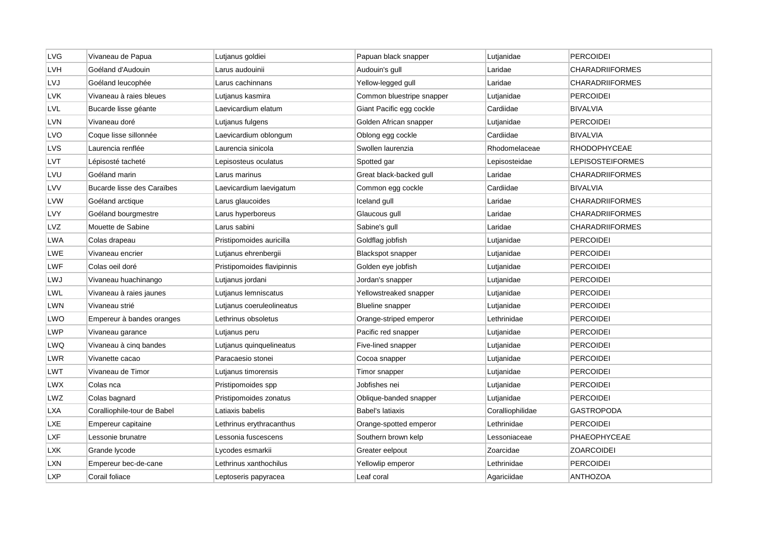| LVG | Vivaneau de Papua | Lutjanus goldiei | Papuan black snapper | Lutjanidae | PERCOIDEI |
|---|---|---|---|---|---|
| LVH | Goéland d'Audouin | Larus audouinii | Audouin's gull | Laridae | CHARADRIIFORMES |
| LVJ | Goéland leucophée | Larus cachinnans | Yellow-legged gull | Laridae | CHARADRIIFORMES |
| LVK | Vivaneau à raies bleues | Lutjanus kasmira | Common bluestripe snapper | Lutjanidae | PERCOIDEI |
| LVL | Bucarde lisse géante | Laevicardium elatum | Giant Pacific egg cockle | Cardiidae | BIVALVIA |
| LVN | Vivaneau doré | Lutjanus fulgens | Golden African snapper | Lutjanidae | PERCOIDEI |
| LVO | Coque lisse sillonnée | Laevicardium oblongum | Oblong egg cockle | Cardiidae | BIVALVIA |
| LVS | Laurencia renflée | Laurencia sinicola | Swollen laurenzia | Rhodomelaceae | RHODOPHYCEAE |
| LVT | Lépisosté tacheté | Lepisosteus oculatus | Spotted gar | Lepisosteidae | LEPISOSTEIFORMES |
| LVU | Goéland marin | Larus marinus | Great black-backed gull | Laridae | CHARADRIIFORMES |
| LVV | Bucarde lisse des Caraïbes | Laevicardium laevigatum | Common egg cockle | Cardiidae | BIVALVIA |
| LVW | Goéland arctique | Larus glaucoides | Iceland gull | Laridae | CHARADRIIFORMES |
| LVY | Goéland bourgmestre | Larus hyperboreus | Glaucous gull | Laridae | CHARADRIIFORMES |
| LVZ | Mouette de Sabine | Larus sabini | Sabine's gull | Laridae | CHARADRIIFORMES |
| LWA | Colas drapeau | Pristipomoides auricilla | Goldflag jobfish | Lutjanidae | PERCOIDEI |
| LWE | Vivaneau encrier | Lutjanus ehrenbergii | Blackspot snapper | Lutjanidae | PERCOIDEI |
| LWF | Colas oeil doré | Pristipomoides flavipinnis | Golden eye jobfish | Lutjanidae | PERCOIDEI |
| LWJ | Vivaneau huachinango | Lutjanus jordani | Jordan's snapper | Lutjanidae | PERCOIDEI |
| LWL | Vivaneau à raies jaunes | Lutjanus lemniscatus | Yellowstreaked snapper | Lutjanidae | PERCOIDEI |
| LWN | Vivaneau strié | Lutjanus coeruleolineatus | Blueline snapper | Lutjanidae | PERCOIDEI |
| LWO | Empereur à bandes oranges | Lethrinus obsoletus | Orange-striped emperor | Lethrinidae | PERCOIDEI |
| LWP | Vivaneau garance | Lutjanus peru | Pacific red snapper | Lutjanidae | PERCOIDEI |
| LWQ | Vivaneau à cinq bandes | Lutjanus quinquelineatus | Five-lined snapper | Lutjanidae | PERCOIDEI |
| LWR | Vivanette cacao | Paracaesio stonei | Cocoa snapper | Lutjanidae | PERCOIDEI |
| LWT | Vivaneau de Timor | Lutjanus timorensis | Timor snapper | Lutjanidae | PERCOIDEI |
| LWX | Colas nca | Pristipomoides spp | Jobfishes nei | Lutjanidae | PERCOIDEI |
| LWZ | Colas bagnard | Pristipomoides zonatus | Oblique-banded snapper | Lutjanidae | PERCOIDEI |
| LXA | Coralliophile-tour de Babel | Latiaxis babelis | Babel's latiaxis | Coralliophilidae | GASTROPODA |
| LXE | Empereur capitaine | Lethrinus erythracanthus | Orange-spotted emperor | Lethrinidae | PERCOIDEI |
| LXF | Lessonie brunatre | Lessonia fuscescens | Southern brown kelp | Lessoniaceae | PHAEOPHYCEAE |
| LXK | Grande lycode | Lycodes esmarkii | Greater eelpout | Zoarcidae | ZOARCOIDEI |
| LXN | Empereur bec-de-cane | Lethrinus xanthochilus | Yellowlip emperor | Lethrinidae | PERCOIDEI |
| LXP | Corail foliace | Leptoseris papyracea | Leaf coral | Agariciidae | ANTHOZOA |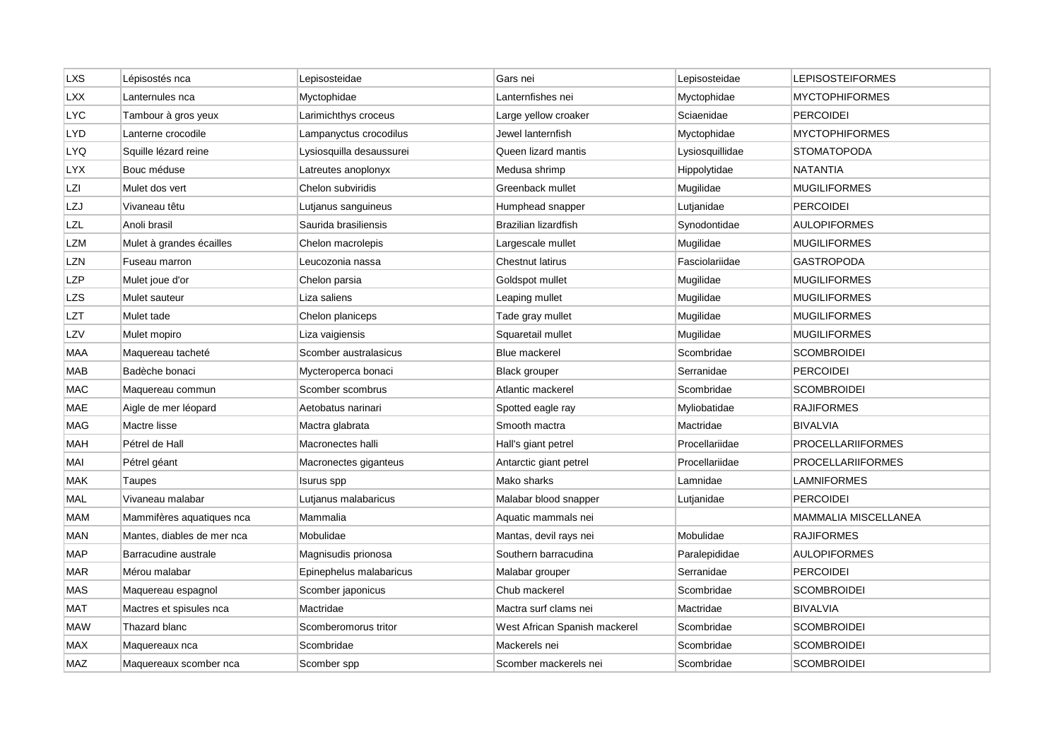| LXS | Lépisostés nca | Lepisosteidae | Gars nei | Lepisosteidae | LEPISOSTEIFORMES |
|---|---|---|---|---|---|
| LXX | Lanternules nca | Myctophidae | Lanternfishes nei | Myctophidae | MYCTOPHIFORMES |
| LYC | Tambour à gros yeux | Larimichthys croceus | Large yellow croaker | Sciaenidae | PERCOIDEI |
| LYD | Lanterne crocodile | Lampanyctus crocodilus | Jewel lanternfish | Myctophidae | MYCTOPHIFORMES |
| LYQ | Squille lézard reine | Lysiosquilla desaussurei | Queen lizard mantis | Lysiosquillidae | STOMATOPODA |
| LYX | Bouc méduse | Latreutes anoplonyx | Medusa shrimp | Hippolytidae | NATANTIA |
| LZI | Mulet dos vert | Chelon subviridis | Greenback mullet | Mugilidae | MUGILIFORMES |
| LZJ | Vivaneau têtu | Lutjanus sanguineus | Humphead snapper | Lutjanidae | PERCOIDEI |
| LZL | Anoli brasil | Saurida brasiliensis | Brazilian lizardfish | Synodontidae | AULOPIFORMES |
| LZM | Mulet à grandes écailles | Chelon macrolepis | Largescale mullet | Mugilidae | MUGILIFORMES |
| LZN | Fuseau marron | Leucozonia nassa | Chestnut latirus | Fasciolariidae | GASTROPODA |
| LZP | Mulet joue d'or | Chelon parsia | Goldspot mullet | Mugilidae | MUGILIFORMES |
| LZS | Mulet sauteur | Liza saliens | Leaping mullet | Mugilidae | MUGILIFORMES |
| LZT | Mulet tade | Chelon planiceps | Tade gray mullet | Mugilidae | MUGILIFORMES |
| LZV | Mulet mopiro | Liza vaigiensis | Squaretail mullet | Mugilidae | MUGILIFORMES |
| MAA | Maquereau tacheté | Scomber australasicus | Blue mackerel | Scombridae | SCOMBROIDEI |
| MAB | Badèche bonaci | Mycteroperca bonaci | Black grouper | Serranidae | PERCOIDEI |
| MAC | Maquereau commun | Scomber scombrus | Atlantic mackerel | Scombridae | SCOMBROIDEI |
| MAE | Aigle de mer léopard | Aetobatus narinari | Spotted eagle ray | Myliobatidae | RAJIFORMES |
| MAG | Mactre lisse | Mactra glabrata | Smooth mactra | Mactridae | BIVALVIA |
| MAH | Pétrel de Hall | Macronectes halli | Hall's giant petrel | Procellariidae | PROCELLARIIFORMES |
| MAI | Pétrel géant | Macronectes giganteus | Antarctic giant petrel | Procellariidae | PROCELLARIIFORMES |
| MAK | Taupes | Isurus spp | Mako sharks | Lamnidae | LAMNIFORMES |
| MAL | Vivaneau malabar | Lutjanus malabaricus | Malabar blood snapper | Lutjanidae | PERCOIDEI |
| MAM | Mammifères aquatiques nca | Mammalia | Aquatic mammals nei | | MAMMALIA MISCELLANEA |
| MAN | Mantes, diables de mer nca | Mobulidae | Mantas, devil rays nei | Mobulidae | RAJIFORMES |
| MAP | Barracudine australe | Magnisudis prionosa | Southern barracudina | Paralepididae | AULOPIFORMES |
| MAR | Mérou malabar | Epinephelus malabaricus | Malabar grouper | Serranidae | PERCOIDEI |
| MAS | Maquereau espagnol | Scomber japonicus | Chub mackerel | Scombridae | SCOMBROIDEI |
| MAT | Mactres et spisules nca | Mactridae | Mactra surf clams nei | Mactridae | BIVALVIA |
| MAW | Thazard blanc | Scomberomorus tritor | West African Spanish mackerel | Scombridae | SCOMBROIDEI |
| MAX | Maquereaux nca | Scombridae | Mackerels nei | Scombridae | SCOMBROIDEI |
| MAZ | Maquereaux scomber nca | Scomber spp | Scomber mackerels nei | Scombridae | SCOMBROIDEI |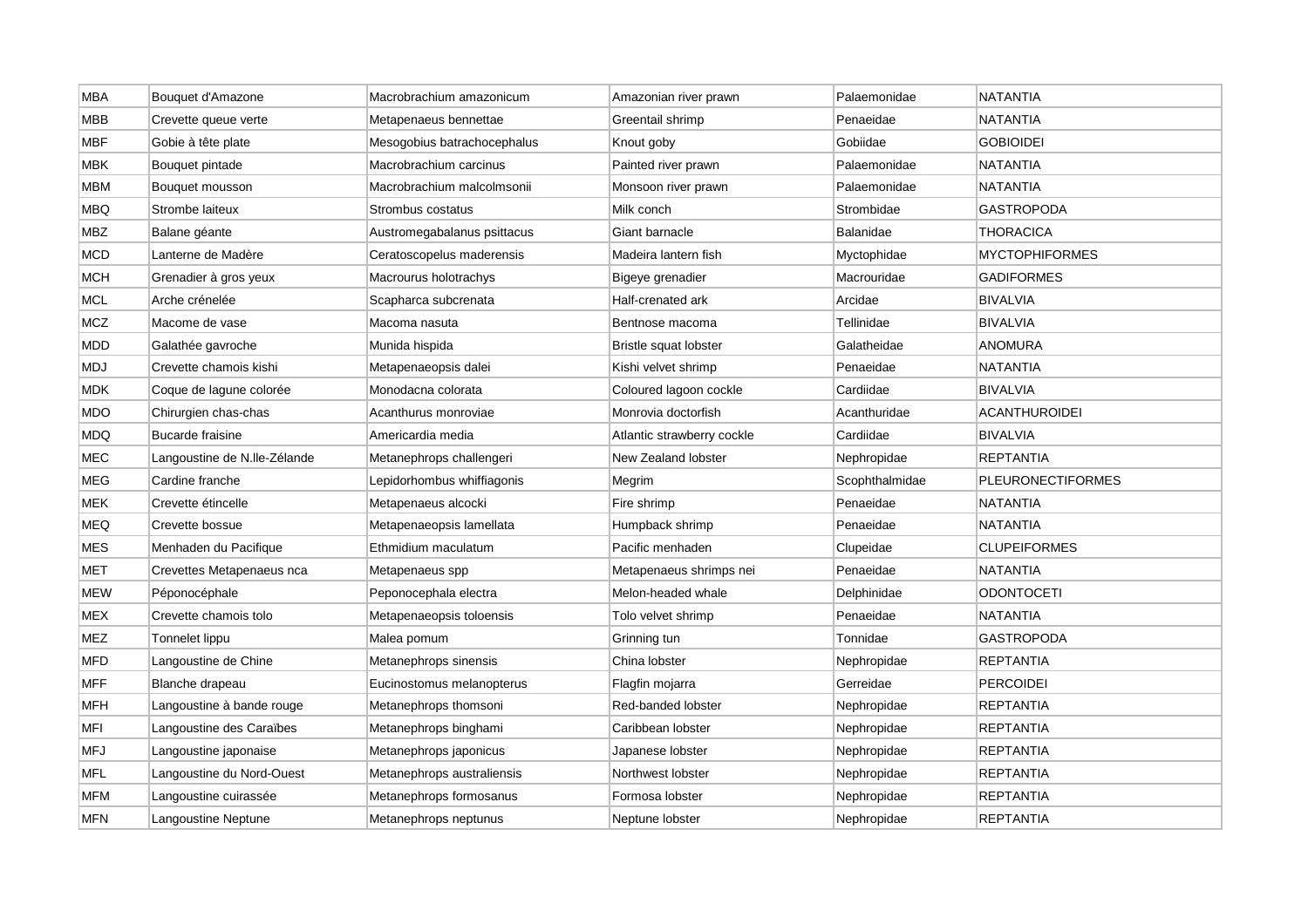| MBA | Bouquet d'Amazone | Macrobrachium amazonicum | Amazonian river prawn | Palaemonidae | NATANTIA |
|---|---|---|---|---|---|
| MBB | Crevette queue verte | Metapenaeus bennettae | Greentail shrimp | Penaeidae | NATANTIA |
| MBF | Gobie à tête plate | Mesogobius batrachocephalus | Knout goby | Gobiidae | GOBIOIDEI |
| MBK | Bouquet pintade | Macrobrachium carcinus | Painted river prawn | Palaemonidae | NATANTIA |
| MBM | Bouquet mousson | Macrobrachium malcolmsonii | Monsoon river prawn | Palaemonidae | NATANTIA |
| MBQ | Strombe laiteux | Strombus costatus | Milk conch | Strombidae | GASTROPODA |
| MBZ | Balane géante | Austromegabalanus psittacus | Giant barnacle | Balanidae | THORACICA |
| MCD | Lanterne de Madère | Ceratoscopelus maderensis | Madeira lantern fish | Myctophidae | MYCTOPHIFORMES |
| MCH | Grenadier à gros yeux | Macrourus holotrachys | Bigeye grenadier | Macrouridae | GADIFORMES |
| MCL | Arche crénelée | Scapharca subcrenata | Half-crenated ark | Arcidae | BIVALVIA |
| MCZ | Macome de vase | Macoma nasuta | Bentnose macoma | Tellinidae | BIVALVIA |
| MDD | Galathée gavroche | Munida hispida | Bristle squat lobster | Galatheidae | ANOMURA |
| MDJ | Crevette chamois kishi | Metapenaeopsis dalei | Kishi velvet shrimp | Penaeidae | NATANTIA |
| MDK | Coque de lagune colorée | Monodacna colorata | Coloured lagoon cockle | Cardiidae | BIVALVIA |
| MDO | Chirurgien chas-chas | Acanthurus monroviae | Monrovia doctorfish | Acanthuridae | ACANTHUROIDEI |
| MDQ | Bucarde fraisine | Americardia media | Atlantic strawberry cockle | Cardiidae | BIVALVIA |
| MEC | Langoustine de N.lle-Zélande | Metanephrops challengeri | New Zealand lobster | Nephropidae | REPTANTIA |
| MEG | Cardine franche | Lepidorhombus whiffiagonis | Megrim | Scophthalmidae | PLEURONECTIFORMES |
| MEK | Crevette étincelle | Metapenaeus alcocki | Fire shrimp | Penaeidae | NATANTIA |
| MEQ | Crevette bossue | Metapenaeopsis lamellata | Humpback shrimp | Penaeidae | NATANTIA |
| MES | Menhaden du Pacifique | Ethmidium maculatum | Pacific menhaden | Clupeidae | CLUPEIFORMES |
| MET | Crevettes Metapenaeus nca | Metapenaeus spp | Metapenaeus shrimps nei | Penaeidae | NATANTIA |
| MEW | Péponocéphale | Peponocephala electra | Melon-headed whale | Delphinidae | ODONTOCETI |
| MEX | Crevette chamois tolo | Metapenaeopsis toloensis | Tolo velvet shrimp | Penaeidae | NATANTIA |
| MEZ | Tonnelet lippu | Malea pomum | Grinning tun | Tonnidae | GASTROPODA |
| MFD | Langoustine de Chine | Metanephrops sinensis | China lobster | Nephropidae | REPTANTIA |
| MFF | Blanche drapeau | Eucinostomus melanopterus | Flagfin mojarra | Gerreidae | PERCOIDEI |
| MFH | Langoustine à bande rouge | Metanephrops thomsoni | Red-banded lobster | Nephropidae | REPTANTIA |
| MFI | Langoustine des Caraïbes | Metanephrops binghami | Caribbean lobster | Nephropidae | REPTANTIA |
| MFJ | Langoustine japonaise | Metanephrops japonicus | Japanese lobster | Nephropidae | REPTANTIA |
| MFL | Langoustine du Nord-Ouest | Metanephrops australiensis | Northwest lobster | Nephropidae | REPTANTIA |
| MFM | Langoustine cuirassée | Metanephrops formosanus | Formosa lobster | Nephropidae | REPTANTIA |
| MFN | Langoustine Neptune | Metanephrops neptunus | Neptune lobster | Nephropidae | REPTANTIA |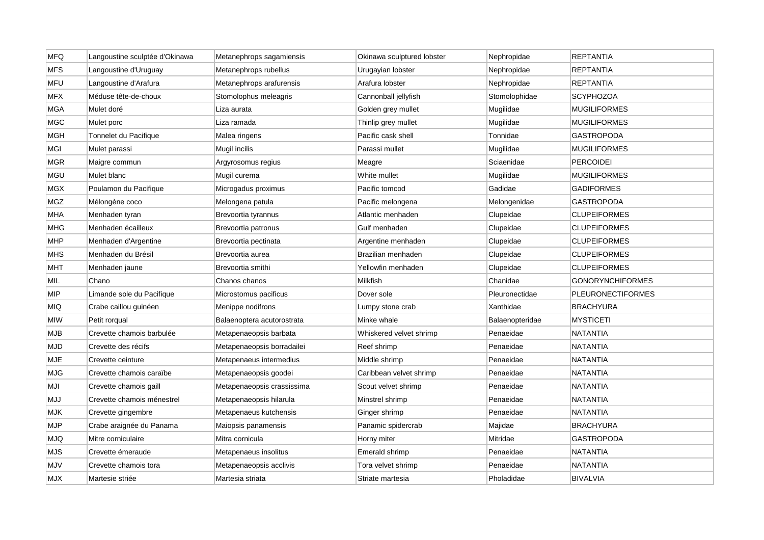| MFQ | Langoustine sculptée d'Okinawa | Metanephrops sagamiensis | Okinawa sculptured lobster | Nephropidae | REPTANTIA |
|---|---|---|---|---|---|
| MFS | Langoustine d'Uruguay | Metanephrops rubellus | Urugayian lobster | Nephropidae | REPTANTIA |
| MFU | Langoustine d'Arafura | Metanephrops arafurensis | Arafura lobster | Nephropidae | REPTANTIA |
| MFX | Méduse tête-de-choux | Stomolophus meleagris | Cannonball jellyfish | Stomolophidae | SCYPHOZOA |
| MGA | Mulet doré | Liza aurata | Golden grey mullet | Mugilidae | MUGILIFORMES |
| MGC | Mulet porc | Liza ramada | Thinlip grey mullet | Mugilidae | MUGILIFORMES |
| MGH | Tonnelet du Pacifique | Malea ringens | Pacific cask shell | Tonnidae | GASTROPODA |
| MGI | Mulet parassi | Mugil incilis | Parassi mullet | Mugilidae | MUGILIFORMES |
| MGR | Maigre commun | Argyrosomus regius | Meagre | Sciaenidae | PERCOIDEI |
| MGU | Mulet blanc | Mugil curema | White mullet | Mugilidae | MUGILIFORMES |
| MGX | Poulamon du Pacifique | Microgadus proximus | Pacific tomcod | Gadidae | GADIFORMES |
| MGZ | Mélongène coco | Melongena patula | Pacific melongena | Melongenidae | GASTROPODA |
| MHA | Menhaden tyran | Brevoortia tyrannus | Atlantic menhaden | Clupeidae | CLUPEIFORMES |
| MHG | Menhaden écailleux | Brevoortia patronus | Gulf menhaden | Clupeidae | CLUPEIFORMES |
| MHP | Menhaden d'Argentine | Brevoortia pectinata | Argentine menhaden | Clupeidae | CLUPEIFORMES |
| MHS | Menhaden du Brésil | Brevoortia aurea | Brazilian menhaden | Clupeidae | CLUPEIFORMES |
| MHT | Menhaden jaune | Brevoortia smithi | Yellowfin menhaden | Clupeidae | CLUPEIFORMES |
| MIL | Chano | Chanos chanos | Milkfish | Chanidae | GONORYNCHIFORMES |
| MIP | Limande sole du Pacifique | Microstomus pacificus | Dover sole | Pleuronectidae | PLEURONECTIFORMES |
| MIQ | Crabe caillou guinéen | Menippe nodifrons | Lumpy stone crab | Xanthidae | BRACHYURA |
| MIW | Petit rorqual | Balaenoptera acutorostrata | Minke whale | Balaenopteridae | MYSTICETI |
| MJB | Crevette chamois barbulée | Metapenaeopsis barbata | Whiskered velvet shrimp | Penaeidae | NATANTIA |
| MJD | Crevette des récifs | Metapenaeopsis borradailei | Reef shrimp | Penaeidae | NATANTIA |
| MJE | Crevette ceinture | Metapenaeus intermedius | Middle shrimp | Penaeidae | NATANTIA |
| MJG | Crevette chamois caraïbe | Metapenaeopsis goodei | Caribbean velvet shrimp | Penaeidae | NATANTIA |
| MJI | Crevette chamois gaill | Metapenaeopsis crassissima | Scout velvet shrimp | Penaeidae | NATANTIA |
| MJJ | Crevette chamois ménestrel | Metapenaeopsis hilarula | Minstrel shrimp | Penaeidae | NATANTIA |
| MJK | Crevette gingembre | Metapenaeus kutchensis | Ginger shrimp | Penaeidae | NATANTIA |
| MJP | Crabe araignée du Panama | Maiopsis panamensis | Panamic spidercrab | Majidae | BRACHYURA |
| MJQ | Mitre corniculaire | Mitra cornicula | Horny miter | Mitridae | GASTROPODA |
| MJS | Crevette émeraude | Metapenaeus insolitus | Emerald shrimp | Penaeidae | NATANTIA |
| MJV | Crevette chamois tora | Metapenaeopsis acclivis | Tora velvet shrimp | Penaeidae | NATANTIA |
| MJX | Martesie striée | Martesia striata | Striate martesia | Pholadidae | BIVALVIA |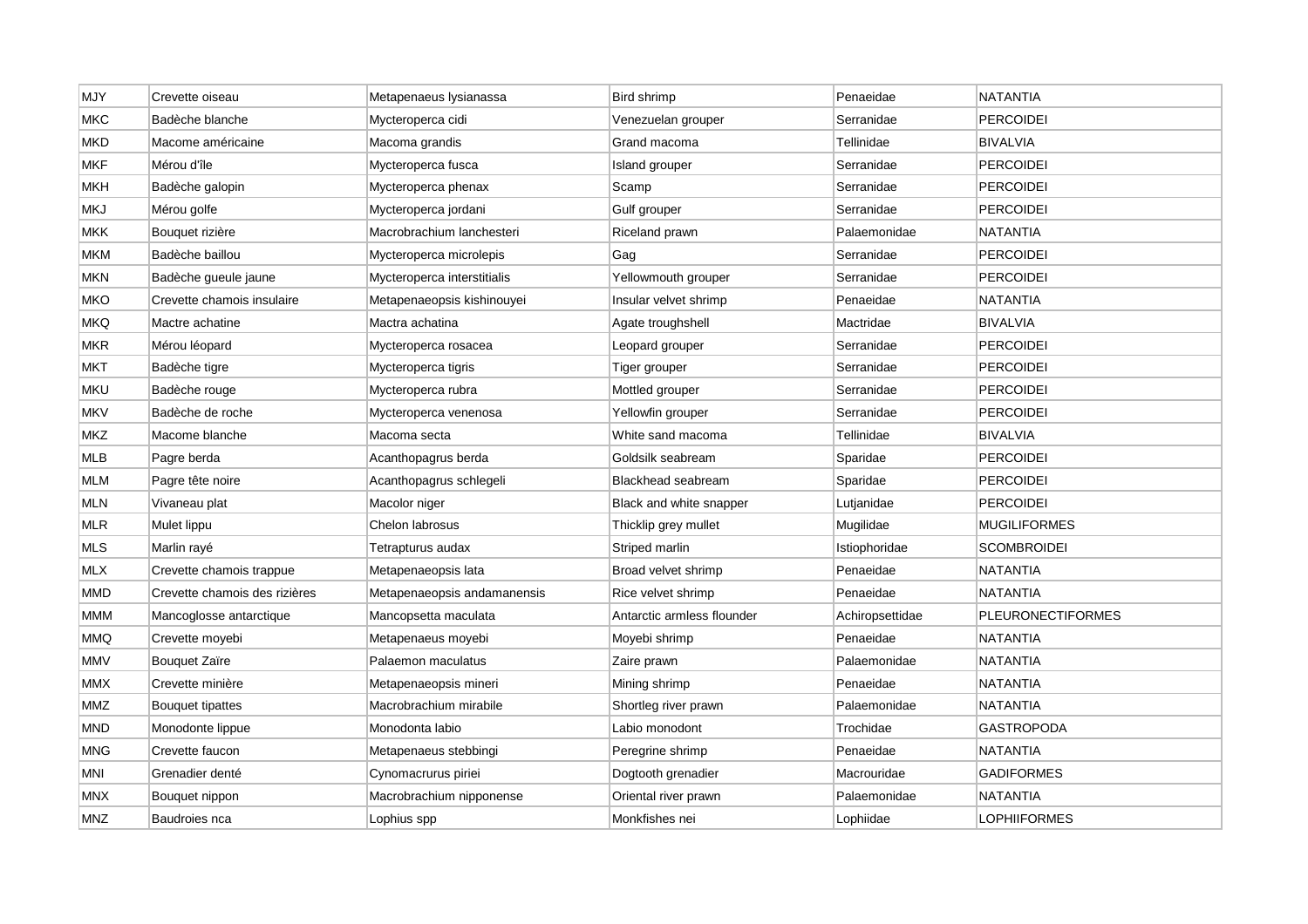| MJY | Crevette oiseau | Metapenaeus lysianassa | Bird shrimp | Penaeidae | NATANTIA |
|---|---|---|---|---|---|
| MKC | Badèche blanche | Mycteroperca cidi | Venezuelan grouper | Serranidae | PERCOIDEI |
| MKD | Macome américaine | Macoma grandis | Grand macoma | Tellinidae | BIVALVIA |
| MKF | Mérou d'île | Mycteroperca fusca | Island grouper | Serranidae | PERCOIDEI |
| MKH | Badèche galopin | Mycteroperca phenax | Scamp | Serranidae | PERCOIDEI |
| MKJ | Mérou golfe | Mycteroperca jordani | Gulf grouper | Serranidae | PERCOIDEI |
| MKK | Bouquet rizière | Macrobrachium lanchesteri | Riceland prawn | Palaemonidae | NATANTIA |
| MKM | Badèche baillou | Mycteroperca microlepis | Gag | Serranidae | PERCOIDEI |
| MKN | Badèche gueule jaune | Mycteroperca interstitialis | Yellowmouth grouper | Serranidae | PERCOIDEI |
| MKO | Crevette chamois insulaire | Metapenaeopsis kishinouyei | Insular velvet shrimp | Penaeidae | NATANTIA |
| MKQ | Mactre achatine | Mactra achatina | Agate troughshell | Mactridae | BIVALVIA |
| MKR | Mérou léopard | Mycteroperca rosacea | Leopard grouper | Serranidae | PERCOIDEI |
| MKT | Badèche tigre | Mycteroperca tigris | Tiger grouper | Serranidae | PERCOIDEI |
| MKU | Badèche rouge | Mycteroperca rubra | Mottled grouper | Serranidae | PERCOIDEI |
| MKV | Badèche de roche | Mycteroperca venenosa | Yellowfin grouper | Serranidae | PERCOIDEI |
| MKZ | Macome blanche | Macoma secta | White sand macoma | Tellinidae | BIVALVIA |
| MLB | Pagre berda | Acanthopagrus berda | Goldsilk seabream | Sparidae | PERCOIDEI |
| MLM | Pagre tête noire | Acanthopagrus schlegeli | Blackhead seabream | Sparidae | PERCOIDEI |
| MLN | Vivaneau plat | Macolor niger | Black and white snapper | Lutjanidae | PERCOIDEI |
| MLR | Mulet lippu | Chelon labrosus | Thicklip grey mullet | Mugilidae | MUGILIFORMES |
| MLS | Marlin rayé | Tetrapturus audax | Striped marlin | Istiophoridae | SCOMBROIDEI |
| MLX | Crevette chamois trappue | Metapenaeopsis lata | Broad velvet shrimp | Penaeidae | NATANTIA |
| MMD | Crevette chamois des rizières | Metapenaeopsis andamanensis | Rice velvet shrimp | Penaeidae | NATANTIA |
| MMM | Mancoglosse antarctique | Mancopsetta maculata | Antarctic armless flounder | Achiropsettidae | PLEURONECTIFORMES |
| MMQ | Crevette moyebi | Metapenaeus moyebi | Moyebi shrimp | Penaeidae | NATANTIA |
| MMV | Bouquet Zaïre | Palaemon maculatus | Zaire prawn | Palaemonidae | NATANTIA |
| MMX | Crevette minière | Metapenaeopsis mineri | Mining shrimp | Penaeidae | NATANTIA |
| MMZ | Bouquet tipattes | Macrobrachium mirabile | Shortleg river prawn | Palaemonidae | NATANTIA |
| MND | Monodonte lippue | Monodonta labio | Labio monodont | Trochidae | GASTROPODA |
| MNG | Crevette faucon | Metapenaeus stebbingi | Peregrine shrimp | Penaeidae | NATANTIA |
| MNI | Grenadier denté | Cynomacrurus piriei | Dogtooth grenadier | Macrouridae | GADIFORMES |
| MNX | Bouquet nippon | Macrobrachium nipponense | Oriental river prawn | Palaemonidae | NATANTIA |
| MNZ | Baudroies nca | Lophius spp | Monkfishes nei | Lophiidae | LOPHIIFORMES |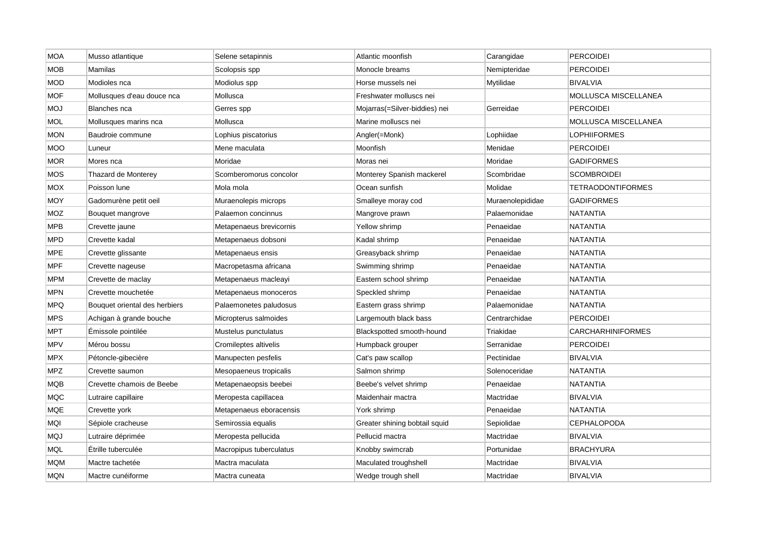| MOA | Musso atlantique | Selene setapinnis | Atlantic moonfish | Carangidae | PERCOIDEI |
|---|---|---|---|---|---|
| MOB | Mamilas | Scolopsis spp | Monocle breams | Nemipteridae | PERCOIDEI |
| MOD | Modioles nca | Modiolus spp | Horse mussels nei | Mytilidae | BIVALVIA |
| MOF | Mollusques d'eau douce nca | Mollusca | Freshwater molluscs nei | | MOLLUSCA MISCELLANEA |
| MOJ | Blanches nca | Gerres spp | Mojarras(=Silver-biddies) nei | Gerreidae | PERCOIDEI |
| MOL | Mollusques marins nca | Mollusca | Marine molluscs nei | | MOLLUSCA MISCELLANEA |
| MON | Baudroie commune | Lophius piscatorius | Angler(=Monk) | Lophiidae | LOPHIIFORMES |
| MOO | Luneur | Mene maculata | Moonfish | Menidae | PERCOIDEI |
| MOR | Mores nca | Moridae | Moras nei | Moridae | GADIFORMES |
| MOS | Thazard de Monterey | Scomberomorus concolor | Monterey Spanish mackerel | Scombridae | SCOMBROIDEI |
| MOX | Poisson lune | Mola mola | Ocean sunfish | Molidae | TETRAODONTIFORMES |
| MOY | Gadomurène petit oeil | Muraenolepis microps | Smalleye moray cod | Muraenolepididae | GADIFORMES |
| MOZ | Bouquet mangrove | Palaemon concinnus | Mangrove prawn | Palaemonidae | NATANTIA |
| MPB | Crevette jaune | Metapenaeus brevicornis | Yellow shrimp | Penaeidae | NATANTIA |
| MPD | Crevette kadal | Metapenaeus dobsoni | Kadal shrimp | Penaeidae | NATANTIA |
| MPE | Crevette glissante | Metapenaeus ensis | Greasyback shrimp | Penaeidae | NATANTIA |
| MPF | Crevette nageuse | Macropetasma africana | Swimming shrimp | Penaeidae | NATANTIA |
| MPM | Crevette de maclay | Metapenaeus macleayi | Eastern school shrimp | Penaeidae | NATANTIA |
| MPN | Crevette mouchetée | Metapenaeus monoceros | Speckled shrimp | Penaeidae | NATANTIA |
| MPQ | Bouquet oriental des herbiers | Palaemonetes paludosus | Eastern grass shrimp | Palaemonidae | NATANTIA |
| MPS | Achigan à grande bouche | Micropterus salmoides | Largemouth black bass | Centrarchidae | PERCOIDEI |
| MPT | Émissole pointilée | Mustelus punctulatus | Blackspotted smooth-hound | Triakidae | CARCHARHINIFORMES |
| MPV | Mérou bossu | Cromileptes altivelis | Humpback grouper | Serranidae | PERCOIDEI |
| MPX | Pétoncle-gibecière | Manupecten pesfelis | Cat's paw scallop | Pectinidae | BIVALVIA |
| MPZ | Crevette saumon | Mesopaeneus tropicalis | Salmon shrimp | Solenoceridae | NATANTIA |
| MQB | Crevette chamois de Beebe | Metapenaeopsis beebei | Beebe's velvet shrimp | Penaeidae | NATANTIA |
| MQC | Lutraire capillaire | Meropesta capillacea | Maidenhair mactra | Mactridae | BIVALVIA |
| MQE | Crevette york | Metapenaeus eboracensis | York shrimp | Penaeidae | NATANTIA |
| MQI | Sépiole cracheuse | Semirossia equalis | Greater shining bobtail squid | Sepiolidae | CEPHALOPODA |
| MQJ | Lutraire déprimée | Meropesta pellucida | Pellucid mactra | Mactridae | BIVALVIA |
| MQL | Étrille tuberculée | Macropipus tuberculatus | Knobby swimcrab | Portunidae | BRACHYURA |
| MQM | Mactre tachetée | Mactra maculata | Maculated troughshell | Mactridae | BIVALVIA |
| MQN | Mactre cunéiforme | Mactra cuneata | Wedge trough shell | Mactridae | BIVALVIA |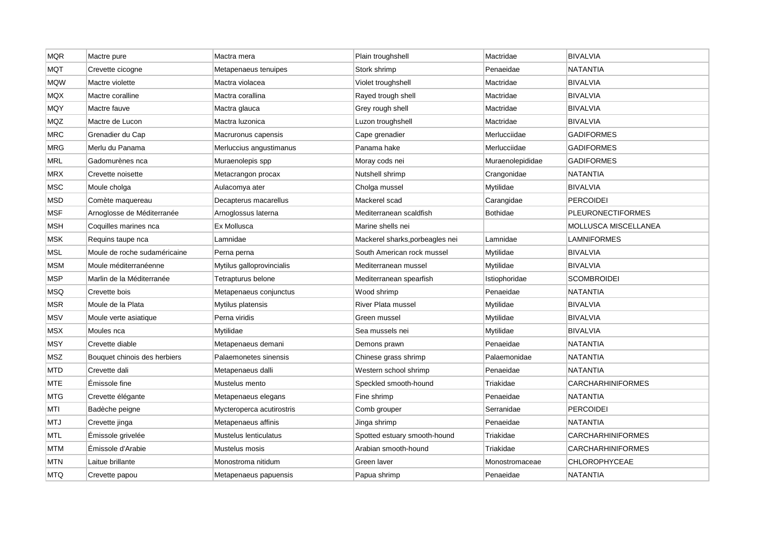| MQR | Mactre pure | Mactra mera | Plain troughshell | Mactridae | BIVALVIA |
|---|---|---|---|---|---|
| MQT | Crevette cicogne | Metapenaeus tenuipes | Stork shrimp | Penaeidae | NATANTIA |
| MQW | Mactre violette | Mactra violacea | Violet troughshell | Mactridae | BIVALVIA |
| MQX | Mactre coralline | Mactra corallina | Rayed trough shell | Mactridae | BIVALVIA |
| MQY | Mactre fauve | Mactra glauca | Grey rough shell | Mactridae | BIVALVIA |
| MQZ | Mactre de Lucon | Mactra luzonica | Luzon troughshell | Mactridae | BIVALVIA |
| MRC | Grenadier du Cap | Macruronus capensis | Cape grenadier | Merlucciidae | GADIFORMES |
| MRG | Merlu du Panama | Merluccius angustimanus | Panama hake | Merlucciidae | GADIFORMES |
| MRL | Gadomurènes nca | Muraenolepis spp | Moray cods nei | Muraenolepididae | GADIFORMES |
| MRX | Crevette noisette | Metacrangon procax | Nutshell shrimp | Crangonidae | NATANTIA |
| MSC | Moule cholga | Aulacomya ater | Cholga mussel | Mytilidae | BIVALVIA |
| MSD | Comète maquereau | Decapterus macarellus | Mackerel scad | Carangidae | PERCOIDEI |
| MSF | Arnoglosse de Méditerranée | Arnoglossus laterna | Mediterranean scaldfish | Bothidae | PLEURONECTIFORMES |
| MSH | Coquilles marines nca | Ex Mollusca | Marine shells nei | | MOLLUSCA MISCELLANEA |
| MSK | Requins taupe nca | Lamnidae | Mackerel sharks,porbeagles nei | Lamnidae | LAMNIFORMES |
| MSL | Moule de roche sudaméricaine | Perna perna | South American rock mussel | Mytilidae | BIVALVIA |
| MSM | Moule méditerranéenne | Mytilus galloprovincialis | Mediterranean mussel | Mytilidae | BIVALVIA |
| MSP | Marlin de la Méditerranée | Tetrapturus belone | Mediterranean spearfish | Istiophoridae | SCOMBROIDEI |
| MSQ | Crevette bois | Metapenaeus conjunctus | Wood shrimp | Penaeidae | NATANTIA |
| MSR | Moule de la Plata | Mytilus platensis | River Plata mussel | Mytilidae | BIVALVIA |
| MSV | Moule verte asiatique | Perna viridis | Green mussel | Mytilidae | BIVALVIA |
| MSX | Moules nca | Mytilidae | Sea mussels nei | Mytilidae | BIVALVIA |
| MSY | Crevette diable | Metapenaeus demani | Demons prawn | Penaeidae | NATANTIA |
| MSZ | Bouquet chinois des herbiers | Palaemonetes sinensis | Chinese grass shrimp | Palaemonidae | NATANTIA |
| MTD | Crevette dali | Metapenaeus dalli | Western school shrimp | Penaeidae | NATANTIA |
| MTE | Émissole fine | Mustelus mento | Speckled smooth-hound | Triakidae | CARCHARHINIFORMES |
| MTG | Crevette élégante | Metapenaeus elegans | Fine shrimp | Penaeidae | NATANTIA |
| MTI | Badèche peigne | Mycteroperca acutirostris | Comb grouper | Serranidae | PERCOIDEI |
| MTJ | Crevette jinga | Metapenaeus affinis | Jinga shrimp | Penaeidae | NATANTIA |
| MTL | Émissole grivelée | Mustelus lenticulatus | Spotted estuary smooth-hound | Triakidae | CARCHARHINIFORMES |
| MTM | Émissole d'Arabie | Mustelus mosis | Arabian smooth-hound | Triakidae | CARCHARHINIFORMES |
| MTN | Laitue brillante | Monostroma nitidum | Green laver | Monostromaceae | CHLOROPHYCEAE |
| MTQ | Crevette papou | Metapenaeus papuensis | Papua shrimp | Penaeidae | NATANTIA |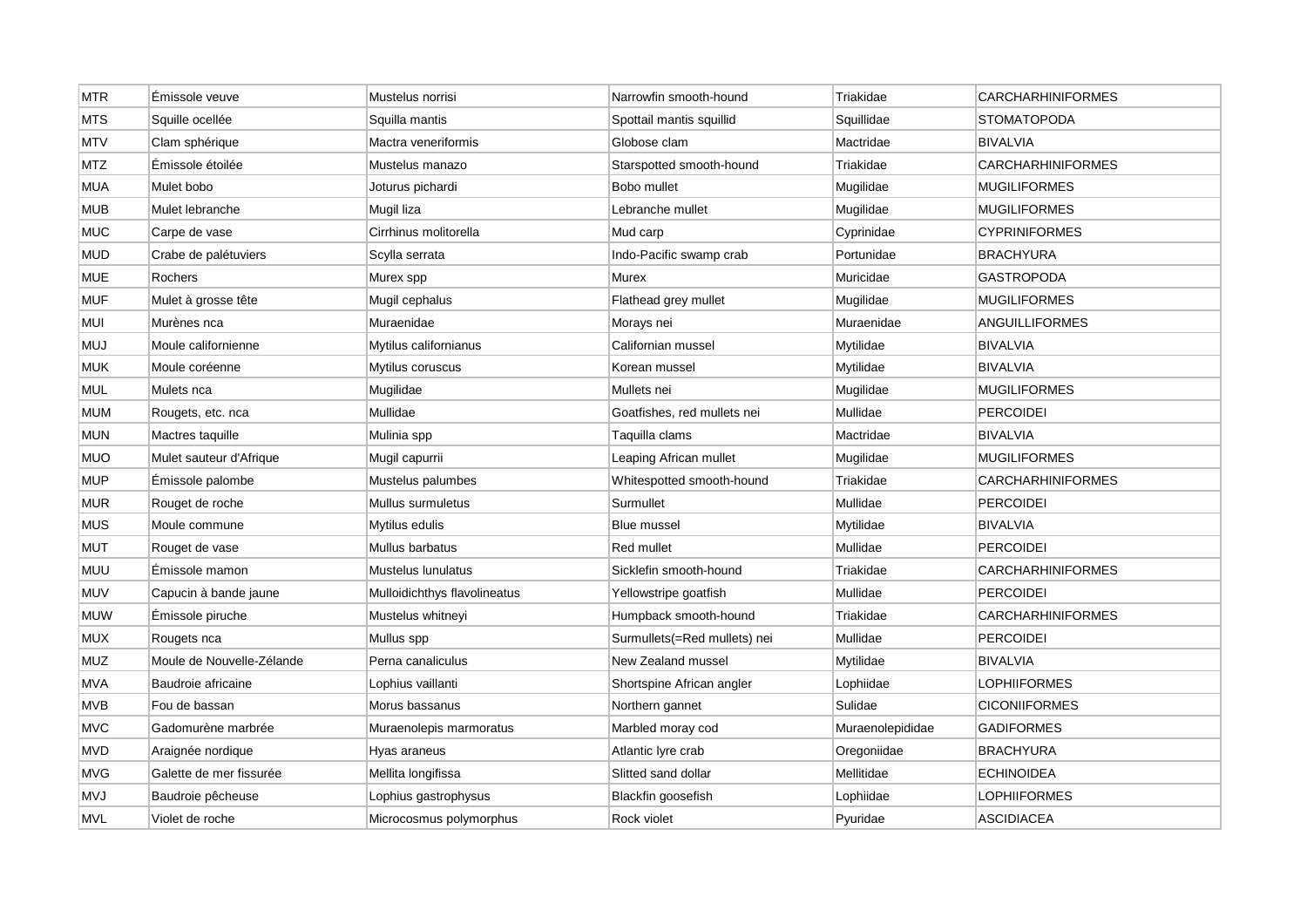| MTR | Émissole veuve | Mustelus norrisi | Narrowfin smooth-hound | Triakidae | CARCHARHINIFORMES |
|---|---|---|---|---|---|
| MTS | Squille ocellée | Squilla mantis | Spottail mantis squillid | Squillidae | STOMATOPODA |
| MTV | Clam sphérique | Mactra veneriformis | Globose clam | Mactridae | BIVALVIA |
| MTZ | Émissole étoilée | Mustelus manazo | Starspotted smooth-hound | Triakidae | CARCHARHINIFORMES |
| MUA | Mulet bobo | Joturus pichardi | Bobo mullet | Mugilidae | MUGILIFORMES |
| MUB | Mulet lebranche | Mugil liza | Lebranche mullet | Mugilidae | MUGILIFORMES |
| MUC | Carpe de vase | Cirrhinus molitorella | Mud carp | Cyprinidae | CYPRINIFORMES |
| MUD | Crabe de palétuviers | Scylla serrata | Indo-Pacific swamp crab | Portunidae | BRACHYURA |
| MUE | Rochers | Murex spp | Murex | Muricidae | GASTROPODA |
| MUF | Mulet à grosse tête | Mugil cephalus | Flathead grey mullet | Mugilidae | MUGILIFORMES |
| MUI | Murènes nca | Muraenidae | Morays nei | Muraenidae | ANGUILLIFORMES |
| MUJ | Moule californienne | Mytilus californianus | Californian mussel | Mytilidae | BIVALVIA |
| MUK | Moule coréenne | Mytilus coruscus | Korean mussel | Mytilidae | BIVALVIA |
| MUL | Mulets nca | Mugilidae | Mullets nei | Mugilidae | MUGILIFORMES |
| MUM | Rougets, etc. nca | Mullidae | Goatfishes, red mullets nei | Mullidae | PERCOIDEI |
| MUN | Mactres taquille | Mulinia spp | Taquilla clams | Mactridae | BIVALVIA |
| MUO | Mulet sauteur d'Afrique | Mugil capurrii | Leaping African mullet | Mugilidae | MUGILIFORMES |
| MUP | Émissole palombe | Mustelus palumbes | Whitespotted smooth-hound | Triakidae | CARCHARHINIFORMES |
| MUR | Rouget de roche | Mullus surmuletus | Surmullet | Mullidae | PERCOIDEI |
| MUS | Moule commune | Mytilus edulis | Blue mussel | Mytilidae | BIVALVIA |
| MUT | Rouget de vase | Mullus barbatus | Red mullet | Mullidae | PERCOIDEI |
| MUU | Émissole mamon | Mustelus lunulatus | Sicklefin smooth-hound | Triakidae | CARCHARHINIFORMES |
| MUV | Capucin à bande jaune | Mulloidichthys flavolineatus | Yellowstripe goatfish | Mullidae | PERCOIDEI |
| MUW | Émissole piruche | Mustelus whitneyi | Humpback smooth-hound | Triakidae | CARCHARHINIFORMES |
| MUX | Rougets nca | Mullus spp | Surmullets(=Red mullets) nei | Mullidae | PERCOIDEI |
| MUZ | Moule de Nouvelle-Zélande | Perna canaliculus | New Zealand mussel | Mytilidae | BIVALVIA |
| MVA | Baudroie africaine | Lophius vaillanti | Shortspine African angler | Lophiidae | LOPHIIFORMES |
| MVB | Fou de bassan | Morus bassanus | Northern gannet | Sulidae | CICONIIFORMES |
| MVC | Gadomurène marbrée | Muraenolepis marmoratus | Marbled moray cod | Muraenolepididae | GADIFORMES |
| MVD | Araignée nordique | Hyas araneus | Atlantic lyre crab | Oregoniidae | BRACHYURA |
| MVG | Galette de mer fissurée | Mellita longifissa | Slitted sand dollar | Mellitidae | ECHINOIDEA |
| MVJ | Baudroie pêcheuse | Lophius gastrophysus | Blackfin goosefish | Lophiidae | LOPHIIFORMES |
| MVL | Violet de roche | Microcosmus polymorphus | Rock violet | Pyuridae | ASCIDIACEA |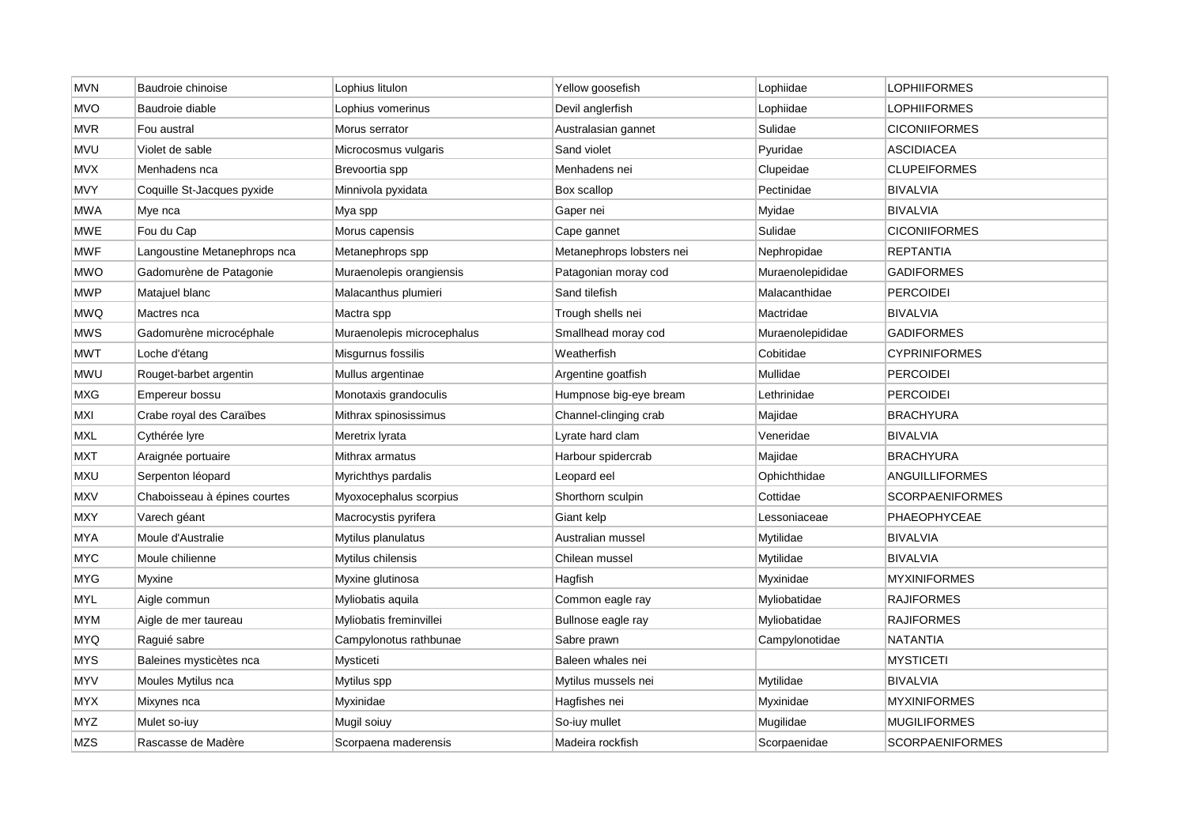| MVN | Baudroie chinoise | Lophius litulon | Yellow goosefish | Lophiidae | LOPHIIFORMES |
|---|---|---|---|---|---|
| MVO | Baudroie diable | Lophius vomerinus | Devil anglerfish | Lophiidae | LOPHIIFORMES |
| MVR | Fou austral | Morus serrator | Australasian gannet | Sulidae | CICONIIFORMES |
| MVU | Violet de sable | Microcosmus vulgaris | Sand violet | Pyuridae | ASCIDIACEA |
| MVX | Menhadens nca | Brevoortia spp | Menhadens nei | Clupeidae | CLUPEIFORMES |
| MVY | Coquille St-Jacques pyxide | Minnivola pyxidata | Box scallop | Pectinidae | BIVALVIA |
| MWA | Mye nca | Mya spp | Gaper nei | Myidae | BIVALVIA |
| MWE | Fou du Cap | Morus capensis | Cape gannet | Sulidae | CICONIIFORMES |
| MWF | Langoustine Metanephrops nca | Metanephrops spp | Metanephrops lobsters nei | Nephropidae | REPTANTIA |
| MWO | Gadomurène de Patagonie | Muraenolepis orangiensis | Patagonian moray cod | Muraenolepididae | GADIFORMES |
| MWP | Matajuel blanc | Malacanthus plumieri | Sand tilefish | Malacanthidae | PERCOIDEI |
| MWQ | Mactres nca | Mactra spp | Trough shells nei | Mactridae | BIVALVIA |
| MWS | Gadomurène microcéphale | Muraenolepis microcephalus | Smallhead moray cod | Muraenolepididae | GADIFORMES |
| MWT | Loche d'étang | Misgurnus fossilis | Weatherfish | Cobitidae | CYPRINIFORMES |
| MWU | Rouget-barbet argentin | Mullus argentinae | Argentine goatfish | Mullidae | PERCOIDEI |
| MXG | Empereur bossu | Monotaxis grandoculis | Humpnose big-eye bream | Lethrinidae | PERCOIDEI |
| MXI | Crabe royal des Caraïbes | Mithrax spinosissimus | Channel-clinging crab | Majidae | BRACHYURA |
| MXL | Cythérée lyre | Meretrix lyrata | Lyrate hard clam | Veneridae | BIVALVIA |
| MXT | Araignée portuaire | Mithrax armatus | Harbour spidercrab | Majidae | BRACHYURA |
| MXU | Serpenton léopard | Myrichthys pardalis | Leopard eel | Ophichthidae | ANGUILLIFORMES |
| MXV | Chaboisseau à épines courtes | Myoxocephalus scorpius | Shorthorn sculpin | Cottidae | SCORPAENIFORMES |
| MXY | Varech géant | Macrocystis pyrifera | Giant kelp | Lessoniaceae | PHAEOPHYCEAE |
| MYA | Moule d'Australie | Mytilus planulatus | Australian mussel | Mytilidae | BIVALVIA |
| MYC | Moule chilienne | Mytilus chilensis | Chilean mussel | Mytilidae | BIVALVIA |
| MYG | Myxine | Myxine glutinosa | Hagfish | Myxinidae | MYXINIFORMES |
| MYL | Aigle commun | Myliobatis aquila | Common eagle ray | Myliobatidae | RAJIFORMES |
| MYM | Aigle de mer taureau | Myliobatis freminvillei | Bullnose eagle ray | Myliobatidae | RAJIFORMES |
| MYQ | Raguié sabre | Campylonotus rathbunae | Sabre prawn | Campylonotidae | NATANTIA |
| MYS | Baleines mysticètes nca | Mysticeti | Baleen whales nei | | MYSTICETI |
| MYV | Moules Mytilus nca | Mytilus spp | Mytilus mussels nei | Mytilidae | BIVALVIA |
| MYX | Mixynes nca | Myxinidae | Hagfishes nei | Myxinidae | MYXINIFORMES |
| MYZ | Mulet so-iuy | Mugil soiuy | So-iuy mullet | Mugilidae | MUGILIFORMES |
| MZS | Rascasse de Madère | Scorpaena maderensis | Madeira rockfish | Scorpaenidae | SCORPAENIFORMES |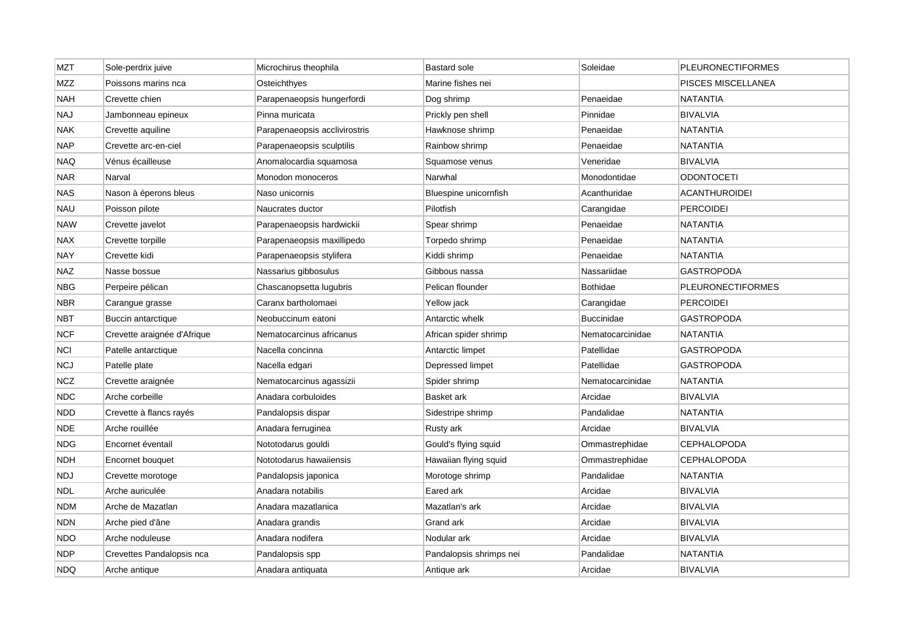| MZT | Sole-perdrix juive | Microchirus theophila | Bastard sole | Soleidae | PLEURONECTIFORMES |
|---|---|---|---|---|---|
| MZZ | Poissons marins nca | Osteichthyes | Marine fishes nei | | PISCES MISCELLANEA |
| NAH | Crevette chien | Parapenaeopsis hungerfordi | Dog shrimp | Penaeidae | NATANTIA |
| NAJ | Jambonneau epineux | Pinna muricata | Prickly pen shell | Pinnidae | BIVALVIA |
| NAK | Crevette aquiline | Parapenaeopsis acclivirostris | Hawknose shrimp | Penaeidae | NATANTIA |
| NAP | Crevette arc-en-ciel | Parapenaeopsis sculptilis | Rainbow shrimp | Penaeidae | NATANTIA |
| NAQ | Vénus écailleuse | Anomalocardia squamosa | Squamose venus | Veneridae | BIVALVIA |
| NAR | Narval | Monodon monoceros | Narwhal | Monodontidae | ODONTOCETI |
| NAS | Nason à éperons bleus | Naso unicornis | Bluespine unicornfish | Acanthuridae | ACANTHUROIDEI |
| NAU | Poisson pilote | Naucrates ductor | Pilotfish | Carangidae | PERCOIDEI |
| NAW | Crevette javelot | Parapenaeopsis hardwickii | Spear shrimp | Penaeidae | NATANTIA |
| NAX | Crevette torpille | Parapenaeopsis maxillipedo | Torpedo shrimp | Penaeidae | NATANTIA |
| NAY | Crevette kidi | Parapenaeopsis stylifera | Kiddi shrimp | Penaeidae | NATANTIA |
| NAZ | Nasse bossue | Nassarius gibbosulus | Gibbous nassa | Nassariidae | GASTROPODA |
| NBG | Perpeire pélican | Chascanopsetta lugubris | Pelican flounder | Bothidae | PLEURONECTIFORMES |
| NBR | Carangue grasse | Caranx bartholomaei | Yellow jack | Carangidae | PERCOIDEI |
| NBT | Buccin antarctique | Neobuccinum eatoni | Antarctic whelk | Buccinidae | GASTROPODA |
| NCF | Crevette araignée d'Afrique | Nematocarcinus africanus | African spider shrimp | Nematocarcinidae | NATANTIA |
| NCI | Patelle antarctique | Nacella concinna | Antarctic limpet | Patellidae | GASTROPODA |
| NCJ | Patelle plate | Nacella edgari | Depressed limpet | Patellidae | GASTROPODA |
| NCZ | Crevette araignée | Nematocarcinus agassizii | Spider shrimp | Nematocarcinidae | NATANTIA |
| NDC | Arche corbeille | Anadara corbuloides | Basket ark | Arcidae | BIVALVIA |
| NDD | Crevette à flancs rayés | Pandalopsis dispar | Sidestripe shrimp | Pandalidae | NATANTIA |
| NDE | Arche rouillée | Anadara ferruginea | Rusty ark | Arcidae | BIVALVIA |
| NDG | Encornet éventail | Nototodarus gouldi | Gould's flying squid | Ommastrephidae | CEPHALOPODA |
| NDH | Encornet bouquet | Nototodarus hawaiiensis | Hawaiian flying squid | Ommastrephidae | CEPHALOPODA |
| NDJ | Crevette morotoge | Pandalopsis japonica | Morotoge shrimp | Pandalidae | NATANTIA |
| NDL | Arche auriculée | Anadara notabilis | Eared ark | Arcidae | BIVALVIA |
| NDM | Arche de Mazatlan | Anadara mazatlanica | Mazatlan's ark | Arcidae | BIVALVIA |
| NDN | Arche pied d'âne | Anadara grandis | Grand ark | Arcidae | BIVALVIA |
| NDO | Arche noduleuse | Anadara nodifera | Nodular ark | Arcidae | BIVALVIA |
| NDP | Crevettes Pandalopsis nca | Pandalopsis spp | Pandalopsis shrimps nei | Pandalidae | NATANTIA |
| NDQ | Arche antique | Anadara antiquata | Antique ark | Arcidae | BIVALVIA |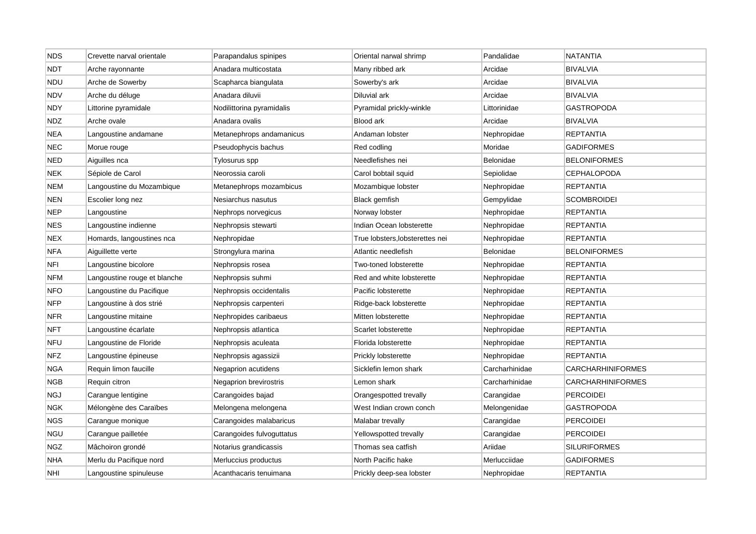| NDS | Crevette narval orientale | Parapandalus spinipes | Oriental narwal shrimp | Pandalidae | NATANTIA |
|---|---|---|---|---|---|
| NDT | Arche rayonnante | Anadara multicostata | Many ribbed ark | Arcidae | BIVALVIA |
| NDU | Arche de Sowerby | Scapharca biangulata | Sowerby's ark | Arcidae | BIVALVIA |
| NDV | Arche du déluge | Anadara diluvii | Diluvial ark | Arcidae | BIVALVIA |
| NDY | Littorine pyramidale | Nodilittorina pyramidalis | Pyramidal prickly-winkle | Littorinidae | GASTROPODA |
| NDZ | Arche ovale | Anadara ovalis | Blood ark | Arcidae | BIVALVIA |
| NEA | Langoustine andamane | Metanephrops andamanicus | Andaman lobster | Nephropidae | REPTANTIA |
| NEC | Morue rouge | Pseudophycis bachus | Red codling | Moridae | GADIFORMES |
| NED | Aiguilles nca | Tylosurus spp | Needlefishes nei | Belonidae | BELONIFORMES |
| NEK | Sépiole de Carol | Neorossia caroli | Carol bobtail squid | Sepiolidae | CEPHALOPODA |
| NEM | Langoustine du Mozambique | Metanephrops mozambicus | Mozambique lobster | Nephropidae | REPTANTIA |
| NEN | Escolier long nez | Nesiarchus nasutus | Black gemfish | Gempylidae | SCOMBROIDEI |
| NEP | Langoustine | Nephrops norvegicus | Norway lobster | Nephropidae | REPTANTIA |
| NES | Langoustine indienne | Nephropsis stewarti | Indian Ocean lobsterette | Nephropidae | REPTANTIA |
| NEX | Homards, langoustines nca | Nephropidae | True lobsters,lobsterettes nei | Nephropidae | REPTANTIA |
| NFA | Aiguillette verte | Strongylura marina | Atlantic needlefish | Belonidae | BELONIFORMES |
| NFI | Langoustine bicolore | Nephropsis rosea | Two-toned lobsterette | Nephropidae | REPTANTIA |
| NFM | Langoustine rouge et blanche | Nephropsis suhmi | Red and white lobsterette | Nephropidae | REPTANTIA |
| NFO | Langoustine du Pacifique | Nephropsis occidentalis | Pacific lobsterette | Nephropidae | REPTANTIA |
| NFP | Langoustine à dos strié | Nephropsis carpenteri | Ridge-back lobsterette | Nephropidae | REPTANTIA |
| NFR | Langoustine mitaine | Nephropides caribaeus | Mitten lobsterette | Nephropidae | REPTANTIA |
| NFT | Langoustine écarlate | Nephropsis atlantica | Scarlet lobsterette | Nephropidae | REPTANTIA |
| NFU | Langoustine de Floride | Nephropsis aculeata | Florida lobsterette | Nephropidae | REPTANTIA |
| NFZ | Langoustine épineuse | Nephropsis agassizii | Prickly lobsterette | Nephropidae | REPTANTIA |
| NGA | Requin limon faucille | Negaprion acutidens | Sicklefin lemon shark | Carcharhinidae | CARCHARHINIFORMES |
| NGB | Requin citron | Negaprion brevirostris | Lemon shark | Carcharhinidae | CARCHARHINIFORMES |
| NGJ | Carangue lentigine | Carangoides bajad | Orangespotted trevally | Carangidae | PERCOIDEI |
| NGK | Mélongène des Caraïbes | Melongena melongena | West Indian crown conch | Melongenidae | GASTROPODA |
| NGS | Carangue monique | Carangoides malabaricus | Malabar trevally | Carangidae | PERCOIDEI |
| NGU | Carangue pailletée | Carangoides fulvoguttatus | Yellowspotted trevally | Carangidae | PERCOIDEI |
| NGZ | Mâchoiron grondé | Notarius grandicassis | Thomas sea catfish | Ariidae | SILURIFORMES |
| NHA | Merlu du Pacifique nord | Merluccius productus | North Pacific hake | Merlucciidae | GADIFORMES |
| NHI | Langoustine spinuleuse | Acanthacaris tenuimana | Prickly deep-sea lobster | Nephropidae | REPTANTIA |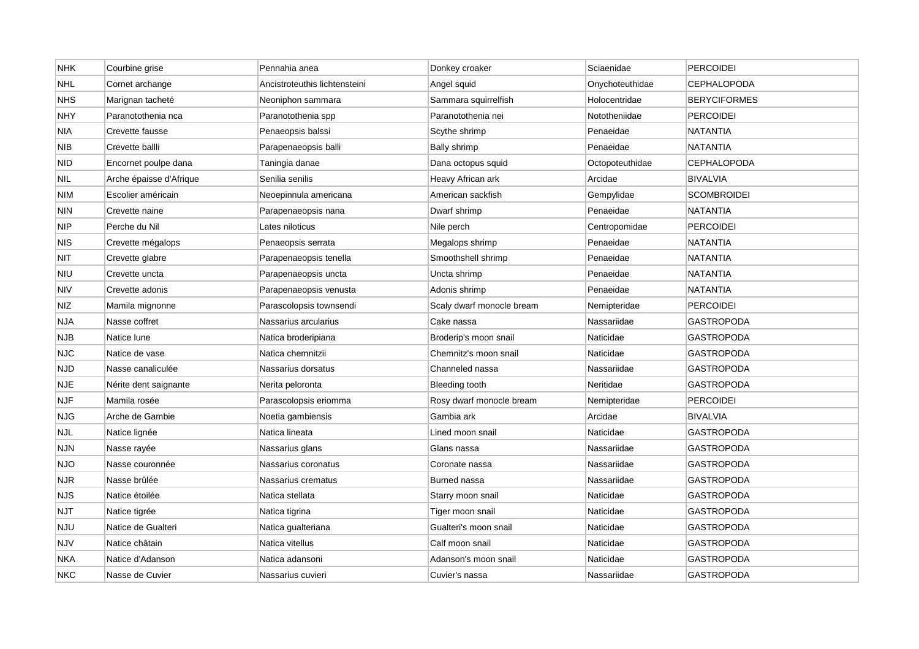| NHK | Courbine grise | Pennahia anea | Donkey croaker | Sciaenidae | PERCOIDEI |
|---|---|---|---|---|---|
| NHL | Cornet archange | Ancistroteuthis lichtensteini | Angel squid | Onychoteuthidae | CEPHALOPODA |
| NHS | Marignan tacheté | Neoniphon sammara | Sammara squirrelfish | Holocentridae | BERYCIFORMES |
| NHY | Paranotothenia nca | Paranotothenia spp | Paranotothenia nei | Nototheniidae | PERCOIDEI |
| NIA | Crevette fausse | Penaeopsis balssi | Scythe shrimp | Penaeidae | NATANTIA |
| NIB | Crevette ballli | Parapenaeopsis balli | Bally shrimp | Penaeidae | NATANTIA |
| NID | Encornet poulpe dana | Taningia danae | Dana octopus squid | Octopoteuthidae | CEPHALOPODA |
| NIL | Arche épaisse d'Afrique | Senilia senilis | Heavy African ark | Arcidae | BIVALVIA |
| NIM | Escolier américain | Neoepinnula americana | American sackfish | Gempylidae | SCOMBROIDEI |
| NIN | Crevette naine | Parapenaeopsis nana | Dwarf shrimp | Penaeidae | NATANTIA |
| NIP | Perche du Nil | Lates niloticus | Nile perch | Centropomidae | PERCOIDEI |
| NIS | Crevette mégalops | Penaeopsis serrata | Megalops shrimp | Penaeidae | NATANTIA |
| NIT | Crevette glabre | Parapenaeopsis tenella | Smoothshell shrimp | Penaeidae | NATANTIA |
| NIU | Crevette uncta | Parapenaeopsis uncta | Uncta shrimp | Penaeidae | NATANTIA |
| NIV | Crevette adonis | Parapenaeopsis venusta | Adonis shrimp | Penaeidae | NATANTIA |
| NIZ | Mamila mignonne | Parascolopsis townsendi | Scaly dwarf monocle bream | Nemipteridae | PERCOIDEI |
| NJA | Nasse coffret | Nassarius arcularius | Cake nassa | Nassariidae | GASTROPODA |
| NJB | Natice lune | Natica broderipiana | Broderip's moon snail | Naticidae | GASTROPODA |
| NJC | Natice de vase | Natica chemnitzii | Chemnitz's moon snail | Naticidae | GASTROPODA |
| NJD | Nasse canaliculée | Nassarius dorsatus | Channeled nassa | Nassariidae | GASTROPODA |
| NJE | Nérite dent saignante | Nerita peloronta | Bleeding tooth | Neritidae | GASTROPODA |
| NJF | Mamila rosée | Parascolopsis eriomma | Rosy dwarf monocle bream | Nemipteridae | PERCOIDEI |
| NJG | Arche de Gambie | Noetia gambiensis | Gambia ark | Arcidae | BIVALVIA |
| NJL | Natice lignée | Natica lineata | Lined moon snail | Naticidae | GASTROPODA |
| NJN | Nasse rayée | Nassarius glans | Glans nassa | Nassariidae | GASTROPODA |
| NJO | Nasse couronnée | Nassarius coronatus | Coronate nassa | Nassariidae | GASTROPODA |
| NJR | Nasse brûlée | Nassarius crematus | Burned nassa | Nassariidae | GASTROPODA |
| NJS | Natice étoilée | Natica stellata | Starry moon snail | Naticidae | GASTROPODA |
| NJT | Natice tigrée | Natica tigrina | Tiger moon snail | Naticidae | GASTROPODA |
| NJU | Natice de Gualteri | Natica gualteriana | Gualteri's moon snail | Naticidae | GASTROPODA |
| NJV | Natice châtain | Natica vitellus | Calf moon snail | Naticidae | GASTROPODA |
| NKA | Natice d'Adanson | Natica adansoni | Adanson's moon snail | Naticidae | GASTROPODA |
| NKC | Nasse de Cuvier | Nassarius cuvieri | Cuvier's nassa | Nassariidae | GASTROPODA |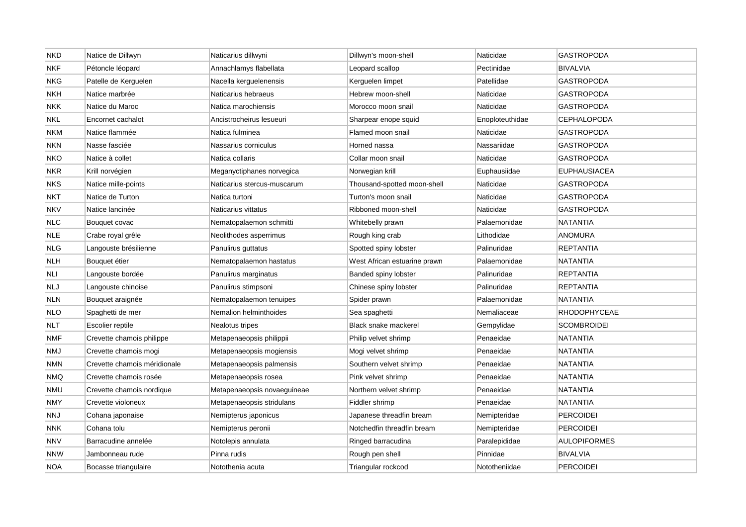| NKD | Natice de Dillwyn | Naticarius dillwyni | Dillwyn's moon-shell | Naticidae | GASTROPODA |
|---|---|---|---|---|---|
| NKF | Pétoncle léopard | Annachlamys flabellata | Leopard scallop | Pectinidae | BIVALVIA |
| NKG | Patelle de Kerguelen | Nacella kerguelenensis | Kerguelen limpet | Patellidae | GASTROPODA |
| NKH | Natice marbrée | Naticarius hebraeus | Hebrew moon-shell | Naticidae | GASTROPODA |
| NKK | Natice du Maroc | Natica marochiensis | Morocco moon snail | Naticidae | GASTROPODA |
| NKL | Encornet cachalot | Ancistrocheirus lesueuri | Sharpear enope squid | Enoploteuthidae | CEPHALOPODA |
| NKM | Natice flammée | Natica fulminea | Flamed moon snail | Naticidae | GASTROPODA |
| NKN | Nasse fasciée | Nassarius corniculus | Horned nassa | Nassariidae | GASTROPODA |
| NKO | Natice à collet | Natica collaris | Collar moon snail | Naticidae | GASTROPODA |
| NKR | Krill norvégien | Meganyctiphanes norvegica | Norwegian krill | Euphausiidae | EUPHAUSIACEA |
| NKS | Natice mille-points | Naticarius stercus-muscarum | Thousand-spotted moon-shell | Naticidae | GASTROPODA |
| NKT | Natice de Turton | Natica turtoni | Turton's moon snail | Naticidae | GASTROPODA |
| NKV | Natice lancinée | Naticarius vittatus | Ribboned moon-shell | Naticidae | GASTROPODA |
| NLC | Bouquet covac | Nematopalaemon schmitti | Whitebelly prawn | Palaemonidae | NATANTIA |
| NLE | Crabe royal grêle | Neolithodes asperrimus | Rough king crab | Lithodidae | ANOMURA |
| NLG | Langouste brésilienne | Panulirus guttatus | Spotted spiny lobster | Palinuridae | REPTANTIA |
| NLH | Bouquet étier | Nematopalaemon hastatus | West African estuarine prawn | Palaemonidae | NATANTIA |
| NLI | Langouste bordée | Panulirus marginatus | Banded spiny lobster | Palinuridae | REPTANTIA |
| NLJ | Langouste chinoise | Panulirus stimpsoni | Chinese spiny lobster | Palinuridae | REPTANTIA |
| NLN | Bouquet araignée | Nematopalaemon tenuipes | Spider prawn | Palaemonidae | NATANTIA |
| NLO | Spaghetti de mer | Nemalion helminthoides | Sea spaghetti | Nemaliaceae | RHODOPHYCEAE |
| NLT | Escolier reptile | Nealotus tripes | Black snake mackerel | Gempylidae | SCOMBROIDEI |
| NMF | Crevette chamois philippe | Metapenaeopsis philippii | Philip velvet shrimp | Penaeidae | NATANTIA |
| NMJ | Crevette chamois mogi | Metapenaeopsis mogiensis | Mogi velvet shrimp | Penaeidae | NATANTIA |
| NMN | Crevette chamois méridionale | Metapenaeopsis palmensis | Southern velvet shrimp | Penaeidae | NATANTIA |
| NMQ | Crevette chamois rosée | Metapenaeopsis rosea | Pink velvet shrimp | Penaeidae | NATANTIA |
| NMU | Crevette chamois nordique | Metapenaeopsis novaeguineae | Northern velvet shrimp | Penaeidae | NATANTIA |
| NMY | Crevette violoneux | Metapenaeopsis stridulans | Fiddler shrimp | Penaeidae | NATANTIA |
| NNJ | Cohana japonaise | Nemipterus japonicus | Japanese threadfin bream | Nemipteridae | PERCOIDEI |
| NNK | Cohana tolu | Nemipterus peronii | Notchedfin threadfin bream | Nemipteridae | PERCOIDEI |
| NNV | Barracudine annelée | Notolepis annulata | Ringed barracudina | Paralepididae | AULOPIFORMES |
| NNW | Jambonneau rude | Pinna rudis | Rough pen shell | Pinnidae | BIVALVIA |
| NOA | Bocasse triangulaire | Notothenia acuta | Triangular rockcod | Nototheniidae | PERCOIDEI |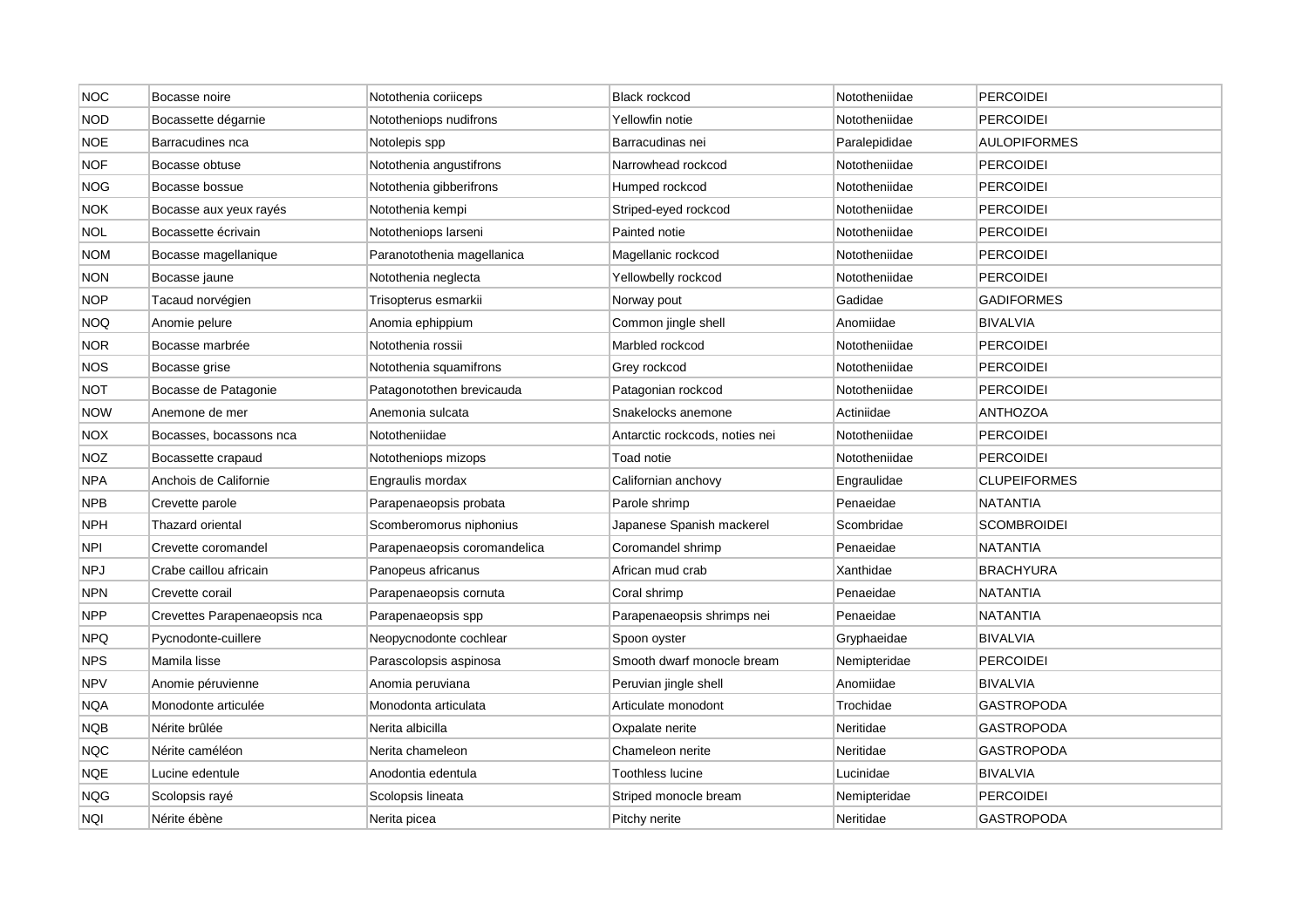| NOC | Bocasse noire | Notothenia coriiceps | Black rockcod | Nototheniidae | PERCOIDEI |
|---|---|---|---|---|---|
| NOD | Bocassette dégarnie | Nototheniops nudifrons | Yellowfin notie | Nototheniidae | PERCOIDEI |
| NOE | Barracudines nca | Notolepis spp | Barracudinas nei | Paralepididae | AULOPIFORMES |
| NOF | Bocasse obtuse | Notothenia angustifrons | Narrowhead rockcod | Nototheniidae | PERCOIDEI |
| NOG | Bocasse bossue | Notothenia gibberifrons | Humped rockcod | Nototheniidae | PERCOIDEI |
| NOK | Bocasse aux yeux rayés | Notothenia kempi | Striped-eyed rockcod | Nototheniidae | PERCOIDEI |
| NOL | Bocassette écrivain | Nototheniops larseni | Painted notie | Nototheniidae | PERCOIDEI |
| NOM | Bocasse magellanique | Paranotothenia magellanica | Magellanic rockcod | Nototheniidae | PERCOIDEI |
| NON | Bocasse jaune | Notothenia neglecta | Yellowbelly rockcod | Nototheniidae | PERCOIDEI |
| NOP | Tacaud norvégien | Trisopterus esmarkii | Norway pout | Gadidae | GADIFORMES |
| NOQ | Anomie pelure | Anomia ephippium | Common jingle shell | Anomiidae | BIVALVIA |
| NOR | Bocasse marbrée | Notothenia rossii | Marbled rockcod | Nototheniidae | PERCOIDEI |
| NOS | Bocasse grise | Notothenia squamifrons | Grey rockcod | Nototheniidae | PERCOIDEI |
| NOT | Bocasse de Patagonie | Patagonotothen brevicauda | Patagonian rockcod | Nototheniidae | PERCOIDEI |
| NOW | Anemone de mer | Anemonia sulcata | Snakelocks anemone | Actiniidae | ANTHOZOA |
| NOX | Bocasses, bocassons nca | Nototheniidae | Antarctic rockcods, noties nei | Nototheniidae | PERCOIDEI |
| NOZ | Bocassette crapaud | Nototheniops mizops | Toad notie | Nototheniidae | PERCOIDEI |
| NPA | Anchois de Californie | Engraulis mordax | Californian anchovy | Engraulidae | CLUPEIFORMES |
| NPB | Crevette parole | Parapenaeopsis probata | Parole shrimp | Penaeidae | NATANTIA |
| NPH | Thazard oriental | Scomberomorus niphonius | Japanese Spanish mackerel | Scombridae | SCOMBROIDEI |
| NPI | Crevette coromandel | Parapenaeopsis coromandelica | Coromandel shrimp | Penaeidae | NATANTIA |
| NPJ | Crabe caillou africain | Panopeus africanus | African mud crab | Xanthidae | BRACHYURA |
| NPN | Crevette corail | Parapenaeopsis cornuta | Coral shrimp | Penaeidae | NATANTIA |
| NPP | Crevettes Parapenaeopsis nca | Parapenaeopsis spp | Parapenaeopsis shrimps nei | Penaeidae | NATANTIA |
| NPQ | Pycnodonte-cuillere | Neopycnodonte cochlear | Spoon oyster | Gryphaeidae | BIVALVIA |
| NPS | Mamila lisse | Parascolopsis aspinosa | Smooth dwarf monocle bream | Nemipteridae | PERCOIDEI |
| NPV | Anomie péruvienne | Anomia peruviana | Peruvian jingle shell | Anomiidae | BIVALVIA |
| NQA | Monodonte articulée | Monodonta articulata | Articulate monodont | Trochidae | GASTROPODA |
| NQB | Nérite brûlée | Nerita albicilla | Oxpalate nerite | Neritidae | GASTROPODA |
| NQC | Nérite caméléon | Nerita chameleon | Chameleon nerite | Neritidae | GASTROPODA |
| NQE | Lucine edentule | Anodontia edentula | Toothless lucine | Lucinidae | BIVALVIA |
| NQG | Scolopsis rayé | Scolopsis lineata | Striped monocle bream | Nemipteridae | PERCOIDEI |
| NQI | Nérite ébène | Nerita picea | Pitchy nerite | Neritidae | GASTROPODA |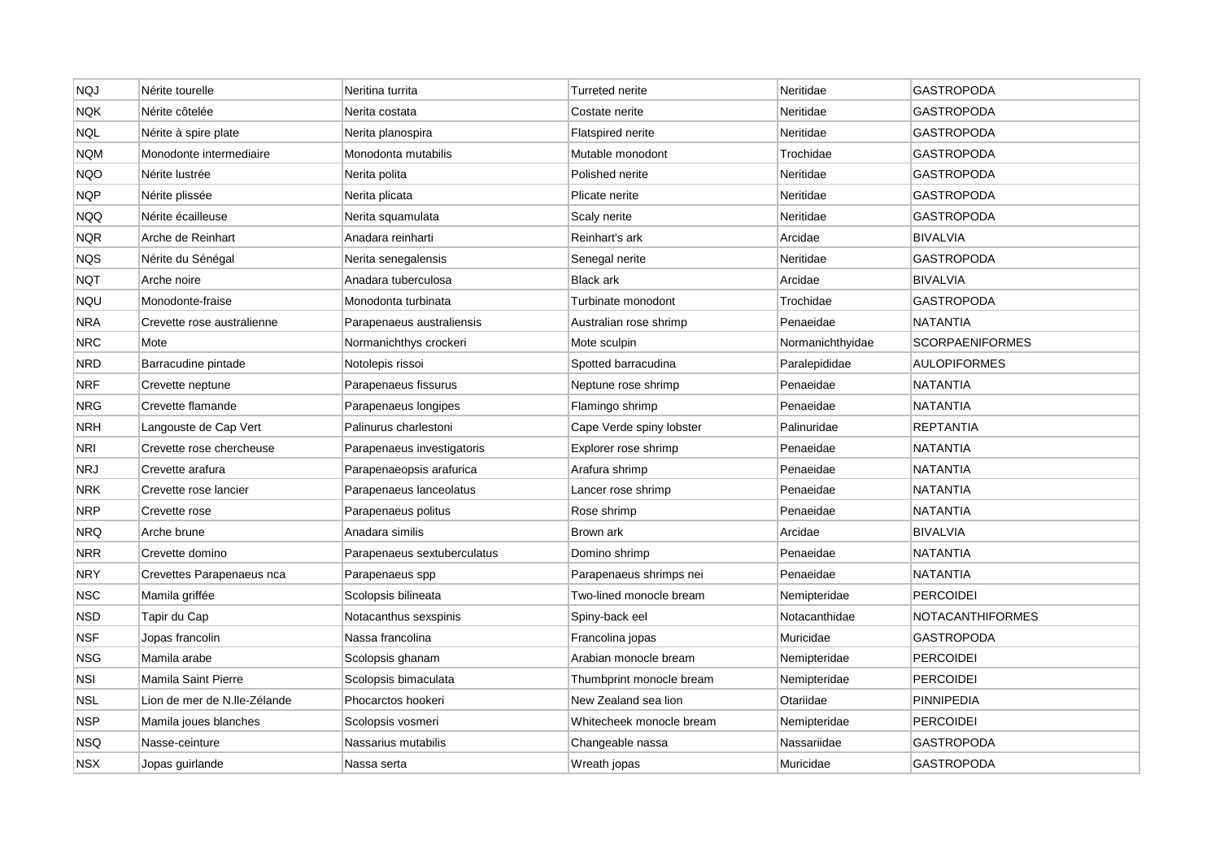| NQJ | Nérite tourelle | Neritina turrita | Turreted nerite | Neritidae | GASTROPODA |
|---|---|---|---|---|---|
| NQK | Nérite côtelée | Nerita costata | Costate nerite | Neritidae | GASTROPODA |
| NQL | Nérite à spire plate | Nerita planospira | Flatspired nerite | Neritidae | GASTROPODA |
| NQM | Monodonte intermediaire | Monodonta mutabilis | Mutable monodont | Trochidae | GASTROPODA |
| NQO | Nérite lustrée | Nerita polita | Polished nerite | Neritidae | GASTROPODA |
| NQP | Nérite plissée | Nerita plicata | Plicate nerite | Neritidae | GASTROPODA |
| NQQ | Nérite écailleuse | Nerita squamulata | Scaly nerite | Neritidae | GASTROPODA |
| NQR | Arche de Reinhart | Anadara reinharti | Reinhart's ark | Arcidae | BIVALVIA |
| NQS | Nérite du Sénégal | Nerita senegalensis | Senegal nerite | Neritidae | GASTROPODA |
| NQT | Arche noire | Anadara tuberculosa | Black ark | Arcidae | BIVALVIA |
| NQU | Monodonte-fraise | Monodonta turbinata | Turbinate monodont | Trochidae | GASTROPODA |
| NRA | Crevette rose australienne | Parapenaeus australiensis | Australian rose shrimp | Penaeidae | NATANTIA |
| NRC | Mote | Normanichthys crockeri | Mote sculpin | Normanichthyidae | SCORPAENIFORMES |
| NRD | Barracudine pintade | Notolepis rissoi | Spotted barracudina | Paralepididae | AULOPIFORMES |
| NRF | Crevette neptune | Parapenaeus fissurus | Neptune rose shrimp | Penaeidae | NATANTIA |
| NRG | Crevette flamande | Parapenaeus longipes | Flamingo shrimp | Penaeidae | NATANTIA |
| NRH | Langouste de Cap Vert | Palinurus charlestoni | Cape Verde spiny lobster | Palinuridae | REPTANTIA |
| NRI | Crevette rose chercheuse | Parapenaeus investigatoris | Explorer rose shrimp | Penaeidae | NATANTIA |
| NRJ | Crevette arafura | Parapenaeopsis arafurica | Arafura shrimp | Penaeidae | NATANTIA |
| NRK | Crevette rose lancier | Parapenaeus lanceolatus | Lancer rose shrimp | Penaeidae | NATANTIA |
| NRP | Crevette rose | Parapenaeus politus | Rose shrimp | Penaeidae | NATANTIA |
| NRQ | Arche brune | Anadara similis | Brown ark | Arcidae | BIVALVIA |
| NRR | Crevette domino | Parapenaeus sextuberculatus | Domino shrimp | Penaeidae | NATANTIA |
| NRY | Crevettes Parapenaeus nca | Parapenaeus spp | Parapenaeus shrimps nei | Penaeidae | NATANTIA |
| NSC | Mamila griffée | Scolopsis bilineata | Two-lined monocle bream | Nemipteridae | PERCOIDEI |
| NSD | Tapir du Cap | Notacanthus sexspinis | Spiny-back eel | Notacanthidae | NOTACANTHIFORMES |
| NSF | Jopas francolin | Nassa francolina | Francolina jopas | Muricidae | GASTROPODA |
| NSG | Mamila arabe | Scolopsis ghanam | Arabian monocle bream | Nemipteridae | PERCOIDEI |
| NSI | Mamila Saint Pierre | Scolopsis bimaculata | Thumbprint monocle bream | Nemipteridae | PERCOIDEI |
| NSL | Lion de mer de N.lle-Zélande | Phocarctos hookeri | New Zealand sea lion | Otariidae | PINNIPEDIA |
| NSP | Mamila joues blanches | Scolopsis vosmeri | Whitecheek monocle bream | Nemipteridae | PERCOIDEI |
| NSQ | Nasse-ceinture | Nassarius mutabilis | Changeable nassa | Nassariidae | GASTROPODA |
| NSX | Jopas guirlande | Nassa serta | Wreath jopas | Muricidae | GASTROPODA |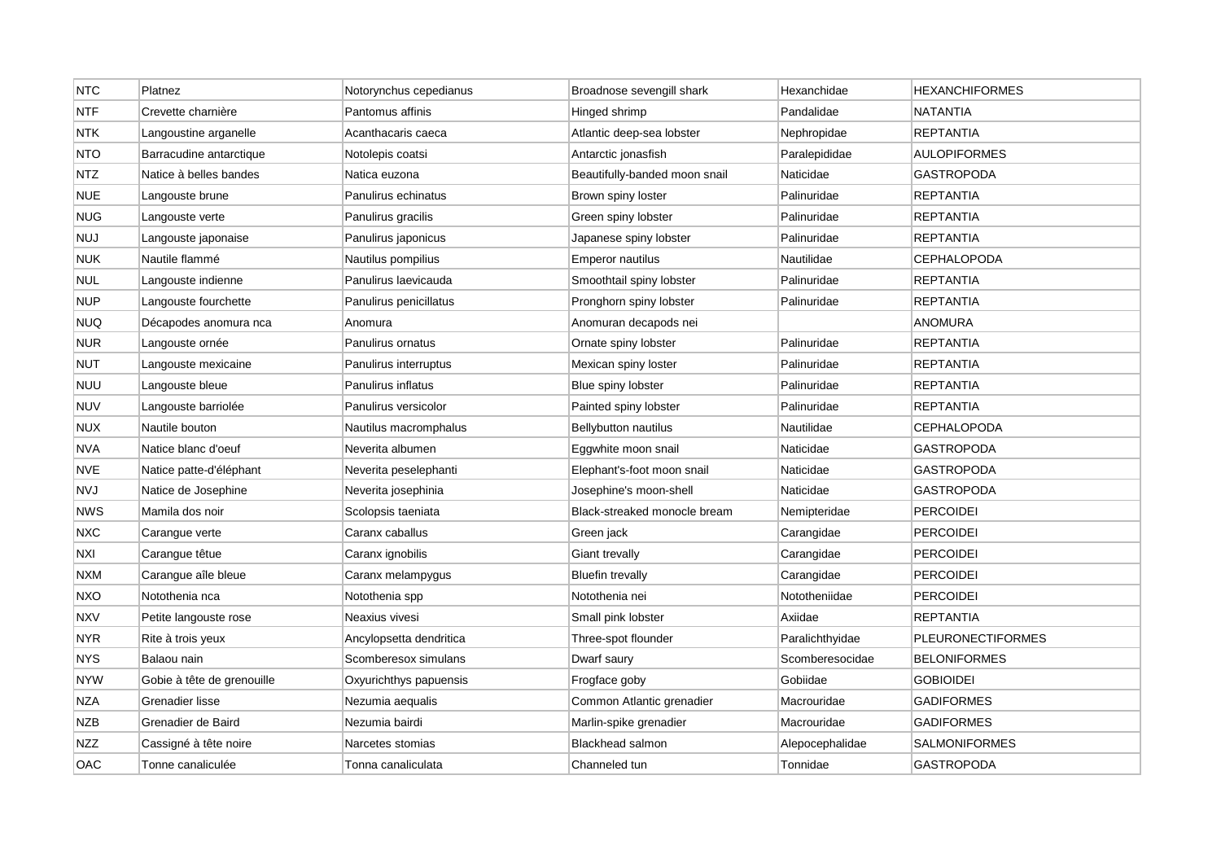| NTC | Platnez | Notorynchus cepedianus | Broadnose sevengill shark | Hexanchidae | HEXANCHIFORMES |
|---|---|---|---|---|---|
| NTF | Crevette charnière | Pantomus affinis | Hinged shrimp | Pandalidae | NATANTIA |
| NTK | Langoustine arganelle | Acanthacaris caeca | Atlantic deep-sea lobster | Nephropidae | REPTANTIA |
| NTO | Barracudine antarctique | Notolepis coatsi | Antarctic jonasfish | Paralepididae | AULOPIFORMES |
| NTZ | Natice à belles bandes | Natica euzona | Beautifully-banded moon snail | Naticidae | GASTROPODA |
| NUE | Langouste brune | Panulirus echinatus | Brown spiny loster | Palinuridae | REPTANTIA |
| NUG | Langouste verte | Panulirus gracilis | Green spiny lobster | Palinuridae | REPTANTIA |
| NUJ | Langouste japonaise | Panulirus japonicus | Japanese spiny lobster | Palinuridae | REPTANTIA |
| NUK | Nautile flammé | Nautilus pompilius | Emperor nautilus | Nautilidae | CEPHALOPODA |
| NUL | Langouste indienne | Panulirus laevicauda | Smoothtail spiny lobster | Palinuridae | REPTANTIA |
| NUP | Langouste fourchette | Panulirus penicillatus | Pronghorn spiny lobster | Palinuridae | REPTANTIA |
| NUQ | Décapodes anomura nca | Anomura | Anomuran decapods nei | | ANOMURA |
| NUR | Langouste ornée | Panulirus ornatus | Ornate spiny lobster | Palinuridae | REPTANTIA |
| NUT | Langouste mexicaine | Panulirus interruptus | Mexican spiny loster | Palinuridae | REPTANTIA |
| NUU | Langouste bleue | Panulirus inflatus | Blue spiny lobster | Palinuridae | REPTANTIA |
| NUV | Langouste barriolée | Panulirus versicolor | Painted spiny lobster | Palinuridae | REPTANTIA |
| NUX | Nautile bouton | Nautilus macromphalus | Bellybutton nautilus | Nautilidae | CEPHALOPODA |
| NVA | Natice blanc d'oeuf | Neverita albumen | Eggwhite moon snail | Naticidae | GASTROPODA |
| NVE | Natice patte-d'éléphant | Neverita peselephanti | Elephant's-foot moon snail | Naticidae | GASTROPODA |
| NVJ | Natice de Josephine | Neverita josephinia | Josephine's moon-shell | Naticidae | GASTROPODA |
| NWS | Mamila dos noir | Scolopsis taeniata | Black-streaked monocle bream | Nemipteridae | PERCOIDEI |
| NXC | Carangue verte | Caranx caballus | Green jack | Carangidae | PERCOIDEI |
| NXI | Carangue têtue | Caranx ignobilis | Giant trevally | Carangidae | PERCOIDEI |
| NXM | Carangue aîle bleue | Caranx melampygus | Bluefin trevally | Carangidae | PERCOIDEI |
| NXO | Notothenia nca | Notothenia spp | Notothenia nei | Nototheniidae | PERCOIDEI |
| NXV | Petite langouste rose | Neaxius vivesi | Small pink lobster | Axiidae | REPTANTIA |
| NYR | Rite à trois yeux | Ancylopsetta dendritica | Three-spot flounder | Paralichthyidae | PLEURONECTIFORMES |
| NYS | Balaou nain | Scomberesox simulans | Dwarf saury | Scomberesocidae | BELONIFORMES |
| NYW | Gobie à tête de grenouille | Oxyurichthys papuensis | Frogface goby | Gobiidae | GOBIOIDEI |
| NZA | Grenadier lisse | Nezumia aequalis | Common Atlantic grenadier | Macrouridae | GADIFORMES |
| NZB | Grenadier de Baird | Nezumia bairdi | Marlin-spike grenadier | Macrouridae | GADIFORMES |
| NZZ | Cassigné à tête noire | Narcetes stomias | Blackhead salmon | Alepocephalidae | SALMONIFORMES |
| OAC | Tonne canaliculée | Tonna canaliculata | Channeled tun | Tonnidae | GASTROPODA |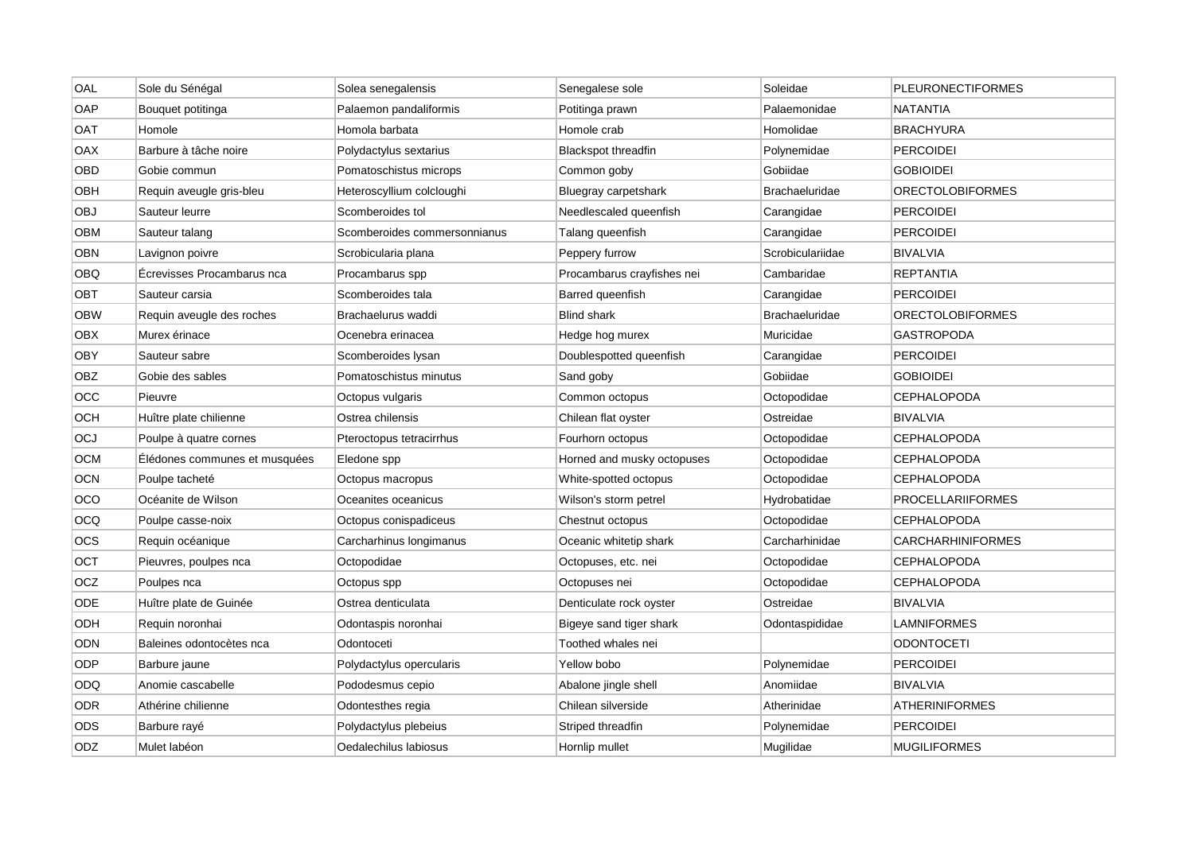| OAL | Sole du Sénégal | Solea senegalensis | Senegalese sole | Soleidae | PLEURONECTIFORMES |
|---|---|---|---|---|---|
| OAP | Bouquet potitinga | Palaemon pandaliformis | Potitinga prawn | Palaemonidae | NATANTIA |
| OAT | Homole | Homola barbata | Homole crab | Homolidae | BRACHYURA |
| OAX | Barbure à tâche noire | Polydactylus sextarius | Blackspot threadfin | Polynemidae | PERCOIDEI |
| OBD | Gobie commun | Pomatoschistus microps | Common goby | Gobiidae | GOBIOIDEI |
| OBH | Requin aveugle gris-bleu | Heteroscyllium colcloughi | Bluegray carpetshark | Brachaeluridae | ORECTOLOBIFORMES |
| OBJ | Sauteur leurre | Scomberoides tol | Needlescaled queenfish | Carangidae | PERCOIDEI |
| OBM | Sauteur talang | Scomberoides commersonnianus | Talang queenfish | Carangidae | PERCOIDEI |
| OBN | Lavignon poivre | Scrobicularia plana | Peppery furrow | Scrobiculariidae | BIVALVIA |
| OBQ | Écrevisses Procambarus nca | Procambarus spp | Procambarus crayfishes nei | Cambaridae | REPTANTIA |
| OBT | Sauteur carsia | Scomberoides tala | Barred queenfish | Carangidae | PERCOIDEI |
| OBW | Requin aveugle des roches | Brachaelurus waddi | Blind shark | Brachaeluridae | ORECTOLOBIFORMES |
| OBX | Murex érinace | Ocenebra erinacea | Hedge hog murex | Muricidae | GASTROPODA |
| OBY | Sauteur sabre | Scomberoides lysan | Doublespotted queenfish | Carangidae | PERCOIDEI |
| OBZ | Gobie des sables | Pomatoschistus minutus | Sand goby | Gobiidae | GOBIOIDEI |
| OCC | Pieuvre | Octopus vulgaris | Common octopus | Octopodidae | CEPHALOPODA |
| OCH | Huître plate chilienne | Ostrea chilensis | Chilean flat oyster | Ostreidae | BIVALVIA |
| OCJ | Poulpe à quatre cornes | Pteroctopus tetracirrhus | Fourhorn octopus | Octopodidae | CEPHALOPODA |
| OCM | Élédones communes et musquées | Eledone spp | Horned and musky octopuses | Octopodidae | CEPHALOPODA |
| OCN | Poulpe tacheté | Octopus macropus | White-spotted octopus | Octopodidae | CEPHALOPODA |
| OCO | Océanite de Wilson | Oceanites oceanicus | Wilson's storm petrel | Hydrobatidae | PROCELLARIIFORMES |
| OCQ | Poulpe casse-noix | Octopus conispadiceus | Chestnut octopus | Octopodidae | CEPHALOPODA |
| OCS | Requin océanique | Carcharhinus longimanus | Oceanic whitetip shark | Carcharhinidae | CARCHARHINIFORMES |
| OCT | Pieuvres, poulpes nca | Octopodidae | Octopuses, etc. nei | Octopodidae | CEPHALOPODA |
| OCZ | Poulpes nca | Octopus spp | Octopuses nei | Octopodidae | CEPHALOPODA |
| ODE | Huître plate de Guinée | Ostrea denticulata | Denticulate rock oyster | Ostreidae | BIVALVIA |
| ODH | Requin noronhai | Odontaspis noronhai | Bigeye sand tiger shark | Odontaspididae | LAMNIFORMES |
| ODN | Baleines odontocètes nca | Odontoceti | Toothed whales nei | | ODONTOCETI |
| ODP | Barbure jaune | Polydactylus opercularis | Yellow bobo | Polynemidae | PERCOIDEI |
| ODQ | Anomie cascabelle | Pododesmus cepio | Abalone jingle shell | Anomiidae | BIVALVIA |
| ODR | Athérine chilienne | Odontesthes regia | Chilean silverside | Atherinidae | ATHERINIFORMES |
| ODS | Barbure rayé | Polydactylus plebeius | Striped threadfin | Polynemidae | PERCOIDEI |
| ODZ | Mulet labéon | Oedalechilus labiosus | Hornlip mullet | Mugilidae | MUGILIFORMES |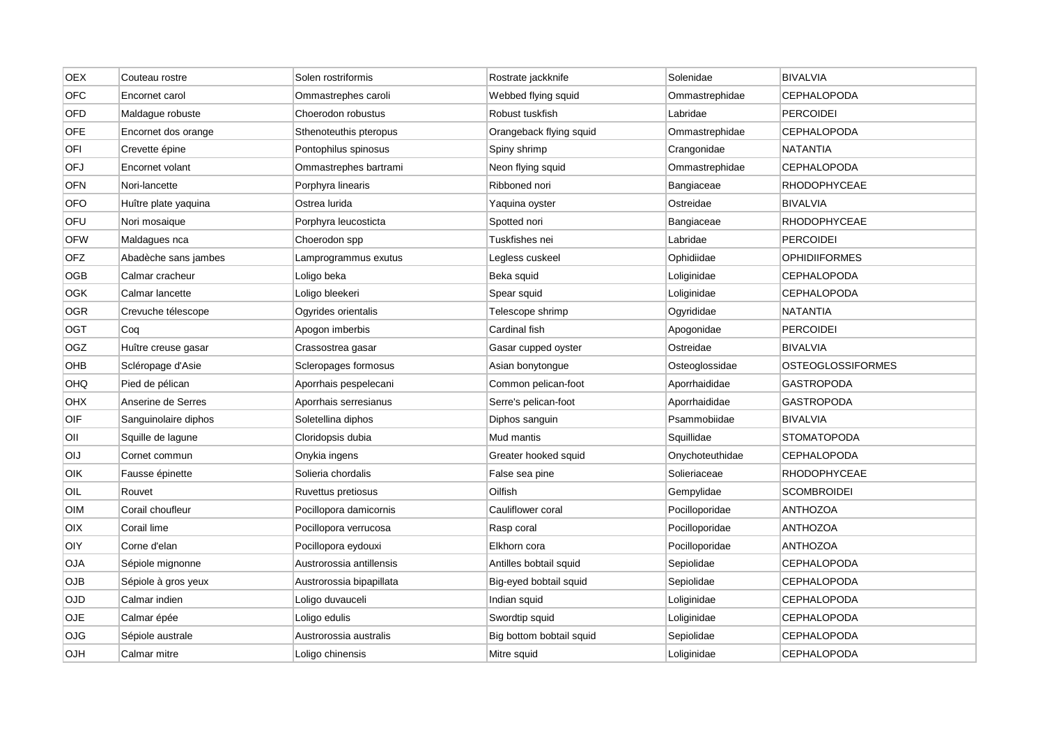| OEX | Couteau rostre | Solen rostriformis | Rostrate jackknife | Solenidae | BIVALVIA |
|---|---|---|---|---|---|
| OFC | Encornet carol | Ommastrephes caroli | Webbed flying squid | Ommastrephidae | CEPHALOPODA |
| OFD | Maldague robuste | Choerodon robustus | Robust tuskfish | Labridae | PERCOIDEI |
| OFE | Encornet dos orange | Sthenoteuthis pteropus | Orangeback flying squid | Ommastrephidae | CEPHALOPODA |
| OFI | Crevette épine | Pontophilus spinosus | Spiny shrimp | Crangonidae | NATANTIA |
| OFJ | Encornet volant | Ommastrephes bartrami | Neon flying squid | Ommastrephidae | CEPHALOPODA |
| OFN | Nori-lancette | Porphyra linearis | Ribboned nori | Bangiaceae | RHODOPHYCEAE |
| OFO | Huître plate yaquina | Ostrea lurida | Yaquina oyster | Ostreidae | BIVALVIA |
| OFU | Nori mosaique | Porphyra leucosticta | Spotted nori | Bangiaceae | RHODOPHYCEAE |
| OFW | Maldagues nca | Choerodon spp | Tuskfishes nei | Labridae | PERCOIDEI |
| OFZ | Abadèche sans jambes | Lamprogrammus exutus | Legless cuskeel | Ophidiidae | OPHIDIIFORMES |
| OGB | Calmar cracheur | Loligo beka | Beka squid | Loliginidae | CEPHALOPODA |
| OGK | Calmar lancette | Loligo bleekeri | Spear squid | Loliginidae | CEPHALOPODA |
| OGR | Crevuche télescope | Ogyrides orientalis | Telescope shrimp | Ogyrididae | NATANTIA |
| OGT | Coq | Apogon imberbis | Cardinal fish | Apogonidae | PERCOIDEI |
| OGZ | Huître creuse gasar | Crassostrea gasar | Gasar cupped oyster | Ostreidae | BIVALVIA |
| OHB | Scléropage d'Asie | Scleropages formosus | Asian bonytongue | Osteoglossidae | OSTEOGLOSSIFORMES |
| OHQ | Pied de pélican | Aporrhais pespelecani | Common pelican-foot | Aporrhaididae | GASTROPODA |
| OHX | Anserine de Serres | Aporrhais serresianus | Serre's pelican-foot | Aporrhaididae | GASTROPODA |
| OIF | Sanguinolaire diphos | Soletellina diphos | Diphos sanguin | Psammobiidae | BIVALVIA |
| OII | Squille de lagune | Cloridopsis dubia | Mud mantis | Squillidae | STOMATOPODA |
| OIJ | Cornet commun | Onykia ingens | Greater hooked squid | Onychoteuthidae | CEPHALOPODA |
| OIK | Fausse épinette | Solieria chordalis | False sea pine | Solieriaceae | RHODOPHYCEAE |
| OIL | Rouvet | Ruvettus pretiosus | Oilfish | Gempylidae | SCOMBROIDEI |
| OIM | Corail choufleur | Pocillopora damicornis | Cauliflower coral | Pocilloporidae | ANTHOZOA |
| OIX | Corail lime | Pocillopora verrucosa | Rasp coral | Pocilloporidae | ANTHOZOA |
| OIY | Corne d'elan | Pocillopora eydouxi | Elkhorn cora | Pocilloporidae | ANTHOZOA |
| OJA | Sépiole mignonne | Austrorossia antillensis | Antilles bobtail squid | Sepiolidae | CEPHALOPODA |
| OJB | Sépiole à gros yeux | Austrorossia bipapillata | Big-eyed bobtail squid | Sepiolidae | CEPHALOPODA |
| OJD | Calmar indien | Loligo duvauceli | Indian squid | Loliginidae | CEPHALOPODA |
| OJE | Calmar épée | Loligo edulis | Swordtip squid | Loliginidae | CEPHALOPODA |
| OJG | Sépiole australe | Austrorossia australis | Big bottom bobtail squid | Sepiolidae | CEPHALOPODA |
| OJH | Calmar mitre | Loligo chinensis | Mitre squid | Loliginidae | CEPHALOPODA |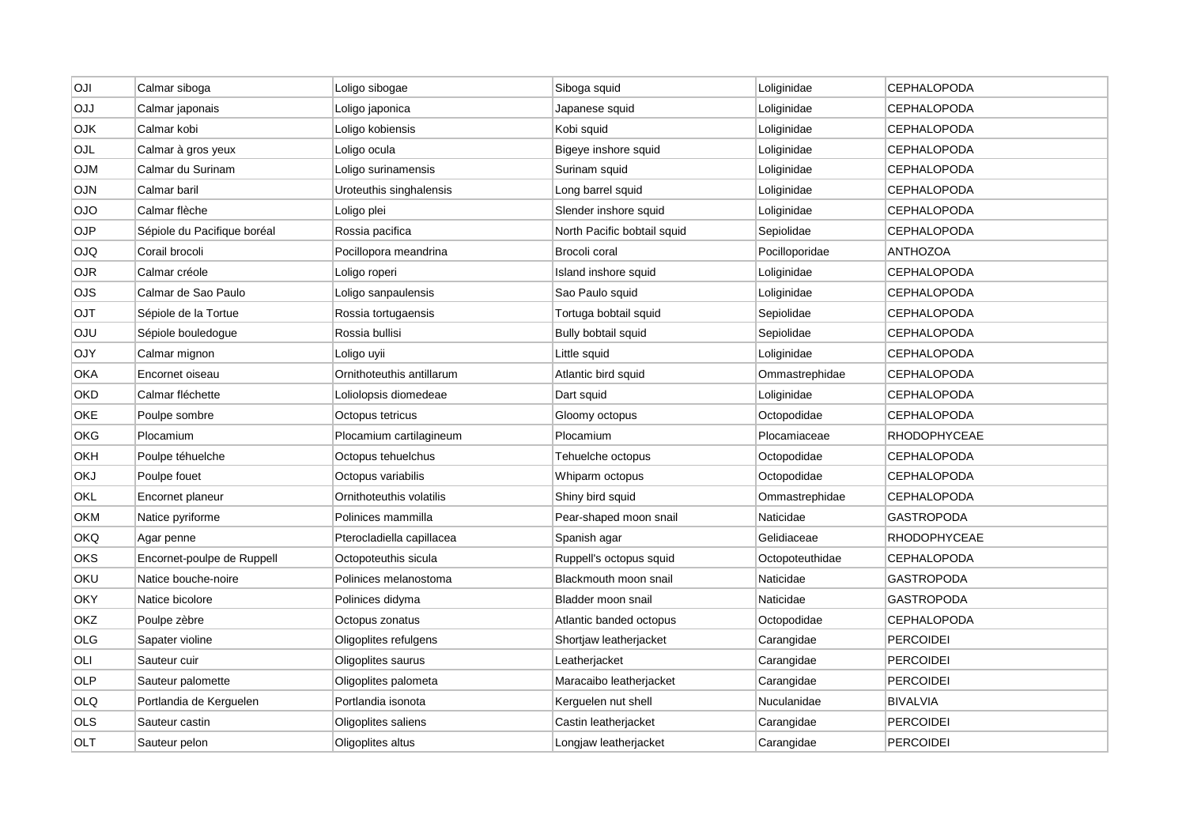| OJI | Calmar siboga | Loligo sibogae | Siboga squid | Loliginidae | CEPHALOPODA |
|---|---|---|---|---|---|
| OJJ | Calmar japonais | Loligo japonica | Japanese squid | Loliginidae | CEPHALOPODA |
| OJK | Calmar kobi | Loligo kobiensis | Kobi squid | Loliginidae | CEPHALOPODA |
| OJL | Calmar à gros yeux | Loligo ocula | Bigeye inshore squid | Loliginidae | CEPHALOPODA |
| OJM | Calmar du Surinam | Loligo surinamensis | Surinam squid | Loliginidae | CEPHALOPODA |
| OJN | Calmar baril | Uroteuthis singhalensis | Long barrel squid | Loliginidae | CEPHALOPODA |
| OJO | Calmar flèche | Loligo plei | Slender inshore squid | Loliginidae | CEPHALOPODA |
| OJP | Sépiole du Pacifique boréal | Rossia pacifica | North Pacific bobtail squid | Sepiolidae | CEPHALOPODA |
| OJQ | Corail brocoli | Pocillopora meandrina | Brocoli coral | Pocilloporidae | ANTHOZOA |
| OJR | Calmar créole | Loligo roperi | Island inshore squid | Loliginidae | CEPHALOPODA |
| OJS | Calmar de Sao Paulo | Loligo sanpaulensis | Sao Paulo squid | Loliginidae | CEPHALOPODA |
| OJT | Sépiole de la Tortue | Rossia tortugaensis | Tortuga bobtail squid | Sepiolidae | CEPHALOPODA |
| OJU | Sépiole bouledogue | Rossia bullisi | Bully bobtail squid | Sepiolidae | CEPHALOPODA |
| OJY | Calmar mignon | Loligo uyii | Little squid | Loliginidae | CEPHALOPODA |
| OKA | Encornet oiseau | Ornithoteuthis antillarum | Atlantic bird squid | Ommastrephidae | CEPHALOPODA |
| OKD | Calmar fléchette | Loliolopsis diomedeae | Dart squid | Loliginidae | CEPHALOPODA |
| OKE | Poulpe sombre | Octopus tetricus | Gloomy octopus | Octopodidae | CEPHALOPODA |
| OKG | Plocamium | Plocamium cartilagineum | Plocamium | Plocamiaceae | RHODOPHYCEAE |
| OKH | Poulpe téhuelche | Octopus tehuelchus | Tehuelche octopus | Octopodidae | CEPHALOPODA |
| OKJ | Poulpe fouet | Octopus variabilis | Whiparm octopus | Octopodidae | CEPHALOPODA |
| OKL | Encornet planeur | Ornithoteuthis volatilis | Shiny bird squid | Ommastrephidae | CEPHALOPODA |
| OKM | Natice pyriforme | Polinices mammilla | Pear-shaped moon snail | Naticidae | GASTROPODA |
| OKQ | Agar penne | Pterocladiella capillacea | Spanish agar | Gelidiaceae | RHODOPHYCEAE |
| OKS | Encornet-poulpe de Ruppell | Octopoteuthis sicula | Ruppell's octopus squid | Octopoteuthidae | CEPHALOPODA |
| OKU | Natice bouche-noire | Polinices melanostoma | Blackmouth moon snail | Naticidae | GASTROPODA |
| OKY | Natice bicolore | Polinices didyma | Bladder moon snail | Naticidae | GASTROPODA |
| OKZ | Poulpe zèbre | Octopus zonatus | Atlantic banded octopus | Octopodidae | CEPHALOPODA |
| OLG | Sapater violine | Oligoplites refulgens | Shortjaw leatherjacket | Carangidae | PERCOIDEI |
| OLI | Sauteur cuir | Oligoplites saurus | Leatherjacket | Carangidae | PERCOIDEI |
| OLP | Sauteur palomette | Oligoplites palometa | Maracaibo leatherjacket | Carangidae | PERCOIDEI |
| OLQ | Portlandia de Kerguelen | Portlandia isonota | Kerguelen nut shell | Nuculanidae | BIVALVIA |
| OLS | Sauteur castin | Oligoplites saliens | Castin leatherjacket | Carangidae | PERCOIDEI |
| OLT | Sauteur pelon | Oligoplites altus | Longjaw leatherjacket | Carangidae | PERCOIDEI |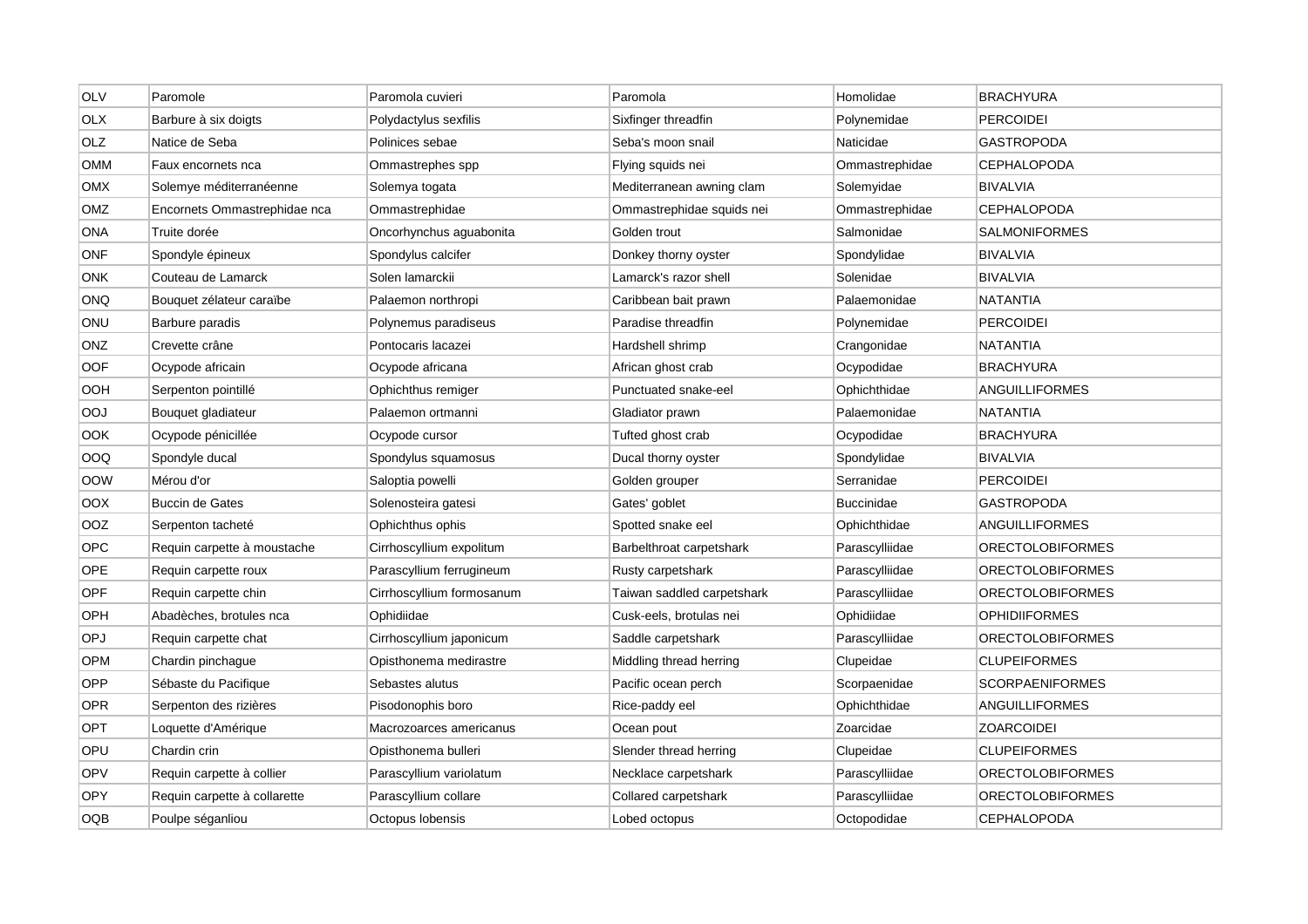| OLV | Paromole | Paromola cuvieri | Paromola | Homolidae | BRACHYURA |
|---|---|---|---|---|---|
| OLX | Barbure à six doigts | Polydactylus sexfilis | Sixfinger threadfin | Polynemidae | PERCOIDEI |
| OLZ | Natice de Seba | Polinices sebae | Seba's moon snail | Naticidae | GASTROPODA |
| OMM | Faux encornets nca | Ommastrephes spp | Flying squids nei | Ommastrephidae | CEPHALOPODA |
| OMX | Solemye méditerranéenne | Solemya togata | Mediterranean awning clam | Solemyidae | BIVALVIA |
| OMZ | Encornets Ommastrephidae nca | Ommastrephidae | Ommastrephidae squids nei | Ommastrephidae | CEPHALOPODA |
| ONA | Truite dorée | Oncorhynchus aguabonita | Golden trout | Salmonidae | SALMONIFORMES |
| ONF | Spondyle épineux | Spondylus calcifer | Donkey thorny oyster | Spondylidae | BIVALVIA |
| ONK | Couteau de Lamarck | Solen lamarckii | Lamarck's razor shell | Solenidae | BIVALVIA |
| ONQ | Bouquet zélateur caraïbe | Palaemon northropi | Caribbean bait prawn | Palaemonidae | NATANTIA |
| ONU | Barbure paradis | Polynemus paradiseus | Paradise threadfin | Polynemidae | PERCOIDEI |
| ONZ | Crevette crâne | Pontocaris lacazei | Hardshell shrimp | Crangonidae | NATANTIA |
| OOF | Ocypode africain | Ocypode africana | African ghost crab | Ocypodidae | BRACHYURA |
| OOH | Serpenton pointillé | Ophichthus remiger | Punctuated snake-eel | Ophichthidae | ANGUILLIFORMES |
| OOJ | Bouquet gladiateur | Palaemon ortmanni | Gladiator prawn | Palaemonidae | NATANTIA |
| OOK | Ocypode pénicillée | Ocypode cursor | Tufted ghost crab | Ocypodidae | BRACHYURA |
| OOQ | Spondyle ducal | Spondylus squamosus | Ducal thorny oyster | Spondylidae | BIVALVIA |
| OOW | Mérou d'or | Saloptia powelli | Golden grouper | Serranidae | PERCOIDEI |
| OOX | Buccin de Gates | Solenosteira gatesi | Gates' goblet | Buccinidae | GASTROPODA |
| OOZ | Serpenton tacheté | Ophichthus ophis | Spotted snake eel | Ophichthidae | ANGUILLIFORMES |
| OPC | Requin carpette à moustache | Cirrhoscyllium expolitum | Barbelthroat carpetshark | Parascylliidae | ORECTOLOBIFORMES |
| OPE | Requin carpette roux | Parascyllium ferrugineum | Rusty carpetshark | Parascylliidae | ORECTOLOBIFORMES |
| OPF | Requin carpette chin | Cirrhoscyllium formosanum | Taiwan saddled carpetshark | Parascylliidae | ORECTOLOBIFORMES |
| OPH | Abadèches, brotules nca | Ophidiidae | Cusk-eels, brotulas nei | Ophidiidae | OPHIDIIFORMES |
| OPJ | Requin carpette chat | Cirrhoscyllium japonicum | Saddle carpetshark | Parascylliidae | ORECTOLOBIFORMES |
| OPM | Chardin pinchague | Opisthonema medirastre | Middling thread herring | Clupeidae | CLUPEIFORMES |
| OPP | Sébaste du Pacifique | Sebastes alutus | Pacific ocean perch | Scorpaenidae | SCORPAENIFORMES |
| OPR | Serpenton des rizières | Pisodonophis boro | Rice-paddy eel | Ophichthidae | ANGUILLIFORMES |
| OPT | Loquette d'Amérique | Macrozoarces americanus | Ocean pout | Zoarcidae | ZOARCOIDEI |
| OPU | Chardin crin | Opisthonema bulleri | Slender thread herring | Clupeidae | CLUPEIFORMES |
| OPV | Requin carpette à collier | Parascyllium variolatum | Necklace carpetshark | Parascylliidae | ORECTOLOBIFORMES |
| OPY | Requin carpette à collarette | Parascyllium collare | Collared carpetshark | Parascylliidae | ORECTOLOBIFORMES |
| OQB | Poulpe séganliou | Octopus lobensis | Lobed octopus | Octopodidae | CEPHALOPODA |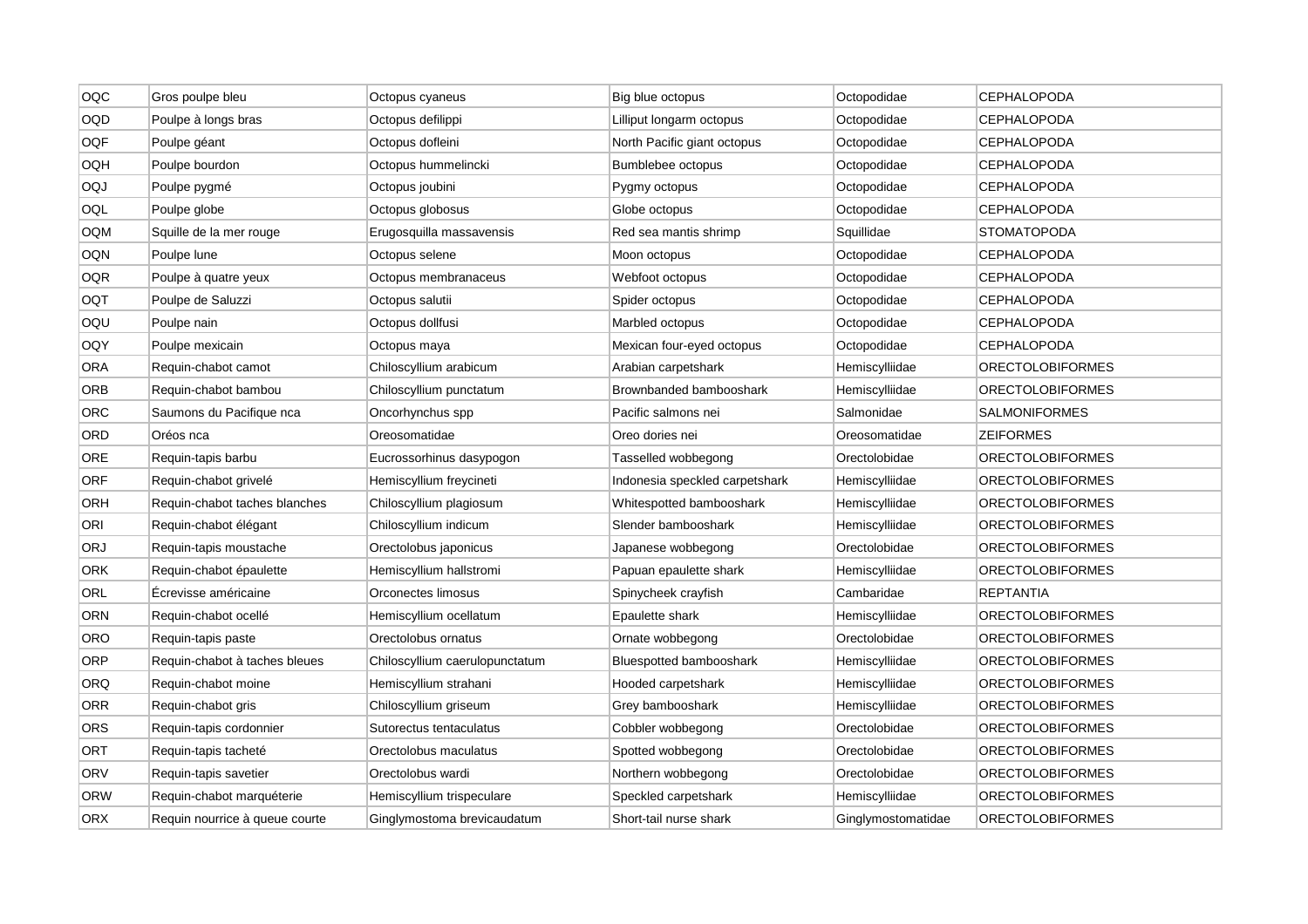| | | | | | |
|---|---|---|---|---|---|
| OQC | Gros poulpe bleu | Octopus cyaneus | Big blue octopus | Octopodidae | CEPHALOPODA |
| OQD | Poulpe à longs bras | Octopus defilippi | Lilliput longarm octopus | Octopodidae | CEPHALOPODA |
| OQF | Poulpe géant | Octopus dofleini | North Pacific giant octopus | Octopodidae | CEPHALOPODA |
| OQH | Poulpe bourdon | Octopus hummelincki | Bumblebee octopus | Octopodidae | CEPHALOPODA |
| OQJ | Poulpe pygmé | Octopus joubini | Pygmy octopus | Octopodidae | CEPHALOPODA |
| OQL | Poulpe globe | Octopus globosus | Globe octopus | Octopodidae | CEPHALOPODA |
| OQM | Squille de la mer rouge | Erugosquilla massavensis | Red sea mantis shrimp | Squillidae | STOMATOPODA |
| OQN | Poulpe lune | Octopus selene | Moon octopus | Octopodidae | CEPHALOPODA |
| OQR | Poulpe à quatre yeux | Octopus membranaceus | Webfoot octopus | Octopodidae | CEPHALOPODA |
| OQT | Poulpe de Saluzzi | Octopus salutii | Spider octopus | Octopodidae | CEPHALOPODA |
| OQU | Poulpe nain | Octopus dollfusi | Marbled octopus | Octopodidae | CEPHALOPODA |
| OQY | Poulpe mexicain | Octopus maya | Mexican four-eyed octopus | Octopodidae | CEPHALOPODA |
| ORA | Requin-chabot camot | Chiloscyllium arabicum | Arabian carpetshark | Hemiscylliidae | ORECTOLOBIFORMES |
| ORB | Requin-chabot bambou | Chiloscyllium punctatum | Brownbanded bambooshark | Hemiscylliidae | ORECTOLOBIFORMES |
| ORC | Saumons du Pacifique nca | Oncorhynchus spp | Pacific salmons nei | Salmonidae | SALMONIFORMES |
| ORD | Oréos nca | Oreosomatidae | Oreo dories nei | Oreosomatidae | ZEIFORMES |
| ORE | Requin-tapis barbu | Eucrossorhinus dasypogon | Tasselled wobbegong | Orectolobidae | ORECTOLOBIFORMES |
| ORF | Requin-chabot grivelé | Hemiscyllium freycineti | Indonesia speckled carpetshark | Hemiscylliidae | ORECTOLOBIFORMES |
| ORH | Requin-chabot taches blanches | Chiloscyllium plagiosum | Whitespotted bambooshark | Hemiscylliidae | ORECTOLOBIFORMES |
| ORI | Requin-chabot élégant | Chiloscyllium indicum | Slender bambooshark | Hemiscylliidae | ORECTOLOBIFORMES |
| ORJ | Requin-tapis moustache | Orectolobus japonicus | Japanese wobbegong | Orectolobidae | ORECTOLOBIFORMES |
| ORK | Requin-chabot épaulette | Hemiscyllium hallstromi | Papuan epaulette shark | Hemiscylliidae | ORECTOLOBIFORMES |
| ORL | Écrevisse américaine | Orconectes limosus | Spinycheek crayfish | Cambaridae | REPTANTIA |
| ORN | Requin-chabot ocellé | Hemiscyllium ocellatum | Epaulette shark | Hemiscylliidae | ORECTOLOBIFORMES |
| ORO | Requin-tapis paste | Orectolobus ornatus | Ornate wobbegong | Orectolobidae | ORECTOLOBIFORMES |
| ORP | Requin-chabot à taches bleues | Chiloscyllium caerulopunctatum | Bluespotted bambooshark | Hemiscylliidae | ORECTOLOBIFORMES |
| ORQ | Requin-chabot moine | Hemiscyllium strahani | Hooded carpetshark | Hemiscylliidae | ORECTOLOBIFORMES |
| ORR | Requin-chabot gris | Chiloscyllium griseum | Grey bambooshark | Hemiscylliidae | ORECTOLOBIFORMES |
| ORS | Requin-tapis cordonnier | Sutorectus tentaculatus | Cobbler wobbegong | Orectolobidae | ORECTOLOBIFORMES |
| ORT | Requin-tapis tacheté | Orectolobus maculatus | Spotted wobbegong | Orectolobidae | ORECTOLOBIFORMES |
| ORV | Requin-tapis savetier | Orectolobus wardi | Northern wobbegong | Orectolobidae | ORECTOLOBIFORMES |
| ORW | Requin-chabot marquéterie | Hemiscyllium trispeculare | Speckled carpetshark | Hemiscylliidae | ORECTOLOBIFORMES |
| ORX | Requin nourrice à queue courte | Ginglymostoma brevicaudatum | Short-tail nurse shark | Ginglymostomatidae | ORECTOLOBIFORMES |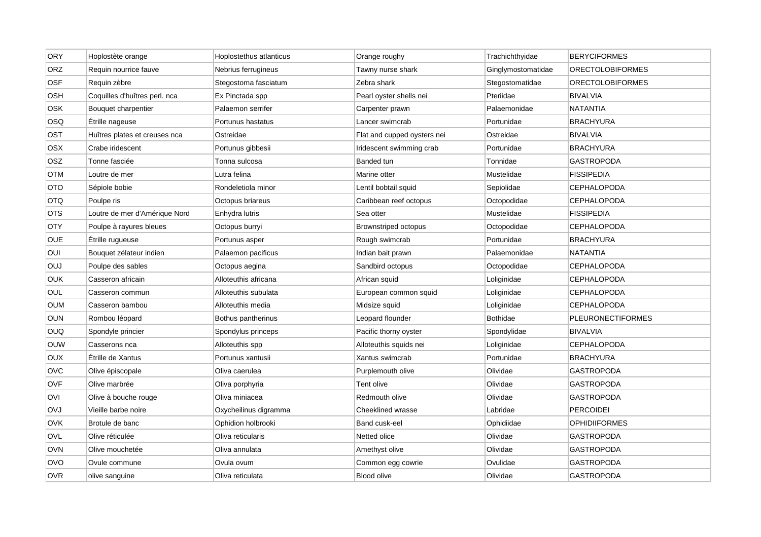| ORY | Hoplostète orange | Hoplostethus atlanticus | Orange roughy | Trachichthyidae | BERYCIFORMES |
|---|---|---|---|---|---|
| ORZ | Requin nourrice fauve | Nebrius ferrugineus | Tawny nurse shark | Ginglymostomatidae | ORECTOLOBIFORMES |
| OSF | Requin zèbre | Stegostoma fasciatum | Zebra shark | Stegostomatidae | ORECTOLOBIFORMES |
| OSH | Coquilles d'huîtres perl. nca | Ex Pinctada spp | Pearl oyster shells nei | Pteriidae | BIVALVIA |
| OSK | Bouquet charpentier | Palaemon serrifer | Carpenter prawn | Palaemonidae | NATANTIA |
| OSQ | Étrille nageuse | Portunus hastatus | Lancer swimcrab | Portunidae | BRACHYURA |
| OST | Huîtres plates et creuses nca | Ostreidae | Flat and cupped oysters nei | Ostreidae | BIVALVIA |
| OSX | Crabe iridescent | Portunus gibbesii | Iridescent swimming crab | Portunidae | BRACHYURA |
| OSZ | Tonne fasciée | Tonna sulcosa | Banded tun | Tonnidae | GASTROPODA |
| OTM | Loutre de mer | Lutra felina | Marine otter | Mustelidae | FISSIPEDIA |
| OTO | Sépiole bobie | Rondeletiola minor | Lentil bobtail squid | Sepiolidae | CEPHALOPODA |
| OTQ | Poulpe ris | Octopus briareus | Caribbean reef octopus | Octopodidae | CEPHALOPODA |
| OTS | Loutre de mer d'Amérique Nord | Enhydra lutris | Sea otter | Mustelidae | FISSIPEDIA |
| OTY | Poulpe à rayures bleues | Octopus burryi | Brownstriped octopus | Octopodidae | CEPHALOPODA |
| OUE | Étrille rugueuse | Portunus asper | Rough swimcrab | Portunidae | BRACHYURA |
| OUI | Bouquet zélateur indien | Palaemon pacificus | Indian bait prawn | Palaemonidae | NATANTIA |
| OUJ | Poulpe des sables | Octopus aegina | Sandbird octopus | Octopodidae | CEPHALOPODA |
| OUK | Casseron africain | Alloteuthis africana | African squid | Loliginidae | CEPHALOPODA |
| OUL | Casseron commun | Alloteuthis subulata | European common squid | Loliginidae | CEPHALOPODA |
| OUM | Casseron bambou | Alloteuthis media | Midsize squid | Loliginidae | CEPHALOPODA |
| OUN | Rombou léopard | Bothus pantherinus | Leopard flounder | Bothidae | PLEURONECTIFORMES |
| OUQ | Spondyle princier | Spondylus princeps | Pacific thorny oyster | Spondylidae | BIVALVIA |
| OUW | Casserons nca | Alloteuthis spp | Alloteuthis squids nei | Loliginidae | CEPHALOPODA |
| OUX | Étrille de Xantus | Portunus xantusii | Xantus swimcrab | Portunidae | BRACHYURA |
| OVC | Olive épiscopale | Oliva caerulea | Purplemouth olive | Olividae | GASTROPODA |
| OVF | Olive marbrée | Oliva porphyria | Tent olive | Olividae | GASTROPODA |
| OVI | Olive à bouche rouge | Oliva miniacea | Redmouth olive | Olividae | GASTROPODA |
| OVJ | Vieille barbe noire | Oxycheilinus digramma | Cheeklined wrasse | Labridae | PERCOIDEI |
| OVK | Brotule de banc | Ophidion holbrooki | Band cusk-eel | Ophidiidae | OPHIDIIFORMES |
| OVL | Olive réticulée | Oliva reticularis | Netted olice | Olividae | GASTROPODA |
| OVN | Olive mouchetée | Oliva annulata | Amethyst olive | Olividae | GASTROPODA |
| OVO | Ovule commune | Ovula ovum | Common egg cowrie | Ovulidae | GASTROPODA |
| OVR | olive sanguine | Oliva reticulata | Blood olive | Olividae | GASTROPODA |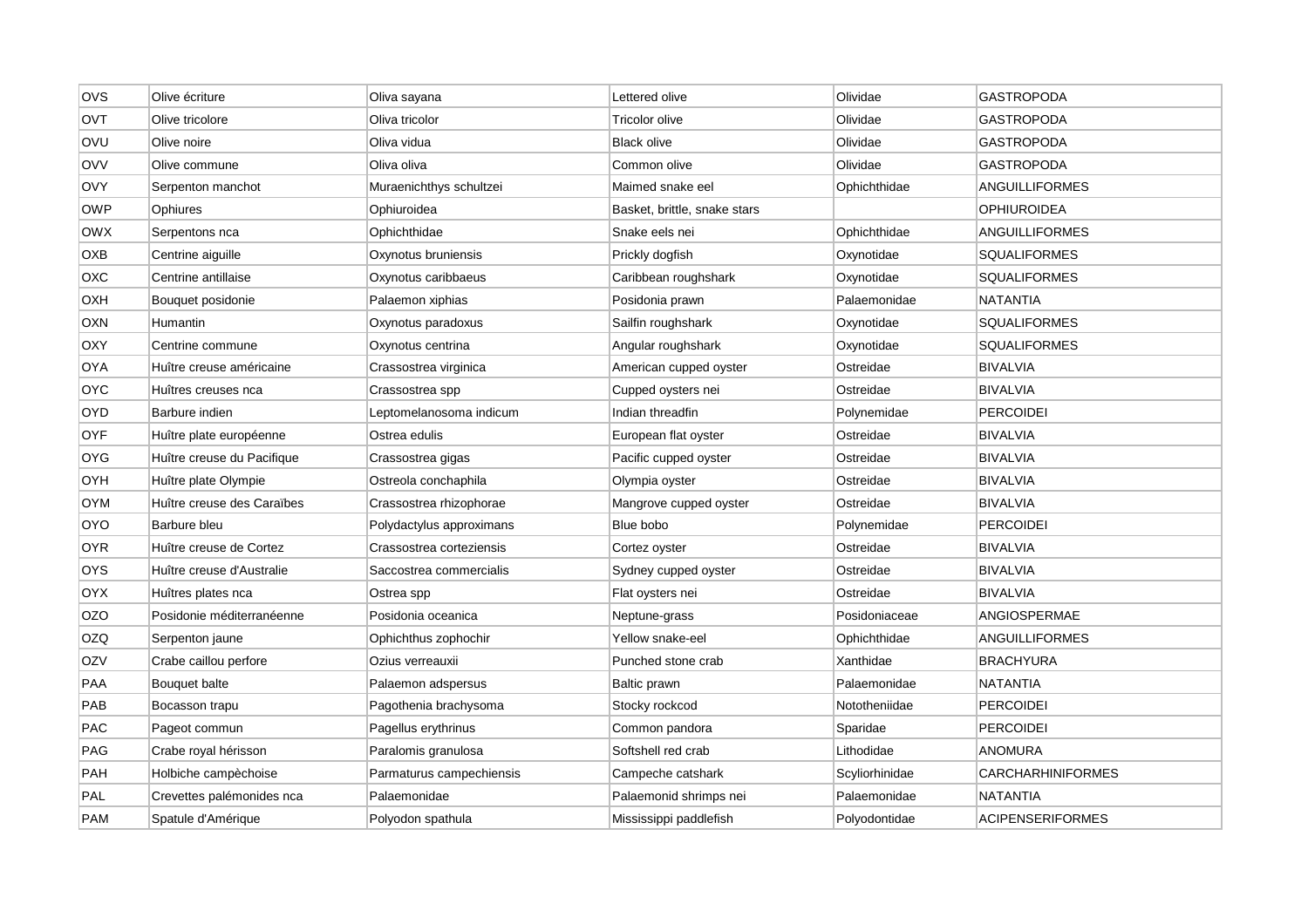| OVS | Olive écriture | Oliva sayana | Lettered olive | Olividae | GASTROPODA |
|---|---|---|---|---|---|
| OVT | Olive tricolore | Oliva tricolor | Tricolor olive | Olividae | GASTROPODA |
| OVU | Olive noire | Oliva vidua | Black olive | Olividae | GASTROPODA |
| OVV | Olive commune | Oliva oliva | Common olive | Olividae | GASTROPODA |
| OVY | Serpenton manchot | Muraenichthys schultzei | Maimed snake eel | Ophichthidae | ANGUILLIFORMES |
| OWP | Ophiures | Ophiuroidea | Basket, brittle, snake stars | | OPHIUROIDEA |
| OWX | Serpentons nca | Ophichthidae | Snake eels nei | Ophichthidae | ANGUILLIFORMES |
| OXB | Centrine aiguille | Oxynotus bruniensis | Prickly dogfish | Oxynotidae | SQUALIFORMES |
| OXC | Centrine antillaise | Oxynotus caribbaeus | Caribbean roughshark | Oxynotidae | SQUALIFORMES |
| OXH | Bouquet posidonie | Palaemon xiphias | Posidonia prawn | Palaemonidae | NATANTIA |
| OXN | Humantin | Oxynotus paradoxus | Sailfin roughshark | Oxynotidae | SQUALIFORMES |
| OXY | Centrine commune | Oxynotus centrina | Angular roughshark | Oxynotidae | SQUALIFORMES |
| OYA | Huître creuse américaine | Crassostrea virginica | American cupped oyster | Ostreidae | BIVALVIA |
| OYC | Huîtres creuses nca | Crassostrea spp | Cupped oysters nei | Ostreidae | BIVALVIA |
| OYD | Barbure indien | Leptomelanosoma indicum | Indian threadfin | Polynemidae | PERCOIDEI |
| OYF | Huître plate européenne | Ostrea edulis | European flat oyster | Ostreidae | BIVALVIA |
| OYG | Huître creuse du Pacifique | Crassostrea gigas | Pacific cupped oyster | Ostreidae | BIVALVIA |
| OYH | Huître plate Olympie | Ostreola conchaphila | Olympia oyster | Ostreidae | BIVALVIA |
| OYM | Huître creuse des Caraïbes | Crassostrea rhizophorae | Mangrove cupped oyster | Ostreidae | BIVALVIA |
| OYO | Barbure bleu | Polydactylus approximans | Blue bobo | Polynemidae | PERCOIDEI |
| OYR | Huître creuse de Cortez | Crassostrea corteziensis | Cortez oyster | Ostreidae | BIVALVIA |
| OYS | Huître creuse d'Australie | Saccostrea commercialis | Sydney cupped oyster | Ostreidae | BIVALVIA |
| OYX | Huîtres plates nca | Ostrea spp | Flat oysters nei | Ostreidae | BIVALVIA |
| OZO | Posidonie méditerranéenne | Posidonia oceanica | Neptune-grass | Posidoniaceae | ANGIOSPERMAE |
| OZQ | Serpenton jaune | Ophichthus zophochir | Yellow snake-eel | Ophichthidae | ANGUILLIFORMES |
| OZV | Crabe caillou perfore | Ozius verreauxii | Punched stone crab | Xanthidae | BRACHYURA |
| PAA | Bouquet balte | Palaemon adspersus | Baltic prawn | Palaemonidae | NATANTIA |
| PAB | Bocasson trapu | Pagothenia brachysoma | Stocky rockcod | Nototheniidae | PERCOIDEI |
| PAC | Pageot commun | Pagellus erythrinus | Common pandora | Sparidae | PERCOIDEI |
| PAG | Crabe royal hérisson | Paralomis granulosa | Softshell red crab | Lithodidae | ANOMURA |
| PAH | Holbiche campèchoise | Parmaturus campechiensis | Campeche catshark | Scyliorhinidae | CARCHARHINIFORMES |
| PAL | Crevettes palémonides nca | Palaemonidae | Palaemonid shrimps nei | Palaemonidae | NATANTIA |
| PAM | Spatule d'Amérique | Polyodon spathula | Mississippi paddlefish | Polyodontidae | ACIPENSERIFORMES |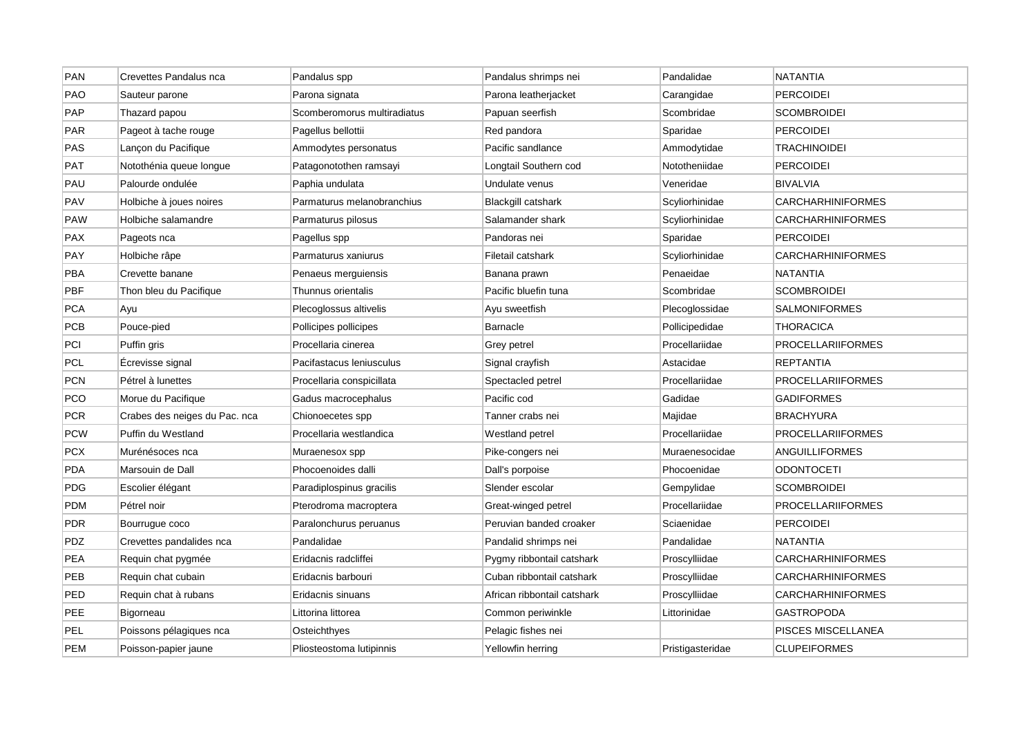| PAN | Crevettes Pandalus nca | Pandalus spp | Pandalus shrimps nei | Pandalidae | NATANTIA |
|---|---|---|---|---|---|
| PAO | Sauteur parone | Parona signata | Parona leatherjacket | Carangidae | PERCOIDEI |
| PAP | Thazard papou | Scomberomorus multiradiatus | Papuan seerfish | Scombridae | SCOMBROIDEI |
| PAR | Pageot à tache rouge | Pagellus bellottii | Red pandora | Sparidae | PERCOIDEI |
| PAS | Lançon du Pacifique | Ammodytes personatus | Pacific sandlance | Ammodytidae | TRACHINOIDEI |
| PAT | Notothénia queue longue | Patagonotothen ramsayi | Longtail Southern cod | Nototheniidae | PERCOIDEI |
| PAU | Palourde ondulée | Paphia undulata | Undulate venus | Veneridae | BIVALVIA |
| PAV | Holbiche à joues noires | Parmaturus melanobranchius | Blackgill catshark | Scyliorhinidae | CARCHARHINIFORMES |
| PAW | Holbiche salamandre | Parmaturus pilosus | Salamander shark | Scyliorhinidae | CARCHARHINIFORMES |
| PAX | Pageots nca | Pagellus spp | Pandoras nei | Sparidae | PERCOIDEI |
| PAY | Holbiche râpe | Parmaturus xaniurus | Filetail catshark | Scyliorhinidae | CARCHARHINIFORMES |
| PBA | Crevette banane | Penaeus merguiensis | Banana prawn | Penaeidae | NATANTIA |
| PBF | Thon bleu du Pacifique | Thunnus orientalis | Pacific bluefin tuna | Scombridae | SCOMBROIDEI |
| PCA | Ayu | Plecoglossus altivelis | Ayu sweetfish | Plecoglossidae | SALMONIFORMES |
| PCB | Pouce-pied | Pollicipes pollicipes | Barnacle | Pollicipedidae | THORACICA |
| PCI | Puffin gris | Procellaria cinerea | Grey petrel | Procellariidae | PROCELLARIIFORMES |
| PCL | Écrevisse signal | Pacifastacus leniusculus | Signal crayfish | Astacidae | REPTANTIA |
| PCN | Pétrel à lunettes | Procellaria conspicillata | Spectacled petrel | Procellariidae | PROCELLARIIFORMES |
| PCO | Morue du Pacifique | Gadus macrocephalus | Pacific cod | Gadidae | GADIFORMES |
| PCR | Crabes des neiges du Pac. nca | Chionoecetes spp | Tanner crabs nei | Majidae | BRACHYURA |
| PCW | Puffin du Westland | Procellaria westlandica | Westland petrel | Procellariidae | PROCELLARIIFORMES |
| PCX | Murénésoces nca | Muraenesox spp | Pike-congers nei | Muraenesocidae | ANGUILLIFORMES |
| PDA | Marsouin de Dall | Phocoenoides dalli | Dall's porpoise | Phocoenidae | ODONTOCETI |
| PDG | Escolier élégant | Paradiplospinus gracilis | Slender escolar | Gempylidae | SCOMBROIDEI |
| PDM | Pétrel noir | Pterodroma macroptera | Great-winged petrel | Procellariidae | PROCELLARIIFORMES |
| PDR | Bourrugue coco | Paralonchurus peruanus | Peruvian banded croaker | Sciaenidae | PERCOIDEI |
| PDZ | Crevettes pandalides nca | Pandalidae | Pandalid shrimps nei | Pandalidae | NATANTIA |
| PEA | Requin chat pygmée | Eridacnis radcliffei | Pygmy ribbontail catshark | Proscylliidae | CARCHARHINIFORMES |
| PEB | Requin chat cubain | Eridacnis barbouri | Cuban ribbontail catshark | Proscylliidae | CARCHARHINIFORMES |
| PED | Requin chat à rubans | Eridacnis sinuans | African ribbontail catshark | Proscylliidae | CARCHARHINIFORMES |
| PEE | Bigorneau | Littorina littorea | Common periwinkle | Littorinidae | GASTROPODA |
| PEL | Poissons pélagiques nca | Osteichthyes | Pelagic fishes nei | | PISCES MISCELLANEA |
| PEM | Poisson-papier jaune | Pliosteostoma lutipinnis | Yellowfin herring | Pristigasteridae | CLUPEIFORMES |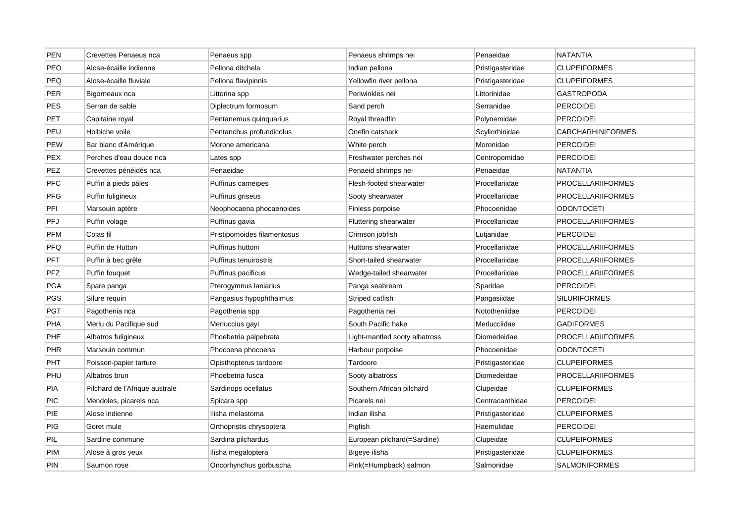| PEN | Crevettes Penaeus nca | Penaeus spp | Penaeus shrimps nei | Penaeidae | NATANTIA |
|---|---|---|---|---|---|
| PEO | Alose-écaille indienne | Pellona ditchela | Indian pellona | Pristigasteridae | CLUPEIFORMES |
| PEQ | Alose-écaille fluviale | Pellona flavipinnis | Yellowfin river pellona | Pristigasteridae | CLUPEIFORMES |
| PER | Bigorneaux nca | Littorina spp | Periwinkles nei | Littorinidae | GASTROPODA |
| PES | Serran de sable | Diplectrum formosum | Sand perch | Serranidae | PERCOIDEI |
| PET | Capitaine royal | Pentanemus quinquarius | Royal threadfin | Polynemidae | PERCOIDEI |
| PEU | Holbiche voile | Pentanchus profundicolus | Onefin catshark | Scyliorhinidae | CARCHARHINIFORMES |
| PEW | Bar blanc d'Amérique | Morone americana | White perch | Moronidae | PERCOIDEI |
| PEX | Perches d'eau douce nca | Lates spp | Freshwater perches nei | Centropomidae | PERCOIDEI |
| PEZ | Crevettes pénéidés nca | Penaeidae | Penaeid shrimps nei | Penaeidae | NATANTIA |
| PFC | Puffin à pieds pâles | Puffinus carneipes | Flesh-footed shearwater | Procellariidae | PROCELLARIIFORMES |
| PFG | Puffin fuligineux | Puffinus griseus | Sooty shearwater | Procellariidae | PROCELLARIIFORMES |
| PFI | Marsouin aptère | Neophocaena phocaenoides | Finless porpoise | Phocoenidae | ODONTOCETI |
| PFJ | Puffin volage | Puffinus gavia | Fluttering shearwater | Procellariidae | PROCELLARIIFORMES |
| PFM | Colas fil | Pristipomoides filamentosus | Crimson jobfish | Lutjanidae | PERCOIDEI |
| PFQ | Puffin de Hutton | Puffinus huttoni | Huttons shearwater | Procellariidae | PROCELLARIIFORMES |
| PFT | Puffin à bec grêle | Puffinus tenuirostris | Short-tailed shearwater | Procellariidae | PROCELLARIIFORMES |
| PFZ | Puffin fouquet | Puffinus pacificus | Wedge-tailed shearwater | Procellariidae | PROCELLARIIFORMES |
| PGA | Spare panga | Pterogymnus laniarius | Panga seabream | Sparidae | PERCOIDEI |
| PGS | Silure requin | Pangasius hypophthalmus | Striped catfish | Pangasiidae | SILURIFORMES |
| PGT | Pagothenia nca | Pagothenia spp | Pagothenia nei | Nototheniidae | PERCOIDEI |
| PHA | Merlu du Pacifique sud | Merluccius gayi | South Pacific hake | Merlucciidae | GADIFORMES |
| PHE | Albatros fuligineux | Phoebetria palpebrata | Light-mantled sooty albatross | Diomedeidae | PROCELLARIIFORMES |
| PHR | Marsouin commun | Phocoena phocoena | Harbour porpoise | Phocoenidae | ODONTOCETI |
| PHT | Poisson-papier tarture | Opisthopterus tardoore | Tardoore | Pristigasteridae | CLUPEIFORMES |
| PHU | Albatros brun | Phoebetria fusca | Sooty albatross | Diomedeidae | PROCELLARIIFORMES |
| PIA | Pilchard de l'Afrique australe | Sardinops ocellatus | Southern African pilchard | Clupeidae | CLUPEIFORMES |
| PIC | Mendoles, picarels nca | Spicara spp | Picarels nei | Centracanthidae | PERCOIDEI |
| PIE | Alose indienne | Ilisha melastoma | Indian ilisha | Pristigasteridae | CLUPEIFORMES |
| PIG | Goret mule | Orthopristis chrysoptera | Pigfish | Haemulidae | PERCOIDEI |
| PIL | Sardine commune | Sardina pilchardus | European pilchard(=Sardine) | Clupeidae | CLUPEIFORMES |
| PIM | Alose à gros yeux | Ilisha megaloptera | Bigeye ilisha | Pristigasteridae | CLUPEIFORMES |
| PIN | Saumon rose | Oncorhynchus gorbuscha | Pink(=Humpback) salmon | Salmonidae | SALMONIFORMES |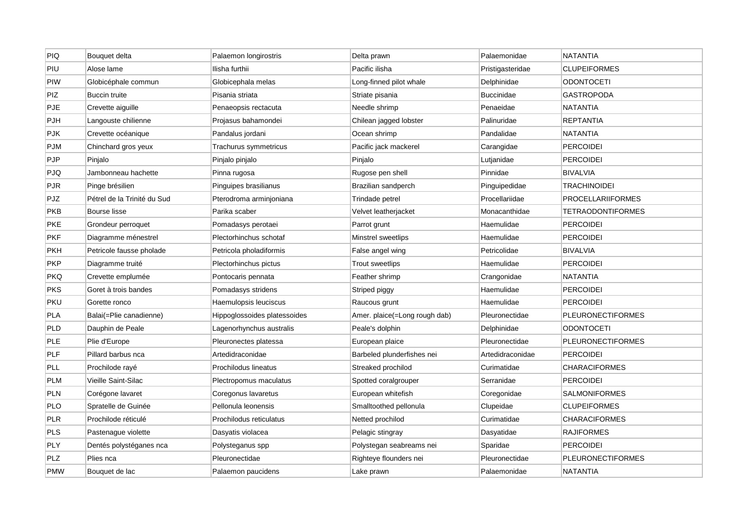| PIQ | Bouquet delta | Palaemon longirostris | Delta prawn | Palaemonidae | NATANTIA |
|---|---|---|---|---|---|
| PIU | Alose lame | Ilisha furthii | Pacific ilisha | Pristigasteridae | CLUPEIFORMES |
| PIW | Globicéphale commun | Globicephala melas | Long-finned pilot whale | Delphinidae | ODONTOCETI |
| PIZ | Buccin truite | Pisania striata | Striate pisania | Buccinidae | GASTROPODA |
| PJE | Crevette aiguille | Penaeopsis rectacuta | Needle shrimp | Penaeidae | NATANTIA |
| PJH | Langouste chilienne | Projasus bahamondei | Chilean jagged lobster | Palinuridae | REPTANTIA |
| PJK | Crevette océanique | Pandalus jordani | Ocean shrimp | Pandalidae | NATANTIA |
| PJM | Chinchard gros yeux | Trachurus symmetricus | Pacific jack mackerel | Carangidae | PERCOIDEI |
| PJP | Pinjalo | Pinjalo pinjalo | Pinjalo | Lutjanidae | PERCOIDEI |
| PJQ | Jambonneau hachette | Pinna rugosa | Rugose pen shell | Pinnidae | BIVALVIA |
| PJR | Pinge brésilien | Pinguipes brasilianus | Brazilian sandperch | Pinguipedidae | TRACHINOIDEI |
| PJZ | Pétrel de la Trinité du Sud | Pterodroma arminjoniana | Trindade petrel | Procellariidae | PROCELLARIIFORMES |
| PKB | Bourse lisse | Parika scaber | Velvet leatherjacket | Monacanthidae | TETRAODONTIFORMES |
| PKE | Grondeur perroquet | Pomadasys perotaei | Parrot grunt | Haemulidae | PERCOIDEI |
| PKF | Diagramme ménestrel | Plectorhinchus schotaf | Minstrel sweetlips | Haemulidae | PERCOIDEI |
| PKH | Petricole fausse pholade | Petricola pholadiformis | False angel wing | Petricolidae | BIVALVIA |
| PKP | Diagramme truité | Plectorhinchus pictus | Trout sweetlips | Haemulidae | PERCOIDEI |
| PKQ | Crevette emplumée | Pontocaris pennata | Feather shrimp | Crangonidae | NATANTIA |
| PKS | Goret à trois bandes | Pomadasys stridens | Striped piggy | Haemulidae | PERCOIDEI |
| PKU | Gorette ronco | Haemulopsis leuciscus | Raucous grunt | Haemulidae | PERCOIDEI |
| PLA | Balai(=Plie canadienne) | Hippoglossoides platessoides | Amer. plaice(=Long rough dab) | Pleuronectidae | PLEURONECTIFORMES |
| PLD | Dauphin de Peale | Lagenorhynchus australis | Peale's dolphin | Delphinidae | ODONTOCETI |
| PLE | Plie d'Europe | Pleuronectes platessa | European plaice | Pleuronectidae | PLEURONECTIFORMES |
| PLF | Pillard barbus nca | Artedidraconidae | Barbeled plunderfishes nei | Artedidraconidae | PERCOIDEI |
| PLL | Prochilode rayé | Prochilodus lineatus | Streaked prochilod | Curimatidae | CHARACIFORMES |
| PLM | Vieille Saint-Silac | Plectropomus maculatus | Spotted coralgrouper | Serranidae | PERCOIDEI |
| PLN | Corégone lavaret | Coregonus lavaretus | European whitefish | Coregonidae | SALMONIFORMES |
| PLO | Spratelle de Guinée | Pellonula leonensis | Smalltoothed pellonula | Clupeidae | CLUPEIFORMES |
| PLR | Prochilode réticulé | Prochilodus reticulatus | Netted prochilod | Curimatidae | CHARACIFORMES |
| PLS | Pastenague violette | Dasyatis violacea | Pelagic stingray | Dasyatidae | RAJIFORMES |
| PLY | Dentés polystéganes nca | Polysteganus spp | Polystegan seabreams nei | Sparidae | PERCOIDEI |
| PLZ | Plies nca | Pleuronectidae | Righteye flounders nei | Pleuronectidae | PLEURONECTIFORMES |
| PMW | Bouquet de lac | Palaemon paucidens | Lake prawn | Palaemonidae | NATANTIA |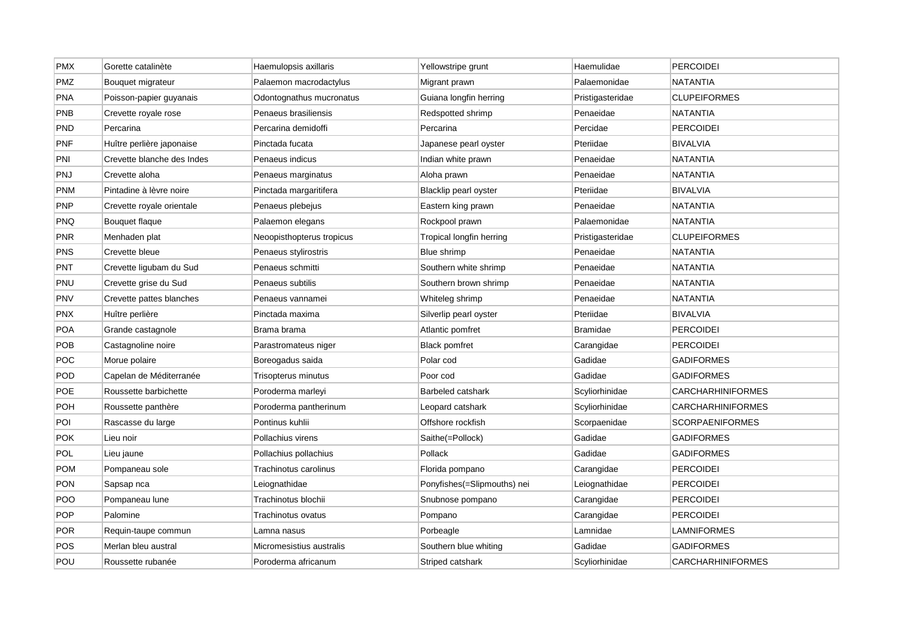| PMX | Gorette catalinète | Haemulopsis axillaris | Yellowstripe grunt | Haemulidae | PERCOIDEI |
|---|---|---|---|---|---|
| PMZ | Bouquet migrateur | Palaemon macrodactylus | Migrant prawn | Palaemonidae | NATANTIA |
| PNA | Poisson-papier guyanais | Odontognathus mucronatus | Guiana longfin herring | Pristigasteridae | CLUPEIFORMES |
| PNB | Crevette royale rose | Penaeus brasiliensis | Redspotted shrimp | Penaeidae | NATANTIA |
| PND | Percarina | Percarina demidoffi | Percarina | Percidae | PERCOIDEI |
| PNF | Huître perlière japonaise | Pinctada fucata | Japanese pearl oyster | Pteriidae | BIVALVIA |
| PNI | Crevette blanche des Indes | Penaeus indicus | Indian white prawn | Penaeidae | NATANTIA |
| PNJ | Crevette aloha | Penaeus marginatus | Aloha prawn | Penaeidae | NATANTIA |
| PNM | Pintadine à lèvre noire | Pinctada margaritifera | Blacklip pearl oyster | Pteriidae | BIVALVIA |
| PNP | Crevette royale orientale | Penaeus plebejus | Eastern king prawn | Penaeidae | NATANTIA |
| PNQ | Bouquet flaque | Palaemon elegans | Rockpool prawn | Palaemonidae | NATANTIA |
| PNR | Menhaden plat | Neoopisthopterus tropicus | Tropical longfin herring | Pristigasteridae | CLUPEIFORMES |
| PNS | Crevette bleue | Penaeus stylirostris | Blue shrimp | Penaeidae | NATANTIA |
| PNT | Crevette ligubam du Sud | Penaeus schmitti | Southern white shrimp | Penaeidae | NATANTIA |
| PNU | Crevette grise du Sud | Penaeus subtilis | Southern brown shrimp | Penaeidae | NATANTIA |
| PNV | Crevette pattes blanches | Penaeus vannamei | Whiteleg shrimp | Penaeidae | NATANTIA |
| PNX | Huître perlière | Pinctada maxima | Silverlip pearl oyster | Pteriidae | BIVALVIA |
| POA | Grande castagnole | Brama brama | Atlantic pomfret | Bramidae | PERCOIDEI |
| POB | Castagnoline noire | Parastromateus niger | Black pomfret | Carangidae | PERCOIDEI |
| POC | Morue polaire | Boreogadus saida | Polar cod | Gadidae | GADIFORMES |
| POD | Capelan de Méditerranée | Trisopterus minutus | Poor cod | Gadidae | GADIFORMES |
| POE | Roussette barbichette | Poroderma marleyi | Barbeled catshark | Scyliorhinidae | CARCHARHINIFORMES |
| POH | Roussette panthère | Poroderma pantherinum | Leopard catshark | Scyliorhinidae | CARCHARHINIFORMES |
| POI | Rascasse du large | Pontinus kuhlii | Offshore rockfish | Scorpaenidae | SCORPAENIFORMES |
| POK | Lieu noir | Pollachius virens | Saithe(=Pollock) | Gadidae | GADIFORMES |
| POL | Lieu jaune | Pollachius pollachius | Pollack | Gadidae | GADIFORMES |
| POM | Pompaneau sole | Trachinotus carolinus | Florida pompano | Carangidae | PERCOIDEI |
| PON | Sapsap nca | Leiognathidae | Ponyfishes(=Slipmouths) nei | Leiognathidae | PERCOIDEI |
| POO | Pompaneau lune | Trachinotus blochii | Snubnose pompano | Carangidae | PERCOIDEI |
| POP | Palomine | Trachinotus ovatus | Pompano | Carangidae | PERCOIDEI |
| POR | Requin-taupe commun | Lamna nasus | Porbeagle | Lamnidae | LAMNIFORMES |
| POS | Merlan bleu austral | Micromesistius australis | Southern blue whiting | Gadidae | GADIFORMES |
| POU | Roussette rubanée | Poroderma africanum | Striped catshark | Scyliorhinidae | CARCHARHINIFORMES |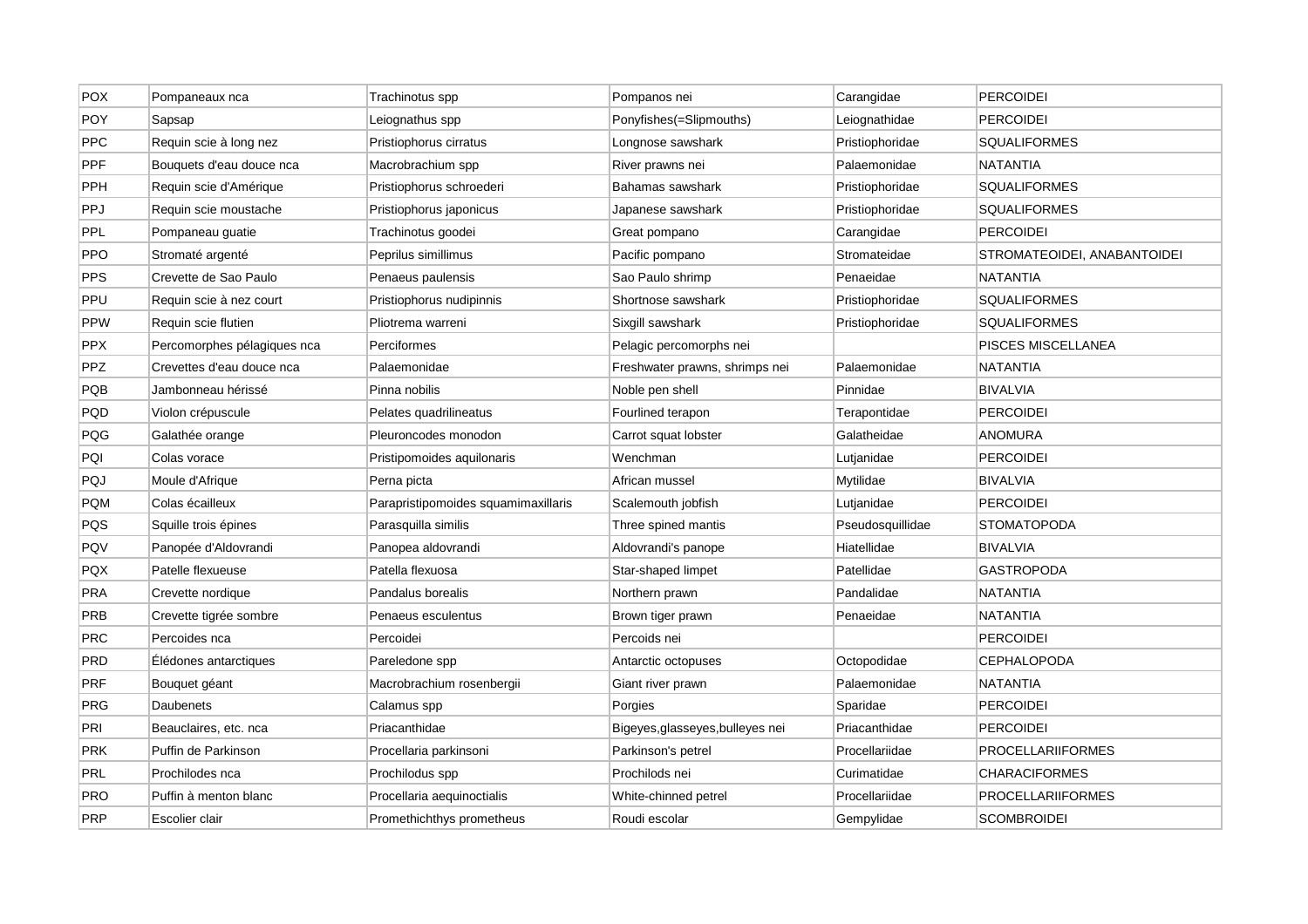| POX | Pompaneaux nca | Trachinotus spp | Pompanos nei | Carangidae | PERCOIDEI |
|---|---|---|---|---|---|
| POY | Sapsap | Leiognathus spp | Ponyfishes(=Slipmouths) | Leiognathidae | PERCOIDEI |
| PPC | Requin scie à long nez | Pristiophorus cirratus | Longnose sawshark | Pristiophoridae | SQUALIFORMES |
| PPF | Bouquets d'eau douce nca | Macrobrachium spp | River prawns nei | Palaemonidae | NATANTIA |
| PPH | Requin scie d'Amérique | Pristiophorus schroederi | Bahamas sawshark | Pristiophoridae | SQUALIFORMES |
| PPJ | Requin scie moustache | Pristiophorus japonicus | Japanese sawshark | Pristiophoridae | SQUALIFORMES |
| PPL | Pompaneau guatie | Trachinotus goodei | Great pompano | Carangidae | PERCOIDEI |
| PPO | Stromaté argenté | Peprilus simillimus | Pacific pompano | Stromateidae | STROMATEOIDEI, ANABANTOIDEI |
| PPS | Crevette de Sao Paulo | Penaeus paulensis | Sao Paulo shrimp | Penaeidae | NATANTIA |
| PPU | Requin scie à nez court | Pristiophorus nudipinnis | Shortnose sawshark | Pristiophoridae | SQUALIFORMES |
| PPW | Requin scie flutien | Pliotrema warreni | Sixgill sawshark | Pristiophoridae | SQUALIFORMES |
| PPX | Percomorphes pélagiques nca | Perciformes | Pelagic percomorphs nei | | PISCES MISCELLANEA |
| PPZ | Crevettes d'eau douce nca | Palaemonidae | Freshwater prawns, shrimps nei | Palaemonidae | NATANTIA |
| PQB | Jambonneau hérissé | Pinna nobilis | Noble pen shell | Pinnidae | BIVALVIA |
| PQD | Violon crépuscule | Pelates quadrilineatus | Fourlined terapon | Terapontidae | PERCOIDEI |
| PQG | Galathée orange | Pleuroncodes monodon | Carrot squat lobster | Galatheidae | ANOMURA |
| PQI | Colas vorace | Pristipomoides aquilonaris | Wenchman | Lutjanidae | PERCOIDEI |
| PQJ | Moule d'Afrique | Perna picta | African mussel | Mytilidae | BIVALVIA |
| PQM | Colas écailleux | Parapristipomoides squamimaxillaris | Scalemouth jobfish | Lutjanidae | PERCOIDEI |
| PQS | Squille trois épines | Parasquilla similis | Three spined mantis | Pseudosquillidae | STOMATOPODA |
| PQV | Panopée d'Aldovrandi | Panopea aldovrandi | Aldovrandi's panope | Hiatellidae | BIVALVIA |
| PQX | Patelle flexueuse | Patella flexuosa | Star-shaped limpet | Patellidae | GASTROPODA |
| PRA | Crevette nordique | Pandalus borealis | Northern prawn | Pandalidae | NATANTIA |
| PRB | Crevette tigrée sombre | Penaeus esculentus | Brown tiger prawn | Penaeidae | NATANTIA |
| PRC | Percoides nca | Percoidei | Percoids nei | | PERCOIDEI |
| PRD | Élédones antarctiques | Pareledone spp | Antarctic octopuses | Octopodidae | CEPHALOPODA |
| PRF | Bouquet géant | Macrobrachium rosenbergii | Giant river prawn | Palaemonidae | NATANTIA |
| PRG | Daubenets | Calamus spp | Porgies | Sparidae | PERCOIDEI |
| PRI | Beauclaires, etc. nca | Priacanthidae | Bigeyes,glasseyes,bulleyes nei | Priacanthidae | PERCOIDEI |
| PRK | Puffin de Parkinson | Procellaria parkinsoni | Parkinson's petrel | Procellariidae | PROCELLARIIFORMES |
| PRL | Prochilodes nca | Prochilodus spp | Prochilods nei | Curimatidae | CHARACIFORMES |
| PRO | Puffin à menton blanc | Procellaria aequinoctialis | White-chinned petrel | Procellariidae | PROCELLARIIFORMES |
| PRP | Escolier clair | Promethichthys prometheus | Roudi escolar | Gempylidae | SCOMBROIDEI |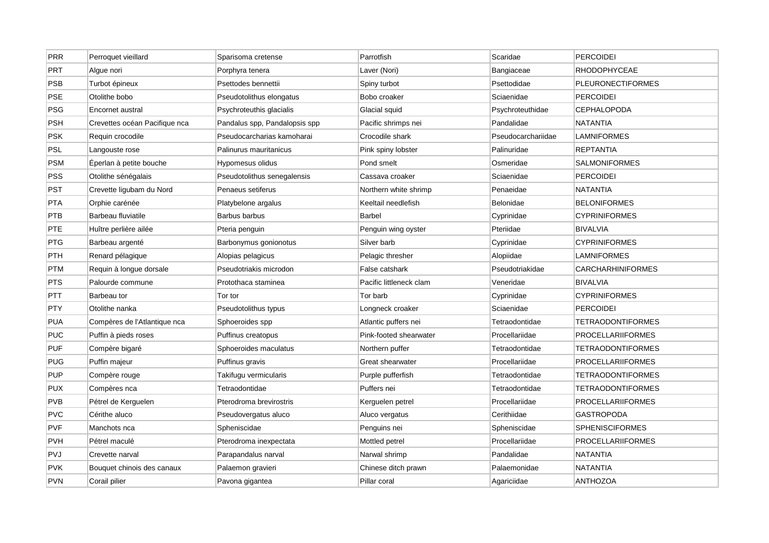| PRR | Perroquet vieillard | Sparisoma cretense | Parrotfish | Scaridae | PERCOIDEI |
|---|---|---|---|---|---|
| PRT | Algue nori | Porphyra tenera | Laver (Nori) | Bangiaceae | RHODOPHYCEAE |
| PSB | Turbot épineux | Psettodes bennettii | Spiny turbot | Psettodidae | PLEURONECTIFORMES |
| PSE | Otolithe bobo | Pseudotolithus elongatus | Bobo croaker | Sciaenidae | PERCOIDEI |
| PSG | Encornet austral | Psychroteuthis glacialis | Glacial squid | Psychroteuthidae | CEPHALOPODA |
| PSH | Crevettes océan Pacifique nca | Pandalus spp, Pandalopsis spp | Pacific shrimps nei | Pandalidae | NATANTIA |
| PSK | Requin crocodile | Pseudocarcharias kamoharai | Crocodile shark | Pseudocarchariidae | LAMNIFORMES |
| PSL | Langouste rose | Palinurus mauritanicus | Pink spiny lobster | Palinuridae | REPTANTIA |
| PSM | Éperlan à petite bouche | Hypomesus olidus | Pond smelt | Osmeridae | SALMONIFORMES |
| PSS | Otolithe sénégalais | Pseudotolithus senegalensis | Cassava croaker | Sciaenidae | PERCOIDEI |
| PST | Crevette ligubam du Nord | Penaeus setiferus | Northern white shrimp | Penaeidae | NATANTIA |
| PTA | Orphie carénée | Platybelone argalus | Keeltail needlefish | Belonidae | BELONIFORMES |
| PTB | Barbeau fluviatile | Barbus barbus | Barbel | Cyprinidae | CYPRINIFORMES |
| PTE | Huître perlière ailée | Pteria penguin | Penguin wing oyster | Pteriidae | BIVALVIA |
| PTG | Barbeau argenté | Barbonymus gonionotus | Silver barb | Cyprinidae | CYPRINIFORMES |
| PTH | Renard pélagique | Alopias pelagicus | Pelagic thresher | Alopiidae | LAMNIFORMES |
| PTM | Requin à longue dorsale | Pseudotriakis microdon | False catshark | Pseudotriakidae | CARCHARHINIFORMES |
| PTS | Palourde commune | Protothaca staminea | Pacific littleneck clam | Veneridae | BIVALVIA |
| PTT | Barbeau tor | Tor tor | Tor barb | Cyprinidae | CYPRINIFORMES |
| PTY | Otolithe nanka | Pseudotolithus typus | Longneck croaker | Sciaenidae | PERCOIDEI |
| PUA | Compères de l'Atlantique nca | Sphoeroides spp | Atlantic puffers nei | Tetraodontidae | TETRAODONTIFORMES |
| PUC | Puffin à pieds roses | Puffinus creatopus | Pink-footed shearwater | Procellariidae | PROCELLARIIFORMES |
| PUF | Compère bigaré | Sphoeroides maculatus | Northern puffer | Tetraodontidae | TETRAODONTIFORMES |
| PUG | Puffin majeur | Puffinus gravis | Great shearwater | Procellariidae | PROCELLARIIFORMES |
| PUP | Compère rouge | Takifugu vermicularis | Purple pufferfish | Tetraodontidae | TETRAODONTIFORMES |
| PUX | Compères nca | Tetraodontidae | Puffers nei | Tetraodontidae | TETRAODONTIFORMES |
| PVB | Pétrel de Kerguelen | Pterodroma brevirostris | Kerguelen petrel | Procellariidae | PROCELLARIIFORMES |
| PVC | Cérithe aluco | Pseudovergatus aluco | Aluco vergatus | Cerithiidae | GASTROPODA |
| PVF | Manchots nca | Spheniscidae | Penguins nei | Spheniscidae | SPHENISCIFORMES |
| PVH | Pétrel maculé | Pterodroma inexpectata | Mottled petrel | Procellariidae | PROCELLARIIFORMES |
| PVJ | Crevette narval | Parapandalus narval | Narwal shrimp | Pandalidae | NATANTIA |
| PVK | Bouquet chinois des canaux | Palaemon gravieri | Chinese ditch prawn | Palaemonidae | NATANTIA |
| PVN | Corail pilier | Pavona gigantea | Pillar coral | Agariciidae | ANTHOZOA |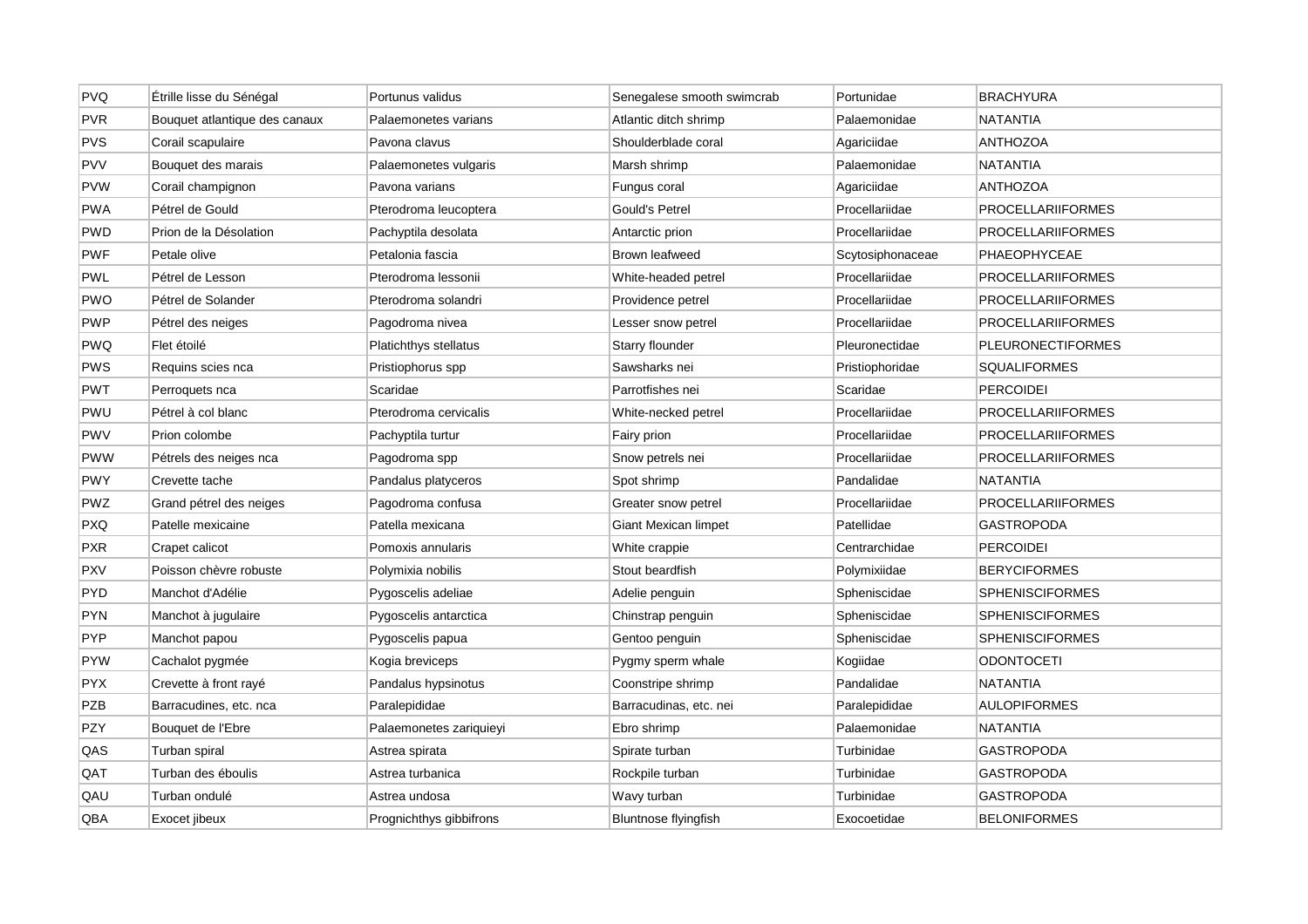| PVQ | Étrille lisse du Sénégal | Portunus validus | Senegalese smooth swimcrab | Portunidae | BRACHYURA |
|---|---|---|---|---|---|
| PVR | Bouquet atlantique des canaux | Palaemonetes varians | Atlantic ditch shrimp | Palaemonidae | NATANTIA |
| PVS | Corail scapulaire | Pavona clavus | Shoulderblade coral | Agariciidae | ANTHOZOA |
| PVV | Bouquet des marais | Palaemonetes vulgaris | Marsh shrimp | Palaemonidae | NATANTIA |
| PVW | Corail champignon | Pavona varians | Fungus coral | Agariciidae | ANTHOZOA |
| PWA | Pétrel de Gould | Pterodroma leucoptera | Gould's Petrel | Procellariidae | PROCELLARIIFORMES |
| PWD | Prion de la Désolation | Pachyptila desolata | Antarctic prion | Procellariidae | PROCELLARIIFORMES |
| PWF | Petale olive | Petalonia fascia | Brown leafweed | Scytosiphonaceae | PHAEOPHYCEAE |
| PWL | Pétrel de Lesson | Pterodroma lessonii | White-headed petrel | Procellariidae | PROCELLARIIFORMES |
| PWO | Pétrel de Solander | Pterodroma solandri | Providence petrel | Procellariidae | PROCELLARIIFORMES |
| PWP | Pétrel des neiges | Pagodroma nivea | Lesser snow petrel | Procellariidae | PROCELLARIIFORMES |
| PWQ | Flet étoilé | Platichthys stellatus | Starry flounder | Pleuronectidae | PLEURONECTIFORMES |
| PWS | Requins scies nca | Pristiophorus spp | Sawsharks nei | Pristiophoridae | SQUALIFORMES |
| PWT | Perroquets nca | Scaridae | Parrotfishes nei | Scaridae | PERCOIDEI |
| PWU | Pétrel à col blanc | Pterodroma cervicalis | White-necked petrel | Procellariidae | PROCELLARIIFORMES |
| PWV | Prion colombe | Pachyptila turtur | Fairy prion | Procellariidae | PROCELLARIIFORMES |
| PWW | Pétrels des neiges nca | Pagodroma spp | Snow petrels nei | Procellariidae | PROCELLARIIFORMES |
| PWY | Crevette tache | Pandalus platyceros | Spot shrimp | Pandalidae | NATANTIA |
| PWZ | Grand pétrel des neiges | Pagodroma confusa | Greater snow petrel | Procellariidae | PROCELLARIIFORMES |
| PXQ | Patelle mexicaine | Patella mexicana | Giant Mexican limpet | Patellidae | GASTROPODA |
| PXR | Crapet calicot | Pomoxis annularis | White crappie | Centrarchidae | PERCOIDEI |
| PXV | Poisson chèvre robuste | Polymixia nobilis | Stout beardfish | Polymixiidae | BERYCIFORMES |
| PYD | Manchot d'Adélie | Pygoscelis adeliae | Adelie penguin | Spheniscidae | SPHENISCIFORMES |
| PYN | Manchot à jugulaire | Pygoscelis antarctica | Chinstrap penguin | Spheniscidae | SPHENISCIFORMES |
| PYP | Manchot papou | Pygoscelis papua | Gentoo penguin | Spheniscidae | SPHENISCIFORMES |
| PYW | Cachalot pygmée | Kogia breviceps | Pygmy sperm whale | Kogiidae | ODONTOCETI |
| PYX | Crevette à front rayé | Pandalus hypsinotus | Coonstripe shrimp | Pandalidae | NATANTIA |
| PZB | Barracudines, etc. nca | Paralepididae | Barracudinas, etc. nei | Paralepididae | AULOPIFORMES |
| PZY | Bouquet de l'Ebre | Palaemonetes zariquieyi | Ebro shrimp | Palaemonidae | NATANTIA |
| QAS | Turban spiral | Astrea spirata | Spirate turban | Turbinidae | GASTROPODA |
| QAT | Turban des éboulis | Astrea turbanica | Rockpile turban | Turbinidae | GASTROPODA |
| QAU | Turban ondulé | Astrea undosa | Wavy turban | Turbinidae | GASTROPODA |
| QBA | Exocet jibeux | Prognichthys gibbifrons | Bluntnose flyingfish | Exocoetidae | BELONIFORMES |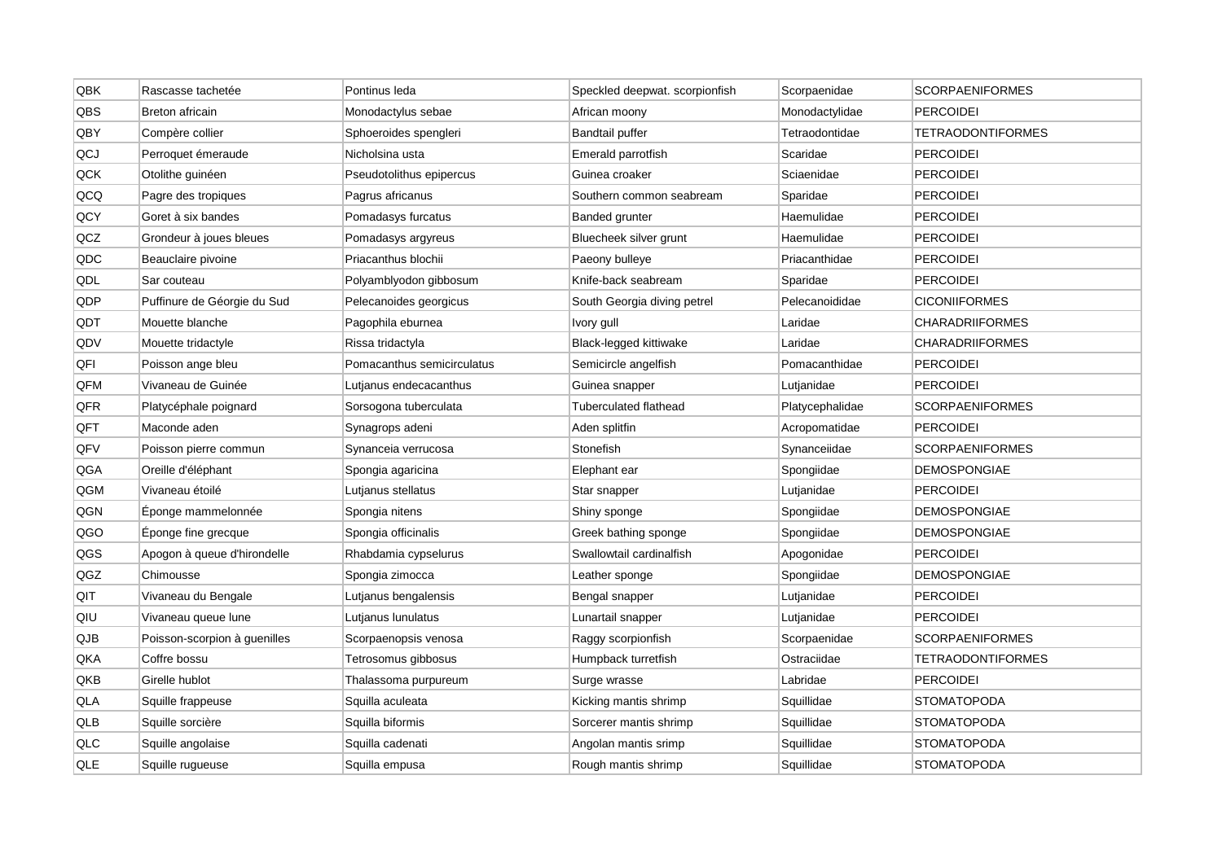| QBK | Rascasse tachetée | Pontinus leda | Speckled deepwat. scorpionfish | Scorpaenidae | SCORPAENIFORMES |
|---|---|---|---|---|---|
| QBS | Breton africain | Monodactylus sebae | African moony | Monodactylidae | PERCOIDEI |
| QBY | Compère collier | Sphoeroides spengleri | Bandtail puffer | Tetraodontidae | TETRAODONTIFORMES |
| QCJ | Perroquet émeraude | Nicholsina usta | Emerald parrotfish | Scaridae | PERCOIDEI |
| QCK | Otolithe guinéen | Pseudotolithus epipercus | Guinea croaker | Sciaenidae | PERCOIDEI |
| QCQ | Pagre des tropiques | Pagrus africanus | Southern common seabream | Sparidae | PERCOIDEI |
| QCY | Goret à six bandes | Pomadasys furcatus | Banded grunter | Haemulidae | PERCOIDEI |
| QCZ | Grondeur à joues bleues | Pomadasys argyreus | Bluecheek silver grunt | Haemulidae | PERCOIDEI |
| QDC | Beauclaire pivoine | Priacanthus blochii | Paeony bulleye | Priacanthidae | PERCOIDEI |
| QDL | Sar couteau | Polyamblyodon gibbosum | Knife-back seabream | Sparidae | PERCOIDEI |
| QDP | Puffinure de Géorgie du Sud | Pelecanoides georgicus | South Georgia diving petrel | Pelecanoididae | CICONIIFORMES |
| QDT | Mouette blanche | Pagophila eburnea | Ivory gull | Laridae | CHARADRIIFORMES |
| QDV | Mouette tridactyle | Rissa tridactyla | Black-legged kittiwake | Laridae | CHARADRIIFORMES |
| QFI | Poisson ange bleu | Pomacanthus semicirculatus | Semicircle angelfish | Pomacanthidae | PERCOIDEI |
| QFM | Vivaneau de Guinée | Lutjanus endecacanthus | Guinea snapper | Lutjanidae | PERCOIDEI |
| QFR | Platycéphale poignard | Sorsogona tuberculata | Tuberculated flathead | Platycephalidae | SCORPAENIFORMES |
| QFT | Maconde aden | Synagrops adeni | Aden splitfin | Acropomatidae | PERCOIDEI |
| QFV | Poisson pierre commun | Synanceia verrucosa | Stonefish | Synanceiidae | SCORPAENIFORMES |
| QGA | Oreille d'éléphant | Spongia agaricina | Elephant ear | Spongiidae | DEMOSPONGIAE |
| QGM | Vivaneau étoilé | Lutjanus stellatus | Star snapper | Lutjanidae | PERCOIDEI |
| QGN | Éponge mammelonnée | Spongia nitens | Shiny sponge | Spongiidae | DEMOSPONGIAE |
| QGO | Éponge fine grecque | Spongia officinalis | Greek bathing sponge | Spongiidae | DEMOSPONGIAE |
| QGS | Apogon à queue d'hirondelle | Rhabdamia cypselurus | Swallowtail cardinalfish | Apogonidae | PERCOIDEI |
| QGZ | Chimousse | Spongia zimocca | Leather sponge | Spongiidae | DEMOSPONGIAE |
| QIT | Vivaneau du Bengale | Lutjanus bengalensis | Bengal snapper | Lutjanidae | PERCOIDEI |
| QIU | Vivaneau queue lune | Lutjanus lunulatus | Lunartail snapper | Lutjanidae | PERCOIDEI |
| QJB | Poisson-scorpion à guenilles | Scorpaenopsis venosa | Raggy scorpionfish | Scorpaenidae | SCORPAENIFORMES |
| QKA | Coffre bossu | Tetrosomus gibbosus | Humpback turretfish | Ostraciidae | TETRAODONTIFORMES |
| QKB | Girelle hublot | Thalassoma purpureum | Surge wrasse | Labridae | PERCOIDEI |
| QLA | Squille frappeuse | Squilla aculeata | Kicking mantis shrimp | Squillidae | STOMATOPODA |
| QLB | Squille sorcière | Squilla biformis | Sorcerer mantis shrimp | Squillidae | STOMATOPODA |
| QLC | Squille angolaise | Squilla cadenati | Angolan mantis srimp | Squillidae | STOMATOPODA |
| QLE | Squille rugueuse | Squilla empusa | Rough mantis shrimp | Squillidae | STOMATOPODA |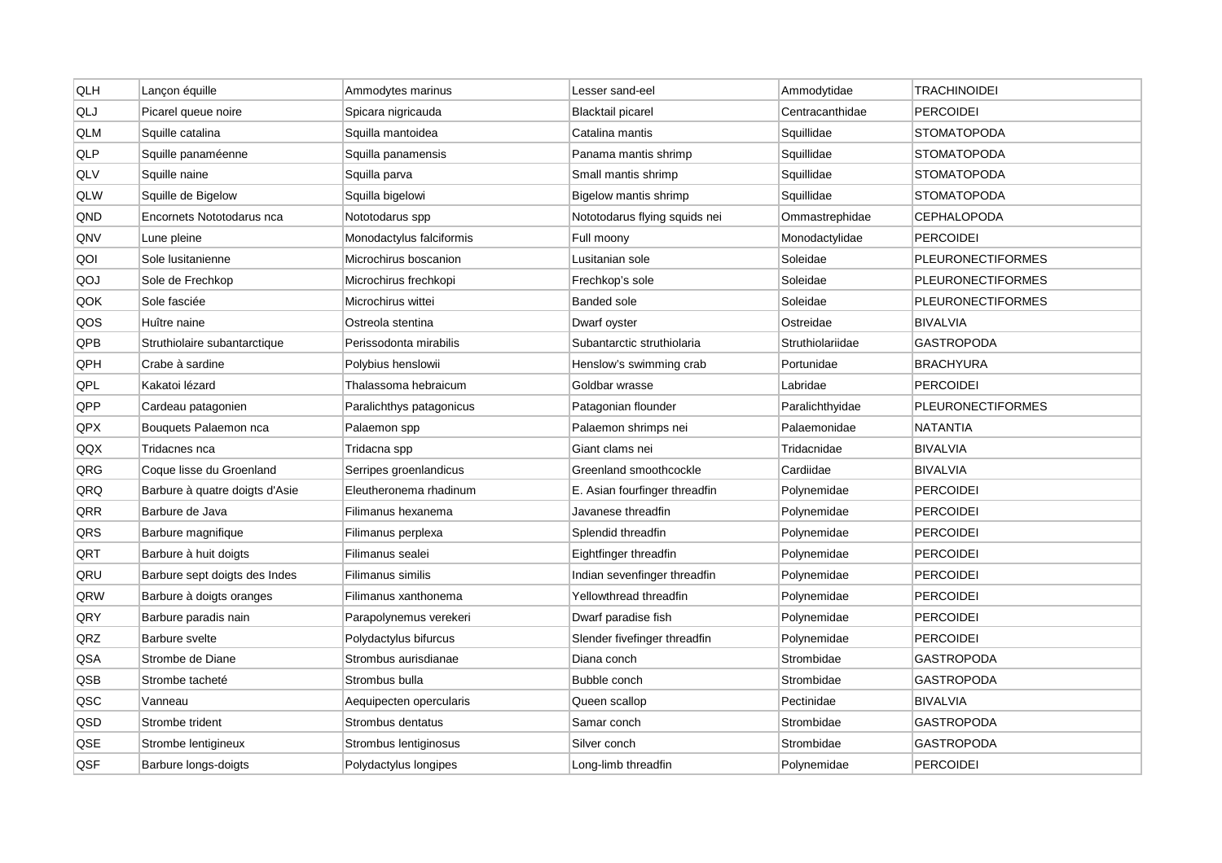| QLH | Lançon équille | Ammodytes marinus | Lesser sand-eel | Ammodytidae | TRACHINOIDEI |
|---|---|---|---|---|---|
| QLJ | Picarel queue noire | Spicara nigricauda | Blacktail picarel | Centracanthidae | PERCOIDEI |
| QLM | Squille catalina | Squilla mantoidea | Catalina mantis | Squillidae | STOMATOPODA |
| QLP | Squille panaméenne | Squilla panamensis | Panama mantis shrimp | Squillidae | STOMATOPODA |
| QLV | Squille naine | Squilla parva | Small mantis shrimp | Squillidae | STOMATOPODA |
| QLW | Squille de Bigelow | Squilla bigelowi | Bigelow mantis shrimp | Squillidae | STOMATOPODA |
| QND | Encornets Nototodarus nca | Nototodarus spp | Nototodarus flying squids nei | Ommastrephidae | CEPHALOPODA |
| QNV | Lune pleine | Monodactylus falciformis | Full moony | Monodactylidae | PERCOIDEI |
| QOI | Sole lusitanienne | Microchirus boscanion | Lusitanian sole | Soleidae | PLEURONECTIFORMES |
| QOJ | Sole de Frechkop | Microchirus frechkopi | Frechkop's sole | Soleidae | PLEURONECTIFORMES |
| QOK | Sole fasciée | Microchirus wittei | Banded sole | Soleidae | PLEURONECTIFORMES |
| QOS | Huître naine | Ostreola stentina | Dwarf oyster | Ostreidae | BIVALVIA |
| QPB | Struthiolaire subantarctique | Perissodonta mirabilis | Subantarctic struthiolaria | Struthiolariidae | GASTROPODA |
| QPH | Crabe à sardine | Polybius henslowii | Henslow's swimming crab | Portunidae | BRACHYURA |
| QPL | Kakatoi lézard | Thalassoma hebraicum | Goldbar wrasse | Labridae | PERCOIDEI |
| QPP | Cardeau patagonien | Paralichthys patagonicus | Patagonian flounder | Paralichthyidae | PLEURONECTIFORMES |
| QPX | Bouquets Palaemon nca | Palaemon spp | Palaemon shrimps nei | Palaemonidae | NATANTIA |
| QQX | Tridacnes nca | Tridacna spp | Giant clams nei | Tridacnidae | BIVALVIA |
| QRG | Coque lisse du Groenland | Serripes groenlandicus | Greenland smoothcockle | Cardiidae | BIVALVIA |
| QRQ | Barbure à quatre doigts d'Asie | Eleutheronema rhadinum | E. Asian fourfinger threadfin | Polynemidae | PERCOIDEI |
| QRR | Barbure de Java | Filimanus hexanema | Javanese threadfin | Polynemidae | PERCOIDEI |
| QRS | Barbure magnifique | Filimanus perplexa | Splendid threadfin | Polynemidae | PERCOIDEI |
| QRT | Barbure à huit doigts | Filimanus sealei | Eightfinger threadfin | Polynemidae | PERCOIDEI |
| QRU | Barbure sept doigts des Indes | Filimanus similis | Indian sevenfinger threadfin | Polynemidae | PERCOIDEI |
| QRW | Barbure à doigts oranges | Filimanus xanthonema | Yellowthread threadfin | Polynemidae | PERCOIDEI |
| QRY | Barbure paradis nain | Parapolynemus verekeri | Dwarf paradise fish | Polynemidae | PERCOIDEI |
| QRZ | Barbure svelte | Polydactylus bifurcus | Slender fivefinger threadfin | Polynemidae | PERCOIDEI |
| QSA | Strombe de Diane | Strombus aurisdianae | Diana conch | Strombidae | GASTROPODA |
| QSB | Strombe tacheté | Strombus bulla | Bubble conch | Strombidae | GASTROPODA |
| QSC | Vanneau | Aequipecten opercularis | Queen scallop | Pectinidae | BIVALVIA |
| QSD | Strombe trident | Strombus dentatus | Samar conch | Strombidae | GASTROPODA |
| QSE | Strombe lentigineux | Strombus lentiginosus | Silver conch | Strombidae | GASTROPODA |
| QSF | Barbure longs-doigts | Polydactylus longipes | Long-limb threadfin | Polynemidae | PERCOIDEI |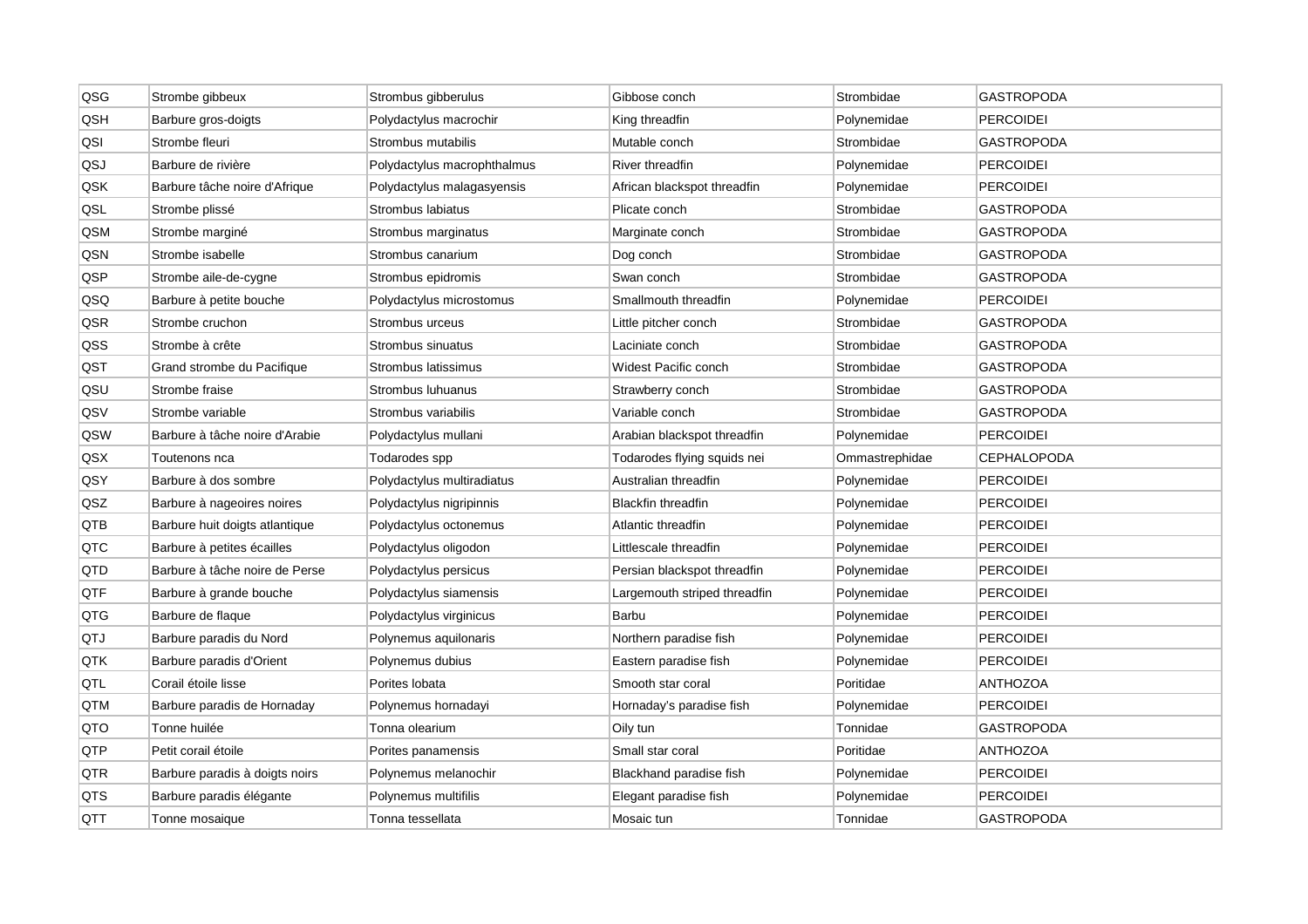| QSG | Strombe gibbeux | Strombus gibberulus | Gibbose conch | Strombidae | GASTROPODA |
|---|---|---|---|---|---|
| QSH | Barbure gros-doigts | Polydactylus macrochir | King threadfin | Polynemidae | PERCOIDEI |
| QSI | Strombe fleuri | Strombus mutabilis | Mutable conch | Strombidae | GASTROPODA |
| QSJ | Barbure de rivière | Polydactylus macrophthalmus | River threadfin | Polynemidae | PERCOIDEI |
| QSK | Barbure tâche noire d'Afrique | Polydactylus malagasyensis | African blackspot threadfin | Polynemidae | PERCOIDEI |
| QSL | Strombe plissé | Strombus labiatus | Plicate conch | Strombidae | GASTROPODA |
| QSM | Strombe marginé | Strombus marginatus | Marginate conch | Strombidae | GASTROPODA |
| QSN | Strombe isabelle | Strombus canarium | Dog conch | Strombidae | GASTROPODA |
| QSP | Strombe aile-de-cygne | Strombus epidromis | Swan conch | Strombidae | GASTROPODA |
| QSQ | Barbure à petite bouche | Polydactylus microstomus | Smallmouth threadfin | Polynemidae | PERCOIDEI |
| QSR | Strombe cruchon | Strombus urceus | Little pitcher conch | Strombidae | GASTROPODA |
| QSS | Strombe à crête | Strombus sinuatus | Laciniate conch | Strombidae | GASTROPODA |
| QST | Grand strombe du Pacifique | Strombus latissimus | Widest Pacific conch | Strombidae | GASTROPODA |
| QSU | Strombe fraise | Strombus luhuanus | Strawberry conch | Strombidae | GASTROPODA |
| QSV | Strombe variable | Strombus variabilis | Variable conch | Strombidae | GASTROPODA |
| QSW | Barbure à tâche noire d'Arabie | Polydactylus mullani | Arabian blackspot threadfin | Polynemidae | PERCOIDEI |
| QSX | Toutenons nca | Todarodes spp | Todarodes flying squids nei | Ommastrephidae | CEPHALOPODA |
| QSY | Barbure à dos sombre | Polydactylus multiradiatus | Australian threadfin | Polynemidae | PERCOIDEI |
| QSZ | Barbure à nageoires noires | Polydactylus nigripinnis | Blackfin threadfin | Polynemidae | PERCOIDEI |
| QTB | Barbure huit doigts atlantique | Polydactylus octonemus | Atlantic threadfin | Polynemidae | PERCOIDEI |
| QTC | Barbure à petites écailles | Polydactylus oligodon | Littlescale threadfin | Polynemidae | PERCOIDEI |
| QTD | Barbure à tâche noire de Perse | Polydactylus persicus | Persian blackspot threadfin | Polynemidae | PERCOIDEI |
| QTF | Barbure à grande bouche | Polydactylus siamensis | Largemouth striped threadfin | Polynemidae | PERCOIDEI |
| QTG | Barbure de flaque | Polydactylus virginicus | Barbu | Polynemidae | PERCOIDEI |
| QTJ | Barbure paradis du Nord | Polynemus aquilonaris | Northern paradise fish | Polynemidae | PERCOIDEI |
| QTK | Barbure paradis d'Orient | Polynemus dubius | Eastern paradise fish | Polynemidae | PERCOIDEI |
| QTL | Corail étoile lisse | Porites lobata | Smooth star coral | Poritidae | ANTHOZOA |
| QTM | Barbure paradis de Hornaday | Polynemus hornadayi | Hornaday's paradise fish | Polynemidae | PERCOIDEI |
| QTO | Tonne huilée | Tonna olearium | Oily tun | Tonnidae | GASTROPODA |
| QTP | Petit corail étoile | Porites panamensis | Small star coral | Poritidae | ANTHOZOA |
| QTR | Barbure paradis à doigts noirs | Polynemus melanochir | Blackhand paradise fish | Polynemidae | PERCOIDEI |
| QTS | Barbure paradis élégante | Polynemus multifilis | Elegant paradise fish | Polynemidae | PERCOIDEI |
| QTT | Tonne mosaique | Tonna tessellata | Mosaic tun | Tonnidae | GASTROPODA |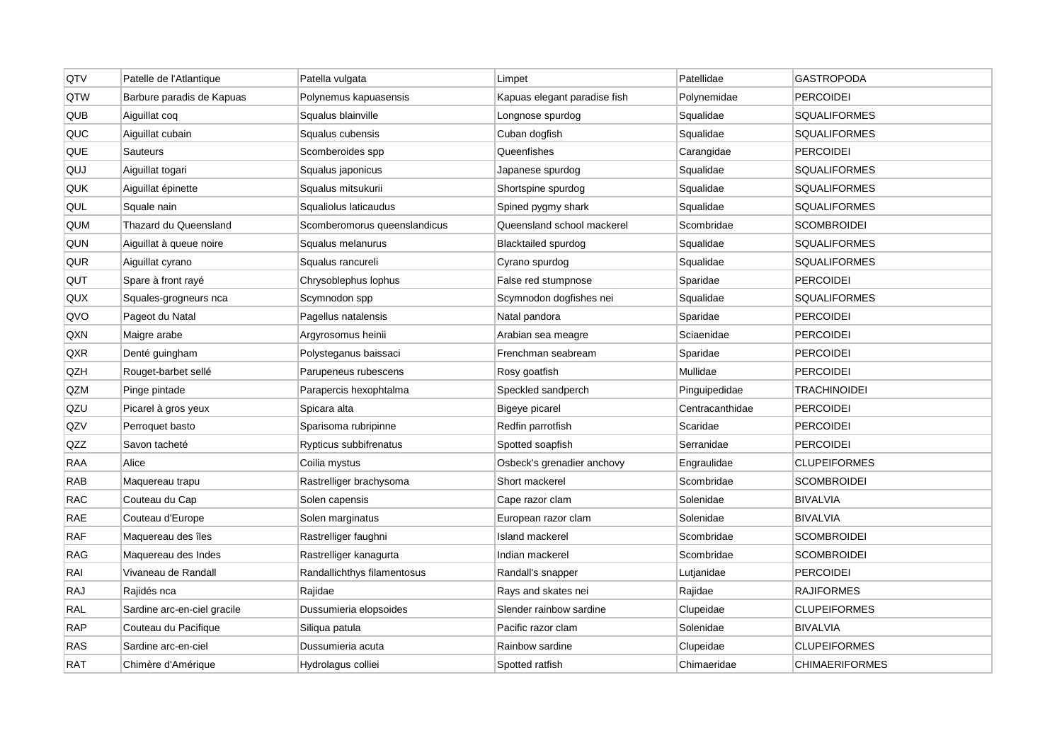| QTV | Patelle de l'Atlantique | Patella vulgata | Limpet | Patellidae | GASTROPODA |
|---|---|---|---|---|---|
| QTW | Barbure paradis de Kapuas | Polynemus kapuasensis | Kapuas elegant paradise fish | Polynemidae | PERCOIDEI |
| QUB | Aiguillat coq | Squalus blainville | Longnose spurdog | Squalidae | SQUALIFORMES |
| QUC | Aiguillat cubain | Squalus cubensis | Cuban dogfish | Squalidae | SQUALIFORMES |
| QUE | Sauteurs | Scomberoides spp | Queenfishes | Carangidae | PERCOIDEI |
| QUJ | Aiguillat togari | Squalus japonicus | Japanese spurdog | Squalidae | SQUALIFORMES |
| QUK | Aiguillat épinette | Squalus mitsukurii | Shortspine spurdog | Squalidae | SQUALIFORMES |
| QUL | Squale nain | Squaliolus laticaudus | Spined pygmy shark | Squalidae | SQUALIFORMES |
| QUM | Thazard du Queensland | Scomberomorus queenslandicus | Queensland school mackerel | Scombridae | SCOMBROIDEI |
| QUN | Aiguillat à queue noire | Squalus melanurus | Blacktailed spurdog | Squalidae | SQUALIFORMES |
| QUR | Aiguillat cyrano | Squalus rancureli | Cyrano spurdog | Squalidae | SQUALIFORMES |
| QUT | Spare à front rayé | Chrysoblephus lophus | False red stumpnose | Sparidae | PERCOIDEI |
| QUX | Squales-grogneurs nca | Scymnodon spp | Scymnodon dogfishes nei | Squalidae | SQUALIFORMES |
| QVO | Pageot du Natal | Pagellus natalensis | Natal pandora | Sparidae | PERCOIDEI |
| QXN | Maigre arabe | Argyrosomus heinii | Arabian sea meagre | Sciaenidae | PERCOIDEI |
| QXR | Denté guingham | Polysteganus baissaci | Frenchman seabream | Sparidae | PERCOIDEI |
| QZH | Rouget-barbet sellé | Parupeneus rubescens | Rosy goatfish | Mullidae | PERCOIDEI |
| QZM | Pinge pintade | Parapercis hexophtalma | Speckled sandperch | Pinguipedidae | TRACHINOIDEI |
| QZU | Picarel à gros yeux | Spicara alta | Bigeye picarel | Centracanthidae | PERCOIDEI |
| QZV | Perroquet basto | Sparisoma rubripinne | Redfin parrotfish | Scaridae | PERCOIDEI |
| QZZ | Savon tacheté | Rypticus subbifrenatus | Spotted soapfish | Serranidae | PERCOIDEI |
| RAA | Alice | Coilia mystus | Osbeck's grenadier anchovy | Engraulidae | CLUPEIFORMES |
| RAB | Maquereau trapu | Rastrelliger brachysoma | Short mackerel | Scombridae | SCOMBROIDEI |
| RAC | Couteau du Cap | Solen capensis | Cape razor clam | Solenidae | BIVALVIA |
| RAE | Couteau d'Europe | Solen marginatus | European razor clam | Solenidae | BIVALVIA |
| RAF | Maquereau des îles | Rastrelliger faughni | Island mackerel | Scombridae | SCOMBROIDEI |
| RAG | Maquereau des Indes | Rastrelliger kanagurta | Indian mackerel | Scombridae | SCOMBROIDEI |
| RAI | Vivaneau de Randall | Randallichthys filamentosus | Randall's snapper | Lutjanidae | PERCOIDEI |
| RAJ | Rajidés nca | Rajidae | Rays and skates nei | Rajidae | RAJIFORMES |
| RAL | Sardine arc-en-ciel gracile | Dussumieria elopsoides | Slender rainbow sardine | Clupeidae | CLUPEIFORMES |
| RAP | Couteau du Pacifique | Siliqua patula | Pacific razor clam | Solenidae | BIVALVIA |
| RAS | Sardine arc-en-ciel | Dussumieria acuta | Rainbow sardine | Clupeidae | CLUPEIFORMES |
| RAT | Chimère d'Amérique | Hydrolagus colliei | Spotted ratfish | Chimaeridae | CHIMAERIFORMES |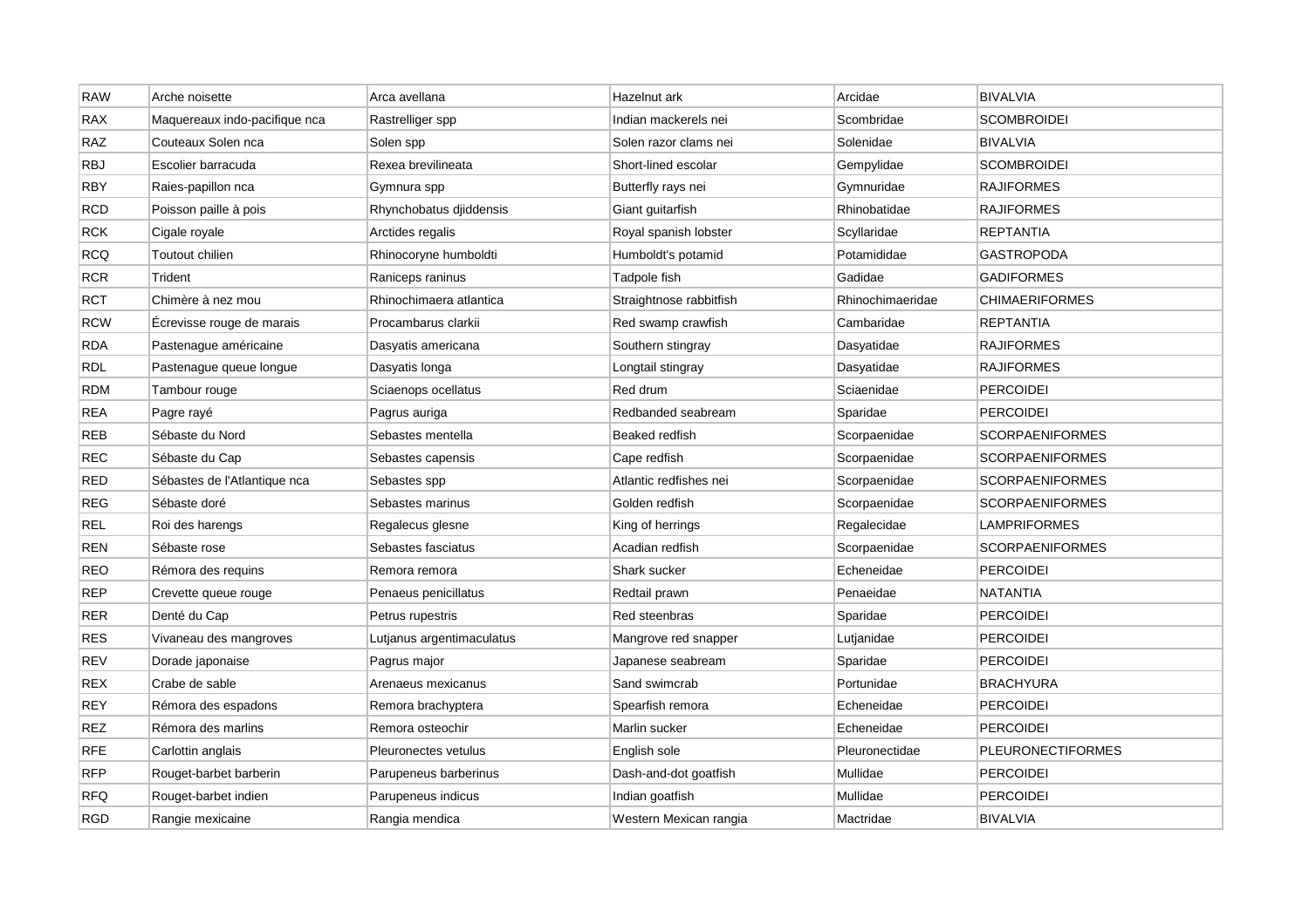| RAW | Arche noisette | Arca avellana | Hazelnut ark | Arcidae | BIVALVIA |
|---|---|---|---|---|---|
| RAX | Maquereaux indo-pacifique nca | Rastrelliger spp | Indian mackerels nei | Scombridae | SCOMBROIDEI |
| RAZ | Couteaux Solen nca | Solen spp | Solen razor clams nei | Solenidae | BIVALVIA |
| RBJ | Escolier barracuda | Rexea brevilineata | Short-lined escolar | Gempylidae | SCOMBROIDEI |
| RBY | Raies-papillon nca | Gymnura spp | Butterfly rays nei | Gymnuridae | RAJIFORMES |
| RCD | Poisson paille à pois | Rhynchobatus djiddensis | Giant guitarfish | Rhinobatidae | RAJIFORMES |
| RCK | Cigale royale | Arctides regalis | Royal spanish lobster | Scyllaridae | REPTANTIA |
| RCQ | Toutout chilien | Rhinocoryne humboldti | Humboldt's potamid | Potamididae | GASTROPODA |
| RCR | Trident | Raniceps raninus | Tadpole fish | Gadidae | GADIFORMES |
| RCT | Chimère à nez mou | Rhinochimaera atlantica | Straightnose rabbitfish | Rhinochimaeridae | CHIMAERIFORMES |
| RCW | Écrevisse rouge de marais | Procambarus clarkii | Red swamp crawfish | Cambaridae | REPTANTIA |
| RDA | Pastenague américaine | Dasyatis americana | Southern stingray | Dasyatidae | RAJIFORMES |
| RDL | Pastenague queue longue | Dasyatis longa | Longtail stingray | Dasyatidae | RAJIFORMES |
| RDM | Tambour rouge | Sciaenops ocellatus | Red drum | Sciaenidae | PERCOIDEI |
| REA | Pagre rayé | Pagrus auriga | Redbanded seabream | Sparidae | PERCOIDEI |
| REB | Sébaste du Nord | Sebastes mentella | Beaked redfish | Scorpaenidae | SCORPAENIFORMES |
| REC | Sébaste du Cap | Sebastes capensis | Cape redfish | Scorpaenidae | SCORPAENIFORMES |
| RED | Sébastes de l'Atlantique nca | Sebastes spp | Atlantic redfishes nei | Scorpaenidae | SCORPAENIFORMES |
| REG | Sébaste doré | Sebastes marinus | Golden redfish | Scorpaenidae | SCORPAENIFORMES |
| REL | Roi des harengs | Regalecus glesne | King of herrings | Regalecidae | LAMPRIFORMES |
| REN | Sébaste rose | Sebastes fasciatus | Acadian redfish | Scorpaenidae | SCORPAENIFORMES |
| REO | Rémora des requins | Remora remora | Shark sucker | Echeneidae | PERCOIDEI |
| REP | Crevette queue rouge | Penaeus penicillatus | Redtail prawn | Penaeidae | NATANTIA |
| RER | Denté du Cap | Petrus rupestris | Red steenbras | Sparidae | PERCOIDEI |
| RES | Vivaneau des mangroves | Lutjanus argentimaculatus | Mangrove red snapper | Lutjanidae | PERCOIDEI |
| REV | Dorade japonaise | Pagrus major | Japanese seabream | Sparidae | PERCOIDEI |
| REX | Crabe de sable | Arenaeus mexicanus | Sand swimcrab | Portunidae | BRACHYURA |
| REY | Rémora des espadons | Remora brachyptera | Spearfish remora | Echeneidae | PERCOIDEI |
| REZ | Rémora des marlins | Remora osteochir | Marlin sucker | Echeneidae | PERCOIDEI |
| RFE | Carlottin anglais | Pleuronectes vetulus | English sole | Pleuronectidae | PLEURONECTIFORMES |
| RFP | Rouget-barbet barberin | Parupeneus barberinus | Dash-and-dot goatfish | Mullidae | PERCOIDEI |
| RFQ | Rouget-barbet indien | Parupeneus indicus | Indian goatfish | Mullidae | PERCOIDEI |
| RGD | Rangie mexicaine | Rangia mendica | Western Mexican rangia | Mactridae | BIVALVIA |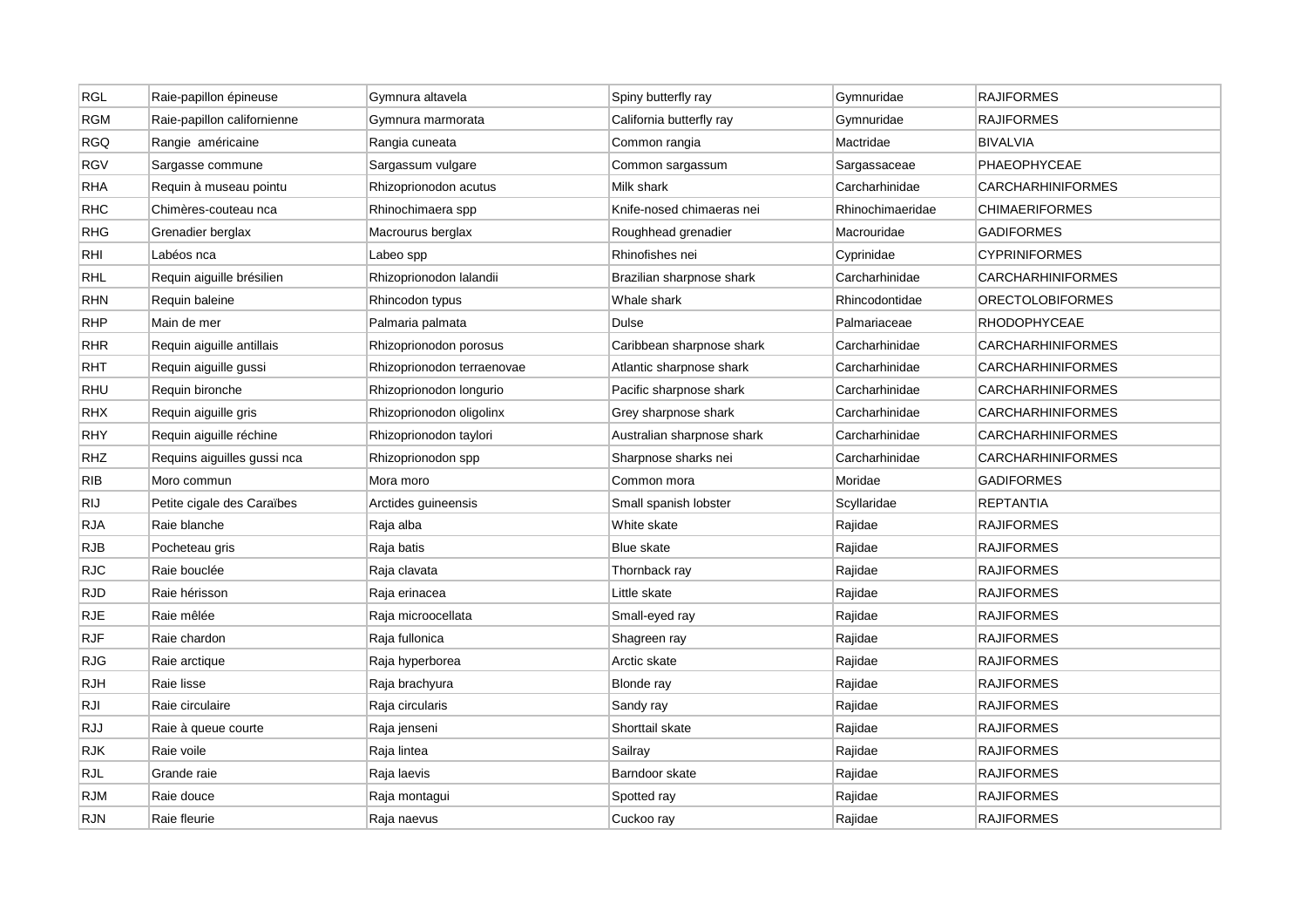| RGL | Raie-papillon épineuse | Gymnura altavela | Spiny butterfly ray | Gymnuridae | RAJIFORMES |
|---|---|---|---|---|---|
| RGM | Raie-papillon californienne | Gymnura marmorata | California butterfly ray | Gymnuridae | RAJIFORMES |
| RGQ | Rangie américaine | Rangia cuneata | Common rangia | Mactridae | BIVALVIA |
| RGV | Sargasse commune | Sargassum vulgare | Common sargassum | Sargassaceae | PHAEOPHYCEAE |
| RHA | Requin à museau pointu | Rhizoprionodon acutus | Milk shark | Carcharhinidae | CARCHARHINIFORMES |
| RHC | Chimères-couteau nca | Rhinochimaera spp | Knife-nosed chimaeras nei | Rhinochimaeridae | CHIMAERIFORMES |
| RHG | Grenadier berglax | Macrourus berglax | Roughhead grenadier | Macrouridae | GADIFORMES |
| RHI | Labéos nca | Labeo spp | Rhinofishes nei | Cyprinidae | CYPRINIFORMES |
| RHL | Requin aiguille brésilien | Rhizoprionodon lalandii | Brazilian sharpnose shark | Carcharhinidae | CARCHARHINIFORMES |
| RHN | Requin baleine | Rhincodon typus | Whale shark | Rhincodontidae | ORECTOLOBIFORMES |
| RHP | Main de mer | Palmaria palmata | Dulse | Palmariaceae | RHODOPHYCEAE |
| RHR | Requin aiguille antillais | Rhizoprionodon porosus | Caribbean sharpnose shark | Carcharhinidae | CARCHARHINIFORMES |
| RHT | Requin aiguille gussi | Rhizoprionodon terraenovae | Atlantic sharpnose shark | Carcharhinidae | CARCHARHINIFORMES |
| RHU | Requin bironche | Rhizoprionodon longurio | Pacific sharpnose shark | Carcharhinidae | CARCHARHINIFORMES |
| RHX | Requin aiguille gris | Rhizoprionodon oligolinx | Grey sharpnose shark | Carcharhinidae | CARCHARHINIFORMES |
| RHY | Requin aiguille réchine | Rhizoprionodon taylori | Australian sharpnose shark | Carcharhinidae | CARCHARHINIFORMES |
| RHZ | Requins aiguilles gussi nca | Rhizoprionodon spp | Sharpnose sharks nei | Carcharhinidae | CARCHARHINIFORMES |
| RIB | Moro commun | Mora moro | Common mora | Moridae | GADIFORMES |
| RIJ | Petite cigale des Caraïbes | Arctides guineensis | Small spanish lobster | Scyllaridae | REPTANTIA |
| RJA | Raie blanche | Raja alba | White skate | Rajidae | RAJIFORMES |
| RJB | Pocheteau gris | Raja batis | Blue skate | Rajidae | RAJIFORMES |
| RJC | Raie bouclée | Raja clavata | Thornback ray | Rajidae | RAJIFORMES |
| RJD | Raie hérisson | Raja erinacea | Little skate | Rajidae | RAJIFORMES |
| RJE | Raie mêlée | Raja microocellata | Small-eyed ray | Rajidae | RAJIFORMES |
| RJF | Raie chardon | Raja fullonica | Shagreen ray | Rajidae | RAJIFORMES |
| RJG | Raie arctique | Raja hyperborea | Arctic skate | Rajidae | RAJIFORMES |
| RJH | Raie lisse | Raja brachyura | Blonde ray | Rajidae | RAJIFORMES |
| RJI | Raie circulaire | Raja circularis | Sandy ray | Rajidae | RAJIFORMES |
| RJJ | Raie à queue courte | Raja jenseni | Shorttail skate | Rajidae | RAJIFORMES |
| RJK | Raie voile | Raja lintea | Sailray | Rajidae | RAJIFORMES |
| RJL | Grande raie | Raja laevis | Barndoor skate | Rajidae | RAJIFORMES |
| RJM | Raie douce | Raja montagui | Spotted ray | Rajidae | RAJIFORMES |
| RJN | Raie fleurie | Raja naevus | Cuckoo ray | Rajidae | RAJIFORMES |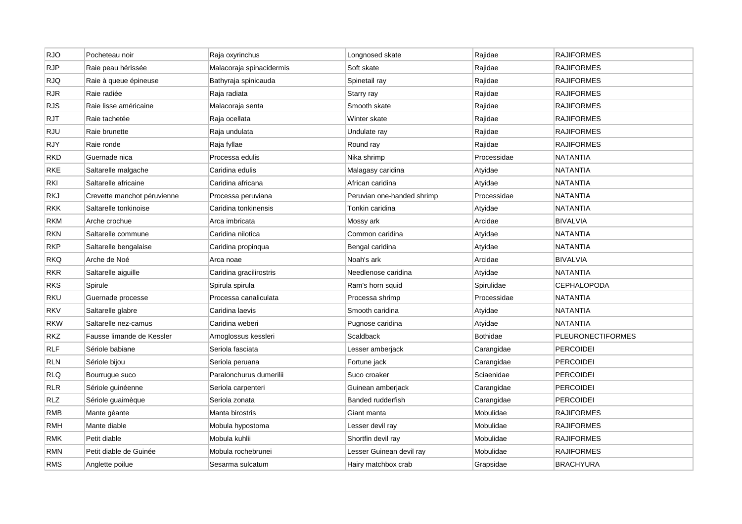| RJO | Pocheteau noir | Raja oxyrinchus | Longnosed skate | Rajidae | RAJIFORMES |
|---|---|---|---|---|---|
| RJP | Raie peau hérissée | Malacoraja spinacidermis | Soft skate | Rajidae | RAJIFORMES |
| RJQ | Raie à queue épineuse | Bathyraja spinicauda | Spinetail ray | Rajidae | RAJIFORMES |
| RJR | Raie radiée | Raja radiata | Starry ray | Rajidae | RAJIFORMES |
| RJS | Raie lisse américaine | Malacoraja senta | Smooth skate | Rajidae | RAJIFORMES |
| RJT | Raie tachetée | Raja ocellata | Winter skate | Rajidae | RAJIFORMES |
| RJU | Raie brunette | Raja undulata | Undulate ray | Rajidae | RAJIFORMES |
| RJY | Raie ronde | Raja fyllae | Round ray | Rajidae | RAJIFORMES |
| RKD | Guernade nica | Processa edulis | Nika shrimp | Processidae | NATANTIA |
| RKE | Saltarelle malgache | Caridina edulis | Malagasy caridina | Atyidae | NATANTIA |
| RKI | Saltarelle africaine | Caridina africana | African caridina | Atyidae | NATANTIA |
| RKJ | Crevette manchot péruvienne | Processa peruviana | Peruvian one-handed shrimp | Processidae | NATANTIA |
| RKK | Saltarelle tonkinoise | Caridina tonkinensis | Tonkin caridina | Atyidae | NATANTIA |
| RKM | Arche crochue | Arca imbricata | Mossy ark | Arcidae | BIVALVIA |
| RKN | Saltarelle commune | Caridina nilotica | Common caridina | Atyidae | NATANTIA |
| RKP | Saltarelle bengalaise | Caridina propinqua | Bengal caridina | Atyidae | NATANTIA |
| RKQ | Arche de Noé | Arca noae | Noah's ark | Arcidae | BIVALVIA |
| RKR | Saltarelle aiguille | Caridina gracilirostris | Needlenose caridina | Atyidae | NATANTIA |
| RKS | Spirule | Spirula spirula | Ram's horn squid | Spirulidae | CEPHALOPODA |
| RKU | Guernade processe | Processa canaliculata | Processa shrimp | Processidae | NATANTIA |
| RKV | Saltarelle glabre | Caridina laevis | Smooth caridina | Atyidae | NATANTIA |
| RKW | Saltarelle nez-camus | Caridina weberi | Pugnose caridina | Atyidae | NATANTIA |
| RKZ | Fausse limande de Kessler | Arnoglossus kessleri | Scaldback | Bothidae | PLEURONECTIFORMES |
| RLF | Sériole babiane | Seriola fasciata | Lesser amberjack | Carangidae | PERCOIDEI |
| RLN | Sériole bijou | Seriola peruana | Fortune jack | Carangidae | PERCOIDEI |
| RLQ | Bourrugue suco | Paralonchurus dumerilii | Suco croaker | Sciaenidae | PERCOIDEI |
| RLR | Sériole guinéenne | Seriola carpenteri | Guinean amberjack | Carangidae | PERCOIDEI |
| RLZ | Sériole guaimèque | Seriola zonata | Banded rudderfish | Carangidae | PERCOIDEI |
| RMB | Mante géante | Manta birostris | Giant manta | Mobulidae | RAJIFORMES |
| RMH | Mante diable | Mobula hypostoma | Lesser devil ray | Mobulidae | RAJIFORMES |
| RMK | Petit diable | Mobula kuhlii | Shortfin devil ray | Mobulidae | RAJIFORMES |
| RMN | Petit diable de Guinée | Mobula rochebrunei | Lesser Guinean devil ray | Mobulidae | RAJIFORMES |
| RMS | Anglette poilue | Sesarma sulcatum | Hairy matchbox crab | Grapsidae | BRACHYURA |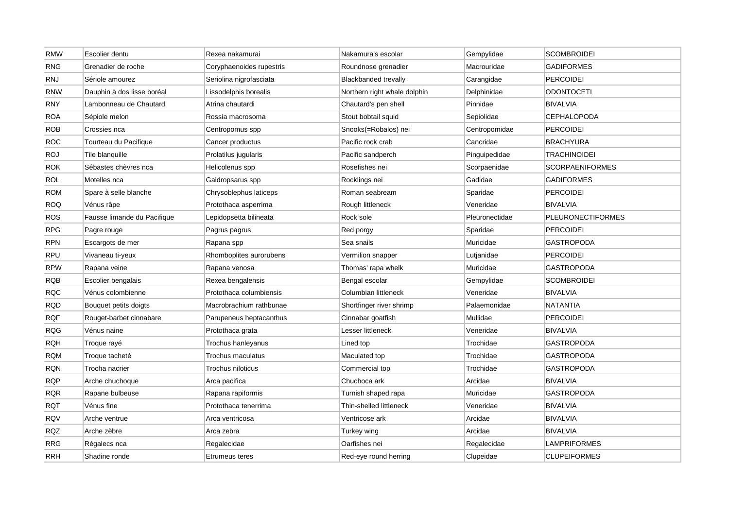| RMW | Escolier dentu | Rexea nakamurai | Nakamura's escolar | Gempylidae | SCOMBROIDEI |
|---|---|---|---|---|---|
| RNG | Grenadier de roche | Coryphaenoides rupestris | Roundnose grenadier | Macrouridae | GADIFORMES |
| RNJ | Sériole amourez | Seriolina nigrofasciata | Blackbanded trevally | Carangidae | PERCOIDEI |
| RNW | Dauphin à dos lisse boréal | Lissodelphis borealis | Northern right whale dolphin | Delphinidae | ODONTOCETI |
| RNY | Lambonneau de Chautard | Atrina chautardi | Chautard's pen shell | Pinnidae | BIVALVIA |
| ROA | Sépiole melon | Rossia macrosoma | Stout bobtail squid | Sepiolidae | CEPHALOPODA |
| ROB | Crossies nca | Centropomus spp | Snooks(=Robalos) nei | Centropomidae | PERCOIDEI |
| ROC | Tourteau du Pacifique | Cancer productus | Pacific rock crab | Cancridae | BRACHYURA |
| ROJ | Tile blanquille | Prolatilus jugularis | Pacific sandperch | Pinguipedidae | TRACHINOIDEI |
| ROK | Sébastes chèvres nca | Helicolenus spp | Rosefishes nei | Scorpaenidae | SCORPAENIFORMES |
| ROL | Motelles nca | Gaidropsarus spp | Rocklings nei | Gadidae | GADIFORMES |
| ROM | Spare à selle blanche | Chrysoblephus laticeps | Roman seabream | Sparidae | PERCOIDEI |
| ROQ | Vénus râpe | Protothaca asperrima | Rough littleneck | Veneridae | BIVALVIA |
| ROS | Fausse limande du Pacifique | Lepidopsetta bilineata | Rock sole | Pleuronectidae | PLEURONECTIFORMES |
| RPG | Pagre rouge | Pagrus pagrus | Red porgy | Sparidae | PERCOIDEI |
| RPN | Escargots de mer | Rapana spp | Sea snails | Muricidae | GASTROPODA |
| RPU | Vivaneau ti-yeux | Rhomboplites aurorubens | Vermilion snapper | Lutjanidae | PERCOIDEI |
| RPW | Rapana veine | Rapana venosa | Thomas' rapa whelk | Muricidae | GASTROPODA |
| RQB | Escolier bengalais | Rexea bengalensis | Bengal escolar | Gempylidae | SCOMBROIDEI |
| RQC | Vénus colombienne | Protothaca columbiensis | Columbian littleneck | Veneridae | BIVALVIA |
| RQD | Bouquet petits doigts | Macrobrachium rathbunae | Shortfinger river shrimp | Palaemonidae | NATANTIA |
| RQF | Rouget-barbet cinnabare | Parupeneus heptacanthus | Cinnabar goatfish | Mullidae | PERCOIDEI |
| RQG | Vénus naine | Protothaca grata | Lesser littleneck | Veneridae | BIVALVIA |
| RQH | Troque rayé | Trochus hanleyanus | Lined top | Trochidae | GASTROPODA |
| RQM | Troque tacheté | Trochus maculatus | Maculated top | Trochidae | GASTROPODA |
| RQN | Trocha nacrier | Trochus niloticus | Commercial top | Trochidae | GASTROPODA |
| RQP | Arche chuchoque | Arca pacifica | Chuchoca ark | Arcidae | BIVALVIA |
| RQR | Rapane bulbeuse | Rapana rapiformis | Turnish shaped rapa | Muricidae | GASTROPODA |
| RQT | Vénus fine | Protothaca tenerrima | Thin-shelled littleneck | Veneridae | BIVALVIA |
| RQV | Arche ventrue | Arca ventricosa | Ventricose ark | Arcidae | BIVALVIA |
| RQZ | Arche zèbre | Arca zebra | Turkey wing | Arcidae | BIVALVIA |
| RRG | Régalecs nca | Regalecidae | Oarfishes nei | Regalecidae | LAMPRIFORMES |
| RRH | Shadine ronde | Etrumeus teres | Red-eye round herring | Clupeidae | CLUPEIFORMES |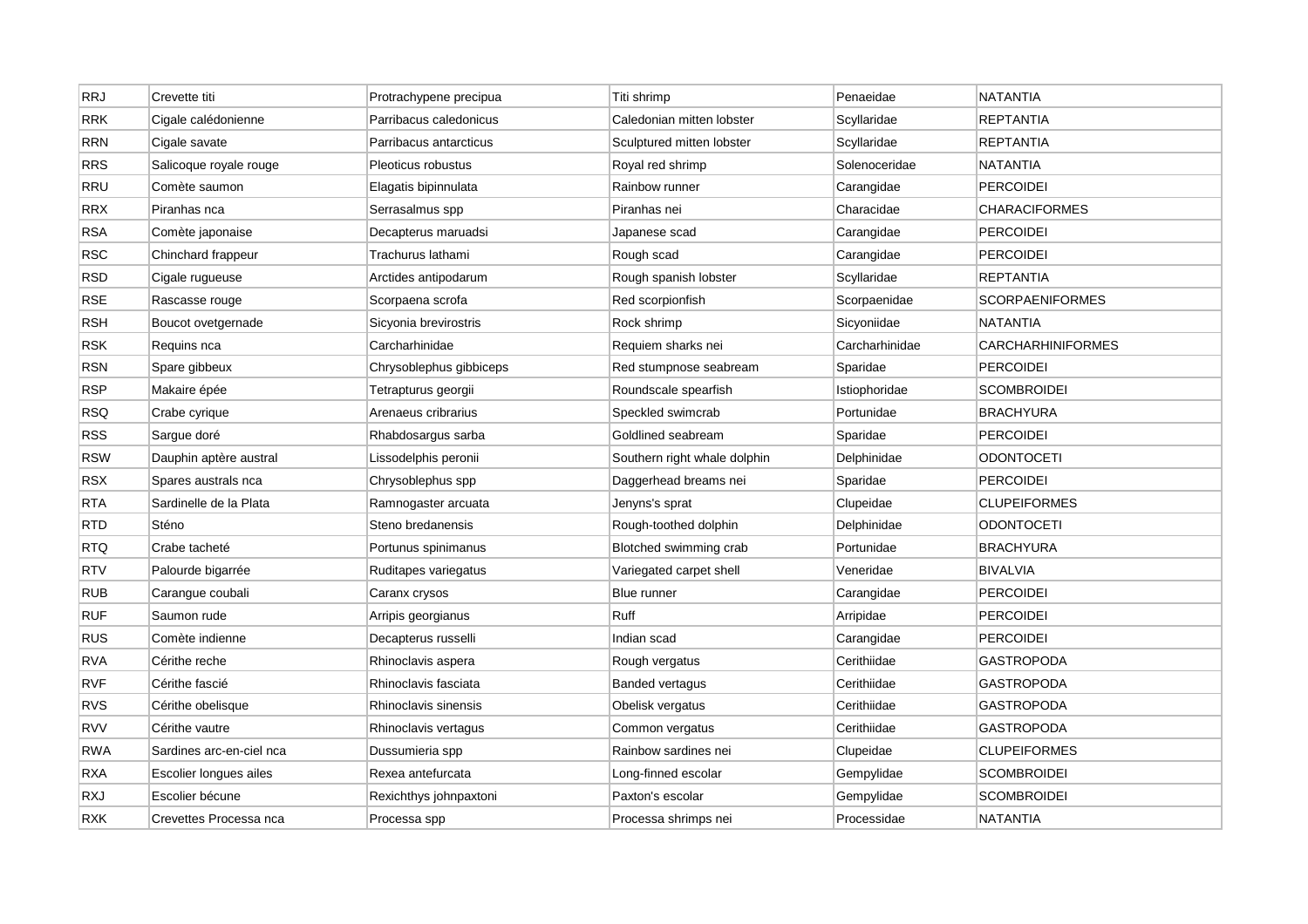| RRJ | Crevette titi | Protrachypene precipua | Titi shrimp | Penaeidae | NATANTIA |
|---|---|---|---|---|---|
| RRK | Cigale calédonienne | Parribacus caledonicus | Caledonian mitten lobster | Scyllaridae | REPTANTIA |
| RRN | Cigale savate | Parribacus antarcticus | Sculptured mitten lobster | Scyllaridae | REPTANTIA |
| RRS | Salicoque royale rouge | Pleoticus robustus | Royal red shrimp | Solenoceridae | NATANTIA |
| RRU | Comète saumon | Elagatis bipinnulata | Rainbow runner | Carangidae | PERCOIDEI |
| RRX | Piranhas nca | Serrasalmus spp | Piranhas nei | Characidae | CHARACIFORMES |
| RSA | Comète japonaise | Decapterus maruadsi | Japanese scad | Carangidae | PERCOIDEI |
| RSC | Chinchard frappeur | Trachurus lathami | Rough scad | Carangidae | PERCOIDEI |
| RSD | Cigale rugueuse | Arctides antipodarum | Rough spanish lobster | Scyllaridae | REPTANTIA |
| RSE | Rascasse rouge | Scorpaena scrofa | Red scorpionfish | Scorpaenidae | SCORPAENIFORMES |
| RSH | Boucot ovetgernade | Sicyonia brevirostris | Rock shrimp | Sicyoniidae | NATANTIA |
| RSK | Requins nca | Carcharhinidae | Requiem sharks nei | Carcharhinidae | CARCHARHINIFORMES |
| RSN | Spare gibbeux | Chrysoblephus gibbiceps | Red stumpnose seabream | Sparidae | PERCOIDEI |
| RSP | Makaire épée | Tetrapturus georgii | Roundscale spearfish | Istiophoridae | SCOMBROIDEI |
| RSQ | Crabe cyrique | Arenaeus cribrarius | Speckled swimcrab | Portunidae | BRACHYURA |
| RSS | Sargue doré | Rhabdosargus sarba | Goldlined seabream | Sparidae | PERCOIDEI |
| RSW | Dauphin aptère austral | Lissodelphis peronii | Southern right whale dolphin | Delphinidae | ODONTOCETI |
| RSX | Spares australs nca | Chrysoblephus spp | Daggerhead breams nei | Sparidae | PERCOIDEI |
| RTA | Sardinelle de la Plata | Ramnogaster arcuata | Jenyns's sprat | Clupeidae | CLUPEIFORMES |
| RTD | Sténo | Steno bredanensis | Rough-toothed dolphin | Delphinidae | ODONTOCETI |
| RTQ | Crabe tacheté | Portunus spinimanus | Blotched swimming crab | Portunidae | BRACHYURA |
| RTV | Palourde bigarrée | Ruditapes variegatus | Variegated carpet shell | Veneridae | BIVALVIA |
| RUB | Carangue coubali | Caranx crysos | Blue runner | Carangidae | PERCOIDEI |
| RUF | Saumon rude | Arripis georgianus | Ruff | Arripidae | PERCOIDEI |
| RUS | Comète indienne | Decapterus russelli | Indian scad | Carangidae | PERCOIDEI |
| RVA | Cérithe reche | Rhinoclavis aspera | Rough vergatus | Cerithiidae | GASTROPODA |
| RVF | Cérithe fascié | Rhinoclavis fasciata | Banded vertagus | Cerithiidae | GASTROPODA |
| RVS | Cérithe obelisque | Rhinoclavis sinensis | Obelisk vergatus | Cerithiidae | GASTROPODA |
| RVV | Cérithe vautre | Rhinoclavis vertagus | Common vergatus | Cerithiidae | GASTROPODA |
| RWA | Sardines arc-en-ciel nca | Dussumieria spp | Rainbow sardines nei | Clupeidae | CLUPEIFORMES |
| RXA | Escolier longues ailes | Rexea antefurcata | Long-finned escolar | Gempylidae | SCOMBROIDEI |
| RXJ | Escolier bécune | Rexichthys johnpaxtoni | Paxton's escolar | Gempylidae | SCOMBROIDEI |
| RXK | Crevettes Processa nca | Processa spp | Processa shrimps nei | Processidae | NATANTIA |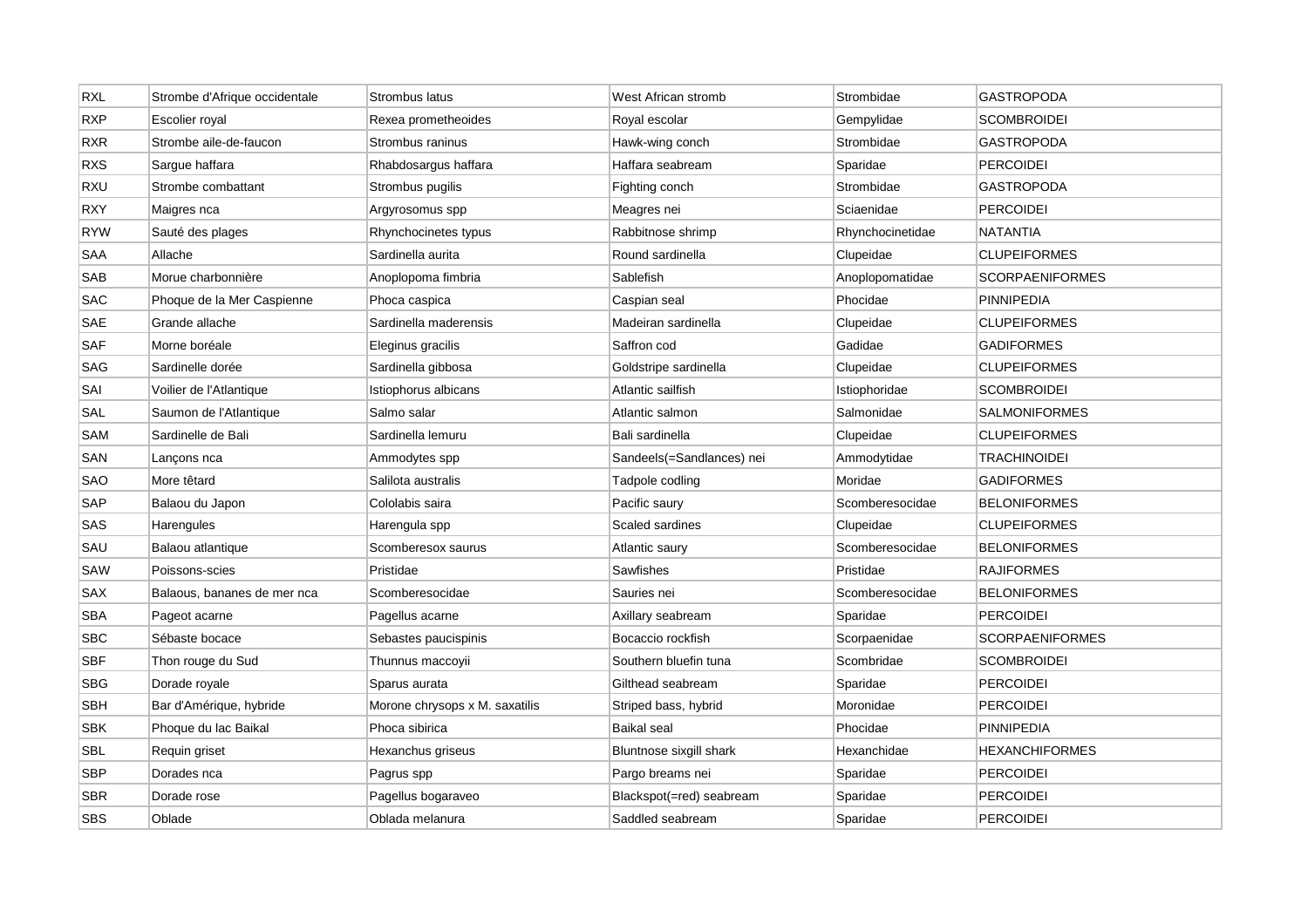| RXL | Strombe d'Afrique occidentale | Strombus latus | West African stromb | Strombidae | GASTROPODA |
|---|---|---|---|---|---|
| RXP | Escolier royal | Rexea prometheoides | Royal escolar | Gempylidae | SCOMBROIDEI |
| RXR | Strombe aile-de-faucon | Strombus raninus | Hawk-wing conch | Strombidae | GASTROPODA |
| RXS | Sargue haffara | Rhabdosargus haffara | Haffara seabream | Sparidae | PERCOIDEI |
| RXU | Strombe combattant | Strombus pugilis | Fighting conch | Strombidae | GASTROPODA |
| RXY | Maigres nca | Argyrosomus spp | Meagres nei | Sciaenidae | PERCOIDEI |
| RYW | Sauté des plages | Rhynchocinetes typus | Rabbitnose shrimp | Rhynchocinetidae | NATANTIA |
| SAA | Allache | Sardinella aurita | Round sardinella | Clupeidae | CLUPEIFORMES |
| SAB | Morue charbonnière | Anoplopoma fimbria | Sablefish | Anoplopomatidae | SCORPAENIFORMES |
| SAC | Phoque de la Mer Caspienne | Phoca caspica | Caspian seal | Phocidae | PINNIPEDIA |
| SAE | Grande allache | Sardinella maderensis | Madeiran sardinella | Clupeidae | CLUPEIFORMES |
| SAF | Morne boréale | Eleginus gracilis | Saffron cod | Gadidae | GADIFORMES |
| SAG | Sardinelle dorée | Sardinella gibbosa | Goldstripe sardinella | Clupeidae | CLUPEIFORMES |
| SAI | Voilier de l'Atlantique | Istiophorus albicans | Atlantic sailfish | Istiophoridae | SCOMBROIDEI |
| SAL | Saumon de l'Atlantique | Salmo salar | Atlantic salmon | Salmonidae | SALMONIFORMES |
| SAM | Sardinelle de Bali | Sardinella lemuru | Bali sardinella | Clupeidae | CLUPEIFORMES |
| SAN | Lançons nca | Ammodytes spp | Sandeels(=Sandlances) nei | Ammodytidae | TRACHINOIDEI |
| SAO | More têtard | Salilota australis | Tadpole codling | Moridae | GADIFORMES |
| SAP | Balaou du Japon | Cololabis saira | Pacific saury | Scomberesocidae | BELONIFORMES |
| SAS | Harengules | Harengula spp | Scaled sardines | Clupeidae | CLUPEIFORMES |
| SAU | Balaou atlantique | Scomberesox saurus | Atlantic saury | Scomberesocidae | BELONIFORMES |
| SAW | Poissons-scies | Pristidae | Sawfishes | Pristidae | RAJIFORMES |
| SAX | Balaous, bananes de mer nca | Scomberesocidae | Sauries nei | Scomberesocidae | BELONIFORMES |
| SBA | Pageot acarne | Pagellus acarne | Axillary seabream | Sparidae | PERCOIDEI |
| SBC | Sébaste bocace | Sebastes paucispinis | Bocaccio rockfish | Scorpaenidae | SCORPAENIFORMES |
| SBF | Thon rouge du Sud | Thunnus maccoyii | Southern bluefin tuna | Scombridae | SCOMBROIDEI |
| SBG | Dorade royale | Sparus aurata | Gilthead seabream | Sparidae | PERCOIDEI |
| SBH | Bar d'Amérique, hybride | Morone chrysops x M. saxatilis | Striped bass, hybrid | Moronidae | PERCOIDEI |
| SBK | Phoque du lac Baikal | Phoca sibirica | Baikal seal | Phocidae | PINNIPEDIA |
| SBL | Requin griset | Hexanchus griseus | Bluntnose sixgill shark | Hexanchidae | HEXANCHIFORMES |
| SBP | Dorades nca | Pagrus spp | Pargo breams nei | Sparidae | PERCOIDEI |
| SBR | Dorade rose | Pagellus bogaraveo | Blackspot(=red) seabream | Sparidae | PERCOIDEI |
| SBS | Oblade | Oblada melanura | Saddled seabream | Sparidae | PERCOIDEI |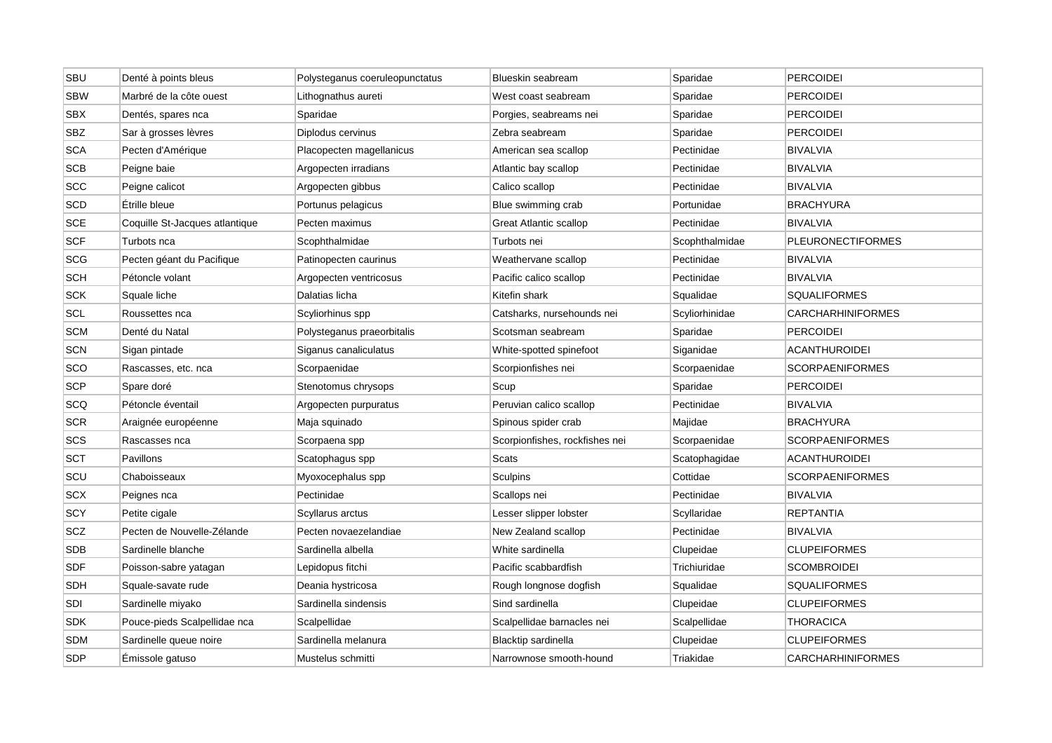| SBU | Denté à points bleus | Polysteganus coeruleopunctatus | Blueskin seabream | Sparidae | PERCOIDEI |
|---|---|---|---|---|---|
| SBW | Marbré de la côte ouest | Lithognathus aureti | West coast seabream | Sparidae | PERCOIDEI |
| SBX | Dentés, spares nca | Sparidae | Porgies, seabreams nei | Sparidae | PERCOIDEI |
| SBZ | Sar à grosses lèvres | Diplodus cervinus | Zebra seabream | Sparidae | PERCOIDEI |
| SCA | Pecten d'Amérique | Placopecten magellanicus | American sea scallop | Pectinidae | BIVALVIA |
| SCB | Peigne baie | Argopecten irradians | Atlantic bay scallop | Pectinidae | BIVALVIA |
| SCC | Peigne calicot | Argopecten gibbus | Calico scallop | Pectinidae | BIVALVIA |
| SCD | Étrille bleue | Portunus pelagicus | Blue swimming crab | Portunidae | BRACHYURA |
| SCE | Coquille St-Jacques atlantique | Pecten maximus | Great Atlantic scallop | Pectinidae | BIVALVIA |
| SCF | Turbots nca | Scophthalmidae | Turbots nei | Scophthalmidae | PLEURONECTIFORMES |
| SCG | Pecten géant du Pacifique | Patinopecten caurinus | Weathervane scallop | Pectinidae | BIVALVIA |
| SCH | Pétoncle volant | Argopecten ventricosus | Pacific calico scallop | Pectinidae | BIVALVIA |
| SCK | Squale liche | Dalatias licha | Kitefin shark | Squalidae | SQUALIFORMES |
| SCL | Roussettes nca | Scyliorhinus spp | Catsharks, nursehounds nei | Scyliorhinidae | CARCHARHINIFORMES |
| SCM | Denté du Natal | Polysteganus praeorbitalis | Scotsman seabream | Sparidae | PERCOIDEI |
| SCN | Sigan pintade | Siganus canaliculatus | White-spotted spinefoot | Siganidae | ACANTHUROIDEI |
| SCO | Rascasses, etc. nca | Scorpaenidae | Scorpionfishes nei | Scorpaenidae | SCORPAENIFORMES |
| SCP | Spare doré | Stenotomus chrysops | Scup | Sparidae | PERCOIDEI |
| SCQ | Pétoncle éventail | Argopecten purpuratus | Peruvian calico scallop | Pectinidae | BIVALVIA |
| SCR | Araignée européenne | Maja squinado | Spinous spider crab | Majidae | BRACHYURA |
| SCS | Rascasses nca | Scorpaena spp | Scorpionfishes, rockfishes nei | Scorpaenidae | SCORPAENIFORMES |
| SCT | Pavillons | Scatophagus spp | Scats | Scatophagidae | ACANTHUROIDEI |
| SCU | Chaboisseaux | Myoxocephalus spp | Sculpins | Cottidae | SCORPAENIFORMES |
| SCX | Peignes nca | Pectinidae | Scallops nei | Pectinidae | BIVALVIA |
| SCY | Petite cigale | Scyllarus arctus | Lesser slipper lobster | Scyllaridae | REPTANTIA |
| SCZ | Pecten de Nouvelle-Zélande | Pecten novaezelandiae | New Zealand scallop | Pectinidae | BIVALVIA |
| SDB | Sardinelle blanche | Sardinella albella | White sardinella | Clupeidae | CLUPEIFORMES |
| SDF | Poisson-sabre yatagan | Lepidopus fitchi | Pacific scabbardfish | Trichiuridae | SCOMBROIDEI |
| SDH | Squale-savate rude | Deania hystricosa | Rough longnose dogfish | Squalidae | SQUALIFORMES |
| SDI | Sardinelle miyako | Sardinella sindensis | Sind sardinella | Clupeidae | CLUPEIFORMES |
| SDK | Pouce-pieds Scalpellidae nca | Scalpellidae | Scalpellidae barnacles nei | Scalpellidae | THORACICA |
| SDM | Sardinelle queue noire | Sardinella melanura | Blacktip sardinella | Clupeidae | CLUPEIFORMES |
| SDP | Émissole gatuso | Mustelus schmitti | Narrownose smooth-hound | Triakidae | CARCHARHINIFORMES |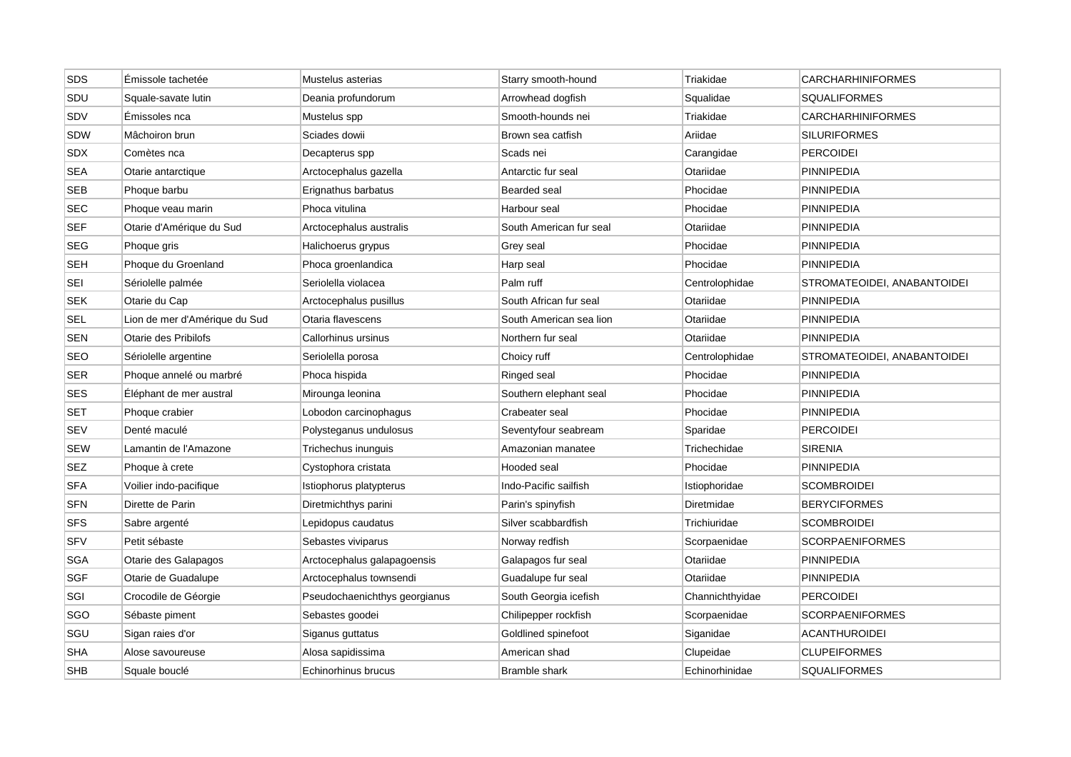| SDS | Émissole tachetée | Mustelus asterias | Starry smooth-hound | Triakidae | CARCHARHINIFORMES |
|---|---|---|---|---|---|
| SDU | Squale-savate lutin | Deania profundorum | Arrowhead dogfish | Squalidae | SQUALIFORMES |
| SDV | Émissoles nca | Mustelus spp | Smooth-hounds nei | Triakidae | CARCHARHINIFORMES |
| SDW | Mâchoiron brun | Sciades dowii | Brown sea catfish | Ariidae | SILURIFORMES |
| SDX | Comètes nca | Decapterus spp | Scads nei | Carangidae | PERCOIDEI |
| SEA | Otarie antarctique | Arctocephalus gazella | Antarctic fur seal | Otariidae | PINNIPEDIA |
| SEB | Phoque barbu | Erignathus barbatus | Bearded seal | Phocidae | PINNIPEDIA |
| SEC | Phoque veau marin | Phoca vitulina | Harbour seal | Phocidae | PINNIPEDIA |
| SEF | Otarie d'Amérique du Sud | Arctocephalus australis | South American fur seal | Otariidae | PINNIPEDIA |
| SEG | Phoque gris | Halichoerus grypus | Grey seal | Phocidae | PINNIPEDIA |
| SEH | Phoque du Groenland | Phoca groenlandica | Harp seal | Phocidae | PINNIPEDIA |
| SEI | Sériolelle palmée | Seriolella violacea | Palm ruff | Centrolophidae | STROMATEOIDEI, ANABANTOIDEI |
| SEK | Otarie du Cap | Arctocephalus pusillus | South African fur seal | Otariidae | PINNIPEDIA |
| SEL | Lion de mer d'Amérique du Sud | Otaria flavescens | South American sea lion | Otariidae | PINNIPEDIA |
| SEN | Otarie des Pribilofs | Callorhinus ursinus | Northern fur seal | Otariidae | PINNIPEDIA |
| SEO | Sériolelle argentine | Seriolella porosa | Choicy ruff | Centrolophidae | STROMATEOIDEI, ANABANTOIDEI |
| SER | Phoque annelé ou marbré | Phoca hispida | Ringed seal | Phocidae | PINNIPEDIA |
| SES | Éléphant de mer austral | Mirounga leonina | Southern elephant seal | Phocidae | PINNIPEDIA |
| SET | Phoque crabier | Lobodon carcinophagus | Crabeater seal | Phocidae | PINNIPEDIA |
| SEV | Denté maculé | Polysteganus undulosus | Seventyfour seabream | Sparidae | PERCOIDEI |
| SEW | Lamantin de l'Amazone | Trichechus inunguis | Amazonian manatee | Trichechidae | SIRENIA |
| SEZ | Phoque à crete | Cystophora cristata | Hooded seal | Phocidae | PINNIPEDIA |
| SFA | Voilier indo-pacifique | Istiophorus platypterus | Indo-Pacific sailfish | Istiophoridae | SCOMBROIDEI |
| SFN | Dirette de Parin | Diretmichthys parini | Parin's spinyfish | Diretmidae | BERYCIFORMES |
| SFS | Sabre argenté | Lepidopus caudatus | Silver scabbardfish | Trichiuridae | SCOMBROIDEI |
| SFV | Petit sébaste | Sebastes viviparus | Norway redfish | Scorpaenidae | SCORPAENIFORMES |
| SGA | Otarie des Galapagos | Arctocephalus galapagoensis | Galapagos fur seal | Otariidae | PINNIPEDIA |
| SGF | Otarie de Guadalupe | Arctocephalus townsendi | Guadalupe fur seal | Otariidae | PINNIPEDIA |
| SGI | Crocodile de Géorgie | Pseudochaenichthys georgianus | South Georgia icefish | Channichthyidae | PERCOIDEI |
| SGO | Sébaste piment | Sebastes goodei | Chilipepper rockfish | Scorpaenidae | SCORPAENIFORMES |
| SGU | Sigan raies d'or | Siganus guttatus | Goldlined spinefoot | Siganidae | ACANTHUROIDEI |
| SHA | Alose savoureuse | Alosa sapidissima | American shad | Clupeidae | CLUPEIFORMES |
| SHB | Squale bouclé | Echinorhinus brucus | Bramble shark | Echinorhinidae | SQUALIFORMES |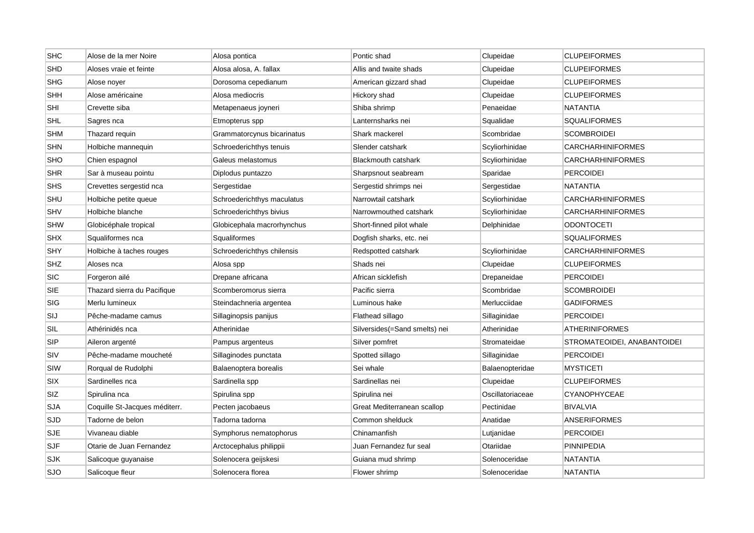| SHC | Alose de la mer Noire | Alosa pontica | Pontic shad | Clupeidae | CLUPEIFORMES |
|---|---|---|---|---|---|
| SHD | Aloses vraie et feinte | Alosa alosa, A. fallax | Allis and twaite shads | Clupeidae | CLUPEIFORMES |
| SHG | Alose noyer | Dorosoma cepedianum | American gizzard shad | Clupeidae | CLUPEIFORMES |
| SHH | Alose américaine | Alosa mediocris | Hickory shad | Clupeidae | CLUPEIFORMES |
| SHI | Crevette siba | Metapenaeus joyneri | Shiba shrimp | Penaeidae | NATANTIA |
| SHL | Sagres nca | Etmopterus spp | Lanternsharks nei | Squalidae | SQUALIFORMES |
| SHM | Thazard requin | Grammatorcynus bicarinatus | Shark mackerel | Scombridae | SCOMBROIDEI |
| SHN | Holbiche mannequin | Schroederichthys tenuis | Slender catshark | Scyliorhinidae | CARCHARHINIFORMES |
| SHO | Chien espagnol | Galeus melastomus | Blackmouth catshark | Scyliorhinidae | CARCHARHINIFORMES |
| SHR | Sar à museau pointu | Diplodus puntazzo | Sharpsnout seabream | Sparidae | PERCOIDEI |
| SHS | Crevettes sergestid nca | Sergestidae | Sergestid shrimps nei | Sergestidae | NATANTIA |
| SHU | Holbiche petite queue | Schroederichthys maculatus | Narrowtail catshark | Scyliorhinidae | CARCHARHINIFORMES |
| SHV | Holbiche blanche | Schroederichthys bivius | Narrowmouthed catshark | Scyliorhinidae | CARCHARHINIFORMES |
| SHW | Globicéphale tropical | Globicephala macrorhynchus | Short-finned pilot whale | Delphinidae | ODONTOCETI |
| SHX | Squaliformes nca | Squaliformes | Dogfish sharks, etc. nei | | SQUALIFORMES |
| SHY | Holbiche à taches rouges | Schroederichthys chilensis | Redspotted catshark | Scyliorhinidae | CARCHARHINIFORMES |
| SHZ | Aloses nca | Alosa spp | Shads nei | Clupeidae | CLUPEIFORMES |
| SIC | Forgeron ailé | Drepane africana | African sicklefish | Drepaneidae | PERCOIDEI |
| SIE | Thazard sierra du Pacifique | Scomberomorus sierra | Pacific sierra | Scombridae | SCOMBROIDEI |
| SIG | Merlu lumineux | Steindachneria argentea | Luminous hake | Merlucciidae | GADIFORMES |
| SIJ | Pêche-madame camus | Sillaginopsis panijus | Flathead sillago | Sillaginidae | PERCOIDEI |
| SIL | Athérinidés nca | Atherinidae | Silversides(=Sand smelts) nei | Atherinidae | ATHERINIFORMES |
| SIP | Aileron argenté | Pampus argenteus | Silver pomfret | Stromateidae | STROMATEOIDEI, ANABANTOIDEI |
| SIV | Pêche-madame moucheté | Sillaginodes punctata | Spotted sillago | Sillaginidae | PERCOIDEI |
| SIW | Rorqual de Rudolphi | Balaenoptera borealis | Sei whale | Balaenopteridae | MYSTICETI |
| SIX | Sardinelles nca | Sardinella spp | Sardinellas nei | Clupeidae | CLUPEIFORMES |
| SIZ | Spirulina nca | Spirulina spp | Spirulina nei | Oscillatoriaceae | CYANOPHYCEAE |
| SJA | Coquille St-Jacques méditerr. | Pecten jacobaeus | Great Mediterranean scallop | Pectinidae | BIVALVIA |
| SJD | Tadorne de belon | Tadorna tadorna | Common shelduck | Anatidae | ANSERIFORMES |
| SJE | Vivaneau diable | Symphorus nematophorus | Chinamanfish | Lutjanidae | PERCOIDEI |
| SJF | Otarie de Juan Fernandez | Arctocephalus philippii | Juan Fernandez fur seal | Otariidae | PINNIPEDIA |
| SJK | Salicoque guyanaise | Solenocera geijskesi | Guiana mud shrimp | Solenoceridae | NATANTIA |
| SJO | Salicoque fleur | Solenocera florea | Flower shrimp | Solenoceridae | NATANTIA |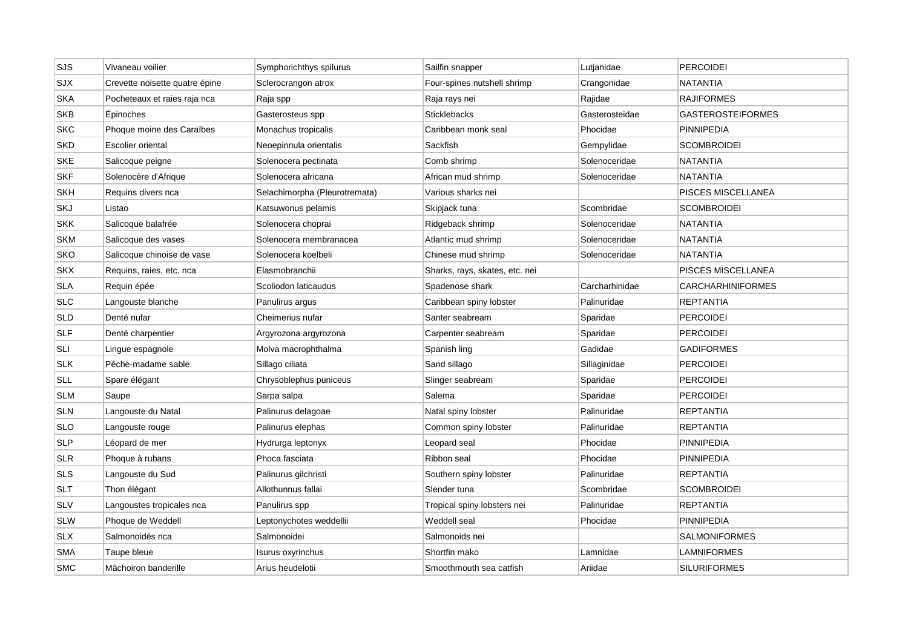| SJS | Vivaneau voilier | Symphorichthys spilurus | Sailfin snapper | Lutjanidae | PERCOIDEI |
|---|---|---|---|---|---|
| SJX | Crevette noisette quatre épine | Sclerocrangon atrox | Four-spines nutshell shrimp | Crangonidae | NATANTIA |
| SKA | Pocheteaux et raies raja nca | Raja spp | Raja rays nei | Rajidae | RAJIFORMES |
| SKB | Épinoches | Gasterosteus spp | Sticklebacks | Gasterosteidae | GASTEROSTEIFORMES |
| SKC | Phoque moine des Caraïbes | Monachus tropicalis | Caribbean monk seal | Phocidae | PINNIPEDIA |
| SKD | Escolier oriental | Neoepinnula orientalis | Sackfish | Gempylidae | SCOMBROIDEI |
| SKE | Salicoque peigne | Solenocera pectinata | Comb shrimp | Solenoceridae | NATANTIA |
| SKF | Solenocère d'Afrique | Solenocera africana | African mud shrimp | Solenoceridae | NATANTIA |
| SKH | Requins divers nca | Selachimorpha (Pleurotremata) | Various sharks nei | | PISCES MISCELLANEA |
| SKJ | Listao | Katsuwonus pelamis | Skipjack tuna | Scombridae | SCOMBROIDEI |
| SKK | Salicoque balafrée | Solenocera choprai | Ridgeback shrimp | Solenoceridae | NATANTIA |
| SKM | Salicoque des vases | Solenocera membranacea | Atlantic mud shrimp | Solenoceridae | NATANTIA |
| SKO | Salicoque chinoise de vase | Solenocera koelbeli | Chinese mud shrimp | Solenoceridae | NATANTIA |
| SKX | Requins, raies, etc. nca | Elasmobranchii | Sharks, rays, skates, etc. nei | | PISCES MISCELLANEA |
| SLA | Requin épée | Scoliodon laticaudus | Spadenose shark | Carcharhinidae | CARCHARHINIFORMES |
| SLC | Langouste blanche | Panulirus argus | Caribbean spiny lobster | Palinuridae | REPTANTIA |
| SLD | Denté nufar | Cheimerius nufar | Santer seabream | Sparidae | PERCOIDEI |
| SLF | Denté charpentier | Argyrozona argyrozona | Carpenter seabream | Sparidae | PERCOIDEI |
| SLI | Lingue espagnole | Molva macrophthalma | Spanish ling | Gadidae | GADIFORMES |
| SLK | Pêche-madame sable | Sillago ciliata | Sand sillago | Sillaginidae | PERCOIDEI |
| SLL | Spare élégant | Chrysoblephus puniceus | Slinger seabream | Sparidae | PERCOIDEI |
| SLM | Saupe | Sarpa salpa | Salema | Sparidae | PERCOIDEI |
| SLN | Langouste du Natal | Palinurus delagoae | Natal spiny lobster | Palinuridae | REPTANTIA |
| SLO | Langouste rouge | Palinurus elephas | Common spiny lobster | Palinuridae | REPTANTIA |
| SLP | Léopard de mer | Hydrurga leptonyx | Leopard seal | Phocidae | PINNIPEDIA |
| SLR | Phoque à rubans | Phoca fasciata | Ribbon seal | Phocidae | PINNIPEDIA |
| SLS | Langouste du Sud | Palinurus gilchristi | Southern spiny lobster | Palinuridae | REPTANTIA |
| SLT | Thon élégant | Allothunnus fallai | Slender tuna | Scombridae | SCOMBROIDEI |
| SLV | Langoustes tropicales nca | Panulirus spp | Tropical spiny lobsters nei | Palinuridae | REPTANTIA |
| SLW | Phoque de Weddell | Leptonychotes weddellii | Weddell seal | Phocidae | PINNIPEDIA |
| SLX | Salmonoidés nca | Salmonoidei | Salmonoids nei | | SALMONIFORMES |
| SMA | Taupe bleue | Isurus oxyrinchus | Shortfin mako | Lamnidae | LAMNIFORMES |
| SMC | Mâchoiron banderille | Arius heudelotii | Smoothmouth sea catfish | Ariidae | SILURIFORMES |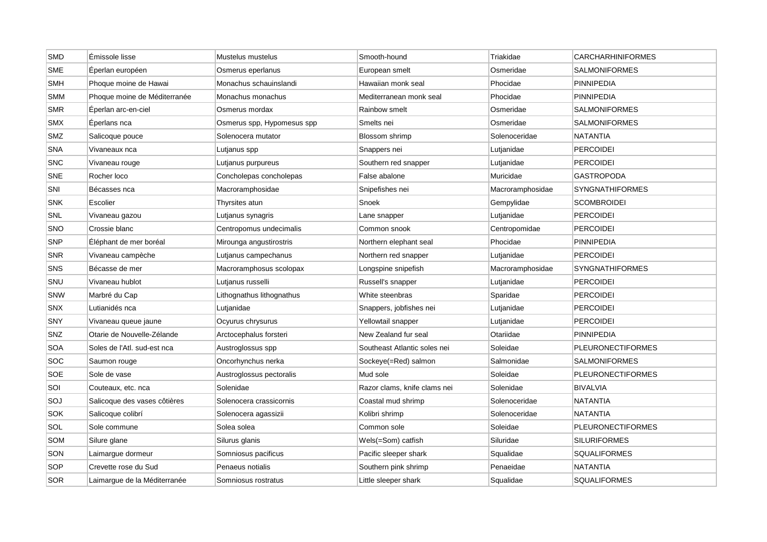| SMD | Émissole lisse | Mustelus mustelus | Smooth-hound | Triakidae | CARCHARHINIFORMES |
|---|---|---|---|---|---|
| SME | Éperlan européen | Osmerus eperlanus | European smelt | Osmeridae | SALMONIFORMES |
| SMH | Phoque moine de Hawai | Monachus schauinslandi | Hawaiian monk seal | Phocidae | PINNIPEDIA |
| SMM | Phoque moine de Méditerranée | Monachus monachus | Mediterranean monk seal | Phocidae | PINNIPEDIA |
| SMR | Éperlan arc-en-ciel | Osmerus mordax | Rainbow smelt | Osmeridae | SALMONIFORMES |
| SMX | Éperlans nca | Osmerus spp, Hypomesus spp | Smelts nei | Osmeridae | SALMONIFORMES |
| SMZ | Salicoque pouce | Solenocera mutator | Blossom shrimp | Solenoceridae | NATANTIA |
| SNA | Vivaneaux nca | Lutjanus spp | Snappers nei | Lutjanidae | PERCOIDEI |
| SNC | Vivaneau rouge | Lutjanus purpureus | Southern red snapper | Lutjanidae | PERCOIDEI |
| SNE | Rocher loco | Concholepas concholepas | False abalone | Muricidae | GASTROPODA |
| SNI | Bécasses nca | Macroramphosidae | Snipefishes nei | Macroramphosidae | SYNGNATHIFORMES |
| SNK | Escolier | Thyrsites atun | Snoek | Gempylidae | SCOMBROIDEI |
| SNL | Vivaneau gazou | Lutjanus synagris | Lane snapper | Lutjanidae | PERCOIDEI |
| SNO | Crossie blanc | Centropomus undecimalis | Common snook | Centropomidae | PERCOIDEI |
| SNP | Éléphant de mer boréal | Mirounga angustirostris | Northern elephant seal | Phocidae | PINNIPEDIA |
| SNR | Vivaneau campèche | Lutjanus campechanus | Northern red snapper | Lutjanidae | PERCOIDEI |
| SNS | Bécasse de mer | Macroramphosus scolopax | Longspine snipefish | Macroramphosidae | SYNGNATHIFORMES |
| SNU | Vivaneau hublot | Lutjanus russelli | Russell's snapper | Lutjanidae | PERCOIDEI |
| SNW | Marbré du Cap | Lithognathus lithognathus | White steenbras | Sparidae | PERCOIDEI |
| SNX | Lutianidés nca | Lutjanidae | Snappers, jobfishes nei | Lutjanidae | PERCOIDEI |
| SNY | Vivaneau queue jaune | Ocyurus chrysurus | Yellowtail snapper | Lutjanidae | PERCOIDEI |
| SNZ | Otarie de Nouvelle-Zélande | Arctocephalus forsteri | New Zealand fur seal | Otariidae | PINNIPEDIA |
| SOA | Soles de l'Atl. sud-est nca | Austroglossus spp | Southeast Atlantic soles nei | Soleidae | PLEURONECTIFORMES |
| SOC | Saumon rouge | Oncorhynchus nerka | Sockeye(=Red) salmon | Salmonidae | SALMONIFORMES |
| SOE | Sole de vase | Austroglossus pectoralis | Mud sole | Soleidae | PLEURONECTIFORMES |
| SOI | Couteaux, etc. nca | Solenidae | Razor clams, knife clams nei | Solenidae | BIVALVIA |
| SOJ | Salicoque des vases côtières | Solenocera crassicornis | Coastal mud shrimp | Solenoceridae | NATANTIA |
| SOK | Salicoque colibrí | Solenocera agassizii | Kolibri shrimp | Solenoceridae | NATANTIA |
| SOL | Sole commune | Solea solea | Common sole | Soleidae | PLEURONECTIFORMES |
| SOM | Silure glane | Silurus glanis | Wels(=Som) catfish | Siluridae | SILURIFORMES |
| SON | Laimargue dormeur | Somniosus pacificus | Pacific sleeper shark | Squalidae | SQUALIFORMES |
| SOP | Crevette rose du Sud | Penaeus notialis | Southern pink shrimp | Penaeidae | NATANTIA |
| SOR | Laimargue de la Méditerranée | Somniosus rostratus | Little sleeper shark | Squalidae | SQUALIFORMES |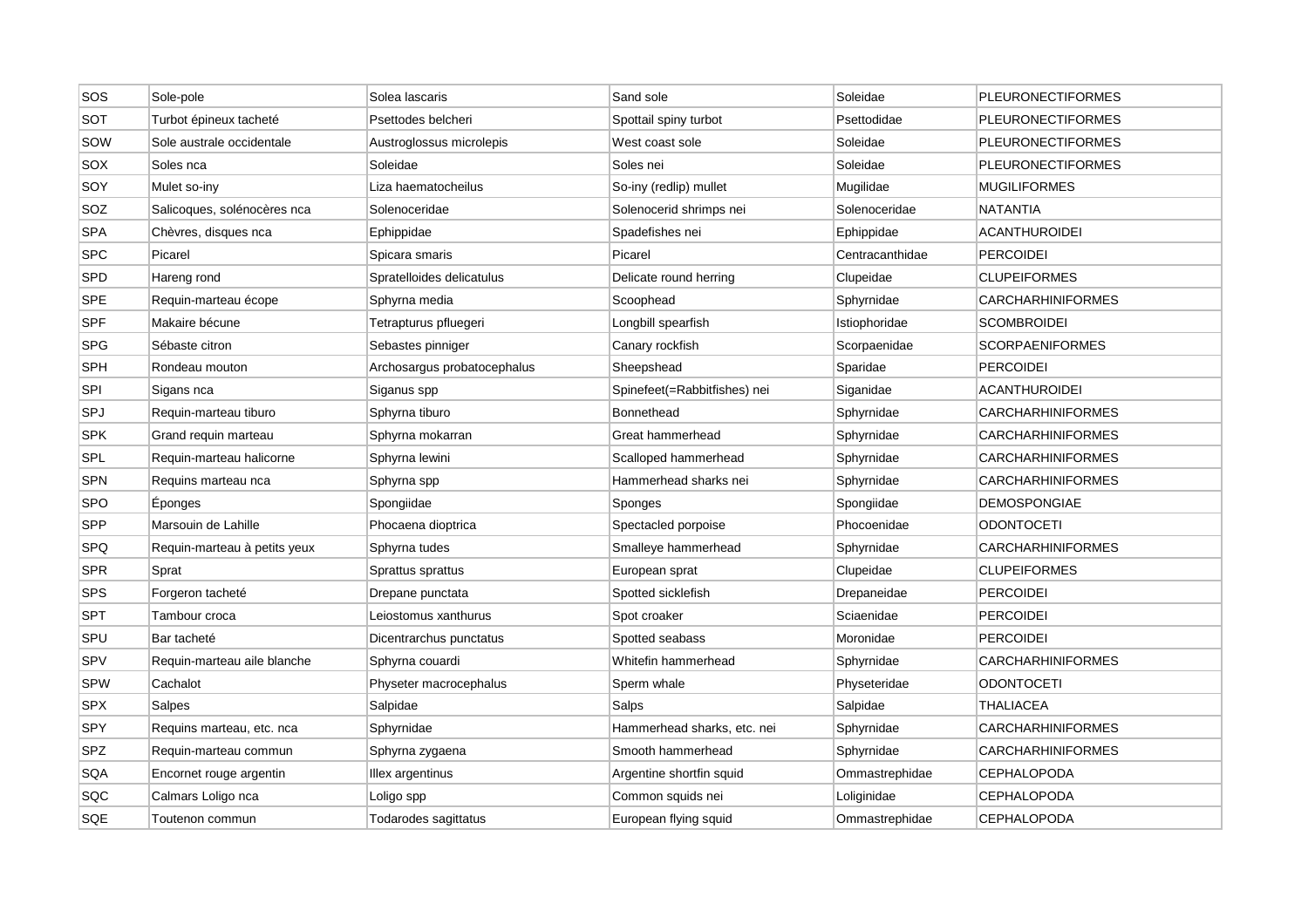| SOS | Sole-pole | Solea lascaris | Sand sole | Soleidae | PLEURONECTIFORMES |
|---|---|---|---|---|---|
| SOT | Turbot épineux tacheté | Psettodes belcheri | Spottail spiny turbot | Psettodidae | PLEURONECTIFORMES |
| SOW | Sole australe occidentale | Austroglossus microlepis | West coast sole | Soleidae | PLEURONECTIFORMES |
| SOX | Soles nca | Soleidae | Soles nei | Soleidae | PLEURONECTIFORMES |
| SOY | Mulet so-iny | Liza haematocheilus | So-iny (redlip) mullet | Mugilidae | MUGILIFORMES |
| SOZ | Salicoques, solénocères nca | Solenoceridae | Solenocerid shrimps nei | Solenoceridae | NATANTIA |
| SPA | Chèvres, disques nca | Ephippidae | Spadefishes nei | Ephippidae | ACANTHUROIDEI |
| SPC | Picarel | Spicara smaris | Picarel | Centracanthidae | PERCOIDEI |
| SPD | Hareng rond | Spratelloides delicatulus | Delicate round herring | Clupeidae | CLUPEIFORMES |
| SPE | Requin-marteau écope | Sphyrna media | Scoophead | Sphyrnidae | CARCHARHINIFORMES |
| SPF | Makaire bécune | Tetrapturus pfluegeri | Longbill spearfish | Istiophoridae | SCOMBROIDEI |
| SPG | Sébaste citron | Sebastes pinniger | Canary rockfish | Scorpaenidae | SCORPAENIFORMES |
| SPH | Rondeau mouton | Archosargus probatocephalus | Sheepshead | Sparidae | PERCOIDEI |
| SPI | Sigans nca | Siganus spp | Spinefeet(=Rabbitfishes) nei | Siganidae | ACANTHUROIDEI |
| SPJ | Requin-marteau tiburo | Sphyrna tiburo | Bonnethead | Sphyrnidae | CARCHARHINIFORMES |
| SPK | Grand requin marteau | Sphyrna mokarran | Great hammerhead | Sphyrnidae | CARCHARHINIFORMES |
| SPL | Requin-marteau halicorne | Sphyrna lewini | Scalloped hammerhead | Sphyrnidae | CARCHARHINIFORMES |
| SPN | Requins marteau nca | Sphyrna spp | Hammerhead sharks nei | Sphyrnidae | CARCHARHINIFORMES |
| SPO | Éponges | Spongiidae | Sponges | Spongiidae | DEMOSPONGIAE |
| SPP | Marsouin de Lahille | Phocaena dioptrica | Spectacled porpoise | Phocoenidae | ODONTOCETI |
| SPQ | Requin-marteau à petits yeux | Sphyrna tudes | Smalleye hammerhead | Sphyrnidae | CARCHARHINIFORMES |
| SPR | Sprat | Sprattus sprattus | European sprat | Clupeidae | CLUPEIFORMES |
| SPS | Forgeron tacheté | Drepane punctata | Spotted sicklefish | Drepaneidae | PERCOIDEI |
| SPT | Tambour croca | Leiostomus xanthurus | Spot croaker | Sciaenidae | PERCOIDEI |
| SPU | Bar tacheté | Dicentrarchus punctatus | Spotted seabass | Moronidae | PERCOIDEI |
| SPV | Requin-marteau aile blanche | Sphyrna couardi | Whitefin hammerhead | Sphyrnidae | CARCHARHINIFORMES |
| SPW | Cachalot | Physeter macrocephalus | Sperm whale | Physeteridae | ODONTOCETI |
| SPX | Salpes | Salpidae | Salps | Salpidae | THALIACEA |
| SPY | Requins marteau, etc. nca | Sphyrnidae | Hammerhead sharks, etc. nei | Sphyrnidae | CARCHARHINIFORMES |
| SPZ | Requin-marteau commun | Sphyrna zygaena | Smooth hammerhead | Sphyrnidae | CARCHARHINIFORMES |
| SQA | Encornet rouge argentin | Illex argentinus | Argentine shortfin squid | Ommastrephidae | CEPHALOPODA |
| SQC | Calmars Loligo nca | Loligo spp | Common squids nei | Loliginidae | CEPHALOPODA |
| SQE | Toutenon commun | Todarodes sagittatus | European flying squid | Ommastrephidae | CEPHALOPODA |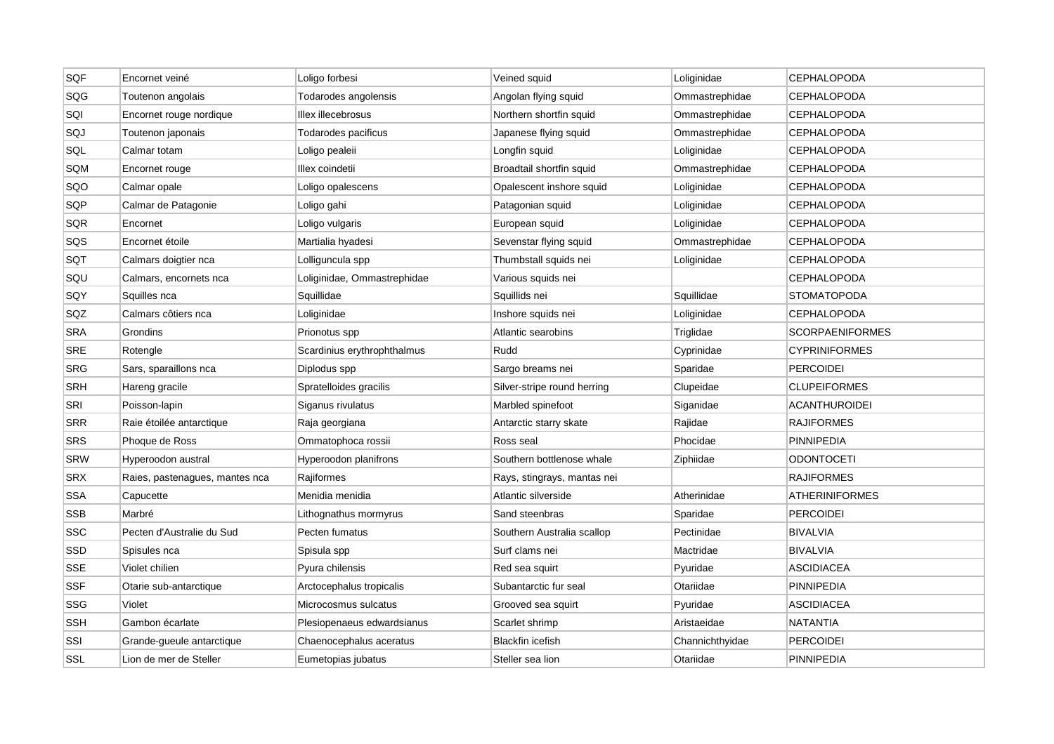| SQF | Encornet veiné | Loligo forbesi | Veined squid | Loliginidae | CEPHALOPODA |
|---|---|---|---|---|---|
| SQG | Toutenon angolais | Todarodes angolensis | Angolan flying squid | Ommastrephidae | CEPHALOPODA |
| SQI | Encornet rouge nordique | Illex illecebrosus | Northern shortfin squid | Ommastrephidae | CEPHALOPODA |
| SQJ | Toutenon japonais | Todarodes pacificus | Japanese flying squid | Ommastrephidae | CEPHALOPODA |
| SQL | Calmar totam | Loligo pealeii | Longfin squid | Loliginidae | CEPHALOPODA |
| SQM | Encornet rouge | Illex coindetii | Broadtail shortfin squid | Ommastrephidae | CEPHALOPODA |
| SQO | Calmar opale | Loligo opalescens | Opalescent inshore squid | Loliginidae | CEPHALOPODA |
| SQP | Calmar de Patagonie | Loligo gahi | Patagonian squid | Loliginidae | CEPHALOPODA |
| SQR | Encornet | Loligo vulgaris | European squid | Loliginidae | CEPHALOPODA |
| SQS | Encornet étoile | Martialia hyadesi | Sevenstar flying squid | Ommastrephidae | CEPHALOPODA |
| SQT | Calmars doigtier nca | Lolliguncula spp | Thumbstall squids nei | Loliginidae | CEPHALOPODA |
| SQU | Calmars, encornets nca | Loliginidae, Ommastrephidae | Various squids nei | | CEPHALOPODA |
| SQY | Squilles nca | Squillidae | Squillids nei | Squillidae | STOMATOPODA |
| SQZ | Calmars côtiers nca | Loliginidae | Inshore squids nei | Loliginidae | CEPHALOPODA |
| SRA | Grondins | Prionotus spp | Atlantic searobins | Triglidae | SCORPAENIFORMES |
| SRE | Rotengle | Scardinius erythrophthalmus | Rudd | Cyprinidae | CYPRINIFORMES |
| SRG | Sars, sparaillons nca | Diplodus spp | Sargo breams nei | Sparidae | PERCOIDEI |
| SRH | Hareng gracile | Spratelloides gracilis | Silver-stripe round herring | Clupeidae | CLUPEIFORMES |
| SRI | Poisson-lapin | Siganus rivulatus | Marbled spinefoot | Siganidae | ACANTHUROIDEI |
| SRR | Raie étoilée antarctique | Raja georgiana | Antarctic starry skate | Rajidae | RAJIFORMES |
| SRS | Phoque de Ross | Ommatophoca rossii | Ross seal | Phocidae | PINNIPEDIA |
| SRW | Hyperoodon austral | Hyperoodon planifrons | Southern bottlenose whale | Ziphiidae | ODONTOCETI |
| SRX | Raies, pastenagues, mantes nca | Rajiformes | Rays, stingrays, mantas nei | | RAJIFORMES |
| SSA | Capucette | Menidia menidia | Atlantic silverside | Atherinidae | ATHERINIFORMES |
| SSB | Marbré | Lithognathus mormyrus | Sand steenbras | Sparidae | PERCOIDEI |
| SSC | Pecten d'Australie du Sud | Pecten fumatus | Southern Australia scallop | Pectinidae | BIVALVIA |
| SSD | Spisules nca | Spisula spp | Surf clams nei | Mactridae | BIVALVIA |
| SSE | Violet chilien | Pyura chilensis | Red sea squirt | Pyuridae | ASCIDIACEA |
| SSF | Otarie sub-antarctique | Arctocephalus tropicalis | Subantarctic fur seal | Otariidae | PINNIPEDIA |
| SSG | Violet | Microcosmus sulcatus | Grooved sea squirt | Pyuridae | ASCIDIACEA |
| SSH | Gambon écarlate | Plesiopenaeus edwardsianus | Scarlet shrimp | Aristaeidae | NATANTIA |
| SSI | Grande-gueule antarctique | Chaenocephalus aceratus | Blackfin icefish | Channichthyidae | PERCOIDEI |
| SSL | Lion de mer de Steller | Eumetopias jubatus | Steller sea lion | Otariidae | PINNIPEDIA |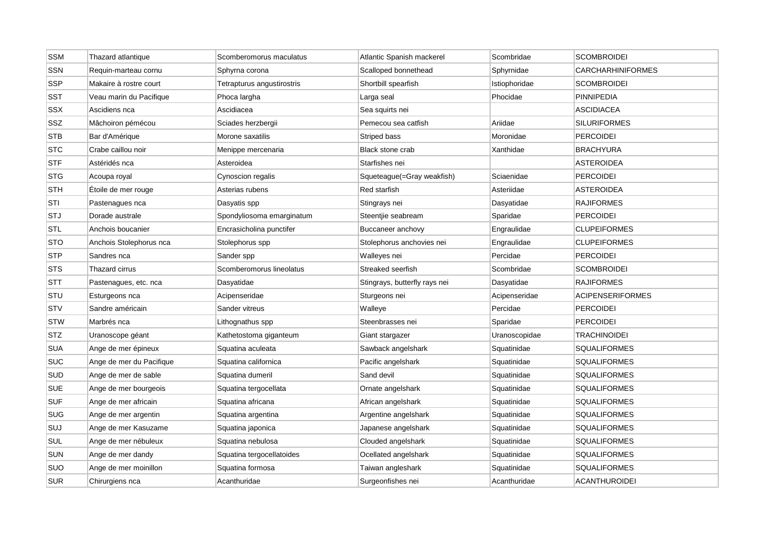| SSM | Thazard atlantique | Scomberomorus maculatus | Atlantic Spanish mackerel | Scombridae | SCOMBROIDEI |
|---|---|---|---|---|---|
| SSN | Requin-marteau cornu | Sphyrna corona | Scalloped bonnethead | Sphyrnidae | CARCHARHINIFORMES |
| SSP | Makaire à rostre court | Tetrapturus angustirostris | Shortbill spearfish | Istiophoridae | SCOMBROIDEI |
| SST | Veau marin du Pacifique | Phoca largha | Larga seal | Phocidae | PINNIPEDIA |
| SSX | Ascidiens nca | Ascidiacea | Sea squirts nei | | ASCIDIACEA |
| SSZ | Mâchoiron pémécou | Sciades herzbergii | Pemecou sea catfish | Ariidae | SILURIFORMES |
| STB | Bar d'Amérique | Morone saxatilis | Striped bass | Moronidae | PERCOIDEI |
| STC | Crabe caillou noir | Menippe mercenaria | Black stone crab | Xanthidae | BRACHYURA |
| STF | Astéridés nca | Asteroidea | Starfishes nei | | ASTEROIDEA |
| STG | Acoupa royal | Cynoscion regalis | Squeteague(=Gray weakfish) | Sciaenidae | PERCOIDEI |
| STH | Étoile de mer rouge | Asterias rubens | Red starfish | Asteriidae | ASTEROIDEA |
| STI | Pastenagues nca | Dasyatis spp | Stingrays nei | Dasyatidae | RAJIFORMES |
| STJ | Dorade australe | Spondyliosoma emarginatum | Steentjie seabream | Sparidae | PERCOIDEI |
| STL | Anchois boucanier | Encrasicholina punctifer | Buccaneer anchovy | Engraulidae | CLUPEIFORMES |
| STO | Anchois Stolephorus nca | Stolephorus spp | Stolephorus anchovies nei | Engraulidae | CLUPEIFORMES |
| STP | Sandres nca | Sander spp | Walleyes nei | Percidae | PERCOIDEI |
| STS | Thazard cirrus | Scomberomorus lineolatus | Streaked seerfish | Scombridae | SCOMBROIDEI |
| STT | Pastenagues, etc. nca | Dasyatidae | Stingrays, butterfly rays nei | Dasyatidae | RAJIFORMES |
| STU | Esturgeons nca | Acipenseridae | Sturgeons nei | Acipenseridae | ACIPENSERIFORMES |
| STV | Sandre américain | Sander vitreus | Walleye | Percidae | PERCOIDEI |
| STW | Marbrés nca | Lithognathus spp | Steenbrasses nei | Sparidae | PERCOIDEI |
| STZ | Uranoscope géant | Kathetostoma giganteum | Giant stargazer | Uranoscopidae | TRACHINOIDEI |
| SUA | Ange de mer épineux | Squatina aculeata | Sawback angelshark | Squatinidae | SQUALIFORMES |
| SUC | Ange de mer du Pacifique | Squatina californica | Pacific angelshark | Squatinidae | SQUALIFORMES |
| SUD | Ange de mer de sable | Squatina dumeril | Sand devil | Squatinidae | SQUALIFORMES |
| SUE | Ange de mer bourgeois | Squatina tergocellata | Ornate angelshark | Squatinidae | SQUALIFORMES |
| SUF | Ange de mer africain | Squatina africana | African angelshark | Squatinidae | SQUALIFORMES |
| SUG | Ange de mer argentin | Squatina argentina | Argentine angelshark | Squatinidae | SQUALIFORMES |
| SUJ | Ange de mer Kasuzame | Squatina japonica | Japanese angelshark | Squatinidae | SQUALIFORMES |
| SUL | Ange de mer nébuleux | Squatina nebulosa | Clouded angelshark | Squatinidae | SQUALIFORMES |
| SUN | Ange de mer dandy | Squatina tergocellatoides | Ocellated angelshark | Squatinidae | SQUALIFORMES |
| SUO | Ange de mer moinillon | Squatina formosa | Taiwan angleshark | Squatinidae | SQUALIFORMES |
| SUR | Chirurgiens nca | Acanthuridae | Surgeonfishes nei | Acanthuridae | ACANTHUROIDEI |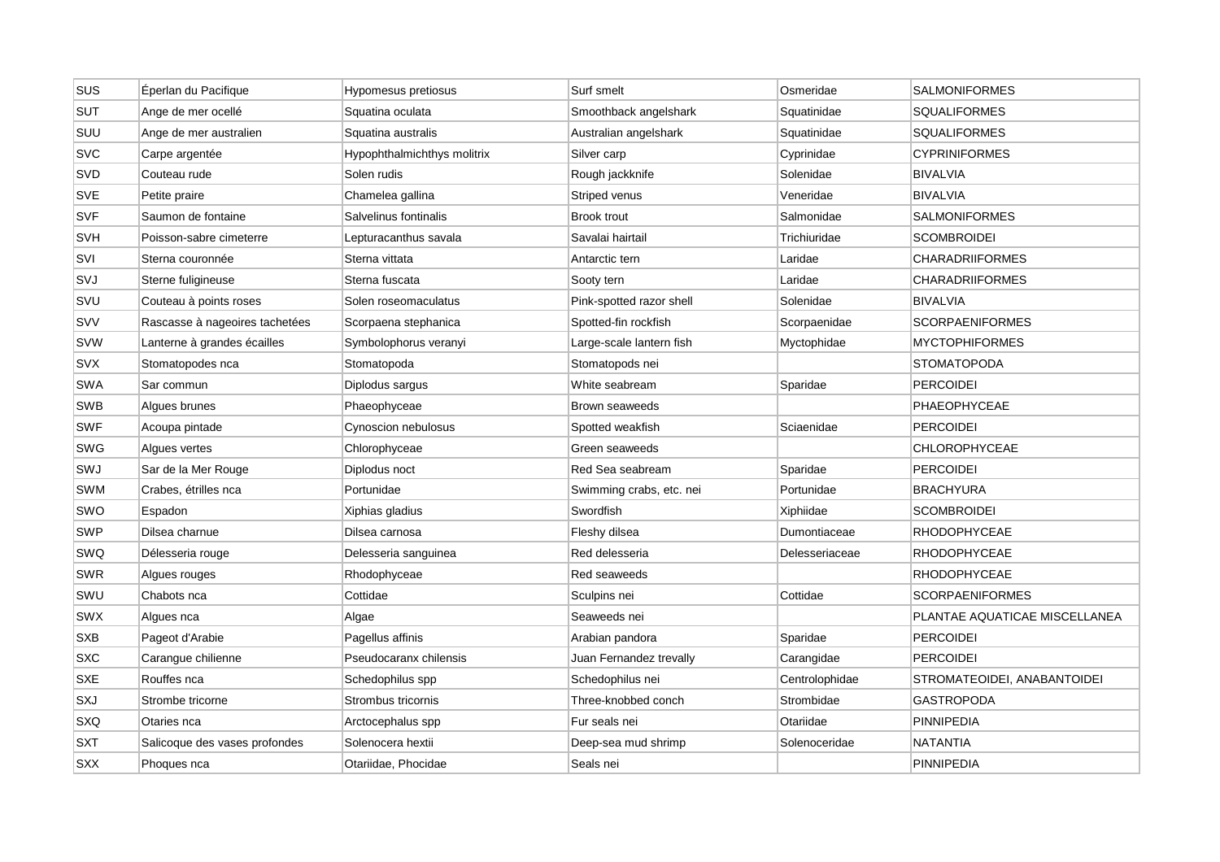| SUS | Éperlan du Pacifique | Hypomesus pretiosus | Surf smelt | Osmeridae | SALMONIFORMES |
|---|---|---|---|---|---|
| SUT | Ange de mer ocellé | Squatina oculata | Smoothback angelshark | Squatinidae | SQUALIFORMES |
| SUU | Ange de mer australien | Squatina australis | Australian angelshark | Squatinidae | SQUALIFORMES |
| SVC | Carpe argentée | Hypophthalmichthys molitrix | Silver carp | Cyprinidae | CYPRINIFORMES |
| SVD | Couteau rude | Solen rudis | Rough jackknife | Solenidae | BIVALVIA |
| SVE | Petite praire | Chamelea gallina | Striped venus | Veneridae | BIVALVIA |
| SVF | Saumon de fontaine | Salvelinus fontinalis | Brook trout | Salmonidae | SALMONIFORMES |
| SVH | Poisson-sabre cimeterre | Lepturacanthus savala | Savalai hairtail | Trichiuridae | SCOMBROIDEI |
| SVI | Sterna couronnée | Sterna vittata | Antarctic tern | Laridae | CHARADRIIFORMES |
| SVJ | Sterne fuligineuse | Sterna fuscata | Sooty tern | Laridae | CHARADRIIFORMES |
| SVU | Couteau à points roses | Solen roseomaculatus | Pink-spotted razor shell | Solenidae | BIVALVIA |
| SVV | Rascasse à nageoires tachetées | Scorpaena stephanica | Spotted-fin rockfish | Scorpaenidae | SCORPAENIFORMES |
| SVW | Lanterne à grandes écailles | Symbolophorus veranyi | Large-scale lantern fish | Myctophidae | MYCTOPHIFORMES |
| SVX | Stomatopodes nca | Stomatopoda | Stomatopods nei | | STOMATOPODA |
| SWA | Sar commun | Diplodus sargus | White seabream | Sparidae | PERCOIDEI |
| SWB | Algues brunes | Phaeophyceae | Brown seaweeds | | PHAEOPHYCEAE |
| SWF | Acoupa pintade | Cynoscion nebulosus | Spotted weakfish | Sciaenidae | PERCOIDEI |
| SWG | Algues vertes | Chlorophyceae | Green seaweeds | | CHLOROPHYCEAE |
| SWJ | Sar de la Mer Rouge | Diplodus noct | Red Sea seabream | Sparidae | PERCOIDEI |
| SWM | Crabes, étrilles nca | Portunidae | Swimming crabs, etc. nei | Portunidae | BRACHYURA |
| SWO | Espadon | Xiphias gladius | Swordfish | Xiphiidae | SCOMBROIDEI |
| SWP | Dilsea charnue | Dilsea carnosa | Fleshy dilsea | Dumontiaceae | RHODOPHYCEAE |
| SWQ | Délesseria rouge | Delesseria sanguinea | Red delesseria | Delesseriaceae | RHODOPHYCEAE |
| SWR | Algues rouges | Rhodophyceae | Red seaweeds | | RHODOPHYCEAE |
| SWU | Chabots nca | Cottidae | Sculpins nei | Cottidae | SCORPAENIFORMES |
| SWX | Algues nca | Algae | Seaweeds nei | | PLANTAE AQUATICAE MISCELLANEA |
| SXB | Pageot d'Arabie | Pagellus affinis | Arabian pandora | Sparidae | PERCOIDEI |
| SXC | Carangue chilienne | Pseudocaranx chilensis | Juan Fernandez trevally | Carangidae | PERCOIDEI |
| SXE | Rouffes nca | Schedophilus spp | Schedophilus nei | Centrolophidae | STROMATEOIDEI, ANABANTOIDEI |
| SXJ | Strombe tricorne | Strombus tricornis | Three-knobbed conch | Strombidae | GASTROPODA |
| SXQ | Otaries nca | Arctocephalus spp | Fur seals nei | Otariidae | PINNIPEDIA |
| SXT | Salicoque des vases profondes | Solenocera hextii | Deep-sea mud shrimp | Solenoceridae | NATANTIA |
| SXX | Phoques nca | Otariidae, Phocidae | Seals nei | | PINNIPEDIA |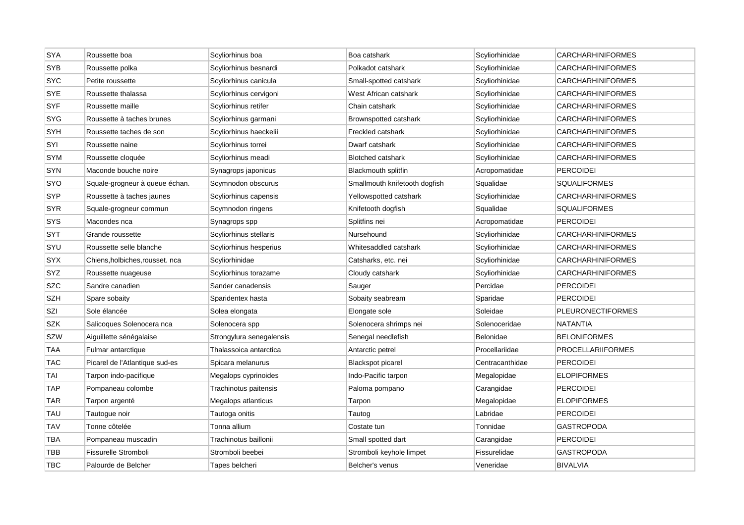| SYA | Roussette boa | Scyliorhinus boa | Boa catshark | Scyliorhinidae | CARCHARHINIFORMES |
|---|---|---|---|---|---|
| SYB | Roussette polka | Scyliorhinus besnardi | Polkadot catshark | Scyliorhinidae | CARCHARHINIFORMES |
| SYC | Petite roussette | Scyliorhinus canicula | Small-spotted catshark | Scyliorhinidae | CARCHARHINIFORMES |
| SYE | Roussette thalassa | Scyliorhinus cervigoni | West African catshark | Scyliorhinidae | CARCHARHINIFORMES |
| SYF | Roussette maille | Scyliorhinus retifer | Chain catshark | Scyliorhinidae | CARCHARHINIFORMES |
| SYG | Roussette à taches brunes | Scyliorhinus garmani | Brownspotted catshark | Scyliorhinidae | CARCHARHINIFORMES |
| SYH | Roussette taches de son | Scyliorhinus haeckelii | Freckled catshark | Scyliorhinidae | CARCHARHINIFORMES |
| SYI | Roussette naine | Scyliorhinus torrei | Dwarf catshark | Scyliorhinidae | CARCHARHINIFORMES |
| SYM | Roussette cloquée | Scyliorhinus meadi | Blotched catshark | Scyliorhinidae | CARCHARHINIFORMES |
| SYN | Maconde bouche noire | Synagrops japonicus | Blackmouth splitfin | Acropomatidae | PERCOIDEI |
| SYO | Squale-grogneur à queue échan. | Scymnodon obscurus | Smallmouth knifetooth dogfish | Squalidae | SQUALIFORMES |
| SYP | Roussette à taches jaunes | Scyliorhinus capensis | Yellowspotted catshark | Scyliorhinidae | CARCHARHINIFORMES |
| SYR | Squale-grogneur commun | Scymnodon ringens | Knifetooth dogfish | Squalidae | SQUALIFORMES |
| SYS | Macondes nca | Synagrops spp | Splitfins nei | Acropomatidae | PERCOIDEI |
| SYT | Grande roussette | Scyliorhinus stellaris | Nursehound | Scyliorhinidae | CARCHARHINIFORMES |
| SYU | Roussette selle blanche | Scyliorhinus hesperius | Whitesaddled catshark | Scyliorhinidae | CARCHARHINIFORMES |
| SYX | Chiens,holbiches,rousset. nca | Scyliorhinidae | Catsharks, etc. nei | Scyliorhinidae | CARCHARHINIFORMES |
| SYZ | Roussette nuageuse | Scyliorhinus torazame | Cloudy catshark | Scyliorhinidae | CARCHARHINIFORMES |
| SZC | Sandre canadien | Sander canadensis | Sauger | Percidae | PERCOIDEI |
| SZH | Spare sobaity | Sparidentex hasta | Sobaity seabream | Sparidae | PERCOIDEI |
| SZI | Sole élancée | Solea elongata | Elongate sole | Soleidae | PLEURONECTIFORMES |
| SZK | Salicoques Solenocera nca | Solenocera spp | Solenocera shrimps nei | Solenoceridae | NATANTIA |
| SZW | Aiguillette sénégalaise | Strongylura senegalensis | Senegal needlefish | Belonidae | BELONIFORMES |
| TAA | Fulmar antarctique | Thalassoica antarctica | Antarctic petrel | Procellariidae | PROCELLARIIFORMES |
| TAC | Picarel de l'Atlantique sud-es | Spicara melanurus | Blackspot picarel | Centracanthidae | PERCOIDEI |
| TAI | Tarpon indo-pacifique | Megalops cyprinoides | Indo-Pacific tarpon | Megalopidae | ELOPIFORMES |
| TAP | Pompaneau colombe | Trachinotus paitensis | Paloma pompano | Carangidae | PERCOIDEI |
| TAR | Tarpon argenté | Megalops atlanticus | Tarpon | Megalopidae | ELOPIFORMES |
| TAU | Tautogue noir | Tautoga onitis | Tautog | Labridae | PERCOIDEI |
| TAV | Tonne côtelée | Tonna allium | Costate tun | Tonnidae | GASTROPODA |
| TBA | Pompaneau muscadin | Trachinotus baillonii | Small spotted dart | Carangidae | PERCOIDEI |
| TBB | Fissurelle Stromboli | Stromboli beebei | Stromboli keyhole limpet | Fissurelidae | GASTROPODA |
| TBC | Palourde de Belcher | Tapes belcheri | Belcher's venus | Veneridae | BIVALVIA |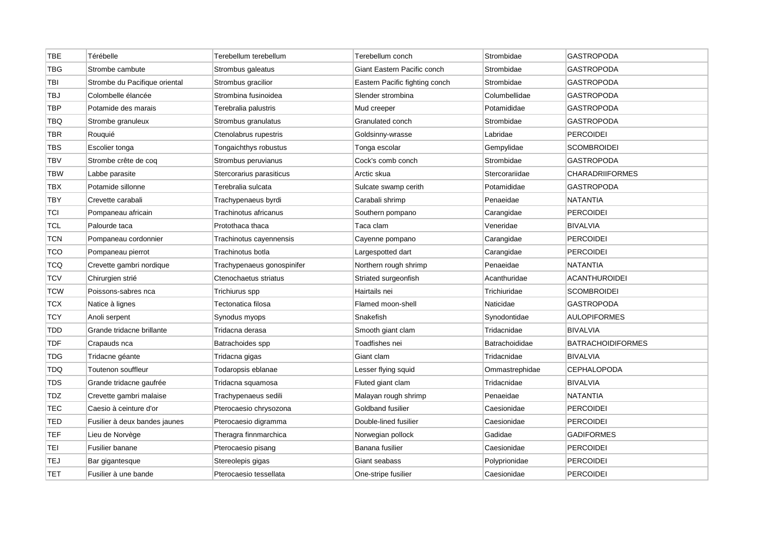| TBE | Térébelle | Terebellum terebellum | Terebellum conch | Strombidae | GASTROPODA |
|---|---|---|---|---|---|
| TBG | Strombe cambute | Strombus galeatus | Giant Eastern Pacific conch | Strombidae | GASTROPODA |
| TBI | Strombe du Pacifique oriental | Strombus gracilior | Eastern Pacific fighting conch | Strombidae | GASTROPODA |
| TBJ | Colombelle élancée | Strombina fusinoidea | Slender strombina | Columbellidae | GASTROPODA |
| TBP | Potamide des marais | Terebralia palustris | Mud creeper | Potamididae | GASTROPODA |
| TBQ | Strombe granuleux | Strombus granulatus | Granulated conch | Strombidae | GASTROPODA |
| TBR | Rouquié | Ctenolabrus rupestris | Goldsinny-wrasse | Labridae | PERCOIDEI |
| TBS | Escolier tonga | Tongaichthys robustus | Tonga escolar | Gempylidae | SCOMBROIDEI |
| TBV | Strombe crête de coq | Strombus peruvianus | Cock's comb conch | Strombidae | GASTROPODA |
| TBW | Labbe parasite | Stercorarius parasiticus | Arctic skua | Stercorariidae | CHARADRIIFORMES |
| TBX | Potamide sillonne | Terebralia sulcata | Sulcate swamp cerith | Potamididae | GASTROPODA |
| TBY | Crevette carabali | Trachypenaeus byrdi | Carabali shrimp | Penaeidae | NATANTIA |
| TCI | Pompaneau africain | Trachinotus africanus | Southern pompano | Carangidae | PERCOIDEI |
| TCL | Palourde taca | Protothaca thaca | Taca clam | Veneridae | BIVALVIA |
| TCN | Pompaneau cordonnier | Trachinotus cayennensis | Cayenne pompano | Carangidae | PERCOIDEI |
| TCO | Pompaneau pierrot | Trachinotus botla | Largespotted dart | Carangidae | PERCOIDEI |
| TCQ | Crevette gambri nordique | Trachypenaeus gonospinifer | Northern rough shrimp | Penaeidae | NATANTIA |
| TCV | Chirurgien strié | Ctenochaetus striatus | Striated surgeonfish | Acanthuridae | ACANTHUROIDEI |
| TCW | Poissons-sabres nca | Trichiurus spp | Hairtails nei | Trichiuridae | SCOMBROIDEI |
| TCX | Natice à lignes | Tectonatica filosa | Flamed moon-shell | Naticidae | GASTROPODA |
| TCY | Anoli serpent | Synodus myops | Snakefish | Synodontidae | AULOPIFORMES |
| TDD | Grande tridacne brillante | Tridacna derasa | Smooth giant clam | Tridacnidae | BIVALVIA |
| TDF | Crapauds nca | Batrachoides spp | Toadfishes nei | Batrachoididae | BATRACHOIDIFORMES |
| TDG | Tridacne géante | Tridacna gigas | Giant clam | Tridacnidae | BIVALVIA |
| TDQ | Toutenon souffleur | Todaropsis eblanae | Lesser flying squid | Ommastrephidae | CEPHALOPODA |
| TDS | Grande tridacne gaufrée | Tridacna squamosa | Fluted giant clam | Tridacnidae | BIVALVIA |
| TDZ | Crevette gambri malaise | Trachypenaeus sedili | Malayan rough shrimp | Penaeidae | NATANTIA |
| TEC | Caesio à ceinture d'or | Pterocaesio chrysozona | Goldband fusilier | Caesionidae | PERCOIDEI |
| TED | Fusilier à deux bandes jaunes | Pterocaesio digramma | Double-lined fusilier | Caesionidae | PERCOIDEI |
| TEF | Lieu de Norvège | Theragra finnmarchica | Norwegian pollock | Gadidae | GADIFORMES |
| TEI | Fusilier banane | Pterocaesio pisang | Banana fusilier | Caesionidae | PERCOIDEI |
| TEJ | Bar gigantesque | Stereolepis gigas | Giant seabass | Polyprionidae | PERCOIDEI |
| TET | Fusilier à une bande | Pterocaesio tessellata | One-stripe fusilier | Caesionidae | PERCOIDEI |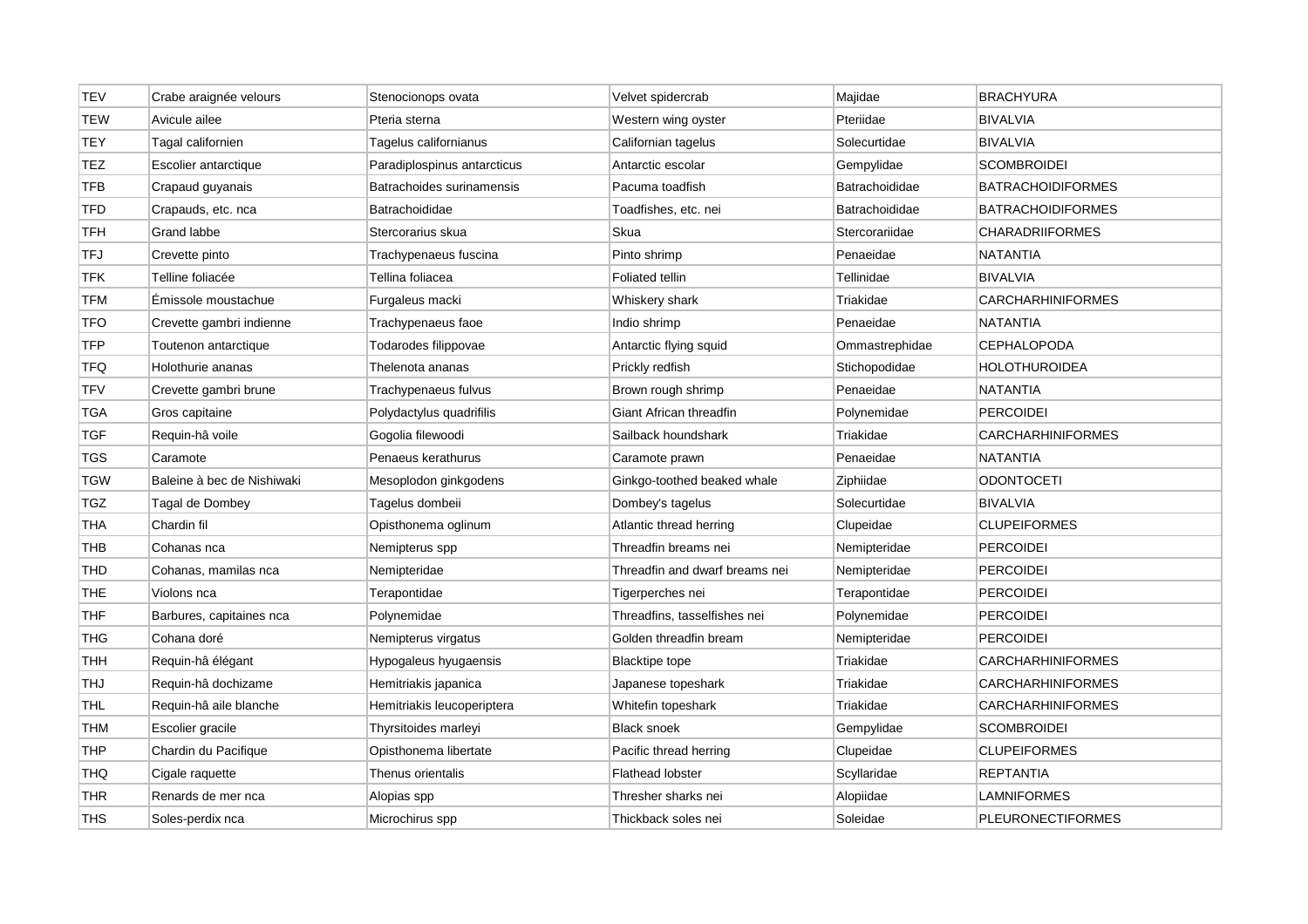| TEV | Crabe araignée velours | Stenocionops ovata | Velvet spidercrab | Majidae | BRACHYURA |
|---|---|---|---|---|---|
| TEW | Avicule ailee | Pteria sterna | Western wing oyster | Pteriidae | BIVALVIA |
| TEY | Tagal californien | Tagelus californianus | Californian tagelus | Solecurtidae | BIVALVIA |
| TEZ | Escolier antarctique | Paradiplospinus antarcticus | Antarctic escolar | Gempylidae | SCOMBROIDEI |
| TFB | Crapaud guyanais | Batrachoides surinamensis | Pacuma toadfish | Batrachoididae | BATRACHOIDIFORMES |
| TFD | Crapauds, etc. nca | Batrachoididae | Toadfishes, etc. nei | Batrachoididae | BATRACHOIDIFORMES |
| TFH | Grand labbe | Stercorarius skua | Skua | Stercorariidae | CHARADRIIFORMES |
| TFJ | Crevette pinto | Trachypenaeus fuscina | Pinto shrimp | Penaeidae | NATANTIA |
| TFK | Telline foliacée | Tellina foliacea | Foliated tellin | Tellinidae | BIVALVIA |
| TFM | Émissole moustachue | Furgaleus macki | Whiskery shark | Triakidae | CARCHARHINIFORMES |
| TFO | Crevette gambri indienne | Trachypenaeus faoe | Indio shrimp | Penaeidae | NATANTIA |
| TFP | Toutenon antarctique | Todarodes filippovae | Antarctic flying squid | Ommastrephidae | CEPHALOPODA |
| TFQ | Holothurie ananas | Thelenota ananas | Prickly redfish | Stichopodidae | HOLOTHUROIDEA |
| TFV | Crevette gambri brune | Trachypenaeus fulvus | Brown rough shrimp | Penaeidae | NATANTIA |
| TGA | Gros capitaine | Polydactylus quadrifilis | Giant African threadfin | Polynemidae | PERCOIDEI |
| TGF | Requin-hâ voile | Gogolia filewoodi | Sailback houndshark | Triakidae | CARCHARHINIFORMES |
| TGS | Caramote | Penaeus kerathurus | Caramote prawn | Penaeidae | NATANTIA |
| TGW | Baleine à bec de Nishiwaki | Mesoplodon ginkgodens | Ginkgo-toothed beaked whale | Ziphiidae | ODONTOCETI |
| TGZ | Tagal de Dombey | Tagelus dombeii | Dombey's tagelus | Solecurtidae | BIVALVIA |
| THA | Chardin fil | Opisthonema oglinum | Atlantic thread herring | Clupeidae | CLUPEIFORMES |
| THB | Cohanas nca | Nemipterus spp | Threadfin breams nei | Nemipteridae | PERCOIDEI |
| THD | Cohanas, mamilas nca | Nemipteridae | Threadfin and dwarf breams nei | Nemipteridae | PERCOIDEI |
| THE | Violons nca | Terapontidae | Tigerperches nei | Terapontidae | PERCOIDEI |
| THF | Barbures, capitaines nca | Polynemidae | Threadfins, tasselfishes nei | Polynemidae | PERCOIDEI |
| THG | Cohana doré | Nemipterus virgatus | Golden threadfin bream | Nemipteridae | PERCOIDEI |
| THH | Requin-hâ élégant | Hypogaleus hyugaensis | Blacktipe tope | Triakidae | CARCHARHINIFORMES |
| THJ | Requin-hâ dochizame | Hemitriakis japanica | Japanese topeshark | Triakidae | CARCHARHINIFORMES |
| THL | Requin-hâ aile blanche | Hemitriakis leucoperiptera | Whitefin topeshark | Triakidae | CARCHARHINIFORMES |
| THM | Escolier gracile | Thyrsitoides marleyi | Black snoek | Gempylidae | SCOMBROIDEI |
| THP | Chardin du Pacifique | Opisthonema libertate | Pacific thread herring | Clupeidae | CLUPEIFORMES |
| THQ | Cigale raquette | Thenus orientalis | Flathead lobster | Scyllaridae | REPTANTIA |
| THR | Renards de mer nca | Alopias spp | Thresher sharks nei | Alopiidae | LAMNIFORMES |
| THS | Soles-perdix nca | Microchirus spp | Thickback soles nei | Soleidae | PLEURONECTIFORMES |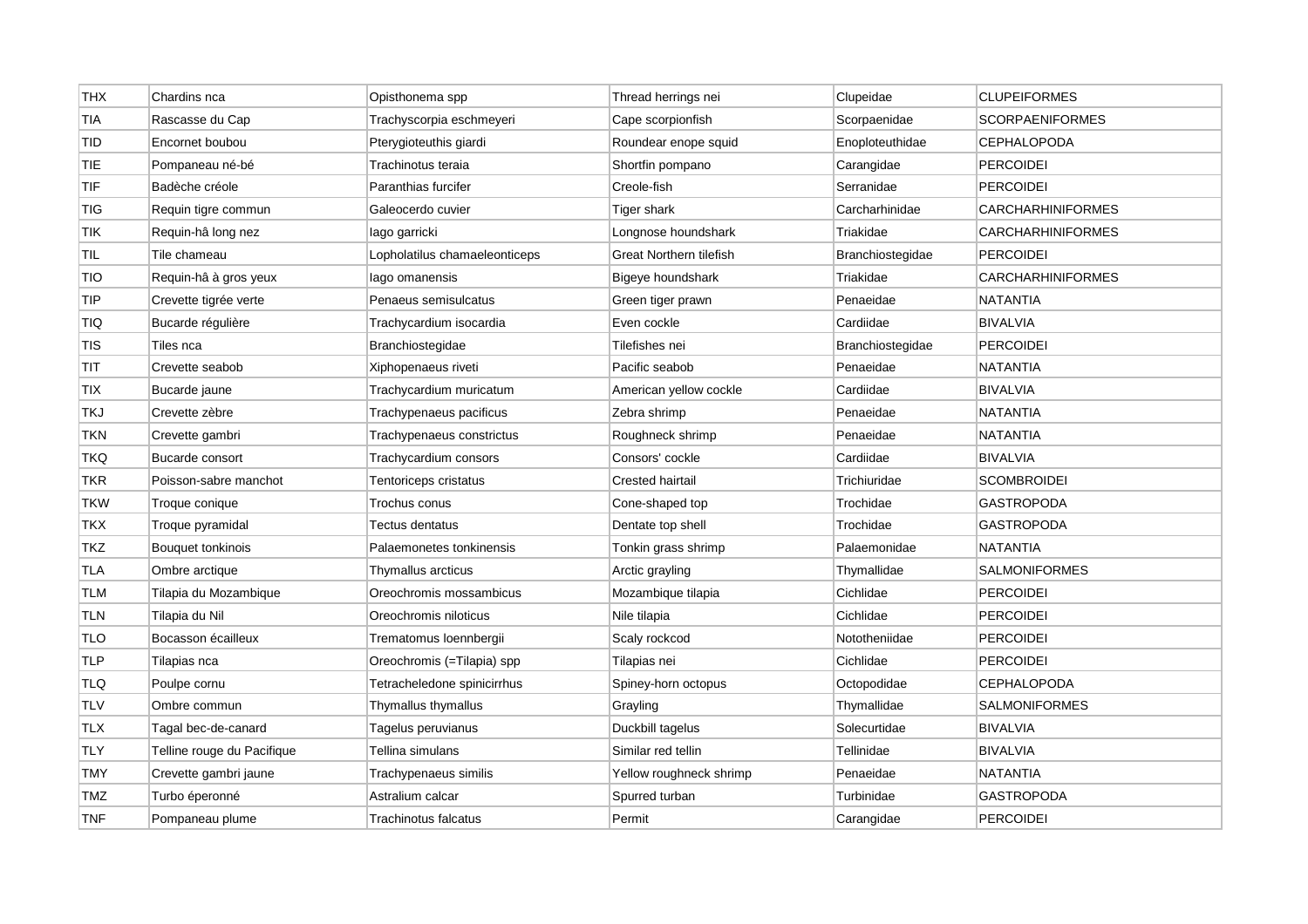| THX | Chardins nca | Opisthonema spp | Thread herrings nei | Clupeidae | CLUPEIFORMES |
|---|---|---|---|---|---|
| TIA | Rascasse du Cap | Trachyscorpia eschmeyeri | Cape scorpionfish | Scorpaenidae | SCORPAENIFORMES |
| TID | Encornet boubou | Pterygioteuthis giardi | Roundear enope squid | Enoploteuthidae | CEPHALOPODA |
| TIE | Pompaneau né-bé | Trachinotus teraia | Shortfin pompano | Carangidae | PERCOIDEI |
| TIF | Badèche créole | Paranthias furcifer | Creole-fish | Serranidae | PERCOIDEI |
| TIG | Requin tigre commun | Galeocerdo cuvier | Tiger shark | Carcharhinidae | CARCHARHINIFORMES |
| TIK | Requin-hâ long nez | Iago garricki | Longnose houndshark | Triakidae | CARCHARHINIFORMES |
| TIL | Tile chameau | Lopholatilus chamaeleonticeps | Great Northern tilefish | Branchiostegidae | PERCOIDEI |
| TIO | Requin-hâ à gros yeux | Iago omanensis | Bigeye houndshark | Triakidae | CARCHARHINIFORMES |
| TIP | Crevette tigrée verte | Penaeus semisulcatus | Green tiger prawn | Penaeidae | NATANTIA |
| TIQ | Bucarde régulière | Trachycardium isocardia | Even cockle | Cardiidae | BIVALVIA |
| TIS | Tiles nca | Branchiostegidae | Tilefishes nei | Branchiostegidae | PERCOIDEI |
| TIT | Crevette seabob | Xiphopenaeus riveti | Pacific seabob | Penaeidae | NATANTIA |
| TIX | Bucarde jaune | Trachycardium muricatum | American yellow cockle | Cardiidae | BIVALVIA |
| TKJ | Crevette zèbre | Trachypenaeus pacificus | Zebra shrimp | Penaeidae | NATANTIA |
| TKN | Crevette gambri | Trachypenaeus constrictus | Roughneck shrimp | Penaeidae | NATANTIA |
| TKQ | Bucarde consort | Trachycardium consors | Consors' cockle | Cardiidae | BIVALVIA |
| TKR | Poisson-sabre manchot | Tentoriceps cristatus | Crested hairtail | Trichiuridae | SCOMBROIDEI |
| TKW | Troque conique | Trochus conus | Cone-shaped top | Trochidae | GASTROPODA |
| TKX | Troque pyramidal | Tectus dentatus | Dentate top shell | Trochidae | GASTROPODA |
| TKZ | Bouquet tonkinois | Palaemonetes tonkinensis | Tonkin grass shrimp | Palaemonidae | NATANTIA |
| TLA | Ombre arctique | Thymallus arcticus | Arctic grayling | Thymallidae | SALMONIFORMES |
| TLM | Tilapia du Mozambique | Oreochromis mossambicus | Mozambique tilapia | Cichlidae | PERCOIDEI |
| TLN | Tilapia du Nil | Oreochromis niloticus | Nile tilapia | Cichlidae | PERCOIDEI |
| TLO | Bocasson écailleux | Trematomus loennbergii | Scaly rockcod | Nototheniidae | PERCOIDEI |
| TLP | Tilapias nca | Oreochromis (=Tilapia) spp | Tilapias nei | Cichlidae | PERCOIDEI |
| TLQ | Poulpe cornu | Tetracheledone spinicirrhus | Spiney-horn octopus | Octopodidae | CEPHALOPODA |
| TLV | Ombre commun | Thymallus thymallus | Grayling | Thymallidae | SALMONIFORMES |
| TLX | Tagal bec-de-canard | Tagelus peruvianus | Duckbill tagelus | Solecurtidae | BIVALVIA |
| TLY | Telline rouge du Pacifique | Tellina simulans | Similar red tellin | Tellinidae | BIVALVIA |
| TMY | Crevette gambri jaune | Trachypenaeus similis | Yellow roughneck shrimp | Penaeidae | NATANTIA |
| TMZ | Turbo éperonné | Astralium calcar | Spurred turban | Turbinidae | GASTROPODA |
| TNF | Pompaneau plume | Trachinotus falcatus | Permit | Carangidae | PERCOIDEI |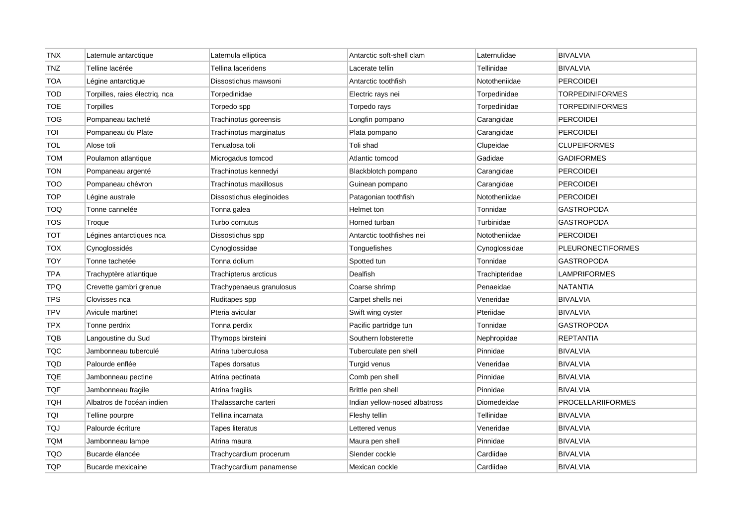| TNX | Laternule antarctique | Laternula elliptica | Antarctic soft-shell clam | Laternulidae | BIVALVIA |
|---|---|---|---|---|---|
| TNZ | Telline lacérée | Tellina laceridens | Lacerate tellin | Tellinidae | BIVALVIA |
| TOA | Légine antarctique | Dissostichus mawsoni | Antarctic toothfish | Nototheniidae | PERCOIDEI |
| TOD | Torpilles, raies électriq. nca | Torpedinidae | Electric rays nei | Torpedinidae | TORPEDINIFORMES |
| TOE | Torpilles | Torpedo spp | Torpedo rays | Torpedinidae | TORPEDINIFORMES |
| TOG | Pompaneau tacheté | Trachinotus goreensis | Longfin pompano | Carangidae | PERCOIDEI |
| TOI | Pompaneau du Plate | Trachinotus marginatus | Plata pompano | Carangidae | PERCOIDEI |
| TOL | Alose toli | Tenualosa toli | Toli shad | Clupeidae | CLUPEIFORMES |
| TOM | Poulamon atlantique | Microgadus tomcod | Atlantic tomcod | Gadidae | GADIFORMES |
| TON | Pompaneau argenté | Trachinotus kennedyi | Blackblotch pompano | Carangidae | PERCOIDEI |
| TOO | Pompaneau chévron | Trachinotus maxillosus | Guinean pompano | Carangidae | PERCOIDEI |
| TOP | Légine australe | Dissostichus eleginoides | Patagonian toothfish | Nototheniidae | PERCOIDEI |
| TOQ | Tonne cannelée | Tonna galea | Helmet ton | Tonnidae | GASTROPODA |
| TOS | Troque | Turbo cornutus | Horned turban | Turbinidae | GASTROPODA |
| TOT | Légines antarctiques nca | Dissostichus spp | Antarctic toothfishes nei | Nototheniidae | PERCOIDEI |
| TOX | Cynoglossidés | Cynoglossidae | Tonguefishes | Cynoglossidae | PLEURONECTIFORMES |
| TOY | Tonne tachetée | Tonna dolium | Spotted tun | Tonnidae | GASTROPODA |
| TPA | Trachyptère atlantique | Trachipterus arcticus | Dealfish | Trachipteridae | LAMPRIFORMES |
| TPQ | Crevette gambri grenue | Trachypenaeus granulosus | Coarse shrimp | Penaeidae | NATANTIA |
| TPS | Clovisses nca | Ruditapes spp | Carpet shells nei | Veneridae | BIVALVIA |
| TPV | Avicule martinet | Pteria avicular | Swift wing oyster | Pteriidae | BIVALVIA |
| TPX | Tonne perdrix | Tonna perdix | Pacific partridge tun | Tonnidae | GASTROPODA |
| TQB | Langoustine du Sud | Thymops birsteini | Southern lobsterette | Nephropidae | REPTANTIA |
| TQC | Jambonneau tuberculé | Atrina tuberculosa | Tuberculate pen shell | Pinnidae | BIVALVIA |
| TQD | Palourde enflée | Tapes dorsatus | Turgid venus | Veneridae | BIVALVIA |
| TQE | Jambonneau pectine | Atrina pectinata | Comb pen shell | Pinnidae | BIVALVIA |
| TQF | Jambonneau fragile | Atrina fragilis | Brittle pen shell | Pinnidae | BIVALVIA |
| TQH | Albatros de l'océan indien | Thalassarche carteri | Indian yellow-nosed albatross | Diomedeidae | PROCELLARIIFORMES |
| TQI | Telline pourpre | Tellina incarnata | Fleshy tellin | Tellinidae | BIVALVIA |
| TQJ | Palourde écriture | Tapes literatus | Lettered venus | Veneridae | BIVALVIA |
| TQM | Jambonneau lampe | Atrina maura | Maura pen shell | Pinnidae | BIVALVIA |
| TQO | Bucarde élancée | Trachycardium procerum | Slender cockle | Cardiidae | BIVALVIA |
| TQP | Bucarde mexicaine | Trachycardium panamense | Mexican cockle | Cardiidae | BIVALVIA |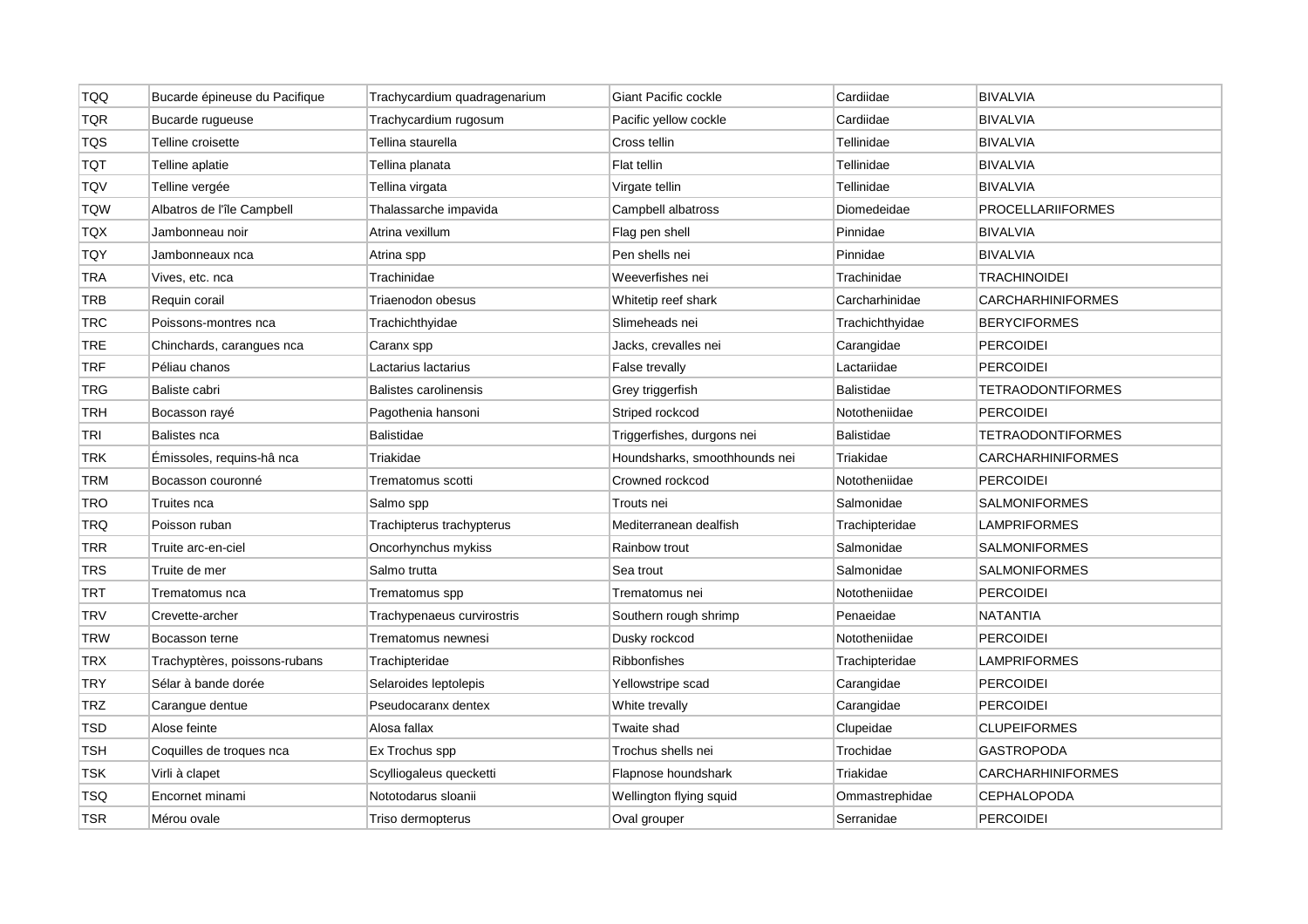| | | | | | |
|---|---|---|---|---|---|
| TQQ | Bucarde épineuse du Pacifique | Trachycardium quadragenarium | Giant Pacific cockle | Cardiidae | BIVALVIA |
| TQR | Bucarde rugueuse | Trachycardium rugosum | Pacific yellow cockle | Cardiidae | BIVALVIA |
| TQS | Telline croisette | Tellina staurella | Cross tellin | Tellinidae | BIVALVIA |
| TQT | Telline aplatie | Tellina planata | Flat tellin | Tellinidae | BIVALVIA |
| TQV | Telline vergée | Tellina virgata | Virgate tellin | Tellinidae | BIVALVIA |
| TQW | Albatros de l'île Campbell | Thalassarche impavida | Campbell albatross | Diomedeidae | PROCELLARIIFORMES |
| TQX | Jambonneau noir | Atrina vexillum | Flag pen shell | Pinnidae | BIVALVIA |
| TQY | Jambonneaux nca | Atrina spp | Pen shells nei | Pinnidae | BIVALVIA |
| TRA | Vives, etc. nca | Trachinidae | Weeverfishes nei | Trachinidae | TRACHINOIDEI |
| TRB | Requin corail | Triaenodon obesus | Whitetip reef shark | Carcharhinidae | CARCHARHINIFORMES |
| TRC | Poissons-montres nca | Trachichthyidae | Slimeheads nei | Trachichthyidae | BERYCIFORMES |
| TRE | Chinchards, carangues nca | Caranx spp | Jacks, crevalles nei | Carangidae | PERCOIDEI |
| TRF | Péliau chanos | Lactarius lactarius | False trevally | Lactariidae | PERCOIDEI |
| TRG | Baliste cabri | Balistes carolinensis | Grey triggerfish | Balistidae | TETRAODONTIFORMES |
| TRH | Bocasson rayé | Pagothenia hansoni | Striped rockcod | Nototheniidae | PERCOIDEI |
| TRI | Balistes nca | Balistidae | Triggerfishes, durgons nei | Balistidae | TETRAODONTIFORMES |
| TRK | Émissoles, requins-hâ nca | Triakidae | Houndsharks, smoothhounds nei | Triakidae | CARCHARHINIFORMES |
| TRM | Bocasson couronné | Trematomus scotti | Crowned rockcod | Nototheniidae | PERCOIDEI |
| TRO | Truites nca | Salmo spp | Trouts nei | Salmonidae | SALMONIFORMES |
| TRQ | Poisson ruban | Trachipterus trachypterus | Mediterranean dealfish | Trachipteridae | LAMPRIFORMES |
| TRR | Truite arc-en-ciel | Oncorhynchus mykiss | Rainbow trout | Salmonidae | SALMONIFORMES |
| TRS | Truite de mer | Salmo trutta | Sea trout | Salmonidae | SALMONIFORMES |
| TRT | Trematomus nca | Trematomus spp | Trematomus nei | Nototheniidae | PERCOIDEI |
| TRV | Crevette-archer | Trachypenaeus curvirostris | Southern rough shrimp | Penaeidae | NATANTIA |
| TRW | Bocasson terne | Trematomus newnesi | Dusky rockcod | Nototheniidae | PERCOIDEI |
| TRX | Trachyptères, poissons-rubans | Trachipteridae | Ribbonfishes | Trachipteridae | LAMPRIFORMES |
| TRY | Sélar à bande dorée | Selaroides leptolepis | Yellowstripe scad | Carangidae | PERCOIDEI |
| TRZ | Carangue dentue | Pseudocaranx dentex | White trevally | Carangidae | PERCOIDEI |
| TSD | Alose feinte | Alosa fallax | Twaite shad | Clupeidae | CLUPEIFORMES |
| TSH | Coquilles de troques nca | Ex Trochus spp | Trochus shells nei | Trochidae | GASTROPODA |
| TSK | Virli à clapet | Scylliogaleus quecketti | Flapnose houndshark | Triakidae | CARCHARHINIFORMES |
| TSQ | Encornet minami | Nototodarus sloanii | Wellington flying squid | Ommastrephidae | CEPHALOPODA |
| TSR | Mérou ovale | Triso dermopterus | Oval grouper | Serranidae | PERCOIDEI |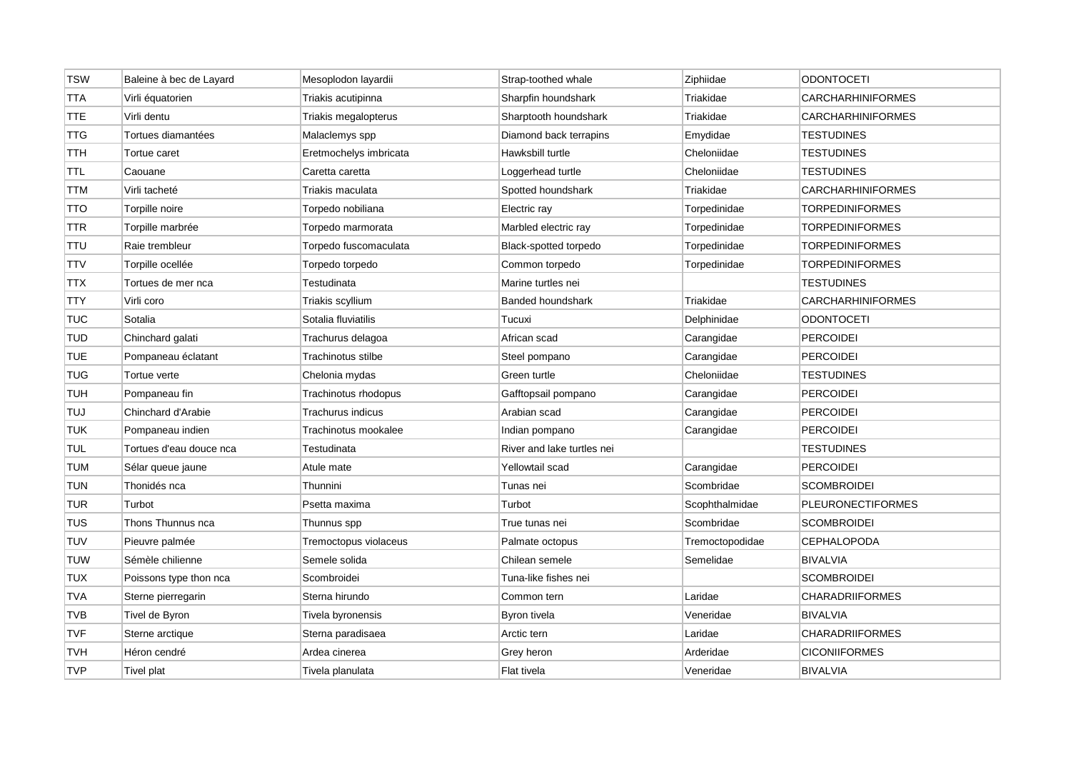| TSW | Baleine à bec de Layard | Mesoplodon layardii | Strap-toothed whale | Ziphiidae | ODONTOCETI |
|---|---|---|---|---|---|
| TTA | Virli équatorien | Triakis acutipinna | Sharpfin houndshark | Triakidae | CARCHARHINIFORMES |
| TTE | Virli dentu | Triakis megalopterus | Sharptooth houndshark | Triakidae | CARCHARHINIFORMES |
| TTG | Tortues diamantées | Malaclemys spp | Diamond back terrapins | Emydidae | TESTUDINES |
| TTH | Tortue caret | Eretmochelys imbricata | Hawksbill turtle | Cheloniidae | TESTUDINES |
| TTL | Caouane | Caretta caretta | Loggerhead turtle | Cheloniidae | TESTUDINES |
| TTM | Virli tacheté | Triakis maculata | Spotted houndshark | Triakidae | CARCHARHINIFORMES |
| TTO | Torpille noire | Torpedo nobiliana | Electric ray | Torpedinidae | TORPEDINIFORMES |
| TTR | Torpille marbrée | Torpedo marmorata | Marbled electric ray | Torpedinidae | TORPEDINIFORMES |
| TTU | Raie trembleur | Torpedo fuscomaculata | Black-spotted torpedo | Torpedinidae | TORPEDINIFORMES |
| TTV | Torpille ocellée | Torpedo torpedo | Common torpedo | Torpedinidae | TORPEDINIFORMES |
| TTX | Tortues de mer nca | Testudinata | Marine turtles nei | | TESTUDINES |
| TTY | Virli coro | Triakis scyllium | Banded houndshark | Triakidae | CARCHARHINIFORMES |
| TUC | Sotalia | Sotalia fluviatilis | Tucuxi | Delphinidae | ODONTOCETI |
| TUD | Chinchard galati | Trachurus delagoa | African scad | Carangidae | PERCOIDEI |
| TUE | Pompaneau éclatant | Trachinotus stilbe | Steel pompano | Carangidae | PERCOIDEI |
| TUG | Tortue verte | Chelonia mydas | Green turtle | Cheloniidae | TESTUDINES |
| TUH | Pompaneau fin | Trachinotus rhodopus | Gafftopsail pompano | Carangidae | PERCOIDEI |
| TUJ | Chinchard d'Arabie | Trachurus indicus | Arabian scad | Carangidae | PERCOIDEI |
| TUK | Pompaneau indien | Trachinotus mookalee | Indian pompano | Carangidae | PERCOIDEI |
| TUL | Tortues d'eau douce nca | Testudinata | River and lake turtles nei | | TESTUDINES |
| TUM | Sélar queue jaune | Atule mate | Yellowtail scad | Carangidae | PERCOIDEI |
| TUN | Thonidés nca | Thunnini | Tunas nei | Scombridae | SCOMBROIDEI |
| TUR | Turbot | Psetta maxima | Turbot | Scophthalmidae | PLEURONECTIFORMES |
| TUS | Thons Thunnus nca | Thunnus spp | True tunas nei | Scombridae | SCOMBROIDEI |
| TUV | Pieuvre palmée | Tremoctopus violaceus | Palmate octopus | Tremoctopodidae | CEPHALOPODA |
| TUW | Sémèle chilienne | Semele solida | Chilean semele | Semelidae | BIVALVIA |
| TUX | Poissons type thon nca | Scombroidei | Tuna-like fishes nei | | SCOMBROIDEI |
| TVA | Sterne pierregarin | Sterna hirundo | Common tern | Laridae | CHARADRIIFORMES |
| TVB | Tivel de Byron | Tivela byronensis | Byron tivela | Veneridae | BIVALVIA |
| TVF | Sterne arctique | Sterna paradisaea | Arctic tern | Laridae | CHARADRIIFORMES |
| TVH | Héron cendré | Ardea cinerea | Grey heron | Arderidae | CICONIIFORMES |
| TVP | Tivel plat | Tivela planulata | Flat tivela | Veneridae | BIVALVIA |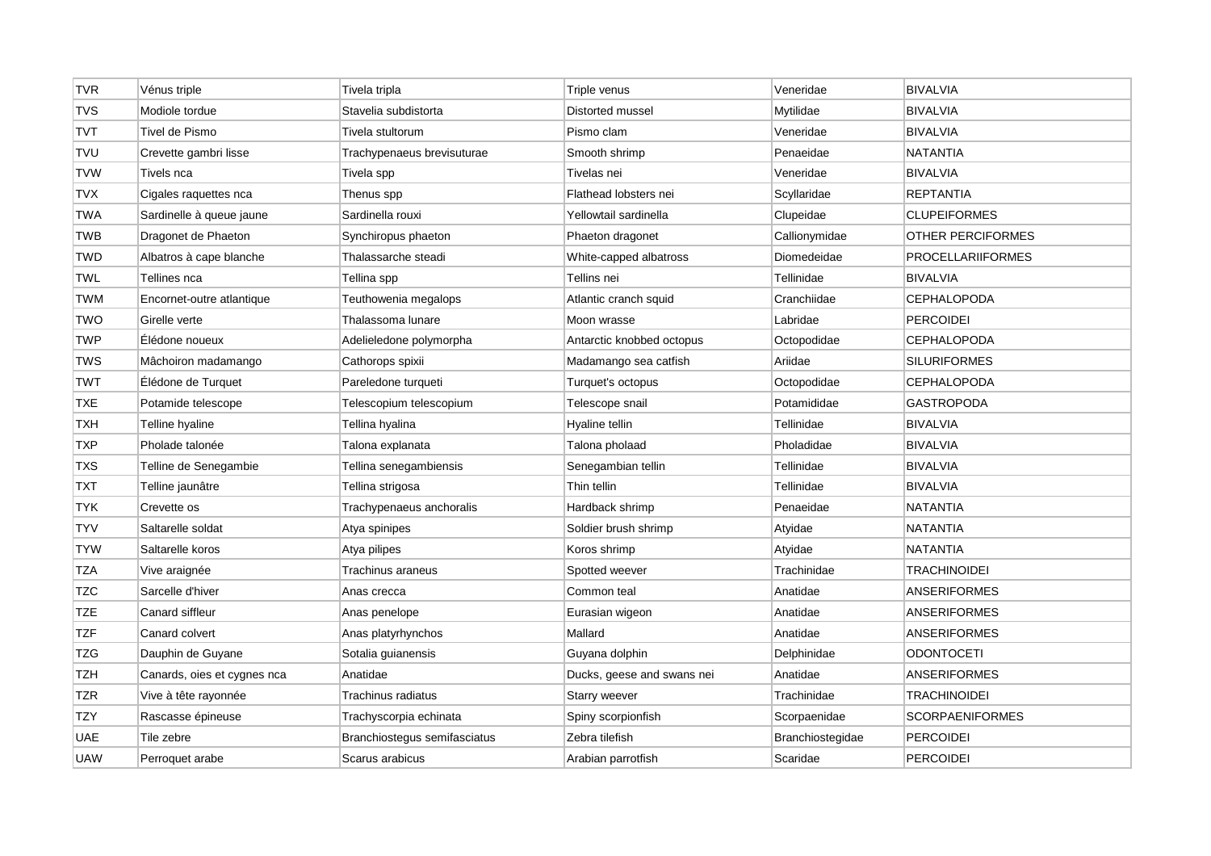| TVR | Vénus triple | Tivela tripla | Triple venus | Veneridae | BIVALVIA |
|---|---|---|---|---|---|
| TVS | Modiole tordue | Stavelia subdistorta | Distorted mussel | Mytilidae | BIVALVIA |
| TVT | Tivel de Pismo | Tivela stultorum | Pismo clam | Veneridae | BIVALVIA |
| TVU | Crevette gambri lisse | Trachypenaeus brevisuturae | Smooth shrimp | Penaeidae | NATANTIA |
| TVW | Tivels nca | Tivela spp | Tivelas nei | Veneridae | BIVALVIA |
| TVX | Cigales raquettes nca | Thenus spp | Flathead lobsters nei | Scyllaridae | REPTANTIA |
| TWA | Sardinelle à queue jaune | Sardinella rouxi | Yellowtail sardinella | Clupeidae | CLUPEIFORMES |
| TWB | Dragonet de Phaeton | Synchiropus phaeton | Phaeton dragonet | Callionymidae | OTHER PERCIFORMES |
| TWD | Albatros à cape blanche | Thalassarche steadi | White-capped albatross | Diomedeidae | PROCELLARIIFORMES |
| TWL | Tellines nca | Tellina spp | Tellins nei | Tellinidae | BIVALVIA |
| TWM | Encornet-outre atlantique | Teuthowenia megalops | Atlantic cranch squid | Cranchiidae | CEPHALOPODA |
| TWO | Girelle verte | Thalassoma lunare | Moon wrasse | Labridae | PERCOIDEI |
| TWP | Élédone noueux | Adelieledone polymorpha | Antarctic knobbed octopus | Octopodidae | CEPHALOPODA |
| TWS | Mâchoiron madamango | Cathorops spixii | Madamango sea catfish | Ariidae | SILURIFORMES |
| TWT | Élédone de Turquet | Pareledone turqueti | Turquet's octopus | Octopodidae | CEPHALOPODA |
| TXE | Potamide telescope | Telescopium telescopium | Telescope snail | Potamididae | GASTROPODA |
| TXH | Telline hyaline | Tellina hyalina | Hyaline tellin | Tellinidae | BIVALVIA |
| TXP | Pholade talonée | Talona explanata | Talona pholaad | Pholadidae | BIVALVIA |
| TXS | Telline de Senegambie | Tellina senegambiensis | Senegambian tellin | Tellinidae | BIVALVIA |
| TXT | Telline jaunâtre | Tellina strigosa | Thin tellin | Tellinidae | BIVALVIA |
| TYK | Crevette os | Trachypenaeus anchoralis | Hardback shrimp | Penaeidae | NATANTIA |
| TYV | Saltarelle soldat | Atya spinipes | Soldier brush shrimp | Atyidae | NATANTIA |
| TYW | Saltarelle koros | Atya pilipes | Koros shrimp | Atyidae | NATANTIA |
| TZA | Vive araignée | Trachinus araneus | Spotted weever | Trachinidae | TRACHINOIDEI |
| TZC | Sarcelle d'hiver | Anas crecca | Common teal | Anatidae | ANSERIFORMES |
| TZE | Canard siffleur | Anas penelope | Eurasian wigeon | Anatidae | ANSERIFORMES |
| TZF | Canard colvert | Anas platyrhynchos | Mallard | Anatidae | ANSERIFORMES |
| TZG | Dauphin de Guyane | Sotalia guianensis | Guyana dolphin | Delphinidae | ODONTOCETI |
| TZH | Canards, oies et cygnes nca | Anatidae | Ducks, geese and swans nei | Anatidae | ANSERIFORMES |
| TZR | Vive à tête rayonnée | Trachinus radiatus | Starry weever | Trachinidae | TRACHINOIDEI |
| TZY | Rascasse épineuse | Trachyscorpia echinata | Spiny scorpionfish | Scorpaenidae | SCORPAENIFORMES |
| UAE | Tile zebre | Branchiostegus semifasciatus | Zebra tilefish | Branchiostegidae | PERCOIDEI |
| UAW | Perroquet arabe | Scarus arabicus | Arabian parrotfish | Scaridae | PERCOIDEI |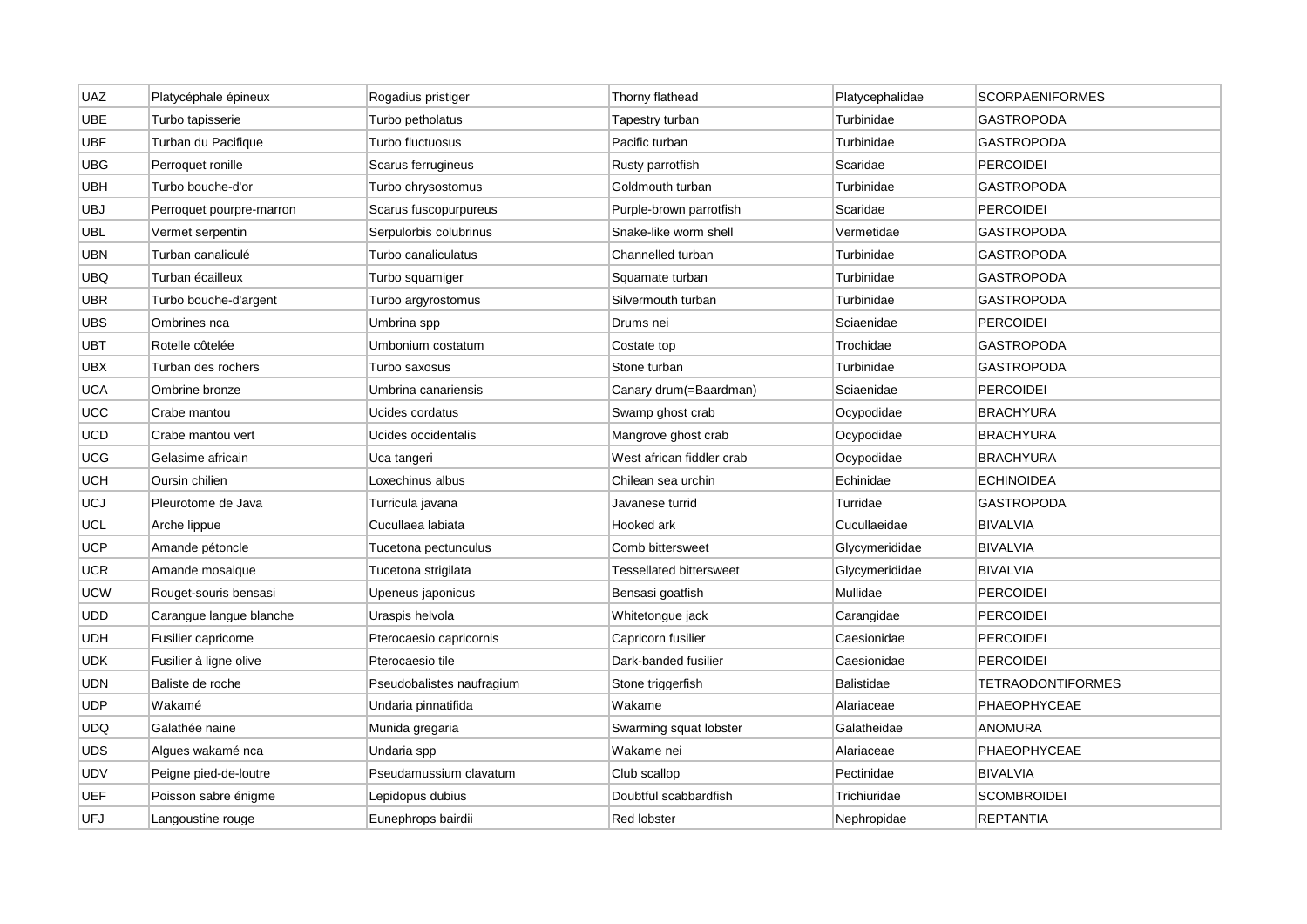| UAZ | Platycéphale épineux | Rogadius pristiger | Thorny flathead | Platycephalidae | SCORPAENIFORMES |
|---|---|---|---|---|---|
| UBE | Turbo tapisserie | Turbo petholatus | Tapestry turban | Turbinidae | GASTROPODA |
| UBF | Turban du Pacifique | Turbo fluctuosus | Pacific turban | Turbinidae | GASTROPODA |
| UBG | Perroquet ronille | Scarus ferrugineus | Rusty parrotfish | Scaridae | PERCOIDEI |
| UBH | Turbo bouche-d'or | Turbo chrysostomus | Goldmouth turban | Turbinidae | GASTROPODA |
| UBJ | Perroquet pourpre-marron | Scarus fuscopurpureus | Purple-brown parrotfish | Scaridae | PERCOIDEI |
| UBL | Vermet serpentin | Serpulorbis colubrinus | Snake-like worm shell | Vermetidae | GASTROPODA |
| UBN | Turban canaliculé | Turbo canaliculatus | Channelled turban | Turbinidae | GASTROPODA |
| UBQ | Turban écailleux | Turbo squamiger | Squamate turban | Turbinidae | GASTROPODA |
| UBR | Turbo bouche-d'argent | Turbo argyrostomus | Silvermouth turban | Turbinidae | GASTROPODA |
| UBS | Ombrines nca | Umbrina spp | Drums nei | Sciaenidae | PERCOIDEI |
| UBT | Rotelle côtelée | Umbonium costatum | Costate top | Trochidae | GASTROPODA |
| UBX | Turban des rochers | Turbo saxosus | Stone turban | Turbinidae | GASTROPODA |
| UCA | Ombrine bronze | Umbrina canariensis | Canary drum(=Baardman) | Sciaenidae | PERCOIDEI |
| UCC | Crabe mantou | Ucides cordatus | Swamp ghost crab | Ocypodidae | BRACHYURA |
| UCD | Crabe mantou vert | Ucides occidentalis | Mangrove ghost crab | Ocypodidae | BRACHYURA |
| UCG | Gelasime africain | Uca tangeri | West african fiddler crab | Ocypodidae | BRACHYURA |
| UCH | Oursin chilien | Loxechinus albus | Chilean sea urchin | Echinidae | ECHINOIDEA |
| UCJ | Pleurotome de Java | Turricula javana | Javanese turrid | Turridae | GASTROPODA |
| UCL | Arche lippue | Cucullaea labiata | Hooked ark | Cucullaeidae | BIVALVIA |
| UCP | Amande pétoncle | Tucetona pectunculus | Comb bittersweet | Glycymerididae | BIVALVIA |
| UCR | Amande mosaique | Tucetona strigilata | Tessellated bittersweet | Glycymerididae | BIVALVIA |
| UCW | Rouget-souris bensasi | Upeneus japonicus | Bensasi goatfish | Mullidae | PERCOIDEI |
| UDD | Carangue langue blanche | Uraspis helvola | Whitetongue jack | Carangidae | PERCOIDEI |
| UDH | Fusilier capricorne | Pterocaesio capricornis | Capricorn fusilier | Caesionidae | PERCOIDEI |
| UDK | Fusilier à ligne olive | Pterocaesio tile | Dark-banded fusilier | Caesionidae | PERCOIDEI |
| UDN | Baliste de roche | Pseudobalistes naufragium | Stone triggerfish | Balistidae | TETRAODONTIFORMES |
| UDP | Wakamé | Undaria pinnatifida | Wakame | Alariaceae | PHAEOPHYCEAE |
| UDQ | Galathée naine | Munida gregaria | Swarming squat lobster | Galatheidae | ANOMURA |
| UDS | Algues wakamé nca | Undaria spp | Wakame nei | Alariaceae | PHAEOPHYCEAE |
| UDV | Peigne pied-de-loutre | Pseudamussium clavatum | Club scallop | Pectinidae | BIVALVIA |
| UEF | Poisson sabre énigme | Lepidopus dubius | Doubtful scabbardfish | Trichiuridae | SCOMBROIDEI |
| UFJ | Langoustine rouge | Eunephrops bairdii | Red lobster | Nephropidae | REPTANTIA |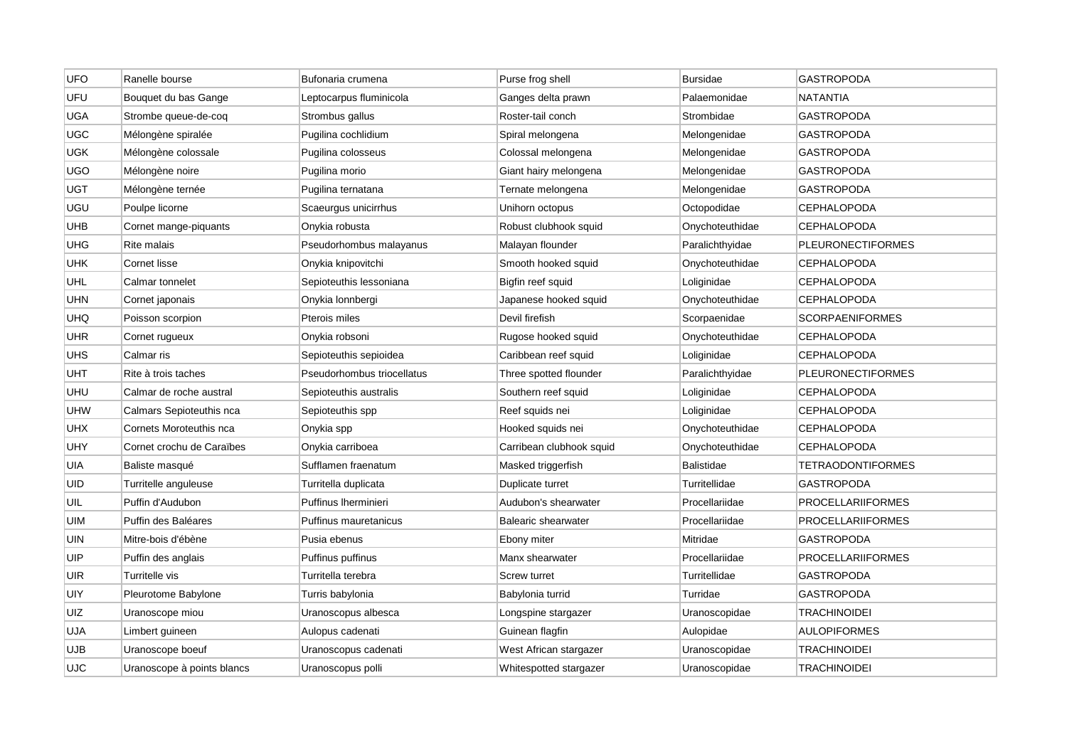| UFO | Ranelle bourse | Bufonaria crumena | Purse frog shell | Bursidae | GASTROPODA |
|---|---|---|---|---|---|
| UFU | Bouquet du bas Gange | Leptocarpus fluminicola | Ganges delta prawn | Palaemonidae | NATANTIA |
| UGA | Strombe queue-de-coq | Strombus gallus | Roster-tail conch | Strombidae | GASTROPODA |
| UGC | Mélongène spiralée | Pugilina cochlidium | Spiral melongena | Melongenidae | GASTROPODA |
| UGK | Mélongène colossale | Pugilina colosseus | Colossal melongena | Melongenidae | GASTROPODA |
| UGO | Mélongène noire | Pugilina morio | Giant hairy melongena | Melongenidae | GASTROPODA |
| UGT | Mélongène ternée | Pugilina ternatana | Ternate melongena | Melongenidae | GASTROPODA |
| UGU | Poulpe licorne | Scaeurgus unicirrhus | Unihorn octopus | Octopodidae | CEPHALOPODA |
| UHB | Cornet mange-piquants | Onykia robusta | Robust clubhook squid | Onychoteuthidae | CEPHALOPODA |
| UHG | Rite malais | Pseudorhombus malayanus | Malayan flounder | Paralichthyidae | PLEURONECTIFORMES |
| UHK | Cornet lisse | Onykia knipovitchi | Smooth hooked squid | Onychoteuthidae | CEPHALOPODA |
| UHL | Calmar tonnelet | Sepioteuthis lessoniana | Bigfin reef squid | Loliginidae | CEPHALOPODA |
| UHN | Cornet japonais | Onykia lonnbergi | Japanese hooked squid | Onychoteuthidae | CEPHALOPODA |
| UHQ | Poisson scorpion | Pterois miles | Devil firefish | Scorpaenidae | SCORPAENIFORMES |
| UHR | Cornet rugueux | Onykia robsoni | Rugose hooked squid | Onychoteuthidae | CEPHALOPODA |
| UHS | Calmar ris | Sepioteuthis sepioidea | Caribbean reef squid | Loliginidae | CEPHALOPODA |
| UHT | Rite à trois taches | Pseudorhombus triocellatus | Three spotted flounder | Paralichthyidae | PLEURONECTIFORMES |
| UHU | Calmar de roche austral | Sepioteuthis australis | Southern reef squid | Loliginidae | CEPHALOPODA |
| UHW | Calmars Sepioteuthis nca | Sepioteuthis spp | Reef squids nei | Loliginidae | CEPHALOPODA |
| UHX | Cornets Moroteuthis nca | Onykia spp | Hooked squids nei | Onychoteuthidae | CEPHALOPODA |
| UHY | Cornet crochu de Caraïbes | Onykia carriboea | Carribean clubhook squid | Onychoteuthidae | CEPHALOPODA |
| UIA | Baliste masqué | Sufflamen fraenatum | Masked triggerfish | Balistidae | TETRAODONTIFORMES |
| UID | Turritelle anguleuse | Turritella duplicata | Duplicate turret | Turritellidae | GASTROPODA |
| UIL | Puffin d'Audubon | Puffinus lherminieri | Audubon's shearwater | Procellariidae | PROCELLARIIFORMES |
| UIM | Puffin des Baléares | Puffinus mauretanicus | Balearic shearwater | Procellariidae | PROCELLARIIFORMES |
| UIN | Mitre-bois d'ébène | Pusia ebenus | Ebony miter | Mitridae | GASTROPODA |
| UIP | Puffin des anglais | Puffinus puffinus | Manx shearwater | Procellariidae | PROCELLARIIFORMES |
| UIR | Turritelle vis | Turritella terebra | Screw turret | Turritellidae | GASTROPODA |
| UIY | Pleurotome Babylone | Turris babylonia | Babylonia turrid | Turridae | GASTROPODA |
| UIZ | Uranoscope miou | Uranoscopus albesca | Longspine stargazer | Uranoscopidae | TRACHINOIDEI |
| UJA | Limbert guineen | Aulopus cadenati | Guinean flagfin | Aulopidae | AULOPIFORMES |
| UJB | Uranoscope boeuf | Uranoscopus cadenati | West African stargazer | Uranoscopidae | TRACHINOIDEI |
| UJC | Uranoscope à points blancs | Uranoscopus polli | Whitespotted stargazer | Uranoscopidae | TRACHINOIDEI |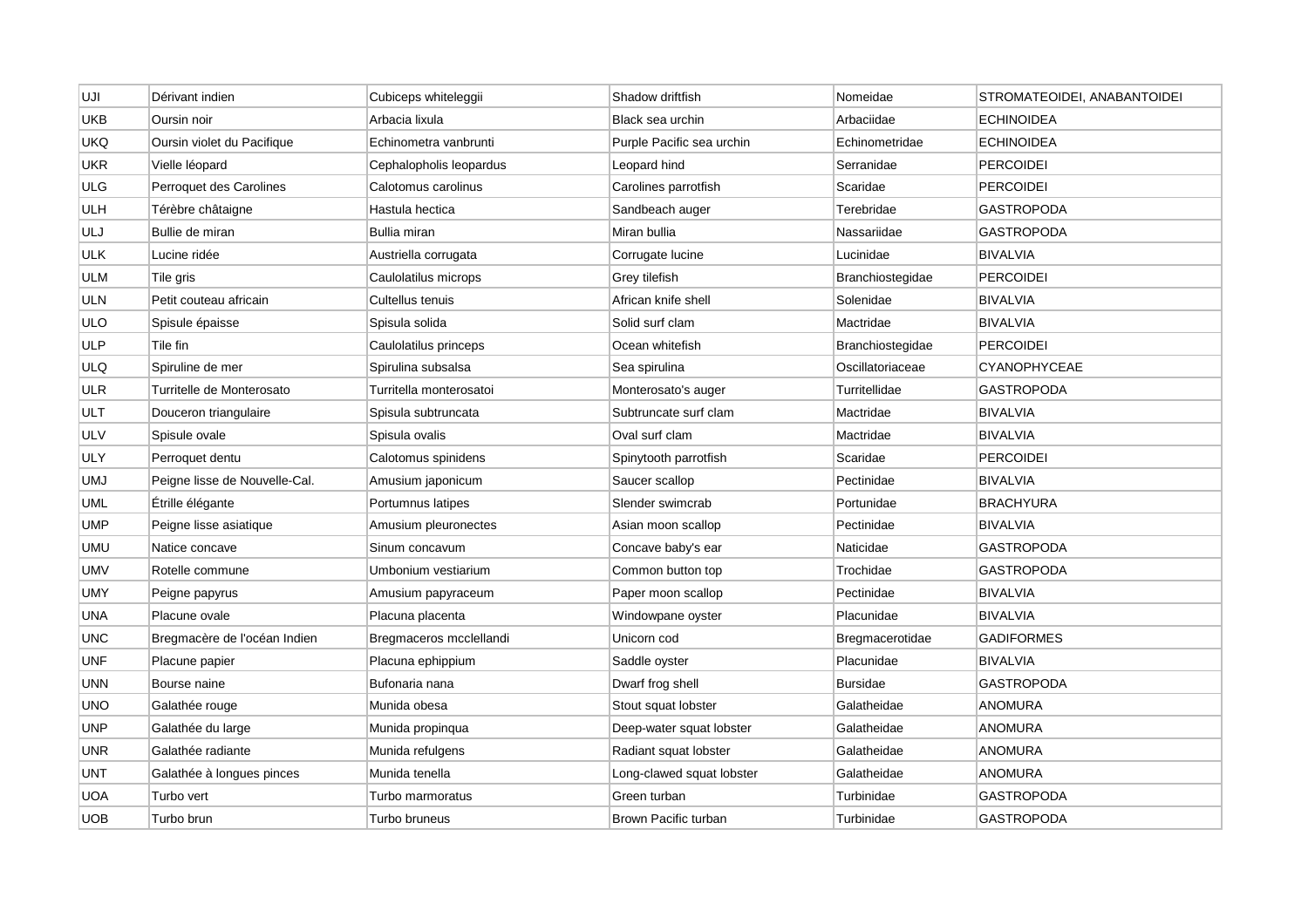| UJI | Dérivant indien | Cubiceps whiteleggii | Shadow driftfish | Nomeidae | STROMATEOIDEI, ANABANTOIDEI |
|---|---|---|---|---|---|
| UKB | Oursin noir | Arbacia lixula | Black sea urchin | Arbaciidae | ECHINOIDEA |
| UKQ | Oursin violet du Pacifique | Echinometra vanbrunti | Purple Pacific sea urchin | Echinometridae | ECHINOIDEA |
| UKR | Vielle léopard | Cephalopholis leopardus | Leopard hind | Serranidae | PERCOIDEI |
| ULG | Perroquet des Carolines | Calotomus carolinus | Carolines parrotfish | Scaridae | PERCOIDEI |
| ULH | Térèbre châtaigne | Hastula hectica | Sandbeach auger | Terebridae | GASTROPODA |
| ULJ | Bullie de miran | Bullia miran | Miran bullia | Nassariidae | GASTROPODA |
| ULK | Lucine ridée | Austriella corrugata | Corrugate lucine | Lucinidae | BIVALVIA |
| ULM | Tile gris | Caulolatilus microps | Grey tilefish | Branchiostegidae | PERCOIDEI |
| ULN | Petit couteau africain | Cultellus tenuis | African knife shell | Solenidae | BIVALVIA |
| ULO | Spisule épaisse | Spisula solida | Solid surf clam | Mactridae | BIVALVIA |
| ULP | Tile fin | Caulolatilus princeps | Ocean whitefish | Branchiostegidae | PERCOIDEI |
| ULQ | Spiruline de mer | Spirulina subsalsa | Sea spirulina | Oscillatoriaceae | CYANOPHYCEAE |
| ULR | Turritelle de Monterosato | Turritella monterosatoi | Monterosato's auger | Turritellidae | GASTROPODA |
| ULT | Douceron triangulaire | Spisula subtruncata | Subtruncate surf clam | Mactridae | BIVALVIA |
| ULV | Spisule ovale | Spisula ovalis | Oval surf clam | Mactridae | BIVALVIA |
| ULY | Perroquet dentu | Calotomus spinidens | Spinytooth parrotfish | Scaridae | PERCOIDEI |
| UMJ | Peigne lisse de Nouvelle-Cal. | Amusium japonicum | Saucer scallop | Pectinidae | BIVALVIA |
| UML | Étrille élégante | Portumnus latipes | Slender swimcrab | Portunidae | BRACHYURA |
| UMP | Peigne lisse asiatique | Amusium pleuronectes | Asian moon scallop | Pectinidae | BIVALVIA |
| UMU | Natice concave | Sinum concavum | Concave baby's ear | Naticidae | GASTROPODA |
| UMV | Rotelle commune | Umbonium vestiarium | Common button top | Trochidae | GASTROPODA |
| UMY | Peigne papyrus | Amusium papyraceum | Paper moon scallop | Pectinidae | BIVALVIA |
| UNA | Placune ovale | Placuna placenta | Windowpane oyster | Placunidae | BIVALVIA |
| UNC | Bregmacère de l'océan Indien | Bregmaceros mcclellandi | Unicorn cod | Bregmacerotidae | GADIFORMES |
| UNF | Placune papier | Placuna ephippium | Saddle oyster | Placunidae | BIVALVIA |
| UNN | Bourse naine | Bufonaria nana | Dwarf frog shell | Bursidae | GASTROPODA |
| UNO | Galathée rouge | Munida obesa | Stout squat lobster | Galatheidae | ANOMURA |
| UNP | Galathée du large | Munida propinqua | Deep-water squat lobster | Galatheidae | ANOMURA |
| UNR | Galathée radiante | Munida refulgens | Radiant squat lobster | Galatheidae | ANOMURA |
| UNT | Galathée à longues pinces | Munida tenella | Long-clawed squat lobster | Galatheidae | ANOMURA |
| UOA | Turbo vert | Turbo marmoratus | Green turban | Turbinidae | GASTROPODA |
| UOB | Turbo brun | Turbo bruneus | Brown Pacific turban | Turbinidae | GASTROPODA |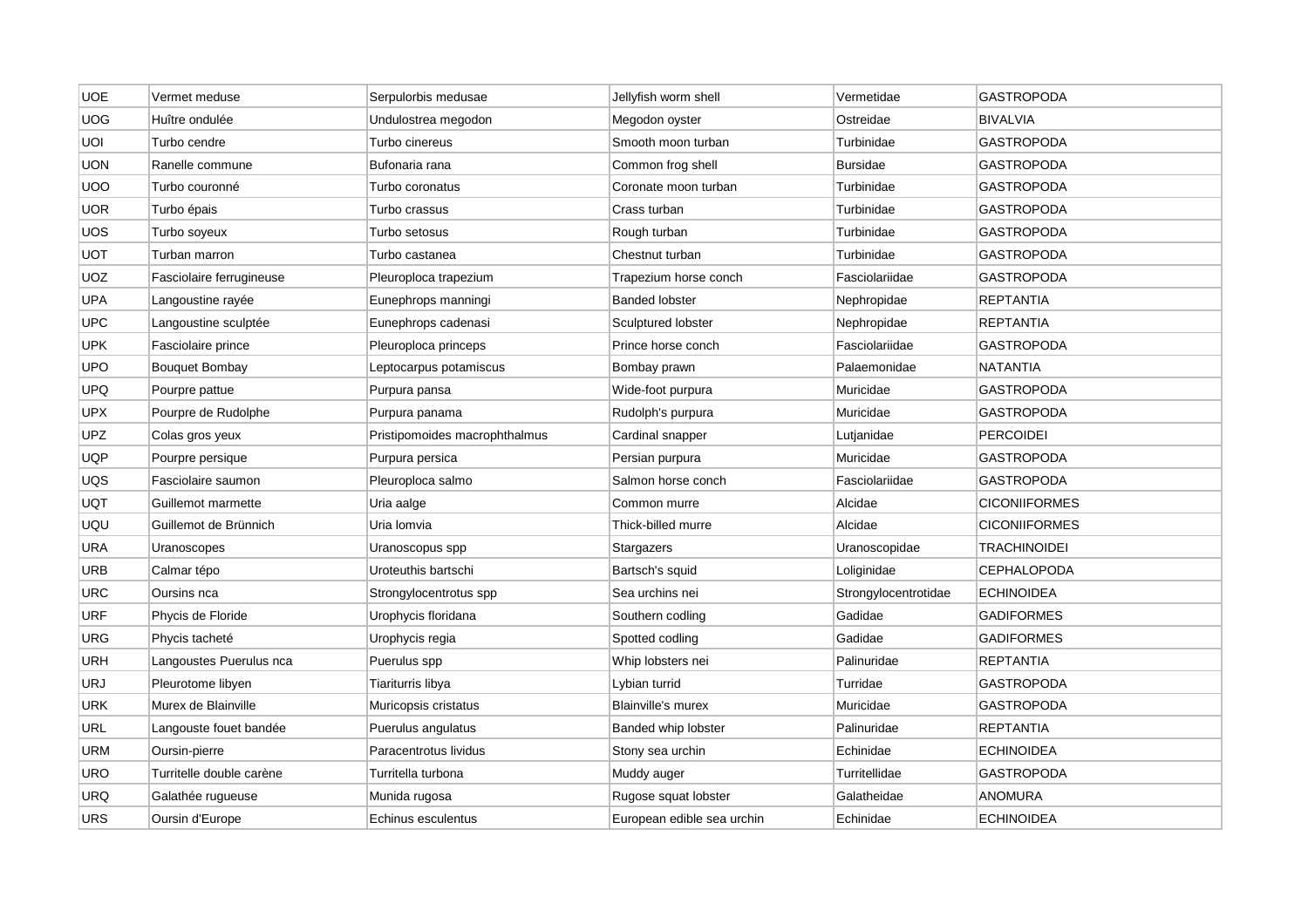| UOE | Vermet meduse | Serpulorbis medusae | Jellyfish worm shell | Vermetidae | GASTROPODA |
|---|---|---|---|---|---|
| UOG | Huître ondulée | Undulostrea megodon | Megodon oyster | Ostreidae | BIVALVIA |
| UOI | Turbo cendre | Turbo cinereus | Smooth moon turban | Turbinidae | GASTROPODA |
| UON | Ranelle commune | Bufonaria rana | Common frog shell | Bursidae | GASTROPODA |
| UOO | Turbo couronné | Turbo coronatus | Coronate moon turban | Turbinidae | GASTROPODA |
| UOR | Turbo épais | Turbo crassus | Crass turban | Turbinidae | GASTROPODA |
| UOS | Turbo soyeux | Turbo setosus | Rough turban | Turbinidae | GASTROPODA |
| UOT | Turban marron | Turbo castanea | Chestnut turban | Turbinidae | GASTROPODA |
| UOZ | Fasciolaire ferrugineuse | Pleuroploca trapezium | Trapezium horse conch | Fasciolariidae | GASTROPODA |
| UPA | Langoustine rayée | Eunephrops manningi | Banded lobster | Nephropidae | REPTANTIA |
| UPC | Langoustine sculptée | Eunephrops cadenasi | Sculptured lobster | Nephropidae | REPTANTIA |
| UPK | Fasciolaire prince | Pleuroploca princeps | Prince horse conch | Fasciolariidae | GASTROPODA |
| UPO | Bouquet Bombay | Leptocarpus potamiscus | Bombay prawn | Palaemonidae | NATANTIA |
| UPQ | Pourpre pattue | Purpura pansa | Wide-foot purpura | Muricidae | GASTROPODA |
| UPX | Pourpre de Rudolphe | Purpura panama | Rudolph's purpura | Muricidae | GASTROPODA |
| UPZ | Colas gros yeux | Pristipomoides macrophthalmus | Cardinal snapper | Lutjanidae | PERCOIDEI |
| UQP | Pourpre persique | Purpura persica | Persian purpura | Muricidae | GASTROPODA |
| UQS | Fasciolaire saumon | Pleuroploca salmo | Salmon horse conch | Fasciolariidae | GASTROPODA |
| UQT | Guillemot marmette | Uria aalge | Common murre | Alcidae | CICONIIFORMES |
| UQU | Guillemot de Brünnich | Uria lomvia | Thick-billed murre | Alcidae | CICONIIFORMES |
| URA | Uranoscopes | Uranoscopus spp | Stargazers | Uranoscopidae | TRACHINOIDEI |
| URB | Calmar tépo | Uroteuthis bartschi | Bartsch's squid | Loliginidae | CEPHALOPODA |
| URC | Oursins nca | Strongylocentrotus spp | Sea urchins nei | Strongylocentrotidae | ECHINOIDEA |
| URF | Phycis de Floride | Urophycis floridana | Southern codling | Gadidae | GADIFORMES |
| URG | Phycis tacheté | Urophycis regia | Spotted codling | Gadidae | GADIFORMES |
| URH | Langoustes Puerulus nca | Puerulus spp | Whip lobsters nei | Palinuridae | REPTANTIA |
| URJ | Pleurotome libyen | Tiariturris libya | Lybian turrid | Turridae | GASTROPODA |
| URK | Murex de Blainville | Muricopsis cristatus | Blainville's murex | Muricidae | GASTROPODA |
| URL | Langouste fouet bandée | Puerulus angulatus | Banded whip lobster | Palinuridae | REPTANTIA |
| URM | Oursin-pierre | Paracentrotus lividus | Stony sea urchin | Echinidae | ECHINOIDEA |
| URO | Turritelle double carène | Turritella turbona | Muddy auger | Turritellidae | GASTROPODA |
| URQ | Galathée rugueuse | Munida rugosa | Rugose squat lobster | Galatheidae | ANOMURA |
| URS | Oursin d'Europe | Echinus esculentus | European edible sea urchin | Echinidae | ECHINOIDEA |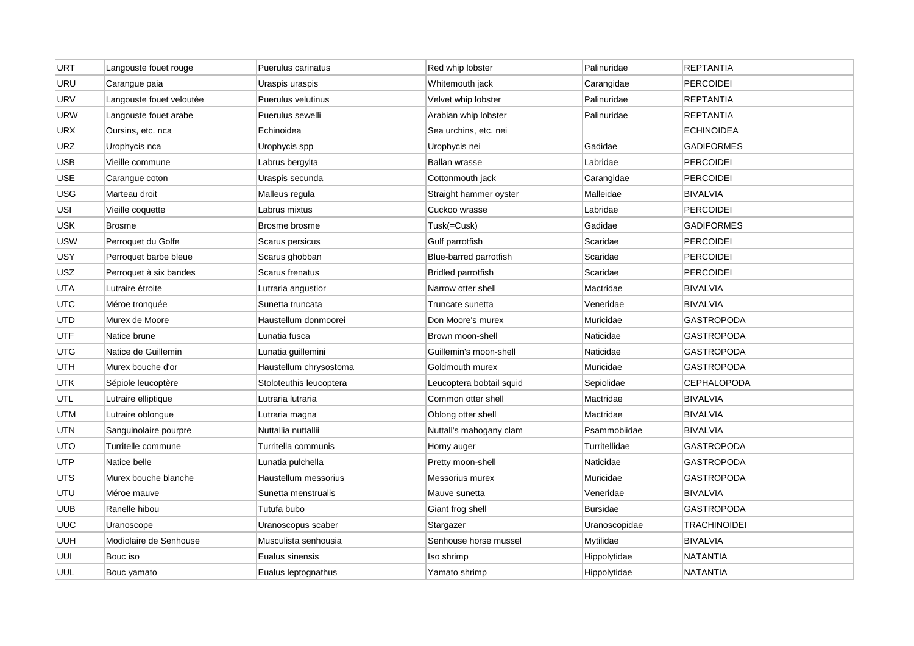| URT | Langouste fouet rouge | Puerulus carinatus | Red whip lobster | Palinuridae | REPTANTIA |
|---|---|---|---|---|---|
| URU | Carangue paia | Uraspis uraspis | Whitemouth jack | Carangidae | PERCOIDEI |
| URV | Langouste fouet veloutée | Puerulus velutinus | Velvet whip lobster | Palinuridae | REPTANTIA |
| URW | Langouste fouet arabe | Puerulus sewelli | Arabian whip lobster | Palinuridae | REPTANTIA |
| URX | Oursins, etc. nca | Echinoidea | Sea urchins, etc. nei | | ECHINOIDEA |
| URZ | Urophycis nca | Urophycis spp | Urophycis nei | Gadidae | GADIFORMES |
| USB | Vieille commune | Labrus bergylta | Ballan wrasse | Labridae | PERCOIDEI |
| USE | Carangue coton | Uraspis secunda | Cottonmouth jack | Carangidae | PERCOIDEI |
| USG | Marteau droit | Malleus regula | Straight hammer oyster | Malleidae | BIVALVIA |
| USI | Vieille coquette | Labrus mixtus | Cuckoo wrasse | Labridae | PERCOIDEI |
| USK | Brosme | Brosme brosme | Tusk(=Cusk) | Gadidae | GADIFORMES |
| USW | Perroquet du Golfe | Scarus persicus | Gulf parrotfish | Scaridae | PERCOIDEI |
| USY | Perroquet barbe bleue | Scarus ghobban | Blue-barred parrotfish | Scaridae | PERCOIDEI |
| USZ | Perroquet à six bandes | Scarus frenatus | Bridled parrotfish | Scaridae | PERCOIDEI |
| UTA | Lutraire étroite | Lutraria angustior | Narrow otter shell | Mactridae | BIVALVIA |
| UTC | Méroe tronquée | Sunetta truncata | Truncate sunetta | Veneridae | BIVALVIA |
| UTD | Murex de Moore | Haustellum donmoorei | Don Moore's murex | Muricidae | GASTROPODA |
| UTF | Natice brune | Lunatia fusca | Brown moon-shell | Naticidae | GASTROPODA |
| UTG | Natice de Guillemin | Lunatia guillemini | Guillemin's moon-shell | Naticidae | GASTROPODA |
| UTH | Murex bouche d'or | Haustellum chrysostoma | Goldmouth murex | Muricidae | GASTROPODA |
| UTK | Sépiole leucoptère | Stoloteuthis leucoptera | Leucoptera bobtail squid | Sepiolidae | CEPHALOPODA |
| UTL | Lutraire elliptique | Lutraria lutraria | Common otter shell | Mactridae | BIVALVIA |
| UTM | Lutraire oblongue | Lutraria magna | Oblong otter shell | Mactridae | BIVALVIA |
| UTN | Sanguinolaire pourpre | Nuttallia nuttallii | Nuttall's mahogany clam | Psammobiidae | BIVALVIA |
| UTO | Turritelle commune | Turritella communis | Horny auger | Turritellidae | GASTROPODA |
| UTP | Natice belle | Lunatia pulchella | Pretty moon-shell | Naticidae | GASTROPODA |
| UTS | Murex bouche blanche | Haustellum messorius | Messorius murex | Muricidae | GASTROPODA |
| UTU | Méroe mauve | Sunetta menstrualis | Mauve sunetta | Veneridae | BIVALVIA |
| UUB | Ranelle hibou | Tutufa bubo | Giant frog shell | Bursidae | GASTROPODA |
| UUC | Uranoscope | Uranoscopus scaber | Stargazer | Uranoscopidae | TRACHINOIDEI |
| UUH | Modiolaire de Senhouse | Musculista senhousia | Senhouse horse mussel | Mytilidae | BIVALVIA |
| UUI | Bouc iso | Eualus sinensis | Iso shrimp | Hippolytidae | NATANTIA |
| UUL | Bouc yamato | Eualus leptognathus | Yamato shrimp | Hippolytidae | NATANTIA |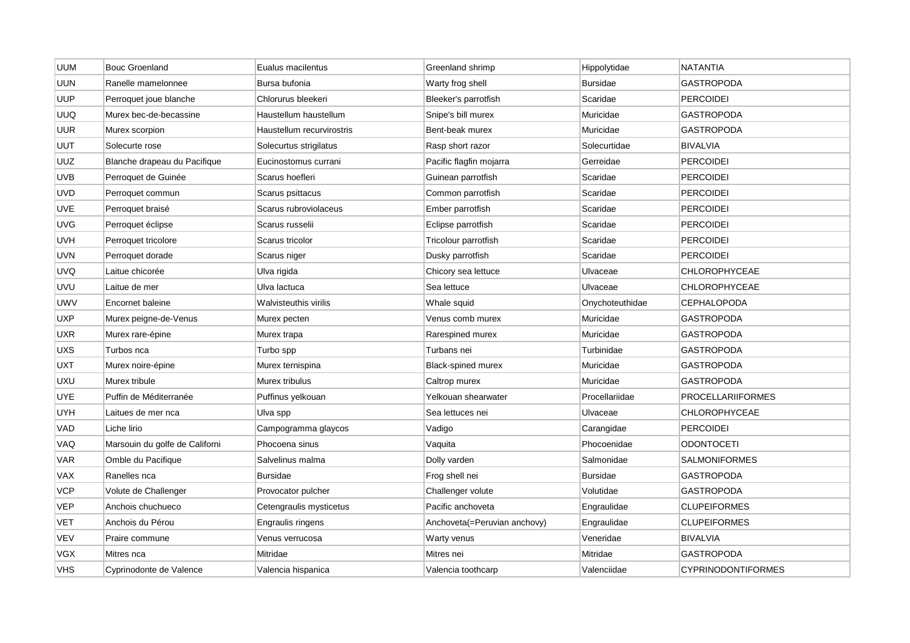| UUM | Bouc Groenland | Eualus macilentus | Greenland shrimp | Hippolytidae | NATANTIA |
|---|---|---|---|---|---|
| UUN | Ranelle mamelonnee | Bursa bufonia | Warty frog shell | Bursidae | GASTROPODA |
| UUP | Perroquet joue blanche | Chlorurus bleekeri | Bleeker's parrotfish | Scaridae | PERCOIDEI |
| UUQ | Murex bec-de-becassine | Haustellum haustellum | Snipe's bill murex | Muricidae | GASTROPODA |
| UUR | Murex scorpion | Haustellum recurvirostris | Bent-beak murex | Muricidae | GASTROPODA |
| UUT | Solecurte rose | Solecurtus strigilatus | Rasp short razor | Solecurtidae | BIVALVIA |
| UUZ | Blanche drapeau du Pacifique | Eucinostomus currani | Pacific flagfin mojarra | Gerreidae | PERCOIDEI |
| UVB | Perroquet de Guinée | Scarus hoefleri | Guinean parrotfish | Scaridae | PERCOIDEI |
| UVD | Perroquet commun | Scarus psittacus | Common parrotfish | Scaridae | PERCOIDEI |
| UVE | Perroquet braisé | Scarus rubroviolaceus | Ember parrotfish | Scaridae | PERCOIDEI |
| UVG | Perroquet éclipse | Scarus russelii | Eclipse parrotfish | Scaridae | PERCOIDEI |
| UVH | Perroquet tricolore | Scarus tricolor | Tricolour parrotfish | Scaridae | PERCOIDEI |
| UVN | Perroquet dorade | Scarus niger | Dusky parrotfish | Scaridae | PERCOIDEI |
| UVQ | Laitue chicorée | Ulva rigida | Chicory sea lettuce | Ulvaceae | CHLOROPHYCEAE |
| UVU | Laitue de mer | Ulva lactuca | Sea lettuce | Ulvaceae | CHLOROPHYCEAE |
| UWV | Encornet baleine | Walvisteuthis virilis | Whale squid | Onychoteuthidae | CEPHALOPODA |
| UXP | Murex peigne-de-Venus | Murex pecten | Venus comb murex | Muricidae | GASTROPODA |
| UXR | Murex rare-épine | Murex trapa | Rarespined murex | Muricidae | GASTROPODA |
| UXS | Turbos nca | Turbo spp | Turbans nei | Turbinidae | GASTROPODA |
| UXT | Murex noire-épine | Murex ternispina | Black-spined murex | Muricidae | GASTROPODA |
| UXU | Murex tribule | Murex tribulus | Caltrop murex | Muricidae | GASTROPODA |
| UYE | Puffin de Méditerranée | Puffinus yelkouan | Yelkouan shearwater | Procellariidae | PROCELLARIIFORMES |
| UYH | Laitues de mer nca | Ulva spp | Sea lettuces nei | Ulvaceae | CHLOROPHYCEAE |
| VAD | Liche lirio | Campogramma glaycos | Vadigo | Carangidae | PERCOIDEI |
| VAQ | Marsouin du golfe de Californi | Phocoena sinus | Vaquita | Phocoenidae | ODONTOCETI |
| VAR | Omble du Pacifique | Salvelinus malma | Dolly varden | Salmonidae | SALMONIFORMES |
| VAX | Ranelles nca | Bursidae | Frog shell nei | Bursidae | GASTROPODA |
| VCP | Volute de Challenger | Provocator pulcher | Challenger volute | Volutidae | GASTROPODA |
| VEP | Anchois chuchueco | Cetengraulis mysticetus | Pacific anchoveta | Engraulidae | CLUPEIFORMES |
| VET | Anchois du Pérou | Engraulis ringens | Anchoveta(=Peruvian anchovy) | Engraulidae | CLUPEIFORMES |
| VEV | Praire commune | Venus verrucosa | Warty venus | Veneridae | BIVALVIA |
| VGX | Mitres nca | Mitridae | Mitres nei | Mitridae | GASTROPODA |
| VHS | Cyprinodonte de Valence | Valencia hispanica | Valencia toothcarp | Valenciidae | CYPRINODONTIFORMES |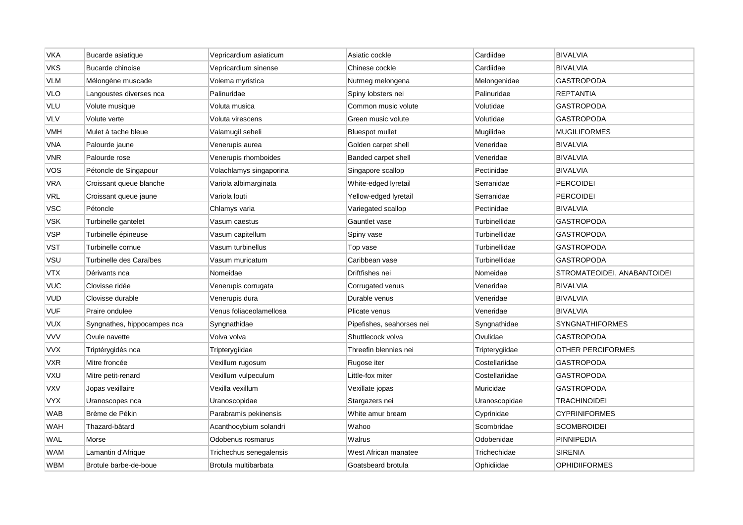| VKA | Bucarde asiatique | Vepricardium asiaticum | Asiatic cockle | Cardiidae | BIVALVIA |
|---|---|---|---|---|---|
| VKS | Bucarde chinoise | Vepricardium sinense | Chinese cockle | Cardiidae | BIVALVIA |
| VLM | Mélongène muscade | Volema myristica | Nutmeg melongena | Melongenidae | GASTROPODA |
| VLO | Langoustes diverses nca | Palinuridae | Spiny lobsters nei | Palinuridae | REPTANTIA |
| VLU | Volute musique | Voluta musica | Common music volute | Volutidae | GASTROPODA |
| VLV | Volute verte | Voluta virescens | Green music volute | Volutidae | GASTROPODA |
| VMH | Mulet à tache bleue | Valamugil seheli | Bluespot mullet | Mugilidae | MUGILIFORMES |
| VNA | Palourde jaune | Venerupis aurea | Golden carpet shell | Veneridae | BIVALVIA |
| VNR | Palourde rose | Venerupis rhomboides | Banded carpet shell | Veneridae | BIVALVIA |
| VOS | Pétoncle de Singapour | Volachlamys singaporina | Singapore scallop | Pectinidae | BIVALVIA |
| VRA | Croissant queue blanche | Variola albimarginata | White-edged lyretail | Serranidae | PERCOIDEI |
| VRL | Croissant queue jaune | Variola louti | Yellow-edged lyretail | Serranidae | PERCOIDEI |
| VSC | Pétoncle | Chlamys varia | Variegated scallop | Pectinidae | BIVALVIA |
| VSK | Turbinelle gantelet | Vasum caestus | Gauntlet vase | Turbinellidae | GASTROPODA |
| VSP | Turbinelle épineuse | Vasum capitellum | Spiny vase | Turbinellidae | GASTROPODA |
| VST | Turbinelle cornue | Vasum turbinellus | Top vase | Turbinellidae | GASTROPODA |
| VSU | Turbinelle des Caraïbes | Vasum muricatum | Caribbean vase | Turbinellidae | GASTROPODA |
| VTX | Dérivants nca | Nomeidae | Driftfishes nei | Nomeidae | STROMATEOIDEI, ANABANTOIDEI |
| VUC | Clovisse ridée | Venerupis corrugata | Corrugated venus | Veneridae | BIVALVIA |
| VUD | Clovisse durable | Venerupis dura | Durable venus | Veneridae | BIVALVIA |
| VUF | Praire ondulee | Venus foliaceolamellosa | Plicate venus | Veneridae | BIVALVIA |
| VUX | Syngnathes, hippocampes nca | Syngnathidae | Pipefishes, seahorses nei | Syngnathidae | SYNGNATHIFORMES |
| VVV | Ovule navette | Volva volva | Shuttlecock volva | Ovulidae | GASTROPODA |
| VVX | Triptérygidés nca | Tripterygiidae | Threefin blennies nei | Tripterygiidae | OTHER PERCIFORMES |
| VXR | Mitre froncée | Vexillum rugosum | Rugose iter | Costellariidae | GASTROPODA |
| VXU | Mitre petit-renard | Vexillum vulpeculum | Little-fox miter | Costellariidae | GASTROPODA |
| VXV | Jopas vexillaire | Vexilla vexillum | Vexillate jopas | Muricidae | GASTROPODA |
| VYX | Uranoscopes nca | Uranoscopidae | Stargazers nei | Uranoscopidae | TRACHINOIDEI |
| WAB | Brème de Pékin | Parabramis pekinensis | White amur bream | Cyprinidae | CYPRINIFORMES |
| WAH | Thazard-bâtard | Acanthocybium solandri | Wahoo | Scombridae | SCOMBROIDEI |
| WAL | Morse | Odobenus rosmarus | Walrus | Odobenidae | PINNIPEDIA |
| WAM | Lamantin d'Afrique | Trichechus senegalensis | West African manatee | Trichechidae | SIRENIA |
| WBM | Brotule barbe-de-boue | Brotula multibarbata | Goatsbeard brotula | Ophidiidae | OPHIDIIFORMES |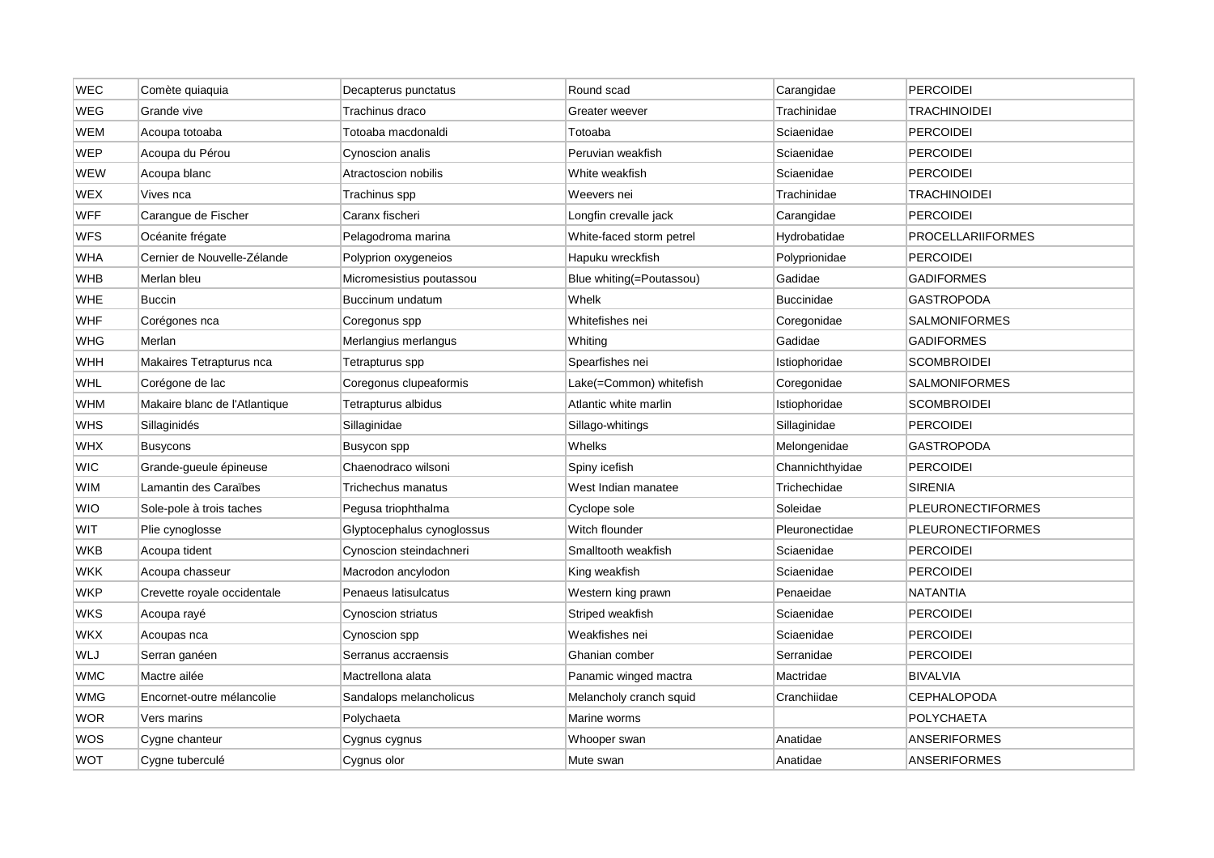| WEC | Comète quiaquia | Decapterus punctatus | Round scad | Carangidae | PERCOIDEI |
|---|---|---|---|---|---|
| WEG | Grande vive | Trachinus draco | Greater weever | Trachinidae | TRACHINOIDEI |
| WEM | Acoupa totoaba | Totoaba macdonaldi | Totoaba | Sciaenidae | PERCOIDEI |
| WEP | Acoupa du Pérou | Cynoscion analis | Peruvian weakfish | Sciaenidae | PERCOIDEI |
| WEW | Acoupa blanc | Atractoscion nobilis | White weakfish | Sciaenidae | PERCOIDEI |
| WEX | Vives nca | Trachinus spp | Weevers nei | Trachinidae | TRACHINOIDEI |
| WFF | Carangue de Fischer | Caranx fischeri | Longfin crevalle jack | Carangidae | PERCOIDEI |
| WFS | Océanite frégate | Pelagodroma marina | White-faced storm petrel | Hydrobatidae | PROCELLARIIFORMES |
| WHA | Cernier de Nouvelle-Zélande | Polyprion oxygeneios | Hapuku wreckfish | Polyprionidae | PERCOIDEI |
| WHB | Merlan bleu | Micromesistius poutassou | Blue whiting(=Poutassou) | Gadidae | GADIFORMES |
| WHE | Buccin | Buccinum undatum | Whelk | Buccinidae | GASTROPODA |
| WHF | Corégones nca | Coregonus spp | Whitefishes nei | Coregonidae | SALMONIFORMES |
| WHG | Merlan | Merlangius merlangus | Whiting | Gadidae | GADIFORMES |
| WHH | Makaires Tetrapturus nca | Tetrapturus spp | Spearfishes nei | Istiophoridae | SCOMBROIDEI |
| WHL | Corégone de lac | Coregonus clupeaformis | Lake(=Common) whitefish | Coregonidae | SALMONIFORMES |
| WHM | Makaire blanc de l'Atlantique | Tetrapturus albidus | Atlantic white marlin | Istiophoridae | SCOMBROIDEI |
| WHS | Sillaginidés | Sillaginidae | Sillago-whitings | Sillaginidae | PERCOIDEI |
| WHX | Busycons | Busycon spp | Whelks | Melongenidae | GASTROPODA |
| WIC | Grande-gueule épineuse | Chaenodraco wilsoni | Spiny icefish | Channichthyidae | PERCOIDEI |
| WIM | Lamantin des Caraïbes | Trichechus manatus | West Indian manatee | Trichechidae | SIRENIA |
| WIO | Sole-pole à trois taches | Pegusa triophthalma | Cyclope sole | Soleidae | PLEURONECTIFORMES |
| WIT | Plie cynoglosse | Glyptocephalus cynoglossus | Witch flounder | Pleuronectidae | PLEURONECTIFORMES |
| WKB | Acoupa tident | Cynoscion steindachneri | Smalltooth weakfish | Sciaenidae | PERCOIDEI |
| WKK | Acoupa chasseur | Macrodon ancylodon | King weakfish | Sciaenidae | PERCOIDEI |
| WKP | Crevette royale occidentale | Penaeus latisulcatus | Western king prawn | Penaeidae | NATANTIA |
| WKS | Acoupa rayé | Cynoscion striatus | Striped weakfish | Sciaenidae | PERCOIDEI |
| WKX | Acoupas nca | Cynoscion spp | Weakfishes nei | Sciaenidae | PERCOIDEI |
| WLJ | Serran ganéen | Serranus accraensis | Ghanian comber | Serranidae | PERCOIDEI |
| WMC | Mactre ailée | Mactrellona alata | Panamic winged mactra | Mactridae | BIVALVIA |
| WMG | Encornet-outre mélancolie | Sandalops melancholicus | Melancholy cranch squid | Cranchiidae | CEPHALOPODA |
| WOR | Vers marins | Polychaeta | Marine worms | | POLYCHAETA |
| WOS | Cygne chanteur | Cygnus cygnus | Whooper swan | Anatidae | ANSERIFORMES |
| WOT | Cygne tuberculé | Cygnus olor | Mute swan | Anatidae | ANSERIFORMES |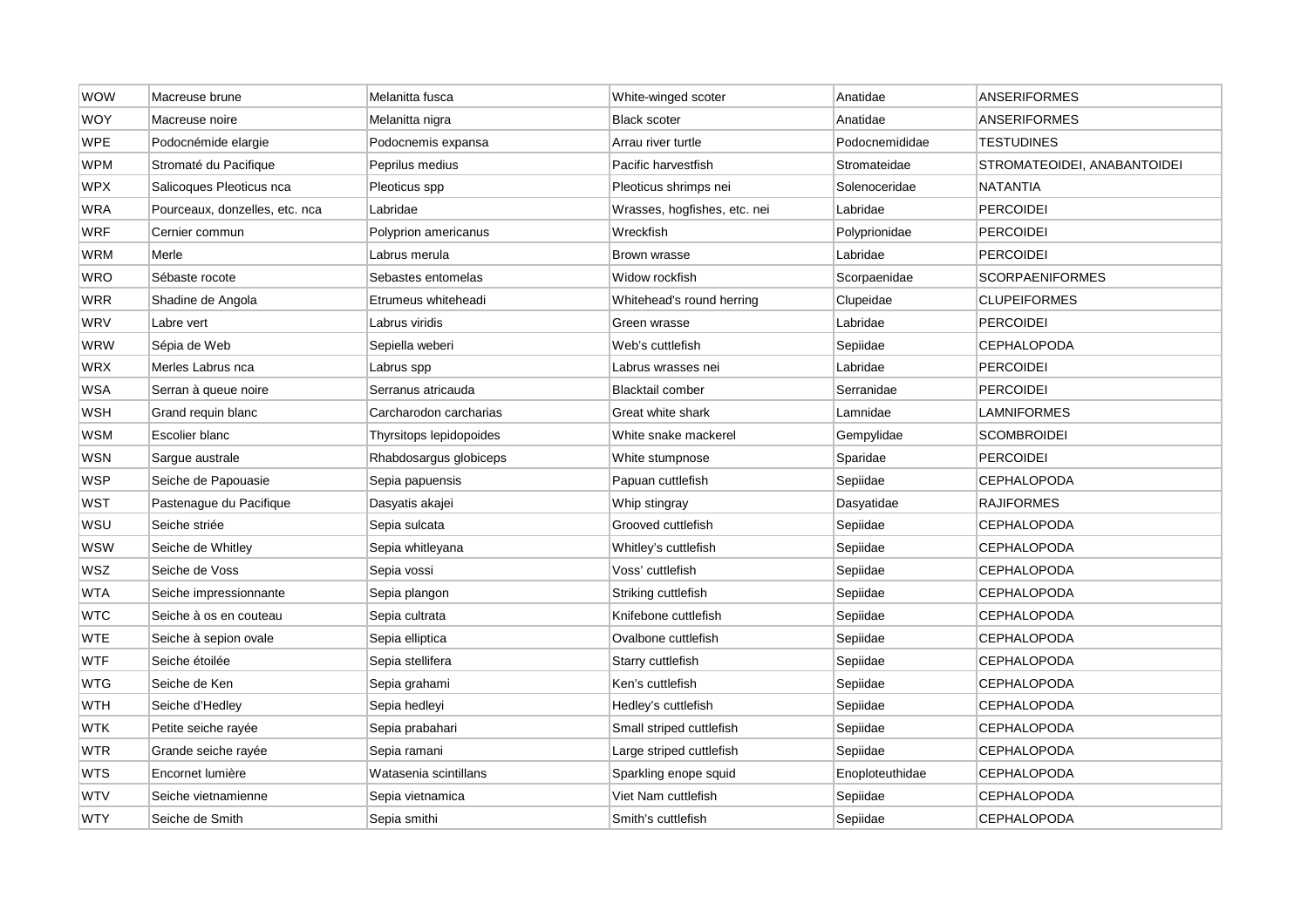| WOW | Macreuse brune | Melanitta fusca | White-winged scoter | Anatidae | ANSERIFORMES |
|---|---|---|---|---|---|
| WOY | Macreuse noire | Melanitta nigra | Black scoter | Anatidae | ANSERIFORMES |
| WPE | Podocnémide elargie | Podocnemis expansa | Arrau river turtle | Podocnemididae | TESTUDINES |
| WPM | Stromaté du Pacifique | Peprilus medius | Pacific harvestfish | Stromateidae | STROMATEOIDEI, ANABANTOIDEI |
| WPX | Salicoques Pleoticus nca | Pleoticus spp | Pleoticus shrimps nei | Solenoceridae | NATANTIA |
| WRA | Pourceaux, donzelles, etc. nca | Labridae | Wrasses, hogfishes, etc. nei | Labridae | PERCOIDEI |
| WRF | Cernier commun | Polyprion americanus | Wreckfish | Polyprionidae | PERCOIDEI |
| WRM | Merle | Labrus merula | Brown wrasse | Labridae | PERCOIDEI |
| WRO | Sébaste rocote | Sebastes entomelas | Widow rockfish | Scorpaenidae | SCORPAENIFORMES |
| WRR | Shadine de Angola | Etrumeus whiteheadi | Whitehead's round herring | Clupeidae | CLUPEIFORMES |
| WRV | Labre vert | Labrus viridis | Green wrasse | Labridae | PERCOIDEI |
| WRW | Sépia de Web | Sepiella weberi | Web's cuttlefish | Sepiidae | CEPHALOPODA |
| WRX | Merles Labrus nca | Labrus spp | Labrus wrasses nei | Labridae | PERCOIDEI |
| WSA | Serran à queue noire | Serranus atricauda | Blacktail comber | Serranidae | PERCOIDEI |
| WSH | Grand requin blanc | Carcharodon carcharias | Great white shark | Lamnidae | LAMNIFORMES |
| WSM | Escolier blanc | Thyrsitops lepidopoides | White snake mackerel | Gempylidae | SCOMBROIDEI |
| WSN | Sargue australe | Rhabdosargus globiceps | White stumpnose | Sparidae | PERCOIDEI |
| WSP | Seiche de Papouasie | Sepia papuensis | Papuan cuttlefish | Sepiidae | CEPHALOPODA |
| WST | Pastenague du Pacifique | Dasyatis akajei | Whip stingray | Dasyatidae | RAJIFORMES |
| WSU | Seiche striée | Sepia sulcata | Grooved cuttlefish | Sepiidae | CEPHALOPODA |
| WSW | Seiche de Whitley | Sepia whitleyana | Whitley's cuttlefish | Sepiidae | CEPHALOPODA |
| WSZ | Seiche de Voss | Sepia vossi | Voss' cuttlefish | Sepiidae | CEPHALOPODA |
| WTA | Seiche impressionnante | Sepia plangon | Striking cuttlefish | Sepiidae | CEPHALOPODA |
| WTC | Seiche à os en couteau | Sepia cultrata | Knifebone cuttlefish | Sepiidae | CEPHALOPODA |
| WTE | Seiche à sepion ovale | Sepia elliptica | Ovalbone cuttlefish | Sepiidae | CEPHALOPODA |
| WTF | Seiche étoilée | Sepia stellifera | Starry cuttlefish | Sepiidae | CEPHALOPODA |
| WTG | Seiche de Ken | Sepia grahami | Ken's cuttlefish | Sepiidae | CEPHALOPODA |
| WTH | Seiche d'Hedley | Sepia hedleyi | Hedley's cuttlefish | Sepiidae | CEPHALOPODA |
| WTK | Petite seiche rayée | Sepia prabahari | Small striped cuttlefish | Sepiidae | CEPHALOPODA |
| WTR | Grande seiche rayée | Sepia ramani | Large striped cuttlefish | Sepiidae | CEPHALOPODA |
| WTS | Encornet lumière | Watasenia scintillans | Sparkling enope squid | Enoploteuthidae | CEPHALOPODA |
| WTV | Seiche vietnamienne | Sepia vietnamica | Viet Nam cuttlefish | Sepiidae | CEPHALOPODA |
| WTY | Seiche de Smith | Sepia smithi | Smith's cuttlefish | Sepiidae | CEPHALOPODA |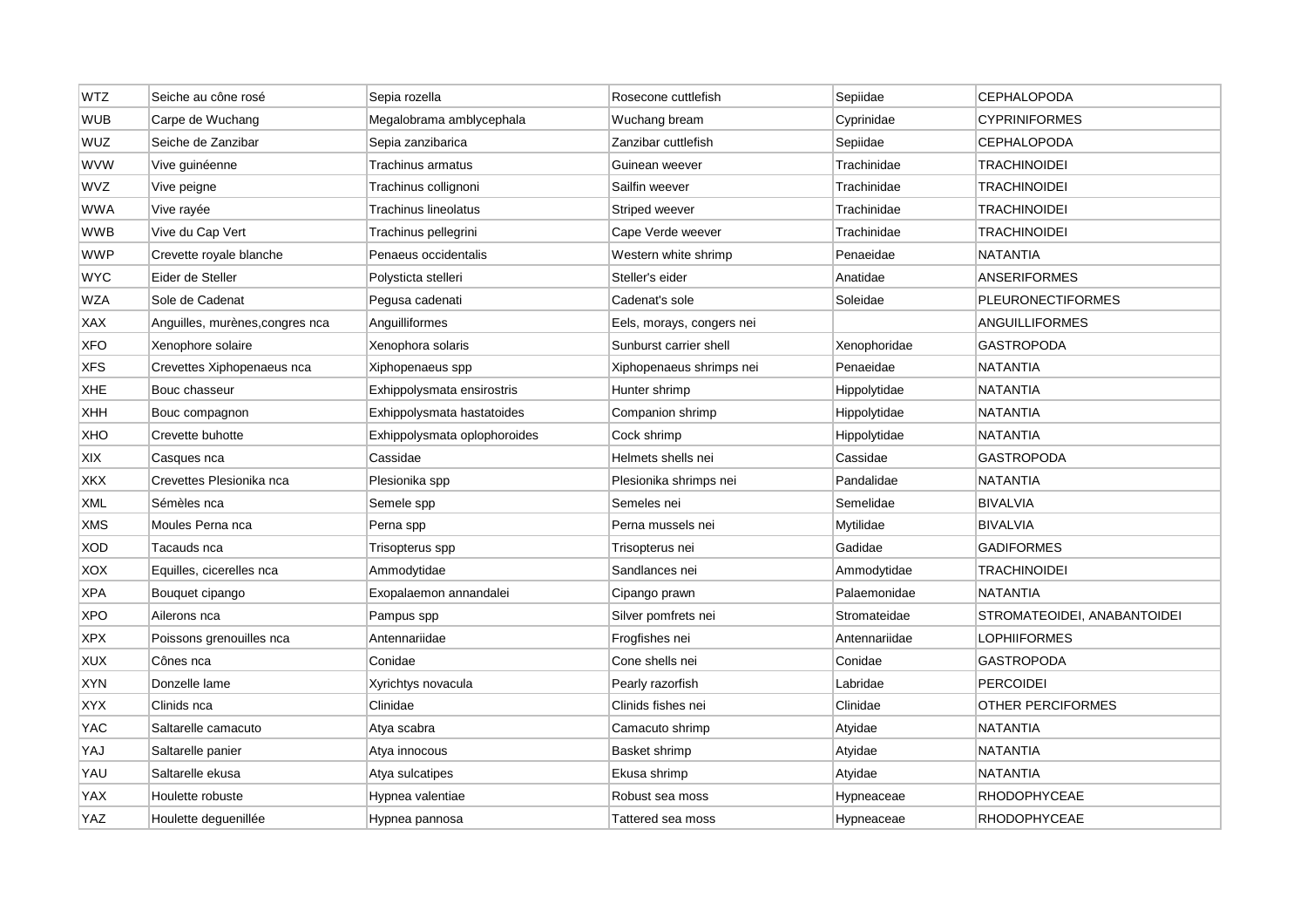| WTZ | Seiche au cône rosé | Sepia rozella | Rosecone cuttlefish | Sepiidae | CEPHALOPODA |
|---|---|---|---|---|---|
| WUB | Carpe de Wuchang | Megalobrama amblycephala | Wuchang bream | Cyprinidae | CYPRINIFORMES |
| WUZ | Seiche de Zanzibar | Sepia zanzibarica | Zanzibar cuttlefish | Sepiidae | CEPHALOPODA |
| WVW | Vive guinéenne | Trachinus armatus | Guinean weever | Trachinidae | TRACHINOIDEI |
| WVZ | Vive peigne | Trachinus collignoni | Sailfin weever | Trachinidae | TRACHINOIDEI |
| WWA | Vive rayée | Trachinus lineolatus | Striped weever | Trachinidae | TRACHINOIDEI |
| WWB | Vive du Cap Vert | Trachinus pellegrini | Cape Verde weever | Trachinidae | TRACHINOIDEI |
| WWP | Crevette royale blanche | Penaeus occidentalis | Western white shrimp | Penaeidae | NATANTIA |
| WYC | Eider de Steller | Polysticta stelleri | Steller's eider | Anatidae | ANSERIFORMES |
| WZA | Sole de Cadenat | Pegusa cadenati | Cadenat's sole | Soleidae | PLEURONECTIFORMES |
| XAX | Anguilles, murènes,congres nca | Anguilliformes | Eels, morays, congers nei | | ANGUILLIFORMES |
| XFO | Xenophore solaire | Xenophora solaris | Sunburst carrier shell | Xenophoridae | GASTROPODA |
| XFS | Crevettes Xiphopenaeus nca | Xiphopenaeus spp | Xiphopenaeus shrimps nei | Penaeidae | NATANTIA |
| XHE | Bouc chasseur | Exhippolysmata ensirostris | Hunter shrimp | Hippolytidae | NATANTIA |
| XHH | Bouc compagnon | Exhippolysmata hastatoides | Companion shrimp | Hippolytidae | NATANTIA |
| XHO | Crevette buhotte | Exhippolysmata oplophoroides | Cock shrimp | Hippolytidae | NATANTIA |
| XIX | Casques nca | Cassidae | Helmets shells nei | Cassidae | GASTROPODA |
| XKX | Crevettes Plesionika nca | Plesionika spp | Plesionika shrimps nei | Pandalidae | NATANTIA |
| XML | Sémèles nca | Semele spp | Semeles nei | Semelidae | BIVALVIA |
| XMS | Moules Perna nca | Perna spp | Perna mussels nei | Mytilidae | BIVALVIA |
| XOD | Tacauds nca | Trisopterus spp | Trisopterus nei | Gadidae | GADIFORMES |
| XOX | Equilles, cicerelles nca | Ammodytidae | Sandlances nei | Ammodytidae | TRACHINOIDEI |
| XPA | Bouquet cipango | Exopalaemon annandalei | Cipango prawn | Palaemonidae | NATANTIA |
| XPO | Ailerons nca | Pampus spp | Silver pomfrets nei | Stromateidae | STROMATEOIDEI, ANABANTOIDEI |
| XPX | Poissons grenouilles nca | Antennariidae | Frogfishes nei | Antennariidae | LOPHIIFORMES |
| XUX | Cônes nca | Conidae | Cone shells nei | Conidae | GASTROPODA |
| XYN | Donzelle lame | Xyrichtys novacula | Pearly razorfish | Labridae | PERCOIDEI |
| XYX | Clinids nca | Clinidae | Clinids fishes nei | Clinidae | OTHER PERCIFORMES |
| YAC | Saltarelle camacuto | Atya scabra | Camacuto shrimp | Atyidae | NATANTIA |
| YAJ | Saltarelle panier | Atya innocous | Basket shrimp | Atyidae | NATANTIA |
| YAU | Saltarelle ekusa | Atya sulcatipes | Ekusa shrimp | Atyidae | NATANTIA |
| YAX | Houlette robuste | Hypnea valentiae | Robust sea moss | Hypneaceae | RHODOPHYCEAE |
| YAZ | Houlette deguenillée | Hypnea pannosa | Tattered sea moss | Hypneaceae | RHODOPHYCEAE |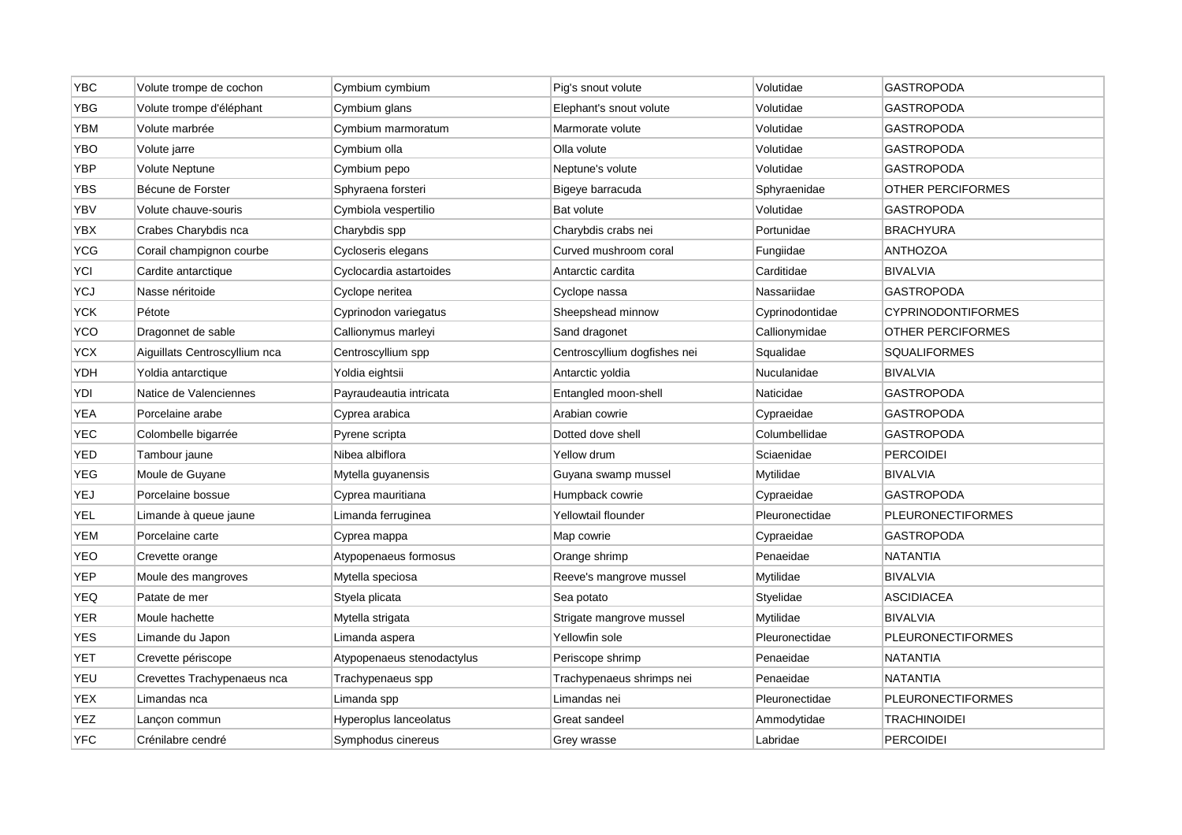| YBC | Volute trompe de cochon | Cymbium cymbium | Pig's snout volute | Volutidae | GASTROPODA |
|---|---|---|---|---|---|
| YBG | Volute trompe d'éléphant | Cymbium glans | Elephant's snout volute | Volutidae | GASTROPODA |
| YBM | Volute marbrée | Cymbium marmoratum | Marmorate volute | Volutidae | GASTROPODA |
| YBO | Volute jarre | Cymbium olla | Olla volute | Volutidae | GASTROPODA |
| YBP | Volute Neptune | Cymbium pepo | Neptune's volute | Volutidae | GASTROPODA |
| YBS | Bécune de Forster | Sphyraena forsteri | Bigeye barracuda | Sphyraenidae | OTHER PERCIFORMES |
| YBV | Volute chauve-souris | Cymbiola vespertilio | Bat volute | Volutidae | GASTROPODA |
| YBX | Crabes Charybdis nca | Charybdis spp | Charybdis crabs nei | Portunidae | BRACHYURA |
| YCG | Corail champignon courbe | Cycloseris elegans | Curved mushroom coral | Fungiidae | ANTHOZOA |
| YCI | Cardite antarctique | Cyclocardia astartoides | Antarctic cardita | Carditidae | BIVALVIA |
| YCJ | Nasse néritoide | Cyclope neritea | Cyclope nassa | Nassariidae | GASTROPODA |
| YCK | Pétote | Cyprinodon variegatus | Sheepshead minnow | Cyprinodontidae | CYPRINODONTIFORMES |
| YCO | Dragonnet de sable | Callionymus marleyi | Sand dragonet | Callionymidae | OTHER PERCIFORMES |
| YCX | Aiguillats Centroscyllium nca | Centroscyllium spp | Centroscyllium dogfishes nei | Squalidae | SQUALIFORMES |
| YDH | Yoldia antarctique | Yoldia eightsii | Antarctic yoldia | Nuculanidae | BIVALVIA |
| YDI | Natice de Valenciennes | Payraudeautia intricata | Entangled moon-shell | Naticidae | GASTROPODA |
| YEA | Porcelaine arabe | Cyprea arabica | Arabian cowrie | Cypraeidae | GASTROPODA |
| YEC | Colombelle bigarrée | Pyrene scripta | Dotted dove shell | Columbellidae | GASTROPODA |
| YED | Tambour jaune | Nibea albiflora | Yellow drum | Sciaenidae | PERCOIDEI |
| YEG | Moule de Guyane | Mytella guyanensis | Guyana swamp mussel | Mytilidae | BIVALVIA |
| YEJ | Porcelaine bossue | Cyprea mauritiana | Humpback cowrie | Cypraeidae | GASTROPODA |
| YEL | Limande à queue jaune | Limanda ferruginea | Yellowtail flounder | Pleuronectidae | PLEURONECTIFORMES |
| YEM | Porcelaine carte | Cyprea mappa | Map cowrie | Cypraeidae | GASTROPODA |
| YEO | Crevette orange | Atypopenaeus formosus | Orange shrimp | Penaeidae | NATANTIA |
| YEP | Moule des mangroves | Mytella speciosa | Reeve's mangrove mussel | Mytilidae | BIVALVIA |
| YEQ | Patate de mer | Styela plicata | Sea potato | Styelidae | ASCIDIACEA |
| YER | Moule hachette | Mytella strigata | Strigate mangrove mussel | Mytilidae | BIVALVIA |
| YES | Limande du Japon | Limanda aspera | Yellowfin sole | Pleuronectidae | PLEURONECTIFORMES |
| YET | Crevette périscope | Atypopenaeus stenodactylus | Periscope shrimp | Penaeidae | NATANTIA |
| YEU | Crevettes Trachypenaeus nca | Trachypenaeus spp | Trachypenaeus shrimps nei | Penaeidae | NATANTIA |
| YEX | Limandas nca | Limanda spp | Limandas nei | Pleuronectidae | PLEURONECTIFORMES |
| YEZ | Lançon commun | Hyperoplus lanceolatus | Great sandeel | Ammodytidae | TRACHINOIDEI |
| YFC | Crénilabre cendré | Symphodus cinereus | Grey wrasse | Labridae | PERCOIDEI |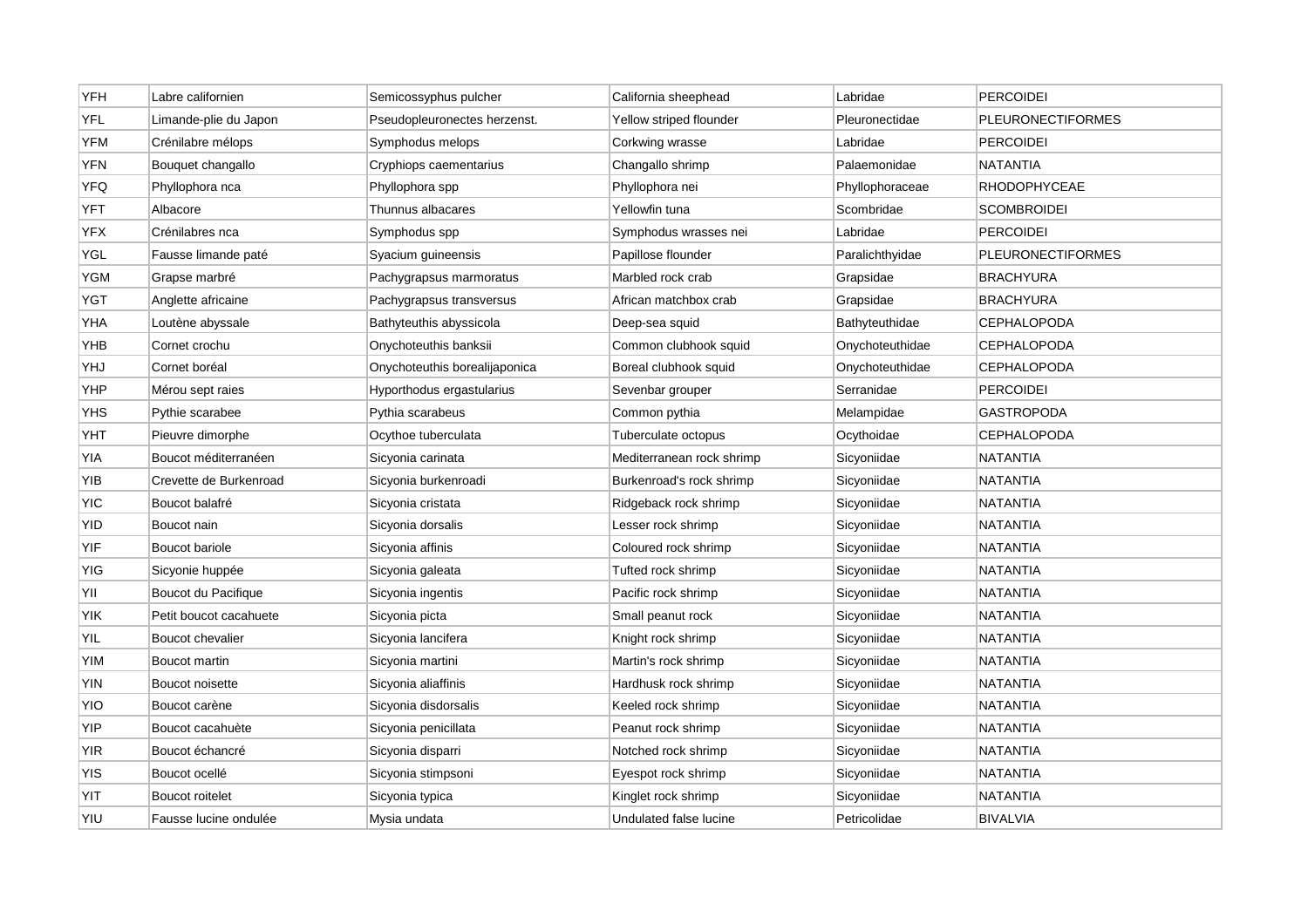| YFH | Labre californien | Semicossyphus pulcher | California sheephead | Labridae | PERCOIDEI |
|---|---|---|---|---|---|
| YFL | Limande-plie du Japon | Pseudopleuronectes herzenst. | Yellow striped flounder | Pleuronectidae | PLEURONECTIFORMES |
| YFM | Crénilabre mélops | Symphodus melops | Corkwing wrasse | Labridae | PERCOIDEI |
| YFN | Bouquet changallo | Cryphiops caementarius | Changallo shrimp | Palaemonidae | NATANTIA |
| YFQ | Phyllophora nca | Phyllophora spp | Phyllophora nei | Phyllophoraceae | RHODOPHYCEAE |
| YFT | Albacore | Thunnus albacares | Yellowfin tuna | Scombridae | SCOMBROIDEI |
| YFX | Crénilabres nca | Symphodus spp | Symphodus wrasses nei | Labridae | PERCOIDEI |
| YGL | Fausse limande paté | Syacium guineensis | Papillose flounder | Paralichthyidae | PLEURONECTIFORMES |
| YGM | Grapse marbré | Pachygrapsus marmoratus | Marbled rock crab | Grapsidae | BRACHYURA |
| YGT | Anglette africaine | Pachygrapsus transversus | African matchbox crab | Grapsidae | BRACHYURA |
| YHA | Loutène abyssale | Bathyteuthis abyssicola | Deep-sea squid | Bathyteuthidae | CEPHALOPODA |
| YHB | Cornet crochu | Onychoteuthis banksii | Common clubhook squid | Onychoteuthidae | CEPHALOPODA |
| YHJ | Cornet boréal | Onychoteuthis borealijaponica | Boreal clubhook squid | Onychoteuthidae | CEPHALOPODA |
| YHP | Mérou sept raies | Hyporthodus ergastularius | Sevenbar grouper | Serranidae | PERCOIDEI |
| YHS | Pythie scarabee | Pythia scarabeus | Common pythia | Melampidae | GASTROPODA |
| YHT | Pieuvre dimorphe | Ocythoe tuberculata | Tuberculate octopus | Ocythoidae | CEPHALOPODA |
| YIA | Boucot méditerranéen | Sicyonia carinata | Mediterranean rock shrimp | Sicyoniidae | NATANTIA |
| YIB | Crevette de Burkenroad | Sicyonia burkenroadi | Burkenroad's rock shrimp | Sicyoniidae | NATANTIA |
| YIC | Boucot balafré | Sicyonia cristata | Ridgeback rock shrimp | Sicyoniidae | NATANTIA |
| YID | Boucot nain | Sicyonia dorsalis | Lesser rock shrimp | Sicyoniidae | NATANTIA |
| YIF | Boucot bariole | Sicyonia affinis | Coloured rock shrimp | Sicyoniidae | NATANTIA |
| YIG | Sicyonie huppée | Sicyonia galeata | Tufted rock shrimp | Sicyoniidae | NATANTIA |
| YII | Boucot du Pacifique | Sicyonia ingentis | Pacific rock shrimp | Sicyoniidae | NATANTIA |
| YIK | Petit boucot cacahuete | Sicyonia picta | Small peanut rock | Sicyoniidae | NATANTIA |
| YIL | Boucot chevalier | Sicyonia lancifera | Knight rock shrimp | Sicyoniidae | NATANTIA |
| YIM | Boucot martin | Sicyonia martini | Martin's rock shrimp | Sicyoniidae | NATANTIA |
| YIN | Boucot noisette | Sicyonia aliaffinis | Hardhusk rock shrimp | Sicyoniidae | NATANTIA |
| YIO | Boucot carène | Sicyonia disdorsalis | Keeled rock shrimp | Sicyoniidae | NATANTIA |
| YIP | Boucot cacahuète | Sicyonia penicillata | Peanut rock shrimp | Sicyoniidae | NATANTIA |
| YIR | Boucot échancré | Sicyonia disparri | Notched rock shrimp | Sicyoniidae | NATANTIA |
| YIS | Boucot ocellé | Sicyonia stimpsoni | Eyespot rock shrimp | Sicyoniidae | NATANTIA |
| YIT | Boucot roitelet | Sicyonia typica | Kinglet rock shrimp | Sicyoniidae | NATANTIA |
| YIU | Fausse lucine ondulée | Mysia undata | Undulated false lucine | Petricolidae | BIVALVIA |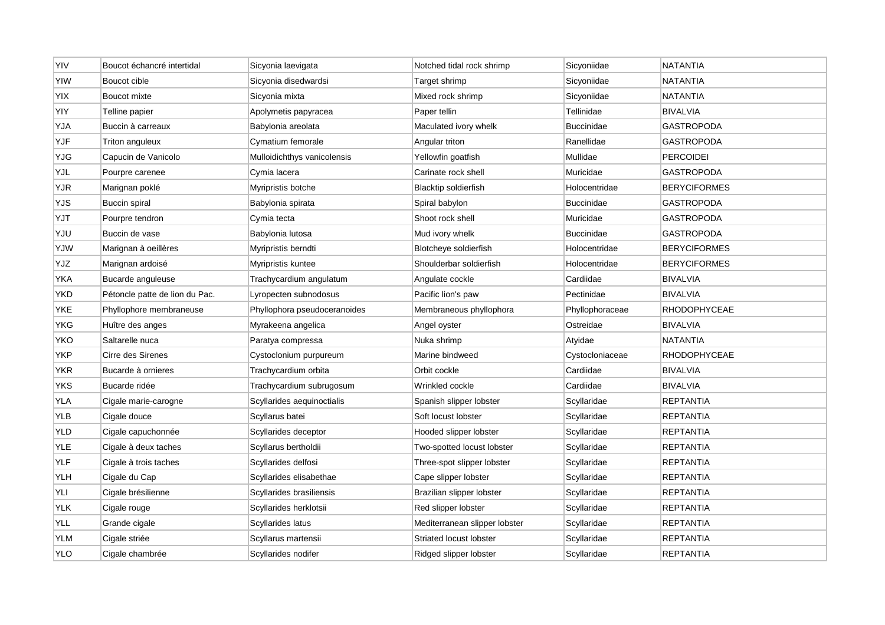| YIV | Boucot échancré intertidal | Sicyonia laevigata | Notched tidal rock shrimp | Sicyoniidae | NATANTIA |
|---|---|---|---|---|---|
| YIW | Boucot cible | Sicyonia disedwardsi | Target shrimp | Sicyoniidae | NATANTIA |
| YIX | Boucot mixte | Sicyonia mixta | Mixed rock shrimp | Sicyoniidae | NATANTIA |
| YIY | Telline papier | Apolymetis papyracea | Paper tellin | Tellinidae | BIVALVIA |
| YJA | Buccin à carreaux | Babylonia areolata | Maculated ivory whelk | Buccinidae | GASTROPODA |
| YJF | Triton anguleux | Cymatium femorale | Angular triton | Ranellidae | GASTROPODA |
| YJG | Capucin de Vanicolo | Mulloidichthys vanicolensis | Yellowfin goatfish | Mullidae | PERCOIDEI |
| YJL | Pourpre carenee | Cymia lacera | Carinate rock shell | Muricidae | GASTROPODA |
| YJR | Marignan poklé | Myripristis botche | Blacktip soldierfish | Holocentridae | BERYCIFORMES |
| YJS | Buccin spiral | Babylonia spirata | Spiral babylon | Buccinidae | GASTROPODA |
| YJT | Pourpre tendron | Cymia tecta | Shoot rock shell | Muricidae | GASTROPODA |
| YJU | Buccin de vase | Babylonia lutosa | Mud ivory whelk | Buccinidae | GASTROPODA |
| YJW | Marignan à oeillères | Myripristis berndti | Blotcheye soldierfish | Holocentridae | BERYCIFORMES |
| YJZ | Marignan ardoisé | Myripristis kuntee | Shoulderbar soldierfish | Holocentridae | BERYCIFORMES |
| YKA | Bucarde anguleuse | Trachycardium angulatum | Angulate cockle | Cardiidae | BIVALVIA |
| YKD | Pétoncle patte de lion du Pac. | Lyropecten subnodosus | Pacific lion's paw | Pectinidae | BIVALVIA |
| YKE | Phyllophore membraneuse | Phyllophora pseudoceranoides | Membraneous phyllophora | Phyllophoraceae | RHODOPHYCEAE |
| YKG | Huître des anges | Myrakeena angelica | Angel oyster | Ostreidae | BIVALVIA |
| YKO | Saltarelle nuca | Paratya compressa | Nuka shrimp | Atyidae | NATANTIA |
| YKP | Cirre des Sirenes | Cystoclonium purpureum | Marine bindweed | Cystocloniaceae | RHODOPHYCEAE |
| YKR | Bucarde à ornieres | Trachycardium orbita | Orbit cockle | Cardiidae | BIVALVIA |
| YKS | Bucarde ridée | Trachycardium subrugosum | Wrinkled cockle | Cardiidae | BIVALVIA |
| YLA | Cigale marie-carogne | Scyllarides aequinoctialis | Spanish slipper lobster | Scyllaridae | REPTANTIA |
| YLB | Cigale douce | Scyllarus batei | Soft locust lobster | Scyllaridae | REPTANTIA |
| YLD | Cigale capuchonnée | Scyllarides deceptor | Hooded slipper lobster | Scyllaridae | REPTANTIA |
| YLE | Cigale à deux taches | Scyllarus bertholdii | Two-spotted locust lobster | Scyllaridae | REPTANTIA |
| YLF | Cigale à trois taches | Scyllarides delfosi | Three-spot slipper lobster | Scyllaridae | REPTANTIA |
| YLH | Cigale du Cap | Scyllarides elisabethae | Cape slipper lobster | Scyllaridae | REPTANTIA |
| YLI | Cigale brésilienne | Scyllarides brasiliensis | Brazilian slipper lobster | Scyllaridae | REPTANTIA |
| YLK | Cigale rouge | Scyllarides herklotsii | Red slipper lobster | Scyllaridae | REPTANTIA |
| YLL | Grande cigale | Scyllarides latus | Mediterranean slipper lobster | Scyllaridae | REPTANTIA |
| YLM | Cigale striée | Scyllarus martensii | Striated locust lobster | Scyllaridae | REPTANTIA |
| YLO | Cigale chambrée | Scyllarides nodifer | Ridged slipper lobster | Scyllaridae | REPTANTIA |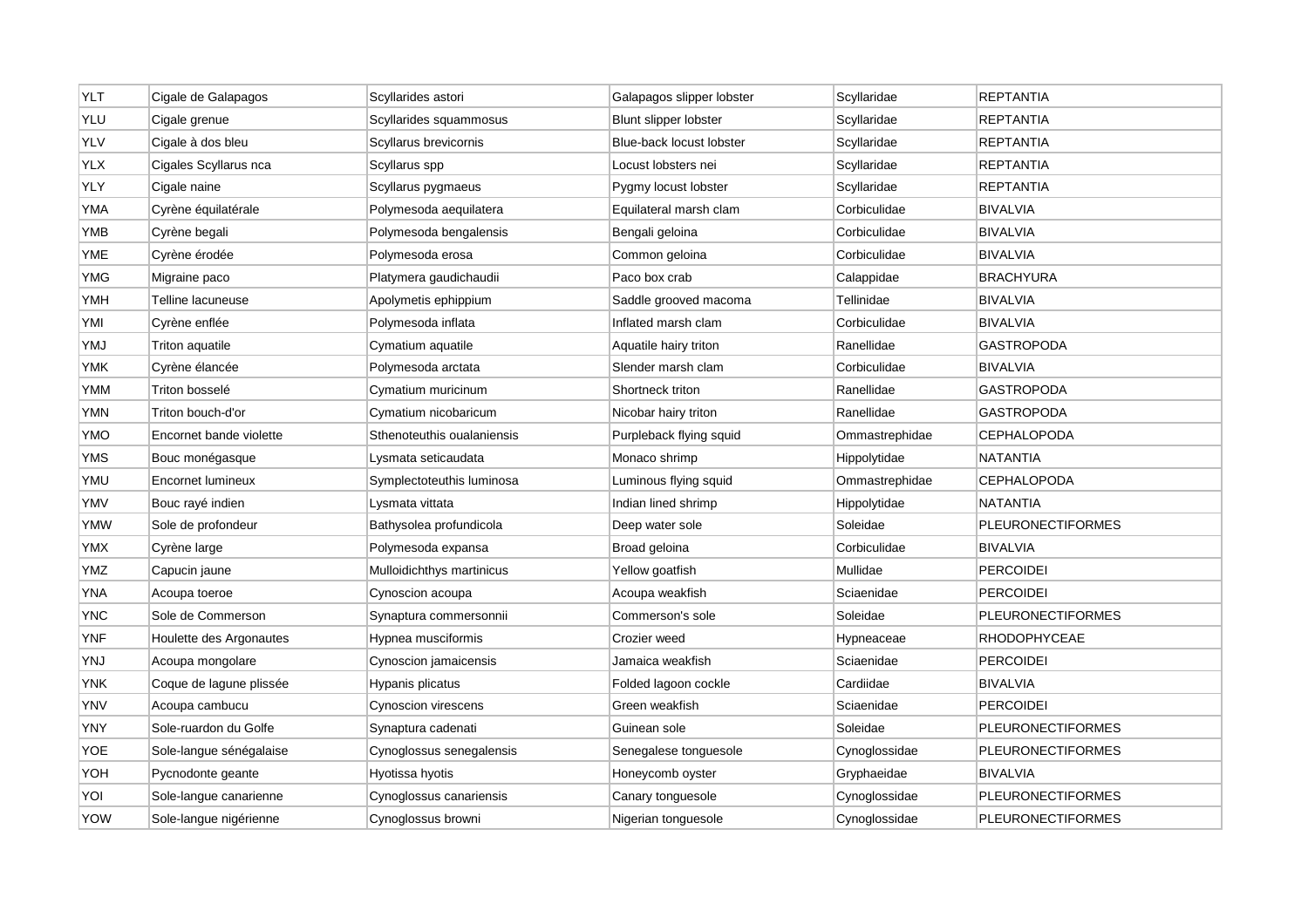| YLT | Cigale de Galapagos | Scyllarides astori | Galapagos slipper lobster | Scyllaridae | REPTANTIA |
|---|---|---|---|---|---|
| YLU | Cigale grenue | Scyllarides squammosus | Blunt slipper lobster | Scyllaridae | REPTANTIA |
| YLV | Cigale à dos bleu | Scyllarus brevicornis | Blue-back locust lobster | Scyllaridae | REPTANTIA |
| YLX | Cigales Scyllarus nca | Scyllarus spp | Locust lobsters nei | Scyllaridae | REPTANTIA |
| YLY | Cigale naine | Scyllarus pygmaeus | Pygmy locust lobster | Scyllaridae | REPTANTIA |
| YMA | Cyrène équilatérale | Polymesoda aequilatera | Equilateral marsh clam | Corbiculidae | BIVALVIA |
| YMB | Cyrène begali | Polymesoda bengalensis | Bengali geloina | Corbiculidae | BIVALVIA |
| YME | Cyrène érodée | Polymesoda erosa | Common geloina | Corbiculidae | BIVALVIA |
| YMG | Migraine paco | Platymera gaudichaudii | Paco box crab | Calappidae | BRACHYURA |
| YMH | Telline lacuneuse | Apolymetis ephippium | Saddle grooved macoma | Tellinidae | BIVALVIA |
| YMI | Cyrène enflée | Polymesoda inflata | Inflated marsh clam | Corbiculidae | BIVALVIA |
| YMJ | Triton aquatile | Cymatium aquatile | Aquatile hairy triton | Ranellidae | GASTROPODA |
| YMK | Cyrène élancée | Polymesoda arctata | Slender marsh clam | Corbiculidae | BIVALVIA |
| YMM | Triton bosselé | Cymatium muricinum | Shortneck triton | Ranellidae | GASTROPODA |
| YMN | Triton bouch-d'or | Cymatium nicobaricum | Nicobar hairy triton | Ranellidae | GASTROPODA |
| YMO | Encornet bande violette | Sthenoteuthis oualaniensis | Purpleback flying squid | Ommastrephidae | CEPHALOPODA |
| YMS | Bouc monégasque | Lysmata seticaudata | Monaco shrimp | Hippolytidae | NATANTIA |
| YMU | Encornet lumineux | Symplectoteuthis luminosa | Luminous flying squid | Ommastrephidae | CEPHALOPODA |
| YMV | Bouc rayé indien | Lysmata vittata | Indian lined shrimp | Hippolytidae | NATANTIA |
| YMW | Sole de profondeur | Bathysolea profundicola | Deep water sole | Soleidae | PLEURONECTIFORMES |
| YMX | Cyrène large | Polymesoda expansa | Broad geloina | Corbiculidae | BIVALVIA |
| YMZ | Capucin jaune | Mulloidichthys martinicus | Yellow goatfish | Mullidae | PERCOIDEI |
| YNA | Acoupa toeroe | Cynoscion acoupa | Acoupa weakfish | Sciaenidae | PERCOIDEI |
| YNC | Sole de Commerson | Synaptura commersonnii | Commerson's sole | Soleidae | PLEURONECTIFORMES |
| YNF | Houlette des Argonautes | Hypnea musciformis | Crozier weed | Hypneaceae | RHODOPHYCEAE |
| YNJ | Acoupa mongolare | Cynoscion jamaicensis | Jamaica weakfish | Sciaenidae | PERCOIDEI |
| YNK | Coque de lagune plissée | Hypanis plicatus | Folded lagoon cockle | Cardiidae | BIVALVIA |
| YNV | Acoupa cambucu | Cynoscion virescens | Green weakfish | Sciaenidae | PERCOIDEI |
| YNY | Sole-ruardon du Golfe | Synaptura cadenati | Guinean sole | Soleidae | PLEURONECTIFORMES |
| YOE | Sole-langue sénégalaise | Cynoglossus senegalensis | Senegalese tonguesole | Cynoglossidae | PLEURONECTIFORMES |
| YOH | Pycnodonte geante | Hyotissa hyotis | Honeycomb oyster | Gryphaeidae | BIVALVIA |
| YOI | Sole-langue canarienne | Cynoglossus canariensis | Canary tonguesole | Cynoglossidae | PLEURONECTIFORMES |
| YOW | Sole-langue nigérienne | Cynoglossus browni | Nigerian tonguesole | Cynoglossidae | PLEURONECTIFORMES |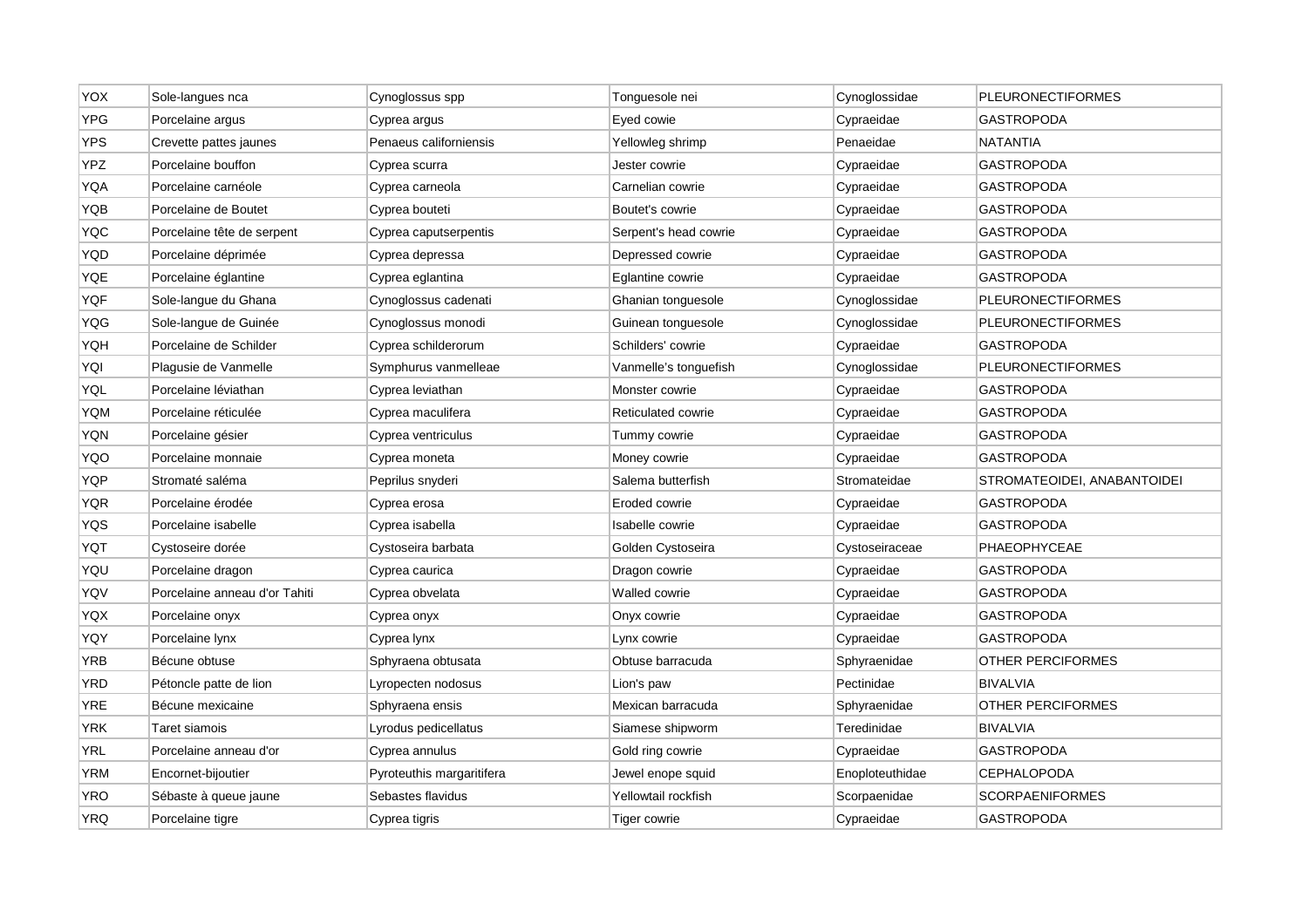| YOX | Sole-langues nca | Cynoglossus spp | Tonguesole nei | Cynoglossidae | PLEURONECTIFORMES |
|---|---|---|---|---|---|
| YPG | Porcelaine argus | Cyprea argus | Eyed cowie | Cypraeidae | GASTROPODA |
| YPS | Crevette pattes jaunes | Penaeus californiensis | Yellowleg shrimp | Penaeidae | NATANTIA |
| YPZ | Porcelaine bouffon | Cyprea scurra | Jester cowrie | Cypraeidae | GASTROPODA |
| YQA | Porcelaine carnéole | Cyprea carneola | Carnelian cowrie | Cypraeidae | GASTROPODA |
| YQB | Porcelaine de Boutet | Cyprea bouteti | Boutet's cowrie | Cypraeidae | GASTROPODA |
| YQC | Porcelaine tête de serpent | Cyprea caputserpentis | Serpent's head cowrie | Cypraeidae | GASTROPODA |
| YQD | Porcelaine déprimée | Cyprea depressa | Depressed cowrie | Cypraeidae | GASTROPODA |
| YQE | Porcelaine églantine | Cyprea eglantina | Eglantine cowrie | Cypraeidae | GASTROPODA |
| YQF | Sole-langue du Ghana | Cynoglossus cadenati | Ghanian tonguesole | Cynoglossidae | PLEURONECTIFORMES |
| YQG | Sole-langue de Guinée | Cynoglossus monodi | Guinean tonguesole | Cynoglossidae | PLEURONECTIFORMES |
| YQH | Porcelaine de Schilder | Cyprea schilderorum | Schilders' cowrie | Cypraeidae | GASTROPODA |
| YQI | Plagusie de Vanmelle | Symphurus vanmelleae | Vanmelle's tonguefish | Cynoglossidae | PLEURONECTIFORMES |
| YQL | Porcelaine léviathan | Cyprea leviathan | Monster cowrie | Cypraeidae | GASTROPODA |
| YQM | Porcelaine réticulée | Cyprea maculifera | Reticulated cowrie | Cypraeidae | GASTROPODA |
| YQN | Porcelaine gésier | Cyprea ventriculus | Tummy cowrie | Cypraeidae | GASTROPODA |
| YQO | Porcelaine monnaie | Cyprea moneta | Money cowrie | Cypraeidae | GASTROPODA |
| YQP | Stromaté saléma | Peprilus snyderi | Salema butterfish | Stromateidae | STROMATEOIDEI, ANABANTOIDEI |
| YQR | Porcelaine érodée | Cyprea erosa | Eroded cowrie | Cypraeidae | GASTROPODA |
| YQS | Porcelaine isabelle | Cyprea isabella | Isabelle cowrie | Cypraeidae | GASTROPODA |
| YQT | Cystoseire dorée | Cystoseira barbata | Golden Cystoseira | Cystoseiraceae | PHAEOPHYCEAE |
| YQU | Porcelaine dragon | Cyprea caurica | Dragon cowrie | Cypraeidae | GASTROPODA |
| YQV | Porcelaine anneau d'or Tahiti | Cyprea obvelata | Walled cowrie | Cypraeidae | GASTROPODA |
| YQX | Porcelaine onyx | Cyprea onyx | Onyx cowrie | Cypraeidae | GASTROPODA |
| YQY | Porcelaine lynx | Cyprea lynx | Lynx cowrie | Cypraeidae | GASTROPODA |
| YRB | Bécune obtuse | Sphyraena obtusata | Obtuse barracuda | Sphyraenidae | OTHER PERCIFORMES |
| YRD | Pétoncle patte de lion | Lyropecten nodosus | Lion's paw | Pectinidae | BIVALVIA |
| YRE | Bécune mexicaine | Sphyraena ensis | Mexican barracuda | Sphyraenidae | OTHER PERCIFORMES |
| YRK | Taret siamois | Lyrodus pedicellatus | Siamese shipworm | Teredinidae | BIVALVIA |
| YRL | Porcelaine anneau d'or | Cyprea annulus | Gold ring cowrie | Cypraeidae | GASTROPODA |
| YRM | Encornet-bijoutier | Pyroteuthis margaritifera | Jewel enope squid | Enoploteuthidae | CEPHALOPODA |
| YRO | Sébaste à queue jaune | Sebastes flavidus | Yellowtail rockfish | Scorpaenidae | SCORPAENIFORMES |
| YRQ | Porcelaine tigre | Cyprea tigris | Tiger cowrie | Cypraeidae | GASTROPODA |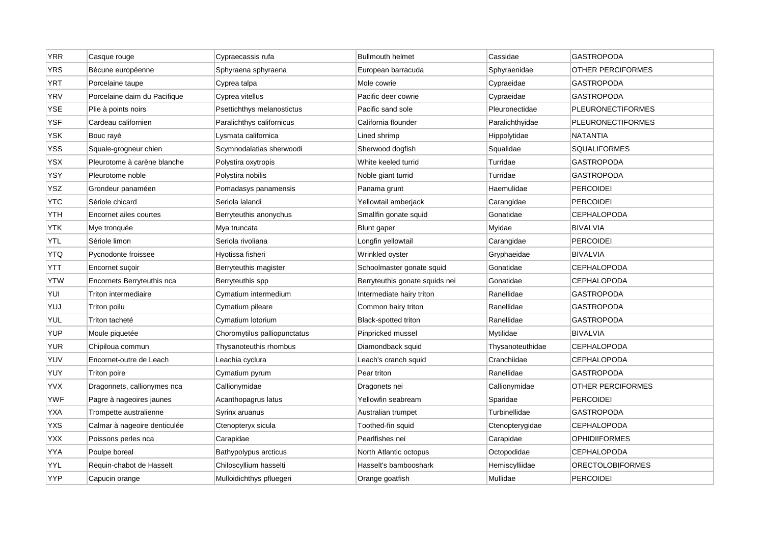| | | | | | |
|---|---|---|---|---|---|
| YRR | Casque rouge | Cypraecassis rufa | Bullmouth helmet | Cassidae | GASTROPODA |
| YRS | Bécune européenne | Sphyraena sphyraena | European barracuda | Sphyraenidae | OTHER PERCIFORMES |
| YRT | Porcelaine taupe | Cyprea talpa | Mole cowrie | Cypraeidae | GASTROPODA |
| YRV | Porcelaine daim du Pacifique | Cyprea vitellus | Pacific deer cowrie | Cypraeidae | GASTROPODA |
| YSE | Plie à points noirs | Psettichthys melanostictus | Pacific sand sole | Pleuronectidae | PLEURONECTIFORMES |
| YSF | Cardeau californien | Paralichthys californicus | California flounder | Paralichthyidae | PLEURONECTIFORMES |
| YSK | Bouc rayé | Lysmata californica | Lined shrimp | Hippolytidae | NATANTIA |
| YSS | Squale-grogneur chien | Scymnodalatias sherwoodi | Sherwood dogfish | Squalidae | SQUALIFORMES |
| YSX | Pleurotome à carène blanche | Polystira oxytropis | White keeled turrid | Turridae | GASTROPODA |
| YSY | Pleurotome noble | Polystira nobilis | Noble giant turrid | Turridae | GASTROPODA |
| YSZ | Grondeur panaméen | Pomadasys panamensis | Panama grunt | Haemulidae | PERCOIDEI |
| YTC | Sériole chicard | Seriola lalandi | Yellowtail amberjack | Carangidae | PERCOIDEI |
| YTH | Encornet ailes courtes | Berryteuthis anonychus | Smallfin gonate squid | Gonatidae | CEPHALOPODA |
| YTK | Mye tronquée | Mya truncata | Blunt gaper | Myidae | BIVALVIA |
| YTL | Sériole limon | Seriola rivoliana | Longfin yellowtail | Carangidae | PERCOIDEI |
| YTQ | Pycnodonte froissee | Hyotissa fisheri | Wrinkled oyster | Gryphaeidae | BIVALVIA |
| YTT | Encornet suçoir | Berryteuthis magister | Schoolmaster gonate squid | Gonatidae | CEPHALOPODA |
| YTW | Encornets Berryteuthis nca | Berryteuthis spp | Berryteuthis gonate squids nei | Gonatidae | CEPHALOPODA |
| YUI | Triton intermediaire | Cymatium intermedium | Intermediate hairy triton | Ranellidae | GASTROPODA |
| YUJ | Triton poilu | Cymatium pileare | Common hairy triton | Ranellidae | GASTROPODA |
| YUL | Triton tacheté | Cymatium lotorium | Black-spotted triton | Ranellidae | GASTROPODA |
| YUP | Moule piquetée | Choromytilus palliopunctatus | Pinpricked mussel | Mytilidae | BIVALVIA |
| YUR | Chipiloua commun | Thysanoteuthis rhombus | Diamondback squid | Thysanoteuthidae | CEPHALOPODA |
| YUV | Encornet-outre de Leach | Leachia cyclura | Leach's cranch squid | Cranchiidae | CEPHALOPODA |
| YUY | Triton poire | Cymatium pyrum | Pear triton | Ranellidae | GASTROPODA |
| YVX | Dragonnets, callionymes nca | Callionymidae | Dragonets nei | Callionymidae | OTHER PERCIFORMES |
| YWF | Pagre à nageoires jaunes | Acanthopagrus latus | Yellowfin seabream | Sparidae | PERCOIDEI |
| YXA | Trompette australienne | Syrinx aruanus | Australian trumpet | Turbinellidae | GASTROPODA |
| YXS | Calmar à nageoire denticulée | Ctenopteryx sicula | Toothed-fin squid | Ctenopterygidae | CEPHALOPODA |
| YXX | Poissons perles nca | Carapidae | Pearlfishes nei | Carapidae | OPHIDIIFORMES |
| YYA | Poulpe boreal | Bathypolypus arcticus | North Atlantic octopus | Octopodidae | CEPHALOPODA |
| YYL | Requin-chabot de Hasselt | Chiloscyllium hasselti | Hasselt's bambooshark | Hemiscylliidae | ORECTOLOBIFORMES |
| YYP | Capucin orange | Mulloidichthys pfluegeri | Orange goatfish | Mullidae | PERCOIDEI |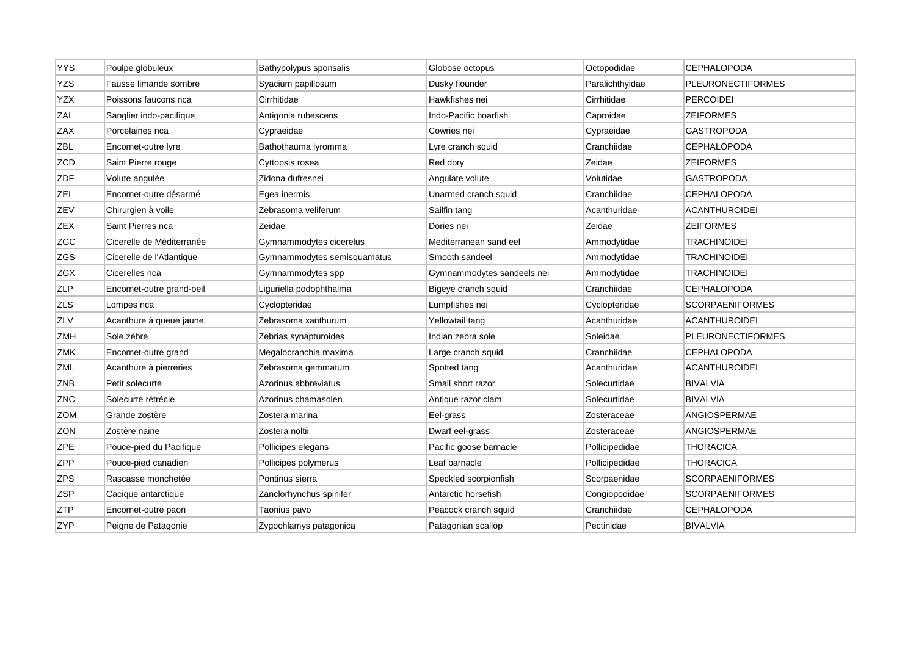| | | | | | |
|---|---|---|---|---|---|
| YYS | Poulpe globuleux | Bathypolypus sponsalis | Globose octopus | Octopodidae | CEPHALOPODA |
| YZS | Fausse limande sombre | Syacium papillosum | Dusky flounder | Paralichthyidae | PLEURONECTIFORMES |
| YZX | Poissons faucons nca | Cirrhitidae | Hawkfishes nei | Cirrhitidae | PERCOIDEI |
| ZAI | Sanglier indo-pacifique | Antigonia rubescens | Indo-Pacific boarfish | Caproidae | ZEIFORMES |
| ZAX | Porcelaines nca | Cypraeidae | Cowries nei | Cypraeidae | GASTROPODA |
| ZBL | Encornet-outre lyre | Bathothauma lyromma | Lyre cranch squid | Cranchiidae | CEPHALOPODA |
| ZCD | Saint Pierre rouge | Cyttopsis rosea | Red dory | Zeidae | ZEIFORMES |
| ZDF | Volute angulée | Zidona dufresnei | Angulate volute | Volutidae | GASTROPODA |
| ZEI | Encornet-outre désarmé | Egea inermis | Unarmed cranch squid | Cranchiidae | CEPHALOPODA |
| ZEV | Chirurgien à voile | Zebrasoma veliferum | Sailfin tang | Acanthuridae | ACANTHUROIDEI |
| ZEX | Saint Pierres nca | Zeidae | Dories nei | Zeidae | ZEIFORMES |
| ZGC | Cicerelle de Méditerranée | Gymnammodytes cicerelus | Mediterranean sand eel | Ammodytidae | TRACHINOIDEI |
| ZGS | Cicerelle de l'Atlantique | Gymnammodytes semisquamatus | Smooth sandeel | Ammodytidae | TRACHINOIDEI |
| ZGX | Cicerelles nca | Gymnammodytes spp | Gymnammodytes sandeels nei | Ammodytidae | TRACHINOIDEI |
| ZLP | Encornet-outre grand-oeil | Liguriella podophthalma | Bigeye cranch squid | Cranchiidae | CEPHALOPODA |
| ZLS | Lompes nca | Cyclopteridae | Lumpfishes nei | Cyclopteridae | SCORPAENIFORMES |
| ZLV | Acanthure à queue jaune | Zebrasoma xanthurum | Yellowtail tang | Acanthuridae | ACANTHUROIDEI |
| ZMH | Sole zèbre | Zebrias synapturoides | Indian zebra sole | Soleidae | PLEURONECTIFORMES |
| ZMK | Encornet-outre grand | Megalocranchia maxima | Large cranch squid | Cranchiidae | CEPHALOPODA |
| ZML | Acanthure à pierreries | Zebrasoma gemmatum | Spotted tang | Acanthuridae | ACANTHUROIDEI |
| ZNB | Petit solecurte | Azorinus abbreviatus | Small short razor | Solecurtidae | BIVALVIA |
| ZNC | Solecurte rétrécie | Azorinus chamasolen | Antique razor clam | Solecurtidae | BIVALVIA |
| ZOM | Grande zostère | Zostera marina | Eel-grass | Zosteraceae | ANGIOSPERMAE |
| ZON | Zostère naine | Zostera noltii | Dwarf eel-grass | Zosteraceae | ANGIOSPERMAE |
| ZPE | Pouce-pied du Pacifique | Pollicipes elegans | Pacific goose barnacle | Pollicipedidae | THORACICA |
| ZPP | Pouce-pied canadien | Pollicipes polymerus | Leaf barnacle | Pollicipedidae | THORACICA |
| ZPS | Rascasse monchetée | Pontinus sierra | Speckled scorpionfish | Scorpaenidae | SCORPAENIFORMES |
| ZSP | Cacique antarctique | Zanclorhynchus spinifer | Antarctic horsefish | Congiopodidae | SCORPAENIFORMES |
| ZTP | Encornet-outre paon | Taonius pavo | Peacock cranch squid | Cranchiidae | CEPHALOPODA |
| ZYP | Peigne de Patagonie | Zygochlamys patagonica | Patagonian scallop | Pectinidae | BIVALVIA |